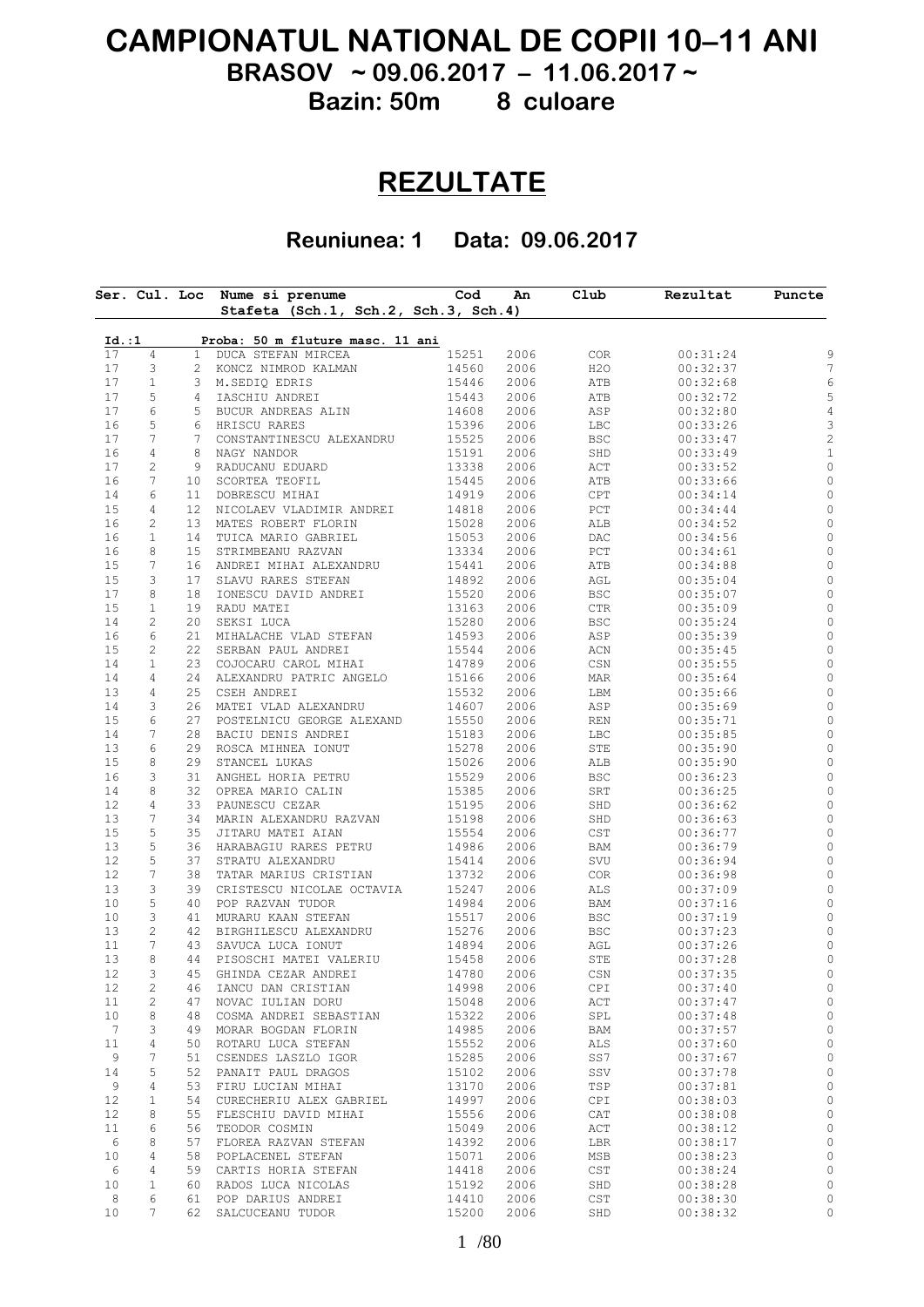# CAMPIONATUL NATIONAL DE COPII 10–11 ANI

## BRASOV ~ 09.06.2017 – 11.06.2017 ~

## Bazin: 50m 8 culoare

# REZULTATE

### Reuniunea: 1 Data: 09.06.2017

| Ser. | Cul. | Loc | Nume si prenume<br>Stafeta (Sch.1, Sch.2, Sch.3, Sch.4) | Cod | An | Club | Rezultat | Puncte |
|---|---|---|---|---|---|---|---|---|
| **Id.:1** | | | **Proba: 50 m fluture masc. 11 ani** | | | | | |
| 17 | 4 | 1 | DUCA STEFAN MIRCEA | 15251 | 2006 | COR | 00:31:24 | 9 |
| 17 | 3 | 2 | KONCZ NIMROD KALMAN | 14560 | 2006 | H2O | 00:32:37 | 7 |
| 17 | 1 | 3 | M.SEDIQ EDRIS | 15446 | 2006 | ATB | 00:32:68 | 6 |
| 17 | 5 | 4 | IASCHIU ANDREI | 15443 | 2006 | ATB | 00:32:72 | 5 |
| 17 | 6 | 5 | BUCUR ANDREAS ALIN | 14608 | 2006 | ASP | 00:32:80 | 4 |
| 16 | 5 | 6 | HRISCU RARES | 15396 | 2006 | LBC | 00:33:26 | 3 |
| 17 | 7 | 7 | CONSTANTINESCU ALEXANDRU | 15525 | 2006 | BSC | 00:33:47 | 2 |
| 16 | 4 | 8 | NAGY NANDOR | 15191 | 2006 | SHD | 00:33:49 | 1 |
| 17 | 2 | 9 | RADUCANU EDUARD | 13338 | 2006 | ACT | 00:33:52 | 0 |
| 16 | 7 | 10 | SCORTEA TEOFIL | 15445 | 2006 | ATB | 00:33:66 | 0 |
| 14 | 6 | 11 | DOBRESCU MIHAI | 14919 | 2006 | CPT | 00:34:14 | 0 |
| 15 | 4 | 12 | NICOLAEV VLADIMIR ANDREI | 14818 | 2006 | PCT | 00:34:44 | 0 |
| 16 | 2 | 13 | MATES ROBERT FLORIN | 15028 | 2006 | ALB | 00:34:52 | 0 |
| 16 | 1 | 14 | TUICA MARIO GABRIEL | 15053 | 2006 | DAC | 00:34:56 | 0 |
| 16 | 8 | 15 | STRIMBEANU RAZVAN | 13334 | 2006 | PCT | 00:34:61 | 0 |
| 15 | 7 | 16 | ANDREI MIHAI ALEXANDRU | 15441 | 2006 | ATB | 00:34:88 | 0 |
| 15 | 3 | 17 | SLAVU RARES STEFAN | 14892 | 2006 | AGL | 00:35:04 | 0 |
| 17 | 8 | 18 | IONESCU DAVID ANDREI | 15520 | 2006 | BSC | 00:35:07 | 0 |
| 15 | 1 | 19 | RADU MATEI | 13163 | 2006 | CTR | 00:35:09 | 0 |
| 14 | 2 | 20 | SEKSI LUCA | 15280 | 2006 | BSC | 00:35:24 | 0 |
| 16 | 6 | 21 | MIHALACHE VLAD STEFAN | 14593 | 2006 | ASP | 00:35:39 | 0 |
| 15 | 2 | 22 | SERBAN PAUL ANDREI | 15544 | 2006 | ACN | 00:35:45 | 0 |
| 14 | 1 | 23 | COJOCARU CAROL MIHAI | 14789 | 2006 | CSN | 00:35:55 | 0 |
| 14 | 4 | 24 | ALEXANDRU PATRIC ANGELO | 15166 | 2006 | MAR | 00:35:64 | 0 |
| 13 | 4 | 25 | CSEH ANDREI | 15532 | 2006 | LBM | 00:35:66 | 0 |
| 14 | 3 | 26 | MATEI VLAD ALEXANDRU | 14607 | 2006 | ASP | 00:35:69 | 0 |
| 15 | 6 | 27 | POSTELNICU GEORGE ALEXAND | 15550 | 2006 | REN | 00:35:71 | 0 |
| 14 | 7 | 28 | BACIU DENIS ANDREI | 15183 | 2006 | LBC | 00:35:85 | 0 |
| 13 | 6 | 29 | ROSCA MIHNEA IONUT | 15278 | 2006 | STE | 00:35:90 | 0 |
| 15 | 8 | 29 | STANCEL LUKAS | 15026 | 2006 | ALB | 00:35:90 | 0 |
| 16 | 3 | 31 | ANGHEL HORIA PETRU | 15529 | 2006 | BSC | 00:36:23 | 0 |
| 14 | 8 | 32 | OPREA MARIO CALIN | 15385 | 2006 | SRT | 00:36:25 | 0 |
| 12 | 4 | 33 | PAUNESCU CEZAR | 15195 | 2006 | SHD | 00:36:62 | 0 |
| 13 | 7 | 34 | MARIN ALEXANDRU RAZVAN | 15198 | 2006 | SHD | 00:36:63 | 0 |
| 15 | 5 | 35 | JITARU MATEI AIAN | 15554 | 2006 | CST | 00:36:77 | 0 |
| 13 | 5 | 36 | HARABAGIU RARES PETRU | 14986 | 2006 | BAM | 00:36:79 | 0 |
| 12 | 5 | 37 | STRATU ALEXANDRU | 15414 | 2006 | SVU | 00:36:94 | 0 |
| 12 | 7 | 38 | TATAR MARIUS CRISTIAN | 13732 | 2006 | COR | 00:36:98 | 0 |
| 13 | 3 | 39 | CRISTESCU NICOLAE OCTAVIA | 15247 | 2006 | ALS | 00:37:09 | 0 |
| 10 | 5 | 40 | POP RAZVAN TUDOR | 14984 | 2006 | BAM | 00:37:16 | 0 |
| 10 | 3 | 41 | MURARU KAAN STEFAN | 15517 | 2006 | BSC | 00:37:19 | 0 |
| 13 | 2 | 42 | BIRGHILESCU ALEXANDRU | 15276 | 2006 | BSC | 00:37:23 | 0 |
| 11 | 7 | 43 | SAVUCA LUCA IONUT | 14894 | 2006 | AGL | 00:37:26 | 0 |
| 13 | 8 | 44 | PISOSCHI MATEI VALERIU | 15458 | 2006 | STE | 00:37:28 | 0 |
| 12 | 3 | 45 | GHINDA CEZAR ANDREI | 14780 | 2006 | CSN | 00:37:35 | 0 |
| 12 | 2 | 46 | IANCU DAN CRISTIAN | 14998 | 2006 | CPI | 00:37:40 | 0 |
| 11 | 2 | 47 | NOVAC IULIAN DORU | 15048 | 2006 | ACT | 00:37:47 | 0 |
| 10 | 8 | 48 | COSMA ANDREI SEBASTIAN | 15322 | 2006 | SPL | 00:37:48 | 0 |
| 7 | 3 | 49 | MORAR BOGDAN FLORIN | 14985 | 2006 | BAM | 00:37:57 | 0 |
| 11 | 4 | 50 | ROTARU LUCA STEFAN | 15552 | 2006 | ALS | 00:37:60 | 0 |
| 9 | 7 | 51 | CSENDES LASZLO IGOR | 15285 | 2006 | SS7 | 00:37:67 | 0 |
| 14 | 5 | 52 | PANAIT PAUL DRAGOS | 15102 | 2006 | SSV | 00:37:78 | 0 |
| 9 | 4 | 53 | FIRU LUCIAN MIHAI | 13170 | 2006 | TSP | 00:37:81 | 0 |
| 12 | 1 | 54 | CURECHERIU ALEX GABRIEL | 14997 | 2006 | CPI | 00:38:03 | 0 |
| 12 | 8 | 55 | FLESCHIU DAVID MIHAI | 15556 | 2006 | CAT | 00:38:08 | 0 |
| 11 | 6 | 56 | TEODOR COSMIN | 15049 | 2006 | ACT | 00:38:12 | 0 |
| 6 | 8 | 57 | FLOREA RAZVAN STEFAN | 14392 | 2006 | LBR | 00:38:17 | 0 |
| 10 | 4 | 58 | POPLACENEL STEFAN | 15071 | 2006 | MSB | 00:38:23 | 0 |
| 6 | 4 | 59 | CARTIS HORIA STEFAN | 14418 | 2006 | CST | 00:38:24 | 0 |
| 10 | 1 | 60 | RADOS LUCA NICOLAS | 15192 | 2006 | SHD | 00:38:28 | 0 |
| 8 | 6 | 61 | POP DARIUS ANDREI | 14410 | 2006 | CST | 00:38:30 | 0 |
| 10 | 7 | 62 | SALCUCEANU TUDOR | 15200 | 2006 | SHD | 00:38:32 | 0 |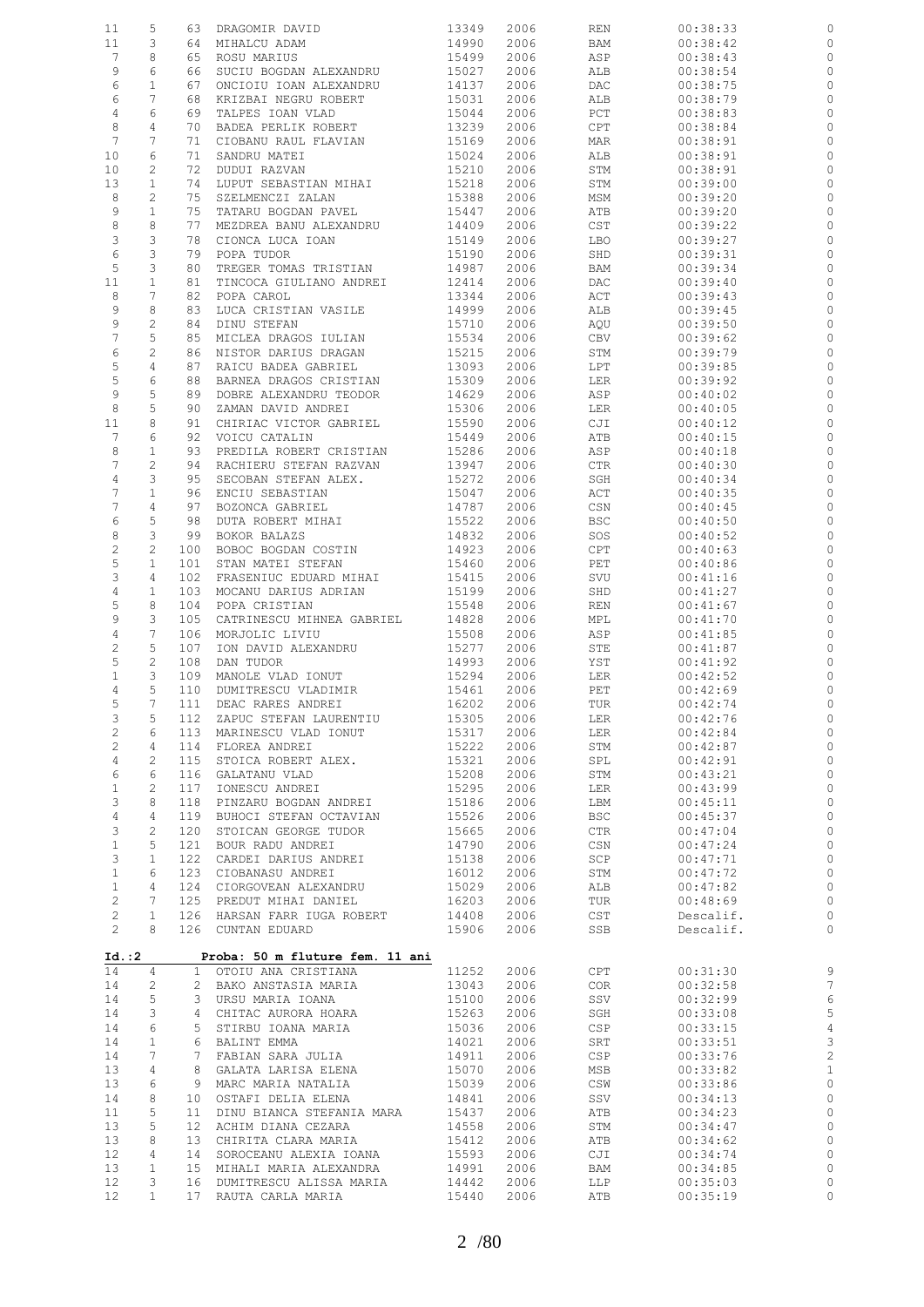| | | | | | | | | |
|---|---|---|---|---|---|---|---|---|
| 11 | 5 | 63 | DRAGOMIR DAVID | 13349 | 2006 | REN | 00:38:33 | 0 |
| 11 | 3 | 64 | MIHALCU ADAM | 14990 | 2006 | BAM | 00:38:42 | 0 |
| 7 | 8 | 65 | ROSU MARIUS | 15499 | 2006 | ASP | 00:38:43 | 0 |
| 9 | 6 | 66 | SUCIU BOGDAN ALEXANDRU | 15027 | 2006 | ALB | 00:38:54 | 0 |
| 6 | 1 | 67 | ONCIOIU IOAN ALEXANDRU | 14137 | 2006 | DAC | 00:38:75 | 0 |
| 6 | 7 | 68 | KRIZBAI NEGRU ROBERT | 15031 | 2006 | ALB | 00:38:79 | 0 |
| 4 | 6 | 69 | TALPES IOAN VLAD | 15044 | 2006 | PCT | 00:38:83 | 0 |
| 8 | 4 | 70 | BADEA PERLIK ROBERT | 13239 | 2006 | CPT | 00:38:84 | 0 |
| 7 | 7 | 71 | CIOBANU RAUL FLAVIAN | 15169 | 2006 | MAR | 00:38:91 | 0 |
| 10 | 6 | 71 | SANDRU MATEI | 15024 | 2006 | ALB | 00:38:91 | 0 |
| 10 | 2 | 72 | DUDUI RAZVAN | 15210 | 2006 | STM | 00:38:91 | 0 |
| 13 | 1 | 74 | LUPUT SEBASTIAN MIHAI | 15218 | 2006 | STM | 00:39:00 | 0 |
| 8 | 2 | 75 | SZELMENCZI ZALAN | 15388 | 2006 | MSM | 00:39:20 | 0 |
| 9 | 1 | 75 | TATARU BOGDAN PAVEL | 15447 | 2006 | ATB | 00:39:20 | 0 |
| 8 | 8 | 77 | MEZDREA BANU ALEXANDRU | 14409 | 2006 | CST | 00:39:22 | 0 |
| 3 | 3 | 78 | CIONCA LUCA IOAN | 15149 | 2006 | LBO | 00:39:27 | 0 |
| 6 | 3 | 79 | POPA TUDOR | 15190 | 2006 | SHD | 00:39:31 | 0 |
| 5 | 3 | 80 | TREGER TOMAS TRISTIAN | 14987 | 2006 | BAM | 00:39:34 | 0 |
| 11 | 1 | 81 | TINCOCA GIULIANO ANDREI | 12414 | 2006 | DAC | 00:39:40 | 0 |
| 8 | 7 | 82 | POPA CAROL | 13344 | 2006 | ACT | 00:39:43 | 0 |
| 9 | 8 | 83 | LUCA CRISTIAN VASILE | 14999 | 2006 | ALB | 00:39:45 | 0 |
| 9 | 2 | 84 | DINU STEFAN | 15710 | 2006 | AQU | 00:39:50 | 0 |
| 7 | 5 | 85 | MICLEA DRAGOS IULIAN | 15534 | 2006 | CBV | 00:39:62 | 0 |
| 6 | 2 | 86 | NISTOR DARIUS DRAGAN | 15215 | 2006 | STM | 00:39:79 | 0 |
| 5 | 4 | 87 | RAICU BADEA GABRIEL | 13093 | 2006 | LPT | 00:39:85 | 0 |
| 5 | 6 | 88 | BARNEA DRAGOS CRISTIAN | 15309 | 2006 | LER | 00:39:92 | 0 |
| 9 | 5 | 89 | DOBRE ALEXANDRU TEODOR | 14629 | 2006 | ASP | 00:40:02 | 0 |
| 8 | 5 | 90 | ZAMAN DAVID ANDREI | 15306 | 2006 | LER | 00:40:05 | 0 |
| 11 | 8 | 91 | CHIRIAC VICTOR GABRIEL | 15590 | 2006 | CJI | 00:40:12 | 0 |
| 7 | 6 | 92 | VOICU CATALIN | 15449 | 2006 | ATB | 00:40:15 | 0 |
| 8 | 1 | 93 | PREDILA ROBERT CRISTIAN | 15286 | 2006 | ASP | 00:40:18 | 0 |
| 7 | 2 | 94 | RACHIERU STEFAN RAZVAN | 13947 | 2006 | CTR | 00:40:30 | 0 |
| 4 | 3 | 95 | SECOBAN STEFAN ALEX. | 15272 | 2006 | SGH | 00:40:34 | 0 |
| 7 | 1 | 96 | ENCIU SEBASTIAN | 15047 | 2006 | ACT | 00:40:35 | 0 |
| 7 | 4 | 97 | BOZONCA GABRIEL | 14787 | 2006 | CSN | 00:40:45 | 0 |
| 6 | 5 | 98 | DUTA ROBERT MIHAI | 15522 | 2006 | BSC | 00:40:50 | 0 |
| 8 | 3 | 99 | BOKOR BALAZS | 14832 | 2006 | SOS | 00:40:52 | 0 |
| 2 | 2 | 100 | BOBOC BOGDAN COSTIN | 14923 | 2006 | CPT | 00:40:63 | 0 |
| 5 | 1 | 101 | STAN MATEI STEFAN | 15460 | 2006 | PET | 00:40:86 | 0 |
| 3 | 4 | 102 | FRASENIUC EDUARD MIHAI | 15415 | 2006 | SVU | 00:41:16 | 0 |
| 4 | 1 | 103 | MOCANU DARIUS ADRIAN | 15199 | 2006 | SHD | 00:41:27 | 0 |
| 5 | 8 | 104 | POPA CRISTIAN | 15548 | 2006 | REN | 00:41:67 | 0 |
| 9 | 3 | 105 | CATRINESCU MIHNEA GABRIEL | 14828 | 2006 | MPL | 00:41:70 | 0 |
| 4 | 7 | 106 | MORJOLIC LIVIU | 15508 | 2006 | ASP | 00:41:85 | 0 |
| 2 | 5 | 107 | ION DAVID ALEXANDRU | 15277 | 2006 | STE | 00:41:87 | 0 |
| 5 | 2 | 108 | DAN TUDOR | 14993 | 2006 | YST | 00:41:92 | 0 |
| 1 | 3 | 109 | MANOLE VLAD IONUT | 15294 | 2006 | LER | 00:42:52 | 0 |
| 4 | 5 | 110 | DUMITRESCU VLADIMIR | 15461 | 2006 | PET | 00:42:69 | 0 |
| 5 | 7 | 111 | DEAC RARES ANDREI | 16202 | 2006 | TUR | 00:42:74 | 0 |
| 3 | 5 | 112 | ZAPUC STEFAN LAURENTIU | 15305 | 2006 | LER | 00:42:76 | 0 |
| 2 | 6 | 113 | MARINESCU VLAD IONUT | 15317 | 2006 | LER | 00:42:84 | 0 |
| 2 | 4 | 114 | FLOREA ANDREI | 15222 | 2006 | STM | 00:42:87 | 0 |
| 4 | 2 | 115 | STOICA ROBERT ALEX. | 15321 | 2006 | SPL | 00:42:91 | 0 |
| 6 | 6 | 116 | GALATANU VLAD | 15208 | 2006 | STM | 00:43:21 | 0 |
| 1 | 2 | 117 | IONESCU ANDREI | 15295 | 2006 | LER | 00:43:99 | 0 |
| 3 | 8 | 118 | PINZARU BOGDAN ANDREI | 15186 | 2006 | LBM | 00:45:11 | 0 |
| 4 | 4 | 119 | BUHOCI STEFAN OCTAVIAN | 15526 | 2006 | BSC | 00:45:37 | 0 |
| 3 | 2 | 120 | STOICAN GEORGE TUDOR | 15665 | 2006 | CTR | 00:47:04 | 0 |
| 1 | 5 | 121 | BOUR RADU ANDREI | 14790 | 2006 | CSN | 00:47:24 | 0 |
| 3 | 1 | 122 | CARDEI DARIUS ANDREI | 15138 | 2006 | SCP | 00:47:71 | 0 |
| 1 | 6 | 123 | CIOBANASU ANDREI | 16012 | 2006 | STM | 00:47:72 | 0 |
| 1 | 4 | 124 | CIORGOVEAN ALEXANDRU | 15029 | 2006 | ALB | 00:47:82 | 0 |
| 2 | 7 | 125 | PREDUT MIHAI DANIEL | 16203 | 2006 | TUR | 00:48:69 | 0 |
| 2 | 1 | 126 | HARSAN FARR IUGA ROBERT | 14408 | 2006 | CST | Descalif. | 0 |
| 2 | 8 | 126 | CUNTAN EDUARD | 15906 | 2006 | SSB | Descalif. | 0 |

**Id.:2** **Proba: 50 m fluture fem. 11 ani**

| | | | | | | | | |
|---|---|---|---|---|---|---|---|---|
| 14 | 4 | 1 | OTOIU ANA CRISTIANA | 11252 | 2006 | CPT | 00:31:30 | 9 |
| 14 | 2 | 2 | BAKO ANSTASIA MARIA | 13043 | 2006 | COR | 00:32:58 | 7 |
| 14 | 5 | 3 | URSU MARIA IOANA | 15100 | 2006 | SSV | 00:32:99 | 6 |
| 14 | 3 | 4 | CHITAC AURORA HOARA | 15263 | 2006 | SGH | 00:33:08 | 5 |
| 14 | 6 | 5 | STIRBU IOANA MARIA | 15036 | 2006 | CSP | 00:33:15 | 4 |
| 14 | 1 | 6 | BALINT EMMA | 14021 | 2006 | SRT | 00:33:51 | 3 |
| 14 | 7 | 7 | FABIAN SARA JULIA | 14911 | 2006 | CSP | 00:33:76 | 2 |
| 13 | 4 | 8 | GALATA LARISA ELENA | 15070 | 2006 | MSB | 00:33:82 | 1 |
| 13 | 6 | 9 | MARC MARIA NATALIA | 15039 | 2006 | CSW | 00:33:86 | 0 |
| 14 | 8 | 10 | OSTAFI DELIA ELENA | 14841 | 2006 | SSV | 00:34:13 | 0 |
| 11 | 5 | 11 | DINU BIANCA STEFANIA MARA | 15437 | 2006 | ATB | 00:34:23 | 0 |
| 13 | 5 | 12 | ACHIM DIANA CEZARA | 14558 | 2006 | STM | 00:34:47 | 0 |
| 13 | 8 | 13 | CHIRITA CLARA MARIA | 15412 | 2006 | ATB | 00:34:62 | 0 |
| 12 | 4 | 14 | SOROCEANU ALEXIA IOANA | 15593 | 2006 | CJI | 00:34:74 | 0 |
| 13 | 1 | 15 | MIHALI MARIA ALEXANDRA | 14991 | 2006 | BAM | 00:34:85 | 0 |
| 12 | 3 | 16 | DUMITRESCU ALISSA MARIA | 14442 | 2006 | LLP | 00:35:03 | 0 |
| 12 | 1 | 17 | RAUTA CARLA MARIA | 15440 | 2006 | ATB | 00:35:19 | 0 |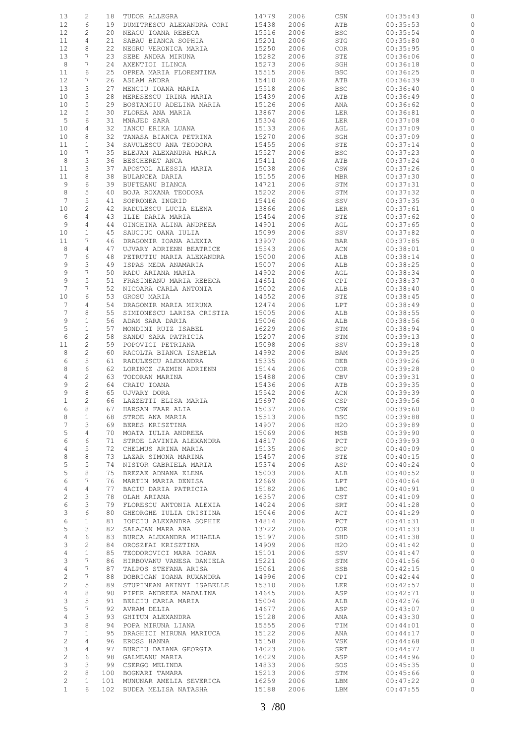| | | | | | | | | |
|---|---|---|---|---|---|---|---|---|
| 13 | 2 | 18 | TUDOR ALLEGRA | 14779 | 2006 | CSN | 00:35:43 | 0 |
| 12 | 6 | 19 | DUMITRESCU ALEXANDRA CORI | 15438 | 2006 | ATB | 00:35:53 | 0 |
| 12 | 2 | 20 | NEAGU IOANA REBECA | 15516 | 2006 | BSC | 00:35:54 | 0 |
| 11 | 4 | 21 | SABAU BIANCA SOPHIA | 15201 | 2006 | STG | 00:35:80 | 0 |
| 12 | 8 | 22 | NEGRU VERONICA MARIA | 15250 | 2006 | COR | 00:35:95 | 0 |
| 13 | 7 | 23 | SEBE ANDRA MIRUNA | 15282 | 2006 | STE | 00:36:06 | 0 |
| 8 | 7 | 24 | AXENTIOI ILINCA | 15273 | 2006 | SGH | 00:36:18 | 0 |
| 11 | 6 | 25 | OPREA MARIA FLORENTINA | 15515 | 2006 | BSC | 00:36:25 | 0 |
| 12 | 7 | 26 | ASLAM ANDRA | 15410 | 2006 | ATB | 00:36:39 | 0 |
| 13 | 3 | 27 | MENCIU IOANA MARIA | 15518 | 2006 | BSC | 00:36:40 | 0 |
| 10 | 3 | 28 | MERESESCU IRINA MARIA | 15439 | 2006 | ATB | 00:36:49 | 0 |
| 10 | 5 | 29 | BOSTANGIU ADELINA MARIA | 15126 | 2006 | ANA | 00:36:62 | 0 |
| 12 | 5 | 30 | FLOREA ANA MARIA | 13867 | 2006 | LER | 00:36:81 | 0 |
| 5 | 6 | 31 | MNAJED SARA | 15304 | 2006 | LER | 00:37:08 | 0 |
| 10 | 4 | 32 | IANCU ERIKA LUANA | 15133 | 2006 | AGL | 00:37:09 | 0 |
| 10 | 8 | 32 | TANASA BIANCA PETRINA | 15270 | 2006 | SGH | 00:37:09 | 0 |
| 11 | 1 | 34 | SAVULESCU ANA TEODORA | 15455 | 2006 | STE | 00:37:14 | 0 |
| 10 | 7 | 35 | BLEJAN ALEXANDRA MARIA | 15527 | 2006 | BSC | 00:37:23 | 0 |
| 8 | 3 | 36 | BESCHERET ANCA | 15411 | 2006 | ATB | 00:37:24 | 0 |
| 11 | 3 | 37 | APOSTOL ALESSIA MARIA | 15038 | 2006 | CSW | 00:37:26 | 0 |
| 11 | 8 | 38 | BULANCEA DARIA | 15155 | 2006 | MBR | 00:37:30 | 0 |
| 9 | 6 | 39 | BUFTEANU BIANCA | 14721 | 2006 | STM | 00:37:31 | 0 |
| 8 | 5 | 40 | BOJA ROXANA TEODORA | 15202 | 2006 | STM | 00:37:32 | 0 |
| 7 | 5 | 41 | SOFRONEA INGRID | 15416 | 2006 | SSV | 00:37:35 | 0 |
| 10 | 2 | 42 | RADULESCU LUCIA ELENA | 13866 | 2006 | LER | 00:37:61 | 0 |
| 6 | 4 | 43 | ILIE DARIA MARIA | 15454 | 2006 | STE | 00:37:62 | 0 |
| 9 | 4 | 44 | GINGHINA ALINA ANDREEA | 14901 | 2006 | AGL | 00:37:65 | 0 |
| 10 | 1 | 45 | SAUCIUC OANA IULIA | 15099 | 2006 | SSV | 00:37:82 | 0 |
| 11 | 7 | 46 | DRAGOMIR IOANA ALEXIA | 13907 | 2006 | BAR | 00:37:85 | 0 |
| 8 | 4 | 47 | UJVARY ADRIENN BEATRICE | 15543 | 2006 | ACN | 00:38:01 | 0 |
| 7 | 6 | 48 | PETRUTIU MARIA ALEXANDRA | 15000 | 2006 | ALB | 00:38:14 | 0 |
| 9 | 3 | 49 | ISPAS MEDA ANAMARIA | 15007 | 2006 | ALB | 00:38:25 | 0 |
| 9 | 7 | 50 | RADU ARIANA MARIA | 14902 | 2006 | AGL | 00:38:34 | 0 |
| 9 | 5 | 51 | FRASINEANU MARIA REBECA | 14651 | 2006 | CPI | 00:38:37 | 0 |
| 7 | 7 | 52 | NICOARA CARLA ANTONIA | 15002 | 2006 | ALB | 00:38:40 | 0 |
| 10 | 6 | 53 | GROSU MARIA | 14552 | 2006 | STE | 00:38:45 | 0 |
| 7 | 4 | 54 | DRAGOMIR MARIA MIRUNA | 12474 | 2006 | LPT | 00:38:49 | 0 |
| 7 | 8 | 55 | SIMIONESCU LARISA CRISTIA | 15005 | 2006 | ALB | 00:38:55 | 0 |
| 9 | 1 | 56 | ADAM SARA DARIA | 15006 | 2006 | ALB | 00:38:56 | 0 |
| 5 | 1 | 57 | MONDINI RUIZ ISABEL | 16229 | 2006 | STM | 00:38:94 | 0 |
| 6 | 2 | 58 | SANDU SARA PATRICIA | 15207 | 2006 | STM | 00:39:13 | 0 |
| 11 | 2 | 59 | POPOVICI PETRIANA | 15098 | 2006 | SSV | 00:39:18 | 0 |
| 8 | 2 | 60 | RACOLTA BIANCA ISABELA | 14992 | 2006 | BAM | 00:39:25 | 0 |
| 6 | 5 | 61 | RADULESCU ALEXANDRA | 15335 | 2006 | DEB | 00:39:26 | 0 |
| 8 | 6 | 62 | LORINCZ JAZMIN ADRIENN | 15144 | 2006 | COR | 00:39:28 | 0 |
| 4 | 2 | 63 | TODORAN MARINA | 15488 | 2006 | CBV | 00:39:31 | 0 |
| 9 | 2 | 64 | CRAIU IOANA | 15436 | 2006 | ATB | 00:39:35 | 0 |
| 9 | 8 | 65 | UJVARY DORA | 15542 | 2006 | ACN | 00:39:39 | 0 |
| 1 | 2 | 66 | LAZZETTI ELISA MARIA | 15697 | 2006 | CSP | 00:39:56 | 0 |
| 6 | 8 | 67 | HARSAN FAAR ALIA | 15037 | 2006 | CSW | 00:39:60 | 0 |
| 8 | 1 | 68 | STROE ANA MARIA | 15513 | 2006 | BSC | 00:39:88 | 0 |
| 7 | 3 | 69 | BERES KRISZTINA | 14907 | 2006 | H2O | 00:39:89 | 0 |
| 5 | 4 | 70 | MOATA IULIA ANDREEA | 15069 | 2006 | MSB | 00:39:90 | 0 |
| 6 | 6 | 71 | STROE LAVINIA ALEXANDRA | 14817 | 2006 | PCT | 00:39:93 | 0 |
| 4 | 5 | 72 | CHELMUS ARINA MARIA | 15135 | 2006 | SCP | 00:40:09 | 0 |
| 8 | 8 | 73 | LAZAR SIMONA MARINA | 15457 | 2006 | STE | 00:40:15 | 0 |
| 5 | 5 | 74 | NISTOR GABRIELA MARIA | 15374 | 2006 | ASP | 00:40:24 | 0 |
| 5 | 8 | 75 | BREZAE ADNANA ELENA | 15003 | 2006 | ALB | 00:40:52 | 0 |
| 6 | 7 | 76 | MARTIN MARIA DENISA | 12669 | 2006 | LPT | 00:40:64 | 0 |
| 4 | 4 | 77 | BACIU DARIA PATRICIA | 15182 | 2006 | LBC | 00:40:91 | 0 |
| 2 | 3 | 78 | OLAH ARIANA | 16357 | 2006 | CST | 00:41:09 | 0 |
| 6 | 3 | 79 | FLORESCU ANTONIA ALEXIA | 14024 | 2006 | SRT | 00:41:28 | 0 |
| 3 | 6 | 80 | GHEORGHE IULIA CRISTINA | 15046 | 2006 | ACT | 00:41:29 | 0 |
| 6 | 1 | 81 | IOFCIU ALEXANDRA SOPHIE | 14814 | 2006 | PCT | 00:41:31 | 0 |
| 5 | 3 | 82 | SALAJAN MARA ANA | 13722 | 2006 | COR | 00:41:33 | 0 |
| 4 | 6 | 83 | BURCA ALEXANDRA MIHAELA | 15197 | 2006 | SHD | 00:41:38 | 0 |
| 3 | 2 | 84 | OROSZFAI KRISZTINA | 14909 | 2006 | H2O | 00:41:42 | 0 |
| 4 | 1 | 85 | TEODOROVICI MARA IOANA | 15101 | 2006 | SSV | 00:41:47 | 0 |
| 3 | 7 | 86 | HIRBOVANU VANESA DANIELA | 15221 | 2006 | STM | 00:41:56 | 0 |
| 4 | 7 | 87 | TALPOS STEFANA ARISA | 15061 | 2006 | SSB | 00:42:15 | 0 |
| 2 | 7 | 88 | DOBRICAN IOANA RUXANDRA | 14996 | 2006 | CPI | 00:42:44 | 0 |
| 2 | 5 | 89 | STUPINEAN AKINYI ISABELLE | 15310 | 2006 | LER | 00:42:57 | 0 |
| 4 | 8 | 90 | PIPER ANDREEA MADALINA | 14645 | 2006 | ASP | 00:42:71 | 0 |
| 3 | 5 | 91 | BELCIU CARLA MARIA | 15004 | 2006 | ALB | 00:42:76 | 0 |
| 5 | 7 | 92 | AVRAM DELIA | 14677 | 2006 | ASP | 00:43:07 | 0 |
| 4 | 3 | 93 | GHITUN ALEXANDRA | 15128 | 2006 | ANA | 00:43:30 | 0 |
| 3 | 8 | 94 | POPA MIRUNA LIANA | 15555 | 2006 | TIM | 00:44:01 | 0 |
| 7 | 1 | 95 | DRAGHICI MIRUNA MARIUCA | 15122 | 2006 | ANA | 00:44:17 | 0 |
| 2 | 4 | 96 | EROSS HANNA | 15158 | 2006 | VSK | 00:44:68 | 0 |
| 3 | 4 | 97 | BURCIU DAIANA GEORGIA | 14023 | 2006 | SRT | 00:44:77 | 0 |
| 2 | 6 | 98 | GALMEANU MARIA | 16029 | 2006 | ASP | 00:44:96 | 0 |
| 3 | 3 | 99 | CSERGO MELINDA | 14833 | 2006 | SOS | 00:45:35 | 0 |
| 2 | 8 | 100 | BOGNARI TAMARA | 15213 | 2006 | STM | 00:45:66 | 0 |
| 2 | 1 | 101 | MUNUNAR AMELIA SEVERICA | 16259 | 2006 | LBM | 00:47:22 | 0 |
| 1 | 6 | 102 | BUDEA MELISA NATASHA | 15188 | 2006 | LBM | 00:47:55 | 0 |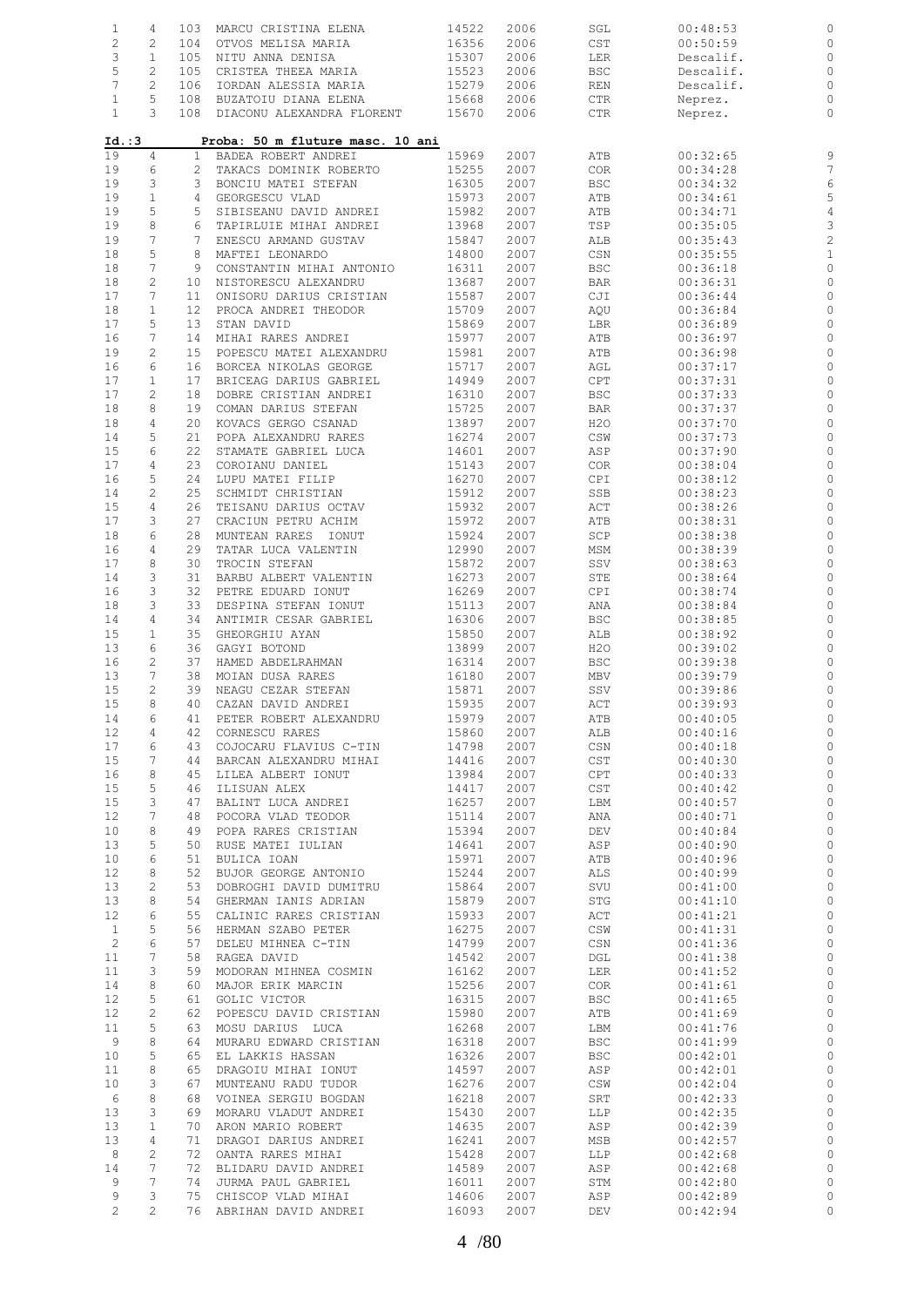| | | | | | | | | |
|---|---|---|---|---|---|---|---|---|
| 1 | 4 | 103 | MARCU CRISTINA ELENA | 14522 | 2006 | SGL | 00:48:53 | 0 |
| 2 | 2 | 104 | OTVOS MELISA MARIA | 16356 | 2006 | CST | 00:50:59 | 0 |
| 3 | 1 | 105 | NITU ANNA DENISA | 15307 | 2006 | LER | Descalif. | 0 |
| 5 | 2 | 105 | CRISTEA THEEA MARIA | 15523 | 2006 | BSC | Descalif. | 0 |
| 7 | 2 | 106 | IORDAN ALESSIA MARIA | 15279 | 2006 | REN | Descalif. | 0 |
| 1 | 5 | 108 | BUZATOIU DIANA ELENA | 15668 | 2006 | CTR | Neprez. | 0 |
| 1 | 3 | 108 | DIACONU ALEXANDRA FLORENT | 15670 | 2006 | CTR | Neprez. | 0 |

**Id.:3 Proba: 50 m fluture masc. 10 ani**

| | | | | | | | | |
|---|---|---|---|---|---|---|---|---|
| 19 | 4 | 1 | BADEA ROBERT ANDREI | 15969 | 2007 | ATB | 00:32:65 | 9 |
| 19 | 6 | 2 | TAKACS DOMINIK ROBERTO | 15255 | 2007 | COR | 00:34:28 | 7 |
| 19 | 3 | 3 | BONCIU MATEI STEFAN | 16305 | 2007 | BSC | 00:34:32 | 6 |
| 19 | 1 | 4 | GEORGESCU VLAD | 15973 | 2007 | ATB | 00:34:61 | 5 |
| 19 | 5 | 5 | SIBISEANU DAVID ANDREI | 15982 | 2007 | ATB | 00:34:71 | 4 |
| 19 | 8 | 6 | TAPIRLUIE MIHAI ANDREI | 13968 | 2007 | TSP | 00:35:05 | 3 |
| 19 | 7 | 7 | ENESCU ARMAND GUSTAV | 15847 | 2007 | ALB | 00:35:43 | 2 |
| 18 | 5 | 8 | MAFTEI LEONARDO | 14800 | 2007 | CSN | 00:35:55 | 1 |
| 18 | 7 | 9 | CONSTANTIN MIHAI ANTONIO | 16311 | 2007 | BSC | 00:36:18 | 0 |
| 18 | 2 | 10 | NISTORESCU ALEXANDRU | 13687 | 2007 | BAR | 00:36:31 | 0 |
| 17 | 7 | 11 | ONISORU DARIUS CRISTIAN | 15587 | 2007 | CJI | 00:36:44 | 0 |
| 18 | 1 | 12 | PROCA ANDREI THEODOR | 15709 | 2007 | AQU | 00:36:84 | 0 |
| 17 | 5 | 13 | STAN DAVID | 15869 | 2007 | LBR | 00:36:89 | 0 |
| 16 | 7 | 14 | MIHAI RARES ANDREI | 15977 | 2007 | ATB | 00:36:97 | 0 |
| 19 | 2 | 15 | POPESCU MATEI ALEXANDRU | 15981 | 2007 | ATB | 00:36:98 | 0 |
| 16 | 6 | 16 | BORCEA NIKOLAS GEORGE | 15717 | 2007 | AGL | 00:37:17 | 0 |
| 17 | 1 | 17 | BRICEAG DARIUS GABRIEL | 14949 | 2007 | CPT | 00:37:31 | 0 |
| 17 | 2 | 18 | DOBRE CRISTIAN ANDREI | 16310 | 2007 | BSC | 00:37:33 | 0 |
| 18 | 8 | 19 | COMAN DARIUS STEFAN | 15725 | 2007 | BAR | 00:37:37 | 0 |
| 18 | 4 | 20 | KOVACS GERGO CSANAD | 13897 | 2007 | H2O | 00:37:70 | 0 |
| 14 | 5 | 21 | POPA ALEXANDRU RARES | 16274 | 2007 | CSW | 00:37:73 | 0 |
| 15 | 6 | 22 | STAMATE GABRIEL LUCA | 14601 | 2007 | ASP | 00:37:90 | 0 |
| 17 | 4 | 23 | COROIANU DANIEL | 15143 | 2007 | COR | 00:38:04 | 0 |
| 16 | 5 | 24 | LUPU MATEI FILIP | 16270 | 2007 | CPI | 00:38:12 | 0 |
| 14 | 2 | 25 | SCHMIDT CHRISTIAN | 15912 | 2007 | SSB | 00:38:23 | 0 |
| 15 | 4 | 26 | TEISANU DARIUS OCTAV | 15932 | 2007 | ACT | 00:38:26 | 0 |
| 17 | 3 | 27 | CRACIUN PETRU ACHIM | 15972 | 2007 | ATB | 00:38:31 | 0 |
| 18 | 6 | 28 | MUNTEAN RARES IONUT | 15924 | 2007 | SCP | 00:38:38 | 0 |
| 16 | 4 | 29 | TATAR LUCA VALENTIN | 12990 | 2007 | MSM | 00:38:39 | 0 |
| 17 | 8 | 30 | TROCIN STEFAN | 15872 | 2007 | SSV | 00:38:63 | 0 |
| 14 | 3 | 31 | BARBU ALBERT VALENTIN | 16273 | 2007 | STE | 00:38:64 | 0 |
| 16 | 3 | 32 | PETRE EDUARD IONUT | 16269 | 2007 | CPI | 00:38:74 | 0 |
| 18 | 3 | 33 | DESPINA STEFAN IONUT | 15113 | 2007 | ANA | 00:38:84 | 0 |
| 14 | 4 | 34 | ANTIMIR CESAR GABRIEL | 16306 | 2007 | BSC | 00:38:85 | 0 |
| 15 | 1 | 35 | GHEORGHIU AYAN | 15850 | 2007 | ALB | 00:38:92 | 0 |
| 13 | 6 | 36 | GAGYI BOTOND | 13899 | 2007 | H2O | 00:39:02 | 0 |
| 16 | 2 | 37 | HAMED ABDELRAHMAN | 16314 | 2007 | BSC | 00:39:38 | 0 |
| 13 | 7 | 38 | MOIAN DUSA RARES | 16180 | 2007 | MBV | 00:39:79 | 0 |
| 15 | 2 | 39 | NEAGU CEZAR STEFAN | 15871 | 2007 | SSV | 00:39:86 | 0 |
| 15 | 8 | 40 | CAZAN DAVID ANDREI | 15935 | 2007 | ACT | 00:39:93 | 0 |
| 14 | 6 | 41 | PETER ROBERT ALEXANDRU | 15979 | 2007 | ATB | 00:40:05 | 0 |
| 12 | 4 | 42 | CORNESCU RARES | 15860 | 2007 | ALB | 00:40:16 | 0 |
| 17 | 6 | 43 | COJOCARU FLAVIUS C-TIN | 14798 | 2007 | CSN | 00:40:18 | 0 |
| 15 | 7 | 44 | BARCAN ALEXANDRU MIHAI | 14416 | 2007 | CST | 00:40:30 | 0 |
| 16 | 8 | 45 | LILEA ALBERT IONUT | 13984 | 2007 | CPT | 00:40:33 | 0 |
| 15 | 5 | 46 | ILISUAN ALEX | 14417 | 2007 | CST | 00:40:42 | 0 |
| 15 | 3 | 47 | BALINT LUCA ANDREI | 16257 | 2007 | LBM | 00:40:57 | 0 |
| 12 | 7 | 48 | POCORA VLAD TEODOR | 15114 | 2007 | ANA | 00:40:71 | 0 |
| 10 | 8 | 49 | POPA RARES CRISTIAN | 15394 | 2007 | DEV | 00:40:84 | 0 |
| 13 | 5 | 50 | RUSE MATEI IULIAN | 14641 | 2007 | ASP | 00:40:90 | 0 |
| 10 | 6 | 51 | BULICA IOAN | 15971 | 2007 | ATB | 00:40:96 | 0 |
| 12 | 8 | 52 | BUJOR GEORGE ANTONIO | 15244 | 2007 | ALS | 00:40:99 | 0 |
| 13 | 2 | 53 | DOBROGHI DAVID DUMITRU | 15864 | 2007 | SVU | 00:41:00 | 0 |
| 13 | 8 | 54 | GHERMAN IANIS ADRIAN | 15879 | 2007 | STG | 00:41:10 | 0 |
| 12 | 6 | 55 | CALINIC RARES CRISTIAN | 15933 | 2007 | ACT | 00:41:21 | 0 |
| 1 | 5 | 56 | HERMAN SZABO PETER | 16275 | 2007 | CSW | 00:41:31 | 0 |
| 2 | 6 | 57 | DELEU MIHNEA C-TIN | 14799 | 2007 | CSN | 00:41:36 | 0 |
| 11 | 7 | 58 | RAGEA DAVID | 14542 | 2007 | DGL | 00:41:38 | 0 |
| 11 | 3 | 59 | MODORAN MIHNEA COSMIN | 16162 | 2007 | LER | 00:41:52 | 0 |
| 14 | 8 | 60 | MAJOR ERIK MARCIN | 15256 | 2007 | COR | 00:41:61 | 0 |
| 12 | 5 | 61 | GOLIC VICTOR | 16315 | 2007 | BSC | 00:41:65 | 0 |
| 12 | 2 | 62 | POPESCU DAVID CRISTIAN | 15980 | 2007 | ATB | 00:41:69 | 0 |
| 11 | 5 | 63 | MOSU DARIUS LUCA | 16268 | 2007 | LBM | 00:41:76 | 0 |
| 9 | 8 | 64 | MURARU EDWARD CRISTIAN | 16318 | 2007 | BSC | 00:41:99 | 0 |
| 10 | 5 | 65 | EL LAKKIS HASSAN | 16326 | 2007 | BSC | 00:42:01 | 0 |
| 11 | 8 | 65 | DRAGOIU MIHAI IONUT | 14597 | 2007 | ASP | 00:42:01 | 0 |
| 10 | 3 | 67 | MUNTEANU RADU TUDOR | 16276 | 2007 | CSW | 00:42:04 | 0 |
| 6 | 8 | 68 | VOINEA SERGIU BOGDAN | 16218 | 2007 | SRT | 00:42:33 | 0 |
| 13 | 3 | 69 | MORARU VLADUT ANDREI | 15430 | 2007 | LLP | 00:42:35 | 0 |
| 13 | 1 | 70 | ARON MARIO ROBERT | 14635 | 2007 | ASP | 00:42:39 | 0 |
| 13 | 4 | 71 | DRAGOI DARIUS ANDREI | 16241 | 2007 | MSB | 00:42:57 | 0 |
| 8 | 2 | 72 | OANTA RARES MIHAI | 15428 | 2007 | LLP | 00:42:68 | 0 |
| 14 | 7 | 72 | BLIDARU DAVID ANDREI | 14589 | 2007 | ASP | 00:42:68 | 0 |
| 9 | 7 | 74 | JURMA PAUL GABRIEL | 16011 | 2007 | STM | 00:42:80 | 0 |
| 9 | 3 | 75 | CHISCOP VLAD MIHAI | 14606 | 2007 | ASP | 00:42:89 | 0 |
| 2 | 2 | 76 | ABRIHAN DAVID ANDREI | 16093 | 2007 | DEV | 00:42:94 | 0 |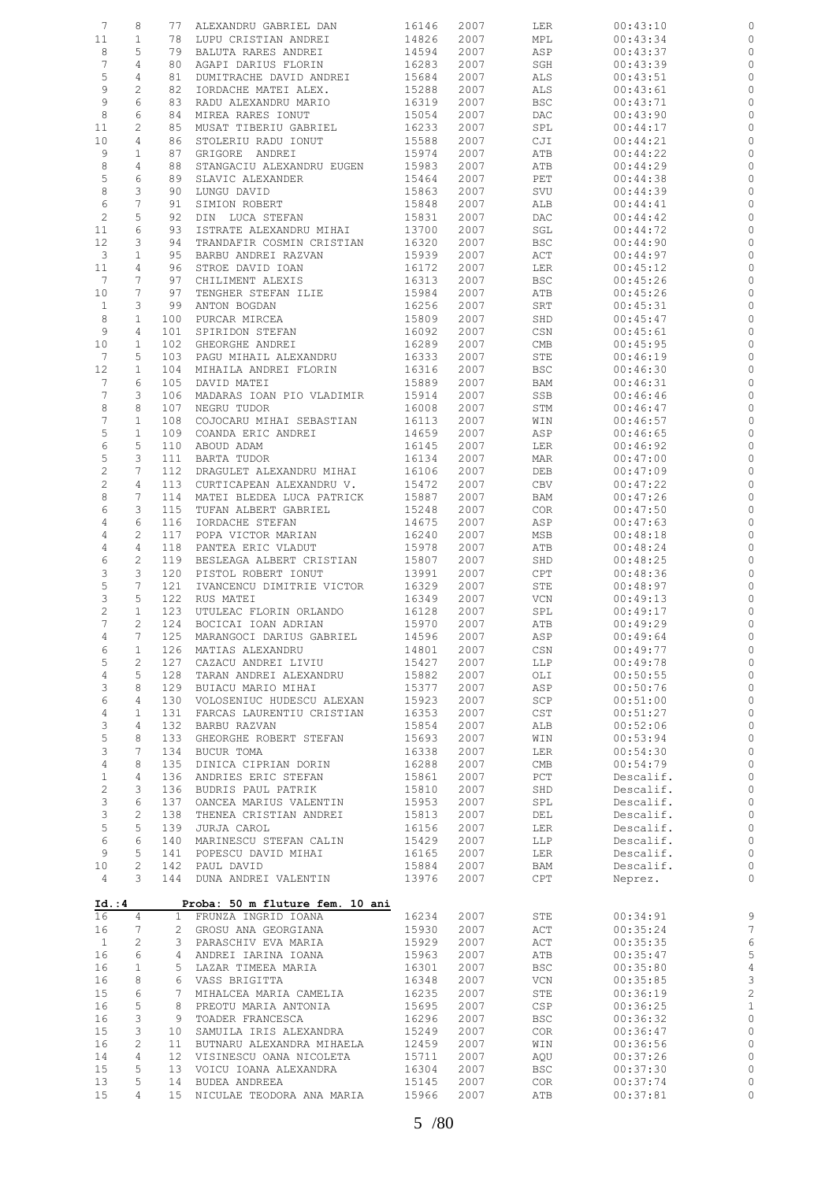| | | | | | | | | |
|---|---|---|---|---|---|---|---|---|
| 7 | 8 | 77 | ALEXANDRU GABRIEL DAN | 16146 | 2007 | LER | 00:43:10 | 0 |
| 11 | 1 | 78 | LUPU CRISTIAN ANDREI | 14826 | 2007 | MPL | 00:43:34 | 0 |
| 8 | 5 | 79 | BALUTA RARES ANDREI | 14594 | 2007 | ASP | 00:43:37 | 0 |
| 7 | 4 | 80 | AGAPI DARIUS FLORIN | 16283 | 2007 | SGH | 00:43:39 | 0 |
| 5 | 4 | 81 | DUMITRACHE DAVID ANDREI | 15684 | 2007 | ALS | 00:43:51 | 0 |
| 9 | 2 | 82 | IORDACHE MATEI ALEX. | 15288 | 2007 | ALS | 00:43:61 | 0 |
| 9 | 6 | 83 | RADU ALEXANDRU MARIO | 16319 | 2007 | BSC | 00:43:71 | 0 |
| 8 | 6 | 84 | MIREA RARES IONUT | 15054 | 2007 | DAC | 00:43:90 | 0 |
| 11 | 2 | 85 | MUSAT TIBERIU GABRIEL | 16233 | 2007 | SPL | 00:44:17 | 0 |
| 10 | 4 | 86 | STOLERIU RADU IONUT | 15588 | 2007 | CJI | 00:44:21 | 0 |
| 9 | 1 | 87 | GRIGORE ANDREI | 15974 | 2007 | ATB | 00:44:22 | 0 |
| 8 | 4 | 88 | STANGACIU ALEXANDRU EUGEN | 15983 | 2007 | ATB | 00:44:29 | 0 |
| 5 | 6 | 89 | SLAVIC ALEXANDER | 15464 | 2007 | PET | 00:44:38 | 0 |
| 8 | 3 | 90 | LUNGU DAVID | 15863 | 2007 | SVU | 00:44:39 | 0 |
| 6 | 7 | 91 | SIMION ROBERT | 15848 | 2007 | ALB | 00:44:41 | 0 |
| 2 | 5 | 92 | DIN LUCA STEFAN | 15831 | 2007 | DAC | 00:44:42 | 0 |
| 11 | 6 | 93 | ISTRATE ALEXANDRU MIHAI | 13700 | 2007 | SGL | 00:44:72 | 0 |
| 12 | 3 | 94 | TRANDAFIR COSMIN CRISTIAN | 16320 | 2007 | BSC | 00:44:90 | 0 |
| 3 | 1 | 95 | BARBU ANDREI RAZVAN | 15939 | 2007 | ACT | 00:44:97 | 0 |
| 11 | 4 | 96 | STROE DAVID IOAN | 16172 | 2007 | LER | 00:45:12 | 0 |
| 7 | 7 | 97 | CHILIMENT ALEXIS | 16313 | 2007 | BSC | 00:45:26 | 0 |
| 10 | 7 | 97 | TENGHER STEFAN ILIE | 15984 | 2007 | ATB | 00:45:26 | 0 |
| 1 | 3 | 99 | ANTON BOGDAN | 16256 | 2007 | SRT | 00:45:31 | 0 |
| 8 | 1 | 100 | PURCAR MIRCEA | 15809 | 2007 | SHD | 00:45:47 | 0 |
| 9 | 4 | 101 | SPIRIDON STEFAN | 16092 | 2007 | CSN | 00:45:61 | 0 |
| 10 | 1 | 102 | GHEORGHE ANDREI | 16289 | 2007 | CMB | 00:45:95 | 0 |
| 7 | 5 | 103 | PAGU MIHAIL ALEXANDRU | 16333 | 2007 | STE | 00:46:19 | 0 |
| 12 | 1 | 104 | MIHAILA ANDREI FLORIN | 16316 | 2007 | BSC | 00:46:30 | 0 |
| 7 | 6 | 105 | DAVID MATEI | 15889 | 2007 | BAM | 00:46:31 | 0 |
| 7 | 3 | 106 | MADARAS IOAN PIO VLADIMIR | 15914 | 2007 | SSB | 00:46:46 | 0 |
| 8 | 8 | 107 | NEGRU TUDOR | 16008 | 2007 | STM | 00:46:47 | 0 |
| 7 | 1 | 108 | COJOCARU MIHAI SEBASTIAN | 16113 | 2007 | WIN | 00:46:57 | 0 |
| 5 | 1 | 109 | COANDA ERIC ANDREI | 14659 | 2007 | ASP | 00:46:65 | 0 |
| 6 | 5 | 110 | ABOUD ADAM | 16145 | 2007 | LER | 00:46:92 | 0 |
| 5 | 3 | 111 | BARTA TUDOR | 16134 | 2007 | MAR | 00:47:00 | 0 |
| 2 | 7 | 112 | DRAGULET ALEXANDRU MIHAI | 16106 | 2007 | DEB | 00:47:09 | 0 |
| 2 | 4 | 113 | CURTICAPEAN ALEXANDRU V. | 15472 | 2007 | CBV | 00:47:22 | 0 |
| 8 | 7 | 114 | MATEI BLEDEA LUCA PATRICK | 15887 | 2007 | BAM | 00:47:26 | 0 |
| 6 | 3 | 115 | TUFAN ALBERT GABRIEL | 15248 | 2007 | COR | 00:47:50 | 0 |
| 4 | 6 | 116 | IORDACHE STEFAN | 14675 | 2007 | ASP | 00:47:63 | 0 |
| 4 | 2 | 117 | POPA VICTOR MARIAN | 16240 | 2007 | MSB | 00:48:18 | 0 |
| 4 | 4 | 118 | PANTEA ERIC VLADUT | 15978 | 2007 | ATB | 00:48:24 | 0 |
| 6 | 2 | 119 | BESLEAGA ALBERT CRISTIAN | 15807 | 2007 | SHD | 00:48:25 | 0 |
| 3 | 3 | 120 | PISTOL ROBERT IONUT | 13991 | 2007 | CPT | 00:48:36 | 0 |
| 5 | 7 | 121 | IVANCENCU DIMITRIE VICTOR | 16329 | 2007 | STE | 00:48:97 | 0 |
| 3 | 5 | 122 | RUS MATEI | 16349 | 2007 | VCN | 00:49:13 | 0 |
| 2 | 1 | 123 | UTULEAC FLORIN ORLANDO | 16128 | 2007 | SPL | 00:49:17 | 0 |
| 7 | 2 | 124 | BOCICAI IOAN ADRIAN | 15970 | 2007 | ATB | 00:49:29 | 0 |
| 4 | 7 | 125 | MARANGOCI DARIUS GABRIEL | 14596 | 2007 | ASP | 00:49:64 | 0 |
| 6 | 1 | 126 | MATIAS ALEXANDRU | 14801 | 2007 | CSN | 00:49:77 | 0 |
| 5 | 2 | 127 | CAZACU ANDREI LIVIU | 15427 | 2007 | LLP | 00:49:78 | 0 |
| 4 | 5 | 128 | TARAN ANDREI ALEXANDRU | 15882 | 2007 | OLI | 00:50:55 | 0 |
| 3 | 8 | 129 | BUIACU MARIO MIHAI | 15377 | 2007 | ASP | 00:50:76 | 0 |
| 6 | 4 | 130 | VOLOSENIUC HUDESCU ALEXAN | 15923 | 2007 | SCP | 00:51:00 | 0 |
| 4 | 1 | 131 | FARCAS LAURENTIU CRISTIAN | 16353 | 2007 | CST | 00:51:27 | 0 |
| 3 | 4 | 132 | BARBU RAZVAN | 15854 | 2007 | ALB | 00:52:06 | 0 |
| 5 | 8 | 133 | GHEORGHE ROBERT STEFAN | 15693 | 2007 | WIN | 00:53:94 | 0 |
| 3 | 7 | 134 | BUCUR TOMA | 16338 | 2007 | LER | 00:54:30 | 0 |
| 4 | 8 | 135 | DINICA CIPRIAN DORIN | 16288 | 2007 | CMB | 00:54:79 | 0 |
| 1 | 4 | 136 | ANDRIES ERIC STEFAN | 15861 | 2007 | PCT | Descalif. | 0 |
| 2 | 3 | 136 | BUDRIS PAUL PATRIK | 15810 | 2007 | SHD | Descalif. | 0 |
| 3 | 6 | 137 | OANCEA MARIUS VALENTIN | 15953 | 2007 | SPL | Descalif. | 0 |
| 3 | 2 | 138 | THENEA CRISTIAN ANDREI | 15813 | 2007 | DEL | Descalif. | 0 |
| 5 | 5 | 139 | JURJA CAROL | 16156 | 2007 | LER | Descalif. | 0 |
| 6 | 6 | 140 | MARINESCU STEFAN CALIN | 15429 | 2007 | LLP | Descalif. | 0 |
| 9 | 5 | 141 | POPESCU DAVID MIHAI | 16165 | 2007 | LER | Descalif. | 0 |
| 10 | 2 | 142 | PAUL DAVID | 15884 | 2007 | BAM | Descalif. | 0 |
| 4 | 3 | 144 | DUNA ANDREI VALENTIN | 13976 | 2007 | CPT | Neprez. | 0 |

**Id.:4** **Proba: 50 m fluture fem. 10 ani**

| | | | | | | | | |
|---|---|---|---|---|---|---|---|---|
| 16 | 4 | 1 | FRUNZA INGRID IOANA | 16234 | 2007 | STE | 00:34:91 | 9 |
| 16 | 7 | 2 | GROSU ANA GEORGIANA | 15930 | 2007 | ACT | 00:35:24 | 7 |
| 1 | 2 | 3 | PARASCHIV EVA MARIA | 15929 | 2007 | ACT | 00:35:35 | 6 |
| 16 | 6 | 4 | ANDREI IARINA IOANA | 15963 | 2007 | ATB | 00:35:47 | 5 |
| 16 | 1 | 5 | LAZAR TIMEEA MARIA | 16301 | 2007 | BSC | 00:35:80 | 4 |
| 16 | 8 | 6 | VASS BRIGITTA | 16348 | 2007 | VCN | 00:35:85 | 3 |
| 15 | 6 | 7 | MIHALCEA MARIA CAMELIA | 16235 | 2007 | STE | 00:36:19 | 2 |
| 16 | 5 | 8 | PREOTU MARIA ANTONIA | 15695 | 2007 | CSP | 00:36:25 | 1 |
| 16 | 3 | 9 | TOADER FRANCESCA | 16296 | 2007 | BSC | 00:36:32 | 0 |
| 15 | 3 | 10 | SAMUILA IRIS ALEXANDRA | 15249 | 2007 | COR | 00:36:47 | 0 |
| 16 | 2 | 11 | BUTNARU ALEXANDRA MIHAELA | 12459 | 2007 | WIN | 00:36:56 | 0 |
| 14 | 4 | 12 | VISINESCU OANA NICOLETA | 15711 | 2007 | AQU | 00:37:26 | 0 |
| 15 | 5 | 13 | VOICU IOANA ALEXANDRA | 16304 | 2007 | BSC | 00:37:30 | 0 |
| 13 | 5 | 14 | BUDEA ANDREEA | 15145 | 2007 | COR | 00:37:74 | 0 |
| 15 | 4 | 15 | NICULAE TEODORA ANA MARIA | 15966 | 2007 | ATB | 00:37:81 | 0 |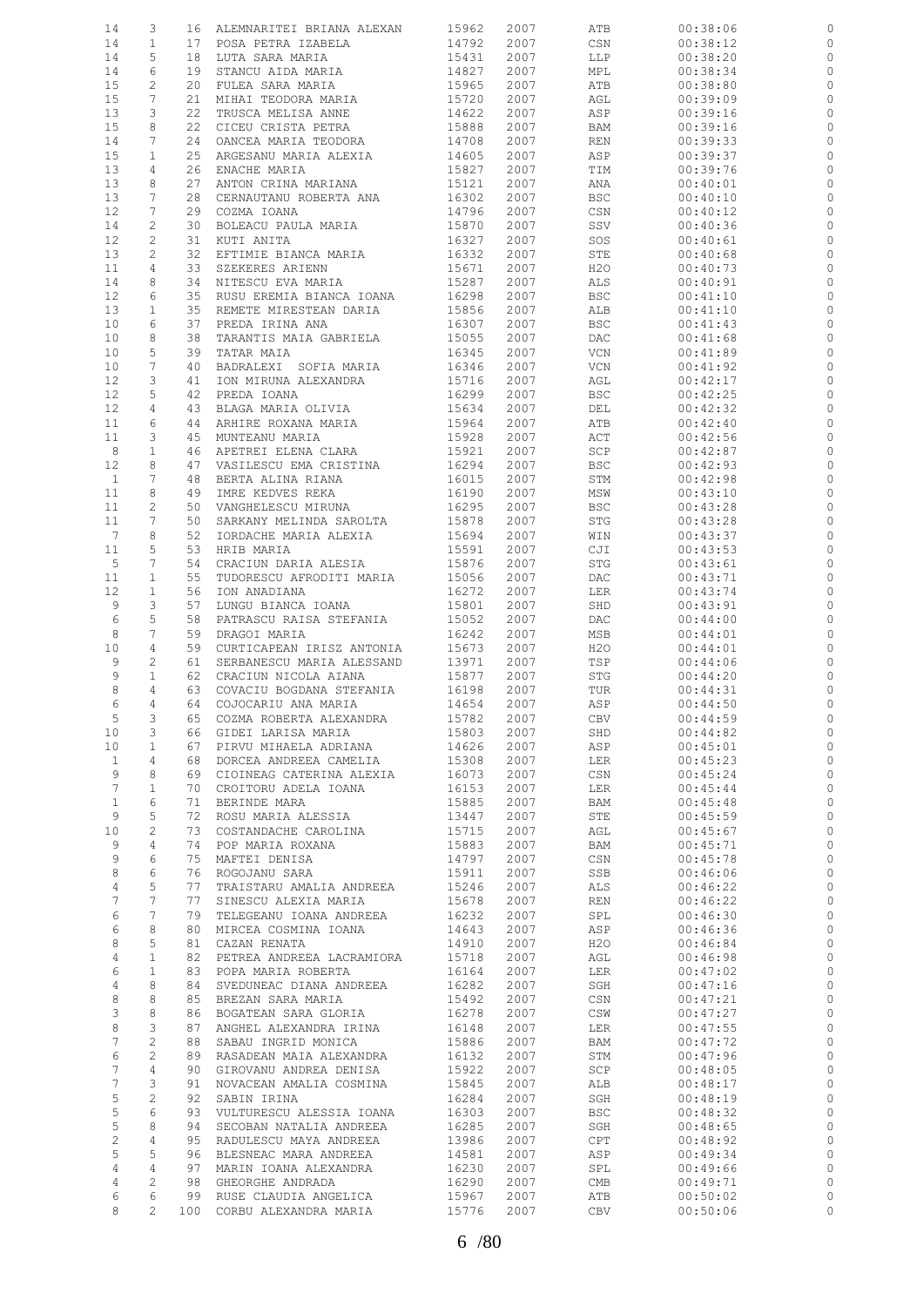| | | | | | | | | |
|---|---|---|---|---|---|---|---|---|
| 14 | 3 | 16 | ALEMNARITEI BRIANA ALEXAN | 15962 | 2007 | ATB | 00:38:06 | 0 |
| 14 | 1 | 17 | POSA PETRA IZABELA | 14792 | 2007 | CSN | 00:38:12 | 0 |
| 14 | 5 | 18 | LUTA SARA MARIA | 15431 | 2007 | LLP | 00:38:20 | 0 |
| 14 | 6 | 19 | STANCU AIDA MARIA | 14827 | 2007 | MPL | 00:38:34 | 0 |
| 15 | 2 | 20 | FULEA SARA MARIA | 15965 | 2007 | ATB | 00:38:80 | 0 |
| 15 | 7 | 21 | MIHAI TEODORA MARIA | 15720 | 2007 | AGL | 00:39:09 | 0 |
| 13 | 3 | 22 | TRUSCA MELISA ANNE | 14622 | 2007 | ASP | 00:39:16 | 0 |
| 15 | 8 | 22 | CICEU CRISTA PETRA | 15888 | 2007 | BAM | 00:39:16 | 0 |
| 14 | 7 | 24 | OANCEA MARIA TEODORA | 14708 | 2007 | REN | 00:39:33 | 0 |
| 15 | 1 | 25 | ARGESANU MARIA ALEXIA | 14605 | 2007 | ASP | 00:39:37 | 0 |
| 13 | 4 | 26 | ENACHE MARIA | 15827 | 2007 | TIM | 00:39:76 | 0 |
| 13 | 8 | 27 | ANTON CRINA MARIANA | 15121 | 2007 | ANA | 00:40:01 | 0 |
| 13 | 7 | 28 | CERNAUTANU ROBERTA ANA | 16302 | 2007 | BSC | 00:40:10 | 0 |
| 12 | 7 | 29 | COZMA IOANA | 14796 | 2007 | CSN | 00:40:12 | 0 |
| 14 | 2 | 30 | BOLEACU PAULA MARIA | 15870 | 2007 | SSV | 00:40:36 | 0 |
| 12 | 2 | 31 | KUTI ANITA | 16327 | 2007 | SOS | 00:40:61 | 0 |
| 13 | 2 | 32 | EFTIMIE BIANCA MARIA | 16332 | 2007 | STE | 00:40:68 | 0 |
| 11 | 4 | 33 | SZEKERES ARIENN | 15671 | 2007 | H2O | 00:40:73 | 0 |
| 14 | 8 | 34 | NITESCU EVA MARIA | 15287 | 2007 | ALS | 00:40:91 | 0 |
| 12 | 6 | 35 | RUSU EREMIA BIANCA IOANA | 16298 | 2007 | BSC | 00:41:10 | 0 |
| 13 | 1 | 35 | REMETE MIRESTEAN DARIA | 15856 | 2007 | ALB | 00:41:10 | 0 |
| 10 | 6 | 37 | PREDA IRINA ANA | 16307 | 2007 | BSC | 00:41:43 | 0 |
| 10 | 8 | 38 | TARANTIS MAIA GABRIELA | 15055 | 2007 | DAC | 00:41:68 | 0 |
| 10 | 5 | 39 | TATAR MAIA | 16345 | 2007 | VCN | 00:41:89 | 0 |
| 10 | 7 | 40 | BADRALEXI SOFIA MARIA | 16346 | 2007 | VCN | 00:41:92 | 0 |
| 12 | 3 | 41 | ION MIRUNA ALEXANDRA | 15716 | 2007 | AGL | 00:42:17 | 0 |
| 12 | 5 | 42 | PREDA IOANA | 16299 | 2007 | BSC | 00:42:25 | 0 |
| 12 | 4 | 43 | BLAGA MARIA OLIVIA | 15634 | 2007 | DEL | 00:42:32 | 0 |
| 11 | 6 | 44 | ARHIRE ROXANA MARIA | 15964 | 2007 | ATB | 00:42:40 | 0 |
| 11 | 3 | 45 | MUNTEANU MARIA | 15928 | 2007 | ACT | 00:42:56 | 0 |
| 8 | 1 | 46 | APETREI ELENA CLARA | 15921 | 2007 | SCP | 00:42:87 | 0 |
| 12 | 8 | 47 | VASILESCU EMA CRISTINA | 16294 | 2007 | BSC | 00:42:93 | 0 |
| 1 | 7 | 48 | BERTA ALINA RIANA | 16015 | 2007 | STM | 00:42:98 | 0 |
| 11 | 8 | 49 | IMRE KEDVES REKA | 16190 | 2007 | MSW | 00:43:10 | 0 |
| 11 | 2 | 50 | VANGHELESCU MIRUNA | 16295 | 2007 | BSC | 00:43:28 | 0 |
| 11 | 7 | 50 | SARKANY MELINDA SAROLTA | 15878 | 2007 | STG | 00:43:28 | 0 |
| 7 | 8 | 52 | IORDACHE MARIA ALEXIA | 15694 | 2007 | WIN | 00:43:37 | 0 |
| 11 | 5 | 53 | HRIB MARIA | 15591 | 2007 | CJI | 00:43:53 | 0 |
| 5 | 7 | 54 | CRACIUN DARIA ALESIA | 15876 | 2007 | STG | 00:43:61 | 0 |
| 11 | 1 | 55 | TUDORESCU AFRODITI MARIA | 15056 | 2007 | DAC | 00:43:71 | 0 |
| 12 | 1 | 56 | ION ANADIANA | 16272 | 2007 | LER | 00:43:74 | 0 |
| 9 | 3 | 57 | LUNGU BIANCA IOANA | 15801 | 2007 | SHD | 00:43:91 | 0 |
| 6 | 5 | 58 | PATRASCU RAISA STEFANIA | 15052 | 2007 | DAC | 00:44:00 | 0 |
| 8 | 7 | 59 | DRAGOI MARIA | 16242 | 2007 | MSB | 00:44:01 | 0 |
| 10 | 4 | 59 | CURTICAPEAN IRISZ ANTONIA | 15673 | 2007 | H2O | 00:44:01 | 0 |
| 9 | 2 | 61 | SERBANESCU MARIA ALESSAND | 13971 | 2007 | TSP | 00:44:06 | 0 |
| 9 | 1 | 62 | CRACIUN NICOLA AIANA | 15877 | 2007 | STG | 00:44:20 | 0 |
| 8 | 4 | 63 | COVACIU BOGDANA STEFANIA | 16198 | 2007 | TUR | 00:44:31 | 0 |
| 6 | 4 | 64 | COJOCARIU ANA MARIA | 14654 | 2007 | ASP | 00:44:50 | 0 |
| 5 | 3 | 65 | COZMA ROBERTA ALEXANDRA | 15782 | 2007 | CBV | 00:44:59 | 0 |
| 10 | 3 | 66 | GIDEI LARISA MARIA | 15803 | 2007 | SHD | 00:44:82 | 0 |
| 10 | 1 | 67 | PIRVU MIHAELA ADRIANA | 14626 | 2007 | ASP | 00:45:01 | 0 |
| 1 | 4 | 68 | DORCEA ANDREEA CAMELIA | 15308 | 2007 | LER | 00:45:23 | 0 |
| 9 | 8 | 69 | CIOINEAG CATERINA ALEXIA | 16073 | 2007 | CSN | 00:45:24 | 0 |
| 7 | 1 | 70 | CROITORU ADELA IOANA | 16153 | 2007 | LER | 00:45:44 | 0 |
| 1 | 6 | 71 | BERINDE MARA | 15885 | 2007 | BAM | 00:45:48 | 0 |
| 9 | 5 | 72 | ROSU MARIA ALESSIA | 13447 | 2007 | STE | 00:45:59 | 0 |
| 10 | 2 | 73 | COSTANDACHE CAROLINA | 15715 | 2007 | AGL | 00:45:67 | 0 |
| 9 | 4 | 74 | POP MARIA ROXANA | 15883 | 2007 | BAM | 00:45:71 | 0 |
| 9 | 6 | 75 | MAFTEI DENISA | 14797 | 2007 | CSN | 00:45:78 | 0 |
| 8 | 6 | 76 | ROGOJANU SARA | 15911 | 2007 | SSB | 00:46:06 | 0 |
| 4 | 5 | 77 | TRAISTARU AMALIA ANDREEA | 15246 | 2007 | ALS | 00:46:22 | 0 |
| 7 | 7 | 77 | SINESCU ALEXIA MARIA | 15678 | 2007 | REN | 00:46:22 | 0 |
| 6 | 7 | 79 | TELEGEANU IOANA ANDREEA | 16232 | 2007 | SPL | 00:46:30 | 0 |
| 6 | 8 | 80 | MIRCEA COSMINA IOANA | 14643 | 2007 | ASP | 00:46:36 | 0 |
| 8 | 5 | 81 | CAZAN RENATA | 14910 | 2007 | H2O | 00:46:84 | 0 |
| 4 | 1 | 82 | PETREA ANDREEA LACRAMIORA | 15718 | 2007 | AGL | 00:46:98 | 0 |
| 6 | 1 | 83 | POPA MARIA ROBERTA | 16164 | 2007 | LER | 00:47:02 | 0 |
| 4 | 8 | 84 | SVEDUNEAC DIANA ANDREEA | 16282 | 2007 | SGH | 00:47:16 | 0 |
| 8 | 8 | 85 | BREZAN SARA MARIA | 15492 | 2007 | CSN | 00:47:21 | 0 |
| 3 | 8 | 86 | BOGATEAN SARA GLORIA | 16278 | 2007 | CSW | 00:47:27 | 0 |
| 8 | 3 | 87 | ANGHEL ALEXANDRA IRINA | 16148 | 2007 | LER | 00:47:55 | 0 |
| 7 | 2 | 88 | SABAU INGRID MONICA | 15886 | 2007 | BAM | 00:47:72 | 0 |
| 6 | 2 | 89 | RASADEAN MAIA ALEXANDRA | 16132 | 2007 | STM | 00:47:96 | 0 |
| 7 | 4 | 90 | GIROVANU ANDREA DENISA | 15922 | 2007 | SCP | 00:48:05 | 0 |
| 7 | 3 | 91 | NOVACEAN AMALIA COSMINA | 15845 | 2007 | ALB | 00:48:17 | 0 |
| 5 | 2 | 92 | SABIN IRINA | 16284 | 2007 | SGH | 00:48:19 | 0 |
| 5 | 6 | 93 | VULTURESCU ALESSIA IOANA | 16303 | 2007 | BSC | 00:48:32 | 0 |
| 5 | 8 | 94 | SECOBAN NATALIA ANDREEA | 16285 | 2007 | SGH | 00:48:65 | 0 |
| 2 | 4 | 95 | RADULESCU MAYA ANDREEA | 13986 | 2007 | CPT | 00:48:92 | 0 |
| 5 | 5 | 96 | BLESNEAC MARA ANDREEA | 14581 | 2007 | ASP | 00:49:34 | 0 |
| 4 | 4 | 97 | MARIN IOANA ALEXANDRA | 16230 | 2007 | SPL | 00:49:66 | 0 |
| 4 | 2 | 98 | GHEORGHE ANDRADA | 16290 | 2007 | CMB | 00:49:71 | 0 |
| 6 | 6 | 99 | RUSE CLAUDIA ANGELICA | 15967 | 2007 | ATB | 00:50:02 | 0 |
| 8 | 2 | 100 | CORBU ALEXANDRA MARIA | 15776 | 2007 | CBV | 00:50:06 | 0 |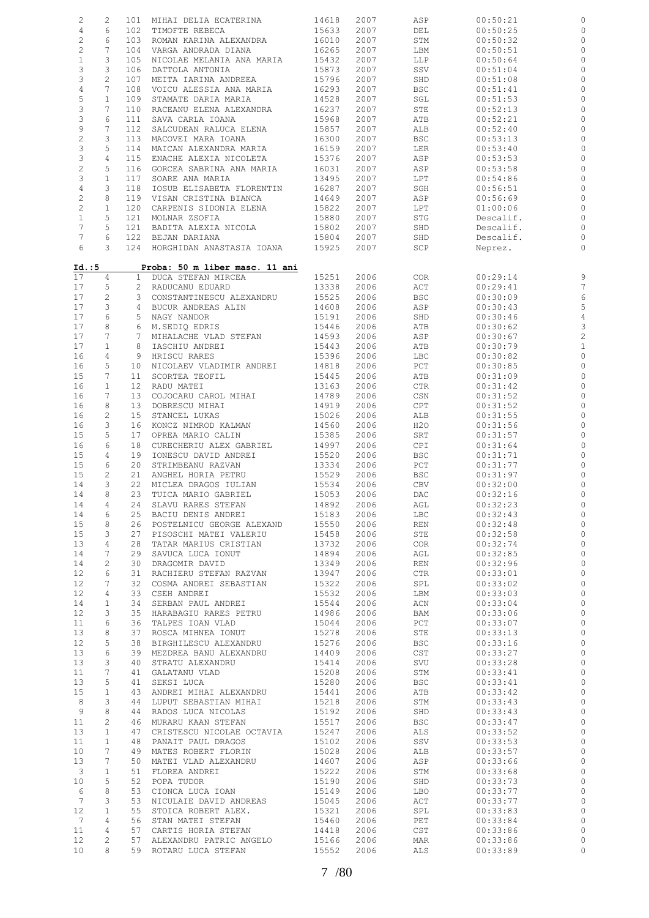| | | | | | | | | |
|---|---|---|---|---|---|---|---|---|
| 2 | 2 | 101 | MIHAI DELIA ECATERINA | 14618 | 2007 | ASP | 00:50:21 | 0 |
| 4 | 6 | 102 | TIMOFTE REBECA | 15633 | 2007 | DEL | 00:50:25 | 0 |
| 2 | 6 | 103 | ROMAN KARINA ALEXANDRA | 16010 | 2007 | STM | 00:50:32 | 0 |
| 2 | 7 | 104 | VARGA ANDRADA DIANA | 16265 | 2007 | LBM | 00:50:51 | 0 |
| 1 | 3 | 105 | NICOLAE MELANIA ANA MARIA | 15432 | 2007 | LLP | 00:50:64 | 0 |
| 3 | 3 | 106 | DATTOLA ANTONIA | 15873 | 2007 | SSV | 00:51:04 | 0 |
| 3 | 2 | 107 | MEITA IARINA ANDREEA | 15796 | 2007 | SHD | 00:51:08 | 0 |
| 4 | 7 | 108 | VOICU ALESSIA ANA MARIA | 16293 | 2007 | BSC | 00:51:41 | 0 |
| 5 | 1 | 109 | STAMATE DARIA MARIA | 14528 | 2007 | SGL | 00:51:53 | 0 |
| 3 | 7 | 110 | RACEANU ELENA ALEXANDRA | 16237 | 2007 | STE | 00:52:13 | 0 |
| 3 | 6 | 111 | SAVA CARLA IOANA | 15968 | 2007 | ATB | 00:52:21 | 0 |
| 9 | 7 | 112 | SALCUDEAN RALUCA ELENA | 15857 | 2007 | ALB | 00:52:40 | 0 |
| 2 | 3 | 113 | MACOVEI MARA IOANA | 16300 | 2007 | BSC | 00:53:13 | 0 |
| 3 | 5 | 114 | MAICAN ALEXANDRA MARIA | 16159 | 2007 | LER | 00:53:40 | 0 |
| 3 | 4 | 115 | ENACHE ALEXIA NICOLETA | 15376 | 2007 | ASP | 00:53:53 | 0 |
| 2 | 5 | 116 | GORCEA SABRINA ANA MARIA | 16031 | 2007 | ASP | 00:53:58 | 0 |
| 3 | 1 | 117 | SOARE ANA MARIA | 13495 | 2007 | LPT | 00:54:86 | 0 |
| 4 | 3 | 118 | IOSUB ELISABETA FLORENTIN | 16287 | 2007 | SGH | 00:56:51 | 0 |
| 2 | 8 | 119 | VISAN CRISTINA BIANCA | 14649 | 2007 | ASP | 00:56:69 | 0 |
| 2 | 1 | 120 | CARPENIS SIDONIA ELENA | 15822 | 2007 | LPT | 01:00:06 | 0 |
| 1 | 5 | 121 | MOLNAR ZSOFIA | 15880 | 2007 | STG | Descalif. | 0 |
| 7 | 5 | 121 | BADITA ALEXIA NICOLA | 15802 | 2007 | SHD | Descalif. | 0 |
| 7 | 6 | 122 | BEJAN DARIANA | 15804 | 2007 | SHD | Descalif. | 0 |
| 6 | 3 | 124 | HORGHIDAN ANASTASIA IOANA | 15925 | 2007 | SCP | Neprez. | 0 |

**Id.:5** **Proba: 50 m liber masc. 11 ani**

| | | | | | | | | |
|---|---|---|---|---|---|---|---|---|
| 17 | 4 | 1 | DUCA STEFAN MIRCEA | 15251 | 2006 | COR | 00:29:14 | 9 |
| 17 | 5 | 2 | RADUCANU EDUARD | 13338 | 2006 | ACT | 00:29:41 | 7 |
| 17 | 2 | 3 | CONSTANTINESCU ALEXANDRU | 15525 | 2006 | BSC | 00:30:09 | 6 |
| 17 | 3 | 4 | BUCUR ANDREAS ALIN | 14608 | 2006 | ASP | 00:30:43 | 5 |
| 17 | 6 | 5 | NAGY NANDOR | 15191 | 2006 | SHD | 00:30:46 | 4 |
| 17 | 8 | 6 | M.SEDIQ EDRIS | 15446 | 2006 | ATB | 00:30:62 | 3 |
| 17 | 7 | 7 | MIHALACHE VLAD STEFAN | 14593 | 2006 | ASP | 00:30:67 | 2 |
| 17 | 1 | 8 | IASCHIU ANDREI | 15443 | 2006 | ATB | 00:30:79 | 1 |
| 16 | 4 | 9 | HRISCU RARES | 15396 | 2006 | LBC | 00:30:82 | 0 |
| 16 | 5 | 10 | NICOLAEV VLADIMIR ANDREI | 14818 | 2006 | PCT | 00:30:85 | 0 |
| 15 | 7 | 11 | SCORTEA TEOFIL | 15445 | 2006 | ATB | 00:31:09 | 0 |
| 16 | 1 | 12 | RADU MATEI | 13163 | 2006 | CTR | 00:31:42 | 0 |
| 16 | 7 | 13 | COJOCARU CAROL MIHAI | 14789 | 2006 | CSN | 00:31:52 | 0 |
| 16 | 8 | 13 | DOBRESCU MIHAI | 14919 | 2006 | CPT | 00:31:52 | 0 |
| 16 | 2 | 15 | STANCEL LUKAS | 15026 | 2006 | ALB | 00:31:55 | 0 |
| 16 | 3 | 16 | KONCZ NIMROD KALMAN | 14560 | 2006 | H2O | 00:31:56 | 0 |
| 15 | 5 | 17 | OPREA MARIO CALIN | 15385 | 2006 | SRT | 00:31:57 | 0 |
| 16 | 6 | 18 | CURECHERIU ALEX GABRIEL | 14997 | 2006 | CPI | 00:31:64 | 0 |
| 15 | 4 | 19 | IONESCU DAVID ANDREI | 15520 | 2006 | BSC | 00:31:71 | 0 |
| 15 | 6 | 20 | STRIMBEANU RAZVAN | 13334 | 2006 | PCT | 00:31:77 | 0 |
| 15 | 2 | 21 | ANGHEL HORIA PETRU | 15529 | 2006 | BSC | 00:31:97 | 0 |
| 14 | 3 | 22 | MICLEA DRAGOS IULIAN | 15534 | 2006 | CBV | 00:32:00 | 0 |
| 14 | 8 | 23 | TUICA MARIO GABRIEL | 15053 | 2006 | DAC | 00:32:16 | 0 |
| 14 | 4 | 24 | SLAVU RARES STEFAN | 14892 | 2006 | AGL | 00:32:23 | 0 |
| 14 | 6 | 25 | BACIU DENIS ANDREI | 15183 | 2006 | LBC | 00:32:43 | 0 |
| 15 | 8 | 26 | POSTELNICU GEORGE ALEXAND | 15550 | 2006 | REN | 00:32:48 | 0 |
| 15 | 3 | 27 | PISOSCHI MATEI VALERIU | 15458 | 2006 | STE | 00:32:58 | 0 |
| 13 | 4 | 28 | TATAR MARIUS CRISTIAN | 13732 | 2006 | COR | 00:32:74 | 0 |
| 14 | 7 | 29 | SAVUCA LUCA IONUT | 14894 | 2006 | AGL | 00:32:85 | 0 |
| 14 | 2 | 30 | DRAGOMIR DAVID | 13349 | 2006 | REN | 00:32:96 | 0 |
| 12 | 6 | 31 | RACHIERU STEFAN RAZVAN | 13947 | 2006 | CTR | 00:33:01 | 0 |
| 12 | 7 | 32 | COSMA ANDREI SEBASTIAN | 15322 | 2006 | SPL | 00:33:02 | 0 |
| 12 | 4 | 33 | CSEH ANDREI | 15532 | 2006 | LBM | 00:33:03 | 0 |
| 14 | 1 | 34 | SERBAN PAUL ANDREI | 15544 | 2006 | ACN | 00:33:04 | 0 |
| 12 | 3 | 35 | HARABAGIU RARES PETRU | 14986 | 2006 | BAM | 00:33:06 | 0 |
| 11 | 6 | 36 | TALPES IOAN VLAD | 15044 | 2006 | PCT | 00:33:07 | 0 |
| 13 | 8 | 37 | ROSCA MIHNEA IONUT | 15278 | 2006 | STE | 00:33:13 | 0 |
| 12 | 5 | 38 | BIRGHILESCU ALEXANDRU | 15276 | 2006 | BSC | 00:33:16 | 0 |
| 13 | 6 | 39 | MEZDREA BANU ALEXANDRU | 14409 | 2006 | CST | 00:33:27 | 0 |
| 13 | 3 | 40 | STRATU ALEXANDRU | 15414 | 2006 | SVU | 00:33:28 | 0 |
| 11 | 7 | 41 | GALATANU VLAD | 15208 | 2006 | STM | 00:33:41 | 0 |
| 13 | 5 | 41 | SEKSI LUCA | 15280 | 2006 | BSC | 00:33:41 | 0 |
| 15 | 1 | 43 | ANDREI MIHAI ALEXANDRU | 15441 | 2006 | ATB | 00:33:42 | 0 |
| 8 | 3 | 44 | LUPUT SEBASTIAN MIHAI | 15218 | 2006 | STM | 00:33:43 | 0 |
| 9 | 8 | 44 | RADOS LUCA NICOLAS | 15192 | 2006 | SHD | 00:33:43 | 0 |
| 11 | 2 | 46 | MURARU KAAN STEFAN | 15517 | 2006 | BSC | 00:33:47 | 0 |
| 13 | 1 | 47 | CRISTESCU NICOLAE OCTAVIA | 15247 | 2006 | ALS | 00:33:52 | 0 |
| 11 | 1 | 48 | PANAIT PAUL DRAGOS | 15102 | 2006 | SSV | 00:33:53 | 0 |
| 10 | 7 | 49 | MATES ROBERT FLORIN | 15028 | 2006 | ALB | 00:33:57 | 0 |
| 13 | 7 | 50 | MATEI VLAD ALEXANDRU | 14607 | 2006 | ASP | 00:33:66 | 0 |
| 3 | 1 | 51 | FLOREA ANDREI | 15222 | 2006 | STM | 00:33:68 | 0 |
| 10 | 5 | 52 | POPA TUDOR | 15190 | 2006 | SHD | 00:33:73 | 0 |
| 6 | 8 | 53 | CIONCA LUCA IOAN | 15149 | 2006 | LBO | 00:33:77 | 0 |
| 7 | 3 | 53 | NICULAIE DAVID ANDREAS | 15045 | 2006 | ACT | 00:33:77 | 0 |
| 12 | 1 | 55 | STOICA ROBERT ALEX. | 15321 | 2006 | SPL | 00:33:83 | 0 |
| 7 | 4 | 56 | STAN MATEI STEFAN | 15460 | 2006 | PET | 00:33:84 | 0 |
| 11 | 4 | 57 | CARTIS HORIA STEFAN | 14418 | 2006 | CST | 00:33:86 | 0 |
| 12 | 2 | 57 | ALEXANDRU PATRIC ANGELO | 15166 | 2006 | MAR | 00:33:86 | 0 |
| 10 | 8 | 59 | ROTARU LUCA STEFAN | 15552 | 2006 | ALS | 00:33:89 | 0 |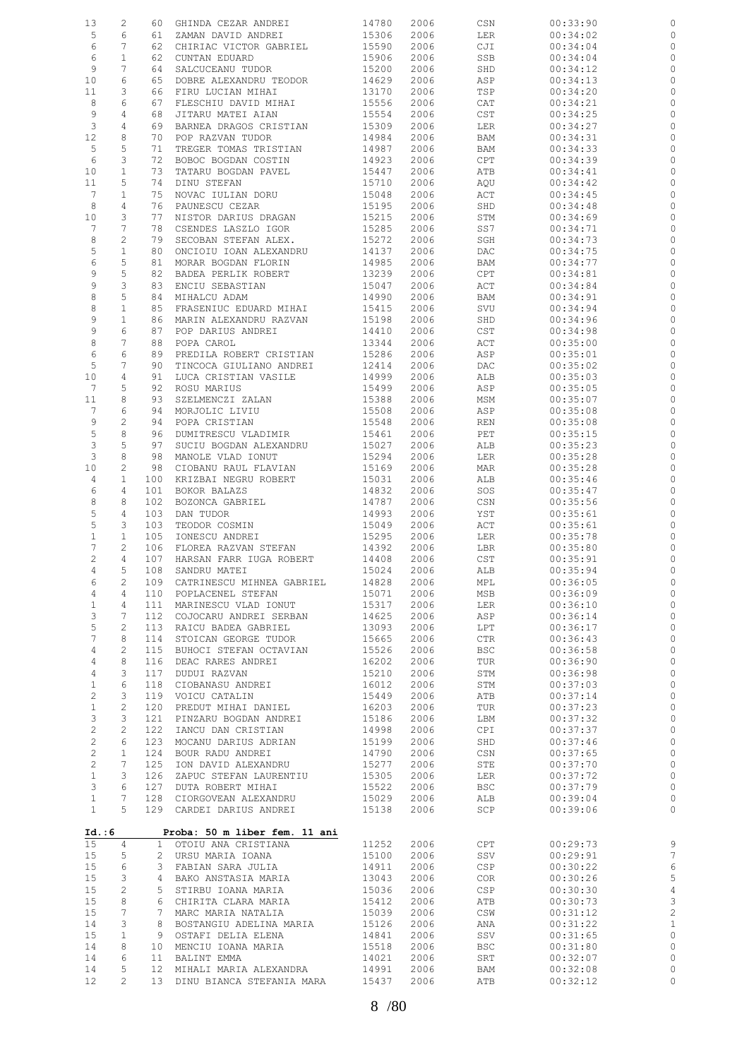| | | | | | | | | |
|---|---|---|---|---|---|---|---|---|
| 13 | 2 | 60 | GHINDA CEZAR ANDREI | 14780 | 2006 | CSN | 00:33:90 | 0 |
| 5 | 6 | 61 | ZAMAN DAVID ANDREI | 15306 | 2006 | LER | 00:34:02 | 0 |
| 6 | 7 | 62 | CHIRIAC VICTOR GABRIEL | 15590 | 2006 | CJI | 00:34:04 | 0 |
| 6 | 1 | 62 | CUNTAN EDUARD | 15906 | 2006 | SSB | 00:34:04 | 0 |
| 9 | 7 | 64 | SALCUCEANU TUDOR | 15200 | 2006 | SHD | 00:34:12 | 0 |
| 10 | 6 | 65 | DOBRE ALEXANDRU TEODOR | 14629 | 2006 | ASP | 00:34:13 | 0 |
| 11 | 3 | 66 | FIRU LUCIAN MIHAI | 13170 | 2006 | TSP | 00:34:20 | 0 |
| 8 | 6 | 67 | FLESCHIU DAVID MIHAI | 15556 | 2006 | CAT | 00:34:21 | 0 |
| 9 | 4 | 68 | JITARU MATEI AIAN | 15554 | 2006 | CST | 00:34:25 | 0 |
| 3 | 4 | 69 | BARNEA DRAGOS CRISTIAN | 15309 | 2006 | LER | 00:34:27 | 0 |
| 12 | 8 | 70 | POP RAZVAN TUDOR | 14984 | 2006 | BAM | 00:34:31 | 0 |
| 5 | 5 | 71 | TREGER TOMAS TRISTIAN | 14987 | 2006 | BAM | 00:34:33 | 0 |
| 6 | 3 | 72 | BOBOC BOGDAN COSTIN | 14923 | 2006 | CPT | 00:34:39 | 0 |
| 10 | 1 | 73 | TATARU BOGDAN PAVEL | 15447 | 2006 | ATB | 00:34:41 | 0 |
| 11 | 5 | 74 | DINU STEFAN | 15710 | 2006 | AQU | 00:34:42 | 0 |
| 7 | 1 | 75 | NOVAC IULIAN DORU | 15048 | 2006 | ACT | 00:34:45 | 0 |
| 8 | 4 | 76 | PAUNESCU CEZAR | 15195 | 2006 | SHD | 00:34:48 | 0 |
| 10 | 3 | 77 | NISTOR DARIUS DRAGAN | 15215 | 2006 | STM | 00:34:69 | 0 |
| 7 | 7 | 78 | CSENDES LASZLO IGOR | 15285 | 2006 | SS7 | 00:34:71 | 0 |
| 8 | 2 | 79 | SECOBAN STEFAN ALEX. | 15272 | 2006 | SGH | 00:34:73 | 0 |
| 5 | 1 | 80 | ONCIOIU IOAN ALEXANDRU | 14137 | 2006 | DAC | 00:34:75 | 0 |
| 6 | 5 | 81 | MORAR BOGDAN FLORIN | 14985 | 2006 | BAM | 00:34:77 | 0 |
| 9 | 5 | 82 | BADEA PERLIK ROBERT | 13239 | 2006 | CPT | 00:34:81 | 0 |
| 9 | 3 | 83 | ENCIU SEBASTIAN | 15047 | 2006 | ACT | 00:34:84 | 0 |
| 8 | 5 | 84 | MIHALCU ADAM | 14990 | 2006 | BAM | 00:34:91 | 0 |
| 8 | 1 | 85 | FRASENIUC EDUARD MIHAI | 15415 | 2006 | SVU | 00:34:94 | 0 |
| 9 | 1 | 86 | MARIN ALEXANDRU RAZVAN | 15198 | 2006 | SHD | 00:34:96 | 0 |
| 9 | 6 | 87 | POP DARIUS ANDREI | 14410 | 2006 | CST | 00:34:98 | 0 |
| 8 | 7 | 88 | POPA CAROL | 13344 | 2006 | ACT | 00:35:00 | 0 |
| 6 | 6 | 89 | PREDILA ROBERT CRISTIAN | 15286 | 2006 | ASP | 00:35:01 | 0 |
| 5 | 7 | 90 | TINCOCA GIULIANO ANDREI | 12414 | 2006 | DAC | 00:35:02 | 0 |
| 10 | 4 | 91 | LUCA CRISTIAN VASILE | 14999 | 2006 | ALB | 00:35:03 | 0 |
| 7 | 5 | 92 | ROSU MARIUS | 15499 | 2006 | ASP | 00:35:05 | 0 |
| 11 | 8 | 93 | SZELMENCZI ZALAN | 15388 | 2006 | MSM | 00:35:07 | 0 |
| 7 | 6 | 94 | MORJOLIC LIVIU | 15508 | 2006 | ASP | 00:35:08 | 0 |
| 9 | 2 | 94 | POPA CRISTIAN | 15548 | 2006 | REN | 00:35:08 | 0 |
| 5 | 8 | 96 | DUMITRESCU VLADIMIR | 15461 | 2006 | PET | 00:35:15 | 0 |
| 3 | 5 | 97 | SUCIU BOGDAN ALEXANDRU | 15027 | 2006 | ALB | 00:35:23 | 0 |
| 3 | 8 | 98 | MANOLE VLAD IONUT | 15294 | 2006 | LER | 00:35:28 | 0 |
| 10 | 2 | 98 | CIOBANU RAUL FLAVIAN | 15169 | 2006 | MAR | 00:35:28 | 0 |
| 4 | 1 | 100 | KRIZBAI NEGRU ROBERT | 15031 | 2006 | ALB | 00:35:46 | 0 |
| 6 | 4 | 101 | BOKOR BALAZS | 14832 | 2006 | SOS | 00:35:47 | 0 |
| 8 | 8 | 102 | BOZONCA GABRIEL | 14787 | 2006 | CSN | 00:35:56 | 0 |
| 5 | 4 | 103 | DAN TUDOR | 14993 | 2006 | YST | 00:35:61 | 0 |
| 5 | 3 | 103 | TEODOR COSMIN | 15049 | 2006 | ACT | 00:35:61 | 0 |
| 1 | 1 | 105 | IONESCU ANDREI | 15295 | 2006 | LER | 00:35:78 | 0 |
| 7 | 2 | 106 | FLOREA RAZVAN STEFAN | 14392 | 2006 | LBR | 00:35:80 | 0 |
| 2 | 4 | 107 | HARSAN FARR IUGA ROBERT | 14408 | 2006 | CST | 00:35:91 | 0 |
| 4 | 5 | 108 | SANDRU MATEI | 15024 | 2006 | ALB | 00:35:94 | 0 |
| 6 | 2 | 109 | CATRINESCU MIHNEA GABRIEL | 14828 | 2006 | MPL | 00:36:05 | 0 |
| 4 | 4 | 110 | POPLACENEL STEFAN | 15071 | 2006 | MSB | 00:36:09 | 0 |
| 1 | 4 | 111 | MARINESCU VLAD IONUT | 15317 | 2006 | LER | 00:36:10 | 0 |
| 3 | 7 | 112 | COJOCARU ANDREI SERBAN | 14625 | 2006 | ASP | 00:36:14 | 0 |
| 5 | 2 | 113 | RAICU BADEA GABRIEL | 13093 | 2006 | LPT | 00:36:17 | 0 |
| 7 | 8 | 114 | STOICAN GEORGE TUDOR | 15665 | 2006 | CTR | 00:36:43 | 0 |
| 4 | 2 | 115 | BUHOCI STEFAN OCTAVIAN | 15526 | 2006 | BSC | 00:36:58 | 0 |
| 4 | 8 | 116 | DEAC RARES ANDREI | 16202 | 2006 | TUR | 00:36:90 | 0 |
| 4 | 3 | 117 | DUDUI RAZVAN | 15210 | 2006 | STM | 00:36:98 | 0 |
| 1 | 6 | 118 | CIOBANASU ANDREI | 16012 | 2006 | STM | 00:37:03 | 0 |
| 2 | 3 | 119 | VOICU CATALIN | 15449 | 2006 | ATB | 00:37:14 | 0 |
| 1 | 2 | 120 | PREDUT MIHAI DANIEL | 16203 | 2006 | TUR | 00:37:23 | 0 |
| 3 | 3 | 121 | PINZARU BOGDAN ANDREI | 15186 | 2006 | LBM | 00:37:32 | 0 |
| 2 | 2 | 122 | IANCU DAN CRISTIAN | 14998 | 2006 | CPI | 00:37:37 | 0 |
| 2 | 6 | 123 | MOCANU DARIUS ADRIAN | 15199 | 2006 | SHD | 00:37:46 | 0 |
| 2 | 1 | 124 | BOUR RADU ANDREI | 14790 | 2006 | CSN | 00:37:65 | 0 |
| 2 | 7 | 125 | ION DAVID ALEXANDRU | 15277 | 2006 | STE | 00:37:70 | 0 |
| 1 | 3 | 126 | ZAPUC STEFAN LAURENTIU | 15305 | 2006 | LER | 00:37:72 | 0 |
| 3 | 6 | 127 | DUTA ROBERT MIHAI | 15522 | 2006 | BSC | 00:37:79 | 0 |
| 1 | 7 | 128 | CIORGOVEAN ALEXANDRU | 15029 | 2006 | ALB | 00:39:04 | 0 |
| 1 | 5 | 129 | CARDEI DARIUS ANDREI | 15138 | 2006 | SCP | 00:39:06 | 0 |

**Id.:6** **Proba: 50 m liber fem. 11 ani**

| | | | | | | | | |
|---|---|---|---|---|---|---|---|---|
| 15 | 4 | 1 | OTOIU ANA CRISTIANA | 11252 | 2006 | CPT | 00:29:73 | 9 |
| 15 | 5 | 2 | URSU MARIA IOANA | 15100 | 2006 | SSV | 00:29:91 | 7 |
| 15 | 6 | 3 | FABIAN SARA JULIA | 14911 | 2006 | CSP | 00:30:22 | 6 |
| 15 | 3 | 4 | BAKO ANSTASIA MARIA | 13043 | 2006 | COR | 00:30:26 | 5 |
| 15 | 2 | 5 | STIRBU IOANA MARIA | 15036 | 2006 | CSP | 00:30:30 | 4 |
| 15 | 8 | 6 | CHIRITA CLARA MARIA | 15412 | 2006 | ATB | 00:30:73 | 3 |
| 15 | 7 | 7 | MARC MARIA NATALIA | 15039 | 2006 | CSW | 00:31:12 | 2 |
| 14 | 3 | 8 | BOSTANGIU ADELINA MARIA | 15126 | 2006 | ANA | 00:31:22 | 1 |
| 15 | 1 | 9 | OSTAFI DELIA ELENA | 14841 | 2006 | SSV | 00:31:65 | 0 |
| 14 | 8 | 10 | MENCIU IOANA MARIA | 15518 | 2006 | BSC | 00:31:80 | 0 |
| 14 | 6 | 11 | BALINT EMMA | 14021 | 2006 | SRT | 00:32:07 | 0 |
| 14 | 5 | 12 | MIHALI MARIA ALEXANDRA | 14991 | 2006 | BAM | 00:32:08 | 0 |
| 12 | 2 | 13 | DINU BIANCA STEFANIA MARA | 15437 | 2006 | ATB | 00:32:12 | 0 |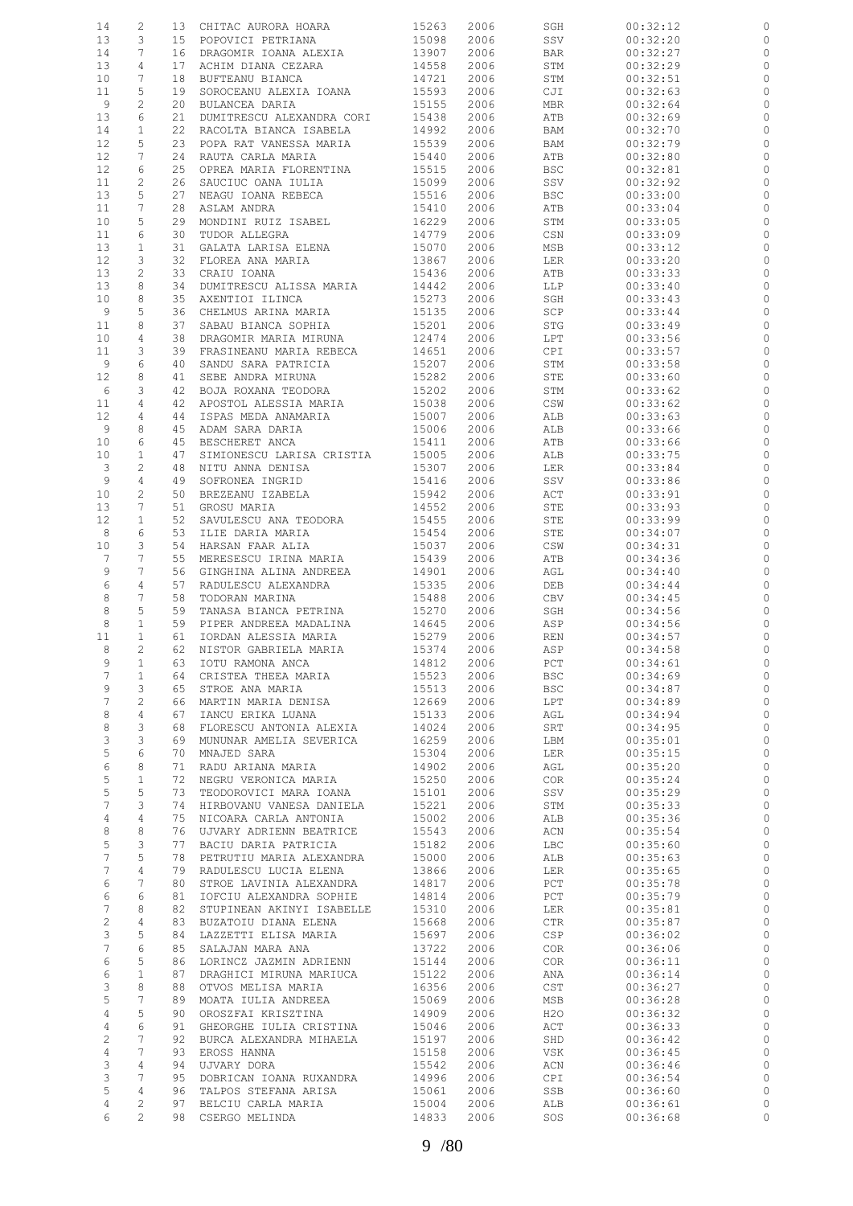| | | | | | | | | |
|---|---|---|---|---|---|---|---|---|
| 14 | 2 | 13 | CHITAC AURORA HOARA | 15263 | 2006 | SGH | 00:32:12 | 0 |
| 13 | 3 | 15 | POPOVICI PETRIANA | 15098 | 2006 | SSV | 00:32:20 | 0 |
| 14 | 7 | 16 | DRAGOMIR IOANA ALEXIA | 13907 | 2006 | BAR | 00:32:27 | 0 |
| 13 | 4 | 17 | ACHIM DIANA CEZARA | 14558 | 2006 | STM | 00:32:29 | 0 |
| 10 | 7 | 18 | BUFTEANU BIANCA | 14721 | 2006 | STM | 00:32:51 | 0 |
| 11 | 5 | 19 | SOROCEANU ALEXIA IOANA | 15593 | 2006 | CJI | 00:32:63 | 0 |
| 9 | 2 | 20 | BULANCEA DARIA | 15155 | 2006 | MBR | 00:32:64 | 0 |
| 13 | 6 | 21 | DUMITRESCU ALEXANDRA CORI | 15438 | 2006 | ATB | 00:32:69 | 0 |
| 14 | 1 | 22 | RACOLTA BIANCA ISABELA | 14992 | 2006 | BAM | 00:32:70 | 0 |
| 12 | 5 | 23 | POPA RAT VANESSA MARIA | 15539 | 2006 | BAM | 00:32:79 | 0 |
| 12 | 7 | 24 | RAUTA CARLA MARIA | 15440 | 2006 | ATB | 00:32:80 | 0 |
| 12 | 6 | 25 | OPREA MARIA FLORENTINA | 15515 | 2006 | BSC | 00:32:81 | 0 |
| 11 | 2 | 26 | SAUCIUC OANA IULIA | 15099 | 2006 | SSV | 00:32:92 | 0 |
| 13 | 5 | 27 | NEAGU IOANA REBECA | 15516 | 2006 | BSC | 00:33:00 | 0 |
| 11 | 7 | 28 | ASLAM ANDRA | 15410 | 2006 | ATB | 00:33:04 | 0 |
| 10 | 5 | 29 | MONDINI RUIZ ISABEL | 16229 | 2006 | STM | 00:33:05 | 0 |
| 11 | 6 | 30 | TUDOR ALLEGRA | 14779 | 2006 | CSN | 00:33:09 | 0 |
| 13 | 1 | 31 | GALATA LARISA ELENA | 15070 | 2006 | MSB | 00:33:12 | 0 |
| 12 | 3 | 32 | FLOREA ANA MARIA | 13867 | 2006 | LER | 00:33:20 | 0 |
| 13 | 2 | 33 | CRAIU IOANA | 15436 | 2006 | ATB | 00:33:33 | 0 |
| 13 | 8 | 34 | DUMITRESCU ALISSA MARIA | 14442 | 2006 | LLP | 00:33:40 | 0 |
| 10 | 8 | 35 | AXENTIOI ILINCA | 15273 | 2006 | SGH | 00:33:43 | 0 |
| 9 | 5 | 36 | CHELMUS ARINA MARIA | 15135 | 2006 | SCP | 00:33:44 | 0 |
| 11 | 8 | 37 | SABAU BIANCA SOPHIA | 15201 | 2006 | STG | 00:33:49 | 0 |
| 10 | 4 | 38 | DRAGOMIR MARIA MIRUNA | 12474 | 2006 | LPT | 00:33:56 | 0 |
| 11 | 3 | 39 | FRASINEANU MARIA REBECA | 14651 | 2006 | CPI | 00:33:57 | 0 |
| 9 | 6 | 40 | SANDU SARA PATRICIA | 15207 | 2006 | STM | 00:33:58 | 0 |
| 12 | 8 | 41 | SEBE ANDRA MIRUNA | 15282 | 2006 | STE | 00:33:60 | 0 |
| 6 | 3 | 42 | BOJA ROXANA TEODORA | 15202 | 2006 | STM | 00:33:62 | 0 |
| 11 | 4 | 42 | APOSTOL ALESSIA MARIA | 15038 | 2006 | CSW | 00:33:62 | 0 |
| 12 | 4 | 44 | ISPAS MEDA ANAMARIA | 15007 | 2006 | ALB | 00:33:63 | 0 |
| 9 | 8 | 45 | ADAM SARA DARIA | 15006 | 2006 | ALB | 00:33:66 | 0 |
| 10 | 6 | 45 | BESCHERET ANCA | 15411 | 2006 | ATB | 00:33:66 | 0 |
| 10 | 1 | 47 | SIMIONESCU LARISA CRISTIA | 15005 | 2006 | ALB | 00:33:75 | 0 |
| 3 | 2 | 48 | NITU ANNA DENISA | 15307 | 2006 | LER | 00:33:84 | 0 |
| 9 | 4 | 49 | SOFRONEA INGRID | 15416 | 2006 | SSV | 00:33:86 | 0 |
| 10 | 2 | 50 | BREZEANU IZABELA | 15942 | 2006 | ACT | 00:33:91 | 0 |
| 13 | 7 | 51 | GROSU MARIA | 14552 | 2006 | STE | 00:33:93 | 0 |
| 12 | 1 | 52 | SAVULESCU ANA TEODORA | 15455 | 2006 | STE | 00:33:99 | 0 |
| 8 | 6 | 53 | ILIE DARIA MARIA | 15454 | 2006 | STE | 00:34:07 | 0 |
| 10 | 3 | 54 | HARSAN FAAR ALIA | 15037 | 2006 | CSW | 00:34:31 | 0 |
| 7 | 7 | 55 | MERESESCU IRINA MARIA | 15439 | 2006 | ATB | 00:34:36 | 0 |
| 9 | 7 | 56 | GINGHINA ALINA ANDREEA | 14901 | 2006 | AGL | 00:34:40 | 0 |
| 6 | 4 | 57 | RADULESCU ALEXANDRA | 15335 | 2006 | DEB | 00:34:44 | 0 |
| 8 | 7 | 58 | TODORAN MARINA | 15488 | 2006 | CBV | 00:34:45 | 0 |
| 8 | 5 | 59 | TANASA BIANCA PETRINA | 15270 | 2006 | SGH | 00:34:56 | 0 |
| 8 | 1 | 59 | PIPER ANDREEA MADALINA | 14645 | 2006 | ASP | 00:34:56 | 0 |
| 11 | 1 | 61 | IORDAN ALESSIA MARIA | 15279 | 2006 | REN | 00:34:57 | 0 |
| 8 | 2 | 62 | NISTOR GABRIELA MARIA | 15374 | 2006 | ASP | 00:34:58 | 0 |
| 9 | 1 | 63 | IOTU RAMONA ANCA | 14812 | 2006 | PCT | 00:34:61 | 0 |
| 7 | 1 | 64 | CRISTEA THEEA MARIA | 15523 | 2006 | BSC | 00:34:69 | 0 |
| 9 | 3 | 65 | STROE ANA MARIA | 15513 | 2006 | BSC | 00:34:87 | 0 |
| 7 | 2 | 66 | MARTIN MARIA DENISA | 12669 | 2006 | LPT | 00:34:89 | 0 |
| 8 | 4 | 67 | IANCU ERIKA LUANA | 15133 | 2006 | AGL | 00:34:94 | 0 |
| 8 | 3 | 68 | FLORESCU ANTONIA ALEXIA | 14024 | 2006 | SRT | 00:34:95 | 0 |
| 3 | 3 | 69 | MUNUNAR AMELIA SEVERICA | 16259 | 2006 | LBM | 00:35:01 | 0 |
| 5 | 6 | 70 | MNAJED SARA | 15304 | 2006 | LER | 00:35:15 | 0 |
| 6 | 8 | 71 | RADU ARIANA MARIA | 14902 | 2006 | AGL | 00:35:20 | 0 |
| 5 | 1 | 72 | NEGRU VERONICA MARIA | 15250 | 2006 | COR | 00:35:24 | 0 |
| 5 | 5 | 73 | TEODOROVICI MARA IOANA | 15101 | 2006 | SSV | 00:35:29 | 0 |
| 7 | 3 | 74 | HIRBOVANU VANESA DANIELA | 15221 | 2006 | STM | 00:35:33 | 0 |
| 4 | 4 | 75 | NICOARA CARLA ANTONIA | 15002 | 2006 | ALB | 00:35:36 | 0 |
| 8 | 8 | 76 | UJVARY ADRIENN BEATRICE | 15543 | 2006 | ACN | 00:35:54 | 0 |
| 5 | 3 | 77 | BACIU DARIA PATRICIA | 15182 | 2006 | LBC | 00:35:60 | 0 |
| 7 | 5 | 78 | PETRUTIU MARIA ALEXANDRA | 15000 | 2006 | ALB | 00:35:63 | 0 |
| 7 | 4 | 79 | RADULESCU LUCIA ELENA | 13866 | 2006 | LER | 00:35:65 | 0 |
| 6 | 7 | 80 | STROE LAVINIA ALEXANDRA | 14817 | 2006 | PCT | 00:35:78 | 0 |
| 6 | 6 | 81 | IOFCIU ALEXANDRA SOPHIE | 14814 | 2006 | PCT | 00:35:79 | 0 |
| 7 | 8 | 82 | STUPINEAN AKINYI ISABELLE | 15310 | 2006 | LER | 00:35:81 | 0 |
| 2 | 4 | 83 | BUZATOIU DIANA ELENA | 15668 | 2006 | CTR | 00:35:87 | 0 |
| 3 | 5 | 84 | LAZZETTI ELISA MARIA | 15697 | 2006 | CSP | 00:36:02 | 0 |
| 7 | 6 | 85 | SALAJAN MARA ANA | 13722 | 2006 | COR | 00:36:06 | 0 |
| 6 | 5 | 86 | LORINCZ JAZMIN ADRIENN | 15144 | 2006 | COR | 00:36:11 | 0 |
| 6 | 1 | 87 | DRAGHICI MIRUNA MARIUCA | 15122 | 2006 | ANA | 00:36:14 | 0 |
| 3 | 8 | 88 | OTVOS MELISA MARIA | 16356 | 2006 | CST | 00:36:27 | 0 |
| 5 | 7 | 89 | MOATA IULIA ANDREEA | 15069 | 2006 | MSB | 00:36:28 | 0 |
| 4 | 5 | 90 | OROSZFAI KRISZTINA | 14909 | 2006 | H2O | 00:36:32 | 0 |
| 4 | 6 | 91 | GHEORGHE IULIA CRISTINA | 15046 | 2006 | ACT | 00:36:33 | 0 |
| 2 | 7 | 92 | BURCA ALEXANDRA MIHAELA | 15197 | 2006 | SHD | 00:36:42 | 0 |
| 4 | 7 | 93 | EROSS HANNA | 15158 | 2006 | VSK | 00:36:45 | 0 |
| 3 | 4 | 94 | UJVARY DORA | 15542 | 2006 | ACN | 00:36:46 | 0 |
| 3 | 7 | 95 | DOBRICAN IOANA RUXANDRA | 14996 | 2006 | CPI | 00:36:54 | 0 |
| 5 | 4 | 96 | TALPOS STEFANA ARISA | 15061 | 2006 | SSB | 00:36:60 | 0 |
| 4 | 2 | 97 | BELCIU CARLA MARIA | 15004 | 2006 | ALB | 00:36:61 | 0 |
| 6 | 2 | 98 | CSERGO MELINDA | 14833 | 2006 | SOS | 00:36:68 | 0 |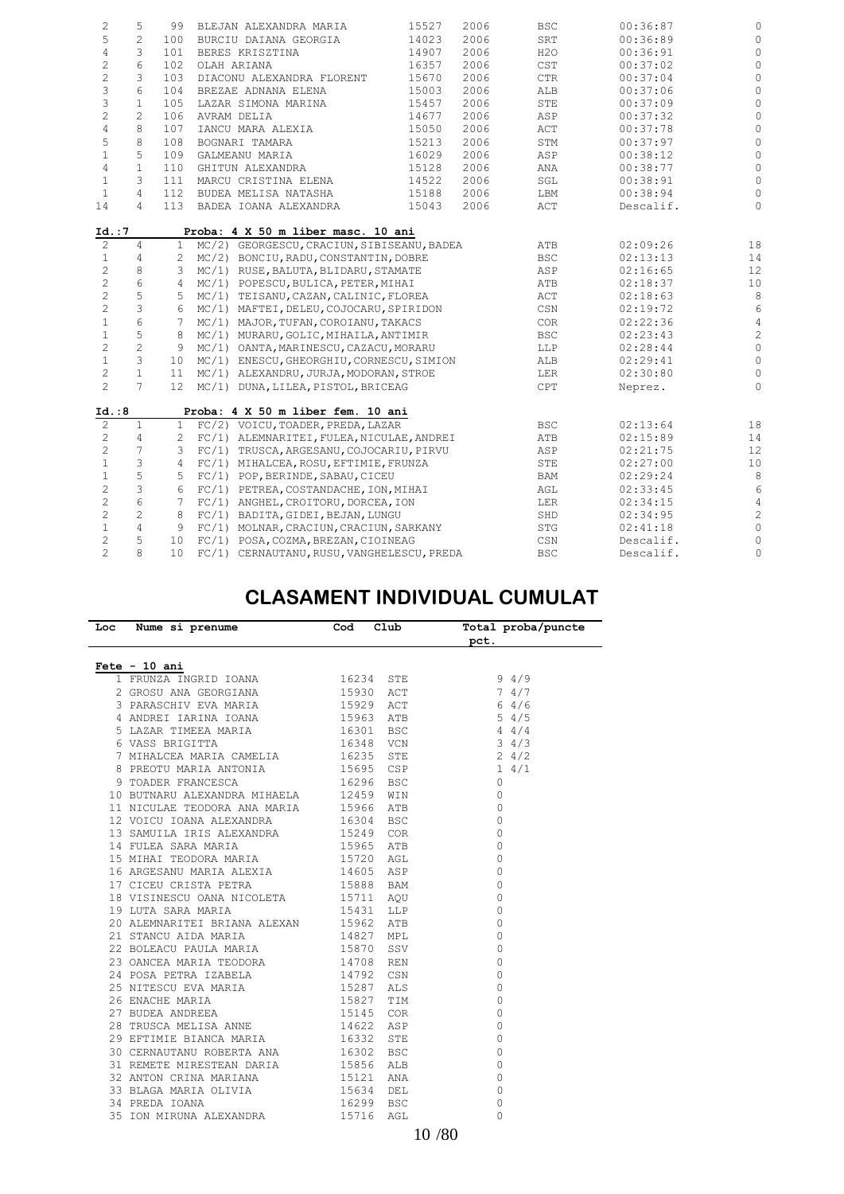| | | | | | | | | | |
|---|---|---|---|---|---|---|---|---|---|
| 2 | 5 | 99 | BLEJAN ALEXANDRA MARIA | 15527 | 2006 | BSC | 00:36:87 | 0 |
| 5 | 2 | 100 | BURCIU DAIANA GEORGIA | 14023 | 2006 | SRT | 00:36:89 | 0 |
| 4 | 3 | 101 | BERES KRISZTINA | 14907 | 2006 | H2O | 00:36:91 | 0 |
| 2 | 6 | 102 | OLAH ARIANA | 16357 | 2006 | CST | 00:37:02 | 0 |
| 2 | 3 | 103 | DIACONU ALEXANDRA FLORENT | 15670 | 2006 | CTR | 00:37:04 | 0 |
| 3 | 6 | 104 | BREZAE ADNANA ELENA | 15003 | 2006 | ALB | 00:37:06 | 0 |
| 3 | 1 | 105 | LAZAR SIMONA MARINA | 15457 | 2006 | STE | 00:37:09 | 0 |
| 2 | 2 | 106 | AVRAM DELIA | 14677 | 2006 | ASP | 00:37:32 | 0 |
| 4 | 8 | 107 | IANCU MARA ALEXIA | 15050 | 2006 | ACT | 00:37:78 | 0 |
| 5 | 8 | 108 | BOGNARI TAMARA | 15213 | 2006 | STM | 00:37:97 | 0 |
| 1 | 5 | 109 | GALMEANU MARIA | 16029 | 2006 | ASP | 00:38:12 | 0 |
| 4 | 1 | 110 | GHITUN ALEXANDRA | 15128 | 2006 | ANA | 00:38:77 | 0 |
| 1 | 3 | 111 | MARCU CRISTINA ELENA | 14522 | 2006 | SGL | 00:38:91 | 0 |
| 1 | 4 | 112 | BUDEA MELISA NATASHA | 15188 | 2006 | LBM | 00:38:94 | 0 |
| 14 | 4 | 113 | BADEA IOANA ALEXANDRA | 15043 | 2006 | ACT | Descalif. | 0 |

**Id.:7** **Proba: 4 X 50 m liber masc. 10 ani**

| | | | | | | |
|---|---|---|---|---|---|---|
| 2 | 4 | 1 | MC/2) GEORGESCU,CRACIUN,SIBISEANU,BADEA | ATB | 02:09:26 | 18 |
| 1 | 4 | 2 | MC/2) BONCIU,RADU,CONSTANTIN,DOBRE | BSC | 02:13:13 | 14 |
| 2 | 8 | 3 | MC/1) RUSE,BALUTA,BLIDARU,STAMATE | ASP | 02:16:65 | 12 |
| 2 | 6 | 4 | MC/1) POPESCU,BULICA,PETER,MIHAI | ATB | 02:18:37 | 10 |
| 2 | 5 | 5 | MC/1) TEISANU,CAZAN,CALINIC,FLOREA | ACT | 02:18:63 | 8 |
| 2 | 3 | 6 | MC/1) MAFTEI,DELEU,COJOCARU,SPIRIDON | CSN | 02:19:72 | 6 |
| 1 | 6 | 7 | MC/1) MAJOR,TUFAN,COROIANU,TAKACS | COR | 02:22:36 | 4 |
| 1 | 5 | 8 | MC/1) MURARU,GOLIC,MIHAILA,ANTIMIR | BSC | 02:23:43 | 2 |
| 2 | 2 | 9 | MC/1) OANTA,MARINESCU,CAZACU,MORARU | LLP | 02:28:44 | 0 |
| 1 | 3 | 10 | MC/1) ENESCU,GHEORGHIU,CORNESCU,SIMION | ALB | 02:29:41 | 0 |
| 2 | 1 | 11 | MC/1) ALEXANDRU,JURJA,MODORAN,STROE | LER | 02:30:80 | 0 |
| 2 | 7 | 12 | MC/1) DUNA,LILEA,PISTOL,BRICEAG | CPT | Neprez. | 0 |

**Id.:8** **Proba: 4 X 50 m liber fem. 10 ani**

| | | | | | | |
|---|---|---|---|---|---|---|
| 2 | 1 | 1 | FC/2) VOICU,TOADER,PREDA,LAZAR | BSC | 02:13:64 | 18 |
| 2 | 4 | 2 | FC/1) ALEMNARITEI,FULEA,NICULAE,ANDREI | ATB | 02:15:89 | 14 |
| 2 | 7 | 3 | FC/1) TRUSCA,ARGESANU,COJOCARIU,PIRVU | ASP | 02:21:75 | 12 |
| 1 | 3 | 4 | FC/1) MIHALCEA,ROSU,EFTIMIE,FRUNZA | STE | 02:27:00 | 10 |
| 1 | 5 | 5 | FC/1) POP,BERINDE,SABAU,CICEU | BAM | 02:29:24 | 8 |
| 2 | 3 | 6 | FC/1) PETREA,COSTANDACHE,ION,MIHAI | AGL | 02:33:45 | 6 |
| 2 | 6 | 7 | FC/1) ANGHEL,CROITORU,DORCEA,ION | LER | 02:34:15 | 4 |
| 2 | 2 | 8 | FC/1) BADITA,GIDEI,BEJAN,LUNGU | SHD | 02:34:95 | 2 |
| 1 | 4 | 9 | FC/1) MOLNAR,CRACIUN,CRACIUN,SARKANY | STG | 02:41:18 | 0 |
| 2 | 5 | 10 | FC/1) POSA,COZMA,BREZAN,CIOINEAG | CSN | Descalif. | 0 |
| 2 | 8 | 10 | FC/1) CERNAUTANU,RUSU,VANGHELESCU,PREDA | BSC | Descalif. | 0 |

# CLASAMENT INDIVIDUAL CUMULAT

| Loc | Nume si prenume | Cod | Club | pct. | Total proba/puncte |
|---|---|---|---|---|---|
| **Fete - 10 ani** | | | | | |
| 1 | FRUNZA INGRID IOANA | 16234 | STE | 9 | 4/9 |
| 2 | GROSU ANA GEORGIANA | 15930 | ACT | 7 | 4/7 |
| 3 | PARASCHIV EVA MARIA | 15929 | ACT | 6 | 4/6 |
| 4 | ANDREI IARINA IOANA | 15963 | ATB | 5 | 4/5 |
| 5 | LAZAR TIMEEA MARIA | 16301 | BSC | 4 | 4/4 |
| 6 | VASS BRIGITTA | 16348 | VCN | 3 | 4/3 |
| 7 | MIHALCEA MARIA CAMELIA | 16235 | STE | 2 | 4/2 |
| 8 | PREOTU MARIA ANTONIA | 15695 | CSP | 1 | 4/1 |
| 9 | TOADER FRANCESCA | 16296 | BSC | 0 | |
| 10 | BUTNARU ALEXANDRA MIHAELA | 12459 | WIN | 0 | |
| 11 | NICULAE TEODORA ANA MARIA | 15966 | ATB | 0 | |
| 12 | VOICU IOANA ALEXANDRA | 16304 | BSC | 0 | |
| 13 | SAMUILA IRIS ALEXANDRA | 15249 | COR | 0 | |
| 14 | FULEA SARA MARIA | 15965 | ATB | 0 | |
| 15 | MIHAI TEODORA MARIA | 15720 | AGL | 0 | |
| 16 | ARGESANU MARIA ALEXIA | 14605 | ASP | 0 | |
| 17 | CICEU CRISTA PETRA | 15888 | BAM | 0 | |
| 18 | VISINESCU OANA NICOLETA | 15711 | AQU | 0 | |
| 19 | LUTA SARA MARIA | 15431 | LLP | 0 | |
| 20 | ALEMNARITEI BRIANA ALEXAN | 15962 | ATB | 0 | |
| 21 | STANCU AIDA MARIA | 14827 | MPL | 0 | |
| 22 | BOLEACU PAULA MARIA | 15870 | SSV | 0 | |
| 23 | OANCEA MARIA TEODORA | 14708 | REN | 0 | |
| 24 | POSA PETRA IZABELA | 14792 | CSN | 0 | |
| 25 | NITESCU EVA MARIA | 15287 | ALS | 0 | |
| 26 | ENACHE MARIA | 15827 | TIM | 0 | |
| 27 | BUDEA ANDREEA | 15145 | COR | 0 | |
| 28 | TRUSCA MELISA ANNE | 14622 | ASP | 0 | |
| 29 | EFTIMIE BIANCA MARIA | 16332 | STE | 0 | |
| 30 | CERNAUTANU ROBERTA ANA | 16302 | BSC | 0 | |
| 31 | REMETE MIRESTEAN DARIA | 15856 | ALB | 0 | |
| 32 | ANTON CRINA MARIANA | 15121 | ANA | 0 | |
| 33 | BLAGA MARIA OLIVIA | 15634 | DEL | 0 | |
| 34 | PREDA IOANA | 16299 | BSC | 0 | |
| 35 | ION MIRUNA ALEXANDRA | 15716 | AGL | 0 | |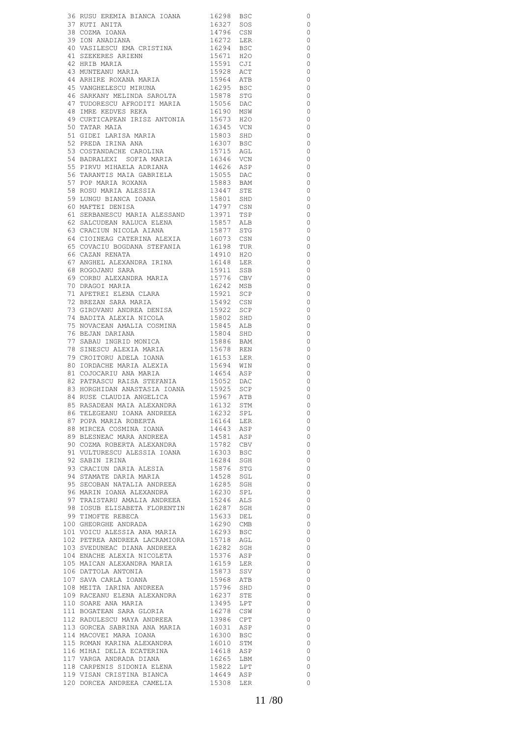| | | | | |
|---|---|---|---|---|
| 36 | RUSU EREMIA BIANCA IOANA | 16298 | BSC | 0 |
| 37 | KUTI ANITA | 16327 | SOS | 0 |
| 38 | COZMA IOANA | 14796 | CSN | 0 |
| 39 | ION ANADIANA | 16272 | LER | 0 |
| 40 | VASILESCU EMA CRISTINA | 16294 | BSC | 0 |
| 41 | SZEKERES ARIENN | 15671 | H2O | 0 |
| 42 | HRIB MARIA | 15591 | CJI | 0 |
| 43 | MUNTEANU MARIA | 15928 | ACT | 0 |
| 44 | ARHIRE ROXANA MARIA | 15964 | ATB | 0 |
| 45 | VANGHELESCU MIRUNA | 16295 | BSC | 0 |
| 46 | SARKANY MELINDA SAROLTA | 15878 | STG | 0 |
| 47 | TUDORESCU AFRODITI MARIA | 15056 | DAC | 0 |
| 48 | IMRE KEDVES REKA | 16190 | MSW | 0 |
| 49 | CURTICAPEAN IRISZ ANTONIA | 15673 | H2O | 0 |
| 50 | TATAR MAIA | 16345 | VCN | 0 |
| 51 | GIDEI LARISA MARIA | 15803 | SHD | 0 |
| 52 | PREDA IRINA ANA | 16307 | BSC | 0 |
| 53 | COSTANDACHE CAROLINA | 15715 | AGL | 0 |
| 54 | BADRALEXI SOFIA MARIA | 16346 | VCN | 0 |
| 55 | PIRVU MIHAELA ADRIANA | 14626 | ASP | 0 |
| 56 | TARANTIS MAIA GABRIELA | 15055 | DAC | 0 |
| 57 | POP MARIA ROXANA | 15883 | BAM | 0 |
| 58 | ROSU MARIA ALESSIA | 13447 | STE | 0 |
| 59 | LUNGU BIANCA IOANA | 15801 | SHD | 0 |
| 60 | MAFTEI DENISA | 14797 | CSN | 0 |
| 61 | SERBANESCU MARIA ALESSAND | 13971 | TSP | 0 |
| 62 | SALCUDEAN RALUCA ELENA | 15857 | ALB | 0 |
| 63 | CRACIUN NICOLA AIANA | 15877 | STG | 0 |
| 64 | CIOINEAG CATERINA ALEXIA | 16073 | CSN | 0 |
| 65 | COVACIU BOGDANA STEFANIA | 16198 | TUR | 0 |
| 66 | CAZAN RENATA | 14910 | H2O | 0 |
| 67 | ANGHEL ALEXANDRA IRINA | 16148 | LER | 0 |
| 68 | ROGOJANU SARA | 15911 | SSB | 0 |
| 69 | CORBU ALEXANDRA MARIA | 15776 | CBV | 0 |
| 70 | DRAGOI MARIA | 16242 | MSB | 0 |
| 71 | APETREI ELENA CLARA | 15921 | SCP | 0 |
| 72 | BREZAN SARA MARIA | 15492 | CSN | 0 |
| 73 | GIROVANU ANDREA DENISA | 15922 | SCP | 0 |
| 74 | BADITA ALEXIA NICOLA | 15802 | SHD | 0 |
| 75 | NOVACEAN AMALIA COSMINA | 15845 | ALB | 0 |
| 76 | BEJAN DARIANA | 15804 | SHD | 0 |
| 77 | SABAU INGRID MONICA | 15886 | BAM | 0 |
| 78 | SINESCU ALEXIA MARIA | 15678 | REN | 0 |
| 79 | CROITORU ADELA IOANA | 16153 | LER | 0 |
| 80 | IORDACHE MARIA ALEXIA | 15694 | WIN | 0 |
| 81 | COJOCARIU ANA MARIA | 14654 | ASP | 0 |
| 82 | PATRASCU RAISA STEFANIA | 15052 | DAC | 0 |
| 83 | HORGHIDAN ANASTASIA IOANA | 15925 | SCP | 0 |
| 84 | RUSE CLAUDIA ANGELICA | 15967 | ATB | 0 |
| 85 | RASADEAN MAIA ALEXANDRA | 16132 | STM | 0 |
| 86 | TELEGEANU IOANA ANDREEA | 16232 | SPL | 0 |
| 87 | POPA MARIA ROBERTA | 16164 | LER | 0 |
| 88 | MIRCEA COSMINA IOANA | 14643 | ASP | 0 |
| 89 | BLESNEAC MARA ANDREEA | 14581 | ASP | 0 |
| 90 | COZMA ROBERTA ALEXANDRA | 15782 | CBV | 0 |
| 91 | VULTURESCU ALESSIA IOANA | 16303 | BSC | 0 |
| 92 | SABIN IRINA | 16284 | SGH | 0 |
| 93 | CRACIUN DARIA ALESIA | 15876 | STG | 0 |
| 94 | STAMATE DARIA MARIA | 14528 | SGL | 0 |
| 95 | SECOBAN NATALIA ANDREEA | 16285 | SGH | 0 |
| 96 | MARIN IOANA ALEXANDRA | 16230 | SPL | 0 |
| 97 | TRAISTARU AMALIA ANDREEA | 15246 | ALS | 0 |
| 98 | IOSUB ELISABETA FLORENTIN | 16287 | SGH | 0 |
| 99 | TIMOFTE REBECA | 15633 | DEL | 0 |
| 100 | GHEORGHE ANDRADA | 16290 | CMB | 0 |
| 101 | VOICU ALESSIA ANA MARIA | 16293 | BSC | 0 |
| 102 | PETREA ANDREEA LACRAMIORA | 15718 | AGL | 0 |
| 103 | SVEDUNEAC DIANA ANDREEA | 16282 | SGH | 0 |
| 104 | ENACHE ALEXIA NICOLETA | 15376 | ASP | 0 |
| 105 | MAICAN ALEXANDRA MARIA | 16159 | LER | 0 |
| 106 | DATTOLA ANTONIA | 15873 | SSV | 0 |
| 107 | SAVA CARLA IOANA | 15968 | ATB | 0 |
| 108 | MEITA IARINA ANDREEA | 15796 | SHD | 0 |
| 109 | RACEANU ELENA ALEXANDRA | 16237 | STE | 0 |
| 110 | SOARE ANA MARIA | 13495 | LPT | 0 |
| 111 | BOGATEAN SARA GLORIA | 16278 | CSW | 0 |
| 112 | RADULESCU MAYA ANDREEA | 13986 | CPT | 0 |
| 113 | GORCEA SABRINA ANA MARIA | 16031 | ASP | 0 |
| 114 | MACOVEI MARA IOANA | 16300 | BSC | 0 |
| 115 | ROMAN KARINA ALEXANDRA | 16010 | STM | 0 |
| 116 | MIHAI DELIA ECATERINA | 14618 | ASP | 0 |
| 117 | VARGA ANDRADA DIANA | 16265 | LBM | 0 |
| 118 | CARPENIS SIDONIA ELENA | 15822 | LPT | 0 |
| 119 | VISAN CRISTINA BIANCA | 14649 | ASP | 0 |
| 120 | DORCEA ANDREEA CAMELIA | 15308 | LER | 0 |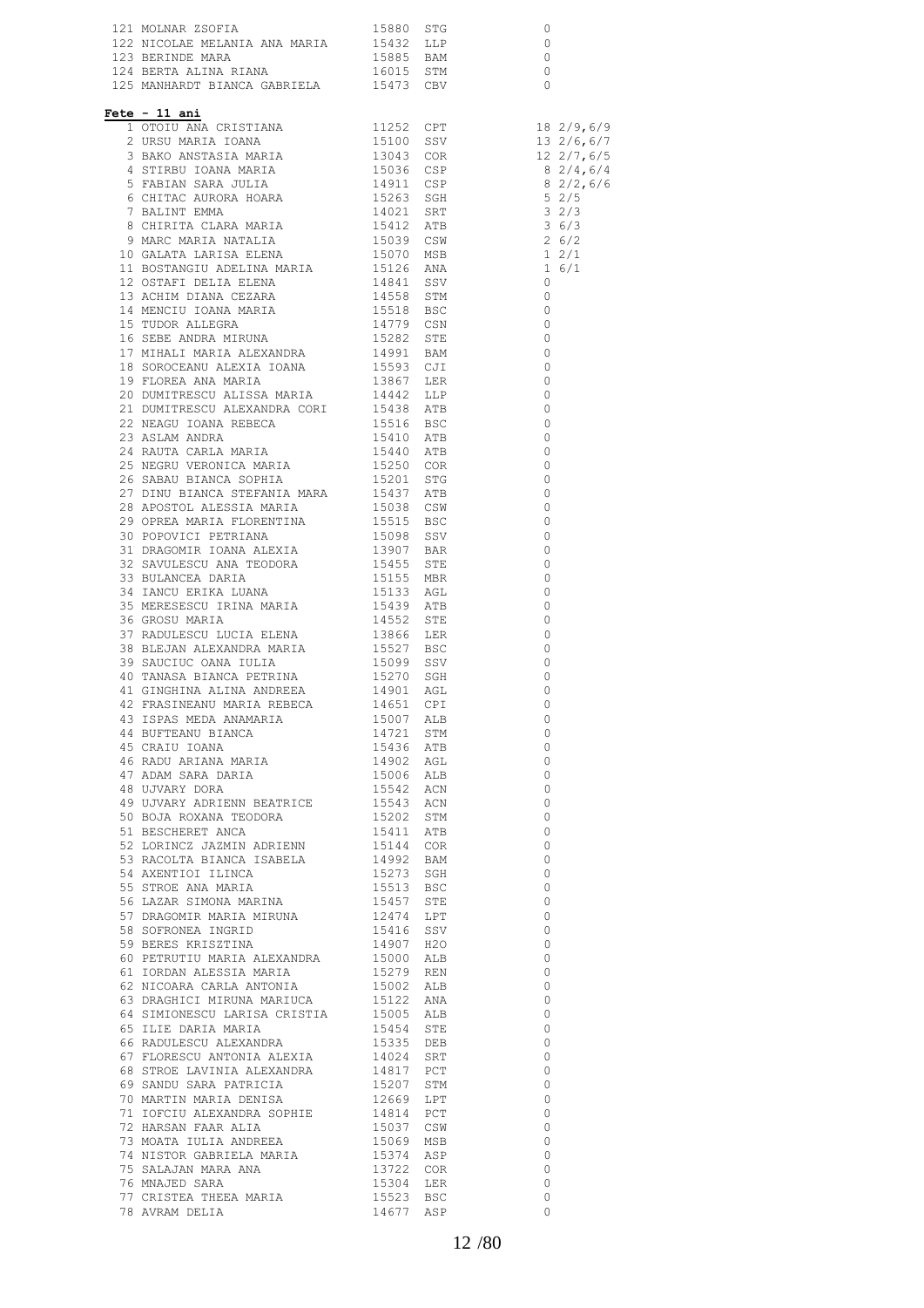| | | | | |
|---|---|---|---|---|
| 121 | MOLNAR ZSOFIA | 15880 | STG | 0 |
| 122 | NICOLAE MELANIA ANA MARIA | 15432 | LLP | 0 |
| 123 | BERINDE MARA | 15885 | BAM | 0 |
| 124 | BERTA ALINA RIANA | 16015 | STM | 0 |
| 125 | MANHARDT BIANCA GABRIELA | 15473 | CBV | 0 |

**Fete - 11 ani**

| | | | | |
|---|---|---|---|---|
| 1 | OTOIU ANA CRISTIANA | 11252 | CPT | 18 2/9,6/9 |
| 2 | URSU MARIA IOANA | 15100 | SSV | 13 2/6,6/7 |
| 3 | BAKO ANSTASIA MARIA | 13043 | COR | 12 2/7,6/5 |
| 4 | STIRBU IOANA MARIA | 15036 | CSP | 8 2/4,6/4 |
| 5 | FABIAN SARA JULIA | 14911 | CSP | 8 2/2,6/6 |
| 6 | CHITAC AURORA HOARA | 15263 | SGH | 5 2/5 |
| 7 | BALINT EMMA | 14021 | SRT | 3 2/3 |
| 8 | CHIRITA CLARA MARIA | 15412 | ATB | 3 6/3 |
| 9 | MARC MARIA NATALIA | 15039 | CSW | 2 6/2 |
| 10 | GALATA LARISA ELENA | 15070 | MSB | 1 2/1 |
| 11 | BOSTANGIU ADELINA MARIA | 15126 | ANA | 1 6/1 |
| 12 | OSTAFI DELIA ELENA | 14841 | SSV | 0 |
| 13 | ACHIM DIANA CEZARA | 14558 | STM | 0 |
| 14 | MENCIU IOANA MARIA | 15518 | BSC | 0 |
| 15 | TUDOR ALLEGRA | 14779 | CSN | 0 |
| 16 | SEBE ANDRA MIRUNA | 15282 | STE | 0 |
| 17 | MIHALI MARIA ALEXANDRA | 14991 | BAM | 0 |
| 18 | SOROCEANU ALEXIA IOANA | 15593 | CJI | 0 |
| 19 | FLOREA ANA MARIA | 13867 | LER | 0 |
| 20 | DUMITRESCU ALISSA MARIA | 14442 | LLP | 0 |
| 21 | DUMITRESCU ALEXANDRA CORI | 15438 | ATB | 0 |
| 22 | NEAGU IOANA REBECA | 15516 | BSC | 0 |
| 23 | ASLAM ANDRA | 15410 | ATB | 0 |
| 24 | RAUTA CARLA MARIA | 15440 | ATB | 0 |
| 25 | NEGRU VERONICA MARIA | 15250 | COR | 0 |
| 26 | SABAU BIANCA SOPHIA | 15201 | STG | 0 |
| 27 | DINU BIANCA STEFANIA MARA | 15437 | ATB | 0 |
| 28 | APOSTOL ALESSIA MARIA | 15038 | CSW | 0 |
| 29 | OPREA MARIA FLORENTINA | 15515 | BSC | 0 |
| 30 | POPOVICI PETRIANA | 15098 | SSV | 0 |
| 31 | DRAGOMIR IOANA ALEXIA | 13907 | BAR | 0 |
| 32 | SAVULESCU ANA TEODORA | 15455 | STE | 0 |
| 33 | BULANCEA DARIA | 15155 | MBR | 0 |
| 34 | IANCU ERIKA LUANA | 15133 | AGL | 0 |
| 35 | MERESESCU IRINA MARIA | 15439 | ATB | 0 |
| 36 | GROSU MARIA | 14552 | STE | 0 |
| 37 | RADULESCU LUCIA ELENA | 13866 | LER | 0 |
| 38 | BLEJAN ALEXANDRA MARIA | 15527 | BSC | 0 |
| 39 | SAUCIUC OANA IULIA | 15099 | SSV | 0 |
| 40 | TANASA BIANCA PETRINA | 15270 | SGH | 0 |
| 41 | GINGHINA ALINA ANDREEA | 14901 | AGL | 0 |
| 42 | FRASINEANU MARIA REBECA | 14651 | CPI | 0 |
| 43 | ISPAS MEDA ANAMARIA | 15007 | ALB | 0 |
| 44 | BUFTEANU BIANCA | 14721 | STM | 0 |
| 45 | CRAIU IOANA | 15436 | ATB | 0 |
| 46 | RADU ARIANA MARIA | 14902 | AGL | 0 |
| 47 | ADAM SARA DARIA | 15006 | ALB | 0 |
| 48 | UJVARY DORA | 15542 | ACN | 0 |
| 49 | UJVARY ADRIENN BEATRICE | 15543 | ACN | 0 |
| 50 | BOJA ROXANA TEODORA | 15202 | STM | 0 |
| 51 | BESCHERET ANCA | 15411 | ATB | 0 |
| 52 | LORINCZ JAZMIN ADRIENN | 15144 | COR | 0 |
| 53 | RACOLTA BIANCA ISABELA | 14992 | BAM | 0 |
| 54 | AXENTIOI ILINCA | 15273 | SGH | 0 |
| 55 | STROE ANA MARIA | 15513 | BSC | 0 |
| 56 | LAZAR SIMONA MARINA | 15457 | STE | 0 |
| 57 | DRAGOMIR MARIA MIRUNA | 12474 | LPT | 0 |
| 58 | SOFRONEA INGRID | 15416 | SSV | 0 |
| 59 | BERES KRISZTINA | 14907 | H2O | 0 |
| 60 | PETRUTIU MARIA ALEXANDRA | 15000 | ALB | 0 |
| 61 | IORDAN ALESSIA MARIA | 15279 | REN | 0 |
| 62 | NICOARA CARLA ANTONIA | 15002 | ALB | 0 |
| 63 | DRAGHICI MIRUNA MARIUCA | 15122 | ANA | 0 |
| 64 | SIMIONESCU LARISA CRISTIA | 15005 | ALB | 0 |
| 65 | ILIE DARIA MARIA | 15454 | STE | 0 |
| 66 | RADULESCU ALEXANDRA | 15335 | DEB | 0 |
| 67 | FLORESCU ANTONIA ALEXIA | 14024 | SRT | 0 |
| 68 | STROE LAVINIA ALEXANDRA | 14817 | PCT | 0 |
| 69 | SANDU SARA PATRICIA | 15207 | STM | 0 |
| 70 | MARTIN MARIA DENISA | 12669 | LPT | 0 |
| 71 | IOFCIU ALEXANDRA SOPHIE | 14814 | PCT | 0 |
| 72 | HARSAN FAAR ALIA | 15037 | CSW | 0 |
| 73 | MOATA IULIA ANDREEA | 15069 | MSB | 0 |
| 74 | NISTOR GABRIELA MARIA | 15374 | ASP | 0 |
| 75 | SALAJAN MARA ANA | 13722 | COR | 0 |
| 76 | MNAJED SARA | 15304 | LER | 0 |
| 77 | CRISTEA THEEA MARIA | 15523 | BSC | 0 |
| 78 | AVRAM DELIA | 14677 | ASP | 0 |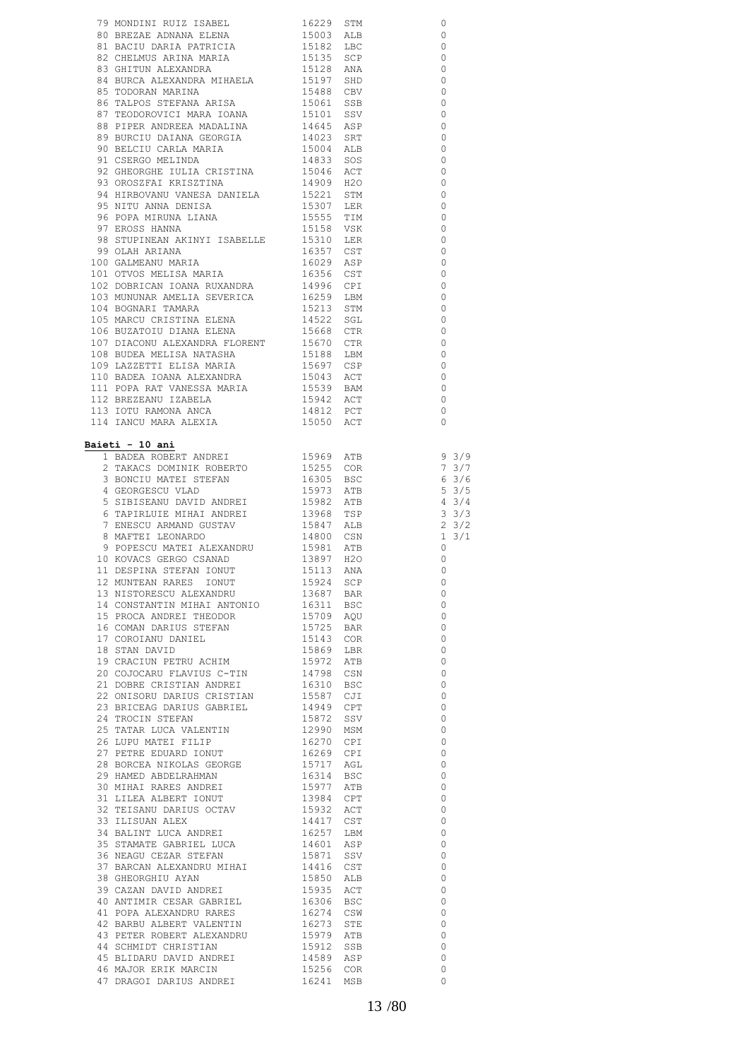| | | | | |
|---|---|---|---|---|
| 79 | MONDINI RUIZ ISABEL | 16229 | STM | 0 |
| 80 | BREZAE ADNANA ELENA | 15003 | ALB | 0 |
| 81 | BACIU DARIA PATRICIA | 15182 | LBC | 0 |
| 82 | CHELMUS ARINA MARIA | 15135 | SCP | 0 |
| 83 | GHITUN ALEXANDRA | 15128 | ANA | 0 |
| 84 | BURCA ALEXANDRA MIHAELA | 15197 | SHD | 0 |
| 85 | TODORAN MARINA | 15488 | CBV | 0 |
| 86 | TALPOS STEFANA ARISA | 15061 | SSB | 0 |
| 87 | TEODOROVICI MARA IOANA | 15101 | SSV | 0 |
| 88 | PIPER ANDREEA MADALINA | 14645 | ASP | 0 |
| 89 | BURCIU DAIANA GEORGIA | 14023 | SRT | 0 |
| 90 | BELCIU CARLA MARIA | 15004 | ALB | 0 |
| 91 | CSERGO MELINDA | 14833 | SOS | 0 |
| 92 | GHEORGHE IULIA CRISTINA | 15046 | ACT | 0 |
| 93 | OROSZFAI KRISZTINA | 14909 | H2O | 0 |
| 94 | HIRBOVANU VANESA DANIELA | 15221 | STM | 0 |
| 95 | NITU ANNA DENISA | 15307 | LER | 0 |
| 96 | POPA MIRUNA LIANA | 15555 | TIM | 0 |
| 97 | EROSS HANNA | 15158 | VSK | 0 |
| 98 | STUPINEAN AKINYI ISABELLE | 15310 | LER | 0 |
| 99 | OLAH ARIANA | 16357 | CST | 0 |
| 100 | GALMEANU MARIA | 16029 | ASP | 0 |
| 101 | OTVOS MELISA MARIA | 16356 | CST | 0 |
| 102 | DOBRICAN IOANA RUXANDRA | 14996 | CPI | 0 |
| 103 | MUNUNAR AMELIA SEVERICA | 16259 | LBM | 0 |
| 104 | BOGNARI TAMARA | 15213 | STM | 0 |
| 105 | MARCU CRISTINA ELENA | 14522 | SGL | 0 |
| 106 | BUZATOIU DIANA ELENA | 15668 | CTR | 0 |
| 107 | DIACONU ALEXANDRA FLORENT | 15670 | CTR | 0 |
| 108 | BUDEA MELISA NATASHA | 15188 | LBM | 0 |
| 109 | LAZZETTI ELISA MARIA | 15697 | CSP | 0 |
| 110 | BADEA IOANA ALEXANDRA | 15043 | ACT | 0 |
| 111 | POPA RAT VANESSA MARIA | 15539 | BAM | 0 |
| 112 | BREZEANU IZABELA | 15942 | ACT | 0 |
| 113 | IOTU RAMONA ANCA | 14812 | PCT | 0 |
| 114 | IANCU MARA ALEXIA | 15050 | ACT | 0 |

**Baieti - 10 ani**

| | | | | |
|---|---|---|---|---|
| 1 | BADEA ROBERT ANDREI | 15969 | ATB | 9 3/9 |
| 2 | TAKACS DOMINIK ROBERTO | 15255 | COR | 7 3/7 |
| 3 | BONCIU MATEI STEFAN | 16305 | BSC | 6 3/6 |
| 4 | GEORGESCU VLAD | 15973 | ATB | 5 3/5 |
| 5 | SIBISEANU DAVID ANDREI | 15982 | ATB | 4 3/4 |
| 6 | TAPIRLUIE MIHAI ANDREI | 13968 | TSP | 3 3/3 |
| 7 | ENESCU ARMAND GUSTAV | 15847 | ALB | 2 3/2 |
| 8 | MAFTEI LEONARDO | 14800 | CSN | 1 3/1 |
| 9 | POPESCU MATEI ALEXANDRU | 15981 | ATB | 0 |
| 10 | KOVACS GERGO CSANAD | 13897 | H2O | 0 |
| 11 | DESPINA STEFAN IONUT | 15113 | ANA | 0 |
| 12 | MUNTEAN RARES IONUT | 15924 | SCP | 0 |
| 13 | NISTORESCU ALEXANDRU | 13687 | BAR | 0 |
| 14 | CONSTANTIN MIHAI ANTONIO | 16311 | BSC | 0 |
| 15 | PROCA ANDREI THEODOR | 15709 | AQU | 0 |
| 16 | COMAN DARIUS STEFAN | 15725 | BAR | 0 |
| 17 | COROIANU DANIEL | 15143 | COR | 0 |
| 18 | STAN DAVID | 15869 | LBR | 0 |
| 19 | CRACIUN PETRU ACHIM | 15972 | ATB | 0 |
| 20 | COJOCARU FLAVIUS C-TIN | 14798 | CSN | 0 |
| 21 | DOBRE CRISTIAN ANDREI | 16310 | BSC | 0 |
| 22 | ONISORU DARIUS CRISTIAN | 15587 | CJI | 0 |
| 23 | BRICEAG DARIUS GABRIEL | 14949 | CPT | 0 |
| 24 | TROCIN STEFAN | 15872 | SSV | 0 |
| 25 | TATAR LUCA VALENTIN | 12990 | MSM | 0 |
| 26 | LUPU MATEI FILIP | 16270 | CPI | 0 |
| 27 | PETRE EDUARD IONUT | 16269 | CPI | 0 |
| 28 | BORCEA NIKOLAS GEORGE | 15717 | AGL | 0 |
| 29 | HAMED ABDELRAHMAN | 16314 | BSC | 0 |
| 30 | MIHAI RARES ANDREI | 15977 | ATB | 0 |
| 31 | LILEA ALBERT IONUT | 13984 | CPT | 0 |
| 32 | TEISANU DARIUS OCTAV | 15932 | ACT | 0 |
| 33 | ILISUAN ALEX | 14417 | CST | 0 |
| 34 | BALINT LUCA ANDREI | 16257 | LBM | 0 |
| 35 | STAMATE GABRIEL LUCA | 14601 | ASP | 0 |
| 36 | NEAGU CEZAR STEFAN | 15871 | SSV | 0 |
| 37 | BARCAN ALEXANDRU MIHAI | 14416 | CST | 0 |
| 38 | GHEORGHIU AYAN | 15850 | ALB | 0 |
| 39 | CAZAN DAVID ANDREI | 15935 | ACT | 0 |
| 40 | ANTIMIR CESAR GABRIEL | 16306 | BSC | 0 |
| 41 | POPA ALEXANDRU RARES | 16274 | CSW | 0 |
| 42 | BARBU ALBERT VALENTIN | 16273 | STE | 0 |
| 43 | PETER ROBERT ALEXANDRU | 15979 | ATB | 0 |
| 44 | SCHMIDT CHRISTIAN | 15912 | SSB | 0 |
| 45 | BLIDARU DAVID ANDREI | 14589 | ASP | 0 |
| 46 | MAJOR ERIK MARCIN | 15256 | COR | 0 |
| 47 | DRAGOI DARIUS ANDREI | 16241 | MSB | 0 |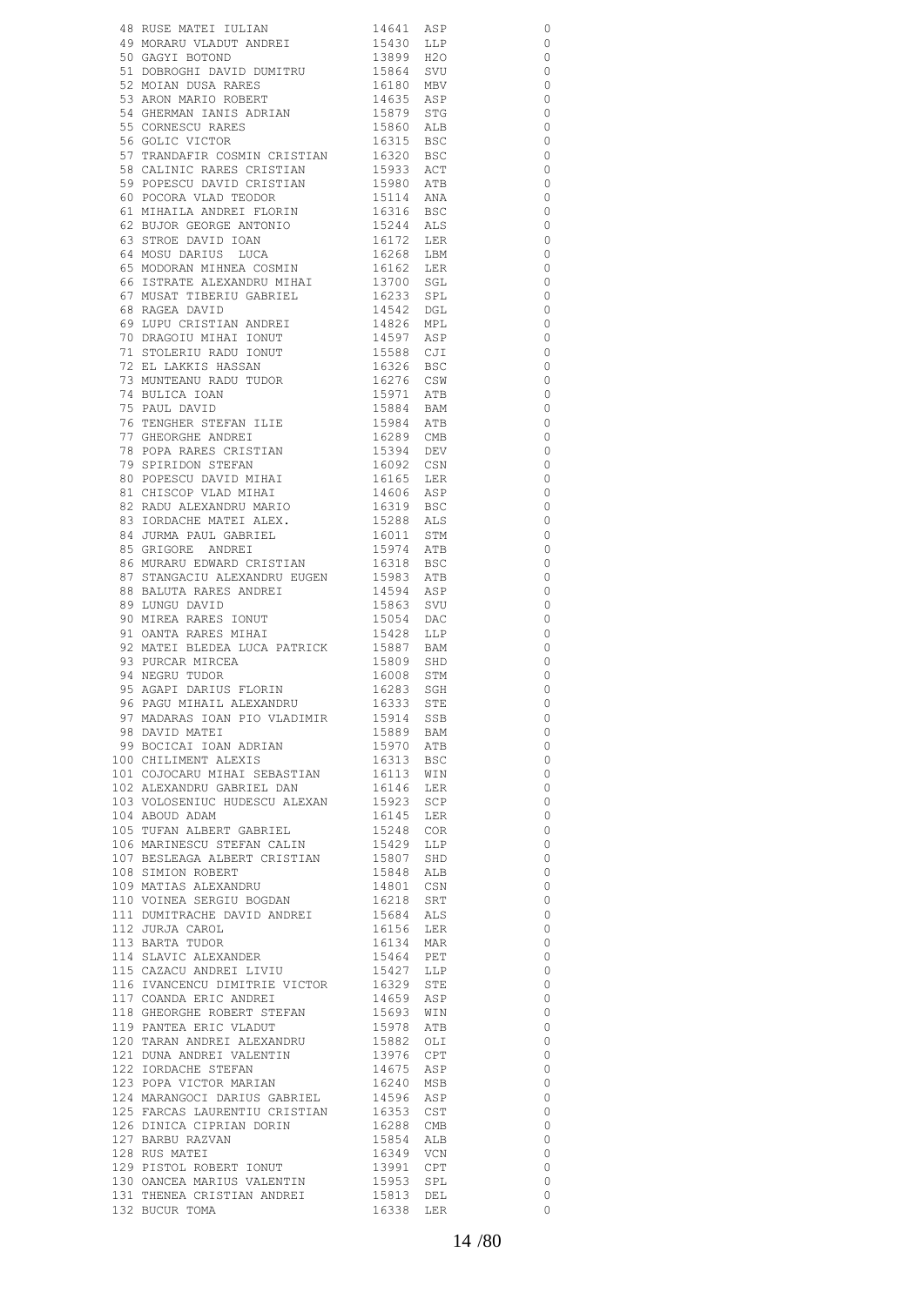| | | | | |
|---|---|---|---|---|
| 48 | RUSE MATEI IULIAN | 14641 | ASP | 0 |
| 49 | MORARU VLADUT ANDREI | 15430 | LLP | 0 |
| 50 | GAGYI BOTOND | 13899 | H2O | 0 |
| 51 | DOBROGHI DAVID DUMITRU | 15864 | SVU | 0 |
| 52 | MOIAN DUSA RARES | 16180 | MBV | 0 |
| 53 | ARON MARIO ROBERT | 14635 | ASP | 0 |
| 54 | GHERMAN IANIS ADRIAN | 15879 | STG | 0 |
| 55 | CORNESCU RARES | 15860 | ALB | 0 |
| 56 | GOLIC VICTOR | 16315 | BSC | 0 |
| 57 | TRANDAFIR COSMIN CRISTIAN | 16320 | BSC | 0 |
| 58 | CALINIC RARES CRISTIAN | 15933 | ACT | 0 |
| 59 | POPESCU DAVID CRISTIAN | 15980 | ATB | 0 |
| 60 | POCORA VLAD TEODOR | 15114 | ANA | 0 |
| 61 | MIHAILA ANDREI FLORIN | 16316 | BSC | 0 |
| 62 | BUJOR GEORGE ANTONIO | 15244 | ALS | 0 |
| 63 | STROE DAVID IOAN | 16172 | LER | 0 |
| 64 | MOSU DARIUS LUCA | 16268 | LBM | 0 |
| 65 | MODORAN MIHNEA COSMIN | 16162 | LER | 0 |
| 66 | ISTRATE ALEXANDRU MIHAI | 13700 | SGL | 0 |
| 67 | MUSAT TIBERIU GABRIEL | 16233 | SPL | 0 |
| 68 | RAGEA DAVID | 14542 | DGL | 0 |
| 69 | LUPU CRISTIAN ANDREI | 14826 | MPL | 0 |
| 70 | DRAGOIU MIHAI IONUT | 14597 | ASP | 0 |
| 71 | STOLERIU RADU IONUT | 15588 | CJI | 0 |
| 72 | EL LAKKIS HASSAN | 16326 | BSC | 0 |
| 73 | MUNTEANU RADU TUDOR | 16276 | CSW | 0 |
| 74 | BULICA IOAN | 15971 | ATB | 0 |
| 75 | PAUL DAVID | 15884 | BAM | 0 |
| 76 | TENGHER STEFAN ILIE | 15984 | ATB | 0 |
| 77 | GHEORGHE ANDREI | 16289 | CMB | 0 |
| 78 | POPA RARES CRISTIAN | 15394 | DEV | 0 |
| 79 | SPIRIDON STEFAN | 16092 | CSN | 0 |
| 80 | POPESCU DAVID MIHAI | 16165 | LER | 0 |
| 81 | CHISCOP VLAD MIHAI | 14606 | ASP | 0 |
| 82 | RADU ALEXANDRU MARIO | 16319 | BSC | 0 |
| 83 | IORDACHE MATEI ALEX. | 15288 | ALS | 0 |
| 84 | JURMA PAUL GABRIEL | 16011 | STM | 0 |
| 85 | GRIGORE ANDREI | 15974 | ATB | 0 |
| 86 | MURARU EDWARD CRISTIAN | 16318 | BSC | 0 |
| 87 | STANGACIU ALEXANDRU EUGEN | 15983 | ATB | 0 |
| 88 | BALUTA RARES ANDREI | 14594 | ASP | 0 |
| 89 | LUNGU DAVID | 15863 | SVU | 0 |
| 90 | MIREA RARES IONUT | 15054 | DAC | 0 |
| 91 | OANTA RARES MIHAI | 15428 | LLP | 0 |
| 92 | MATEI BLEDEA LUCA PATRICK | 15887 | BAM | 0 |
| 93 | PURCAR MIRCEA | 15809 | SHD | 0 |
| 94 | NEGRU TUDOR | 16008 | STM | 0 |
| 95 | AGAPI DARIUS FLORIN | 16283 | SGH | 0 |
| 96 | PAGU MIHAIL ALEXANDRU | 16333 | STE | 0 |
| 97 | MADARAS IOAN PIO VLADIMIR | 15914 | SSB | 0 |
| 98 | DAVID MATEI | 15889 | BAM | 0 |
| 99 | BOCICAI IOAN ADRIAN | 15970 | ATB | 0 |
| 100 | CHILIMENT ALEXIS | 16313 | BSC | 0 |
| 101 | COJOCARU MIHAI SEBASTIAN | 16113 | WIN | 0 |
| 102 | ALEXANDRU GABRIEL DAN | 16146 | LER | 0 |
| 103 | VOLOSENIUC HUDESCU ALEXAN | 15923 | SCP | 0 |
| 104 | ABOUD ADAM | 16145 | LER | 0 |
| 105 | TUFAN ALBERT GABRIEL | 15248 | COR | 0 |
| 106 | MARINESCU STEFAN CALIN | 15429 | LLP | 0 |
| 107 | BESLEAGA ALBERT CRISTIAN | 15807 | SHD | 0 |
| 108 | SIMION ROBERT | 15848 | ALB | 0 |
| 109 | MATIAS ALEXANDRU | 14801 | CSN | 0 |
| 110 | VOINEA SERGIU BOGDAN | 16218 | SRT | 0 |
| 111 | DUMITRACHE DAVID ANDREI | 15684 | ALS | 0 |
| 112 | JURJA CAROL | 16156 | LER | 0 |
| 113 | BARTA TUDOR | 16134 | MAR | 0 |
| 114 | SLAVIC ALEXANDER | 15464 | PET | 0 |
| 115 | CAZACU ANDREI LIVIU | 15427 | LLP | 0 |
| 116 | IVANCENCU DIMITRIE VICTOR | 16329 | STE | 0 |
| 117 | COANDA ERIC ANDREI | 14659 | ASP | 0 |
| 118 | GHEORGHE ROBERT STEFAN | 15693 | WIN | 0 |
| 119 | PANTEA ERIC VLADUT | 15978 | ATB | 0 |
| 120 | TARAN ANDREI ALEXANDRU | 15882 | OLI | 0 |
| 121 | DUNA ANDREI VALENTIN | 13976 | CPT | 0 |
| 122 | IORDACHE STEFAN | 14675 | ASP | 0 |
| 123 | POPA VICTOR MARIAN | 16240 | MSB | 0 |
| 124 | MARANGOCI DARIUS GABRIEL | 14596 | ASP | 0 |
| 125 | FARCAS LAURENTIU CRISTIAN | 16353 | CST | 0 |
| 126 | DINICA CIPRIAN DORIN | 16288 | CMB | 0 |
| 127 | BARBU RAZVAN | 15854 | ALB | 0 |
| 128 | RUS MATEI | 16349 | VCN | 0 |
| 129 | PISTOL ROBERT IONUT | 13991 | CPT | 0 |
| 130 | OANCEA MARIUS VALENTIN | 15953 | SPL | 0 |
| 131 | THENEA CRISTIAN ANDREI | 15813 | DEL | 0 |
| 132 | BUCUR TOMA | 16338 | LER | 0 |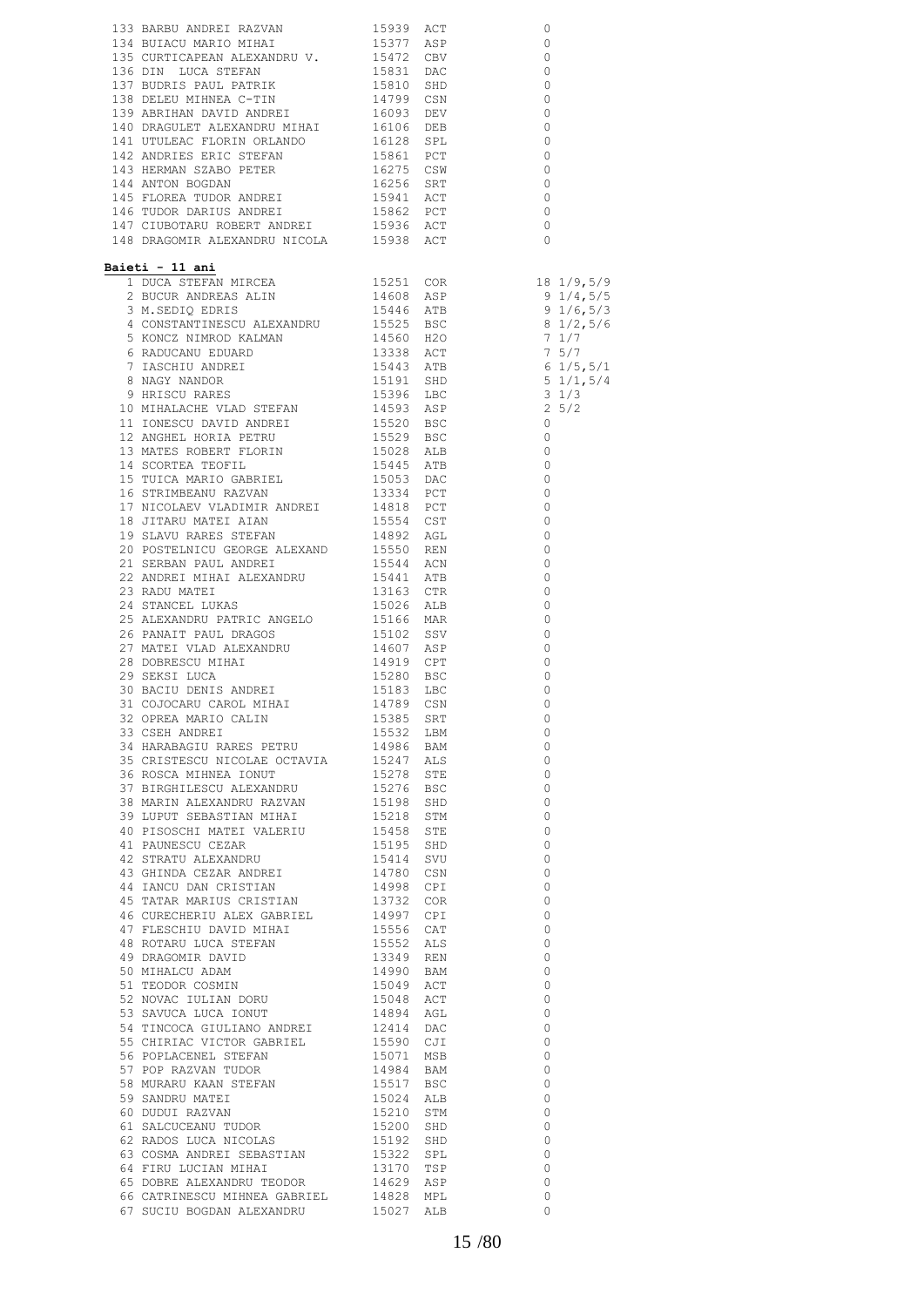| | | | | |
|---|---|---|---|---|
| 133 | BARBU ANDREI RAZVAN | 15939 | ACT | 0 |
| 134 | BUIACU MARIO MIHAI | 15377 | ASP | 0 |
| 135 | CURTICAPEAN ALEXANDRU V. | 15472 | CBV | 0 |
| 136 | DIN LUCA STEFAN | 15831 | DAC | 0 |
| 137 | BUDRIS PAUL PATRIK | 15810 | SHD | 0 |
| 138 | DELEU MIHNEA C-TIN | 14799 | CSN | 0 |
| 139 | ABRIHAN DAVID ANDREI | 16093 | DEV | 0 |
| 140 | DRAGULET ALEXANDRU MIHAI | 16106 | DEB | 0 |
| 141 | UTULEAC FLORIN ORLANDO | 16128 | SPL | 0 |
| 142 | ANDRIES ERIC STEFAN | 15861 | PCT | 0 |
| 143 | HERMAN SZABO PETER | 16275 | CSW | 0 |
| 144 | ANTON BOGDAN | 16256 | SRT | 0 |
| 145 | FLOREA TUDOR ANDREI | 15941 | ACT | 0 |
| 146 | TUDOR DARIUS ANDREI | 15862 | PCT | 0 |
| 147 | CIUBOTARU ROBERT ANDREI | 15936 | ACT | 0 |
| 148 | DRAGOMIR ALEXANDRU NICOLA | 15938 | ACT | 0 |

**Baieti - 11 ani**

| | | | | | |
|---|---|---|---|---|---|
| 1 | DUCA STEFAN MIRCEA | 15251 | COR | 18 | 1/9,5/9 |
| 2 | BUCUR ANDREAS ALIN | 14608 | ASP | 9 | 1/4,5/5 |
| 3 | M.SEDIQ EDRIS | 15446 | ATB | 9 | 1/6,5/3 |
| 4 | CONSTANTINESCU ALEXANDRU | 15525 | BSC | 8 | 1/2,5/6 |
| 5 | KONCZ NIMROD KALMAN | 14560 | H2O | 7 | 1/7 |
| 6 | RADUCANU EDUARD | 13338 | ACT | 7 | 5/7 |
| 7 | IASCHIU ANDREI | 15443 | ATB | 6 | 1/5,5/1 |
| 8 | NAGY NANDOR | 15191 | SHD | 5 | 1/1,5/4 |
| 9 | HRISCU RARES | 15396 | LBC | 3 | 1/3 |
| 10 | MIHALACHE VLAD STEFAN | 14593 | ASP | 2 | 5/2 |
| 11 | IONESCU DAVID ANDREI | 15520 | BSC | 0 | |
| 12 | ANGHEL HORIA PETRU | 15529 | BSC | 0 | |
| 13 | MATES ROBERT FLORIN | 15028 | ALB | 0 | |
| 14 | SCORTEA TEOFIL | 15445 | ATB | 0 | |
| 15 | TUICA MARIO GABRIEL | 15053 | DAC | 0 | |
| 16 | STRIMBEANU RAZVAN | 13334 | PCT | 0 | |
| 17 | NICOLAEV VLADIMIR ANDREI | 14818 | PCT | 0 | |
| 18 | JITARU MATEI AIAN | 15554 | CST | 0 | |
| 19 | SLAVU RARES STEFAN | 14892 | AGL | 0 | |
| 20 | POSTELNICU GEORGE ALEXAND | 15550 | REN | 0 | |
| 21 | SERBAN PAUL ANDREI | 15544 | ACN | 0 | |
| 22 | ANDREI MIHAI ALEXANDRU | 15441 | ATB | 0 | |
| 23 | RADU MATEI | 13163 | CTR | 0 | |
| 24 | STANCEL LUKAS | 15026 | ALB | 0 | |
| 25 | ALEXANDRU PATRIC ANGELO | 15166 | MAR | 0 | |
| 26 | PANAIT PAUL DRAGOS | 15102 | SSV | 0 | |
| 27 | MATEI VLAD ALEXANDRU | 14607 | ASP | 0 | |
| 28 | DOBRESCU MIHAI | 14919 | CPT | 0 | |
| 29 | SEKSI LUCA | 15280 | BSC | 0 | |
| 30 | BACIU DENIS ANDREI | 15183 | LBC | 0 | |
| 31 | COJOCARU CAROL MIHAI | 14789 | CSN | 0 | |
| 32 | OPREA MARIO CALIN | 15385 | SRT | 0 | |
| 33 | CSEH ANDREI | 15532 | LBM | 0 | |
| 34 | HARABAGIU RARES PETRU | 14986 | BAM | 0 | |
| 35 | CRISTESCU NICOLAE OCTAVIA | 15247 | ALS | 0 | |
| 36 | ROSCA MIHNEA IONUT | 15278 | STE | 0 | |
| 37 | BIRGHILESCU ALEXANDRU | 15276 | BSC | 0 | |
| 38 | MARIN ALEXANDRU RAZVAN | 15198 | SHD | 0 | |
| 39 | LUPUT SEBASTIAN MIHAI | 15218 | STM | 0 | |
| 40 | PISOSCHI MATEI VALERIU | 15458 | STE | 0 | |
| 41 | PAUNESCU CEZAR | 15195 | SHD | 0 | |
| 42 | STRATU ALEXANDRU | 15414 | SVU | 0 | |
| 43 | GHINDA CEZAR ANDREI | 14780 | CSN | 0 | |
| 44 | IANCU DAN CRISTIAN | 14998 | CPI | 0 | |
| 45 | TATAR MARIUS CRISTIAN | 13732 | COR | 0 | |
| 46 | CURECHERIU ALEX GABRIEL | 14997 | CPI | 0 | |
| 47 | FLESCHIU DAVID MIHAI | 15556 | CAT | 0 | |
| 48 | ROTARU LUCA STEFAN | 15552 | ALS | 0 | |
| 49 | DRAGOMIR DAVID | 13349 | REN | 0 | |
| 50 | MIHALCU ADAM | 14990 | BAM | 0 | |
| 51 | TEODOR COSMIN | 15049 | ACT | 0 | |
| 52 | NOVAC IULIAN DORU | 15048 | ACT | 0 | |
| 53 | SAVUCA LUCA IONUT | 14894 | AGL | 0 | |
| 54 | TINCOCA GIULIANO ANDREI | 12414 | DAC | 0 | |
| 55 | CHIRIAC VICTOR GABRIEL | 15590 | CJI | 0 | |
| 56 | POPLACENEL STEFAN | 15071 | MSB | 0 | |
| 57 | POP RAZVAN TUDOR | 14984 | BAM | 0 | |
| 58 | MURARU KAAN STEFAN | 15517 | BSC | 0 | |
| 59 | SANDRU MATEI | 15024 | ALB | 0 | |
| 60 | DUDUI RAZVAN | 15210 | STM | 0 | |
| 61 | SALCUCEANU TUDOR | 15200 | SHD | 0 | |
| 62 | RADOS LUCA NICOLAS | 15192 | SHD | 0 | |
| 63 | COSMA ANDREI SEBASTIAN | 15322 | SPL | 0 | |
| 64 | FIRU LUCIAN MIHAI | 13170 | TSP | 0 | |
| 65 | DOBRE ALEXANDRU TEODOR | 14629 | ASP | 0 | |
| 66 | CATRINESCU MIHNEA GABRIEL | 14828 | MPL | 0 | |
| 67 | SUCIU BOGDAN ALEXANDRU | 15027 | ALB | 0 | |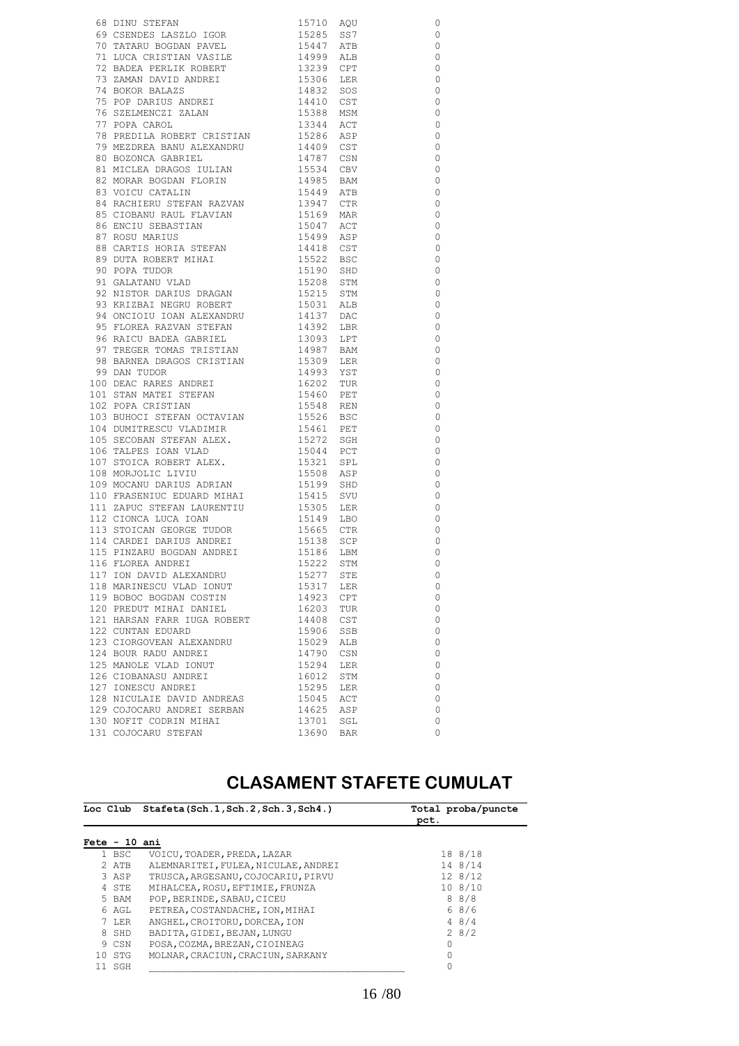| | | | | |
|---|---|---|---|---|
| 68 | DINU STEFAN | 15710 | AQU | 0 |
| 69 | CSENDES LASZLO IGOR | 15285 | SS7 | 0 |
| 70 | TATARU BOGDAN PAVEL | 15447 | ATB | 0 |
| 71 | LUCA CRISTIAN VASILE | 14999 | ALB | 0 |
| 72 | BADEA PERLIK ROBERT | 13239 | CPT | 0 |
| 73 | ZAMAN DAVID ANDREI | 15306 | LER | 0 |
| 74 | BOKOR BALAZS | 14832 | SOS | 0 |
| 75 | POP DARIUS ANDREI | 14410 | CST | 0 |
| 76 | SZELMENCZI ZALAN | 15388 | MSM | 0 |
| 77 | POPA CAROL | 13344 | ACT | 0 |
| 78 | PREDILA ROBERT CRISTIAN | 15286 | ASP | 0 |
| 79 | MEZDREA BANU ALEXANDRU | 14409 | CST | 0 |
| 80 | BOZONCA GABRIEL | 14787 | CSN | 0 |
| 81 | MICLEA DRAGOS IULIAN | 15534 | CBV | 0 |
| 82 | MORAR BOGDAN FLORIN | 14985 | BAM | 0 |
| 83 | VOICU CATALIN | 15449 | ATB | 0 |
| 84 | RACHIERU STEFAN RAZVAN | 13947 | CTR | 0 |
| 85 | CIOBANU RAUL FLAVIAN | 15169 | MAR | 0 |
| 86 | ENCIU SEBASTIAN | 15047 | ACT | 0 |
| 87 | ROSU MARIUS | 15499 | ASP | 0 |
| 88 | CARTIS HORIA STEFAN | 14418 | CST | 0 |
| 89 | DUTA ROBERT MIHAI | 15522 | BSC | 0 |
| 90 | POPA TUDOR | 15190 | SHD | 0 |
| 91 | GALATANU VLAD | 15208 | STM | 0 |
| 92 | NISTOR DARIUS DRAGAN | 15215 | STM | 0 |
| 93 | KRIZBAI NEGRU ROBERT | 15031 | ALB | 0 |
| 94 | ONCIOIU IOAN ALEXANDRU | 14137 | DAC | 0 |
| 95 | FLOREA RAZVAN STEFAN | 14392 | LBR | 0 |
| 96 | RAICU BADEA GABRIEL | 13093 | LPT | 0 |
| 97 | TREGER TOMAS TRISTIAN | 14987 | BAM | 0 |
| 98 | BARNEA DRAGOS CRISTIAN | 15309 | LER | 0 |
| 99 | DAN TUDOR | 14993 | YST | 0 |
| 100 | DEAC RARES ANDREI | 16202 | TUR | 0 |
| 101 | STAN MATEI STEFAN | 15460 | PET | 0 |
| 102 | POPA CRISTIAN | 15548 | REN | 0 |
| 103 | BUHOCI STEFAN OCTAVIAN | 15526 | BSC | 0 |
| 104 | DUMITRESCU VLADIMIR | 15461 | PET | 0 |
| 105 | SECOBAN STEFAN ALEX. | 15272 | SGH | 0 |
| 106 | TALPES IOAN VLAD | 15044 | PCT | 0 |
| 107 | STOICA ROBERT ALEX. | 15321 | SPL | 0 |
| 108 | MORJOLIC LIVIU | 15508 | ASP | 0 |
| 109 | MOCANU DARIUS ADRIAN | 15199 | SHD | 0 |
| 110 | FRASENIUC EDUARD MIHAI | 15415 | SVU | 0 |
| 111 | ZAPUC STEFAN LAURENTIU | 15305 | LER | 0 |
| 112 | CIONCA LUCA IOAN | 15149 | LBO | 0 |
| 113 | STOICAN GEORGE TUDOR | 15665 | CTR | 0 |
| 114 | CARDEI DARIUS ANDREI | 15138 | SCP | 0 |
| 115 | PINZARU BOGDAN ANDREI | 15186 | LBM | 0 |
| 116 | FLOREA ANDREI | 15222 | STM | 0 |
| 117 | ION DAVID ALEXANDRU | 15277 | STE | 0 |
| 118 | MARINESCU VLAD IONUT | 15317 | LER | 0 |
| 119 | BOBOC BOGDAN COSTIN | 14923 | CPT | 0 |
| 120 | PREDUT MIHAI DANIEL | 16203 | TUR | 0 |
| 121 | HARSAN FARR IUGA ROBERT | 14408 | CST | 0 |
| 122 | CUNTAN EDUARD | 15906 | SSB | 0 |
| 123 | CIORGOVEAN ALEXANDRU | 15029 | ALB | 0 |
| 124 | BOUR RADU ANDREI | 14790 | CSN | 0 |
| 125 | MANOLE VLAD IONUT | 15294 | LER | 0 |
| 126 | CIOBANASU ANDREI | 16012 | STM | 0 |
| 127 | IONESCU ANDREI | 15295 | LER | 0 |
| 128 | NICULAIE DAVID ANDREAS | 15045 | ACT | 0 |
| 129 | COJOCARU ANDREI SERBAN | 14625 | ASP | 0 |
| 130 | NOFIT CODRIN MIHAI | 13701 | SGL | 0 |
| 131 | COJOCARU STEFAN | 13690 | BAR | 0 |

# CLASAMENT STAFETE CUMULAT

| Loc | Club | Stafeta(Sch.1,Sch.2,Sch.3,Sch4.) | Total pct. | proba/puncte |
|---|---|---|---|---|
| **Fete - 10 ani** | | | | |
| 1 | BSC | VOICU,TOADER,PREDA,LAZAR | 18 | 8/18 |
| 2 | ATB | ALEMNARITEI,FULEA,NICULAE,ANDREI | 14 | 8/14 |
| 3 | ASP | TRUSCA,ARGESANU,COJOCARIU,PIRVU | 12 | 8/12 |
| 4 | STE | MIHALCEA,ROSU,EFTIMIE,FRUNZA | 10 | 8/10 |
| 5 | BAM | POP,BERINDE,SABAU,CICEU | 8 | 8/8 |
| 6 | AGL | PETREA,COSTANDACHE,ION,MIHAI | 6 | 8/6 |
| 7 | LER | ANGHEL,CROITORU,DORCEA,ION | 4 | 8/4 |
| 8 | SHD | BADITA,GIDEI,BEJAN,LUNGU | 2 | 8/2 |
| 9 | CSN | POSA,COZMA,BREZAN,CIOINEAG | 0 | |
| 10 | STG | MOLNAR,CRACIUN,CRACIUN,SARKANY | 0 | |
| 11 | SGH | | 0 | |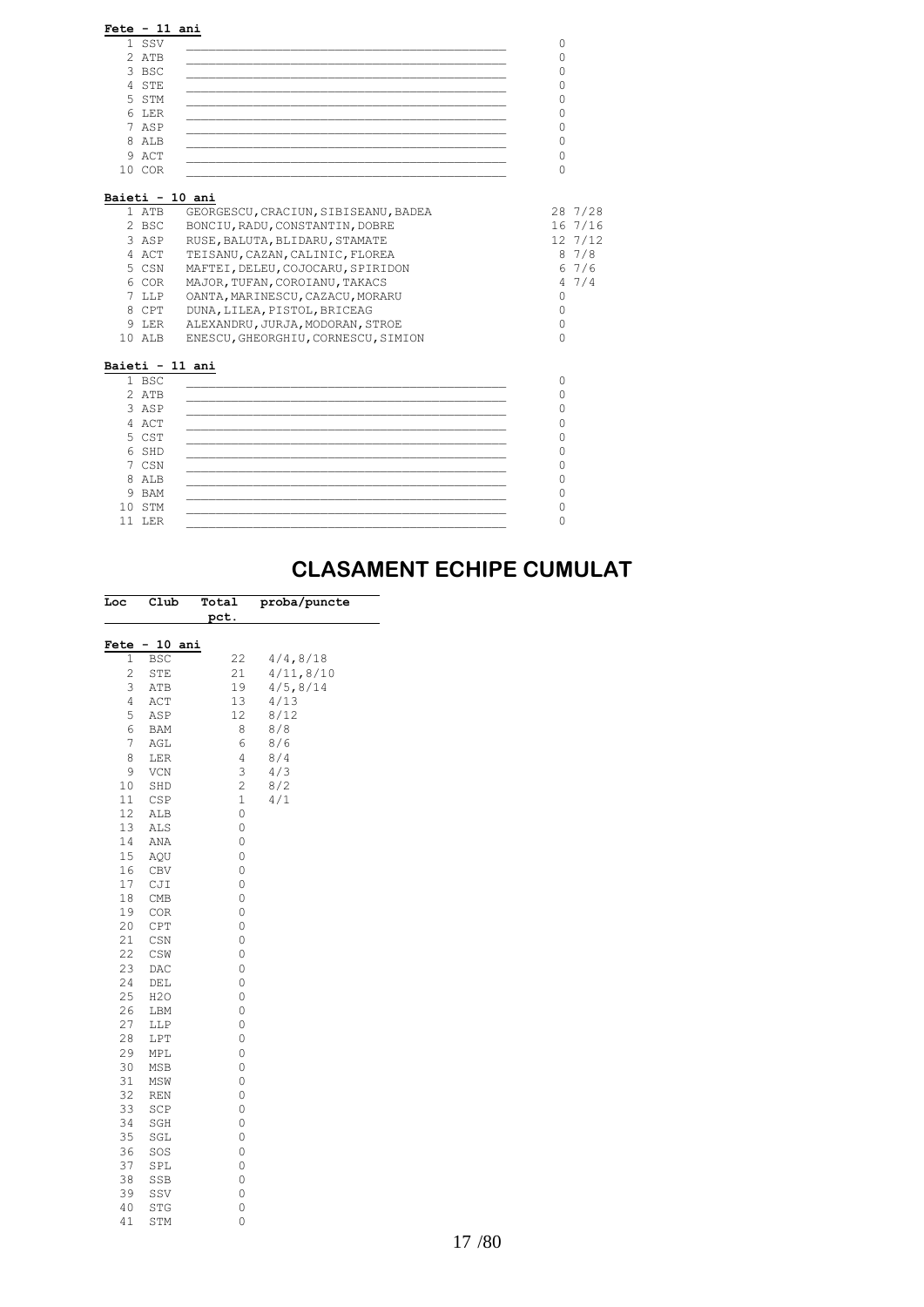**Fete - 11 ani**

| Loc | Club | Componenta | Puncte |
|---|---|---|---|
| 1 | SSV | ___ | 0 |
| 2 | ATB | ___ | 0 |
| 3 | BSC | ___ | 0 |
| 4 | STE | ___ | 0 |
| 5 | STM | ___ | 0 |
| 6 | LER | ___ | 0 |
| 7 | ASP | ___ | 0 |
| 8 | ALB | ___ | 0 |
| 9 | ACT | ___ | 0 |
| 10 | COR | ___ | 0 |

**Baieti - 10 ani**

| Loc | Club | Componenta | Puncte |
|---|---|---|---|
| 1 | ATB | GEORGESCU,CRACIUN,SIBISEANU,BADEA | 28 7/28 |
| 2 | BSC | BONCIU,RADU,CONSTANTIN,DOBRE | 16 7/16 |
| 3 | ASP | RUSE,BALUTA,BLIDARU,STAMATE | 12 7/12 |
| 4 | ACT | TEISANU,CAZAN,CALINIC,FLOREA | 8 7/8 |
| 5 | CSN | MAFTEI,DELEU,COJOCARU,SPIRIDON | 6 7/6 |
| 6 | COR | MAJOR,TUFAN,COROIANU,TAKACS | 4 7/4 |
| 7 | LLP | OANTA,MARINESCU,CAZACU,MORARU | 0 |
| 8 | CPT | DUNA,LILEA,PISTOL,BRICEAG | 0 |
| 9 | LER | ALEXANDRU,JURJA,MODORAN,STROE | 0 |
| 10 | ALB | ENESCU,GHEORGHIU,CORNESCU,SIMION | 0 |

**Baieti - 11 ani**

| Loc | Club | Componenta | Puncte |
|---|---|---|---|
| 1 | BSC | ___ | 0 |
| 2 | ATB | ___ | 0 |
| 3 | ASP | ___ | 0 |
| 4 | ACT | ___ | 0 |
| 5 | CST | ___ | 0 |
| 6 | SHD | ___ | 0 |
| 7 | CSN | ___ | 0 |
| 8 | ALB | ___ | 0 |
| 9 | BAM | ___ | 0 |
| 10 | STM | ___ | 0 |
| 11 | LER | ___ | 0 |

# CLASAMENT ECHIPE CUMULAT

**Fete - 10 ani**

| Loc | Club | Total pct. | proba/puncte |
|---|---|---|---|
| 1 | BSC | 22 | 4/4,8/18 |
| 2 | STE | 21 | 4/11,8/10 |
| 3 | ATB | 19 | 4/5,8/14 |
| 4 | ACT | 13 | 4/13 |
| 5 | ASP | 12 | 8/12 |
| 6 | BAM | 8 | 8/8 |
| 7 | AGL | 6 | 8/6 |
| 8 | LER | 4 | 8/4 |
| 9 | VCN | 3 | 4/3 |
| 10 | SHD | 2 | 8/2 |
| 11 | CSP | 1 | 4/1 |
| 12 | ALB | 0 | |
| 13 | ALS | 0 | |
| 14 | ANA | 0 | |
| 15 | AQU | 0 | |
| 16 | CBV | 0 | |
| 17 | CJI | 0 | |
| 18 | CMB | 0 | |
| 19 | COR | 0 | |
| 20 | CPT | 0 | |
| 21 | CSN | 0 | |
| 22 | CSW | 0 | |
| 23 | DAC | 0 | |
| 24 | DEL | 0 | |
| 25 | H2O | 0 | |
| 26 | LBM | 0 | |
| 27 | LLP | 0 | |
| 28 | LPT | 0 | |
| 29 | MPL | 0 | |
| 30 | MSB | 0 | |
| 31 | MSW | 0 | |
| 32 | REN | 0 | |
| 33 | SCP | 0 | |
| 34 | SGH | 0 | |
| 35 | SGL | 0 | |
| 36 | SOS | 0 | |
| 37 | SPL | 0 | |
| 38 | SSB | 0 | |
| 39 | SSV | 0 | |
| 40 | STG | 0 | |
| 41 | STM | 0 | |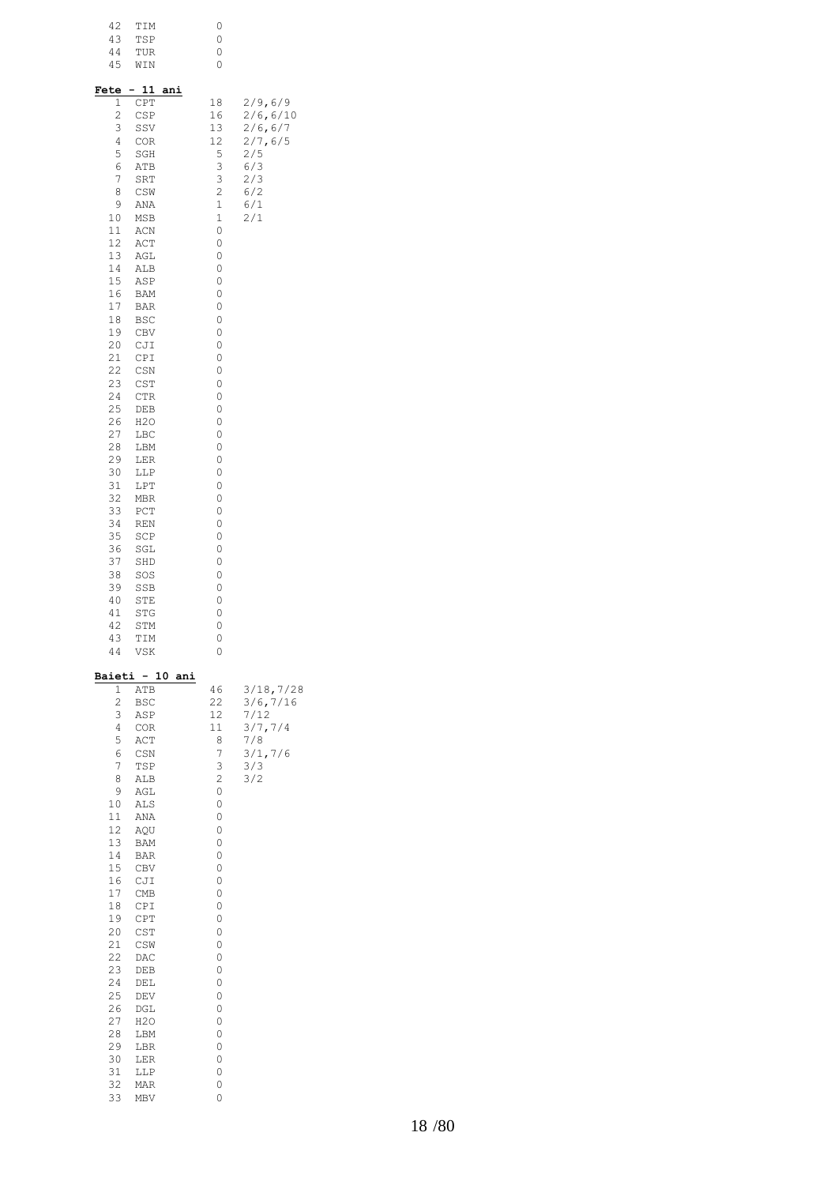| | | | |
|---|---|---|---|
| 42 | TIM | 0 | |
| 43 | TSP | 0 | |
| 44 | TUR | 0 | |
| 45 | WIN | 0 | |

**Fete - 11 ani**

| | | | |
|---|---|---|---|
| 1 | CPT | 18 | 2/9,6/9 |
| 2 | CSP | 16 | 2/6,6/10 |
| 3 | SSV | 13 | 2/6,6/7 |
| 4 | COR | 12 | 2/7,6/5 |
| 5 | SGH | 5 | 2/5 |
| 6 | ATB | 3 | 6/3 |
| 7 | SRT | 3 | 2/3 |
| 8 | CSW | 2 | 6/2 |
| 9 | ANA | 1 | 6/1 |
| 10 | MSB | 1 | 2/1 |
| 11 | ACN | 0 | |
| 12 | ACT | 0 | |
| 13 | AGL | 0 | |
| 14 | ALB | 0 | |
| 15 | ASP | 0 | |
| 16 | BAM | 0 | |
| 17 | BAR | 0 | |
| 18 | BSC | 0 | |
| 19 | CBV | 0 | |
| 20 | CJI | 0 | |
| 21 | CPI | 0 | |
| 22 | CSN | 0 | |
| 23 | CST | 0 | |
| 24 | CTR | 0 | |
| 25 | DEB | 0 | |
| 26 | H2O | 0 | |
| 27 | LBC | 0 | |
| 28 | LBM | 0 | |
| 29 | LER | 0 | |
| 30 | LLP | 0 | |
| 31 | LPT | 0 | |
| 32 | MBR | 0 | |
| 33 | PCT | 0 | |
| 34 | REN | 0 | |
| 35 | SCP | 0 | |
| 36 | SGL | 0 | |
| 37 | SHD | 0 | |
| 38 | SOS | 0 | |
| 39 | SSB | 0 | |
| 40 | STE | 0 | |
| 41 | STG | 0 | |
| 42 | STM | 0 | |
| 43 | TIM | 0 | |
| 44 | VSK | 0 | |

**Baieti - 10 ani**

| | | | |
|---|---|---|---|
| 1 | ATB | 46 | 3/18,7/28 |
| 2 | BSC | 22 | 3/6,7/16 |
| 3 | ASP | 12 | 7/12 |
| 4 | COR | 11 | 3/7,7/4 |
| 5 | ACT | 8 | 7/8 |
| 6 | CSN | 7 | 3/1,7/6 |
| 7 | TSP | 3 | 3/3 |
| 8 | ALB | 2 | 3/2 |
| 9 | AGL | 0 | |
| 10 | ALS | 0 | |
| 11 | ANA | 0 | |
| 12 | AQU | 0 | |
| 13 | BAM | 0 | |
| 14 | BAR | 0 | |
| 15 | CBV | 0 | |
| 16 | CJI | 0 | |
| 17 | CMB | 0 | |
| 18 | CPI | 0 | |
| 19 | CPT | 0 | |
| 20 | CST | 0 | |
| 21 | CSW | 0 | |
| 22 | DAC | 0 | |
| 23 | DEB | 0 | |
| 24 | DEL | 0 | |
| 25 | DEV | 0 | |
| 26 | DGL | 0 | |
| 27 | H2O | 0 | |
| 28 | LBM | 0 | |
| 29 | LBR | 0 | |
| 30 | LER | 0 | |
| 31 | LLP | 0 | |
| 32 | MAR | 0 | |
| 33 | MBV | 0 | |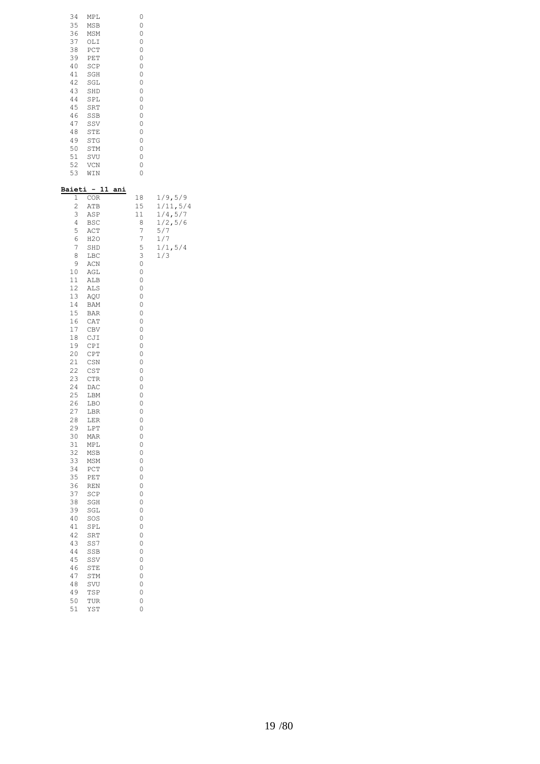| | | | |
|---|---|---|---|
| 34 | MPL | 0 | |
| 35 | MSB | 0 | |
| 36 | MSM | 0 | |
| 37 | OLI | 0 | |
| 38 | PCT | 0 | |
| 39 | PET | 0 | |
| 40 | SCP | 0 | |
| 41 | SGH | 0 | |
| 42 | SGL | 0 | |
| 43 | SHD | 0 | |
| 44 | SPL | 0 | |
| 45 | SRT | 0 | |
| 46 | SSB | 0 | |
| 47 | SSV | 0 | |
| 48 | STE | 0 | |
| 49 | STG | 0 | |
| 50 | STM | 0 | |
| 51 | SVU | 0 | |
| 52 | VCN | 0 | |
| 53 | WIN | 0 | |

**Baieti - 11 ani**

| | | | |
|---|---|---|---|
| 1 | COR | 18 | 1/9,5/9 |
| 2 | ATB | 15 | 1/11,5/4 |
| 3 | ASP | 11 | 1/4,5/7 |
| 4 | BSC | 8 | 1/2,5/6 |
| 5 | ACT | 7 | 5/7 |
| 6 | H2O | 7 | 1/7 |
| 7 | SHD | 5 | 1/1,5/4 |
| 8 | LBC | 3 | 1/3 |
| 9 | ACN | 0 | |
| 10 | AGL | 0 | |
| 11 | ALB | 0 | |
| 12 | ALS | 0 | |
| 13 | AQU | 0 | |
| 14 | BAM | 0 | |
| 15 | BAR | 0 | |
| 16 | CAT | 0 | |
| 17 | CBV | 0 | |
| 18 | CJI | 0 | |
| 19 | CPI | 0 | |
| 20 | CPT | 0 | |
| 21 | CSN | 0 | |
| 22 | CST | 0 | |
| 23 | CTR | 0 | |
| 24 | DAC | 0 | |
| 25 | LBM | 0 | |
| 26 | LBO | 0 | |
| 27 | LBR | 0 | |
| 28 | LER | 0 | |
| 29 | LPT | 0 | |
| 30 | MAR | 0 | |
| 31 | MPL | 0 | |
| 32 | MSB | 0 | |
| 33 | MSM | 0 | |
| 34 | PCT | 0 | |
| 35 | PET | 0 | |
| 36 | REN | 0 | |
| 37 | SCP | 0 | |
| 38 | SGH | 0 | |
| 39 | SGL | 0 | |
| 40 | SOS | 0 | |
| 41 | SPL | 0 | |
| 42 | SRT | 0 | |
| 43 | SS7 | 0 | |
| 44 | SSB | 0 | |
| 45 | SSV | 0 | |
| 46 | STE | 0 | |
| 47 | STM | 0 | |
| 48 | SVU | 0 | |
| 49 | TSP | 0 | |
| 50 | TUR | 0 | |
| 51 | YST | 0 | |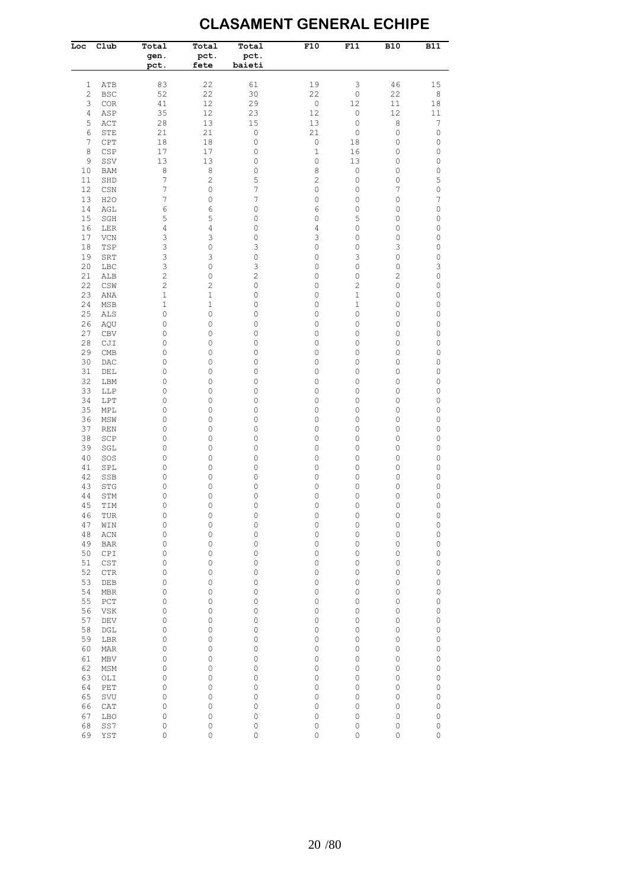# CLASAMENT GENERAL ECHIPE

| Loc | Club | Total gen. pct. | Total pct. fete | Total pct. baieti | F10 | F11 | B10 | B11 |
|---|---|---|---|---|---|---|---|---|
| 1 | ATB | 83 | 22 | 61 | 19 | 3 | 46 | 15 |
| 2 | BSC | 52 | 22 | 30 | 22 | 0 | 22 | 8 |
| 3 | COR | 41 | 12 | 29 | 0 | 12 | 11 | 18 |
| 4 | ASP | 35 | 12 | 23 | 12 | 0 | 12 | 11 |
| 5 | ACT | 28 | 13 | 15 | 13 | 0 | 8 | 7 |
| 6 | STE | 21 | 21 | 0 | 21 | 0 | 0 | 0 |
| 7 | CPT | 18 | 18 | 0 | 0 | 18 | 0 | 0 |
| 8 | CSP | 17 | 17 | 0 | 1 | 16 | 0 | 0 |
| 9 | SSV | 13 | 13 | 0 | 0 | 13 | 0 | 0 |
| 10 | BAM | 8 | 8 | 0 | 8 | 0 | 0 | 0 |
| 11 | SHD | 7 | 2 | 5 | 2 | 0 | 0 | 5 |
| 12 | CSN | 7 | 0 | 7 | 0 | 0 | 7 | 0 |
| 13 | H2O | 7 | 0 | 7 | 0 | 0 | 0 | 7 |
| 14 | AGL | 6 | 6 | 0 | 6 | 0 | 0 | 0 |
| 15 | SGH | 5 | 5 | 0 | 0 | 5 | 0 | 0 |
| 16 | LER | 4 | 4 | 0 | 4 | 0 | 0 | 0 |
| 17 | VCN | 3 | 3 | 0 | 3 | 0 | 0 | 0 |
| 18 | TSP | 3 | 0 | 3 | 0 | 0 | 3 | 0 |
| 19 | SRT | 3 | 3 | 0 | 0 | 3 | 0 | 0 |
| 20 | LBC | 3 | 0 | 3 | 0 | 0 | 0 | 3 |
| 21 | ALB | 2 | 0 | 2 | 0 | 0 | 2 | 0 |
| 22 | CSW | 2 | 2 | 0 | 0 | 2 | 0 | 0 |
| 23 | ANA | 1 | 1 | 0 | 0 | 1 | 0 | 0 |
| 24 | MSB | 1 | 1 | 0 | 0 | 1 | 0 | 0 |
| 25 | ALS | 0 | 0 | 0 | 0 | 0 | 0 | 0 |
| 26 | AQU | 0 | 0 | 0 | 0 | 0 | 0 | 0 |
| 27 | CBV | 0 | 0 | 0 | 0 | 0 | 0 | 0 |
| 28 | CJI | 0 | 0 | 0 | 0 | 0 | 0 | 0 |
| 29 | CMB | 0 | 0 | 0 | 0 | 0 | 0 | 0 |
| 30 | DAC | 0 | 0 | 0 | 0 | 0 | 0 | 0 |
| 31 | DEL | 0 | 0 | 0 | 0 | 0 | 0 | 0 |
| 32 | LBM | 0 | 0 | 0 | 0 | 0 | 0 | 0 |
| 33 | LLP | 0 | 0 | 0 | 0 | 0 | 0 | 0 |
| 34 | LPT | 0 | 0 | 0 | 0 | 0 | 0 | 0 |
| 35 | MPL | 0 | 0 | 0 | 0 | 0 | 0 | 0 |
| 36 | MSW | 0 | 0 | 0 | 0 | 0 | 0 | 0 |
| 37 | REN | 0 | 0 | 0 | 0 | 0 | 0 | 0 |
| 38 | SCP | 0 | 0 | 0 | 0 | 0 | 0 | 0 |
| 39 | SGL | 0 | 0 | 0 | 0 | 0 | 0 | 0 |
| 40 | SOS | 0 | 0 | 0 | 0 | 0 | 0 | 0 |
| 41 | SPL | 0 | 0 | 0 | 0 | 0 | 0 | 0 |
| 42 | SSB | 0 | 0 | 0 | 0 | 0 | 0 | 0 |
| 43 | STG | 0 | 0 | 0 | 0 | 0 | 0 | 0 |
| 44 | STM | 0 | 0 | 0 | 0 | 0 | 0 | 0 |
| 45 | TIM | 0 | 0 | 0 | 0 | 0 | 0 | 0 |
| 46 | TUR | 0 | 0 | 0 | 0 | 0 | 0 | 0 |
| 47 | WIN | 0 | 0 | 0 | 0 | 0 | 0 | 0 |
| 48 | ACN | 0 | 0 | 0 | 0 | 0 | 0 | 0 |
| 49 | BAR | 0 | 0 | 0 | 0 | 0 | 0 | 0 |
| 50 | CPI | 0 | 0 | 0 | 0 | 0 | 0 | 0 |
| 51 | CST | 0 | 0 | 0 | 0 | 0 | 0 | 0 |
| 52 | CTR | 0 | 0 | 0 | 0 | 0 | 0 | 0 |
| 53 | DEB | 0 | 0 | 0 | 0 | 0 | 0 | 0 |
| 54 | MBR | 0 | 0 | 0 | 0 | 0 | 0 | 0 |
| 55 | PCT | 0 | 0 | 0 | 0 | 0 | 0 | 0 |
| 56 | VSK | 0 | 0 | 0 | 0 | 0 | 0 | 0 |
| 57 | DEV | 0 | 0 | 0 | 0 | 0 | 0 | 0 |
| 58 | DGL | 0 | 0 | 0 | 0 | 0 | 0 | 0 |
| 59 | LBR | 0 | 0 | 0 | 0 | 0 | 0 | 0 |
| 60 | MAR | 0 | 0 | 0 | 0 | 0 | 0 | 0 |
| 61 | MBV | 0 | 0 | 0 | 0 | 0 | 0 | 0 |
| 62 | MSM | 0 | 0 | 0 | 0 | 0 | 0 | 0 |
| 63 | OLI | 0 | 0 | 0 | 0 | 0 | 0 | 0 |
| 64 | PET | 0 | 0 | 0 | 0 | 0 | 0 | 0 |
| 65 | SVU | 0 | 0 | 0 | 0 | 0 | 0 | 0 |
| 66 | CAT | 0 | 0 | 0 | 0 | 0 | 0 | 0 |
| 67 | LBO | 0 | 0 | 0 | 0 | 0 | 0 | 0 |
| 68 | SS7 | 0 | 0 | 0 | 0 | 0 | 0 | 0 |
| 69 | YST | 0 | 0 | 0 | 0 | 0 | 0 | 0 |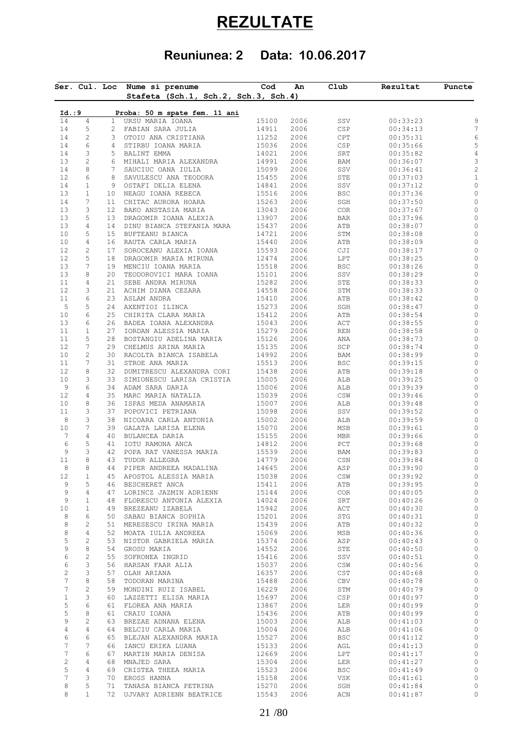# REZULTATE

## Reuniunea: 2 Data: 10.06.2017

| Ser. | Cul. | Loc | Nume si prenume<br>Stafeta (Sch.1, Sch.2, Sch.3, Sch.4) | Cod | An | Club | Rezultat | Puncte |
|---|---|---|---|---|---|---|---|---|
| **Id.:9** | | | **Proba: 50 m spate fem. 11 ani** | | | | | |
| 14 | 4 | 1 | URSU MARIA IOANA | 15100 | 2006 | SSV | 00:33:23 | 9 |
| 14 | 5 | 2 | FABIAN SARA JULIA | 14911 | 2006 | CSP | 00:34:13 | 7 |
| 14 | 2 | 3 | OTOIU ANA CRISTIANA | 11252 | 2006 | CPT | 00:35:31 | 6 |
| 14 | 6 | 4 | STIRBU IOANA MARIA | 15036 | 2006 | CSP | 00:35:66 | 5 |
| 14 | 3 | 5 | BALINT EMMA | 14021 | 2006 | SRT | 00:35:82 | 4 |
| 13 | 2 | 6 | MIHALI MARIA ALEXANDRA | 14991 | 2006 | BAM | 00:36:07 | 3 |
| 14 | 8 | 7 | SAUCIUC OANA IULIA | 15099 | 2006 | SSV | 00:36:41 | 2 |
| 12 | 6 | 8 | SAVULESCU ANA TEODORA | 15455 | 2006 | STE | 00:37:03 | 1 |
| 14 | 1 | 9 | OSTAFI DELIA ELENA | 14841 | 2006 | SSV | 00:37:12 | 0 |
| 13 | 1 | 10 | NEAGU IOANA REBECA | 15516 | 2006 | BSC | 00:37:36 | 0 |
| 14 | 7 | 11 | CHITAC AURORA HOARA | 15263 | 2006 | SGH | 00:37:50 | 0 |
| 13 | 3 | 12 | BAKO ANSTASIA MARIA | 13043 | 2006 | COR | 00:37:67 | 0 |
| 13 | 5 | 13 | DRAGOMIR IOANA ALEXIA | 13907 | 2006 | BAR | 00:37:96 | 0 |
| 13 | 4 | 14 | DINU BIANCA STEFANIA MARA | 15437 | 2006 | ATB | 00:38:07 | 0 |
| 10 | 5 | 15 | BUFTEANU BIANCA | 14721 | 2006 | STM | 00:38:08 | 0 |
| 10 | 4 | 16 | RAUTA CARLA MARIA | 15440 | 2006 | ATB | 00:38:09 | 0 |
| 12 | 2 | 17 | SOROCEANU ALEXIA IOANA | 15593 | 2006 | CJI | 00:38:17 | 0 |
| 12 | 5 | 18 | DRAGOMIR MARIA MIRUNA | 12474 | 2006 | LPT | 00:38:25 | 0 |
| 13 | 7 | 19 | MENCIU IOANA MARIA | 15518 | 2006 | BSC | 00:38:26 | 0 |
| 13 | 8 | 20 | TEODOROVICI MARA IOANA | 15101 | 2006 | SSV | 00:38:29 | 0 |
| 11 | 4 | 21 | SEBE ANDRA MIRUNA | 15282 | 2006 | STE | 00:38:33 | 0 |
| 12 | 3 | 21 | ACHIM DIANA CEZARA | 14558 | 2006 | STM | 00:38:33 | 0 |
| 11 | 6 | 23 | ASLAM ANDRA | 15410 | 2006 | ATB | 00:38:42 | 0 |
| 5 | 5 | 24 | AXENTIOI ILINCA | 15273 | 2006 | SGH | 00:38:47 | 0 |
| 10 | 6 | 25 | CHIRITA CLARA MARIA | 15412 | 2006 | ATB | 00:38:54 | 0 |
| 13 | 6 | 26 | BADEA IOANA ALEXANDRA | 15043 | 2006 | ACT | 00:38:55 | 0 |
| 11 | 1 | 27 | IORDAN ALESSIA MARIA | 15279 | 2006 | REN | 00:38:58 | 0 |
| 11 | 5 | 28 | BOSTANGIU ADELINA MARIA | 15126 | 2006 | ANA | 00:38:73 | 0 |
| 12 | 7 | 29 | CHELMUS ARINA MARIA | 15135 | 2006 | SCP | 00:38:74 | 0 |
| 10 | 2 | 30 | RACOLTA BIANCA ISABELA | 14992 | 2006 | BAM | 00:38:99 | 0 |
| 11 | 7 | 31 | STROE ANA MARIA | 15513 | 2006 | BSC | 00:39:15 | 0 |
| 12 | 8 | 32 | DUMITRESCU ALEXANDRA CORI | 15438 | 2006 | ATB | 00:39:18 | 0 |
| 10 | 3 | 33 | SIMIONESCU LARISA CRISTIA | 15005 | 2006 | ALB | 00:39:25 | 0 |
| 9 | 6 | 34 | ADAM SARA DARIA | 15006 | 2006 | ALB | 00:39:39 | 0 |
| 12 | 4 | 35 | MARC MARIA NATALIA | 15039 | 2006 | CSW | 00:39:46 | 0 |
| 10 | 8 | 36 | ISPAS MEDA ANAMARIA | 15007 | 2006 | ALB | 00:39:48 | 0 |
| 11 | 3 | 37 | POPOVICI PETRIANA | 15098 | 2006 | SSV | 00:39:52 | 0 |
| 8 | 3 | 38 | NICOARA CARLA ANTONIA | 15002 | 2006 | ALB | 00:39:59 | 0 |
| 10 | 7 | 39 | GALATA LARISA ELENA | 15070 | 2006 | MSB | 00:39:61 | 0 |
| 7 | 4 | 40 | BULANCEA DARIA | 15155 | 2006 | MBR | 00:39:66 | 0 |
| 6 | 5 | 41 | IOTU RAMONA ANCA | 14812 | 2006 | PCT | 00:39:68 | 0 |
| 9 | 3 | 42 | POPA RAT VANESSA MARIA | 15539 | 2006 | BAM | 00:39:83 | 0 |
| 11 | 8 | 43 | TUDOR ALLEGRA | 14779 | 2006 | CSN | 00:39:84 | 0 |
| 8 | 8 | 44 | PIPER ANDREEA MADALINA | 14645 | 2006 | ASP | 00:39:90 | 0 |
| 12 | 1 | 45 | APOSTOL ALESSIA MARIA | 15038 | 2006 | CSW | 00:39:92 | 0 |
| 9 | 5 | 46 | BESCHERET ANCA | 15411 | 2006 | ATB | 00:39:95 | 0 |
| 9 | 4 | 47 | LORINCZ JAZMIN ADRIENN | 15144 | 2006 | COR | 00:40:05 | 0 |
| 9 | 1 | 48 | FLORESCU ANTONIA ALEXIA | 14024 | 2006 | SRT | 00:40:26 | 0 |
| 10 | 1 | 49 | BREZEANU IZABELA | 15942 | 2006 | ACT | 00:40:30 | 0 |
| 8 | 6 | 50 | SABAU BIANCA SOPHIA | 15201 | 2006 | STG | 00:40:31 | 0 |
| 8 | 2 | 51 | MERESESCU IRINA MARIA | 15439 | 2006 | ATB | 00:40:32 | 0 |
| 8 | 4 | 52 | MOATA IULIA ANDREEA | 15069 | 2006 | MSB | 00:40:36 | 0 |
| 5 | 2 | 53 | NISTOR GABRIELA MARIA | 15374 | 2006 | ASP | 00:40:43 | 0 |
| 9 | 8 | 54 | GROSU MARIA | 14552 | 2006 | STE | 00:40:50 | 0 |
| 6 | 2 | 55 | SOFRONEA INGRID | 15416 | 2006 | SSV | 00:40:51 | 0 |
| 6 | 3 | 56 | HARSAN FAAR ALIA | 15037 | 2006 | CSW | 00:40:56 | 0 |
| 2 | 3 | 57 | OLAH ARIANA | 16357 | 2006 | CST | 00:40:68 | 0 |
| 7 | 8 | 58 | TODORAN MARINA | 15488 | 2006 | CBV | 00:40:78 | 0 |
| 7 | 2 | 59 | MONDINI RUIZ ISABEL | 16229 | 2006 | STM | 00:40:79 | 0 |
| 1 | 3 | 60 | LAZZETTI ELISA MARIA | 15697 | 2006 | CSP | 00:40:97 | 0 |
| 5 | 6 | 61 | FLOREA ANA MARIA | 13867 | 2006 | LER | 00:40:99 | 0 |
| 5 | 8 | 61 | CRAIU IOANA | 15436 | 2006 | ATB | 00:40:99 | 0 |
| 9 | 2 | 63 | BREZAE ADNANA ELENA | 15003 | 2006 | ALB | 00:41:03 | 0 |
| 4 | 4 | 64 | BELCIU CARLA MARIA | 15004 | 2006 | ALB | 00:41:06 | 0 |
| 6 | 6 | 65 | BLEJAN ALEXANDRA MARIA | 15527 | 2006 | BSC | 00:41:12 | 0 |
| 7 | 7 | 66 | IANCU ERIKA LUANA | 15133 | 2006 | AGL | 00:41:13 | 0 |
| 7 | 6 | 67 | MARTIN MARIA DENISA | 12669 | 2006 | LPT | 00:41:17 | 0 |
| 2 | 4 | 68 | MNAJED SARA | 15304 | 2006 | LER | 00:41:27 | 0 |
| 5 | 4 | 69 | CRISTEA THEEA MARIA | 15523 | 2006 | BSC | 00:41:49 | 0 |
| 7 | 3 | 70 | EROSS HANNA | 15158 | 2006 | VSK | 00:41:61 | 0 |
| 8 | 5 | 71 | TANASA BIANCA PETRINA | 15270 | 2006 | SGH | 00:41:84 | 0 |
| 8 | 1 | 72 | UJVARY ADRIENN BEATRICE | 15543 | 2006 | ACN | 00:41:87 | 0 |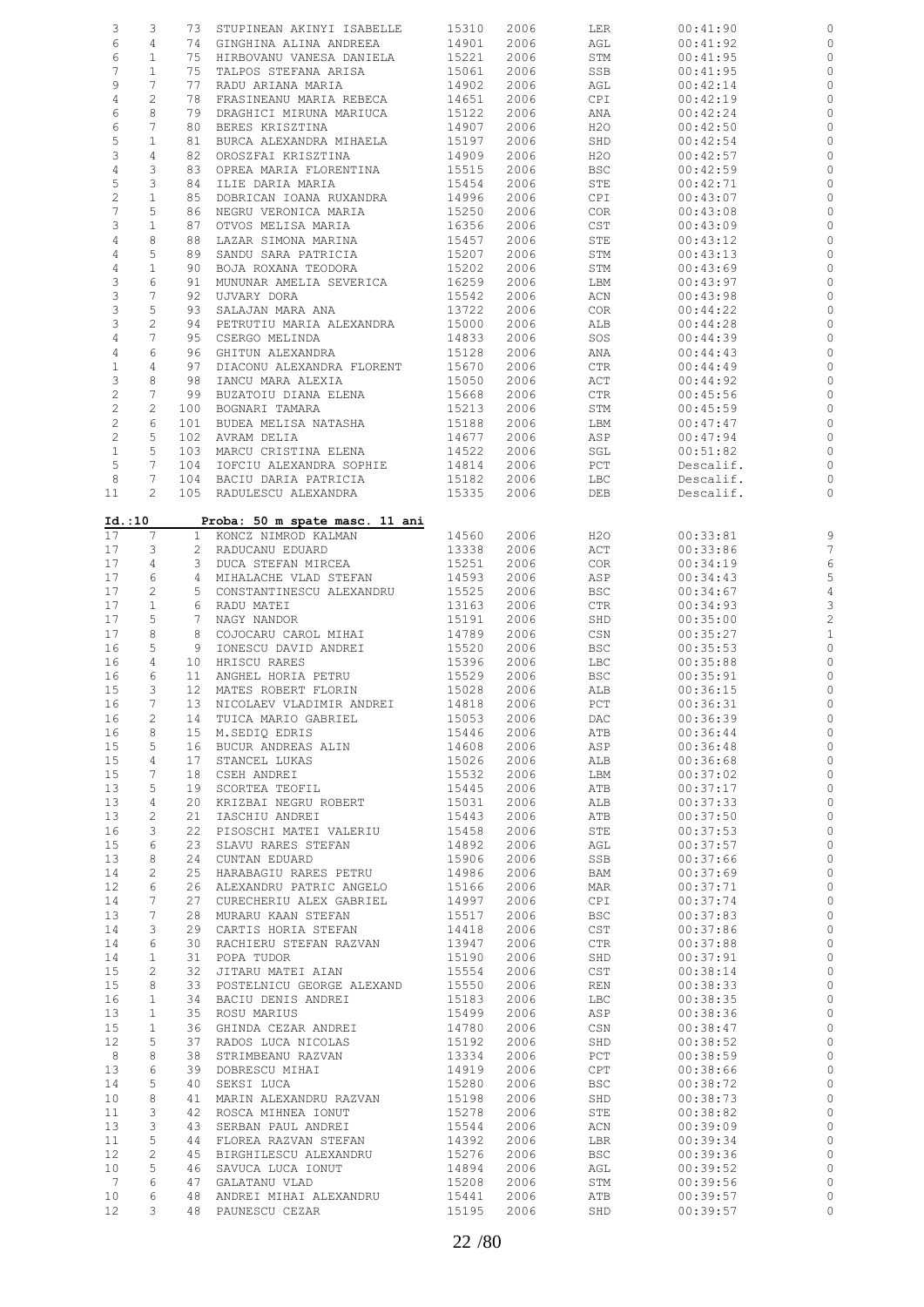| | | | | | | | | |
|---|---|---|---|---|---|---|---|---|
| 3 | 3 | 73 | STUPINEAN AKINYI ISABELLE | 15310 | 2006 | LER | 00:41:90 | 0 |
| 6 | 4 | 74 | GINGHINA ALINA ANDREEA | 14901 | 2006 | AGL | 00:41:92 | 0 |
| 6 | 1 | 75 | HIRBOVANU VANESA DANIELA | 15221 | 2006 | STM | 00:41:95 | 0 |
| 7 | 1 | 75 | TALPOS STEFANA ARISA | 15061 | 2006 | SSB | 00:41:95 | 0 |
| 9 | 7 | 77 | RADU ARIANA MARIA | 14902 | 2006 | AGL | 00:42:14 | 0 |
| 4 | 2 | 78 | FRASINEANU MARIA REBECA | 14651 | 2006 | CPI | 00:42:19 | 0 |
| 6 | 8 | 79 | DRAGHICI MIRUNA MARIUCA | 15122 | 2006 | ANA | 00:42:24 | 0 |
| 6 | 7 | 80 | BERES KRISZTINA | 14907 | 2006 | H2O | 00:42:50 | 0 |
| 5 | 1 | 81 | BURCA ALEXANDRA MIHAELA | 15197 | 2006 | SHD | 00:42:54 | 0 |
| 3 | 4 | 82 | OROSZFAI KRISZTINA | 14909 | 2006 | H2O | 00:42:57 | 0 |
| 4 | 3 | 83 | OPREA MARIA FLORENTINA | 15515 | 2006 | BSC | 00:42:59 | 0 |
| 5 | 3 | 84 | ILIE DARIA MARIA | 15454 | 2006 | STE | 00:42:71 | 0 |
| 2 | 1 | 85 | DOBRICAN IOANA RUXANDRA | 14996 | 2006 | CPI | 00:43:07 | 0 |
| 7 | 5 | 86 | NEGRU VERONICA MARIA | 15250 | 2006 | COR | 00:43:08 | 0 |
| 3 | 1 | 87 | OTVOS MELISA MARIA | 16356 | 2006 | CST | 00:43:09 | 0 |
| 4 | 8 | 88 | LAZAR SIMONA MARINA | 15457 | 2006 | STE | 00:43:12 | 0 |
| 4 | 5 | 89 | SANDU SARA PATRICIA | 15207 | 2006 | STM | 00:43:13 | 0 |
| 4 | 1 | 90 | BOJA ROXANA TEODORA | 15202 | 2006 | STM | 00:43:69 | 0 |
| 3 | 6 | 91 | MUNUNAR AMELIA SEVERICA | 16259 | 2006 | LBM | 00:43:97 | 0 |
| 3 | 7 | 92 | UJVARY DORA | 15542 | 2006 | ACN | 00:43:98 | 0 |
| 3 | 5 | 93 | SALAJAN MARA ANA | 13722 | 2006 | COR | 00:44:22 | 0 |
| 3 | 2 | 94 | PETRUTIU MARIA ALEXANDRA | 15000 | 2006 | ALB | 00:44:28 | 0 |
| 4 | 7 | 95 | CSERGO MELINDA | 14833 | 2006 | SOS | 00:44:39 | 0 |
| 4 | 6 | 96 | GHITUN ALEXANDRA | 15128 | 2006 | ANA | 00:44:43 | 0 |
| 1 | 4 | 97 | DIACONU ALEXANDRA FLORENT | 15670 | 2006 | CTR | 00:44:49 | 0 |
| 3 | 8 | 98 | IANCU MARA ALEXIA | 15050 | 2006 | ACT | 00:44:92 | 0 |
| 2 | 7 | 99 | BUZATOIU DIANA ELENA | 15668 | 2006 | CTR | 00:45:56 | 0 |
| 2 | 2 | 100 | BOGNARI TAMARA | 15213 | 2006 | STM | 00:45:59 | 0 |
| 2 | 6 | 101 | BUDEA MELISA NATASHA | 15188 | 2006 | LBM | 00:47:47 | 0 |
| 2 | 5 | 102 | AVRAM DELIA | 14677 | 2006 | ASP | 00:47:94 | 0 |
| 1 | 5 | 103 | MARCU CRISTINA ELENA | 14522 | 2006 | SGL | 00:51:82 | 0 |
| 5 | 7 | 104 | IOFCIU ALEXANDRA SOPHIE | 14814 | 2006 | PCT | Descalif. | 0 |
| 8 | 7 | 104 | BACIU DARIA PATRICIA | 15182 | 2006 | LBC | Descalif. | 0 |
| 11 | 2 | 105 | RADULESCU ALEXANDRA | 15335 | 2006 | DEB | Descalif. | 0 |

**Id.:10 Proba: 50 m spate masc. 11 ani**

| | | | | | | | | |
|---|---|---|---|---|---|---|---|---|
| 17 | 7 | 1 | KONCZ NIMROD KALMAN | 14560 | 2006 | H2O | 00:33:81 | 9 |
| 17 | 3 | 2 | RADUCANU EDUARD | 13338 | 2006 | ACT | 00:33:86 | 7 |
| 17 | 4 | 3 | DUCA STEFAN MIRCEA | 15251 | 2006 | COR | 00:34:19 | 6 |
| 17 | 6 | 4 | MIHALACHE VLAD STEFAN | 14593 | 2006 | ASP | 00:34:43 | 5 |
| 17 | 2 | 5 | CONSTANTINESCU ALEXANDRU | 15525 | 2006 | BSC | 00:34:67 | 4 |
| 17 | 1 | 6 | RADU MATEI | 13163 | 2006 | CTR | 00:34:93 | 3 |
| 17 | 5 | 7 | NAGY NANDOR | 15191 | 2006 | SHD | 00:35:00 | 2 |
| 17 | 8 | 8 | COJOCARU CAROL MIHAI | 14789 | 2006 | CSN | 00:35:27 | 1 |
| 16 | 5 | 9 | IONESCU DAVID ANDREI | 15520 | 2006 | BSC | 00:35:53 | 0 |
| 16 | 4 | 10 | HRISCU RARES | 15396 | 2006 | LBC | 00:35:88 | 0 |
| 16 | 6 | 11 | ANGHEL HORIA PETRU | 15529 | 2006 | BSC | 00:35:91 | 0 |
| 15 | 3 | 12 | MATES ROBERT FLORIN | 15028 | 2006 | ALB | 00:36:15 | 0 |
| 16 | 7 | 13 | NICOLAEV VLADIMIR ANDREI | 14818 | 2006 | PCT | 00:36:31 | 0 |
| 16 | 2 | 14 | TUICA MARIO GABRIEL | 15053 | 2006 | DAC | 00:36:39 | 0 |
| 16 | 8 | 15 | M.SEDIQ EDRIS | 15446 | 2006 | ATB | 00:36:44 | 0 |
| 15 | 5 | 16 | BUCUR ANDREAS ALIN | 14608 | 2006 | ASP | 00:36:48 | 0 |
| 15 | 4 | 17 | STANCEL LUKAS | 15026 | 2006 | ALB | 00:36:68 | 0 |
| 15 | 7 | 18 | CSEH ANDREI | 15532 | 2006 | LBM | 00:37:02 | 0 |
| 13 | 5 | 19 | SCORTEA TEOFIL | 15445 | 2006 | ATB | 00:37:17 | 0 |
| 13 | 4 | 20 | KRIZBAI NEGRU ROBERT | 15031 | 2006 | ALB | 00:37:33 | 0 |
| 13 | 2 | 21 | IASCHIU ANDREI | 15443 | 2006 | ATB | 00:37:50 | 0 |
| 16 | 3 | 22 | PISOSCHI MATEI VALERIU | 15458 | 2006 | STE | 00:37:53 | 0 |
| 15 | 6 | 23 | SLAVU RARES STEFAN | 14892 | 2006 | AGL | 00:37:57 | 0 |
| 13 | 8 | 24 | CUNTAN EDUARD | 15906 | 2006 | SSB | 00:37:66 | 0 |
| 14 | 2 | 25 | HARABAGIU RARES PETRU | 14986 | 2006 | BAM | 00:37:69 | 0 |
| 12 | 6 | 26 | ALEXANDRU PATRIC ANGELO | 15166 | 2006 | MAR | 00:37:71 | 0 |
| 14 | 7 | 27 | CURECHERIU ALEX GABRIEL | 14997 | 2006 | CPI | 00:37:74 | 0 |
| 13 | 7 | 28 | MURARU KAAN STEFAN | 15517 | 2006 | BSC | 00:37:83 | 0 |
| 14 | 3 | 29 | CARTIS HORIA STEFAN | 14418 | 2006 | CST | 00:37:86 | 0 |
| 14 | 6 | 30 | RACHIERU STEFAN RAZVAN | 13947 | 2006 | CTR | 00:37:88 | 0 |
| 14 | 1 | 31 | POPA TUDOR | 15190 | 2006 | SHD | 00:37:91 | 0 |
| 15 | 2 | 32 | JITARU MATEI AIAN | 15554 | 2006 | CST | 00:38:14 | 0 |
| 15 | 8 | 33 | POSTELNICU GEORGE ALEXAND | 15550 | 2006 | REN | 00:38:33 | 0 |
| 16 | 1 | 34 | BACIU DENIS ANDREI | 15183 | 2006 | LBC | 00:38:35 | 0 |
| 13 | 1 | 35 | ROSU MARIUS | 15499 | 2006 | ASP | 00:38:36 | 0 |
| 15 | 1 | 36 | GHINDA CEZAR ANDREI | 14780 | 2006 | CSN | 00:38:47 | 0 |
| 12 | 5 | 37 | RADOS LUCA NICOLAS | 15192 | 2006 | SHD | 00:38:52 | 0 |
| 8 | 8 | 38 | STRIMBEANU RAZVAN | 13334 | 2006 | PCT | 00:38:59 | 0 |
| 13 | 6 | 39 | DOBRESCU MIHAI | 14919 | 2006 | CPT | 00:38:66 | 0 |
| 14 | 5 | 40 | SEKSI LUCA | 15280 | 2006 | BSC | 00:38:72 | 0 |
| 10 | 8 | 41 | MARIN ALEXANDRU RAZVAN | 15198 | 2006 | SHD | 00:38:73 | 0 |
| 11 | 3 | 42 | ROSCA MIHNEA IONUT | 15278 | 2006 | STE | 00:38:82 | 0 |
| 13 | 3 | 43 | SERBAN PAUL ANDREI | 15544 | 2006 | ACN | 00:39:09 | 0 |
| 11 | 5 | 44 | FLOREA RAZVAN STEFAN | 14392 | 2006 | LBR | 00:39:34 | 0 |
| 12 | 2 | 45 | BIRGHILESCU ALEXANDRU | 15276 | 2006 | BSC | 00:39:36 | 0 |
| 10 | 5 | 46 | SAVUCA LUCA IONUT | 14894 | 2006 | AGL | 00:39:52 | 0 |
| 7 | 6 | 47 | GALATANU VLAD | 15208 | 2006 | STM | 00:39:56 | 0 |
| 10 | 6 | 48 | ANDREI MIHAI ALEXANDRU | 15441 | 2006 | ATB | 00:39:57 | 0 |
| 12 | 3 | 48 | PAUNESCU CEZAR | 15195 | 2006 | SHD | 00:39:57 | 0 |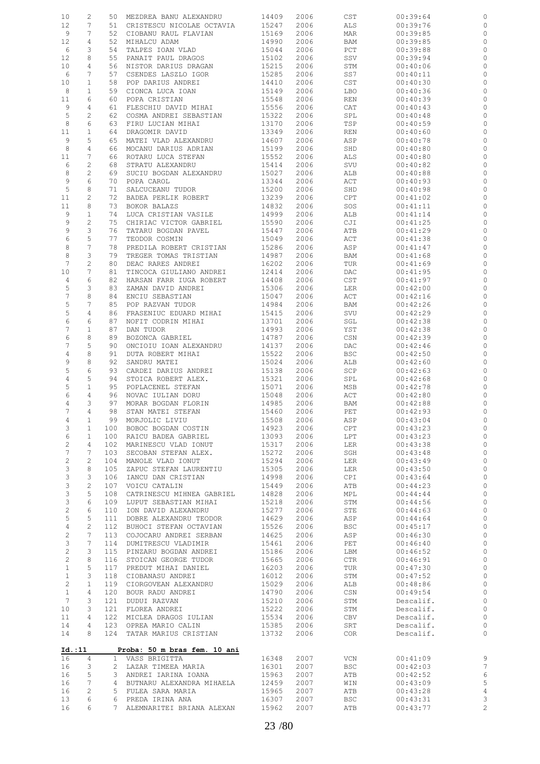| | | | | | | | | |
|---|---|---|---|---|---|---|---|---|
| 10 | 2 | 50 | MEZDREA BANU ALEXANDRU | 14409 | 2006 | CST | 00:39:64 | 0 |
| 12 | 7 | 51 | CRISTESCU NICOLAE OCTAVIA | 15247 | 2006 | ALS | 00:39:76 | 0 |
| 9 | 7 | 52 | CIOBANU RAUL FLAVIAN | 15169 | 2006 | MAR | 00:39:85 | 0 |
| 12 | 4 | 52 | MIHALCU ADAM | 14990 | 2006 | BAM | 00:39:85 | 0 |
| 6 | 3 | 54 | TALPES IOAN VLAD | 15044 | 2006 | PCT | 00:39:88 | 0 |
| 12 | 8 | 55 | PANAIT PAUL DRAGOS | 15102 | 2006 | SSV | 00:39:94 | 0 |
| 10 | 4 | 56 | NISTOR DARIUS DRAGAN | 15215 | 2006 | STM | 00:40:06 | 0 |
| 6 | 7 | 57 | CSENDES LASZLO IGOR | 15285 | 2006 | SS7 | 00:40:11 | 0 |
| 10 | 1 | 58 | POP DARIUS ANDREI | 14410 | 2006 | CST | 00:40:30 | 0 |
| 8 | 1 | 59 | CIONCA LUCA IOAN | 15149 | 2006 | LBO | 00:40:36 | 0 |
| 11 | 6 | 60 | POPA CRISTIAN | 15548 | 2006 | REN | 00:40:39 | 0 |
| 9 | 4 | 61 | FLESCHIU DAVID MIHAI | 15556 | 2006 | CAT | 00:40:43 | 0 |
| 5 | 2 | 62 | COSMA ANDREI SEBASTIAN | 15322 | 2006 | SPL | 00:40:48 | 0 |
| 8 | 6 | 63 | FIRU LUCIAN MIHAI | 13170 | 2006 | TSP | 00:40:59 | 0 |
| 11 | 1 | 64 | DRAGOMIR DAVID | 13349 | 2006 | REN | 00:40:60 | 0 |
| 9 | 5 | 65 | MATEI VLAD ALEXANDRU | 14607 | 2006 | ASP | 00:40:78 | 0 |
| 8 | 4 | 66 | MOCANU DARIUS ADRIAN | 15199 | 2006 | SHD | 00:40:80 | 0 |
| 11 | 7 | 66 | ROTARU LUCA STEFAN | 15552 | 2006 | ALS | 00:40:80 | 0 |
| 6 | 2 | 68 | STRATU ALEXANDRU | 15414 | 2006 | SVU | 00:40:82 | 0 |
| 8 | 2 | 69 | SUCIU BOGDAN ALEXANDRU | 15027 | 2006 | ALB | 00:40:88 | 0 |
| 9 | 6 | 70 | POPA CAROL | 13344 | 2006 | ACT | 00:40:93 | 0 |
| 5 | 8 | 71 | SALCUCEANU TUDOR | 15200 | 2006 | SHD | 00:40:98 | 0 |
| 11 | 2 | 72 | BADEA PERLIK ROBERT | 13239 | 2006 | CPT | 00:41:02 | 0 |
| 11 | 8 | 73 | BOKOR BALAZS | 14832 | 2006 | SOS | 00:41:11 | 0 |
| 9 | 1 | 74 | LUCA CRISTIAN VASILE | 14999 | 2006 | ALB | 00:41:14 | 0 |
| 9 | 2 | 75 | CHIRIAC VICTOR GABRIEL | 15590 | 2006 | CJI | 00:41:25 | 0 |
| 9 | 3 | 76 | TATARU BOGDAN PAVEL | 15447 | 2006 | ATB | 00:41:29 | 0 |
| 6 | 5 | 77 | TEODOR COSMIN | 15049 | 2006 | ACT | 00:41:38 | 0 |
| 8 | 7 | 78 | PREDILA ROBERT CRISTIAN | 15286 | 2006 | ASP | 00:41:47 | 0 |
| 8 | 3 | 79 | TREGER TOMAS TRISTIAN | 14987 | 2006 | BAM | 00:41:68 | 0 |
| 7 | 2 | 80 | DEAC RARES ANDREI | 16202 | 2006 | TUR | 00:41:69 | 0 |
| 10 | 7 | 81 | TINCOCA GIULIANO ANDREI | 12414 | 2006 | DAC | 00:41:95 | 0 |
| 4 | 6 | 82 | HARSAN FARR IUGA ROBERT | 14408 | 2006 | CST | 00:41:97 | 0 |
| 5 | 3 | 83 | ZAMAN DAVID ANDREI | 15306 | 2006 | LER | 00:42:00 | 0 |
| 7 | 8 | 84 | ENCIU SEBASTIAN | 15047 | 2006 | ACT | 00:42:16 | 0 |
| 5 | 7 | 85 | POP RAZVAN TUDOR | 14984 | 2006 | BAM | 00:42:26 | 0 |
| 5 | 4 | 86 | FRASENIUC EDUARD MIHAI | 15415 | 2006 | SVU | 00:42:29 | 0 |
| 6 | 6 | 87 | NOFIT CODRIN MIHAI | 13701 | 2006 | SGL | 00:42:38 | 0 |
| 7 | 1 | 87 | DAN TUDOR | 14993 | 2006 | YST | 00:42:38 | 0 |
| 6 | 8 | 89 | BOZONCA GABRIEL | 14787 | 2006 | CSN | 00:42:39 | 0 |
| 7 | 5 | 90 | ONCIOIU IOAN ALEXANDRU | 14137 | 2006 | DAC | 00:42:46 | 0 |
| 4 | 8 | 91 | DUTA ROBERT MIHAI | 15522 | 2006 | BSC | 00:42:50 | 0 |
| 9 | 8 | 92 | SANDRU MATEI | 15024 | 2006 | ALB | 00:42:60 | 0 |
| 5 | 6 | 93 | CARDEI DARIUS ANDREI | 15138 | 2006 | SCP | 00:42:63 | 0 |
| 4 | 5 | 94 | STOICA ROBERT ALEX. | 15321 | 2006 | SPL | 00:42:68 | 0 |
| 5 | 1 | 95 | POPLACENEL STEFAN | 15071 | 2006 | MSB | 00:42:78 | 0 |
| 6 | 4 | 96 | NOVAC IULIAN DORU | 15048 | 2006 | ACT | 00:42:80 | 0 |
| 4 | 3 | 97 | MORAR BOGDAN FLORIN | 14985 | 2006 | BAM | 00:42:88 | 0 |
| 7 | 4 | 98 | STAN MATEI STEFAN | 15460 | 2006 | PET | 00:42:93 | 0 |
| 4 | 1 | 99 | MORJOLIC LIVIU | 15508 | 2006 | ASP | 00:43:04 | 0 |
| 3 | 1 | 100 | BOBOC BOGDAN COSTIN | 14923 | 2006 | CPT | 00:43:23 | 0 |
| 6 | 1 | 100 | RAICU BADEA GABRIEL | 13093 | 2006 | LPT | 00:43:23 | 0 |
| 2 | 4 | 102 | MARINESCU VLAD IONUT | 15317 | 2006 | LER | 00:43:38 | 0 |
| 7 | 7 | 103 | SECOBAN STEFAN ALEX. | 15272 | 2006 | SGH | 00:43:48 | 0 |
| 2 | 2 | 104 | MANOLE VLAD IONUT | 15294 | 2006 | LER | 00:43:49 | 0 |
| 3 | 8 | 105 | ZAPUC STEFAN LAURENTIU | 15305 | 2006 | LER | 00:43:50 | 0 |
| 3 | 3 | 106 | IANCU DAN CRISTIAN | 14998 | 2006 | CPI | 00:43:64 | 0 |
| 3 | 2 | 107 | VOICU CATALIN | 15449 | 2006 | ATB | 00:44:23 | 0 |
| 3 | 5 | 108 | CATRINESCU MIHNEA GABRIEL | 14828 | 2006 | MPL | 00:44:44 | 0 |
| 3 | 6 | 109 | LUPUT SEBASTIAN MIHAI | 15218 | 2006 | STM | 00:44:56 | 0 |
| 2 | 6 | 110 | ION DAVID ALEXANDRU | 15277 | 2006 | STE | 00:44:63 | 0 |
| 5 | 5 | 111 | DOBRE ALEXANDRU TEODOR | 14629 | 2006 | ASP | 00:44:64 | 0 |
| 4 | 2 | 112 | BUHOCI STEFAN OCTAVIAN | 15526 | 2006 | BSC | 00:45:17 | 0 |
| 2 | 7 | 113 | COJOCARU ANDREI SERBAN | 14625 | 2006 | ASP | 00:46:30 | 0 |
| 3 | 7 | 114 | DUMITRESCU VLADIMIR | 15461 | 2006 | PET | 00:46:40 | 0 |
| 2 | 3 | 115 | PINZARU BOGDAN ANDREI | 15186 | 2006 | LBM | 00:46:52 | 0 |
| 2 | 8 | 116 | STOICAN GEORGE TUDOR | 15665 | 2006 | CTR | 00:46:91 | 0 |
| 1 | 5 | 117 | PREDUT MIHAI DANIEL | 16203 | 2006 | TUR | 00:47:30 | 0 |
| 1 | 3 | 118 | CIOBANASU ANDREI | 16012 | 2006 | STM | 00:47:52 | 0 |
| 2 | 1 | 119 | CIORGOVEAN ALEXANDRU | 15029 | 2006 | ALB | 00:48:86 | 0 |
| 1 | 4 | 120 | BOUR RADU ANDREI | 14790 | 2006 | CSN | 00:49:54 | 0 |
| 7 | 3 | 121 | DUDUI RAZVAN | 15210 | 2006 | STM | Descalif. | 0 |
| 10 | 3 | 121 | FLOREA ANDREI | 15222 | 2006 | STM | Descalif. | 0 |
| 11 | 4 | 122 | MICLEA DRAGOS IULIAN | 15534 | 2006 | CBV | Descalif. | 0 |
| 14 | 4 | 123 | OPREA MARIO CALIN | 15385 | 2006 | SRT | Descalif. | 0 |
| 14 | 8 | 124 | TATAR MARIUS CRISTIAN | 13732 | 2006 | COR | Descalif. | 0 |

**Id.:11** **Proba: 50 m bras fem. 10 ani**

| | | | | | | | | |
|---|---|---|---|---|---|---|---|---|
| 16 | 4 | 1 | VASS BRIGITTA | 16348 | 2007 | VCN | 00:41:09 | 9 |
| 16 | 3 | 2 | LAZAR TIMEEA MARIA | 16301 | 2007 | BSC | 00:42:03 | 7 |
| 16 | 5 | 3 | ANDREI IARINA IOANA | 15963 | 2007 | ATB | 00:42:52 | 6 |
| 16 | 7 | 4 | BUTNARU ALEXANDRA MIHAELA | 12459 | 2007 | WIN | 00:43:09 | 5 |
| 16 | 2 | 5 | FULEA SARA MARIA | 15965 | 2007 | ATB | 00:43:28 | 4 |
| 13 | 6 | 6 | PREDA IRINA ANA | 16307 | 2007 | BSC | 00:43:31 | 3 |
| 16 | 6 | 7 | ALEMNARITEI BRIANA ALEXAN | 15962 | 2007 | ATB | 00:43:77 | 2 |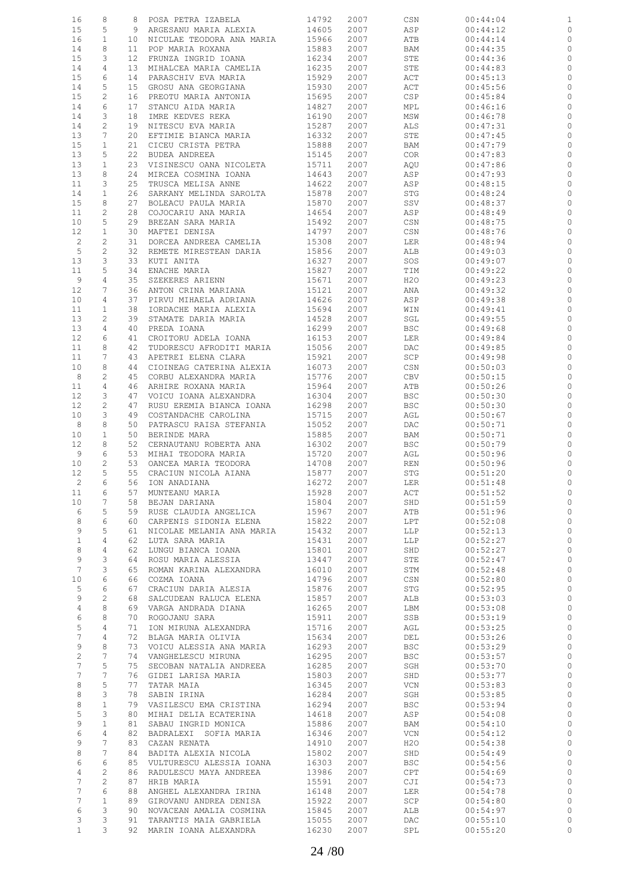| | | | | | | | | |
|---|---|---|---|---|---|---|---|---|
| 16 | 8 | 8 | POSA PETRA IZABELA | 14792 | 2007 | CSN | 00:44:04 | 1 |
| 15 | 5 | 9 | ARGESANU MARIA ALEXIA | 14605 | 2007 | ASP | 00:44:12 | 0 |
| 16 | 1 | 10 | NICULAE TEODORA ANA MARIA | 15966 | 2007 | ATB | 00:44:14 | 0 |
| 14 | 8 | 11 | POP MARIA ROXANA | 15883 | 2007 | BAM | 00:44:35 | 0 |
| 15 | 3 | 12 | FRUNZA INGRID IOANA | 16234 | 2007 | STE | 00:44:36 | 0 |
| 14 | 4 | 13 | MIHALCEA MARIA CAMELIA | 16235 | 2007 | STE | 00:44:83 | 0 |
| 15 | 6 | 14 | PARASCHIV EVA MARIA | 15929 | 2007 | ACT | 00:45:13 | 0 |
| 14 | 5 | 15 | GROSU ANA GEORGIANA | 15930 | 2007 | ACT | 00:45:56 | 0 |
| 15 | 2 | 16 | PREOTU MARIA ANTONIA | 15695 | 2007 | CSP | 00:45:84 | 0 |
| 14 | 6 | 17 | STANCU AIDA MARIA | 14827 | 2007 | MPL | 00:46:16 | 0 |
| 14 | 3 | 18 | IMRE KEDVES REKA | 16190 | 2007 | MSW | 00:46:78 | 0 |
| 14 | 2 | 19 | NITESCU EVA MARIA | 15287 | 2007 | ALS | 00:47:31 | 0 |
| 13 | 7 | 20 | EFTIMIE BIANCA MARIA | 16332 | 2007 | STE | 00:47:45 | 0 |
| 15 | 1 | 21 | CICEU CRISTA PETRA | 15888 | 2007 | BAM | 00:47:79 | 0 |
| 13 | 5 | 22 | BUDEA ANDREEA | 15145 | 2007 | COR | 00:47:83 | 0 |
| 13 | 1 | 23 | VISINESCU OANA NICOLETA | 15711 | 2007 | AQU | 00:47:86 | 0 |
| 13 | 8 | 24 | MIRCEA COSMINA IOANA | 14643 | 2007 | ASP | 00:47:93 | 0 |
| 11 | 3 | 25 | TRUSCA MELISA ANNE | 14622 | 2007 | ASP | 00:48:15 | 0 |
| 14 | 1 | 26 | SARKANY MELINDA SAROLTA | 15878 | 2007 | STG | 00:48:24 | 0 |
| 15 | 8 | 27 | BOLEACU PAULA MARIA | 15870 | 2007 | SSV | 00:48:37 | 0 |
| 11 | 2 | 28 | COJOCARIU ANA MARIA | 14654 | 2007 | ASP | 00:48:49 | 0 |
| 10 | 5 | 29 | BREZAN SARA MARIA | 15492 | 2007 | CSN | 00:48:75 | 0 |
| 12 | 1 | 30 | MAFTEI DENISA | 14797 | 2007 | CSN | 00:48:76 | 0 |
| 2 | 2 | 31 | DORCEA ANDREEA CAMELIA | 15308 | 2007 | LER | 00:48:94 | 0 |
| 5 | 2 | 32 | REMETE MIRESTEAN DARIA | 15856 | 2007 | ALB | 00:49:03 | 0 |
| 13 | 3 | 33 | KUTI ANITA | 16327 | 2007 | SOS | 00:49:07 | 0 |
| 11 | 5 | 34 | ENACHE MARIA | 15827 | 2007 | TIM | 00:49:22 | 0 |
| 9 | 4 | 35 | SZEKERES ARIENN | 15671 | 2007 | H2O | 00:49:23 | 0 |
| 12 | 7 | 36 | ANTON CRINA MARIANA | 15121 | 2007 | ANA | 00:49:32 | 0 |
| 10 | 4 | 37 | PIRVU MIHAELA ADRIANA | 14626 | 2007 | ASP | 00:49:38 | 0 |
| 11 | 1 | 38 | IORDACHE MARIA ALEXIA | 15694 | 2007 | WIN | 00:49:41 | 0 |
| 13 | 2 | 39 | STAMATE DARIA MARIA | 14528 | 2007 | SGL | 00:49:55 | 0 |
| 13 | 4 | 40 | PREDA IOANA | 16299 | 2007 | BSC | 00:49:68 | 0 |
| 12 | 6 | 41 | CROITORU ADELA IOANA | 16153 | 2007 | LER | 00:49:84 | 0 |
| 11 | 8 | 42 | TUDORESCU AFRODITI MARIA | 15056 | 2007 | DAC | 00:49:85 | 0 |
| 11 | 7 | 43 | APETREI ELENA CLARA | 15921 | 2007 | SCP | 00:49:98 | 0 |
| 10 | 8 | 44 | CIOINEAG CATERINA ALEXIA | 16073 | 2007 | CSN | 00:50:03 | 0 |
| 8 | 2 | 45 | CORBU ALEXANDRA MARIA | 15776 | 2007 | CBV | 00:50:15 | 0 |
| 11 | 4 | 46 | ARHIRE ROXANA MARIA | 15964 | 2007 | ATB | 00:50:26 | 0 |
| 12 | 3 | 47 | VOICU IOANA ALEXANDRA | 16304 | 2007 | BSC | 00:50:30 | 0 |
| 12 | 2 | 47 | RUSU EREMIA BIANCA IOANA | 16298 | 2007 | BSC | 00:50:30 | 0 |
| 10 | 3 | 49 | COSTANDACHE CAROLINA | 15715 | 2007 | AGL | 00:50:67 | 0 |
| 8 | 8 | 50 | PATRASCU RAISA STEFANIA | 15052 | 2007 | DAC | 00:50:71 | 0 |
| 10 | 1 | 50 | BERINDE MARA | 15885 | 2007 | BAM | 00:50:71 | 0 |
| 12 | 8 | 52 | CERNAUTANU ROBERTA ANA | 16302 | 2007 | BSC | 00:50:79 | 0 |
| 9 | 6 | 53 | MIHAI TEODORA MARIA | 15720 | 2007 | AGL | 00:50:96 | 0 |
| 10 | 2 | 53 | OANCEA MARIA TEODORA | 14708 | 2007 | REN | 00:50:96 | 0 |
| 12 | 5 | 55 | CRACIUN NICOLA AIANA | 15877 | 2007 | STG | 00:51:20 | 0 |
| 2 | 6 | 56 | ION ANADIANA | 16272 | 2007 | LER | 00:51:48 | 0 |
| 11 | 6 | 57 | MUNTEANU MARIA | 15928 | 2007 | ACT | 00:51:52 | 0 |
| 10 | 7 | 58 | BEJAN DARIANA | 15804 | 2007 | SHD | 00:51:59 | 0 |
| 6 | 5 | 59 | RUSE CLAUDIA ANGELICA | 15967 | 2007 | ATB | 00:51:96 | 0 |
| 8 | 6 | 60 | CARPENIS SIDONIA ELENA | 15822 | 2007 | LPT | 00:52:08 | 0 |
| 9 | 5 | 61 | NICOLAE MELANIA ANA MARIA | 15432 | 2007 | LLP | 00:52:13 | 0 |
| 1 | 4 | 62 | LUTA SARA MARIA | 15431 | 2007 | LLP | 00:52:27 | 0 |
| 8 | 4 | 62 | LUNGU BIANCA IOANA | 15801 | 2007 | SHD | 00:52:27 | 0 |
| 9 | 3 | 64 | ROSU MARIA ALESSIA | 13447 | 2007 | STE | 00:52:47 | 0 |
| 7 | 3 | 65 | ROMAN KARINA ALEXANDRA | 16010 | 2007 | STM | 00:52:48 | 0 |
| 10 | 6 | 66 | COZMA IOANA | 14796 | 2007 | CSN | 00:52:80 | 0 |
| 5 | 6 | 67 | CRACIUN DARIA ALESIA | 15876 | 2007 | STG | 00:52:95 | 0 |
| 9 | 2 | 68 | SALCUDEAN RALUCA ELENA | 15857 | 2007 | ALB | 00:53:03 | 0 |
| 4 | 8 | 69 | VARGA ANDRADA DIANA | 16265 | 2007 | LBM | 00:53:08 | 0 |
| 6 | 8 | 70 | ROGOJANU SARA | 15911 | 2007 | SSB | 00:53:19 | 0 |
| 5 | 4 | 71 | ION MIRUNA ALEXANDRA | 15716 | 2007 | AGL | 00:53:25 | 0 |
| 7 | 4 | 72 | BLAGA MARIA OLIVIA | 15634 | 2007 | DEL | 00:53:26 | 0 |
| 9 | 8 | 73 | VOICU ALESSIA ANA MARIA | 16293 | 2007 | BSC | 00:53:29 | 0 |
| 2 | 7 | 74 | VANGHELESCU MIRUNA | 16295 | 2007 | BSC | 00:53:57 | 0 |
| 7 | 5 | 75 | SECOBAN NATALIA ANDREEA | 16285 | 2007 | SGH | 00:53:70 | 0 |
| 7 | 7 | 76 | GIDEI LARISA MARIA | 15803 | 2007 | SHD | 00:53:77 | 0 |
| 8 | 5 | 77 | TATAR MAIA | 16345 | 2007 | VCN | 00:53:83 | 0 |
| 8 | 3 | 78 | SABIN IRINA | 16284 | 2007 | SGH | 00:53:85 | 0 |
| 8 | 1 | 79 | VASILESCU EMA CRISTINA | 16294 | 2007 | BSC | 00:53:94 | 0 |
| 5 | 3 | 80 | MIHAI DELIA ECATERINA | 14618 | 2007 | ASP | 00:54:08 | 0 |
| 9 | 1 | 81 | SABAU INGRID MONICA | 15886 | 2007 | BAM | 00:54:10 | 0 |
| 6 | 4 | 82 | BADRALEXI SOFIA MARIA | 16346 | 2007 | VCN | 00:54:12 | 0 |
| 9 | 7 | 83 | CAZAN RENATA | 14910 | 2007 | H2O | 00:54:38 | 0 |
| 8 | 7 | 84 | BADITA ALEXIA NICOLA | 15802 | 2007 | SHD | 00:54:49 | 0 |
| 6 | 6 | 85 | VULTURESCU ALESSIA IOANA | 16303 | 2007 | BSC | 00:54:56 | 0 |
| 4 | 2 | 86 | RADULESCU MAYA ANDREEA | 13986 | 2007 | CPT | 00:54:69 | 0 |
| 7 | 2 | 87 | HRIB MARIA | 15591 | 2007 | CJI | 00:54:73 | 0 |
| 7 | 6 | 88 | ANGHEL ALEXANDRA IRINA | 16148 | 2007 | LER | 00:54:78 | 0 |
| 7 | 1 | 89 | GIROVANU ANDREA DENISA | 15922 | 2007 | SCP | 00:54:80 | 0 |
| 6 | 3 | 90 | NOVACEAN AMALIA COSMINA | 15845 | 2007 | ALB | 00:54:97 | 0 |
| 3 | 3 | 91 | TARANTIS MAIA GABRIELA | 15055 | 2007 | DAC | 00:55:10 | 0 |
| 1 | 3 | 92 | MARIN IOANA ALEXANDRA | 16230 | 2007 | SPL | 00:55:20 | 0 |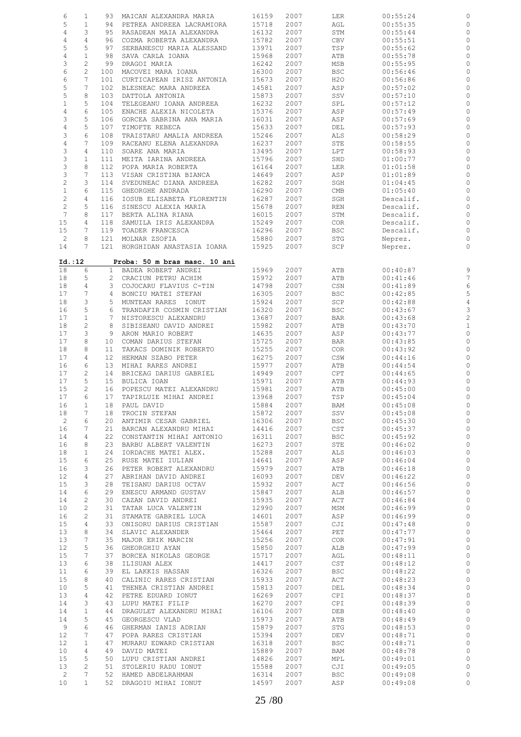| | | | | | | | | |
|---|---|---|---|---|---|---|---|---|
| 6 | 1 | 93 | MAICAN ALEXANDRA MARIA | 16159 | 2007 | LER | 00:55:24 | 0 |
| 5 | 1 | 94 | PETREA ANDREEA LACRAMIORA | 15718 | 2007 | AGL | 00:55:35 | 0 |
| 4 | 3 | 95 | RASADEAN MAIA ALEXANDRA | 16132 | 2007 | STM | 00:55:44 | 0 |
| 4 | 4 | 96 | COZMA ROBERTA ALEXANDRA | 15782 | 2007 | CBV | 00:55:51 | 0 |
| 5 | 5 | 97 | SERBANESCU MARIA ALESSAND | 13971 | 2007 | TSP | 00:55:62 | 0 |
| 4 | 1 | 98 | SAVA CARLA IOANA | 15968 | 2007 | ATB | 00:55:78 | 0 |
| 3 | 2 | 99 | DRAGOI MARIA | 16242 | 2007 | MSB | 00:55:95 | 0 |
| 6 | 2 | 100 | MACOVEI MARA IOANA | 16300 | 2007 | BSC | 00:56:46 | 0 |
| 6 | 7 | 101 | CURTICAPEAN IRISZ ANTONIA | 15673 | 2007 | H2O | 00:56:86 | 0 |
| 5 | 7 | 102 | BLESNEAC MARA ANDREEA | 14581 | 2007 | ASP | 00:57:02 | 0 |
| 5 | 8 | 103 | DATTOLA ANTONIA | 15873 | 2007 | SSV | 00:57:10 | 0 |
| 1 | 5 | 104 | TELEGEANU IOANA ANDREEA | 16232 | 2007 | SPL | 00:57:12 | 0 |
| 4 | 6 | 105 | ENACHE ALEXIA NICOLETA | 15376 | 2007 | ASP | 00:57:49 | 0 |
| 3 | 5 | 106 | GORCEA SABRINA ANA MARIA | 16031 | 2007 | ASP | 00:57:69 | 0 |
| 4 | 5 | 107 | TIMOFTE REBECA | 15633 | 2007 | DEL | 00:57:93 | 0 |
| 3 | 6 | 108 | TRAISTARU AMALIA ANDREEA | 15246 | 2007 | ALS | 00:58:29 | 0 |
| 4 | 7 | 109 | RACEANU ELENA ALEXANDRA | 16237 | 2007 | STE | 00:58:55 | 0 |
| 3 | 4 | 110 | SOARE ANA MARIA | 13495 | 2007 | LPT | 00:58:93 | 0 |
| 3 | 1 | 111 | MEITA IARINA ANDREEA | 15796 | 2007 | SHD | 01:00:77 | 0 |
| 3 | 8 | 112 | POPA MARIA ROBERTA | 16164 | 2007 | LER | 01:01:58 | 0 |
| 3 | 7 | 113 | VISAN CRISTINA BIANCA | 14649 | 2007 | ASP | 01:01:89 | 0 |
| 2 | 3 | 114 | SVEDUNEAC DIANA ANDREEA | 16282 | 2007 | SGH | 01:04:45 | 0 |
| 1 | 6 | 115 | GHEORGHE ANDRADA | 16290 | 2007 | CMB | 01:05:40 | 0 |
| 2 | 4 | 116 | IOSUB ELISABETA FLORENTIN | 16287 | 2007 | SGH | Descalif. | 0 |
| 2 | 5 | 116 | SINESCU ALEXIA MARIA | 15678 | 2007 | REN | Descalif. | 0 |
| 7 | 8 | 117 | BERTA ALINA RIANA | 16015 | 2007 | STM | Descalif. | 0 |
| 15 | 4 | 118 | SAMUILA IRIS ALEXANDRA | 15249 | 2007 | COR | Descalif. | 0 |
| 15 | 7 | 119 | TOADER FRANCESCA | 16296 | 2007 | BSC | Descalif. | 0 |
| 2 | 8 | 121 | MOLNAR ZSOFIA | 15880 | 2007 | STG | Neprez. | 0 |
| 14 | 7 | 121 | HORGHIDAN ANASTASIA IOANA | 15925 | 2007 | SCP | Neprez. | 0 |

**Id.:12 Proba: 50 m bras masc. 10 ani**

| | | | | | | | | |
|---|---|---|---|---|---|---|---|---|
| 18 | 6 | 1 | BADEA ROBERT ANDREI | 15969 | 2007 | ATB | 00:40:87 | 9 |
| 18 | 5 | 2 | CRACIUN PETRU ACHIM | 15972 | 2007 | ATB | 00:41:46 | 7 |
| 18 | 4 | 3 | COJOCARU FLAVIUS C-TIN | 14798 | 2007 | CSN | 00:41:89 | 6 |
| 17 | 7 | 4 | BONCIU MATEI STEFAN | 16305 | 2007 | BSC | 00:42:85 | 5 |
| 18 | 3 | 5 | MUNTEAN RARES IONUT | 15924 | 2007 | SCP | 00:42:88 | 4 |
| 16 | 5 | 6 | TRANDAFIR COSMIN CRISTIAN | 16320 | 2007 | BSC | 00:43:67 | 3 |
| 17 | 1 | 7 | NISTORESCU ALEXANDRU | 13687 | 2007 | BAR | 00:43:68 | 2 |
| 18 | 2 | 8 | SIBISEANU DAVID ANDREI | 15982 | 2007 | ATB | 00:43:70 | 1 |
| 17 | 3 | 9 | ARON MARIO ROBERT | 14635 | 2007 | ASP | 00:43:77 | 0 |
| 17 | 8 | 10 | COMAN DARIUS STEFAN | 15725 | 2007 | BAR | 00:43:85 | 0 |
| 18 | 8 | 11 | TAKACS DOMINIK ROBERTO | 15255 | 2007 | COR | 00:43:92 | 0 |
| 17 | 4 | 12 | HERMAN SZABO PETER | 16275 | 2007 | CSW | 00:44:16 | 0 |
| 16 | 6 | 13 | MIHAI RARES ANDREI | 15977 | 2007 | ATB | 00:44:54 | 0 |
| 17 | 2 | 14 | BRICEAG DARIUS GABRIEL | 14949 | 2007 | CPT | 00:44:65 | 0 |
| 17 | 5 | 15 | BULICA IOAN | 15971 | 2007 | ATB | 00:44:93 | 0 |
| 15 | 2 | 16 | POPESCU MATEI ALEXANDRU | 15981 | 2007 | ATB | 00:45:00 | 0 |
| 17 | 6 | 17 | TAPIRLUIE MIHAI ANDREI | 13968 | 2007 | TSP | 00:45:04 | 0 |
| 16 | 1 | 18 | PAUL DAVID | 15884 | 2007 | BAM | 00:45:08 | 0 |
| 18 | 7 | 18 | TROCIN STEFAN | 15872 | 2007 | SSV | 00:45:08 | 0 |
| 2 | 6 | 20 | ANTIMIR CESAR GABRIEL | 16306 | 2007 | BSC | 00:45:30 | 0 |
| 16 | 7 | 21 | BARCAN ALEXANDRU MIHAI | 14416 | 2007 | CST | 00:45:37 | 0 |
| 14 | 4 | 22 | CONSTANTIN MIHAI ANTONIO | 16311 | 2007 | BSC | 00:45:92 | 0 |
| 16 | 8 | 23 | BARBU ALBERT VALENTIN | 16273 | 2007 | STE | 00:46:02 | 0 |
| 18 | 1 | 24 | IORDACHE MATEI ALEX. | 15288 | 2007 | ALS | 00:46:03 | 0 |
| 15 | 6 | 25 | RUSE MATEI IULIAN | 14641 | 2007 | ASP | 00:46:04 | 0 |
| 16 | 3 | 26 | PETER ROBERT ALEXANDRU | 15979 | 2007 | ATB | 00:46:18 | 0 |
| 12 | 4 | 27 | ABRIHAN DAVID ANDREI | 16093 | 2007 | DEV | 00:46:22 | 0 |
| 15 | 3 | 28 | TEISANU DARIUS OCTAV | 15932 | 2007 | ACT | 00:46:56 | 0 |
| 14 | 6 | 29 | ENESCU ARMAND GUSTAV | 15847 | 2007 | ALB | 00:46:57 | 0 |
| 14 | 2 | 30 | CAZAN DAVID ANDREI | 15935 | 2007 | ACT | 00:46:84 | 0 |
| 10 | 2 | 31 | TATAR LUCA VALENTIN | 12990 | 2007 | MSM | 00:46:99 | 0 |
| 16 | 2 | 31 | STAMATE GABRIEL LUCA | 14601 | 2007 | ASP | 00:46:99 | 0 |
| 15 | 4 | 33 | ONISORU DARIUS CRISTIAN | 15587 | 2007 | CJI | 00:47:48 | 0 |
| 13 | 8 | 34 | SLAVIC ALEXANDER | 15464 | 2007 | PET | 00:47:77 | 0 |
| 13 | 7 | 35 | MAJOR ERIK MARCIN | 15256 | 2007 | COR | 00:47:91 | 0 |
| 12 | 5 | 36 | GHEORGHIU AYAN | 15850 | 2007 | ALB | 00:47:99 | 0 |
| 15 | 7 | 37 | BORCEA NIKOLAS GEORGE | 15717 | 2007 | AGL | 00:48:11 | 0 |
| 13 | 6 | 38 | ILISUAN ALEX | 14417 | 2007 | CST | 00:48:12 | 0 |
| 11 | 6 | 39 | EL LAKKIS HASSAN | 16326 | 2007 | BSC | 00:48:22 | 0 |
| 15 | 8 | 40 | CALINIC RARES CRISTIAN | 15933 | 2007 | ACT | 00:48:23 | 0 |
| 10 | 5 | 41 | THENEA CRISTIAN ANDREI | 15813 | 2007 | DEL | 00:48:34 | 0 |
| 13 | 4 | 42 | PETRE EDUARD IONUT | 16269 | 2007 | CPI | 00:48:37 | 0 |
| 14 | 3 | 43 | LUPU MATEI FILIP | 16270 | 2007 | CPI | 00:48:39 | 0 |
| 14 | 1 | 44 | DRAGULET ALEXANDRU MIHAI | 16106 | 2007 | DEB | 00:48:40 | 0 |
| 14 | 5 | 45 | GEORGESCU VLAD | 15973 | 2007 | ATB | 00:48:49 | 0 |
| 9 | 6 | 46 | GHERMAN IANIS ADRIAN | 15879 | 2007 | STG | 00:48:53 | 0 |
| 12 | 7 | 47 | POPA RARES CRISTIAN | 15394 | 2007 | DEV | 00:48:71 | 0 |
| 12 | 1 | 47 | MURARU EDWARD CRISTIAN | 16318 | 2007 | BSC | 00:48:71 | 0 |
| 10 | 4 | 49 | DAVID MATEI | 15889 | 2007 | BAM | 00:48:78 | 0 |
| 15 | 5 | 50 | LUPU CRISTIAN ANDREI | 14826 | 2007 | MPL | 00:49:01 | 0 |
| 13 | 2 | 51 | STOLERIU RADU IONUT | 15588 | 2007 | CJI | 00:49:05 | 0 |
| 2 | 7 | 52 | HAMED ABDELRAHMAN | 16314 | 2007 | BSC | 00:49:08 | 0 |
| 10 | 1 | 52 | DRAGOIU MIHAI IONUT | 14597 | 2007 | ASP | 00:49:08 | 0 |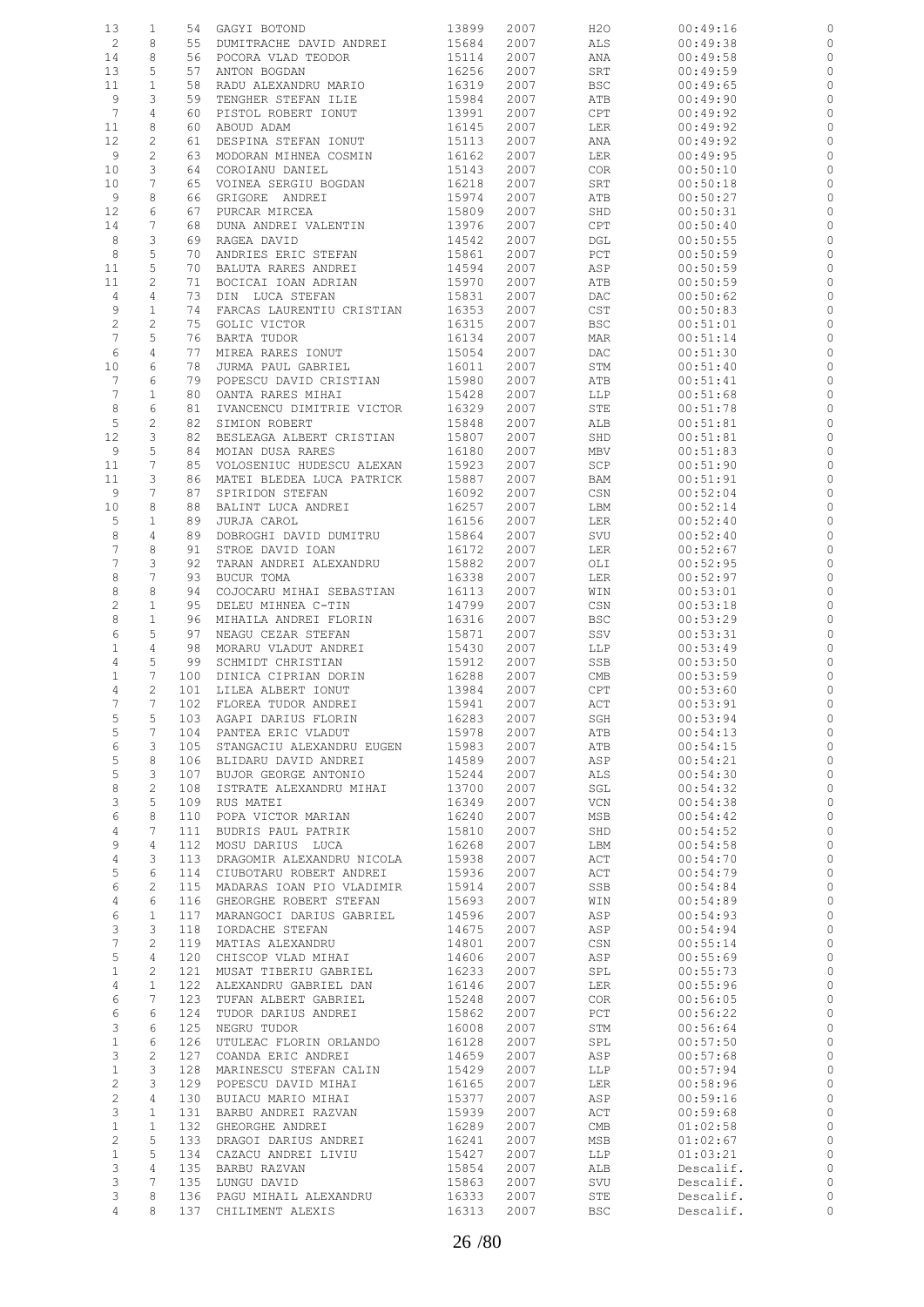| | | | | | | | | |
|---|---|---|---|---|---|---|---|---|
| 13 | 1 | 54 | GAGYI BOTOND | 13899 | 2007 | H2O | 00:49:16 | 0 |
| 2 | 8 | 55 | DUMITRACHE DAVID ANDREI | 15684 | 2007 | ALS | 00:49:38 | 0 |
| 14 | 8 | 56 | POCORA VLAD TEODOR | 15114 | 2007 | ANA | 00:49:58 | 0 |
| 13 | 5 | 57 | ANTON BOGDAN | 16256 | 2007 | SRT | 00:49:59 | 0 |
| 11 | 1 | 58 | RADU ALEXANDRU MARIO | 16319 | 2007 | BSC | 00:49:65 | 0 |
| 9 | 3 | 59 | TENGHER STEFAN ILIE | 15984 | 2007 | ATB | 00:49:90 | 0 |
| 7 | 4 | 60 | PISTOL ROBERT IONUT | 13991 | 2007 | CPT | 00:49:92 | 0 |
| 11 | 8 | 60 | ABOUD ADAM | 16145 | 2007 | LER | 00:49:92 | 0 |
| 12 | 2 | 61 | DESPINA STEFAN IONUT | 15113 | 2007 | ANA | 00:49:92 | 0 |
| 9 | 2 | 63 | MODORAN MIHNEA COSMIN | 16162 | 2007 | LER | 00:49:95 | 0 |
| 10 | 3 | 64 | COROIANU DANIEL | 15143 | 2007 | COR | 00:50:10 | 0 |
| 10 | 7 | 65 | VOINEA SERGIU BOGDAN | 16218 | 2007 | SRT | 00:50:18 | 0 |
| 9 | 8 | 66 | GRIGORE ANDREI | 15974 | 2007 | ATB | 00:50:27 | 0 |
| 12 | 6 | 67 | PURCAR MIRCEA | 15809 | 2007 | SHD | 00:50:31 | 0 |
| 14 | 7 | 68 | DUNA ANDREI VALENTIN | 13976 | 2007 | CPT | 00:50:40 | 0 |
| 8 | 3 | 69 | RAGEA DAVID | 14542 | 2007 | DGL | 00:50:55 | 0 |
| 8 | 5 | 70 | ANDRIES ERIC STEFAN | 15861 | 2007 | PCT | 00:50:59 | 0 |
| 11 | 5 | 70 | BALUTA RARES ANDREI | 14594 | 2007 | ASP | 00:50:59 | 0 |
| 11 | 2 | 71 | BOCICAI IOAN ADRIAN | 15970 | 2007 | ATB | 00:50:59 | 0 |
| 4 | 4 | 73 | DIN LUCA STEFAN | 15831 | 2007 | DAC | 00:50:62 | 0 |
| 9 | 1 | 74 | FARCAS LAURENTIU CRISTIAN | 16353 | 2007 | CST | 00:50:83 | 0 |
| 2 | 2 | 75 | GOLIC VICTOR | 16315 | 2007 | BSC | 00:51:01 | 0 |
| 7 | 5 | 76 | BARTA TUDOR | 16134 | 2007 | MAR | 00:51:14 | 0 |
| 6 | 4 | 77 | MIREA RARES IONUT | 15054 | 2007 | DAC | 00:51:30 | 0 |
| 10 | 6 | 78 | JURMA PAUL GABRIEL | 16011 | 2007 | STM | 00:51:40 | 0 |
| 7 | 6 | 79 | POPESCU DAVID CRISTIAN | 15980 | 2007 | ATB | 00:51:41 | 0 |
| 7 | 1 | 80 | OANTA RARES MIHAI | 15428 | 2007 | LLP | 00:51:68 | 0 |
| 8 | 6 | 81 | IVANCENCU DIMITRIE VICTOR | 16329 | 2007 | STE | 00:51:78 | 0 |
| 5 | 2 | 82 | SIMION ROBERT | 15848 | 2007 | ALB | 00:51:81 | 0 |
| 12 | 3 | 82 | BESLEAGA ALBERT CRISTIAN | 15807 | 2007 | SHD | 00:51:81 | 0 |
| 9 | 5 | 84 | MOIAN DUSA RARES | 16180 | 2007 | MBV | 00:51:83 | 0 |
| 11 | 7 | 85 | VOLOSENIUC HUDESCU ALEXAN | 15923 | 2007 | SCP | 00:51:90 | 0 |
| 11 | 3 | 86 | MATEI BLEDEA LUCA PATRICK | 15887 | 2007 | BAM | 00:51:91 | 0 |
| 9 | 7 | 87 | SPIRIDON STEFAN | 16092 | 2007 | CSN | 00:52:04 | 0 |
| 10 | 8 | 88 | BALINT LUCA ANDREI | 16257 | 2007 | LBM | 00:52:14 | 0 |
| 5 | 1 | 89 | JURJA CAROL | 16156 | 2007 | LER | 00:52:40 | 0 |
| 8 | 4 | 89 | DOBROGHI DAVID DUMITRU | 15864 | 2007 | SVU | 00:52:40 | 0 |
| 7 | 8 | 91 | STROE DAVID IOAN | 16172 | 2007 | LER | 00:52:67 | 0 |
| 7 | 3 | 92 | TARAN ANDREI ALEXANDRU | 15882 | 2007 | OLI | 00:52:95 | 0 |
| 8 | 7 | 93 | BUCUR TOMA | 16338 | 2007 | LER | 00:52:97 | 0 |
| 8 | 8 | 94 | COJOCARU MIHAI SEBASTIAN | 16113 | 2007 | WIN | 00:53:01 | 0 |
| 2 | 1 | 95 | DELEU MIHNEA C-TIN | 14799 | 2007 | CSN | 00:53:18 | 0 |
| 8 | 1 | 96 | MIHAILA ANDREI FLORIN | 16316 | 2007 | BSC | 00:53:29 | 0 |
| 6 | 5 | 97 | NEAGU CEZAR STEFAN | 15871 | 2007 | SSV | 00:53:31 | 0 |
| 1 | 4 | 98 | MORARU VLADUT ANDREI | 15430 | 2007 | LLP | 00:53:49 | 0 |
| 4 | 5 | 99 | SCHMIDT CHRISTIAN | 15912 | 2007 | SSB | 00:53:50 | 0 |
| 1 | 7 | 100 | DINICA CIPRIAN DORIN | 16288 | 2007 | CMB | 00:53:59 | 0 |
| 4 | 2 | 101 | LILEA ALBERT IONUT | 13984 | 2007 | CPT | 00:53:60 | 0 |
| 7 | 7 | 102 | FLOREA TUDOR ANDREI | 15941 | 2007 | ACT | 00:53:91 | 0 |
| 5 | 5 | 103 | AGAPI DARIUS FLORIN | 16283 | 2007 | SGH | 00:53:94 | 0 |
| 5 | 7 | 104 | PANTEA ERIC VLADUT | 15978 | 2007 | ATB | 00:54:13 | 0 |
| 6 | 3 | 105 | STANGACIU ALEXANDRU EUGEN | 15983 | 2007 | ATB | 00:54:15 | 0 |
| 5 | 8 | 106 | BLIDARU DAVID ANDREI | 14589 | 2007 | ASP | 00:54:21 | 0 |
| 5 | 3 | 107 | BUJOR GEORGE ANTONIO | 15244 | 2007 | ALS | 00:54:30 | 0 |
| 8 | 2 | 108 | ISTRATE ALEXANDRU MIHAI | 13700 | 2007 | SGL | 00:54:32 | 0 |
| 3 | 5 | 109 | RUS MATEI | 16349 | 2007 | VCN | 00:54:38 | 0 |
| 6 | 8 | 110 | POPA VICTOR MARIAN | 16240 | 2007 | MSB | 00:54:42 | 0 |
| 4 | 7 | 111 | BUDRIS PAUL PATRIK | 15810 | 2007 | SHD | 00:54:52 | 0 |
| 9 | 4 | 112 | MOSU DARIUS LUCA | 16268 | 2007 | LBM | 00:54:58 | 0 |
| 4 | 3 | 113 | DRAGOMIR ALEXANDRU NICOLA | 15938 | 2007 | ACT | 00:54:70 | 0 |
| 5 | 6 | 114 | CIUBOTARU ROBERT ANDREI | 15936 | 2007 | ACT | 00:54:79 | 0 |
| 6 | 2 | 115 | MADARAS IOAN PIO VLADIMIR | 15914 | 2007 | SSB | 00:54:84 | 0 |
| 4 | 6 | 116 | GHEORGHE ROBERT STEFAN | 15693 | 2007 | WIN | 00:54:89 | 0 |
| 6 | 1 | 117 | MARANGOCI DARIUS GABRIEL | 14596 | 2007 | ASP | 00:54:93 | 0 |
| 3 | 3 | 118 | IORDACHE STEFAN | 14675 | 2007 | ASP | 00:54:94 | 0 |
| 7 | 2 | 119 | MATIAS ALEXANDRU | 14801 | 2007 | CSN | 00:55:14 | 0 |
| 5 | 4 | 120 | CHISCOP VLAD MIHAI | 14606 | 2007 | ASP | 00:55:69 | 0 |
| 1 | 2 | 121 | MUSAT TIBERIU GABRIEL | 16233 | 2007 | SPL | 00:55:73 | 0 |
| 4 | 1 | 122 | ALEXANDRU GABRIEL DAN | 16146 | 2007 | LER | 00:55:96 | 0 |
| 6 | 7 | 123 | TUFAN ALBERT GABRIEL | 15248 | 2007 | COR | 00:56:05 | 0 |
| 6 | 6 | 124 | TUDOR DARIUS ANDREI | 15862 | 2007 | PCT | 00:56:22 | 0 |
| 3 | 6 | 125 | NEGRU TUDOR | 16008 | 2007 | STM | 00:56:64 | 0 |
| 1 | 6 | 126 | UTULEAC FLORIN ORLANDO | 16128 | 2007 | SPL | 00:57:50 | 0 |
| 3 | 2 | 127 | COANDA ERIC ANDREI | 14659 | 2007 | ASP | 00:57:68 | 0 |
| 1 | 3 | 128 | MARINESCU STEFAN CALIN | 15429 | 2007 | LLP | 00:57:94 | 0 |
| 2 | 3 | 129 | POPESCU DAVID MIHAI | 16165 | 2007 | LER | 00:58:96 | 0 |
| 2 | 4 | 130 | BUIACU MARIO MIHAI | 15377 | 2007 | ASP | 00:59:16 | 0 |
| 3 | 1 | 131 | BARBU ANDREI RAZVAN | 15939 | 2007 | ACT | 00:59:68 | 0 |
| 1 | 1 | 132 | GHEORGHE ANDREI | 16289 | 2007 | CMB | 01:02:58 | 0 |
| 2 | 5 | 133 | DRAGOI DARIUS ANDREI | 16241 | 2007 | MSB | 01:02:67 | 0 |
| 1 | 5 | 134 | CAZACU ANDREI LIVIU | 15427 | 2007 | LLP | 01:03:21 | 0 |
| 3 | 4 | 135 | BARBU RAZVAN | 15854 | 2007 | ALB | Descalif. | 0 |
| 3 | 7 | 135 | LUNGU DAVID | 15863 | 2007 | SVU | Descalif. | 0 |
| 3 | 8 | 136 | PAGU MIHAIL ALEXANDRU | 16333 | 2007 | STE | Descalif. | 0 |
| 4 | 8 | 137 | CHILIMENT ALEXIS | 16313 | 2007 | BSC | Descalif. | 0 |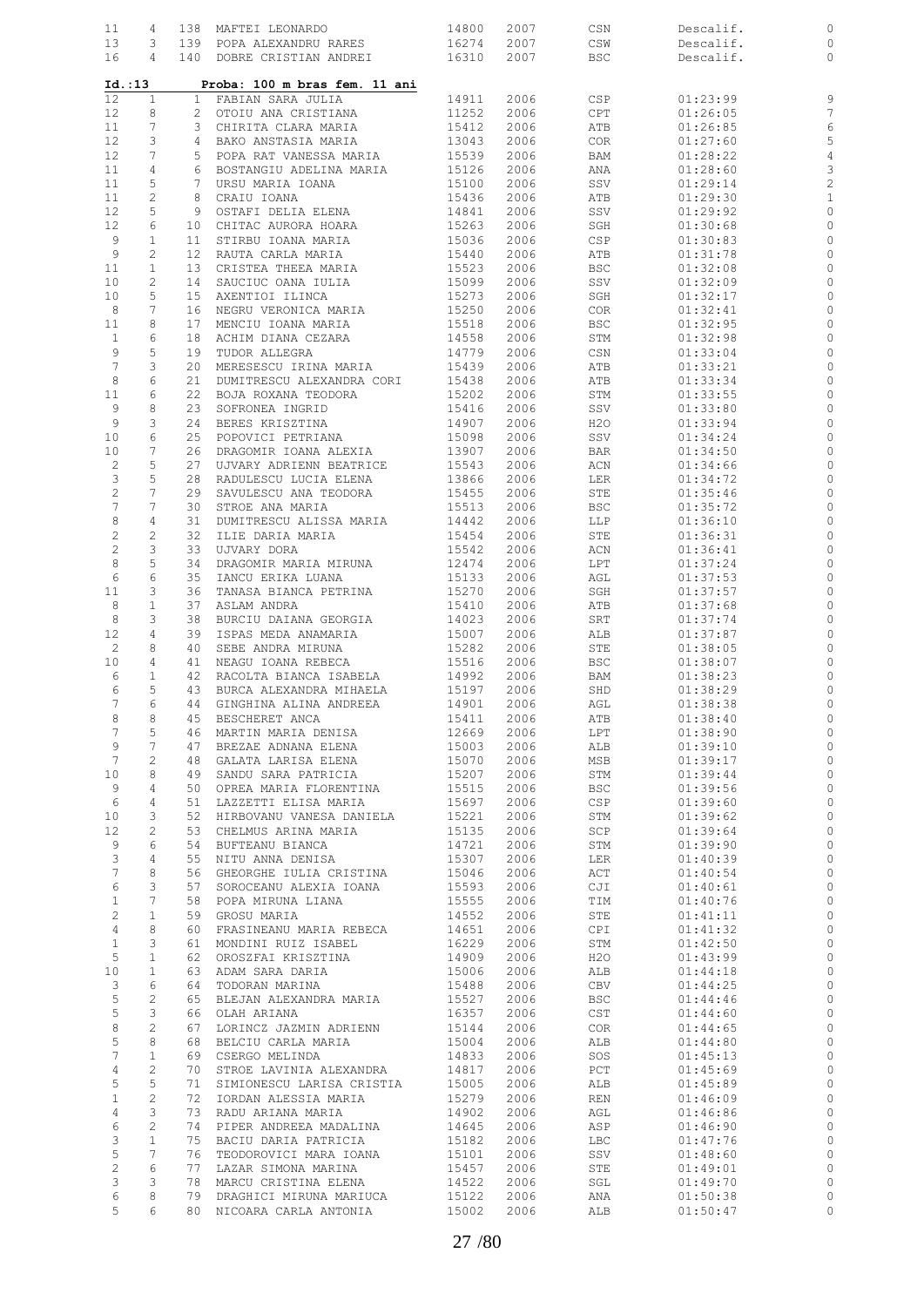| | | | | | | | | |
|---|---|---|---|---|---|---|---|---|
| 11 | 4 | 138 | MAFTEI LEONARDO | 14800 | 2007 | CSN | Descalif. | 0 |
| 13 | 3 | 139 | POPA ALEXANDRU RARES | 16274 | 2007 | CSW | Descalif. | 0 |
| 16 | 4 | 140 | DOBRE CRISTIAN ANDREI | 16310 | 2007 | BSC | Descalif. | 0 |

**Id.:13 Proba: 100 m bras fem. 11 ani**

| | | | | | | | | |
|---|---|---|---|---|---|---|---|---|
| 12 | 1 | 1 | FABIAN SARA JULIA | 14911 | 2006 | CSP | 01:23:99 | 9 |
| 12 | 8 | 2 | OTOIU ANA CRISTIANA | 11252 | 2006 | CPT | 01:26:05 | 7 |
| 11 | 7 | 3 | CHIRITA CLARA MARIA | 15412 | 2006 | ATB | 01:26:85 | 6 |
| 12 | 3 | 4 | BAKO ANSTASIA MARIA | 13043 | 2006 | COR | 01:27:60 | 5 |
| 12 | 7 | 5 | POPA RAT VANESSA MARIA | 15539 | 2006 | BAM | 01:28:22 | 4 |
| 11 | 4 | 6 | BOSTANGIU ADELINA MARIA | 15126 | 2006 | ANA | 01:28:60 | 3 |
| 11 | 5 | 7 | URSU MARIA IOANA | 15100 | 2006 | SSV | 01:29:14 | 2 |
| 11 | 2 | 8 | CRAIU IOANA | 15436 | 2006 | ATB | 01:29:30 | 1 |
| 12 | 5 | 9 | OSTAFI DELIA ELENA | 14841 | 2006 | SSV | 01:29:92 | 0 |
| 12 | 6 | 10 | CHITAC AURORA HOARA | 15263 | 2006 | SGH | 01:30:68 | 0 |
| 9 | 1 | 11 | STIRBU IOANA MARIA | 15036 | 2006 | CSP | 01:30:83 | 0 |
| 9 | 2 | 12 | RAUTA CARLA MARIA | 15440 | 2006 | ATB | 01:31:78 | 0 |
| 11 | 1 | 13 | CRISTEA THEEA MARIA | 15523 | 2006 | BSC | 01:32:08 | 0 |
| 10 | 2 | 14 | SAUCIUC OANA IULIA | 15099 | 2006 | SSV | 01:32:09 | 0 |
| 10 | 5 | 15 | AXENTIOI ILINCA | 15273 | 2006 | SGH | 01:32:17 | 0 |
| 8 | 7 | 16 | NEGRU VERONICA MARIA | 15250 | 2006 | COR | 01:32:41 | 0 |
| 11 | 8 | 17 | MENCIU IOANA MARIA | 15518 | 2006 | BSC | 01:32:95 | 0 |
| 1 | 6 | 18 | ACHIM DIANA CEZARA | 14558 | 2006 | STM | 01:32:98 | 0 |
| 9 | 5 | 19 | TUDOR ALLEGRA | 14779 | 2006 | CSN | 01:33:04 | 0 |
| 7 | 3 | 20 | MERESESCU IRINA MARIA | 15439 | 2006 | ATB | 01:33:21 | 0 |
| 8 | 6 | 21 | DUMITRESCU ALEXANDRA CORI | 15438 | 2006 | ATB | 01:33:34 | 0 |
| 11 | 6 | 22 | BOJA ROXANA TEODORA | 15202 | 2006 | STM | 01:33:55 | 0 |
| 9 | 8 | 23 | SOFRONEA INGRID | 15416 | 2006 | SSV | 01:33:80 | 0 |
| 9 | 3 | 24 | BERES KRISZTINA | 14907 | 2006 | H2O | 01:33:94 | 0 |
| 10 | 6 | 25 | POPOVICI PETRIANA | 15098 | 2006 | SSV | 01:34:24 | 0 |
| 10 | 7 | 26 | DRAGOMIR IOANA ALEXIA | 13907 | 2006 | BAR | 01:34:50 | 0 |
| 2 | 5 | 27 | UJVARY ADRIENN BEATRICE | 15543 | 2006 | ACN | 01:34:66 | 0 |
| 3 | 5 | 28 | RADULESCU LUCIA ELENA | 13866 | 2006 | LER | 01:34:72 | 0 |
| 2 | 7 | 29 | SAVULESCU ANA TEODORA | 15455 | 2006 | STE | 01:35:46 | 0 |
| 7 | 7 | 30 | STROE ANA MARIA | 15513 | 2006 | BSC | 01:35:72 | 0 |
| 8 | 4 | 31 | DUMITRESCU ALISSA MARIA | 14442 | 2006 | LLP | 01:36:10 | 0 |
| 2 | 2 | 32 | ILIE DARIA MARIA | 15454 | 2006 | STE | 01:36:31 | 0 |
| 2 | 3 | 33 | UJVARY DORA | 15542 | 2006 | ACN | 01:36:41 | 0 |
| 8 | 5 | 34 | DRAGOMIR MARIA MIRUNA | 12474 | 2006 | LPT | 01:37:24 | 0 |
| 6 | 6 | 35 | IANCU ERIKA LUANA | 15133 | 2006 | AGL | 01:37:53 | 0 |
| 11 | 3 | 36 | TANASA BIANCA PETRINA | 15270 | 2006 | SGH | 01:37:57 | 0 |
| 8 | 1 | 37 | ASLAM ANDRA | 15410 | 2006 | ATB | 01:37:68 | 0 |
| 8 | 3 | 38 | BURCIU DAIANA GEORGIA | 14023 | 2006 | SRT | 01:37:74 | 0 |
| 12 | 4 | 39 | ISPAS MEDA ANAMARIA | 15007 | 2006 | ALB | 01:37:87 | 0 |
| 2 | 8 | 40 | SEBE ANDRA MIRUNA | 15282 | 2006 | STE | 01:38:05 | 0 |
| 10 | 4 | 41 | NEAGU IOANA REBECA | 15516 | 2006 | BSC | 01:38:07 | 0 |
| 6 | 1 | 42 | RACOLTA BIANCA ISABELA | 14992 | 2006 | BAM | 01:38:23 | 0 |
| 6 | 5 | 43 | BURCA ALEXANDRA MIHAELA | 15197 | 2006 | SHD | 01:38:29 | 0 |
| 7 | 6 | 44 | GINGHINA ALINA ANDREEA | 14901 | 2006 | AGL | 01:38:38 | 0 |
| 8 | 8 | 45 | BESCHERET ANCA | 15411 | 2006 | ATB | 01:38:40 | 0 |
| 7 | 5 | 46 | MARTIN MARIA DENISA | 12669 | 2006 | LPT | 01:38:90 | 0 |
| 9 | 7 | 47 | BREZAE ADNANA ELENA | 15003 | 2006 | ALB | 01:39:10 | 0 |
| 7 | 2 | 48 | GALATA LARISA ELENA | 15070 | 2006 | MSB | 01:39:17 | 0 |
| 10 | 8 | 49 | SANDU SARA PATRICIA | 15207 | 2006 | STM | 01:39:44 | 0 |
| 9 | 4 | 50 | OPREA MARIA FLORENTINA | 15515 | 2006 | BSC | 01:39:56 | 0 |
| 6 | 4 | 51 | LAZZETTI ELISA MARIA | 15697 | 2006 | CSP | 01:39:60 | 0 |
| 10 | 3 | 52 | HIRBOVANU VANESA DANIELA | 15221 | 2006 | STM | 01:39:62 | 0 |
| 12 | 2 | 53 | CHELMUS ARINA MARIA | 15135 | 2006 | SCP | 01:39:64 | 0 |
| 9 | 6 | 54 | BUFTEANU BIANCA | 14721 | 2006 | STM | 01:39:90 | 0 |
| 3 | 4 | 55 | NITU ANNA DENISA | 15307 | 2006 | LER | 01:40:39 | 0 |
| 7 | 8 | 56 | GHEORGHE IULIA CRISTINA | 15046 | 2006 | ACT | 01:40:54 | 0 |
| 6 | 3 | 57 | SOROCEANU ALEXIA IOANA | 15593 | 2006 | CJI | 01:40:61 | 0 |
| 1 | 7 | 58 | POPA MIRUNA LIANA | 15555 | 2006 | TIM | 01:40:76 | 0 |
| 2 | 1 | 59 | GROSU MARIA | 14552 | 2006 | STE | 01:41:11 | 0 |
| 4 | 8 | 60 | FRASINEANU MARIA REBECA | 14651 | 2006 | CPI | 01:41:32 | 0 |
| 1 | 3 | 61 | MONDINI RUIZ ISABEL | 16229 | 2006 | STM | 01:42:50 | 0 |
| 5 | 1 | 62 | OROSZFAI KRISZTINA | 14909 | 2006 | H2O | 01:43:99 | 0 |
| 10 | 1 | 63 | ADAM SARA DARIA | 15006 | 2006 | ALB | 01:44:18 | 0 |
| 3 | 6 | 64 | TODORAN MARINA | 15488 | 2006 | CBV | 01:44:25 | 0 |
| 5 | 2 | 65 | BLEJAN ALEXANDRA MARIA | 15527 | 2006 | BSC | 01:44:46 | 0 |
| 5 | 3 | 66 | OLAH ARIANA | 16357 | 2006 | CST | 01:44:60 | 0 |
| 8 | 2 | 67 | LORINCZ JAZMIN ADRIENN | 15144 | 2006 | COR | 01:44:65 | 0 |
| 5 | 8 | 68 | BELCIU CARLA MARIA | 15004 | 2006 | ALB | 01:44:80 | 0 |
| 7 | 1 | 69 | CSERGO MELINDA | 14833 | 2006 | SOS | 01:45:13 | 0 |
| 4 | 2 | 70 | STROE LAVINIA ALEXANDRA | 14817 | 2006 | PCT | 01:45:69 | 0 |
| 5 | 5 | 71 | SIMIONESCU LARISA CRISTIA | 15005 | 2006 | ALB | 01:45:89 | 0 |
| 1 | 2 | 72 | IORDAN ALESSIA MARIA | 15279 | 2006 | REN | 01:46:09 | 0 |
| 4 | 3 | 73 | RADU ARIANA MARIA | 14902 | 2006 | AGL | 01:46:86 | 0 |
| 6 | 2 | 74 | PIPER ANDREEA MADALINA | 14645 | 2006 | ASP | 01:46:90 | 0 |
| 3 | 1 | 75 | BACIU DARIA PATRICIA | 15182 | 2006 | LBC | 01:47:76 | 0 |
| 5 | 7 | 76 | TEODOROVICI MARA IOANA | 15101 | 2006 | SSV | 01:48:60 | 0 |
| 2 | 6 | 77 | LAZAR SIMONA MARINA | 15457 | 2006 | STE | 01:49:01 | 0 |
| 3 | 3 | 78 | MARCU CRISTINA ELENA | 14522 | 2006 | SGL | 01:49:70 | 0 |
| 6 | 8 | 79 | DRAGHICI MIRUNA MARIUCA | 15122 | 2006 | ANA | 01:50:38 | 0 |
| 5 | 6 | 80 | NICOARA CARLA ANTONIA | 15002 | 2006 | ALB | 01:50:47 | 0 |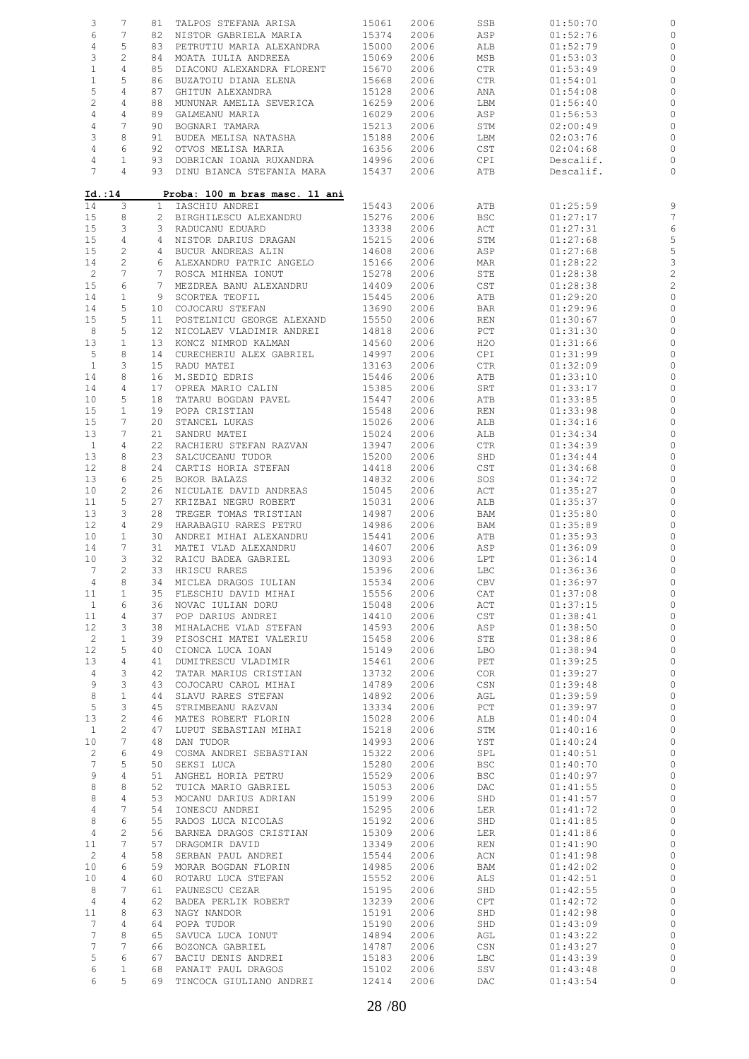| | | | | | | | | |
|---|---|---|---|---|---|---|---|---|
| 3 | 7 | 81 | TALPOS STEFANA ARISA | 15061 | 2006 | SSB | 01:50:70 | 0 |
| 6 | 7 | 82 | NISTOR GABRIELA MARIA | 15374 | 2006 | ASP | 01:52:76 | 0 |
| 4 | 5 | 83 | PETRUTIU MARIA ALEXANDRA | 15000 | 2006 | ALB | 01:52:79 | 0 |
| 3 | 2 | 84 | MOATA IULIA ANDREEA | 15069 | 2006 | MSB | 01:53:03 | 0 |
| 1 | 4 | 85 | DIACONU ALEXANDRA FLORENT | 15670 | 2006 | CTR | 01:53:49 | 0 |
| 1 | 5 | 86 | BUZATOIU DIANA ELENA | 15668 | 2006 | CTR | 01:54:01 | 0 |
| 5 | 4 | 87 | GHITUN ALEXANDRA | 15128 | 2006 | ANA | 01:54:08 | 0 |
| 2 | 4 | 88 | MUNUNAR AMELIA SEVERICA | 16259 | 2006 | LBM | 01:56:40 | 0 |
| 4 | 4 | 89 | GALMEANU MARIA | 16029 | 2006 | ASP | 01:56:53 | 0 |
| 4 | 7 | 90 | BOGNARI TAMARA | 15213 | 2006 | STM | 02:00:49 | 0 |
| 3 | 8 | 91 | BUDEA MELISA NATASHA | 15188 | 2006 | LBM | 02:03:76 | 0 |
| 4 | 6 | 92 | OTVOS MELISA MARIA | 16356 | 2006 | CST | 02:04:68 | 0 |
| 4 | 1 | 93 | DOBRICAN IOANA RUXANDRA | 14996 | 2006 | CPI | Descalif. | 0 |
| 7 | 4 | 93 | DINU BIANCA STEFANIA MARA | 15437 | 2006 | ATB | Descalif. | 0 |

**Id.:14 Proba: 100 m bras masc. 11 ani**

| | | | | | | | | |
|---|---|---|---|---|---|---|---|---|
| 14 | 3 | 1 | IASCHIU ANDREI | 15443 | 2006 | ATB | 01:25:59 | 9 |
| 15 | 8 | 2 | BIRGHILESCU ALEXANDRU | 15276 | 2006 | BSC | 01:27:17 | 7 |
| 15 | 3 | 3 | RADUCANU EDUARD | 13338 | 2006 | ACT | 01:27:31 | 6 |
| 15 | 4 | 4 | NISTOR DARIUS DRAGAN | 15215 | 2006 | STM | 01:27:68 | 5 |
| 15 | 2 | 4 | BUCUR ANDREAS ALIN | 14608 | 2006 | ASP | 01:27:68 | 5 |
| 14 | 2 | 6 | ALEXANDRU PATRIC ANGELO | 15166 | 2006 | MAR | 01:28:22 | 3 |
| 2 | 7 | 7 | ROSCA MIHNEA IONUT | 15278 | 2006 | STE | 01:28:38 | 2 |
| 15 | 6 | 7 | MEZDREA BANU ALEXANDRU | 14409 | 2006 | CST | 01:28:38 | 2 |
| 14 | 1 | 9 | SCORTEA TEOFIL | 15445 | 2006 | ATB | 01:29:20 | 0 |
| 14 | 5 | 10 | COJOCARU STEFAN | 13690 | 2006 | BAR | 01:29:96 | 0 |
| 15 | 5 | 11 | POSTELNICU GEORGE ALEXAND | 15550 | 2006 | REN | 01:30:67 | 0 |
| 8 | 5 | 12 | NICOLAEV VLADIMIR ANDREI | 14818 | 2006 | PCT | 01:31:30 | 0 |
| 13 | 1 | 13 | KONCZ NIMROD KALMAN | 14560 | 2006 | H2O | 01:31:66 | 0 |
| 5 | 8 | 14 | CURECHERIU ALEX GABRIEL | 14997 | 2006 | CPI | 01:31:99 | 0 |
| 1 | 3 | 15 | RADU MATEI | 13163 | 2006 | CTR | 01:32:09 | 0 |
| 14 | 8 | 16 | M.SEDIQ EDRIS | 15446 | 2006 | ATB | 01:33:10 | 0 |
| 14 | 4 | 17 | OPREA MARIO CALIN | 15385 | 2006 | SRT | 01:33:17 | 0 |
| 10 | 5 | 18 | TATARU BOGDAN PAVEL | 15447 | 2006 | ATB | 01:33:85 | 0 |
| 15 | 1 | 19 | POPA CRISTIAN | 15548 | 2006 | REN | 01:33:98 | 0 |
| 15 | 7 | 20 | STANCEL LUKAS | 15026 | 2006 | ALB | 01:34:16 | 0 |
| 13 | 7 | 21 | SANDRU MATEI | 15024 | 2006 | ALB | 01:34:34 | 0 |
| 1 | 4 | 22 | RACHIERU STEFAN RAZVAN | 13947 | 2006 | CTR | 01:34:39 | 0 |
| 13 | 8 | 23 | SALCUCEANU TUDOR | 15200 | 2006 | SHD | 01:34:44 | 0 |
| 12 | 8 | 24 | CARTIS HORIA STEFAN | 14418 | 2006 | CST | 01:34:68 | 0 |
| 13 | 6 | 25 | BOKOR BALAZS | 14832 | 2006 | SOS | 01:34:72 | 0 |
| 10 | 2 | 26 | NICULAIE DAVID ANDREAS | 15045 | 2006 | ACT | 01:35:27 | 0 |
| 11 | 5 | 27 | KRIZBAI NEGRU ROBERT | 15031 | 2006 | ALB | 01:35:37 | 0 |
| 13 | 3 | 28 | TREGER TOMAS TRISTIAN | 14987 | 2006 | BAM | 01:35:80 | 0 |
| 12 | 4 | 29 | HARABAGIU RARES PETRU | 14986 | 2006 | BAM | 01:35:89 | 0 |
| 10 | 1 | 30 | ANDREI MIHAI ALEXANDRU | 15441 | 2006 | ATB | 01:35:93 | 0 |
| 14 | 7 | 31 | MATEI VLAD ALEXANDRU | 14607 | 2006 | ASP | 01:36:09 | 0 |
| 10 | 3 | 32 | RAICU BADEA GABRIEL | 13093 | 2006 | LPT | 01:36:14 | 0 |
| 7 | 2 | 33 | HRISCU RARES | 15396 | 2006 | LBC | 01:36:36 | 0 |
| 4 | 8 | 34 | MICLEA DRAGOS IULIAN | 15534 | 2006 | CBV | 01:36:97 | 0 |
| 11 | 1 | 35 | FLESCHIU DAVID MIHAI | 15556 | 2006 | CAT | 01:37:08 | 0 |
| 1 | 6 | 36 | NOVAC IULIAN DORU | 15048 | 2006 | ACT | 01:37:15 | 0 |
| 11 | 4 | 37 | POP DARIUS ANDREI | 14410 | 2006 | CST | 01:38:41 | 0 |
| 12 | 3 | 38 | MIHALACHE VLAD STEFAN | 14593 | 2006 | ASP | 01:38:50 | 0 |
| 2 | 1 | 39 | PISOSCHI MATEI VALERIU | 15458 | 2006 | STE | 01:38:86 | 0 |
| 12 | 5 | 40 | CIONCA LUCA IOAN | 15149 | 2006 | LBO | 01:38:94 | 0 |
| 13 | 4 | 41 | DUMITRESCU VLADIMIR | 15461 | 2006 | PET | 01:39:25 | 0 |
| 4 | 3 | 42 | TATAR MARIUS CRISTIAN | 13732 | 2006 | COR | 01:39:27 | 0 |
| 9 | 3 | 43 | COJOCARU CAROL MIHAI | 14789 | 2006 | CSN | 01:39:48 | 0 |
| 8 | 1 | 44 | SLAVU RARES STEFAN | 14892 | 2006 | AGL | 01:39:59 | 0 |
| 5 | 3 | 45 | STRIMBEANU RAZVAN | 13334 | 2006 | PCT | 01:39:97 | 0 |
| 13 | 2 | 46 | MATES ROBERT FLORIN | 15028 | 2006 | ALB | 01:40:04 | 0 |
| 1 | 2 | 47 | LUPUT SEBASTIAN MIHAI | 15218 | 2006 | STM | 01:40:16 | 0 |
| 10 | 7 | 48 | DAN TUDOR | 14993 | 2006 | YST | 01:40:24 | 0 |
| 2 | 6 | 49 | COSMA ANDREI SEBASTIAN | 15322 | 2006 | SPL | 01:40:51 | 0 |
| 7 | 5 | 50 | SEKSI LUCA | 15280 | 2006 | BSC | 01:40:70 | 0 |
| 9 | 4 | 51 | ANGHEL HORIA PETRU | 15529 | 2006 | BSC | 01:40:97 | 0 |
| 8 | 8 | 52 | TUICA MARIO GABRIEL | 15053 | 2006 | DAC | 01:41:55 | 0 |
| 8 | 4 | 53 | MOCANU DARIUS ADRIAN | 15199 | 2006 | SHD | 01:41:57 | 0 |
| 4 | 7 | 54 | IONESCU ANDREI | 15295 | 2006 | LER | 01:41:72 | 0 |
| 8 | 6 | 55 | RADOS LUCA NICOLAS | 15192 | 2006 | SHD | 01:41:85 | 0 |
| 4 | 2 | 56 | BARNEA DRAGOS CRISTIAN | 15309 | 2006 | LER | 01:41:86 | 0 |
| 11 | 7 | 57 | DRAGOMIR DAVID | 13349 | 2006 | REN | 01:41:90 | 0 |
| 2 | 4 | 58 | SERBAN PAUL ANDREI | 15544 | 2006 | ACN | 01:41:98 | 0 |
| 10 | 6 | 59 | MORAR BOGDAN FLORIN | 14985 | 2006 | BAM | 01:42:02 | 0 |
| 10 | 4 | 60 | ROTARU LUCA STEFAN | 15552 | 2006 | ALS | 01:42:51 | 0 |
| 8 | 7 | 61 | PAUNESCU CEZAR | 15195 | 2006 | SHD | 01:42:55 | 0 |
| 4 | 4 | 62 | BADEA PERLIK ROBERT | 13239 | 2006 | CPT | 01:42:72 | 0 |
| 11 | 8 | 63 | NAGY NANDOR | 15191 | 2006 | SHD | 01:42:98 | 0 |
| 7 | 4 | 64 | POPA TUDOR | 15190 | 2006 | SHD | 01:43:09 | 0 |
| 7 | 8 | 65 | SAVUCA LUCA IONUT | 14894 | 2006 | AGL | 01:43:22 | 0 |
| 7 | 7 | 66 | BOZONCA GABRIEL | 14787 | 2006 | CSN | 01:43:27 | 0 |
| 5 | 6 | 67 | BACIU DENIS ANDREI | 15183 | 2006 | LBC | 01:43:39 | 0 |
| 6 | 1 | 68 | PANAIT PAUL DRAGOS | 15102 | 2006 | SSV | 01:43:48 | 0 |
| 6 | 5 | 69 | TINCOCA GIULIANO ANDREI | 12414 | 2006 | DAC | 01:43:54 | 0 |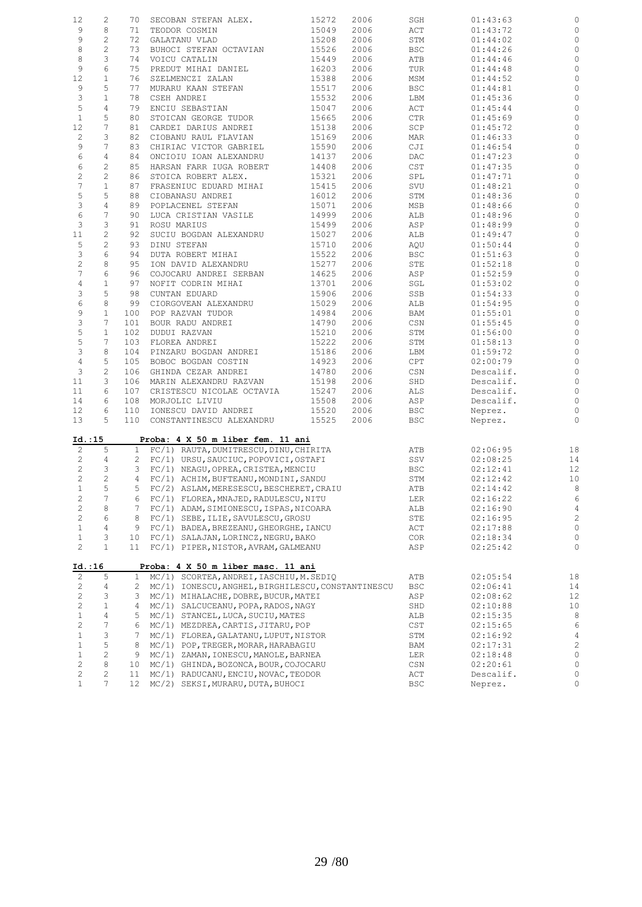| | | | | | | | | |
|---|---|---|---|---|---|---|---|---|
| 12 | 2 | 70 | SECOBAN STEFAN ALEX. | 15272 | 2006 | SGH | 01:43:63 | 0 |
| 9 | 8 | 71 | TEODOR COSMIN | 15049 | 2006 | ACT | 01:43:72 | 0 |
| 9 | 2 | 72 | GALATANU VLAD | 15208 | 2006 | STM | 01:44:02 | 0 |
| 8 | 2 | 73 | BUHOCI STEFAN OCTAVIAN | 15526 | 2006 | BSC | 01:44:26 | 0 |
| 8 | 3 | 74 | VOICU CATALIN | 15449 | 2006 | ATB | 01:44:46 | 0 |
| 9 | 6 | 75 | PREDUT MIHAI DANIEL | 16203 | 2006 | TUR | 01:44:48 | 0 |
| 12 | 1 | 76 | SZELMENCZI ZALAN | 15388 | 2006 | MSM | 01:44:52 | 0 |
| 9 | 5 | 77 | MURARU KAAN STEFAN | 15517 | 2006 | BSC | 01:44:81 | 0 |
| 3 | 1 | 78 | CSEH ANDREI | 15532 | 2006 | LBM | 01:45:36 | 0 |
| 5 | 4 | 79 | ENCIU SEBASTIAN | 15047 | 2006 | ACT | 01:45:44 | 0 |
| 1 | 5 | 80 | STOICAN GEORGE TUDOR | 15665 | 2006 | CTR | 01:45:69 | 0 |
| 12 | 7 | 81 | CARDEI DARIUS ANDREI | 15138 | 2006 | SCP | 01:45:72 | 0 |
| 2 | 3 | 82 | CIOBANU RAUL FLAVIAN | 15169 | 2006 | MAR | 01:46:33 | 0 |
| 9 | 7 | 83 | CHIRIAC VICTOR GABRIEL | 15590 | 2006 | CJI | 01:46:54 | 0 |
| 6 | 4 | 84 | ONCIOIU IOAN ALEXANDRU | 14137 | 2006 | DAC | 01:47:23 | 0 |
| 6 | 2 | 85 | HARSAN FARR IUGA ROBERT | 14408 | 2006 | CST | 01:47:35 | 0 |
| 2 | 2 | 86 | STOICA ROBERT ALEX. | 15321 | 2006 | SPL | 01:47:71 | 0 |
| 7 | 1 | 87 | FRASENIUC EDUARD MIHAI | 15415 | 2006 | SVU | 01:48:21 | 0 |
| 5 | 5 | 88 | CIOBANASU ANDREI | 16012 | 2006 | STM | 01:48:36 | 0 |
| 3 | 4 | 89 | POPLACENEL STEFAN | 15071 | 2006 | MSB | 01:48:66 | 0 |
| 6 | 7 | 90 | LUCA CRISTIAN VASILE | 14999 | 2006 | ALB | 01:48:96 | 0 |
| 3 | 3 | 91 | ROSU MARIUS | 15499 | 2006 | ASP | 01:48:99 | 0 |
| 11 | 2 | 92 | SUCIU BOGDAN ALEXANDRU | 15027 | 2006 | ALB | 01:49:47 | 0 |
| 5 | 2 | 93 | DINU STEFAN | 15710 | 2006 | AQU | 01:50:44 | 0 |
| 3 | 6 | 94 | DUTA ROBERT MIHAI | 15522 | 2006 | BSC | 01:51:63 | 0 |
| 2 | 8 | 95 | ION DAVID ALEXANDRU | 15277 | 2006 | STE | 01:52:18 | 0 |
| 7 | 6 | 96 | COJOCARU ANDREI SERBAN | 14625 | 2006 | ASP | 01:52:59 | 0 |
| 4 | 1 | 97 | NOFIT CODRIN MIHAI | 13701 | 2006 | SGL | 01:53:02 | 0 |
| 3 | 5 | 98 | CUNTAN EDUARD | 15906 | 2006 | SSB | 01:54:33 | 0 |
| 6 | 8 | 99 | CIORGOVEAN ALEXANDRU | 15029 | 2006 | ALB | 01:54:95 | 0 |
| 9 | 1 | 100 | POP RAZVAN TUDOR | 14984 | 2006 | BAM | 01:55:01 | 0 |
| 3 | 7 | 101 | BOUR RADU ANDREI | 14790 | 2006 | CSN | 01:55:45 | 0 |
| 5 | 1 | 102 | DUDUI RAZVAN | 15210 | 2006 | STM | 01:56:00 | 0 |
| 5 | 7 | 103 | FLOREA ANDREI | 15222 | 2006 | STM | 01:58:13 | 0 |
| 3 | 8 | 104 | PINZARU BOGDAN ANDREI | 15186 | 2006 | LBM | 01:59:72 | 0 |
| 4 | 5 | 105 | BOBOC BOGDAN COSTIN | 14923 | 2006 | CPT | 02:00:79 | 0 |
| 3 | 2 | 106 | GHINDA CEZAR ANDREI | 14780 | 2006 | CSN | Descalif. | 0 |
| 11 | 3 | 106 | MARIN ALEXANDRU RAZVAN | 15198 | 2006 | SHD | Descalif. | 0 |
| 11 | 6 | 107 | CRISTESCU NICOLAE OCTAVIA | 15247 | 2006 | ALS | Descalif. | 0 |
| 14 | 6 | 108 | MORJOLIC LIVIU | 15508 | 2006 | ASP | Descalif. | 0 |
| 12 | 6 | 110 | IONESCU DAVID ANDREI | 15520 | 2006 | BSC | Neprez. | 0 |
| 13 | 5 | 110 | CONSTANTINESCU ALEXANDRU | 15525 | 2006 | BSC | Neprez. | 0 |

**Id.:15** **Proba: 4 X 50 m liber fem. 11 ani**

| | | | | | | |
|---|---|---|---|---|---|---|
| 2 | 5 | 1 | FC/1) RAUTA,DUMITRESCU,DINU,CHIRITA | ATB | 02:06:95 | 18 |
| 2 | 4 | 2 | FC/1) URSU,SAUCIUC,POPOVICI,OSTAFI | SSV | 02:08:25 | 14 |
| 2 | 3 | 3 | FC/1) NEAGU,OPREA,CRISTEA,MENCIU | BSC | 02:12:41 | 12 |
| 2 | 2 | 4 | FC/1) ACHIM,BUFTEANU,MONDINI,SANDU | STM | 02:12:42 | 10 |
| 1 | 5 | 5 | FC/2) ASLAM,MERESESCU,BESCHERET,CRAIU | ATB | 02:14:42 | 8 |
| 2 | 7 | 6 | FC/1) FLOREA,MNAJED,RADULESCU,NITU | LER | 02:16:22 | 6 |
| 2 | 8 | 7 | FC/1) ADAM,SIMIONESCU,ISPAS,NICOARA | ALB | 02:16:90 | 4 |
| 2 | 6 | 8 | FC/1) SEBE,ILIE,SAVULESCU,GROSU | STE | 02:16:95 | 2 |
| 1 | 4 | 9 | FC/1) BADEA,BREZEANU,GHEORGHE,IANCU | ACT | 02:17:88 | 0 |
| 1 | 3 | 10 | FC/1) SALAJAN,LORINCZ,NEGRU,BAKO | COR | 02:18:34 | 0 |
| 2 | 1 | 11 | FC/1) PIPER,NISTOR,AVRAM,GALMEANU | ASP | 02:25:42 | 0 |

**Id.:16** **Proba: 4 X 50 m liber masc. 11 ani**

| | | | | | | |
|---|---|---|---|---|---|---|
| 2 | 5 | 1 | MC/1) SCORTEA,ANDREI,IASCHIU,M.SEDIQ | ATB | 02:05:54 | 18 |
| 2 | 4 | 2 | MC/1) IONESCU,ANGHEL,BIRGHILESCU,CONSTANTINESCU | BSC | 02:06:41 | 14 |
| 2 | 3 | 3 | MC/1) MIHALACHE,DOBRE,BUCUR,MATEI | ASP | 02:08:62 | 12 |
| 2 | 1 | 4 | MC/1) SALCUCEANU,POPA,RADOS,NAGY | SHD | 02:10:88 | 10 |
| 1 | 4 | 5 | MC/1) STANCEL,LUCA,SUCIU,MATES | ALB | 02:15:35 | 8 |
| 2 | 7 | 6 | MC/1) MEZDREA,CARTIS,JITARU,POP | CST | 02:15:65 | 6 |
| 1 | 3 | 7 | MC/1) FLOREA,GALATANU,LUPUT,NISTOR | STM | 02:16:92 | 4 |
| 1 | 5 | 8 | MC/1) POP,TREGER,MORAR,HARABAGIU | BAM | 02:17:31 | 2 |
| 1 | 2 | 9 | MC/1) ZAMAN,IONESCU,MANOLE,BARNEA | LER | 02:18:48 | 0 |
| 2 | 8 | 10 | MC/1) GHINDA,BOZONCA,BOUR,COJOCARU | CSN | 02:20:61 | 0 |
| 2 | 2 | 11 | MC/1) RADUCANU,ENCIU,NOVAC,TEODOR | ACT | Descalif. | 0 |
| 1 | 7 | 12 | MC/2) SEKSI,MURARU,DUTA,BUHOCI | BSC | Neprez. | 0 |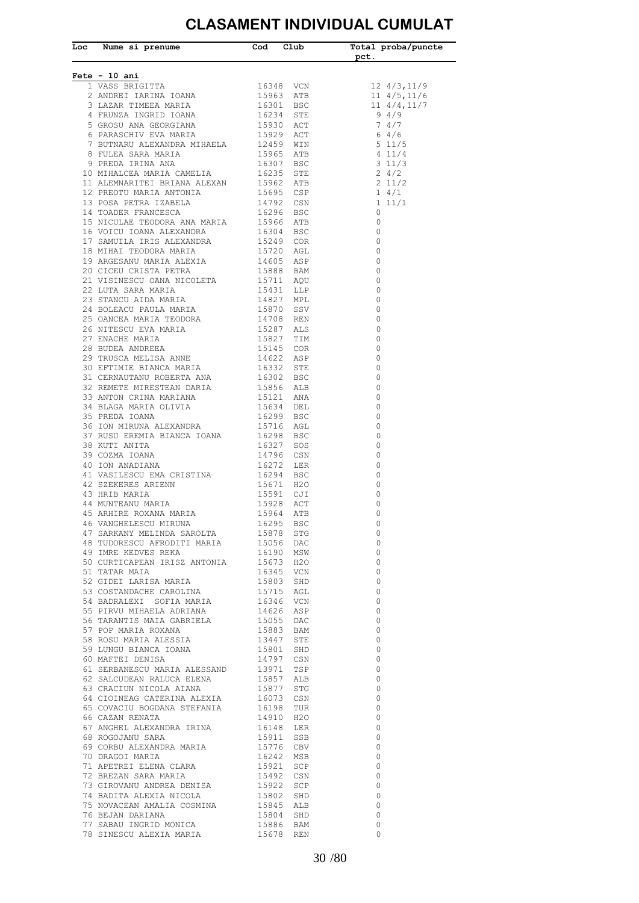# CLASAMENT INDIVIDUAL CUMULAT

| Loc | Nume si prenume | Cod | Club | Total pct. | proba/puncte |
|---|---|---|---|---|---|
| **Fete - 10 ani** | | | | | |
| 1 | VASS BRIGITTA | 16348 | VCN | 12 | 4/3,11/9 |
| 2 | ANDREI IARINA IOANA | 15963 | ATB | 11 | 4/5,11/6 |
| 3 | LAZAR TIMEEA MARIA | 16301 | BSC | 11 | 4/4,11/7 |
| 4 | FRUNZA INGRID IOANA | 16234 | STE | 9 | 4/9 |
| 5 | GROSU ANA GEORGIANA | 15930 | ACT | 7 | 4/7 |
| 6 | PARASCHIV EVA MARIA | 15929 | ACT | 6 | 4/6 |
| 7 | BUTNARU ALEXANDRA MIHAELA | 12459 | WIN | 5 | 11/5 |
| 8 | FULEA SARA MARIA | 15965 | ATB | 4 | 11/4 |
| 9 | PREDA IRINA ANA | 16307 | BSC | 3 | 11/3 |
| 10 | MIHALCEA MARIA CAMELIA | 16235 | STE | 2 | 4/2 |
| 11 | ALEMNARITEI BRIANA ALEXAN | 15962 | ATB | 2 | 11/2 |
| 12 | PREOTU MARIA ANTONIA | 15695 | CSP | 1 | 4/1 |
| 13 | POSA PETRA IZABELA | 14792 | CSN | 1 | 11/1 |
| 14 | TOADER FRANCESCA | 16296 | BSC | 0 | |
| 15 | NICULAE TEODORA ANA MARIA | 15966 | ATB | 0 | |
| 16 | VOICU IOANA ALEXANDRA | 16304 | BSC | 0 | |
| 17 | SAMUILA IRIS ALEXANDRA | 15249 | COR | 0 | |
| 18 | MIHAI TEODORA MARIA | 15720 | AGL | 0 | |
| 19 | ARGESANU MARIA ALEXIA | 14605 | ASP | 0 | |
| 20 | CICEU CRISTA PETRA | 15888 | BAM | 0 | |
| 21 | VISINESCU OANA NICOLETA | 15711 | AQU | 0 | |
| 22 | LUTA SARA MARIA | 15431 | LLP | 0 | |
| 23 | STANCU AIDA MARIA | 14827 | MPL | 0 | |
| 24 | BOLEACU PAULA MARIA | 15870 | SSV | 0 | |
| 25 | OANCEA MARIA TEODORA | 14708 | REN | 0 | |
| 26 | NITESCU EVA MARIA | 15287 | ALS | 0 | |
| 27 | ENACHE MARIA | 15827 | TIM | 0 | |
| 28 | BUDEA ANDREEA | 15145 | COR | 0 | |
| 29 | TRUSCA MELISA ANNE | 14622 | ASP | 0 | |
| 30 | EFTIMIE BIANCA MARIA | 16332 | STE | 0 | |
| 31 | CERNAUTANU ROBERTA ANA | 16302 | BSC | 0 | |
| 32 | REMETE MIRESTEAN DARIA | 15856 | ALB | 0 | |
| 33 | ANTON CRINA MARIANA | 15121 | ANA | 0 | |
| 34 | BLAGA MARIA OLIVIA | 15634 | DEL | 0 | |
| 35 | PREDA IOANA | 16299 | BSC | 0 | |
| 36 | ION MIRUNA ALEXANDRA | 15716 | AGL | 0 | |
| 37 | RUSU EREMIA BIANCA IOANA | 16298 | BSC | 0 | |
| 38 | KUTI ANITA | 16327 | SOS | 0 | |
| 39 | COZMA IOANA | 14796 | CSN | 0 | |
| 40 | ION ANADIANA | 16272 | LER | 0 | |
| 41 | VASILESCU EMA CRISTINA | 16294 | BSC | 0 | |
| 42 | SZEKERES ARIENN | 15671 | H2O | 0 | |
| 43 | HRIB MARIA | 15591 | CJI | 0 | |
| 44 | MUNTEANU MARIA | 15928 | ACT | 0 | |
| 45 | ARHIRE ROXANA MARIA | 15964 | ATB | 0 | |
| 46 | VANGHELESCU MIRUNA | 16295 | BSC | 0 | |
| 47 | SARKANY MELINDA SAROLTA | 15878 | STG | 0 | |
| 48 | TUDORESCU AFRODITI MARIA | 15056 | DAC | 0 | |
| 49 | IMRE KEDVES REKA | 16190 | MSW | 0 | |
| 50 | CURTICAPEAN IRISZ ANTONIA | 15673 | H2O | 0 | |
| 51 | TATAR MAIA | 16345 | VCN | 0 | |
| 52 | GIDEI LARISA MARIA | 15803 | SHD | 0 | |
| 53 | COSTANDACHE CAROLINA | 15715 | AGL | 0 | |
| 54 | BADRALEXI SOFIA MARIA | 16346 | VCN | 0 | |
| 55 | PIRVU MIHAELA ADRIANA | 14626 | ASP | 0 | |
| 56 | TARANTIS MAIA GABRIELA | 15055 | DAC | 0 | |
| 57 | POP MARIA ROXANA | 15883 | BAM | 0 | |
| 58 | ROSU MARIA ALESSIA | 13447 | STE | 0 | |
| 59 | LUNGU BIANCA IOANA | 15801 | SHD | 0 | |
| 60 | MAFTEI DENISA | 14797 | CSN | 0 | |
| 61 | SERBANESCU MARIA ALESSAND | 13971 | TSP | 0 | |
| 62 | SALCUDEAN RALUCA ELENA | 15857 | ALB | 0 | |
| 63 | CRACIUN NICOLA AIANA | 15877 | STG | 0 | |
| 64 | CIOINEAG CATERINA ALEXIA | 16073 | CSN | 0 | |
| 65 | COVACIU BOGDANA STEFANIA | 16198 | TUR | 0 | |
| 66 | CAZAN RENATA | 14910 | H2O | 0 | |
| 67 | ANGHEL ALEXANDRA IRINA | 16148 | LER | 0 | |
| 68 | ROGOJANU SARA | 15911 | SSB | 0 | |
| 69 | CORBU ALEXANDRA MARIA | 15776 | CBV | 0 | |
| 70 | DRAGOI MARIA | 16242 | MSB | 0 | |
| 71 | APETREI ELENA CLARA | 15921 | SCP | 0 | |
| 72 | BREZAN SARA MARIA | 15492 | CSN | 0 | |
| 73 | GIROVANU ANDREA DENISA | 15922 | SCP | 0 | |
| 74 | BADITA ALEXIA NICOLA | 15802 | SHD | 0 | |
| 75 | NOVACEAN AMALIA COSMINA | 15845 | ALB | 0 | |
| 76 | BEJAN DARIANA | 15804 | SHD | 0 | |
| 77 | SABAU INGRID MONICA | 15886 | BAM | 0 | |
| 78 | SINESCU ALEXIA MARIA | 15678 | REN | 0 | |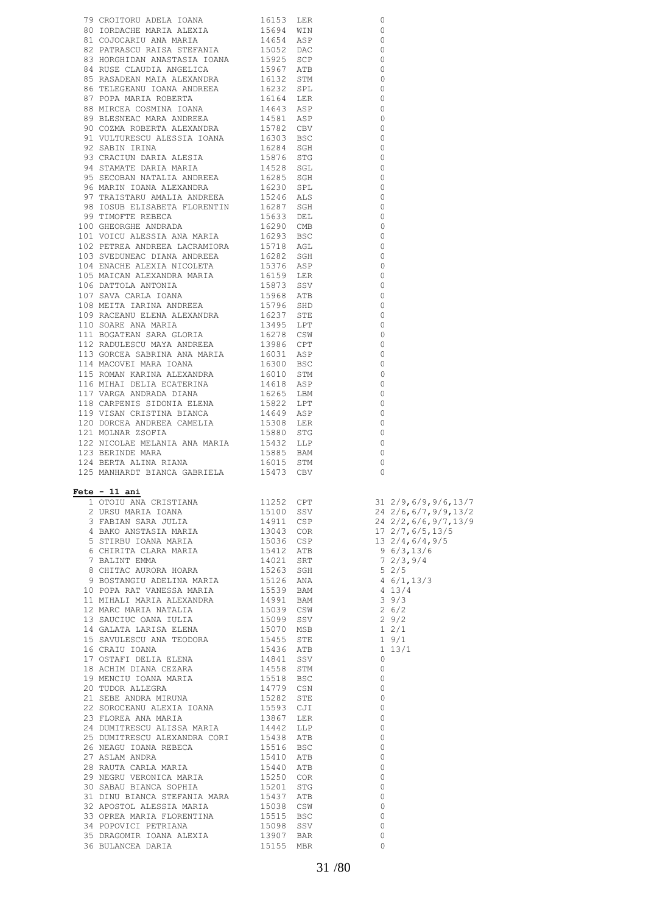| | | | | |
|---|---|---|---|---|
| 79 | CROITORU ADELA IOANA | 16153 | LER | 0 |
| 80 | IORDACHE MARIA ALEXIA | 15694 | WIN | 0 |
| 81 | COJOCARIU ANA MARIA | 14654 | ASP | 0 |
| 82 | PATRASCU RAISA STEFANIA | 15052 | DAC | 0 |
| 83 | HORGHIDAN ANASTASIA IOANA | 15925 | SCP | 0 |
| 84 | RUSE CLAUDIA ANGELICA | 15967 | ATB | 0 |
| 85 | RASADEAN MAIA ALEXANDRA | 16132 | STM | 0 |
| 86 | TELEGEANU IOANA ANDREEA | 16232 | SPL | 0 |
| 87 | POPA MARIA ROBERTA | 16164 | LER | 0 |
| 88 | MIRCEA COSMINA IOANA | 14643 | ASP | 0 |
| 89 | BLESNEAC MARA ANDREEA | 14581 | ASP | 0 |
| 90 | COZMA ROBERTA ALEXANDRA | 15782 | CBV | 0 |
| 91 | VULTURESCU ALESSIA IOANA | 16303 | BSC | 0 |
| 92 | SABIN IRINA | 16284 | SGH | 0 |
| 93 | CRACIUN DARIA ALESIA | 15876 | STG | 0 |
| 94 | STAMATE DARIA MARIA | 14528 | SGL | 0 |
| 95 | SECOBAN NATALIA ANDREEA | 16285 | SGH | 0 |
| 96 | MARIN IOANA ALEXANDRA | 16230 | SPL | 0 |
| 97 | TRAISTARU AMALIA ANDREEA | 15246 | ALS | 0 |
| 98 | IOSUB ELISABETA FLORENTIN | 16287 | SGH | 0 |
| 99 | TIMOFTE REBECA | 15633 | DEL | 0 |
| 100 | GHEORGHE ANDRADA | 16290 | CMB | 0 |
| 101 | VOICU ALESSIA ANA MARIA | 16293 | BSC | 0 |
| 102 | PETREA ANDREEA LACRAMIORA | 15718 | AGL | 0 |
| 103 | SVEDUNEAC DIANA ANDREEA | 16282 | SGH | 0 |
| 104 | ENACHE ALEXIA NICOLETA | 15376 | ASP | 0 |
| 105 | MAICAN ALEXANDRA MARIA | 16159 | LER | 0 |
| 106 | DATTOLA ANTONIA | 15873 | SSV | 0 |
| 107 | SAVA CARLA IOANA | 15968 | ATB | 0 |
| 108 | MEITA IARINA ANDREEA | 15796 | SHD | 0 |
| 109 | RACEANU ELENA ALEXANDRA | 16237 | STE | 0 |
| 110 | SOARE ANA MARIA | 13495 | LPT | 0 |
| 111 | BOGATEAN SARA GLORIA | 16278 | CSW | 0 |
| 112 | RADULESCU MAYA ANDREEA | 13986 | CPT | 0 |
| 113 | GORCEA SABRINA ANA MARIA | 16031 | ASP | 0 |
| 114 | MACOVEI MARA IOANA | 16300 | BSC | 0 |
| 115 | ROMAN KARINA ALEXANDRA | 16010 | STM | 0 |
| 116 | MIHAI DELIA ECATERINA | 14618 | ASP | 0 |
| 117 | VARGA ANDRADA DIANA | 16265 | LBM | 0 |
| 118 | CARPENIS SIDONIA ELENA | 15822 | LPT | 0 |
| 119 | VISAN CRISTINA BIANCA | 14649 | ASP | 0 |
| 120 | DORCEA ANDREEA CAMELIA | 15308 | LER | 0 |
| 121 | MOLNAR ZSOFIA | 15880 | STG | 0 |
| 122 | NICOLAE MELANIA ANA MARIA | 15432 | LLP | 0 |
| 123 | BERINDE MARA | 15885 | BAM | 0 |
| 124 | BERTA ALINA RIANA | 16015 | STM | 0 |
| 125 | MANHARDT BIANCA GABRIELA | 15473 | CBV | 0 |

**Fete - 11 ani**

| | | | | | |
|---|---|---|---|---|---|
| 1 | OTOIU ANA CRISTIANA | 11252 | CPT | 31 | 2/9,6/9,9/6,13/7 |
| 2 | URSU MARIA IOANA | 15100 | SSV | 24 | 2/6,6/7,9/9,13/2 |
| 3 | FABIAN SARA JULIA | 14911 | CSP | 24 | 2/2,6/6,9/7,13/9 |
| 4 | BAKO ANSTASIA MARIA | 13043 | COR | 17 | 2/7,6/5,13/5 |
| 5 | STIRBU IOANA MARIA | 15036 | CSP | 13 | 2/4,6/4,9/5 |
| 6 | CHIRITA CLARA MARIA | 15412 | ATB | 9 | 6/3,13/6 |
| 7 | BALINT EMMA | 14021 | SRT | 7 | 2/3,9/4 |
| 8 | CHITAC AURORA HOARA | 15263 | SGH | 5 | 2/5 |
| 9 | BOSTANGIU ADELINA MARIA | 15126 | ANA | 4 | 6/1,13/3 |
| 10 | POPA RAT VANESSA MARIA | 15539 | BAM | 4 | 13/4 |
| 11 | MIHALI MARIA ALEXANDRA | 14991 | BAM | 3 | 9/3 |
| 12 | MARC MARIA NATALIA | 15039 | CSW | 2 | 6/2 |
| 13 | SAUCIUC OANA IULIA | 15099 | SSV | 2 | 9/2 |
| 14 | GALATA LARISA ELENA | 15070 | MSB | 1 | 2/1 |
| 15 | SAVULESCU ANA TEODORA | 15455 | STE | 1 | 9/1 |
| 16 | CRAIU IOANA | 15436 | ATB | 1 | 13/1 |
| 17 | OSTAFI DELIA ELENA | 14841 | SSV | 0 | |
| 18 | ACHIM DIANA CEZARA | 14558 | STM | 0 | |
| 19 | MENCIU IOANA MARIA | 15518 | BSC | 0 | |
| 20 | TUDOR ALLEGRA | 14779 | CSN | 0 | |
| 21 | SEBE ANDRA MIRUNA | 15282 | STE | 0 | |
| 22 | SOROCEANU ALEXIA IOANA | 15593 | CJI | 0 | |
| 23 | FLOREA ANA MARIA | 13867 | LER | 0 | |
| 24 | DUMITRESCU ALISSA MARIA | 14442 | LLP | 0 | |
| 25 | DUMITRESCU ALEXANDRA CORI | 15438 | ATB | 0 | |
| 26 | NEAGU IOANA REBECA | 15516 | BSC | 0 | |
| 27 | ASLAM ANDRA | 15410 | ATB | 0 | |
| 28 | RAUTA CARLA MARIA | 15440 | ATB | 0 | |
| 29 | NEGRU VERONICA MARIA | 15250 | COR | 0 | |
| 30 | SABAU BIANCA SOPHIA | 15201 | STG | 0 | |
| 31 | DINU BIANCA STEFANIA MARA | 15437 | ATB | 0 | |
| 32 | APOSTOL ALESSIA MARIA | 15038 | CSW | 0 | |
| 33 | OPREA MARIA FLORENTINA | 15515 | BSC | 0 | |
| 34 | POPOVICI PETRIANA | 15098 | SSV | 0 | |
| 35 | DRAGOMIR IOANA ALEXIA | 13907 | BAR | 0 | |
| 36 | BULANCEA DARIA | 15155 | MBR | 0 | |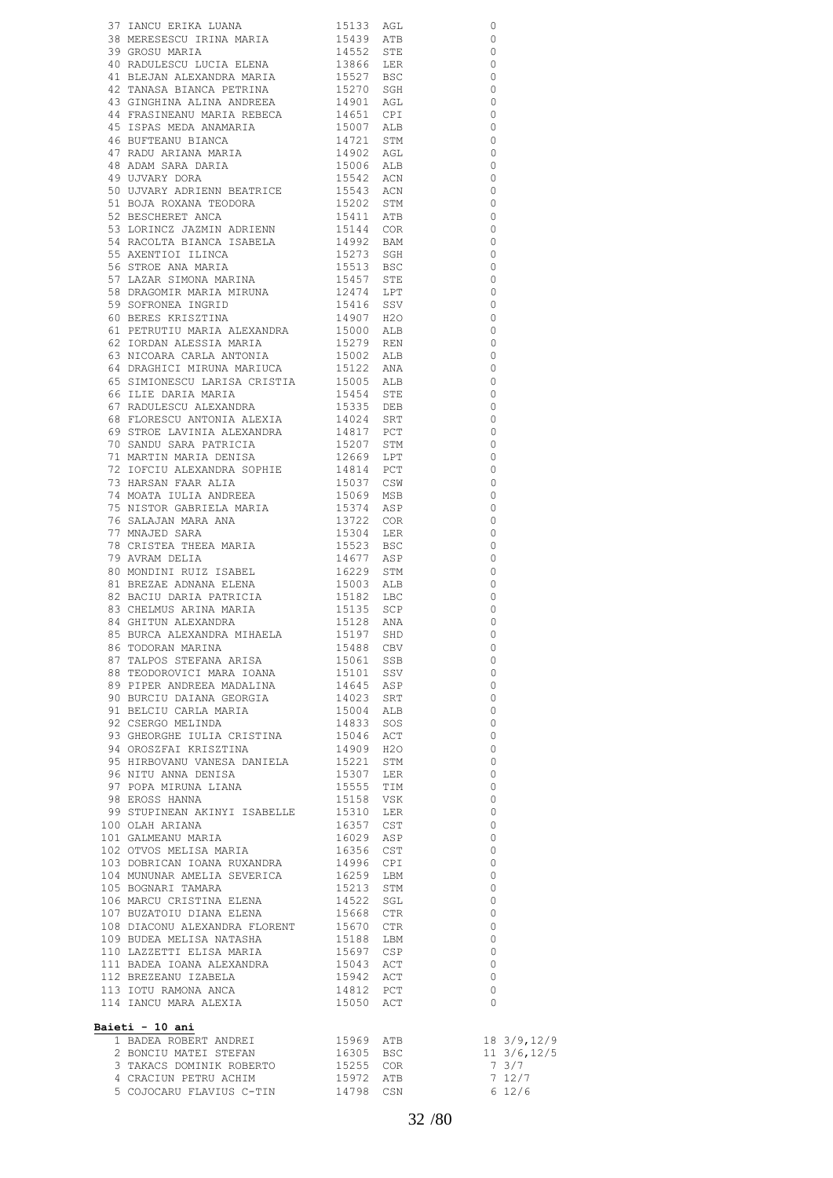| | | | | |
|---|---|---|---|---|
| 37 | IANCU ERIKA LUANA | 15133 | AGL | 0 |
| 38 | MERESESCU IRINA MARIA | 15439 | ATB | 0 |
| 39 | GROSU MARIA | 14552 | STE | 0 |
| 40 | RADULESCU LUCIA ELENA | 13866 | LER | 0 |
| 41 | BLEJAN ALEXANDRA MARIA | 15527 | BSC | 0 |
| 42 | TANASA BIANCA PETRINA | 15270 | SGH | 0 |
| 43 | GINGHINA ALINA ANDREEA | 14901 | AGL | 0 |
| 44 | FRASINEANU MARIA REBECA | 14651 | CPI | 0 |
| 45 | ISPAS MEDA ANAMARIA | 15007 | ALB | 0 |
| 46 | BUFTEANU BIANCA | 14721 | STM | 0 |
| 47 | RADU ARIANA MARIA | 14902 | AGL | 0 |
| 48 | ADAM SARA DARIA | 15006 | ALB | 0 |
| 49 | UJVARY DORA | 15542 | ACN | 0 |
| 50 | UJVARY ADRIENN BEATRICE | 15543 | ACN | 0 |
| 51 | BOJA ROXANA TEODORA | 15202 | STM | 0 |
| 52 | BESCHERET ANCA | 15411 | ATB | 0 |
| 53 | LORINCZ JAZMIN ADRIENN | 15144 | COR | 0 |
| 54 | RACOLTA BIANCA ISABELA | 14992 | BAM | 0 |
| 55 | AXENTIOI ILINCA | 15273 | SGH | 0 |
| 56 | STROE ANA MARIA | 15513 | BSC | 0 |
| 57 | LAZAR SIMONA MARINA | 15457 | STE | 0 |
| 58 | DRAGOMIR MARIA MIRUNA | 12474 | LPT | 0 |
| 59 | SOFRONEA INGRID | 15416 | SSV | 0 |
| 60 | BERES KRISZTINA | 14907 | H2O | 0 |
| 61 | PETRUTIU MARIA ALEXANDRA | 15000 | ALB | 0 |
| 62 | IORDAN ALESSIA MARIA | 15279 | REN | 0 |
| 63 | NICOARA CARLA ANTONIA | 15002 | ALB | 0 |
| 64 | DRAGHICI MIRUNA MARIUCA | 15122 | ANA | 0 |
| 65 | SIMIONESCU LARISA CRISTIA | 15005 | ALB | 0 |
| 66 | ILIE DARIA MARIA | 15454 | STE | 0 |
| 67 | RADULESCU ALEXANDRA | 15335 | DEB | 0 |
| 68 | FLORESCU ANTONIA ALEXIA | 14024 | SRT | 0 |
| 69 | STROE LAVINIA ALEXANDRA | 14817 | PCT | 0 |
| 70 | SANDU SARA PATRICIA | 15207 | STM | 0 |
| 71 | MARTIN MARIA DENISA | 12669 | LPT | 0 |
| 72 | IOFCIU ALEXANDRA SOPHIE | 14814 | PCT | 0 |
| 73 | HARSAN FAAR ALIA | 15037 | CSW | 0 |
| 74 | MOATA IULIA ANDREEA | 15069 | MSB | 0 |
| 75 | NISTOR GABRIELA MARIA | 15374 | ASP | 0 |
| 76 | SALAJAN MARA ANA | 13722 | COR | 0 |
| 77 | MNAJED SARA | 15304 | LER | 0 |
| 78 | CRISTEA THEEA MARIA | 15523 | BSC | 0 |
| 79 | AVRAM DELIA | 14677 | ASP | 0 |
| 80 | MONDINI RUIZ ISABEL | 16229 | STM | 0 |
| 81 | BREZAE ADNANA ELENA | 15003 | ALB | 0 |
| 82 | BACIU DARIA PATRICIA | 15182 | LBC | 0 |
| 83 | CHELMUS ARINA MARIA | 15135 | SCP | 0 |
| 84 | GHITUN ALEXANDRA | 15128 | ANA | 0 |
| 85 | BURCA ALEXANDRA MIHAELA | 15197 | SHD | 0 |
| 86 | TODORAN MARINA | 15488 | CBV | 0 |
| 87 | TALPOS STEFANA ARISA | 15061 | SSB | 0 |
| 88 | TEODOROVICI MARA IOANA | 15101 | SSV | 0 |
| 89 | PIPER ANDREEA MADALINA | 14645 | ASP | 0 |
| 90 | BURCIU DAIANA GEORGIA | 14023 | SRT | 0 |
| 91 | BELCIU CARLA MARIA | 15004 | ALB | 0 |
| 92 | CSERGO MELINDA | 14833 | SOS | 0 |
| 93 | GHEORGHE IULIA CRISTINA | 15046 | ACT | 0 |
| 94 | OROSZFAI KRISZTINA | 14909 | H2O | 0 |
| 95 | HIRBOVANU VANESA DANIELA | 15221 | STM | 0 |
| 96 | NITU ANNA DENISA | 15307 | LER | 0 |
| 97 | POPA MIRUNA LIANA | 15555 | TIM | 0 |
| 98 | EROSS HANNA | 15158 | VSK | 0 |
| 99 | STUPINEAN AKINYI ISABELLE | 15310 | LER | 0 |
| 100 | OLAH ARIANA | 16357 | CST | 0 |
| 101 | GALMEANU MARIA | 16029 | ASP | 0 |
| 102 | OTVOS MELISA MARIA | 16356 | CST | 0 |
| 103 | DOBRICAN IOANA RUXANDRA | 14996 | CPI | 0 |
| 104 | MUNUNAR AMELIA SEVERICA | 16259 | LBM | 0 |
| 105 | BOGNARI TAMARA | 15213 | STM | 0 |
| 106 | MARCU CRISTINA ELENA | 14522 | SGL | 0 |
| 107 | BUZATOIU DIANA ELENA | 15668 | CTR | 0 |
| 108 | DIACONU ALEXANDRA FLORENT | 15670 | CTR | 0 |
| 109 | BUDEA MELISA NATASHA | 15188 | LBM | 0 |
| 110 | LAZZETTI ELISA MARIA | 15697 | CSP | 0 |
| 111 | BADEA IOANA ALEXANDRA | 15043 | ACT | 0 |
| 112 | BREZEANU IZABELA | 15942 | ACT | 0 |
| 113 | IOTU RAMONA ANCA | 14812 | PCT | 0 |
| 114 | IANCU MARA ALEXIA | 15050 | ACT | 0 |

**Baieti - 10 ani**

| | | | | | |
|---|---|---|---|---|---|
| 1 | BADEA ROBERT ANDREI | 15969 | ATB | 18 | 3/9,12/9 |
| 2 | BONCIU MATEI STEFAN | 16305 | BSC | 11 | 3/6,12/5 |
| 3 | TAKACS DOMINIK ROBERTO | 15255 | COR | 7 | 3/7 |
| 4 | CRACIUN PETRU ACHIM | 15972 | ATB | 7 | 12/7 |
| 5 | COJOCARU FLAVIUS C-TIN | 14798 | CSN | 6 | 12/6 |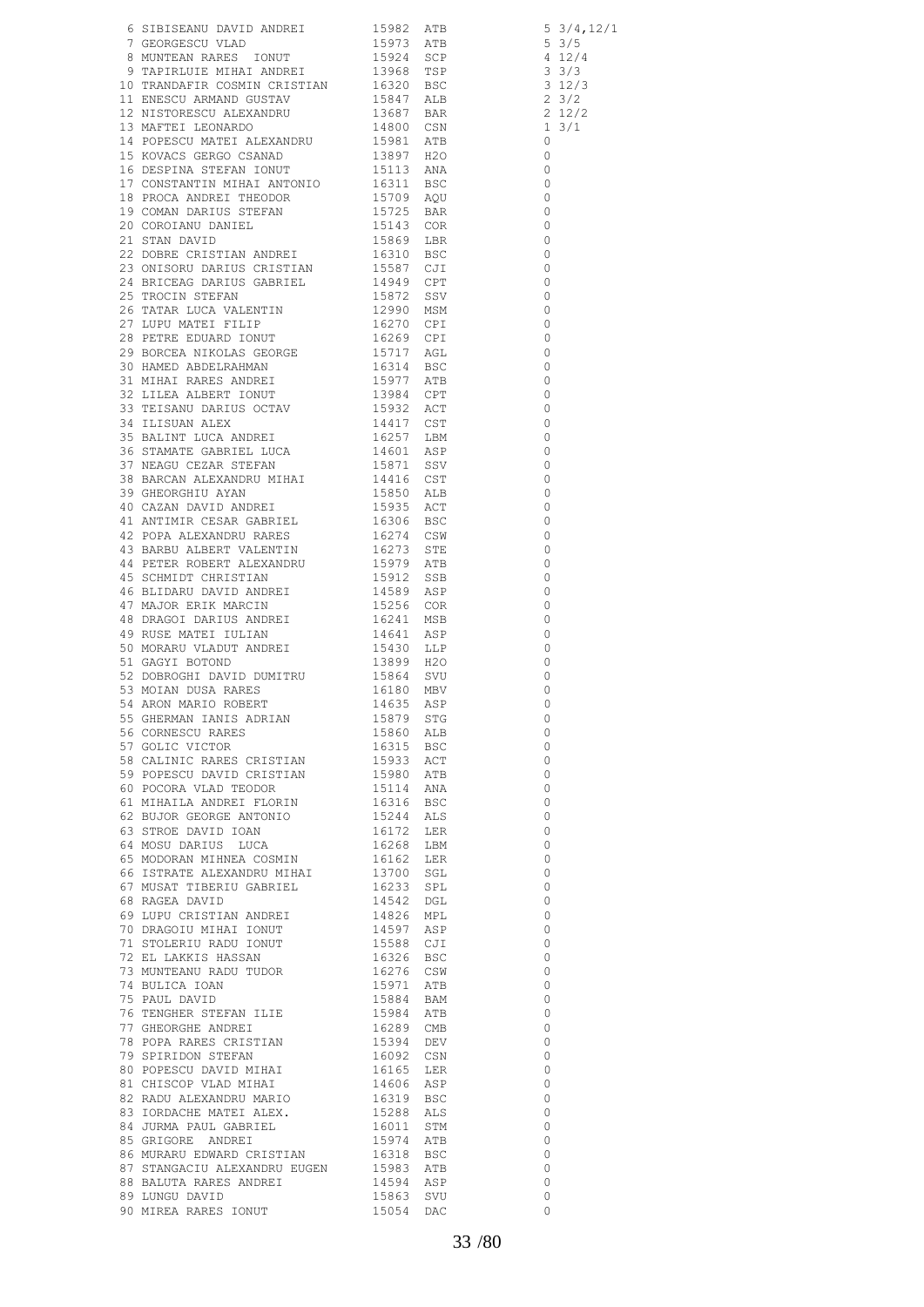| | | | | |
|---|---|---|---|---|
| 6 | SIBISEANU DAVID ANDREI | 15982 | ATB | 5 3/4,12/1 |
| 7 | GEORGESCU VLAD | 15973 | ATB | 5 3/5 |
| 8 | MUNTEAN RARES IONUT | 15924 | SCP | 4 12/4 |
| 9 | TAPIRLUIE MIHAI ANDREI | 13968 | TSP | 3 3/3 |
| 10 | TRANDAFIR COSMIN CRISTIAN | 16320 | BSC | 3 12/3 |
| 11 | ENESCU ARMAND GUSTAV | 15847 | ALB | 2 3/2 |
| 12 | NISTORESCU ALEXANDRU | 13687 | BAR | 2 12/2 |
| 13 | MAFTEI LEONARDO | 14800 | CSN | 1 3/1 |
| 14 | POPESCU MATEI ALEXANDRU | 15981 | ATB | 0 |
| 15 | KOVACS GERGO CSANAD | 13897 | H2O | 0 |
| 16 | DESPINA STEFAN IONUT | 15113 | ANA | 0 |
| 17 | CONSTANTIN MIHAI ANTONIO | 16311 | BSC | 0 |
| 18 | PROCA ANDREI THEODOR | 15709 | AQU | 0 |
| 19 | COMAN DARIUS STEFAN | 15725 | BAR | 0 |
| 20 | COROIANU DANIEL | 15143 | COR | 0 |
| 21 | STAN DAVID | 15869 | LBR | 0 |
| 22 | DOBRE CRISTIAN ANDREI | 16310 | BSC | 0 |
| 23 | ONISORU DARIUS CRISTIAN | 15587 | CJI | 0 |
| 24 | BRICEAG DARIUS GABRIEL | 14949 | CPT | 0 |
| 25 | TROCIN STEFAN | 15872 | SSV | 0 |
| 26 | TATAR LUCA VALENTIN | 12990 | MSM | 0 |
| 27 | LUPU MATEI FILIP | 16270 | CPI | 0 |
| 28 | PETRE EDUARD IONUT | 16269 | CPI | 0 |
| 29 | BORCEA NIKOLAS GEORGE | 15717 | AGL | 0 |
| 30 | HAMED ABDELRAHMAN | 16314 | BSC | 0 |
| 31 | MIHAI RARES ANDREI | 15977 | ATB | 0 |
| 32 | LILEA ALBERT IONUT | 13984 | CPT | 0 |
| 33 | TEISANU DARIUS OCTAV | 15932 | ACT | 0 |
| 34 | ILISUAN ALEX | 14417 | CST | 0 |
| 35 | BALINT LUCA ANDREI | 16257 | LBM | 0 |
| 36 | STAMATE GABRIEL LUCA | 14601 | ASP | 0 |
| 37 | NEAGU CEZAR STEFAN | 15871 | SSV | 0 |
| 38 | BARCAN ALEXANDRU MIHAI | 14416 | CST | 0 |
| 39 | GHEORGHIU AYAN | 15850 | ALB | 0 |
| 40 | CAZAN DAVID ANDREI | 15935 | ACT | 0 |
| 41 | ANTIMIR CESAR GABRIEL | 16306 | BSC | 0 |
| 42 | POPA ALEXANDRU RARES | 16274 | CSW | 0 |
| 43 | BARBU ALBERT VALENTIN | 16273 | STE | 0 |
| 44 | PETER ROBERT ALEXANDRU | 15979 | ATB | 0 |
| 45 | SCHMIDT CHRISTIAN | 15912 | SSB | 0 |
| 46 | BLIDARU DAVID ANDREI | 14589 | ASP | 0 |
| 47 | MAJOR ERIK MARCIN | 15256 | COR | 0 |
| 48 | DRAGOI DARIUS ANDREI | 16241 | MSB | 0 |
| 49 | RUSE MATEI IULIAN | 14641 | ASP | 0 |
| 50 | MORARU VLADUT ANDREI | 15430 | LLP | 0 |
| 51 | GAGYI BOTOND | 13899 | H2O | 0 |
| 52 | DOBROGHI DAVID DUMITRU | 15864 | SVU | 0 |
| 53 | MOIAN DUSA RARES | 16180 | MBV | 0 |
| 54 | ARON MARIO ROBERT | 14635 | ASP | 0 |
| 55 | GHERMAN IANIS ADRIAN | 15879 | STG | 0 |
| 56 | CORNESCU RARES | 15860 | ALB | 0 |
| 57 | GOLIC VICTOR | 16315 | BSC | 0 |
| 58 | CALINIC RARES CRISTIAN | 15933 | ACT | 0 |
| 59 | POPESCU DAVID CRISTIAN | 15980 | ATB | 0 |
| 60 | POCORA VLAD TEODOR | 15114 | ANA | 0 |
| 61 | MIHAILA ANDREI FLORIN | 16316 | BSC | 0 |
| 62 | BUJOR GEORGE ANTONIO | 15244 | ALS | 0 |
| 63 | STROE DAVID IOAN | 16172 | LER | 0 |
| 64 | MOSU DARIUS LUCA | 16268 | LBM | 0 |
| 65 | MODORAN MIHNEA COSMIN | 16162 | LER | 0 |
| 66 | ISTRATE ALEXANDRU MIHAI | 13700 | SGL | 0 |
| 67 | MUSAT TIBERIU GABRIEL | 16233 | SPL | 0 |
| 68 | RAGEA DAVID | 14542 | DGL | 0 |
| 69 | LUPU CRISTIAN ANDREI | 14826 | MPL | 0 |
| 70 | DRAGOIU MIHAI IONUT | 14597 | ASP | 0 |
| 71 | STOLERIU RADU IONUT | 15588 | CJI | 0 |
| 72 | EL LAKKIS HASSAN | 16326 | BSC | 0 |
| 73 | MUNTEANU RADU TUDOR | 16276 | CSW | 0 |
| 74 | BULICA IOAN | 15971 | ATB | 0 |
| 75 | PAUL DAVID | 15884 | BAM | 0 |
| 76 | TENGHER STEFAN ILIE | 15984 | ATB | 0 |
| 77 | GHEORGHE ANDREI | 16289 | CMB | 0 |
| 78 | POPA RARES CRISTIAN | 15394 | DEV | 0 |
| 79 | SPIRIDON STEFAN | 16092 | CSN | 0 |
| 80 | POPESCU DAVID MIHAI | 16165 | LER | 0 |
| 81 | CHISCOP VLAD MIHAI | 14606 | ASP | 0 |
| 82 | RADU ALEXANDRU MARIO | 16319 | BSC | 0 |
| 83 | IORDACHE MATEI ALEX. | 15288 | ALS | 0 |
| 84 | JURMA PAUL GABRIEL | 16011 | STM | 0 |
| 85 | GRIGORE ANDREI | 15974 | ATB | 0 |
| 86 | MURARU EDWARD CRISTIAN | 16318 | BSC | 0 |
| 87 | STANGACIU ALEXANDRU EUGEN | 15983 | ATB | 0 |
| 88 | BALUTA RARES ANDREI | 14594 | ASP | 0 |
| 89 | LUNGU DAVID | 15863 | SVU | 0 |
| 90 | MIREA RARES IONUT | 15054 | DAC | 0 |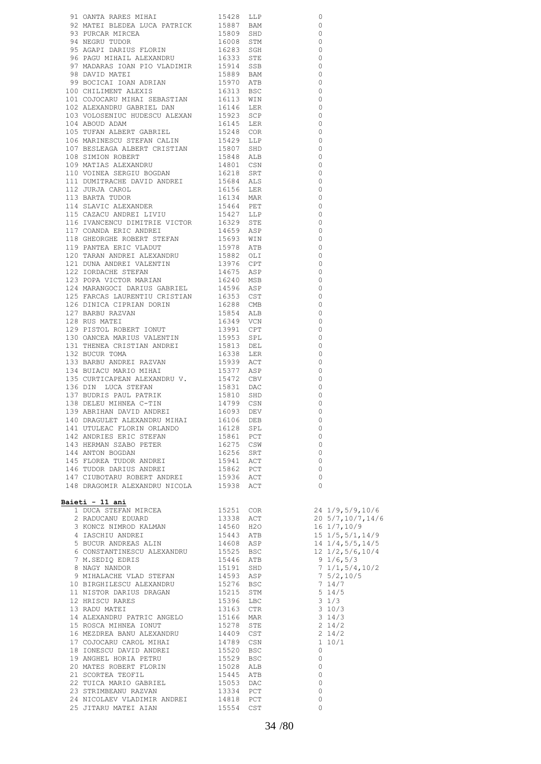| | | | | |
|---|---|---|---|---|
| 91 | OANTA RARES MIHAI | 15428 | LLP | 0 |
| 92 | MATEI BLEDEA LUCA PATRICK | 15887 | BAM | 0 |
| 93 | PURCAR MIRCEA | 15809 | SHD | 0 |
| 94 | NEGRU TUDOR | 16008 | STM | 0 |
| 95 | AGAPI DARIUS FLORIN | 16283 | SGH | 0 |
| 96 | PAGU MIHAIL ALEXANDRU | 16333 | STE | 0 |
| 97 | MADARAS IOAN PIO VLADIMIR | 15914 | SSB | 0 |
| 98 | DAVID MATEI | 15889 | BAM | 0 |
| 99 | BOCICAI IOAN ADRIAN | 15970 | ATB | 0 |
| 100 | CHILIMENT ALEXIS | 16313 | BSC | 0 |
| 101 | COJOCARU MIHAI SEBASTIAN | 16113 | WIN | 0 |
| 102 | ALEXANDRU GABRIEL DAN | 16146 | LER | 0 |
| 103 | VOLOSENIUC HUDESCU ALEXAN | 15923 | SCP | 0 |
| 104 | ABOUD ADAM | 16145 | LER | 0 |
| 105 | TUFAN ALBERT GABRIEL | 15248 | COR | 0 |
| 106 | MARINESCU STEFAN CALIN | 15429 | LLP | 0 |
| 107 | BESLEAGA ALBERT CRISTIAN | 15807 | SHD | 0 |
| 108 | SIMION ROBERT | 15848 | ALB | 0 |
| 109 | MATIAS ALEXANDRU | 14801 | CSN | 0 |
| 110 | VOINEA SERGIU BOGDAN | 16218 | SRT | 0 |
| 111 | DUMITRACHE DAVID ANDREI | 15684 | ALS | 0 |
| 112 | JURJA CAROL | 16156 | LER | 0 |
| 113 | BARTA TUDOR | 16134 | MAR | 0 |
| 114 | SLAVIC ALEXANDER | 15464 | PET | 0 |
| 115 | CAZACU ANDREI LIVIU | 15427 | LLP | 0 |
| 116 | IVANCENCU DIMITRIE VICTOR | 16329 | STE | 0 |
| 117 | COANDA ERIC ANDREI | 14659 | ASP | 0 |
| 118 | GHEORGHE ROBERT STEFAN | 15693 | WIN | 0 |
| 119 | PANTEA ERIC VLADUT | 15978 | ATB | 0 |
| 120 | TARAN ANDREI ALEXANDRU | 15882 | OLI | 0 |
| 121 | DUNA ANDREI VALENTIN | 13976 | CPT | 0 |
| 122 | IORDACHE STEFAN | 14675 | ASP | 0 |
| 123 | POPA VICTOR MARIAN | 16240 | MSB | 0 |
| 124 | MARANGOCI DARIUS GABRIEL | 14596 | ASP | 0 |
| 125 | FARCAS LAURENTIU CRISTIAN | 16353 | CST | 0 |
| 126 | DINICA CIPRIAN DORIN | 16288 | CMB | 0 |
| 127 | BARBU RAZVAN | 15854 | ALB | 0 |
| 128 | RUS MATEI | 16349 | VCN | 0 |
| 129 | PISTOL ROBERT IONUT | 13991 | CPT | 0 |
| 130 | OANCEA MARIUS VALENTIN | 15953 | SPL | 0 |
| 131 | THENEA CRISTIAN ANDREI | 15813 | DEL | 0 |
| 132 | BUCUR TOMA | 16338 | LER | 0 |
| 133 | BARBU ANDREI RAZVAN | 15939 | ACT | 0 |
| 134 | BUIACU MARIO MIHAI | 15377 | ASP | 0 |
| 135 | CURTICAPEAN ALEXANDRU V. | 15472 | CBV | 0 |
| 136 | DIN LUCA STEFAN | 15831 | DAC | 0 |
| 137 | BUDRIS PAUL PATRIK | 15810 | SHD | 0 |
| 138 | DELEU MIHNEA C-TIN | 14799 | CSN | 0 |
| 139 | ABRIHAN DAVID ANDREI | 16093 | DEV | 0 |
| 140 | DRAGULET ALEXANDRU MIHAI | 16106 | DEB | 0 |
| 141 | UTULEAC FLORIN ORLANDO | 16128 | SPL | 0 |
| 142 | ANDRIES ERIC STEFAN | 15861 | PCT | 0 |
| 143 | HERMAN SZABO PETER | 16275 | CSW | 0 |
| 144 | ANTON BOGDAN | 16256 | SRT | 0 |
| 145 | FLOREA TUDOR ANDREI | 15941 | ACT | 0 |
| 146 | TUDOR DARIUS ANDREI | 15862 | PCT | 0 |
| 147 | CIUBOTARU ROBERT ANDREI | 15936 | ACT | 0 |
| 148 | DRAGOMIR ALEXANDRU NICOLA | 15938 | ACT | 0 |

**Baieti - 11 ani**

| | | | | | |
|---|---|---|---|---|---|
| 1 | DUCA STEFAN MIRCEA | 15251 | COR | 24 | 1/9,5/9,10/6 |
| 2 | RADUCANU EDUARD | 13338 | ACT | 20 | 5/7,10/7,14/6 |
| 3 | KONCZ NIMROD KALMAN | 14560 | H2O | 16 | 1/7,10/9 |
| 4 | IASCHIU ANDREI | 15443 | ATB | 15 | 1/5,5/1,14/9 |
| 5 | BUCUR ANDREAS ALIN | 14608 | ASP | 14 | 1/4,5/5,14/5 |
| 6 | CONSTANTINESCU ALEXANDRU | 15525 | BSC | 12 | 1/2,5/6,10/4 |
| 7 | M.SEDIQ EDRIS | 15446 | ATB | 9 | 1/6,5/3 |
| 8 | NAGY NANDOR | 15191 | SHD | 7 | 1/1,5/4,10/2 |
| 9 | MIHALACHE VLAD STEFAN | 14593 | ASP | 7 | 5/2,10/5 |
| 10 | BIRGHILESCU ALEXANDRU | 15276 | BSC | 7 | 14/7 |
| 11 | NISTOR DARIUS DRAGAN | 15215 | STM | 5 | 14/5 |
| 12 | HRISCU RARES | 15396 | LBC | 3 | 1/3 |
| 13 | RADU MATEI | 13163 | CTR | 3 | 10/3 |
| 14 | ALEXANDRU PATRIC ANGELO | 15166 | MAR | 3 | 14/3 |
| 15 | ROSCA MIHNEA IONUT | 15278 | STE | 2 | 14/2 |
| 16 | MEZDREA BANU ALEXANDRU | 14409 | CST | 2 | 14/2 |
| 17 | COJOCARU CAROL MIHAI | 14789 | CSN | 1 | 10/1 |
| 18 | IONESCU DAVID ANDREI | 15520 | BSC | 0 | |
| 19 | ANGHEL HORIA PETRU | 15529 | BSC | 0 | |
| 20 | MATES ROBERT FLORIN | 15028 | ALB | 0 | |
| 21 | SCORTEA TEOFIL | 15445 | ATB | 0 | |
| 22 | TUICA MARIO GABRIEL | 15053 | DAC | 0 | |
| 23 | STRIMBEANU RAZVAN | 13334 | PCT | 0 | |
| 24 | NICOLAEV VLADIMIR ANDREI | 14818 | PCT | 0 | |
| 25 | JITARU MATEI AIAN | 15554 | CST | 0 | |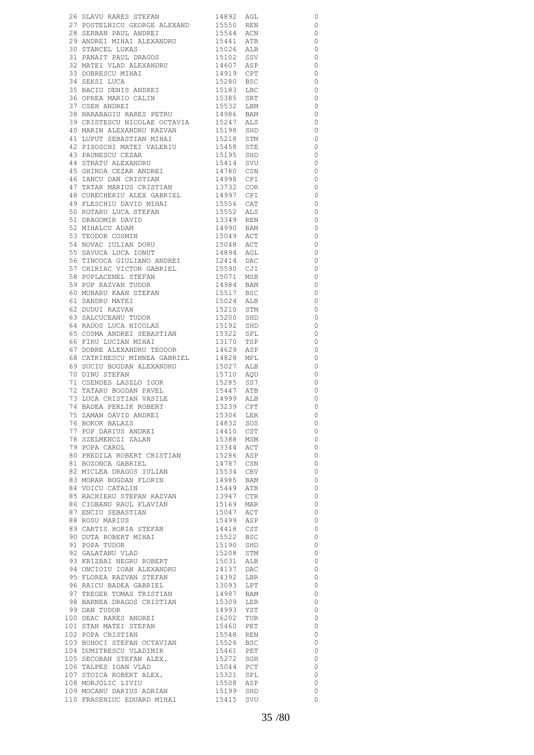| | | | | |
|---|---|---|---|---|
| 26 | SLAVU RARES STEFAN | 14892 | AGL | 0 |
| 27 | POSTELNICU GEORGE ALEXAND | 15550 | REN | 0 |
| 28 | SERBAN PAUL ANDREI | 15544 | ACN | 0 |
| 29 | ANDREI MIHAI ALEXANDRU | 15441 | ATB | 0 |
| 30 | STANCEL LUKAS | 15026 | ALB | 0 |
| 31 | PANAIT PAUL DRAGOS | 15102 | SSV | 0 |
| 32 | MATEI VLAD ALEXANDRU | 14607 | ASP | 0 |
| 33 | DOBRESCU MIHAI | 14919 | CPT | 0 |
| 34 | SEKSI LUCA | 15280 | BSC | 0 |
| 35 | BACIU DENIS ANDREI | 15183 | LBC | 0 |
| 36 | OPREA MARIO CALIN | 15385 | SRT | 0 |
| 37 | CSEH ANDREI | 15532 | LBM | 0 |
| 38 | HARABAGIU RARES PETRU | 14986 | BAM | 0 |
| 39 | CRISTESCU NICOLAE OCTAVIA | 15247 | ALS | 0 |
| 40 | MARIN ALEXANDRU RAZVAN | 15198 | SHD | 0 |
| 41 | LUPUT SEBASTIAN MIHAI | 15218 | STM | 0 |
| 42 | PISOSCHI MATEI VALERIU | 15458 | STE | 0 |
| 43 | PAUNESCU CEZAR | 15195 | SHD | 0 |
| 44 | STRATU ALEXANDRU | 15414 | SVU | 0 |
| 45 | GHINDA CEZAR ANDREI | 14780 | CSN | 0 |
| 46 | IANCU DAN CRISTIAN | 14998 | CPI | 0 |
| 47 | TATAR MARIUS CRISTIAN | 13732 | COR | 0 |
| 48 | CURECHERIU ALEX GABRIEL | 14997 | CPI | 0 |
| 49 | FLESCHIU DAVID MIHAI | 15556 | CAT | 0 |
| 50 | ROTARU LUCA STEFAN | 15552 | ALS | 0 |
| 51 | DRAGOMIR DAVID | 13349 | REN | 0 |
| 52 | MIHALCU ADAM | 14990 | BAM | 0 |
| 53 | TEODOR COSMIN | 15049 | ACT | 0 |
| 54 | NOVAC IULIAN DORU | 15048 | ACT | 0 |
| 55 | SAVUCA LUCA IONUT | 14894 | AGL | 0 |
| 56 | TINCOCA GIULIANO ANDREI | 12414 | DAC | 0 |
| 57 | CHIRIAC VICTOR GABRIEL | 15590 | CJI | 0 |
| 58 | POPLACENEL STEFAN | 15071 | MSB | 0 |
| 59 | POP RAZVAN TUDOR | 14984 | BAM | 0 |
| 60 | MURARU KAAN STEFAN | 15517 | BSC | 0 |
| 61 | SANDRU MATEI | 15024 | ALB | 0 |
| 62 | DUDUI RAZVAN | 15210 | STM | 0 |
| 63 | SALCUCEANU TUDOR | 15200 | SHD | 0 |
| 64 | RADOS LUCA NICOLAS | 15192 | SHD | 0 |
| 65 | COSMA ANDREI SEBASTIAN | 15322 | SPL | 0 |
| 66 | FIRU LUCIAN MIHAI | 13170 | TSP | 0 |
| 67 | DOBRE ALEXANDRU TEODOR | 14629 | ASP | 0 |
| 68 | CATRINESCU MIHNEA GABRIEL | 14828 | MPL | 0 |
| 69 | SUCIU BOGDAN ALEXANDRU | 15027 | ALB | 0 |
| 70 | DINU STEFAN | 15710 | AQU | 0 |
| 71 | CSENDES LASZLO IGOR | 15285 | SS7 | 0 |
| 72 | TATARU BOGDAN PAVEL | 15447 | ATB | 0 |
| 73 | LUCA CRISTIAN VASILE | 14999 | ALB | 0 |
| 74 | BADEA PERLIK ROBERT | 13239 | CPT | 0 |
| 75 | ZAMAN DAVID ANDREI | 15306 | LER | 0 |
| 76 | BOKOR BALAZS | 14832 | SOS | 0 |
| 77 | POP DARIUS ANDREI | 14410 | CST | 0 |
| 78 | SZELMENCZI ZALAN | 15388 | MSM | 0 |
| 79 | POPA CAROL | 13344 | ACT | 0 |
| 80 | PREDILA ROBERT CRISTIAN | 15286 | ASP | 0 |
| 81 | BOZONCA GABRIEL | 14787 | CSN | 0 |
| 82 | MICLEA DRAGOS IULIAN | 15534 | CBV | 0 |
| 83 | MORAR BOGDAN FLORIN | 14985 | BAM | 0 |
| 84 | VOICU CATALIN | 15449 | ATB | 0 |
| 85 | RACHIERU STEFAN RAZVAN | 13947 | CTR | 0 |
| 86 | CIOBANU RAUL FLAVIAN | 15169 | MAR | 0 |
| 87 | ENCIU SEBASTIAN | 15047 | ACT | 0 |
| 88 | ROSU MARIUS | 15499 | ASP | 0 |
| 89 | CARTIS HORIA STEFAN | 14418 | CST | 0 |
| 90 | DUTA ROBERT MIHAI | 15522 | BSC | 0 |
| 91 | POPA TUDOR | 15190 | SHD | 0 |
| 92 | GALATANU VLAD | 15208 | STM | 0 |
| 93 | KRIZBAI NEGRU ROBERT | 15031 | ALB | 0 |
| 94 | ONCIOIU IOAN ALEXANDRU | 14137 | DAC | 0 |
| 95 | FLOREA RAZVAN STEFAN | 14392 | LBR | 0 |
| 96 | RAICU BADEA GABRIEL | 13093 | LPT | 0 |
| 97 | TREGER TOMAS TRISTIAN | 14987 | BAM | 0 |
| 98 | BARNEA DRAGOS CRISTIAN | 15309 | LER | 0 |
| 99 | DAN TUDOR | 14993 | YST | 0 |
| 100 | DEAC RARES ANDREI | 16202 | TUR | 0 |
| 101 | STAN MATEI STEFAN | 15460 | PET | 0 |
| 102 | POPA CRISTIAN | 15548 | REN | 0 |
| 103 | BUHOCI STEFAN OCTAVIAN | 15526 | BSC | 0 |
| 104 | DUMITRESCU VLADIMIR | 15461 | PET | 0 |
| 105 | SECOBAN STEFAN ALEX. | 15272 | SGH | 0 |
| 106 | TALPES IOAN VLAD | 15044 | PCT | 0 |
| 107 | STOICA ROBERT ALEX. | 15321 | SPL | 0 |
| 108 | MORJOLIC LIVIU | 15508 | ASP | 0 |
| 109 | MOCANU DARIUS ADRIAN | 15199 | SHD | 0 |
| 110 | FRASENIUC EDUARD MIHAI | 15415 | SVU | 0 |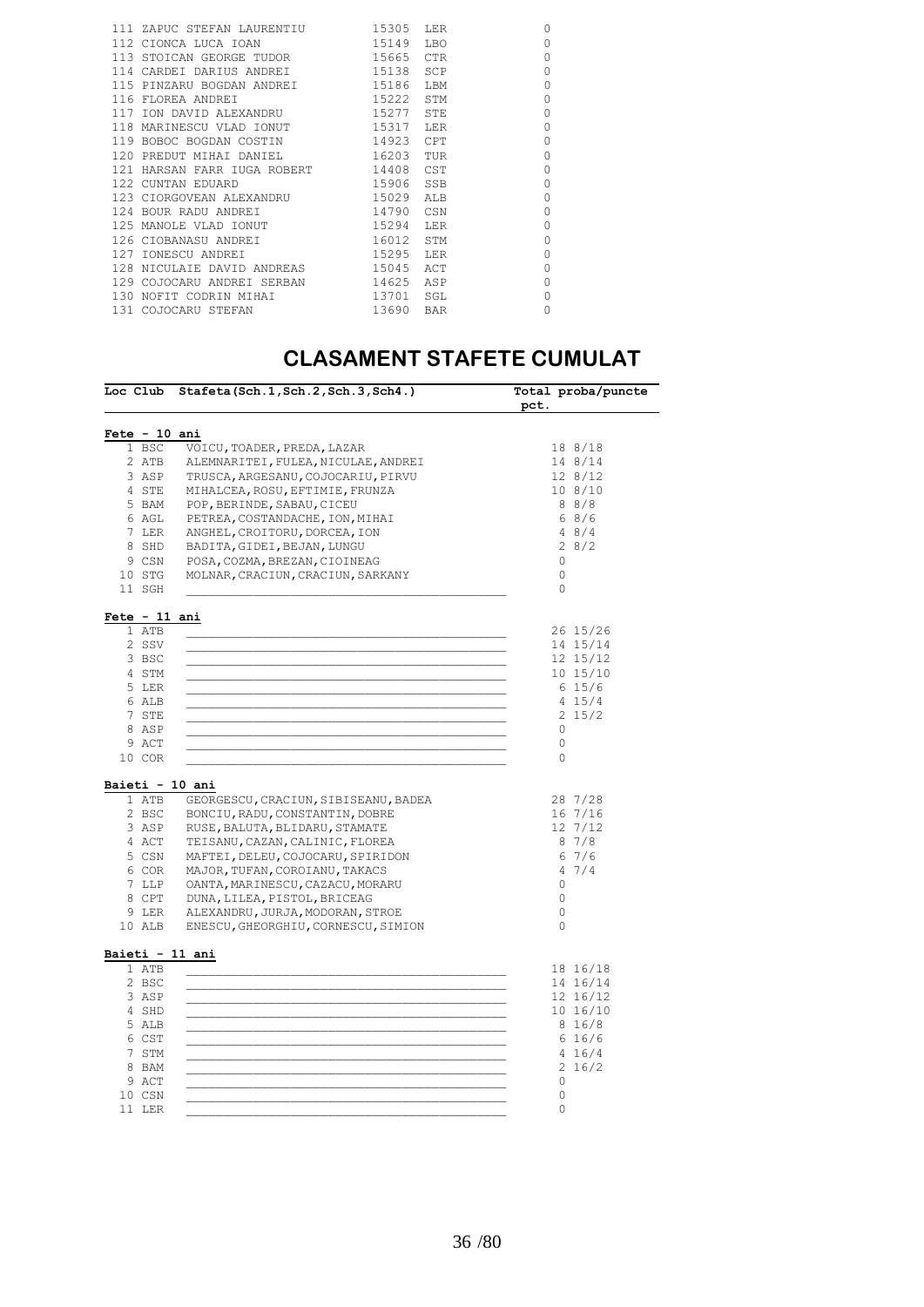| | | | | |
|---|---|---|---|---|
| 111 | ZAPUC STEFAN LAURENTIU | 15305 | LER | 0 |
| 112 | CIONCA LUCA IOAN | 15149 | LBO | 0 |
| 113 | STOICAN GEORGE TUDOR | 15665 | CTR | 0 |
| 114 | CARDEI DARIUS ANDREI | 15138 | SCP | 0 |
| 115 | PINZARU BOGDAN ANDREI | 15186 | LBM | 0 |
| 116 | FLOREA ANDREI | 15222 | STM | 0 |
| 117 | ION DAVID ALEXANDRU | 15277 | STE | 0 |
| 118 | MARINESCU VLAD IONUT | 15317 | LER | 0 |
| 119 | BOBOC BOGDAN COSTIN | 14923 | CPT | 0 |
| 120 | PREDUT MIHAI DANIEL | 16203 | TUR | 0 |
| 121 | HARSAN FARR IUGA ROBERT | 14408 | CST | 0 |
| 122 | CUNTAN EDUARD | 15906 | SSB | 0 |
| 123 | CIORGOVEAN ALEXANDRU | 15029 | ALB | 0 |
| 124 | BOUR RADU ANDREI | 14790 | CSN | 0 |
| 125 | MANOLE VLAD IONUT | 15294 | LER | 0 |
| 126 | CIOBANASU ANDREI | 16012 | STM | 0 |
| 127 | IONESCU ANDREI | 15295 | LER | 0 |
| 128 | NICULAIE DAVID ANDREAS | 15045 | ACT | 0 |
| 129 | COJOCARU ANDREI SERBAN | 14625 | ASP | 0 |
| 130 | NOFIT CODRIN MIHAI | 13701 | SGL | 0 |
| 131 | COJOCARU STEFAN | 13690 | BAR | 0 |

# CLASAMENT STAFETE CUMULAT

| Loc | Club | Stafeta(Sch.1,Sch.2,Sch.3,Sch4.) | Total pct. | proba/puncte |
|---|---|---|---|---|
| **Fete - 10 ani** | | | | |
| 1 | BSC | VOICU,TOADER,PREDA,LAZAR | 18 | 8/18 |
| 2 | ATB | ALEMNARITEI,FULEA,NICULAE,ANDREI | 14 | 8/14 |
| 3 | ASP | TRUSCA,ARGESANU,COJOCARIU,PIRVU | 12 | 8/12 |
| 4 | STE | MIHALCEA,ROSU,EFTIMIE,FRUNZA | 10 | 8/10 |
| 5 | BAM | POP,BERINDE,SABAU,CICEU | 8 | 8/8 |
| 6 | AGL | PETREA,COSTANDACHE,ION,MIHAI | 6 | 8/6 |
| 7 | LER | ANGHEL,CROITORU,DORCEA,ION | 4 | 8/4 |
| 8 | SHD | BADITA,GIDEI,BEJAN,LUNGU | 2 | 8/2 |
| 9 | CSN | POSA,COZMA,BREZAN,CIOINEAG | 0 | |
| 10 | STG | MOLNAR,CRACIUN,CRACIUN,SARKANY | 0 | |
| 11 | SGH | | 0 | |
| **Fete - 11 ani** | | | | |
| 1 | ATB | | 26 | 15/26 |
| 2 | SSV | | 14 | 15/14 |
| 3 | BSC | | 12 | 15/12 |
| 4 | STM | | 10 | 15/10 |
| 5 | LER | | 6 | 15/6 |
| 6 | ALB | | 4 | 15/4 |
| 7 | STE | | 2 | 15/2 |
| 8 | ASP | | 0 | |
| 9 | ACT | | 0 | |
| 10 | COR | | 0 | |
| **Baieti - 10 ani** | | | | |
| 1 | ATB | GEORGESCU,CRACIUN,SIBISEANU,BADEA | 28 | 7/28 |
| 2 | BSC | BONCIU,RADU,CONSTANTIN,DOBRE | 16 | 7/16 |
| 3 | ASP | RUSE,BALUTA,BLIDARU,STAMATE | 12 | 7/12 |
| 4 | ACT | TEISANU,CAZAN,CALINIC,FLOREA | 8 | 7/8 |
| 5 | CSN | MAFTEI,DELEU,COJOCARU,SPIRIDON | 6 | 7/6 |
| 6 | COR | MAJOR,TUFAN,COROIANU,TAKACS | 4 | 7/4 |
| 7 | LLP | OANTA,MARINESCU,CAZACU,MORARU | 0 | |
| 8 | CPT | DUNA,LILEA,PISTOL,BRICEAG | 0 | |
| 9 | LER | ALEXANDRU,JURJA,MODORAN,STROE | 0 | |
| 10 | ALB | ENESCU,GHEORGHIU,CORNESCU,SIMION | 0 | |
| **Baieti - 11 ani** | | | | |
| 1 | ATB | | 18 | 16/18 |
| 2 | BSC | | 14 | 16/14 |
| 3 | ASP | | 12 | 16/12 |
| 4 | SHD | | 10 | 16/10 |
| 5 | ALB | | 8 | 16/8 |
| 6 | CST | | 6 | 16/6 |
| 7 | STM | | 4 | 16/4 |
| 8 | BAM | | 2 | 16/2 |
| 9 | ACT | | 0 | |
| 10 | CSN | | 0 | |
| 11 | LER | | 0 | |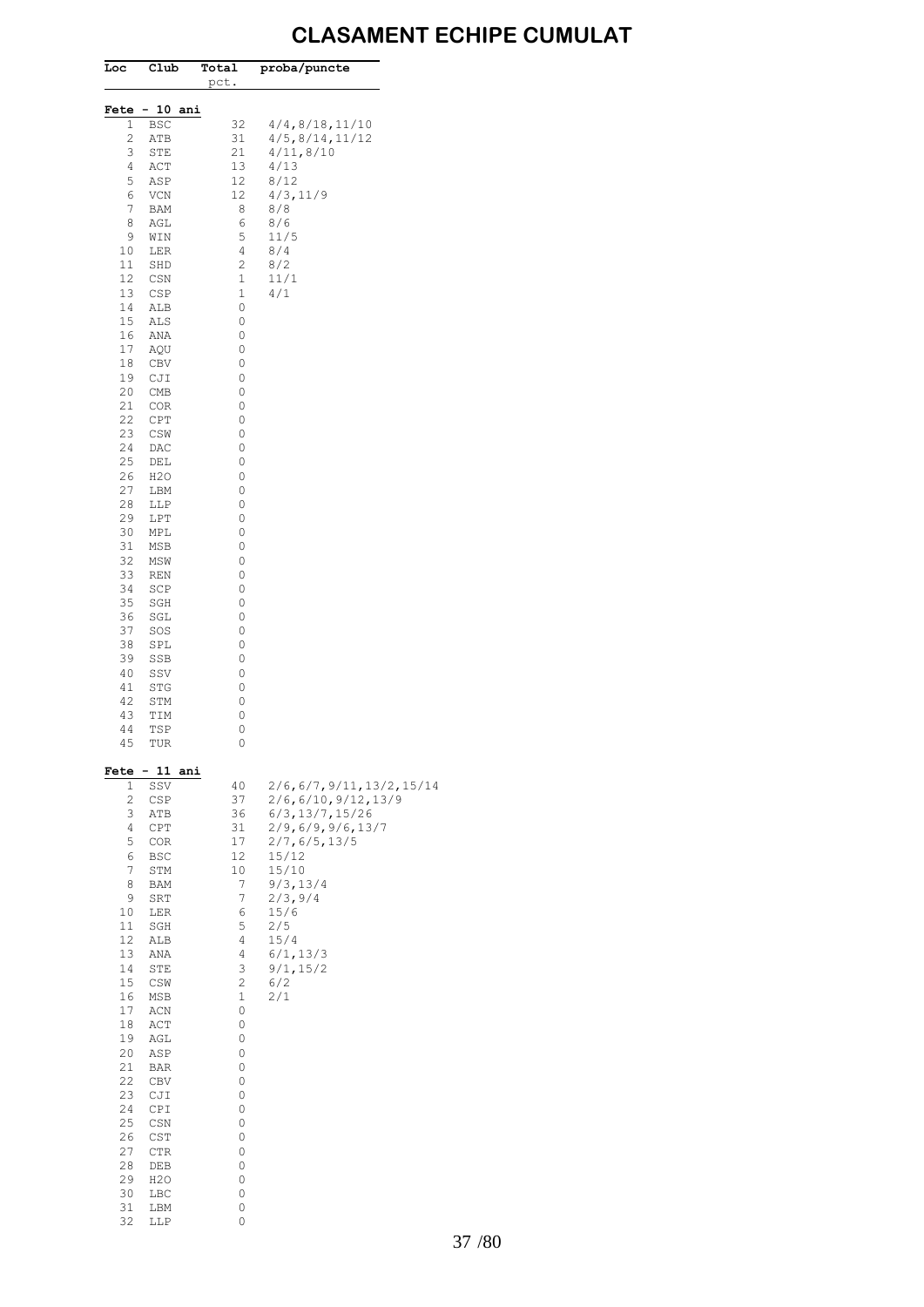# CLASAMENT ECHIPE CUMULAT

| Loc | Club | Total pct. | proba/puncte |
|---|---|---|---|
| **Fete - 10 ani** | | | |
| 1 | BSC | 32 | 4/4,8/18,11/10 |
| 2 | ATB | 31 | 4/5,8/14,11/12 |
| 3 | STE | 21 | 4/11,8/10 |
| 4 | ACT | 13 | 4/13 |
| 5 | ASP | 12 | 8/12 |
| 6 | VCN | 12 | 4/3,11/9 |
| 7 | BAM | 8 | 8/8 |
| 8 | AGL | 6 | 8/6 |
| 9 | WIN | 5 | 11/5 |
| 10 | LER | 4 | 8/4 |
| 11 | SHD | 2 | 8/2 |
| 12 | CSN | 1 | 11/1 |
| 13 | CSP | 1 | 4/1 |
| 14 | ALB | 0 | |
| 15 | ALS | 0 | |
| 16 | ANA | 0 | |
| 17 | AQU | 0 | |
| 18 | CBV | 0 | |
| 19 | CJI | 0 | |
| 20 | CMB | 0 | |
| 21 | COR | 0 | |
| 22 | CPT | 0 | |
| 23 | CSW | 0 | |
| 24 | DAC | 0 | |
| 25 | DEL | 0 | |
| 26 | H2O | 0 | |
| 27 | LBM | 0 | |
| 28 | LLP | 0 | |
| 29 | LPT | 0 | |
| 30 | MPL | 0 | |
| 31 | MSB | 0 | |
| 32 | MSW | 0 | |
| 33 | REN | 0 | |
| 34 | SCP | 0 | |
| 35 | SGH | 0 | |
| 36 | SGL | 0 | |
| 37 | SOS | 0 | |
| 38 | SPL | 0 | |
| 39 | SSB | 0 | |
| 40 | SSV | 0 | |
| 41 | STG | 0 | |
| 42 | STM | 0 | |
| 43 | TIM | 0 | |
| 44 | TSP | 0 | |
| 45 | TUR | 0 | |
| **Fete - 11 ani** | | | |
| 1 | SSV | 40 | 2/6,6/7,9/11,13/2,15/14 |
| 2 | CSP | 37 | 2/6,6/10,9/12,13/9 |
| 3 | ATB | 36 | 6/3,13/7,15/26 |
| 4 | CPT | 31 | 2/9,6/9,9/6,13/7 |
| 5 | COR | 17 | 2/7,6/5,13/5 |
| 6 | BSC | 12 | 15/12 |
| 7 | STM | 10 | 15/10 |
| 8 | BAM | 7 | 9/3,13/4 |
| 9 | SRT | 7 | 2/3,9/4 |
| 10 | LER | 6 | 15/6 |
| 11 | SGH | 5 | 2/5 |
| 12 | ALB | 4 | 15/4 |
| 13 | ANA | 4 | 6/1,13/3 |
| 14 | STE | 3 | 9/1,15/2 |
| 15 | CSW | 2 | 6/2 |
| 16 | MSB | 1 | 2/1 |
| 17 | ACN | 0 | |
| 18 | ACT | 0 | |
| 19 | AGL | 0 | |
| 20 | ASP | 0 | |
| 21 | BAR | 0 | |
| 22 | CBV | 0 | |
| 23 | CJI | 0 | |
| 24 | CPI | 0 | |
| 25 | CSN | 0 | |
| 26 | CST | 0 | |
| 27 | CTR | 0 | |
| 28 | DEB | 0 | |
| 29 | H2O | 0 | |
| 30 | LBC | 0 | |
| 31 | LBM | 0 | |
| 32 | LLP | 0 | |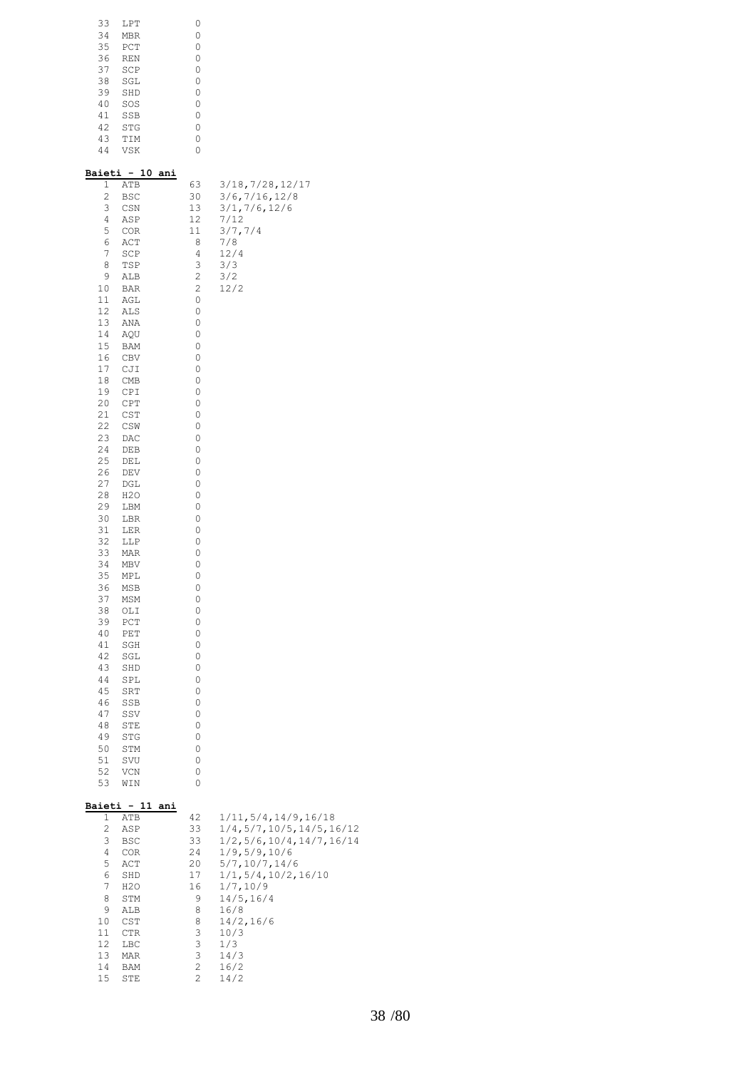| | | | |
|---|---|---|---|
| 33 | LPT | 0 | |
| 34 | MBR | 0 | |
| 35 | PCT | 0 | |
| 36 | REN | 0 | |
| 37 | SCP | 0 | |
| 38 | SGL | 0 | |
| 39 | SHD | 0 | |
| 40 | SOS | 0 | |
| 41 | SSB | 0 | |
| 42 | STG | 0 | |
| 43 | TIM | 0 | |
| 44 | VSK | 0 | |

**Baieti - 10 ani**

| | | | |
|---|---|---|---|
| 1 | ATB | 63 | 3/18,7/28,12/17 |
| 2 | BSC | 30 | 3/6,7/16,12/8 |
| 3 | CSN | 13 | 3/1,7/6,12/6 |
| 4 | ASP | 12 | 7/12 |
| 5 | COR | 11 | 3/7,7/4 |
| 6 | ACT | 8 | 7/8 |
| 7 | SCP | 4 | 12/4 |
| 8 | TSP | 3 | 3/3 |
| 9 | ALB | 2 | 3/2 |
| 10 | BAR | 2 | 12/2 |
| 11 | AGL | 0 | |
| 12 | ALS | 0 | |
| 13 | ANA | 0 | |
| 14 | AQU | 0 | |
| 15 | BAM | 0 | |
| 16 | CBV | 0 | |
| 17 | CJI | 0 | |
| 18 | CMB | 0 | |
| 19 | CPI | 0 | |
| 20 | CPT | 0 | |
| 21 | CST | 0 | |
| 22 | CSW | 0 | |
| 23 | DAC | 0 | |
| 24 | DEB | 0 | |
| 25 | DEL | 0 | |
| 26 | DEV | 0 | |
| 27 | DGL | 0 | |
| 28 | H2O | 0 | |
| 29 | LBM | 0 | |
| 30 | LBR | 0 | |
| 31 | LER | 0 | |
| 32 | LLP | 0 | |
| 33 | MAR | 0 | |
| 34 | MBV | 0 | |
| 35 | MPL | 0 | |
| 36 | MSB | 0 | |
| 37 | MSM | 0 | |
| 38 | OLI | 0 | |
| 39 | PCT | 0 | |
| 40 | PET | 0 | |
| 41 | SGH | 0 | |
| 42 | SGL | 0 | |
| 43 | SHD | 0 | |
| 44 | SPL | 0 | |
| 45 | SRT | 0 | |
| 46 | SSB | 0 | |
| 47 | SSV | 0 | |
| 48 | STE | 0 | |
| 49 | STG | 0 | |
| 50 | STM | 0 | |
| 51 | SVU | 0 | |
| 52 | VCN | 0 | |
| 53 | WIN | 0 | |

**Baieti - 11 ani**

| | | | |
|---|---|---|---|
| 1 | ATB | 42 | 1/11,5/4,14/9,16/18 |
| 2 | ASP | 33 | 1/4,5/7,10/5,14/5,16/12 |
| 3 | BSC | 33 | 1/2,5/6,10/4,14/7,16/14 |
| 4 | COR | 24 | 1/9,5/9,10/6 |
| 5 | ACT | 20 | 5/7,10/7,14/6 |
| 6 | SHD | 17 | 1/1,5/4,10/2,16/10 |
| 7 | H2O | 16 | 1/7,10/9 |
| 8 | STM | 9 | 14/5,16/4 |
| 9 | ALB | 8 | 16/8 |
| 10 | CST | 8 | 14/2,16/6 |
| 11 | CTR | 3 | 10/3 |
| 12 | LBC | 3 | 1/3 |
| 13 | MAR | 3 | 14/3 |
| 14 | BAM | 2 | 16/2 |
| 15 | STE | 2 | 14/2 |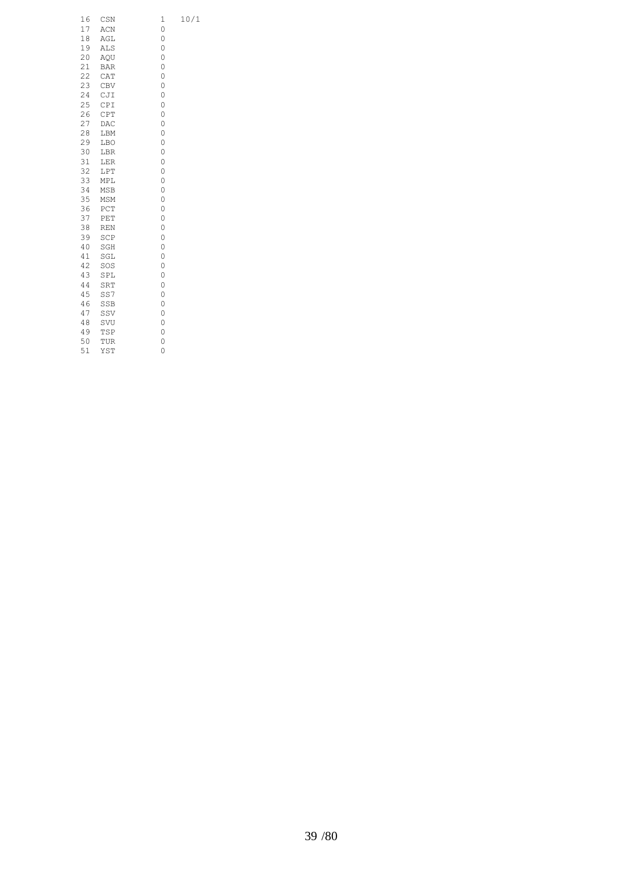```
16  CSN         1    10/1
17  ACN         0
18  AGL         0
19  ALS         0
20  AQU         0
21  BAR         0
22  CAT         0
23  CBV         0
24  CJI         0
25  CPI         0
26  CPT         0
27  DAC         0
28  LBM         0
29  LBO         0
30  LBR         0
31  LER         0
32  LPT         0
33  MPL         0
34  MSB         0
35  MSM         0
36  PCT         0
37  PET         0
38  REN         0
39  SCP         0
40  SGH         0
41  SGL         0
42  SOS         0
43  SPL         0
44  SRT         0
45  SS7         0
46  SSB         0
47  SSV         0
48  SVU         0
49  TSP         0
50  TUR         0
51  YST         0
```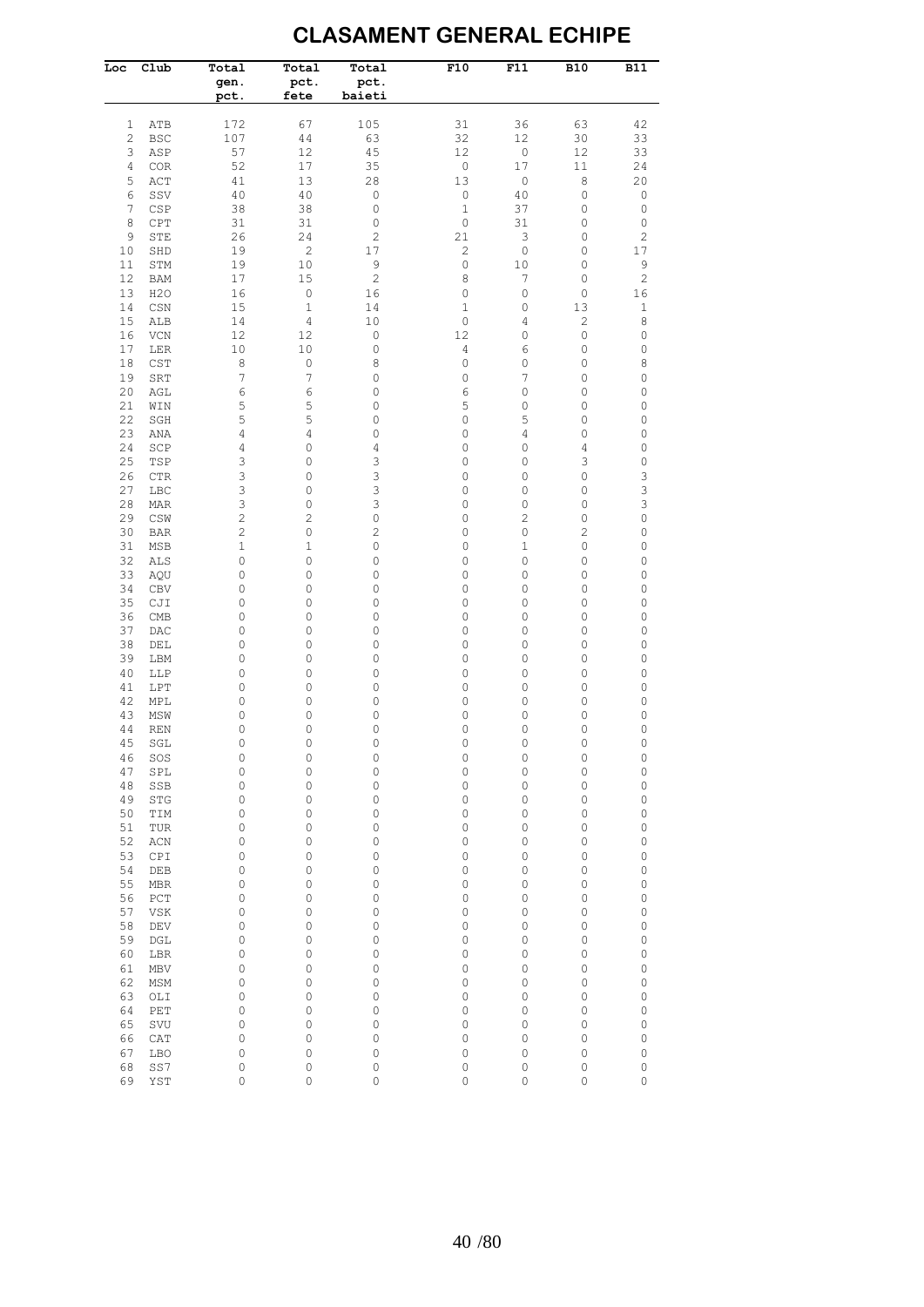# CLASAMENT GENERAL ECHIPE

| Loc | Club | Total gen. pct. | Total pct. fete | Total pct. baieti | F10 | F11 | B10 | B11 |
|---|---|---|---|---|---|---|---|---|
| 1 | ATB | 172 | 67 | 105 | 31 | 36 | 63 | 42 |
| 2 | BSC | 107 | 44 | 63 | 32 | 12 | 30 | 33 |
| 3 | ASP | 57 | 12 | 45 | 12 | 0 | 12 | 33 |
| 4 | COR | 52 | 17 | 35 | 0 | 17 | 11 | 24 |
| 5 | ACT | 41 | 13 | 28 | 13 | 0 | 8 | 20 |
| 6 | SSV | 40 | 40 | 0 | 0 | 40 | 0 | 0 |
| 7 | CSP | 38 | 38 | 0 | 1 | 37 | 0 | 0 |
| 8 | CPT | 31 | 31 | 0 | 0 | 31 | 0 | 0 |
| 9 | STE | 26 | 24 | 2 | 21 | 3 | 0 | 2 |
| 10 | SHD | 19 | 2 | 17 | 2 | 0 | 0 | 17 |
| 11 | STM | 19 | 10 | 9 | 0 | 10 | 0 | 9 |
| 12 | BAM | 17 | 15 | 2 | 8 | 7 | 0 | 2 |
| 13 | H2O | 16 | 0 | 16 | 0 | 0 | 0 | 16 |
| 14 | CSN | 15 | 1 | 14 | 1 | 0 | 13 | 1 |
| 15 | ALB | 14 | 4 | 10 | 0 | 4 | 2 | 8 |
| 16 | VCN | 12 | 12 | 0 | 12 | 0 | 0 | 0 |
| 17 | LER | 10 | 10 | 0 | 4 | 6 | 0 | 0 |
| 18 | CST | 8 | 0 | 8 | 0 | 0 | 0 | 8 |
| 19 | SRT | 7 | 7 | 0 | 0 | 7 | 0 | 0 |
| 20 | AGL | 6 | 6 | 0 | 6 | 0 | 0 | 0 |
| 21 | WIN | 5 | 5 | 0 | 5 | 0 | 0 | 0 |
| 22 | SGH | 5 | 5 | 0 | 0 | 5 | 0 | 0 |
| 23 | ANA | 4 | 4 | 0 | 0 | 4 | 0 | 0 |
| 24 | SCP | 4 | 0 | 4 | 0 | 0 | 4 | 0 |
| 25 | TSP | 3 | 0 | 3 | 0 | 0 | 3 | 0 |
| 26 | CTR | 3 | 0 | 3 | 0 | 0 | 0 | 3 |
| 27 | LBC | 3 | 0 | 3 | 0 | 0 | 0 | 3 |
| 28 | MAR | 3 | 0 | 3 | 0 | 0 | 0 | 3 |
| 29 | CSW | 2 | 2 | 0 | 0 | 2 | 0 | 0 |
| 30 | BAR | 2 | 0 | 2 | 0 | 0 | 2 | 0 |
| 31 | MSB | 1 | 1 | 0 | 0 | 1 | 0 | 0 |
| 32 | ALS | 0 | 0 | 0 | 0 | 0 | 0 | 0 |
| 33 | AQU | 0 | 0 | 0 | 0 | 0 | 0 | 0 |
| 34 | CBV | 0 | 0 | 0 | 0 | 0 | 0 | 0 |
| 35 | CJI | 0 | 0 | 0 | 0 | 0 | 0 | 0 |
| 36 | CMB | 0 | 0 | 0 | 0 | 0 | 0 | 0 |
| 37 | DAC | 0 | 0 | 0 | 0 | 0 | 0 | 0 |
| 38 | DEL | 0 | 0 | 0 | 0 | 0 | 0 | 0 |
| 39 | LBM | 0 | 0 | 0 | 0 | 0 | 0 | 0 |
| 40 | LLP | 0 | 0 | 0 | 0 | 0 | 0 | 0 |
| 41 | LPT | 0 | 0 | 0 | 0 | 0 | 0 | 0 |
| 42 | MPL | 0 | 0 | 0 | 0 | 0 | 0 | 0 |
| 43 | MSW | 0 | 0 | 0 | 0 | 0 | 0 | 0 |
| 44 | REN | 0 | 0 | 0 | 0 | 0 | 0 | 0 |
| 45 | SGL | 0 | 0 | 0 | 0 | 0 | 0 | 0 |
| 46 | SOS | 0 | 0 | 0 | 0 | 0 | 0 | 0 |
| 47 | SPL | 0 | 0 | 0 | 0 | 0 | 0 | 0 |
| 48 | SSB | 0 | 0 | 0 | 0 | 0 | 0 | 0 |
| 49 | STG | 0 | 0 | 0 | 0 | 0 | 0 | 0 |
| 50 | TIM | 0 | 0 | 0 | 0 | 0 | 0 | 0 |
| 51 | TUR | 0 | 0 | 0 | 0 | 0 | 0 | 0 |
| 52 | ACN | 0 | 0 | 0 | 0 | 0 | 0 | 0 |
| 53 | CPI | 0 | 0 | 0 | 0 | 0 | 0 | 0 |
| 54 | DEB | 0 | 0 | 0 | 0 | 0 | 0 | 0 |
| 55 | MBR | 0 | 0 | 0 | 0 | 0 | 0 | 0 |
| 56 | PCT | 0 | 0 | 0 | 0 | 0 | 0 | 0 |
| 57 | VSK | 0 | 0 | 0 | 0 | 0 | 0 | 0 |
| 58 | DEV | 0 | 0 | 0 | 0 | 0 | 0 | 0 |
| 59 | DGL | 0 | 0 | 0 | 0 | 0 | 0 | 0 |
| 60 | LBR | 0 | 0 | 0 | 0 | 0 | 0 | 0 |
| 61 | MBV | 0 | 0 | 0 | 0 | 0 | 0 | 0 |
| 62 | MSM | 0 | 0 | 0 | 0 | 0 | 0 | 0 |
| 63 | OLI | 0 | 0 | 0 | 0 | 0 | 0 | 0 |
| 64 | PET | 0 | 0 | 0 | 0 | 0 | 0 | 0 |
| 65 | SVU | 0 | 0 | 0 | 0 | 0 | 0 | 0 |
| 66 | CAT | 0 | 0 | 0 | 0 | 0 | 0 | 0 |
| 67 | LBO | 0 | 0 | 0 | 0 | 0 | 0 | 0 |
| 68 | SS7 | 0 | 0 | 0 | 0 | 0 | 0 | 0 |
| 69 | YST | 0 | 0 | 0 | 0 | 0 | 0 | 0 |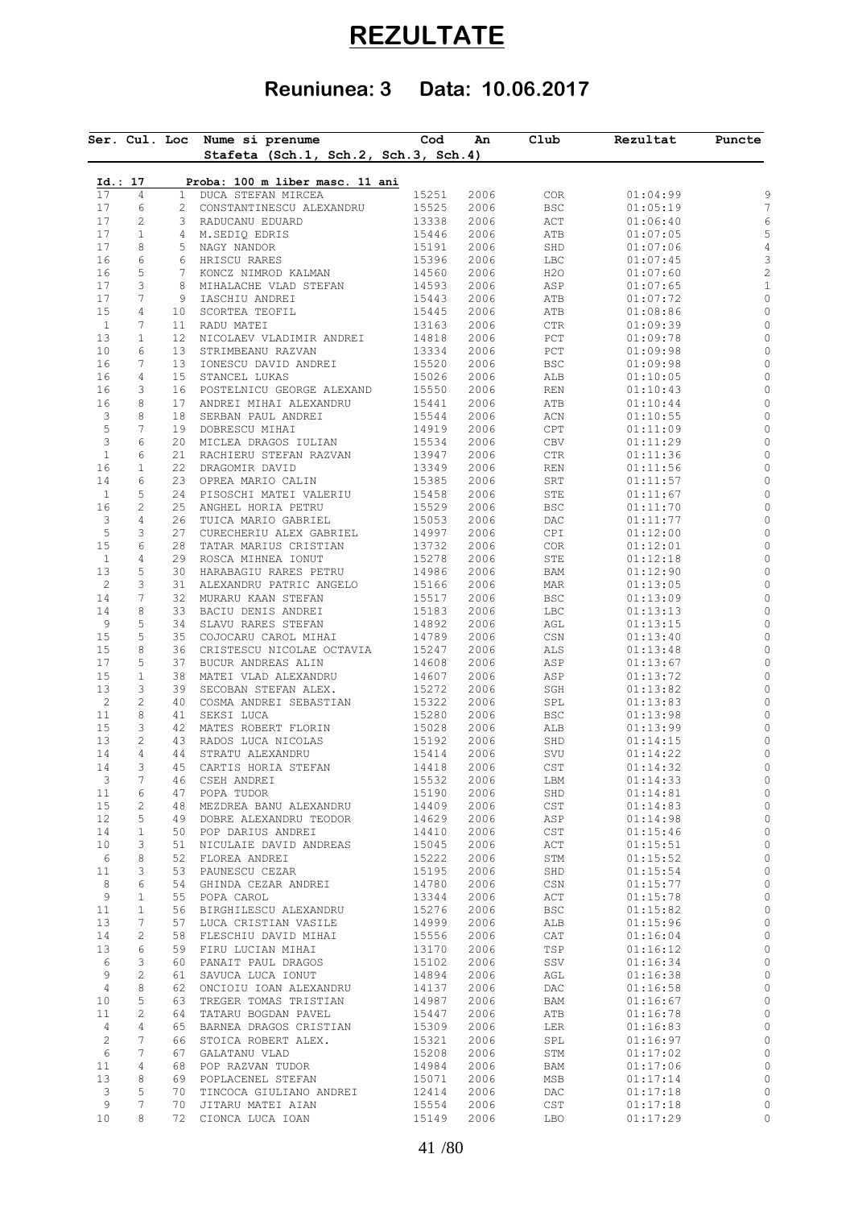# REZULTATE

## Reuniunea: 3 Data: 10.06.2017

| Ser. | Cul. | Loc | Nume si prenume<br>Stafeta (Sch.1, Sch.2, Sch.3, Sch.4) | Cod | An | Club | Rezultat | Puncte |
|---|---|---|---|---|---|---|---|---|
| **Id.: 17** | | | **Proba: 100 m liber masc. 11 ani** | | | | | |
| 17 | 4 | 1 | DUCA STEFAN MIRCEA | 15251 | 2006 | COR | 01:04:99 | 9 |
| 17 | 6 | 2 | CONSTANTINESCU ALEXANDRU | 15525 | 2006 | BSC | 01:05:19 | 7 |
| 17 | 2 | 3 | RADUCANU EDUARD | 13338 | 2006 | ACT | 01:06:40 | 6 |
| 17 | 1 | 4 | M.SEDIQ EDRIS | 15446 | 2006 | ATB | 01:07:05 | 5 |
| 17 | 8 | 5 | NAGY NANDOR | 15191 | 2006 | SHD | 01:07:06 | 4 |
| 16 | 6 | 6 | HRISCU RARES | 15396 | 2006 | LBC | 01:07:45 | 3 |
| 16 | 5 | 7 | KONCZ NIMROD KALMAN | 14560 | 2006 | H2O | 01:07:60 | 2 |
| 17 | 3 | 8 | MIHALACHE VLAD STEFAN | 14593 | 2006 | ASP | 01:07:65 | 1 |
| 17 | 7 | 9 | IASCHIU ANDREI | 15443 | 2006 | ATB | 01:07:72 | 0 |
| 15 | 4 | 10 | SCORTEA TEOFIL | 15445 | 2006 | ATB | 01:08:86 | 0 |
| 1 | 7 | 11 | RADU MATEI | 13163 | 2006 | CTR | 01:09:39 | 0 |
| 13 | 1 | 12 | NICOLAEV VLADIMIR ANDREI | 14818 | 2006 | PCT | 01:09:78 | 0 |
| 10 | 6 | 13 | STRIMBEANU RAZVAN | 13334 | 2006 | PCT | 01:09:98 | 0 |
| 16 | 7 | 13 | IONESCU DAVID ANDREI | 15520 | 2006 | BSC | 01:09:98 | 0 |
| 16 | 4 | 15 | STANCEL LUKAS | 15026 | 2006 | ALB | 01:10:05 | 0 |
| 16 | 3 | 16 | POSTELNICU GEORGE ALEXAND | 15550 | 2006 | REN | 01:10:43 | 0 |
| 16 | 8 | 17 | ANDREI MIHAI ALEXANDRU | 15441 | 2006 | ATB | 01:10:44 | 0 |
| 3 | 8 | 18 | SERBAN PAUL ANDREI | 15544 | 2006 | ACN | 01:10:55 | 0 |
| 5 | 7 | 19 | DOBRESCU MIHAI | 14919 | 2006 | CPT | 01:11:09 | 0 |
| 3 | 6 | 20 | MICLEA DRAGOS IULIAN | 15534 | 2006 | CBV | 01:11:29 | 0 |
| 1 | 6 | 21 | RACHIERU STEFAN RAZVAN | 13947 | 2006 | CTR | 01:11:36 | 0 |
| 16 | 1 | 22 | DRAGOMIR DAVID | 13349 | 2006 | REN | 01:11:56 | 0 |
| 14 | 6 | 23 | OPREA MARIO CALIN | 15385 | 2006 | SRT | 01:11:57 | 0 |
| 1 | 5 | 24 | PISOSCHI MATEI VALERIU | 15458 | 2006 | STE | 01:11:67 | 0 |
| 16 | 2 | 25 | ANGHEL HORIA PETRU | 15529 | 2006 | BSC | 01:11:70 | 0 |
| 3 | 4 | 26 | TUICA MARIO GABRIEL | 15053 | 2006 | DAC | 01:11:77 | 0 |
| 5 | 3 | 27 | CURECHERIU ALEX GABRIEL | 14997 | 2006 | CPI | 01:12:00 | 0 |
| 15 | 6 | 28 | TATAR MARIUS CRISTIAN | 13732 | 2006 | COR | 01:12:01 | 0 |
| 1 | 4 | 29 | ROSCA MIHNEA IONUT | 15278 | 2006 | STE | 01:12:18 | 0 |
| 13 | 5 | 30 | HARABAGIU RARES PETRU | 14986 | 2006 | BAM | 01:12:90 | 0 |
| 2 | 3 | 31 | ALEXANDRU PATRIC ANGELO | 15166 | 2006 | MAR | 01:13:05 | 0 |
| 14 | 7 | 32 | MURARU KAAN STEFAN | 15517 | 2006 | BSC | 01:13:09 | 0 |
| 14 | 8 | 33 | BACIU DENIS ANDREI | 15183 | 2006 | LBC | 01:13:13 | 0 |
| 9 | 5 | 34 | SLAVU RARES STEFAN | 14892 | 2006 | AGL | 01:13:15 | 0 |
| 15 | 5 | 35 | COJOCARU CAROL MIHAI | 14789 | 2006 | CSN | 01:13:40 | 0 |
| 15 | 8 | 36 | CRISTESCU NICOLAE OCTAVIA | 15247 | 2006 | ALS | 01:13:48 | 0 |
| 17 | 5 | 37 | BUCUR ANDREAS ALIN | 14608 | 2006 | ASP | 01:13:67 | 0 |
| 15 | 1 | 38 | MATEI VLAD ALEXANDRU | 14607 | 2006 | ASP | 01:13:72 | 0 |
| 13 | 3 | 39 | SECOBAN STEFAN ALEX. | 15272 | 2006 | SGH | 01:13:82 | 0 |
| 2 | 2 | 40 | COSMA ANDREI SEBASTIAN | 15322 | 2006 | SPL | 01:13:83 | 0 |
| 11 | 8 | 41 | SEKSI LUCA | 15280 | 2006 | BSC | 01:13:98 | 0 |
| 15 | 3 | 42 | MATES ROBERT FLORIN | 15028 | 2006 | ALB | 01:13:99 | 0 |
| 13 | 2 | 43 | RADOS LUCA NICOLAS | 15192 | 2006 | SHD | 01:14:15 | 0 |
| 14 | 4 | 44 | STRATU ALEXANDRU | 15414 | 2006 | SVU | 01:14:22 | 0 |
| 14 | 3 | 45 | CARTIS HORIA STEFAN | 14418 | 2006 | CST | 01:14:32 | 0 |
| 3 | 7 | 46 | CSEH ANDREI | 15532 | 2006 | LBM | 01:14:33 | 0 |
| 11 | 6 | 47 | POPA TUDOR | 15190 | 2006 | SHD | 01:14:81 | 0 |
| 15 | 2 | 48 | MEZDREA BANU ALEXANDRU | 14409 | 2006 | CST | 01:14:83 | 0 |
| 12 | 5 | 49 | DOBRE ALEXANDRU TEODOR | 14629 | 2006 | ASP | 01:14:98 | 0 |
| 14 | 1 | 50 | POP DARIUS ANDREI | 14410 | 2006 | CST | 01:15:46 | 0 |
| 10 | 3 | 51 | NICULAIE DAVID ANDREAS | 15045 | 2006 | ACT | 01:15:51 | 0 |
| 6 | 8 | 52 | FLOREA ANDREI | 15222 | 2006 | STM | 01:15:52 | 0 |
| 11 | 3 | 53 | PAUNESCU CEZAR | 15195 | 2006 | SHD | 01:15:54 | 0 |
| 8 | 6 | 54 | GHINDA CEZAR ANDREI | 14780 | 2006 | CSN | 01:15:77 | 0 |
| 9 | 1 | 55 | POPA CAROL | 13344 | 2006 | ACT | 01:15:78 | 0 |
| 11 | 1 | 56 | BIRGHILESCU ALEXANDRU | 15276 | 2006 | BSC | 01:15:82 | 0 |
| 13 | 7 | 57 | LUCA CRISTIAN VASILE | 14999 | 2006 | ALB | 01:15:96 | 0 |
| 14 | 2 | 58 | FLESCHIU DAVID MIHAI | 15556 | 2006 | CAT | 01:16:04 | 0 |
| 13 | 6 | 59 | FIRU LUCIAN MIHAI | 13170 | 2006 | TSP | 01:16:12 | 0 |
| 6 | 3 | 60 | PANAIT PAUL DRAGOS | 15102 | 2006 | SSV | 01:16:34 | 0 |
| 9 | 2 | 61 | SAVUCA LUCA IONUT | 14894 | 2006 | AGL | 01:16:38 | 0 |
| 4 | 8 | 62 | ONCIOIU IOAN ALEXANDRU | 14137 | 2006 | DAC | 01:16:58 | 0 |
| 10 | 5 | 63 | TREGER TOMAS TRISTIAN | 14987 | 2006 | BAM | 01:16:67 | 0 |
| 11 | 2 | 64 | TATARU BOGDAN PAVEL | 15447 | 2006 | ATB | 01:16:78 | 0 |
| 4 | 4 | 65 | BARNEA DRAGOS CRISTIAN | 15309 | 2006 | LER | 01:16:83 | 0 |
| 2 | 7 | 66 | STOICA ROBERT ALEX. | 15321 | 2006 | SPL | 01:16:97 | 0 |
| 6 | 7 | 67 | GALATANU VLAD | 15208 | 2006 | STM | 01:17:02 | 0 |
| 11 | 4 | 68 | POP RAZVAN TUDOR | 14984 | 2006 | BAM | 01:17:06 | 0 |
| 13 | 8 | 69 | POPLACENEL STEFAN | 15071 | 2006 | MSB | 01:17:14 | 0 |
| 3 | 5 | 70 | TINCOCA GIULIANO ANDREI | 12414 | 2006 | DAC | 01:17:18 | 0 |
| 9 | 7 | 70 | JITARU MATEI AIAN | 15554 | 2006 | CST | 01:17:18 | 0 |
| 10 | 8 | 72 | CIONCA LUCA IOAN | 15149 | 2006 | LBO | 01:17:29 | 0 |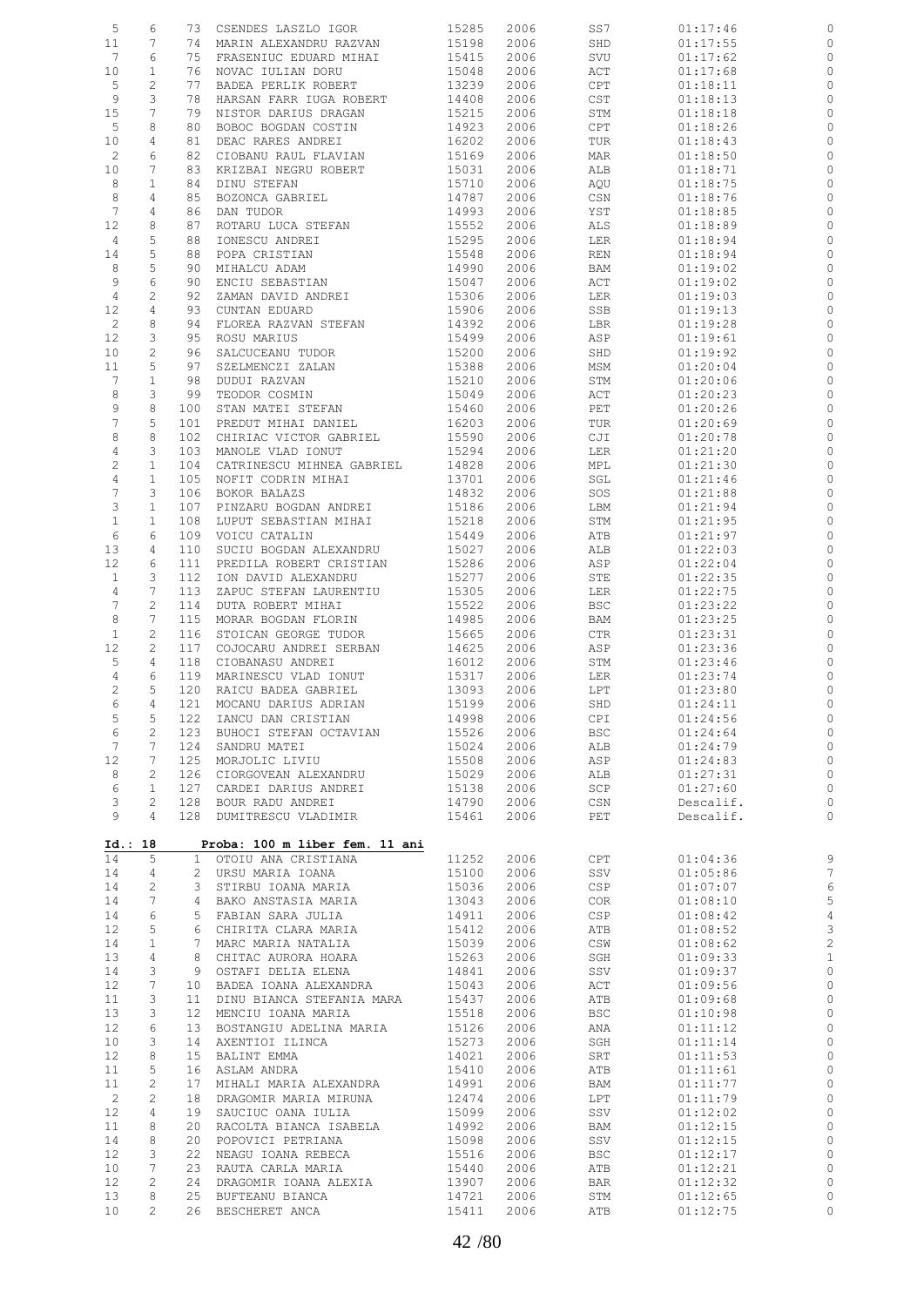| | | | | | | | | |
|---|---|---|---|---|---|---|---|---|
| 5 | 6 | 73 | CSENDES LASZLO IGOR | 15285 | 2006 | SS7 | 01:17:46 | 0 |
| 11 | 7 | 74 | MARIN ALEXANDRU RAZVAN | 15198 | 2006 | SHD | 01:17:55 | 0 |
| 7 | 6 | 75 | FRASENIUC EDUARD MIHAI | 15415 | 2006 | SVU | 01:17:62 | 0 |
| 10 | 1 | 76 | NOVAC IULIAN DORU | 15048 | 2006 | ACT | 01:17:68 | 0 |
| 5 | 2 | 77 | BADEA PERLIK ROBERT | 13239 | 2006 | CPT | 01:18:11 | 0 |
| 9 | 3 | 78 | HARSAN FARR IUGA ROBERT | 14408 | 2006 | CST | 01:18:13 | 0 |
| 15 | 7 | 79 | NISTOR DARIUS DRAGAN | 15215 | 2006 | STM | 01:18:18 | 0 |
| 5 | 8 | 80 | BOBOC BOGDAN COSTIN | 14923 | 2006 | CPT | 01:18:26 | 0 |
| 10 | 4 | 81 | DEAC RARES ANDREI | 16202 | 2006 | TUR | 01:18:43 | 0 |
| 2 | 6 | 82 | CIOBANU RAUL FLAVIAN | 15169 | 2006 | MAR | 01:18:50 | 0 |
| 10 | 7 | 83 | KRIZBAI NEGRU ROBERT | 15031 | 2006 | ALB | 01:18:71 | 0 |
| 8 | 1 | 84 | DINU STEFAN | 15710 | 2006 | AQU | 01:18:75 | 0 |
| 8 | 4 | 85 | BOZONCA GABRIEL | 14787 | 2006 | CSN | 01:18:76 | 0 |
| 7 | 4 | 86 | DAN TUDOR | 14993 | 2006 | YST | 01:18:85 | 0 |
| 12 | 8 | 87 | ROTARU LUCA STEFAN | 15552 | 2006 | ALS | 01:18:89 | 0 |
| 4 | 5 | 88 | IONESCU ANDREI | 15295 | 2006 | LER | 01:18:94 | 0 |
| 14 | 5 | 88 | POPA CRISTIAN | 15548 | 2006 | REN | 01:18:94 | 0 |
| 8 | 5 | 90 | MIHALCU ADAM | 14990 | 2006 | BAM | 01:19:02 | 0 |
| 9 | 6 | 90 | ENCIU SEBASTIAN | 15047 | 2006 | ACT | 01:19:02 | 0 |
| 4 | 2 | 92 | ZAMAN DAVID ANDREI | 15306 | 2006 | LER | 01:19:03 | 0 |
| 12 | 4 | 93 | CUNTAN EDUARD | 15906 | 2006 | SSB | 01:19:13 | 0 |
| 2 | 8 | 94 | FLOREA RAZVAN STEFAN | 14392 | 2006 | LBR | 01:19:28 | 0 |
| 12 | 3 | 95 | ROSU MARIUS | 15499 | 2006 | ASP | 01:19:61 | 0 |
| 10 | 2 | 96 | SALCUCEANU TUDOR | 15200 | 2006 | SHD | 01:19:92 | 0 |
| 11 | 5 | 97 | SZELMENCZI ZALAN | 15388 | 2006 | MSM | 01:20:04 | 0 |
| 7 | 1 | 98 | DUDUI RAZVAN | 15210 | 2006 | STM | 01:20:06 | 0 |
| 8 | 3 | 99 | TEODOR COSMIN | 15049 | 2006 | ACT | 01:20:23 | 0 |
| 9 | 8 | 100 | STAN MATEI STEFAN | 15460 | 2006 | PET | 01:20:26 | 0 |
| 7 | 5 | 101 | PREDUT MIHAI DANIEL | 16203 | 2006 | TUR | 01:20:69 | 0 |
| 8 | 8 | 102 | CHIRIAC VICTOR GABRIEL | 15590 | 2006 | CJI | 01:20:78 | 0 |
| 4 | 3 | 103 | MANOLE VLAD IONUT | 15294 | 2006 | LER | 01:21:20 | 0 |
| 2 | 1 | 104 | CATRINESCU MIHNEA GABRIEL | 14828 | 2006 | MPL | 01:21:30 | 0 |
| 4 | 1 | 105 | NOFIT CODRIN MIHAI | 13701 | 2006 | SGL | 01:21:46 | 0 |
| 7 | 3 | 106 | BOKOR BALAZS | 14832 | 2006 | SOS | 01:21:88 | 0 |
| 3 | 1 | 107 | PINZARU BOGDAN ANDREI | 15186 | 2006 | LBM | 01:21:94 | 0 |
| 1 | 1 | 108 | LUPUT SEBASTIAN MIHAI | 15218 | 2006 | STM | 01:21:95 | 0 |
| 6 | 6 | 109 | VOICU CATALIN | 15449 | 2006 | ATB | 01:21:97 | 0 |
| 13 | 4 | 110 | SUCIU BOGDAN ALEXANDRU | 15027 | 2006 | ALB | 01:22:03 | 0 |
| 12 | 6 | 111 | PREDILA ROBERT CRISTIAN | 15286 | 2006 | ASP | 01:22:04 | 0 |
| 1 | 3 | 112 | ION DAVID ALEXANDRU | 15277 | 2006 | STE | 01:22:35 | 0 |
| 4 | 7 | 113 | ZAPUC STEFAN LAURENTIU | 15305 | 2006 | LER | 01:22:75 | 0 |
| 7 | 2 | 114 | DUTA ROBERT MIHAI | 15522 | 2006 | BSC | 01:23:22 | 0 |
| 8 | 7 | 115 | MORAR BOGDAN FLORIN | 14985 | 2006 | BAM | 01:23:25 | 0 |
| 1 | 2 | 116 | STOICAN GEORGE TUDOR | 15665 | 2006 | CTR | 01:23:31 | 0 |
| 12 | 2 | 117 | COJOCARU ANDREI SERBAN | 14625 | 2006 | ASP | 01:23:36 | 0 |
| 5 | 4 | 118 | CIOBANASU ANDREI | 16012 | 2006 | STM | 01:23:46 | 0 |
| 4 | 6 | 119 | MARINESCU VLAD IONUT | 15317 | 2006 | LER | 01:23:74 | 0 |
| 2 | 5 | 120 | RAICU BADEA GABRIEL | 13093 | 2006 | LPT | 01:23:80 | 0 |
| 6 | 4 | 121 | MOCANU DARIUS ADRIAN | 15199 | 2006 | SHD | 01:24:11 | 0 |
| 5 | 5 | 122 | IANCU DAN CRISTIAN | 14998 | 2006 | CPI | 01:24:56 | 0 |
| 6 | 2 | 123 | BUHOCI STEFAN OCTAVIAN | 15526 | 2006 | BSC | 01:24:64 | 0 |
| 7 | 7 | 124 | SANDRU MATEI | 15024 | 2006 | ALB | 01:24:79 | 0 |
| 12 | 7 | 125 | MORJOLIC LIVIU | 15508 | 2006 | ASP | 01:24:83 | 0 |
| 8 | 2 | 126 | CIORGOVEAN ALEXANDRU | 15029 | 2006 | ALB | 01:27:31 | 0 |
| 6 | 1 | 127 | CARDEI DARIUS ANDREI | 15138 | 2006 | SCP | 01:27:60 | 0 |
| 3 | 2 | 128 | BOUR RADU ANDREI | 14790 | 2006 | CSN | Descalif. | 0 |
| 9 | 4 | 128 | DUMITRESCU VLADIMIR | 15461 | 2006 | PET | Descalif. | 0 |

**Id.: 18 Proba: 100 m liber fem. 11 ani**

| | | | | | | | | |
|---|---|---|---|---|---|---|---|---|
| 14 | 5 | 1 | OTOIU ANA CRISTIANA | 11252 | 2006 | CPT | 01:04:36 | 9 |
| 14 | 4 | 2 | URSU MARIA IOANA | 15100 | 2006 | SSV | 01:05:86 | 7 |
| 14 | 2 | 3 | STIRBU IOANA MARIA | 15036 | 2006 | CSP | 01:07:07 | 6 |
| 14 | 7 | 4 | BAKO ANSTASIA MARIA | 13043 | 2006 | COR | 01:08:10 | 5 |
| 14 | 6 | 5 | FABIAN SARA JULIA | 14911 | 2006 | CSP | 01:08:42 | 4 |
| 12 | 5 | 6 | CHIRITA CLARA MARIA | 15412 | 2006 | ATB | 01:08:52 | 3 |
| 14 | 1 | 7 | MARC MARIA NATALIA | 15039 | 2006 | CSW | 01:08:62 | 2 |
| 13 | 4 | 8 | CHITAC AURORA HOARA | 15263 | 2006 | SGH | 01:09:33 | 1 |
| 14 | 3 | 9 | OSTAFI DELIA ELENA | 14841 | 2006 | SSV | 01:09:37 | 0 |
| 12 | 7 | 10 | BADEA IOANA ALEXANDRA | 15043 | 2006 | ACT | 01:09:56 | 0 |
| 11 | 3 | 11 | DINU BIANCA STEFANIA MARA | 15437 | 2006 | ATB | 01:09:68 | 0 |
| 13 | 3 | 12 | MENCIU IOANA MARIA | 15518 | 2006 | BSC | 01:10:98 | 0 |
| 12 | 6 | 13 | BOSTANGIU ADELINA MARIA | 15126 | 2006 | ANA | 01:11:12 | 0 |
| 10 | 3 | 14 | AXENTIOI ILINCA | 15273 | 2006 | SGH | 01:11:14 | 0 |
| 12 | 8 | 15 | BALINT EMMA | 14021 | 2006 | SRT | 01:11:53 | 0 |
| 11 | 5 | 16 | ASLAM ANDRA | 15410 | 2006 | ATB | 01:11:61 | 0 |
| 11 | 2 | 17 | MIHALI MARIA ALEXANDRA | 14991 | 2006 | BAM | 01:11:77 | 0 |
| 2 | 2 | 18 | DRAGOMIR MARIA MIRUNA | 12474 | 2006 | LPT | 01:11:79 | 0 |
| 12 | 4 | 19 | SAUCIUC OANA IULIA | 15099 | 2006 | SSV | 01:12:02 | 0 |
| 11 | 8 | 20 | RACOLTA BIANCA ISABELA | 14992 | 2006 | BAM | 01:12:15 | 0 |
| 14 | 8 | 20 | POPOVICI PETRIANA | 15098 | 2006 | SSV | 01:12:15 | 0 |
| 12 | 3 | 22 | NEAGU IOANA REBECA | 15516 | 2006 | BSC | 01:12:17 | 0 |
| 10 | 7 | 23 | RAUTA CARLA MARIA | 15440 | 2006 | ATB | 01:12:21 | 0 |
| 12 | 2 | 24 | DRAGOMIR IOANA ALEXIA | 13907 | 2006 | BAR | 01:12:32 | 0 |
| 13 | 8 | 25 | BUFTEANU BIANCA | 14721 | 2006 | STM | 01:12:65 | 0 |
| 10 | 2 | 26 | BESCHERET ANCA | 15411 | 2006 | ATB | 01:12:75 | 0 |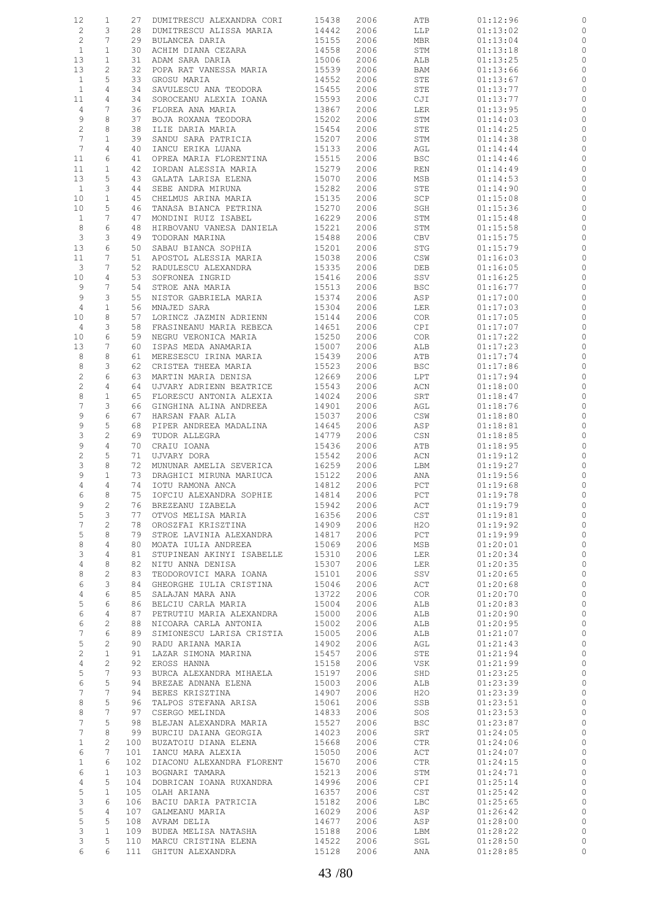| | | | | | | | | |
|---|---|---|---|---|---|---|---|---|
| 12 | 1 | 27 | DUMITRESCU ALEXANDRA CORI | 15438 | 2006 | ATB | 01:12:96 | 0 |
| 2 | 3 | 28 | DUMITRESCU ALISSA MARIA | 14442 | 2006 | LLP | 01:13:02 | 0 |
| 2 | 7 | 29 | BULANCEA DARIA | 15155 | 2006 | MBR | 01:13:04 | 0 |
| 1 | 1 | 30 | ACHIM DIANA CEZARA | 14558 | 2006 | STM | 01:13:18 | 0 |
| 13 | 1 | 31 | ADAM SARA DARIA | 15006 | 2006 | ALB | 01:13:25 | 0 |
| 13 | 2 | 32 | POPA RAT VANESSA MARIA | 15539 | 2006 | BAM | 01:13:66 | 0 |
| 1 | 5 | 33 | GROSU MARIA | 14552 | 2006 | STE | 01:13:67 | 0 |
| 1 | 4 | 34 | SAVULESCU ANA TEODORA | 15455 | 2006 | STE | 01:13:77 | 0 |
| 11 | 4 | 34 | SOROCEANU ALEXIA IOANA | 15593 | 2006 | CJI | 01:13:77 | 0 |
| 4 | 7 | 36 | FLOREA ANA MARIA | 13867 | 2006 | LER | 01:13:95 | 0 |
| 9 | 8 | 37 | BOJA ROXANA TEODORA | 15202 | 2006 | STM | 01:14:03 | 0 |
| 2 | 8 | 38 | ILIE DARIA MARIA | 15454 | 2006 | STE | 01:14:25 | 0 |
| 7 | 1 | 39 | SANDU SARA PATRICIA | 15207 | 2006 | STM | 01:14:38 | 0 |
| 7 | 4 | 40 | IANCU ERIKA LUANA | 15133 | 2006 | AGL | 01:14:44 | 0 |
| 11 | 6 | 41 | OPREA MARIA FLORENTINA | 15515 | 2006 | BSC | 01:14:46 | 0 |
| 11 | 1 | 42 | IORDAN ALESSIA MARIA | 15279 | 2006 | REN | 01:14:49 | 0 |
| 13 | 5 | 43 | GALATA LARISA ELENA | 15070 | 2006 | MSB | 01:14:53 | 0 |
| 1 | 3 | 44 | SEBE ANDRA MIRUNA | 15282 | 2006 | STE | 01:14:90 | 0 |
| 10 | 1 | 45 | CHELMUS ARINA MARIA | 15135 | 2006 | SCP | 01:15:08 | 0 |
| 10 | 5 | 46 | TANASA BIANCA PETRINA | 15270 | 2006 | SGH | 01:15:36 | 0 |
| 1 | 7 | 47 | MONDINI RUIZ ISABEL | 16229 | 2006 | STM | 01:15:48 | 0 |
| 8 | 6 | 48 | HIRBOVANU VANESA DANIELA | 15221 | 2006 | STM | 01:15:58 | 0 |
| 3 | 3 | 49 | TODORAN MARINA | 15488 | 2006 | CBV | 01:15:75 | 0 |
| 13 | 6 | 50 | SABAU BIANCA SOPHIA | 15201 | 2006 | STG | 01:15:79 | 0 |
| 11 | 7 | 51 | APOSTOL ALESSIA MARIA | 15038 | 2006 | CSW | 01:16:03 | 0 |
| 3 | 7 | 52 | RADULESCU ALEXANDRA | 15335 | 2006 | DEB | 01:16:05 | 0 |
| 10 | 4 | 53 | SOFRONEA INGRID | 15416 | 2006 | SSV | 01:16:25 | 0 |
| 9 | 7 | 54 | STROE ANA MARIA | 15513 | 2006 | BSC | 01:16:77 | 0 |
| 9 | 3 | 55 | NISTOR GABRIELA MARIA | 15374 | 2006 | ASP | 01:17:00 | 0 |
| 4 | 1 | 56 | MNAJED SARA | 15304 | 2006 | LER | 01:17:03 | 0 |
| 10 | 8 | 57 | LORINCZ JAZMIN ADRIENN | 15144 | 2006 | COR | 01:17:05 | 0 |
| 4 | 3 | 58 | FRASINEANU MARIA REBECA | 14651 | 2006 | CPI | 01:17:07 | 0 |
| 10 | 6 | 59 | NEGRU VERONICA MARIA | 15250 | 2006 | COR | 01:17:22 | 0 |
| 13 | 7 | 60 | ISPAS MEDA ANAMARIA | 15007 | 2006 | ALB | 01:17:23 | 0 |
| 8 | 8 | 61 | MERESESCU IRINA MARIA | 15439 | 2006 | ATB | 01:17:74 | 0 |
| 8 | 3 | 62 | CRISTEA THEEA MARIA | 15523 | 2006 | BSC | 01:17:86 | 0 |
| 2 | 6 | 63 | MARTIN MARIA DENISA | 12669 | 2006 | LPT | 01:17:94 | 0 |
| 2 | 4 | 64 | UJVARY ADRIENN BEATRICE | 15543 | 2006 | ACN | 01:18:00 | 0 |
| 8 | 1 | 65 | FLORESCU ANTONIA ALEXIA | 14024 | 2006 | SRT | 01:18:47 | 0 |
| 7 | 3 | 66 | GINGHINA ALINA ANDREEA | 14901 | 2006 | AGL | 01:18:76 | 0 |
| 9 | 6 | 67 | HARSAN FAAR ALIA | 15037 | 2006 | CSW | 01:18:80 | 0 |
| 9 | 5 | 68 | PIPER ANDREEA MADALINA | 14645 | 2006 | ASP | 01:18:81 | 0 |
| 3 | 2 | 69 | TUDOR ALLEGRA | 14779 | 2006 | CSN | 01:18:85 | 0 |
| 9 | 4 | 70 | CRAIU IOANA | 15436 | 2006 | ATB | 01:18:95 | 0 |
| 2 | 5 | 71 | UJVARY DORA | 15542 | 2006 | ACN | 01:19:12 | 0 |
| 3 | 8 | 72 | MUNUNAR AMELIA SEVERICA | 16259 | 2006 | LBM | 01:19:27 | 0 |
| 9 | 1 | 73 | DRAGHICI MIRUNA MARIUCA | 15122 | 2006 | ANA | 01:19:56 | 0 |
| 4 | 4 | 74 | IOTU RAMONA ANCA | 14812 | 2006 | PCT | 01:19:68 | 0 |
| 6 | 8 | 75 | IOFCIU ALEXANDRA SOPHIE | 14814 | 2006 | PCT | 01:19:78 | 0 |
| 9 | 2 | 76 | BREZEANU IZABELA | 15942 | 2006 | ACT | 01:19:79 | 0 |
| 5 | 3 | 77 | OTVOS MELISA MARIA | 16356 | 2006 | CST | 01:19:81 | 0 |
| 7 | 2 | 78 | OROSZFAI KRISZTINA | 14909 | 2006 | H2O | 01:19:92 | 0 |
| 5 | 8 | 79 | STROE LAVINIA ALEXANDRA | 14817 | 2006 | PCT | 01:19:99 | 0 |
| 8 | 4 | 80 | MOATA IULIA ANDREEA | 15069 | 2006 | MSB | 01:20:01 | 0 |
| 3 | 4 | 81 | STUPINEAN AKINYI ISABELLE | 15310 | 2006 | LER | 01:20:34 | 0 |
| 4 | 8 | 82 | NITU ANNA DENISA | 15307 | 2006 | LER | 01:20:35 | 0 |
| 8 | 2 | 83 | TEODOROVICI MARA IOANA | 15101 | 2006 | SSV | 01:20:65 | 0 |
| 6 | 3 | 84 | GHEORGHE IULIA CRISTINA | 15046 | 2006 | ACT | 01:20:68 | 0 |
| 4 | 6 | 85 | SALAJAN MARA ANA | 13722 | 2006 | COR | 01:20:70 | 0 |
| 5 | 6 | 86 | BELCIU CARLA MARIA | 15004 | 2006 | ALB | 01:20:83 | 0 |
| 6 | 4 | 87 | PETRUTIU MARIA ALEXANDRA | 15000 | 2006 | ALB | 01:20:90 | 0 |
| 6 | 2 | 88 | NICOARA CARLA ANTONIA | 15002 | 2006 | ALB | 01:20:95 | 0 |
| 7 | 6 | 89 | SIMIONESCU LARISA CRISTIA | 15005 | 2006 | ALB | 01:21:07 | 0 |
| 5 | 2 | 90 | RADU ARIANA MARIA | 14902 | 2006 | AGL | 01:21:43 | 0 |
| 2 | 1 | 91 | LAZAR SIMONA MARINA | 15457 | 2006 | STE | 01:21:94 | 0 |
| 4 | 2 | 92 | EROSS HANNA | 15158 | 2006 | VSK | 01:21:99 | 0 |
| 5 | 7 | 93 | BURCA ALEXANDRA MIHAELA | 15197 | 2006 | SHD | 01:23:25 | 0 |
| 6 | 5 | 94 | BREZAE ADNANA ELENA | 15003 | 2006 | ALB | 01:23:39 | 0 |
| 7 | 7 | 94 | BERES KRISZTINA | 14907 | 2006 | H2O | 01:23:39 | 0 |
| 8 | 5 | 96 | TALPOS STEFANA ARISA | 15061 | 2006 | SSB | 01:23:51 | 0 |
| 8 | 7 | 97 | CSERGO MELINDA | 14833 | 2006 | SOS | 01:23:53 | 0 |
| 7 | 5 | 98 | BLEJAN ALEXANDRA MARIA | 15527 | 2006 | BSC | 01:23:87 | 0 |
| 7 | 8 | 99 | BURCIU DAIANA GEORGIA | 14023 | 2006 | SRT | 01:24:05 | 0 |
| 1 | 2 | 100 | BUZATOIU DIANA ELENA | 15668 | 2006 | CTR | 01:24:06 | 0 |
| 6 | 7 | 101 | IANCU MARA ALEXIA | 15050 | 2006 | ACT | 01:24:07 | 0 |
| 1 | 6 | 102 | DIACONU ALEXANDRA FLORENT | 15670 | 2006 | CTR | 01:24:15 | 0 |
| 6 | 1 | 103 | BOGNARI TAMARA | 15213 | 2006 | STM | 01:24:71 | 0 |
| 4 | 5 | 104 | DOBRICAN IOANA RUXANDRA | 14996 | 2006 | CPI | 01:25:14 | 0 |
| 5 | 1 | 105 | OLAH ARIANA | 16357 | 2006 | CST | 01:25:42 | 0 |
| 3 | 6 | 106 | BACIU DARIA PATRICIA | 15182 | 2006 | LBC | 01:25:65 | 0 |
| 5 | 4 | 107 | GALMEANU MARIA | 16029 | 2006 | ASP | 01:26:42 | 0 |
| 5 | 5 | 108 | AVRAM DELIA | 14677 | 2006 | ASP | 01:28:00 | 0 |
| 3 | 1 | 109 | BUDEA MELISA NATASHA | 15188 | 2006 | LBM | 01:28:22 | 0 |
| 3 | 5 | 110 | MARCU CRISTINA ELENA | 14522 | 2006 | SGL | 01:28:50 | 0 |
| 6 | 6 | 111 | GHITUN ALEXANDRA | 15128 | 2006 | ANA | 01:28:85 | 0 |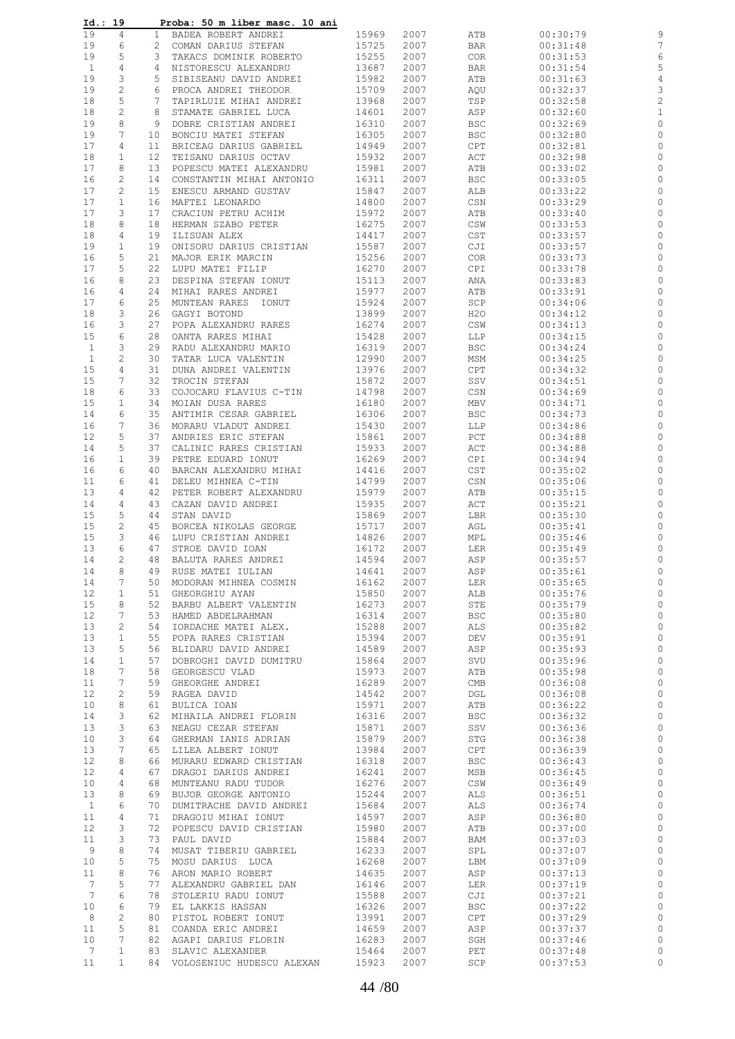**Id.: 19 Proba: 50 m liber masc. 10 ani**

| Serie | Culoar | Loc | Nume | Cod | An | Club | Timp | Puncte |
|---|---|---|---|---|---|---|---|---|
| 19 | 4 | 1 | BADEA ROBERT ANDREI | 15969 | 2007 | ATB | 00:30:79 | 9 |
| 19 | 6 | 2 | COMAN DARIUS STEFAN | 15725 | 2007 | BAR | 00:31:48 | 7 |
| 19 | 5 | 3 | TAKACS DOMINIK ROBERTO | 15255 | 2007 | COR | 00:31:53 | 6 |
| 1 | 4 | 4 | NISTORESCU ALEXANDRU | 13687 | 2007 | BAR | 00:31:54 | 5 |
| 19 | 3 | 5 | SIBISEANU DAVID ANDREI | 15982 | 2007 | ATB | 00:31:63 | 4 |
| 19 | 2 | 6 | PROCA ANDREI THEODOR | 15709 | 2007 | AQU | 00:32:37 | 3 |
| 18 | 5 | 7 | TAPIRLUIE MIHAI ANDREI | 13968 | 2007 | TSP | 00:32:58 | 2 |
| 18 | 2 | 8 | STAMATE GABRIEL LUCA | 14601 | 2007 | ASP | 00:32:60 | 1 |
| 19 | 8 | 9 | DOBRE CRISTIAN ANDREI | 16310 | 2007 | BSC | 00:32:69 | 0 |
| 19 | 7 | 10 | BONCIU MATEI STEFAN | 16305 | 2007 | BSC | 00:32:80 | 0 |
| 17 | 4 | 11 | BRICEAG DARIUS GABRIEL | 14949 | 2007 | CPT | 00:32:81 | 0 |
| 18 | 1 | 12 | TEISANU DARIUS OCTAV | 15932 | 2007 | ACT | 00:32:98 | 0 |
| 17 | 8 | 13 | POPESCU MATEI ALEXANDRU | 15981 | 2007 | ATB | 00:33:02 | 0 |
| 16 | 2 | 14 | CONSTANTIN MIHAI ANTONIO | 16311 | 2007 | BSC | 00:33:05 | 0 |
| 17 | 2 | 15 | ENESCU ARMAND GUSTAV | 15847 | 2007 | ALB | 00:33:22 | 0 |
| 17 | 1 | 16 | MAFTEI LEONARDO | 14800 | 2007 | CSN | 00:33:29 | 0 |
| 17 | 3 | 17 | CRACIUN PETRU ACHIM | 15972 | 2007 | ATB | 00:33:40 | 0 |
| 18 | 8 | 18 | HERMAN SZABO PETER | 16275 | 2007 | CSW | 00:33:53 | 0 |
| 18 | 4 | 19 | ILISUAN ALEX | 14417 | 2007 | CST | 00:33:57 | 0 |
| 19 | 1 | 19 | ONISORU DARIUS CRISTIAN | 15587 | 2007 | CJI | 00:33:57 | 0 |
| 16 | 5 | 21 | MAJOR ERIK MARCIN | 15256 | 2007 | COR | 00:33:73 | 0 |
| 17 | 5 | 22 | LUPU MATEI FILIP | 16270 | 2007 | CPI | 00:33:78 | 0 |
| 16 | 8 | 23 | DESPINA STEFAN IONUT | 15113 | 2007 | ANA | 00:33:83 | 0 |
| 16 | 4 | 24 | MIHAI RARES ANDREI | 15977 | 2007 | ATB | 00:33:91 | 0 |
| 17 | 6 | 25 | MUNTEAN RARES IONUT | 15924 | 2007 | SCP | 00:34:06 | 0 |
| 18 | 3 | 26 | GAGYI BOTOND | 13899 | 2007 | H2O | 00:34:12 | 0 |
| 16 | 3 | 27 | POPA ALEXANDRU RARES | 16274 | 2007 | CSW | 00:34:13 | 0 |
| 15 | 6 | 28 | OANTA RARES MIHAI | 15428 | 2007 | LLP | 00:34:15 | 0 |
| 1 | 3 | 29 | RADU ALEXANDRU MARIO | 16319 | 2007 | BSC | 00:34:24 | 0 |
| 1 | 2 | 30 | TATAR LUCA VALENTIN | 12990 | 2007 | MSM | 00:34:25 | 0 |
| 15 | 4 | 31 | DUNA ANDREI VALENTIN | 13976 | 2007 | CPT | 00:34:32 | 0 |
| 15 | 7 | 32 | TROCIN STEFAN | 15872 | 2007 | SSV | 00:34:51 | 0 |
| 18 | 6 | 33 | COJOCARU FLAVIUS C-TIN | 14798 | 2007 | CSN | 00:34:69 | 0 |
| 15 | 1 | 34 | MOIAN DUSA RARES | 16180 | 2007 | MBV | 00:34:71 | 0 |
| 14 | 6 | 35 | ANTIMIR CESAR GABRIEL | 16306 | 2007 | BSC | 00:34:73 | 0 |
| 16 | 7 | 36 | MORARU VLADUT ANDREI | 15430 | 2007 | LLP | 00:34:86 | 0 |
| 12 | 5 | 37 | ANDRIES ERIC STEFAN | 15861 | 2007 | PCT | 00:34:88 | 0 |
| 14 | 5 | 37 | CALINIC RARES CRISTIAN | 15933 | 2007 | ACT | 00:34:88 | 0 |
| 16 | 1 | 39 | PETRE EDUARD IONUT | 16269 | 2007 | CPI | 00:34:94 | 0 |
| 16 | 6 | 40 | BARCAN ALEXANDRU MIHAI | 14416 | 2007 | CST | 00:35:02 | 0 |
| 11 | 6 | 41 | DELEU MIHNEA C-TIN | 14799 | 2007 | CSN | 00:35:06 | 0 |
| 13 | 4 | 42 | PETER ROBERT ALEXANDRU | 15979 | 2007 | ATB | 00:35:15 | 0 |
| 14 | 4 | 43 | CAZAN DAVID ANDREI | 15935 | 2007 | ACT | 00:35:21 | 0 |
| 15 | 5 | 44 | STAN DAVID | 15869 | 2007 | LBR | 00:35:30 | 0 |
| 15 | 2 | 45 | BORCEA NIKOLAS GEORGE | 15717 | 2007 | AGL | 00:35:41 | 0 |
| 15 | 3 | 46 | LUPU CRISTIAN ANDREI | 14826 | 2007 | MPL | 00:35:46 | 0 |
| 13 | 6 | 47 | STROE DAVID IOAN | 16172 | 2007 | LER | 00:35:49 | 0 |
| 14 | 2 | 48 | BALUTA RARES ANDREI | 14594 | 2007 | ASP | 00:35:57 | 0 |
| 14 | 8 | 49 | RUSE MATEI IULIAN | 14641 | 2007 | ASP | 00:35:61 | 0 |
| 14 | 7 | 50 | MODORAN MIHNEA COSMIN | 16162 | 2007 | LER | 00:35:65 | 0 |
| 12 | 1 | 51 | GHEORGHIU AYAN | 15850 | 2007 | ALB | 00:35:76 | 0 |
| 15 | 8 | 52 | BARBU ALBERT VALENTIN | 16273 | 2007 | STE | 00:35:79 | 0 |
| 12 | 7 | 53 | HAMED ABDELRAHMAN | 16314 | 2007 | BSC | 00:35:80 | 0 |
| 13 | 2 | 54 | IORDACHE MATEI ALEX. | 15288 | 2007 | ALS | 00:35:82 | 0 |
| 13 | 1 | 55 | POPA RARES CRISTIAN | 15394 | 2007 | DEV | 00:35:91 | 0 |
| 13 | 5 | 56 | BLIDARU DAVID ANDREI | 14589 | 2007 | ASP | 00:35:93 | 0 |
| 14 | 1 | 57 | DOBROGHI DAVID DUMITRU | 15864 | 2007 | SVU | 00:35:96 | 0 |
| 18 | 7 | 58 | GEORGESCU VLAD | 15973 | 2007 | ATB | 00:35:98 | 0 |
| 11 | 7 | 59 | GHEORGHE ANDREI | 16289 | 2007 | CMB | 00:36:08 | 0 |
| 12 | 2 | 59 | RAGEA DAVID | 14542 | 2007 | DGL | 00:36:08 | 0 |
| 10 | 8 | 61 | BULICA IOAN | 15971 | 2007 | ATB | 00:36:22 | 0 |
| 14 | 3 | 62 | MIHAILA ANDREI FLORIN | 16316 | 2007 | BSC | 00:36:32 | 0 |
| 13 | 3 | 63 | NEAGU CEZAR STEFAN | 15871 | 2007 | SSV | 00:36:36 | 0 |
| 10 | 3 | 64 | GHERMAN IANIS ADRIAN | 15879 | 2007 | STG | 00:36:38 | 0 |
| 13 | 7 | 65 | LILEA ALBERT IONUT | 13984 | 2007 | CPT | 00:36:39 | 0 |
| 12 | 8 | 66 | MURARU EDWARD CRISTIAN | 16318 | 2007 | BSC | 00:36:43 | 0 |
| 12 | 4 | 67 | DRAGOI DARIUS ANDREI | 16241 | 2007 | MSB | 00:36:45 | 0 |
| 10 | 4 | 68 | MUNTEANU RADU TUDOR | 16276 | 2007 | CSW | 00:36:49 | 0 |
| 13 | 8 | 69 | BUJOR GEORGE ANTONIO | 15244 | 2007 | ALS | 00:36:51 | 0 |
| 1 | 6 | 70 | DUMITRACHE DAVID ANDREI | 15684 | 2007 | ALS | 00:36:74 | 0 |
| 11 | 4 | 71 | DRAGOIU MIHAI IONUT | 14597 | 2007 | ASP | 00:36:80 | 0 |
| 12 | 3 | 72 | POPESCU DAVID CRISTIAN | 15980 | 2007 | ATB | 00:37:00 | 0 |
| 11 | 3 | 73 | PAUL DAVID | 15884 | 2007 | BAM | 00:37:03 | 0 |
| 9 | 8 | 74 | MUSAT TIBERIU GABRIEL | 16233 | 2007 | SPL | 00:37:07 | 0 |
| 10 | 5 | 75 | MOSU DARIUS LUCA | 16268 | 2007 | LBM | 00:37:09 | 0 |
| 11 | 8 | 76 | ARON MARIO ROBERT | 14635 | 2007 | ASP | 00:37:13 | 0 |
| 7 | 5 | 77 | ALEXANDRU GABRIEL DAN | 16146 | 2007 | LER | 00:37:19 | 0 |
| 7 | 6 | 78 | STOLERIU RADU IONUT | 15588 | 2007 | CJI | 00:37:21 | 0 |
| 10 | 6 | 79 | EL LAKKIS HASSAN | 16326 | 2007 | BSC | 00:37:22 | 0 |
| 8 | 2 | 80 | PISTOL ROBERT IONUT | 13991 | 2007 | CPT | 00:37:29 | 0 |
| 11 | 5 | 81 | COANDA ERIC ANDREI | 14659 | 2007 | ASP | 00:37:37 | 0 |
| 10 | 7 | 82 | AGAPI DARIUS FLORIN | 16283 | 2007 | SGH | 00:37:46 | 0 |
| 7 | 1 | 83 | SLAVIC ALEXANDER | 15464 | 2007 | PET | 00:37:48 | 0 |
| 11 | 1 | 84 | VOLOSENIUC HUDESCU ALEXAN | 15923 | 2007 | SCP | 00:37:53 | 0 |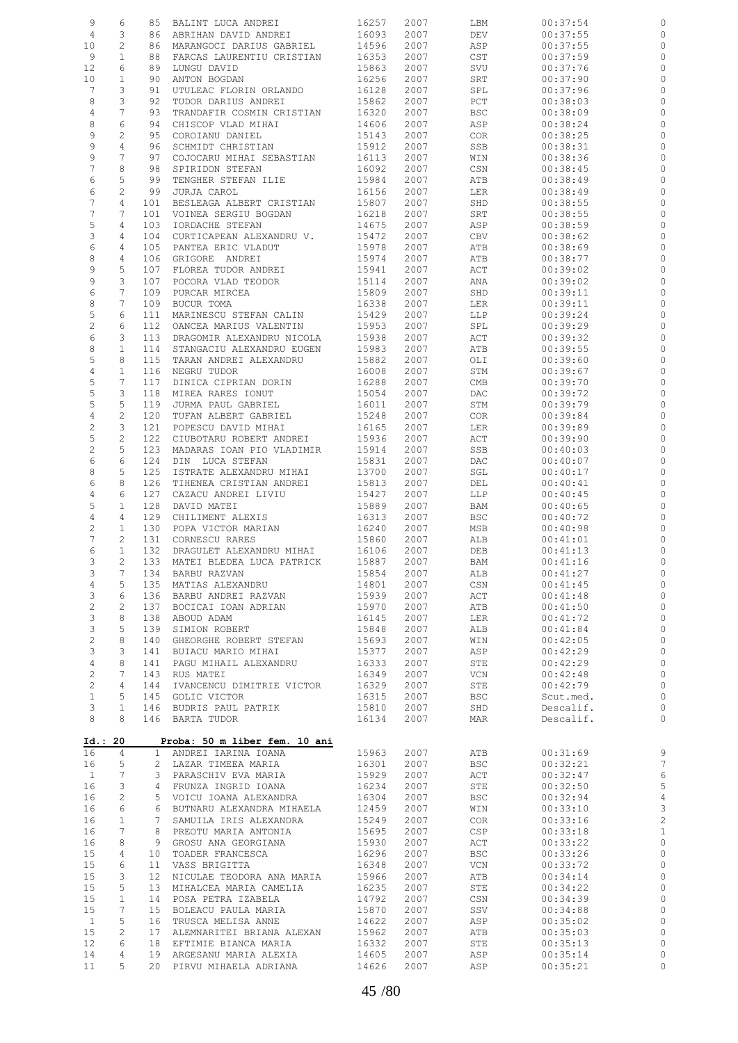| | | | | | | | | |
|---|---|---|---|---|---|---|---|---|
| 9 | 6 | 85 | BALINT LUCA ANDREI | 16257 | 2007 | LBM | 00:37:54 | 0 |
| 4 | 3 | 86 | ABRIHAN DAVID ANDREI | 16093 | 2007 | DEV | 00:37:55 | 0 |
| 10 | 2 | 86 | MARANGOCI DARIUS GABRIEL | 14596 | 2007 | ASP | 00:37:55 | 0 |
| 9 | 1 | 88 | FARCAS LAURENTIU CRISTIAN | 16353 | 2007 | CST | 00:37:59 | 0 |
| 12 | 6 | 89 | LUNGU DAVID | 15863 | 2007 | SVU | 00:37:76 | 0 |
| 10 | 1 | 90 | ANTON BOGDAN | 16256 | 2007 | SRT | 00:37:90 | 0 |
| 7 | 3 | 91 | UTULEAC FLORIN ORLANDO | 16128 | 2007 | SPL | 00:37:96 | 0 |
| 8 | 3 | 92 | TUDOR DARIUS ANDREI | 15862 | 2007 | PCT | 00:38:03 | 0 |
| 4 | 7 | 93 | TRANDAFIR COSMIN CRISTIAN | 16320 | 2007 | BSC | 00:38:09 | 0 |
| 8 | 6 | 94 | CHISCOP VLAD MIHAI | 14606 | 2007 | ASP | 00:38:24 | 0 |
| 9 | 2 | 95 | COROIANU DANIEL | 15143 | 2007 | COR | 00:38:25 | 0 |
| 9 | 4 | 96 | SCHMIDT CHRISTIAN | 15912 | 2007 | SSB | 00:38:31 | 0 |
| 9 | 7 | 97 | COJOCARU MIHAI SEBASTIAN | 16113 | 2007 | WIN | 00:38:36 | 0 |
| 7 | 8 | 98 | SPIRIDON STEFAN | 16092 | 2007 | CSN | 00:38:45 | 0 |
| 6 | 5 | 99 | TENGHER STEFAN ILIE | 15984 | 2007 | ATB | 00:38:49 | 0 |
| 6 | 2 | 99 | JURJA CAROL | 16156 | 2007 | LER | 00:38:49 | 0 |
| 7 | 4 | 101 | BESLEAGA ALBERT CRISTIAN | 15807 | 2007 | SHD | 00:38:55 | 0 |
| 7 | 7 | 101 | VOINEA SERGIU BOGDAN | 16218 | 2007 | SRT | 00:38:55 | 0 |
| 5 | 4 | 103 | IORDACHE STEFAN | 14675 | 2007 | ASP | 00:38:59 | 0 |
| 3 | 4 | 104 | CURTICAPEAN ALEXANDRU V. | 15472 | 2007 | CBV | 00:38:62 | 0 |
| 6 | 4 | 105 | PANTEA ERIC VLADUT | 15978 | 2007 | ATB | 00:38:69 | 0 |
| 8 | 4 | 106 | GRIGORE ANDREI | 15974 | 2007 | ATB | 00:38:77 | 0 |
| 9 | 5 | 107 | FLOREA TUDOR ANDREI | 15941 | 2007 | ACT | 00:39:02 | 0 |
| 9 | 3 | 107 | POCORA VLAD TEODOR | 15114 | 2007 | ANA | 00:39:02 | 0 |
| 6 | 7 | 109 | PURCAR MIRCEA | 15809 | 2007 | SHD | 00:39:11 | 0 |
| 8 | 7 | 109 | BUCUR TOMA | 16338 | 2007 | LER | 00:39:11 | 0 |
| 5 | 6 | 111 | MARINESCU STEFAN CALIN | 15429 | 2007 | LLP | 00:39:24 | 0 |
| 2 | 6 | 112 | OANCEA MARIUS VALENTIN | 15953 | 2007 | SPL | 00:39:29 | 0 |
| 6 | 3 | 113 | DRAGOMIR ALEXANDRU NICOLA | 15938 | 2007 | ACT | 00:39:32 | 0 |
| 8 | 1 | 114 | STANGACIU ALEXANDRU EUGEN | 15983 | 2007 | ATB | 00:39:55 | 0 |
| 5 | 8 | 115 | TARAN ANDREI ALEXANDRU | 15882 | 2007 | OLI | 00:39:60 | 0 |
| 4 | 1 | 116 | NEGRU TUDOR | 16008 | 2007 | STM | 00:39:67 | 0 |
| 5 | 7 | 117 | DINICA CIPRIAN DORIN | 16288 | 2007 | CMB | 00:39:70 | 0 |
| 5 | 3 | 118 | MIREA RARES IONUT | 15054 | 2007 | DAC | 00:39:72 | 0 |
| 5 | 5 | 119 | JURMA PAUL GABRIEL | 16011 | 2007 | STM | 00:39:79 | 0 |
| 4 | 2 | 120 | TUFAN ALBERT GABRIEL | 15248 | 2007 | COR | 00:39:84 | 0 |
| 2 | 3 | 121 | POPESCU DAVID MIHAI | 16165 | 2007 | LER | 00:39:89 | 0 |
| 5 | 2 | 122 | CIUBOTARU ROBERT ANDREI | 15936 | 2007 | ACT | 00:39:90 | 0 |
| 2 | 5 | 123 | MADARAS IOAN PIO VLADIMIR | 15914 | 2007 | SSB | 00:40:03 | 0 |
| 6 | 6 | 124 | DIN LUCA STEFAN | 15831 | 2007 | DAC | 00:40:07 | 0 |
| 8 | 5 | 125 | ISTRATE ALEXANDRU MIHAI | 13700 | 2007 | SGL | 00:40:17 | 0 |
| 6 | 8 | 126 | TIHENEA CRISTIAN ANDREI | 15813 | 2007 | DEL | 00:40:41 | 0 |
| 4 | 6 | 127 | CAZACU ANDREI LIVIU | 15427 | 2007 | LLP | 00:40:45 | 0 |
| 5 | 1 | 128 | DAVID MATEI | 15889 | 2007 | BAM | 00:40:65 | 0 |
| 4 | 4 | 129 | CHILIMENT ALEXIS | 16313 | 2007 | BSC | 00:40:72 | 0 |
| 2 | 1 | 130 | POPA VICTOR MARIAN | 16240 | 2007 | MSB | 00:40:98 | 0 |
| 7 | 2 | 131 | CORNESCU RARES | 15860 | 2007 | ALB | 00:41:01 | 0 |
| 6 | 1 | 132 | DRAGULET ALEXANDRU MIHAI | 16106 | 2007 | DEB | 00:41:13 | 0 |
| 3 | 2 | 133 | MATEI BLEDEA LUCA PATRICK | 15887 | 2007 | BAM | 00:41:16 | 0 |
| 3 | 7 | 134 | BARBU RAZVAN | 15854 | 2007 | ALB | 00:41:27 | 0 |
| 4 | 5 | 135 | MATIAS ALEXANDRU | 14801 | 2007 | CSN | 00:41:45 | 0 |
| 3 | 6 | 136 | BARBU ANDREI RAZVAN | 15939 | 2007 | ACT | 00:41:48 | 0 |
| 2 | 2 | 137 | BOCICAI IOAN ADRIAN | 15970 | 2007 | ATB | 00:41:50 | 0 |
| 3 | 8 | 138 | ABOUD ADAM | 16145 | 2007 | LER | 00:41:72 | 0 |
| 3 | 5 | 139 | SIMION ROBERT | 15848 | 2007 | ALB | 00:41:84 | 0 |
| 2 | 8 | 140 | GHEORGHE ROBERT STEFAN | 15693 | 2007 | WIN | 00:42:05 | 0 |
| 3 | 3 | 141 | BUIACU MARIO MIHAI | 15377 | 2007 | ASP | 00:42:29 | 0 |
| 4 | 8 | 141 | PAGU MIHAIL ALEXANDRU | 16333 | 2007 | STE | 00:42:29 | 0 |
| 2 | 7 | 143 | RUS MATEI | 16349 | 2007 | VCN | 00:42:48 | 0 |
| 2 | 4 | 144 | IVANCENCU DIMITRIE VICTOR | 16329 | 2007 | STE | 00:42:79 | 0 |
| 1 | 5 | 145 | GOLIC VICTOR | 16315 | 2007 | BSC | Scut.med. | 0 |
| 3 | 1 | 146 | BUDRIS PAUL PATRIK | 15810 | 2007 | SHD | Descalif. | 0 |
| 8 | 8 | 146 | BARTA TUDOR | 16134 | 2007 | MAR | Descalif. | 0 |

**Id.: 20** **Proba: 50 m liber fem. 10 ani**

| | | | | | | | | |
|---|---|---|---|---|---|---|---|---|
| 16 | 4 | 1 | ANDREI IARINA IOANA | 15963 | 2007 | ATB | 00:31:69 | 9 |
| 16 | 5 | 2 | LAZAR TIMEEA MARIA | 16301 | 2007 | BSC | 00:32:21 | 7 |
| 1 | 7 | 3 | PARASCHIV EVA MARIA | 15929 | 2007 | ACT | 00:32:47 | 6 |
| 16 | 3 | 4 | FRUNZA INGRID IOANA | 16234 | 2007 | STE | 00:32:50 | 5 |
| 16 | 2 | 5 | VOICU IOANA ALEXANDRA | 16304 | 2007 | BSC | 00:32:94 | 4 |
| 16 | 6 | 6 | BUTNARU ALEXANDRA MIHAELA | 12459 | 2007 | WIN | 00:33:10 | 3 |
| 16 | 1 | 7 | SAMUILA IRIS ALEXANDRA | 15249 | 2007 | COR | 00:33:16 | 2 |
| 16 | 7 | 8 | PREOTU MARIA ANTONIA | 15695 | 2007 | CSP | 00:33:18 | 1 |
| 16 | 8 | 9 | GROSU ANA GEORGIANA | 15930 | 2007 | ACT | 00:33:22 | 0 |
| 15 | 4 | 10 | TOADER FRANCESCA | 16296 | 2007 | BSC | 00:33:26 | 0 |
| 15 | 6 | 11 | VASS BRIGITTA | 16348 | 2007 | VCN | 00:33:72 | 0 |
| 15 | 3 | 12 | NICULAE TEODORA ANA MARIA | 15966 | 2007 | ATB | 00:34:14 | 0 |
| 15 | 5 | 13 | MIHALCEA MARIA CAMELIA | 16235 | 2007 | STE | 00:34:22 | 0 |
| 15 | 1 | 14 | POSA PETRA IZABELA | 14792 | 2007 | CSN | 00:34:39 | 0 |
| 15 | 7 | 15 | BOLEACU PAULA MARIA | 15870 | 2007 | SSV | 00:34:88 | 0 |
| 1 | 5 | 16 | TRUSCA MELISA ANNE | 14622 | 2007 | ASP | 00:35:02 | 0 |
| 15 | 2 | 17 | ALEMNARITEI BRIANA ALEXAN | 15962 | 2007 | ATB | 00:35:03 | 0 |
| 12 | 6 | 18 | EFTIMIE BIANCA MARIA | 16332 | 2007 | STE | 00:35:13 | 0 |
| 14 | 4 | 19 | ARGESANU MARIA ALEXIA | 14605 | 2007 | ASP | 00:35:14 | 0 |
| 11 | 5 | 20 | PIRVU MIHAELA ADRIANA | 14626 | 2007 | ASP | 00:35:21 | 0 |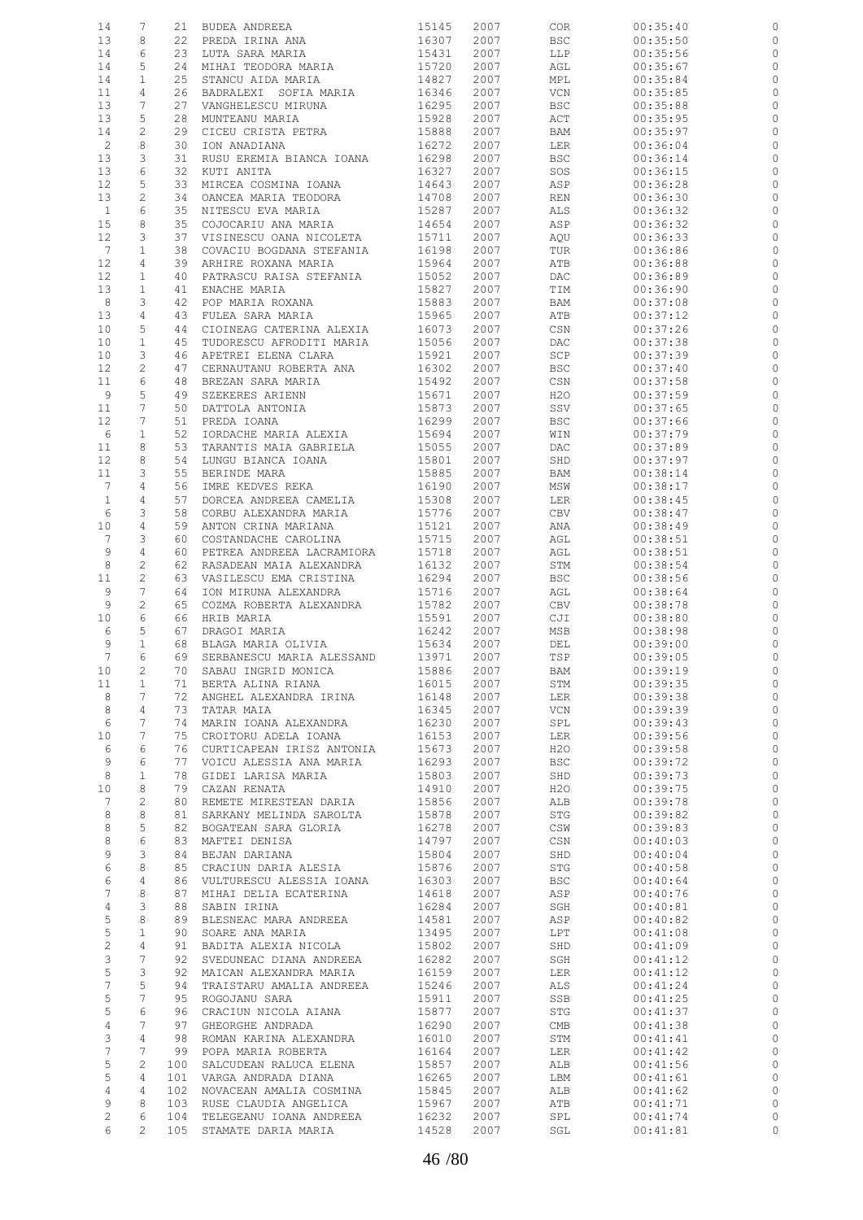| | | | | | | | | |
|---|---|---|---|---|---|---|---|---|
| 14 | 7 | 21 | BUDEA ANDREEA | 15145 | 2007 | COR | 00:35:40 | 0 |
| 13 | 8 | 22 | PREDA IRINA ANA | 16307 | 2007 | BSC | 00:35:50 | 0 |
| 14 | 6 | 23 | LUTA SARA MARIA | 15431 | 2007 | LLP | 00:35:56 | 0 |
| 14 | 5 | 24 | MIHAI TEODORA MARIA | 15720 | 2007 | AGL | 00:35:67 | 0 |
| 14 | 1 | 25 | STANCU AIDA MARIA | 14827 | 2007 | MPL | 00:35:84 | 0 |
| 11 | 4 | 26 | BADRALEXI SOFIA MARIA | 16346 | 2007 | VCN | 00:35:85 | 0 |
| 13 | 7 | 27 | VANGHELESCU MIRUNA | 16295 | 2007 | BSC | 00:35:88 | 0 |
| 13 | 5 | 28 | MUNTEANU MARIA | 15928 | 2007 | ACT | 00:35:95 | 0 |
| 14 | 2 | 29 | CICEU CRISTA PETRA | 15888 | 2007 | BAM | 00:35:97 | 0 |
| 2 | 8 | 30 | ION ANADIANA | 16272 | 2007 | LER | 00:36:04 | 0 |
| 13 | 3 | 31 | RUSU EREMIA BIANCA IOANA | 16298 | 2007 | BSC | 00:36:14 | 0 |
| 13 | 6 | 32 | KUTI ANITA | 16327 | 2007 | SOS | 00:36:15 | 0 |
| 12 | 5 | 33 | MIRCEA COSMINA IOANA | 14643 | 2007 | ASP | 00:36:28 | 0 |
| 13 | 2 | 34 | OANCEA MARIA TEODORA | 14708 | 2007 | REN | 00:36:30 | 0 |
| 1 | 6 | 35 | NITESCU EVA MARIA | 15287 | 2007 | ALS | 00:36:32 | 0 |
| 15 | 8 | 35 | COJOCARIU ANA MARIA | 14654 | 2007 | ASP | 00:36:32 | 0 |
| 12 | 3 | 37 | VISINESCU OANA NICOLETA | 15711 | 2007 | AQU | 00:36:33 | 0 |
| 7 | 1 | 38 | COVACIU BOGDANA STEFANIA | 16198 | 2007 | TUR | 00:36:86 | 0 |
| 12 | 4 | 39 | ARHIRE ROXANA MARIA | 15964 | 2007 | ATB | 00:36:88 | 0 |
| 12 | 1 | 40 | PATRASCU RAISA STEFANIA | 15052 | 2007 | DAC | 00:36:89 | 0 |
| 13 | 1 | 41 | ENACHE MARIA | 15827 | 2007 | TIM | 00:36:90 | 0 |
| 8 | 3 | 42 | POP MARIA ROXANA | 15883 | 2007 | BAM | 00:37:08 | 0 |
| 13 | 4 | 43 | FULEA SARA MARIA | 15965 | 2007 | ATB | 00:37:12 | 0 |
| 10 | 5 | 44 | CIOINEAG CATERINA ALEXIA | 16073 | 2007 | CSN | 00:37:26 | 0 |
| 10 | 1 | 45 | TUDORESCU AFRODITI MARIA | 15056 | 2007 | DAC | 00:37:38 | 0 |
| 10 | 3 | 46 | APETREI ELENA CLARA | 15921 | 2007 | SCP | 00:37:39 | 0 |
| 12 | 2 | 47 | CERNAUTANU ROBERTA ANA | 16302 | 2007 | BSC | 00:37:40 | 0 |
| 11 | 6 | 48 | BREZAN SARA MARIA | 15492 | 2007 | CSN | 00:37:58 | 0 |
| 9 | 5 | 49 | SZEKERES ARIENN | 15671 | 2007 | H2O | 00:37:59 | 0 |
| 11 | 7 | 50 | DATTOLA ANTONIA | 15873 | 2007 | SSV | 00:37:65 | 0 |
| 12 | 7 | 51 | PREDA IOANA | 16299 | 2007 | BSC | 00:37:66 | 0 |
| 6 | 1 | 52 | IORDACHE MARIA ALEXIA | 15694 | 2007 | WIN | 00:37:79 | 0 |
| 11 | 8 | 53 | TARANTIS MAIA GABRIELA | 15055 | 2007 | DAC | 00:37:89 | 0 |
| 12 | 8 | 54 | LUNGU BIANCA IOANA | 15801 | 2007 | SHD | 00:37:97 | 0 |
| 11 | 3 | 55 | BERINDE MARA | 15885 | 2007 | BAM | 00:38:14 | 0 |
| 7 | 4 | 56 | IMRE KEDVES REKA | 16190 | 2007 | MSW | 00:38:17 | 0 |
| 1 | 4 | 57 | DORCEA ANDREEA CAMELIA | 15308 | 2007 | LER | 00:38:45 | 0 |
| 6 | 3 | 58 | CORBU ALEXANDRA MARIA | 15776 | 2007 | CBV | 00:38:47 | 0 |
| 10 | 4 | 59 | ANTON CRINA MARIANA | 15121 | 2007 | ANA | 00:38:49 | 0 |
| 7 | 3 | 60 | COSTANDACHE CAROLINA | 15715 | 2007 | AGL | 00:38:51 | 0 |
| 9 | 4 | 60 | PETREA ANDREEA LACRAMIORA | 15718 | 2007 | AGL | 00:38:51 | 0 |
| 8 | 2 | 62 | RASADEAN MAIA ALEXANDRA | 16132 | 2007 | STM | 00:38:54 | 0 |
| 11 | 2 | 63 | VASILESCU EMA CRISTINA | 16294 | 2007 | BSC | 00:38:56 | 0 |
| 9 | 7 | 64 | ION MIRUNA ALEXANDRA | 15716 | 2007 | AGL | 00:38:64 | 0 |
| 9 | 2 | 65 | COZMA ROBERTA ALEXANDRA | 15782 | 2007 | CBV | 00:38:78 | 0 |
| 10 | 6 | 66 | HRIB MARIA | 15591 | 2007 | CJI | 00:38:80 | 0 |
| 6 | 5 | 67 | DRAGOI MARIA | 16242 | 2007 | MSB | 00:38:98 | 0 |
| 9 | 1 | 68 | BLAGA MARIA OLIVIA | 15634 | 2007 | DEL | 00:39:00 | 0 |
| 7 | 6 | 69 | SERBANESCU MARIA ALESSAND | 13971 | 2007 | TSP | 00:39:05 | 0 |
| 10 | 2 | 70 | SABAU INGRID MONICA | 15886 | 2007 | BAM | 00:39:19 | 0 |
| 11 | 1 | 71 | BERTA ALINA RIANA | 16015 | 2007 | STM | 00:39:35 | 0 |
| 8 | 7 | 72 | ANGHEL ALEXANDRA IRINA | 16148 | 2007 | LER | 00:39:38 | 0 |
| 8 | 4 | 73 | TATAR MAIA | 16345 | 2007 | VCN | 00:39:39 | 0 |
| 6 | 7 | 74 | MARIN IOANA ALEXANDRA | 16230 | 2007 | SPL | 00:39:43 | 0 |
| 10 | 7 | 75 | CROITORU ADELA IOANA | 16153 | 2007 | LER | 00:39:56 | 0 |
| 6 | 6 | 76 | CURTICAPEAN IRISZ ANTONIA | 15673 | 2007 | H2O | 00:39:58 | 0 |
| 9 | 6 | 77 | VOICU ALESSIA ANA MARIA | 16293 | 2007 | BSC | 00:39:72 | 0 |
| 8 | 1 | 78 | GIDEI LARISA MARIA | 15803 | 2007 | SHD | 00:39:73 | 0 |
| 10 | 8 | 79 | CAZAN RENATA | 14910 | 2007 | H2O | 00:39:75 | 0 |
| 7 | 2 | 80 | REMETE MIRESTEAN DARIA | 15856 | 2007 | ALB | 00:39:78 | 0 |
| 8 | 8 | 81 | SARKANY MELINDA SAROLTA | 15878 | 2007 | STG | 00:39:82 | 0 |
| 8 | 5 | 82 | BOGATEAN SARA GLORIA | 16278 | 2007 | CSW | 00:39:83 | 0 |
| 8 | 6 | 83 | MAFTEI DENISA | 14797 | 2007 | CSN | 00:40:03 | 0 |
| 9 | 3 | 84 | BEJAN DARIANA | 15804 | 2007 | SHD | 00:40:04 | 0 |
| 6 | 8 | 85 | CRACIUN DARIA ALESIA | 15876 | 2007 | STG | 00:40:58 | 0 |
| 6 | 4 | 86 | VULTURESCU ALESSIA IOANA | 16303 | 2007 | BSC | 00:40:64 | 0 |
| 7 | 8 | 87 | MIHAI DELIA ECATERINA | 14618 | 2007 | ASP | 00:40:76 | 0 |
| 4 | 3 | 88 | SABIN IRINA | 16284 | 2007 | SGH | 00:40:81 | 0 |
| 5 | 8 | 89 | BLESNEAC MARA ANDREEA | 14581 | 2007 | ASP | 00:40:82 | 0 |
| 5 | 1 | 90 | SOARE ANA MARIA | 13495 | 2007 | LPT | 00:41:08 | 0 |
| 2 | 4 | 91 | BADITA ALEXIA NICOLA | 15802 | 2007 | SHD | 00:41:09 | 0 |
| 3 | 7 | 92 | SVEDUNEAC DIANA ANDREEA | 16282 | 2007 | SGH | 00:41:12 | 0 |
| 5 | 3 | 92 | MAICAN ALEXANDRA MARIA | 16159 | 2007 | LER | 00:41:12 | 0 |
| 7 | 5 | 94 | TRAISTARU AMALIA ANDREEA | 15246 | 2007 | ALS | 00:41:24 | 0 |
| 5 | 7 | 95 | ROGOJANU SARA | 15911 | 2007 | SSB | 00:41:25 | 0 |
| 5 | 6 | 96 | CRACIUN NICOLA AIANA | 15877 | 2007 | STG | 00:41:37 | 0 |
| 4 | 7 | 97 | GHEORGHE ANDRADA | 16290 | 2007 | CMB | 00:41:38 | 0 |
| 3 | 4 | 98 | ROMAN KARINA ALEXANDRA | 16010 | 2007 | STM | 00:41:41 | 0 |
| 7 | 7 | 99 | POPA MARIA ROBERTA | 16164 | 2007 | LER | 00:41:42 | 0 |
| 5 | 2 | 100 | SALCUDEAN RALUCA ELENA | 15857 | 2007 | ALB | 00:41:56 | 0 |
| 5 | 4 | 101 | VARGA ANDRADA DIANA | 16265 | 2007 | LBM | 00:41:61 | 0 |
| 4 | 4 | 102 | NOVACEAN AMALIA COSMINA | 15845 | 2007 | ALB | 00:41:62 | 0 |
| 9 | 8 | 103 | RUSE CLAUDIA ANGELICA | 15967 | 2007 | ATB | 00:41:71 | 0 |
| 2 | 6 | 104 | TELEGEANU IOANA ANDREEA | 16232 | 2007 | SPL | 00:41:74 | 0 |
| 6 | 2 | 105 | STAMATE DARIA MARIA | 14528 | 2007 | SGL | 00:41:81 | 0 |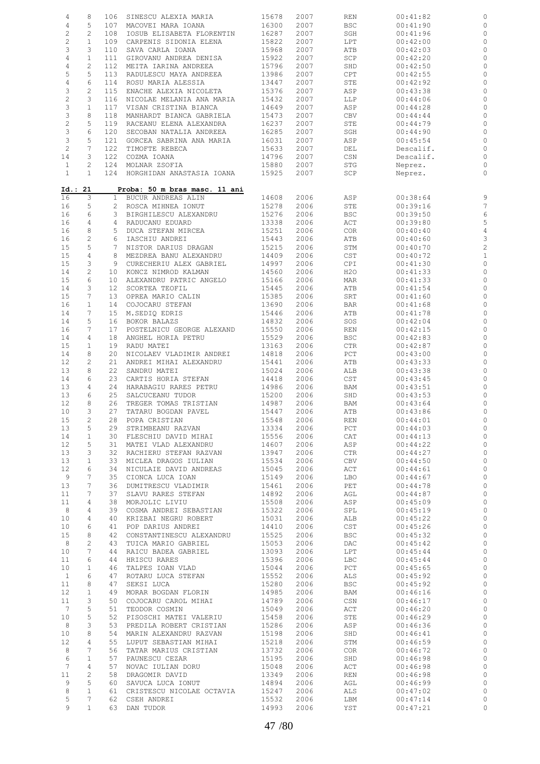| | | | | | | | | |
|---|---|---|---|---|---|---|---|---|
| 4 | 8 | 106 | SINESCU ALEXIA MARIA | 15678 | 2007 | REN | 00:41:82 | 0 |
| 4 | 5 | 107 | MACOVEI MARA IOANA | 16300 | 2007 | BSC | 00:41:90 | 0 |
| 2 | 2 | 108 | IOSUB ELISABETA FLORENTIN | 16287 | 2007 | SGH | 00:41:96 | 0 |
| 2 | 1 | 109 | CARPENIS SIDONIA ELENA | 15822 | 2007 | LPT | 00:42:00 | 0 |
| 3 | 3 | 110 | SAVA CARLA IOANA | 15968 | 2007 | ATB | 00:42:03 | 0 |
| 4 | 1 | 111 | GIROVANU ANDREA DENISA | 15922 | 2007 | SCP | 00:42:20 | 0 |
| 4 | 2 | 112 | MEITA IARINA ANDREEA | 15796 | 2007 | SHD | 00:42:50 | 0 |
| 5 | 5 | 113 | RADULESCU MAYA ANDREEA | 13986 | 2007 | CPT | 00:42:55 | 0 |
| 4 | 6 | 114 | ROSU MARIA ALESSIA | 13447 | 2007 | STE | 00:42:92 | 0 |
| 3 | 2 | 115 | ENACHE ALEXIA NICOLETA | 15376 | 2007 | ASP | 00:43:38 | 0 |
| 2 | 3 | 116 | NICOLAE MELANIA ANA MARIA | 15432 | 2007 | LLP | 00:44:06 | 0 |
| 3 | 1 | 117 | VISAN CRISTINA BIANCA | 14649 | 2007 | ASP | 00:44:28 | 0 |
| 3 | 8 | 118 | MANHARDT BIANCA GABRIELA | 15473 | 2007 | CBV | 00:44:44 | 0 |
| 2 | 5 | 119 | RACEANU ELENA ALEXANDRA | 16237 | 2007 | STE | 00:44:79 | 0 |
| 3 | 6 | 120 | SECOBAN NATALIA ANDREEA | 16285 | 2007 | SGH | 00:44:90 | 0 |
| 3 | 5 | 121 | GORCEA SABRINA ANA MARIA | 16031 | 2007 | ASP | 00:45:54 | 0 |
| 2 | 7 | 122 | TIMOFTE REBECA | 15633 | 2007 | DEL | Descalif. | 0 |
| 14 | 3 | 122 | COZMA IOANA | 14796 | 2007 | CSN | Descalif. | 0 |
| 1 | 2 | 124 | MOLNAR ZSOFIA | 15880 | 2007 | STG | Neprez. | 0 |
| 1 | 1 | 124 | HORGHIDAN ANASTASIA IOANA | 15925 | 2007 | SCP | Neprez. | 0 |

**Id.: 21 Proba: 50 m bras masc. 11 ani**

| | | | | | | | | |
|---|---|---|---|---|---|---|---|---|
| 16 | 3 | 1 | BUCUR ANDREAS ALIN | 14608 | 2006 | ASP | 00:38:64 | 9 |
| 16 | 5 | 2 | ROSCA MIHNEA IONUT | 15278 | 2006 | STE | 00:39:16 | 7 |
| 16 | 6 | 3 | BIRGHILESCU ALEXANDRU | 15276 | 2006 | BSC | 00:39:50 | 6 |
| 16 | 4 | 4 | RADUCANU EDUARD | 13338 | 2006 | ACT | 00:39:80 | 5 |
| 16 | 8 | 5 | DUCA STEFAN MIRCEA | 15251 | 2006 | COR | 00:40:40 | 4 |
| 16 | 2 | 6 | IASCHIU ANDREI | 15443 | 2006 | ATB | 00:40:60 | 3 |
| 15 | 5 | 7 | NISTOR DARIUS DRAGAN | 15215 | 2006 | STM | 00:40:70 | 2 |
| 15 | 4 | 8 | MEZDREA BANU ALEXANDRU | 14409 | 2006 | CST | 00:40:72 | 1 |
| 15 | 3 | 9 | CURECHERIU ALEX GABRIEL | 14997 | 2006 | CPI | 00:41:30 | 0 |
| 14 | 2 | 10 | KONCZ NIMROD KALMAN | 14560 | 2006 | H2O | 00:41:33 | 0 |
| 15 | 6 | 10 | ALEXANDRU PATRIC ANGELO | 15166 | 2006 | MAR | 00:41:33 | 0 |
| 14 | 3 | 12 | SCORTEA TEOFIL | 15445 | 2006 | ATB | 00:41:54 | 0 |
| 15 | 7 | 13 | OPREA MARIO CALIN | 15385 | 2006 | SRT | 00:41:60 | 0 |
| 16 | 1 | 14 | COJOCARU STEFAN | 13690 | 2006 | BAR | 00:41:68 | 0 |
| 14 | 7 | 15 | M.SEDIQ EDRIS | 15446 | 2006 | ATB | 00:41:78 | 0 |
| 14 | 5 | 16 | BOKOR BALAZS | 14832 | 2006 | SOS | 00:42:04 | 0 |
| 16 | 7 | 17 | POSTELNICU GEORGE ALEXAND | 15550 | 2006 | REN | 00:42:15 | 0 |
| 14 | 4 | 18 | ANGHEL HORIA PETRU | 15529 | 2006 | BSC | 00:42:83 | 0 |
| 15 | 1 | 19 | RADU MATEI | 13163 | 2006 | CTR | 00:42:87 | 0 |
| 14 | 8 | 20 | NICOLAEV VLADIMIR ANDREI | 14818 | 2006 | PCT | 00:43:00 | 0 |
| 12 | 2 | 21 | ANDREI MIHAI ALEXANDRU | 15441 | 2006 | ATB | 00:43:33 | 0 |
| 13 | 8 | 22 | SANDRU MATEI | 15024 | 2006 | ALB | 00:43:38 | 0 |
| 14 | 6 | 23 | CARTIS HORIA STEFAN | 14418 | 2006 | CST | 00:43:45 | 0 |
| 13 | 4 | 24 | HARABAGIU RARES PETRU | 14986 | 2006 | BAM | 00:43:51 | 0 |
| 13 | 6 | 25 | SALCUCEANU TUDOR | 15200 | 2006 | SHD | 00:43:53 | 0 |
| 12 | 8 | 26 | TREGER TOMAS TRISTIAN | 14987 | 2006 | BAM | 00:43:64 | 0 |
| 10 | 3 | 27 | TATARU BOGDAN PAVEL | 15447 | 2006 | ATB | 00:43:86 | 0 |
| 15 | 2 | 28 | POPA CRISTIAN | 15548 | 2006 | REN | 00:44:01 | 0 |
| 13 | 5 | 29 | STRIMBEANU RAZVAN | 13334 | 2006 | PCT | 00:44:03 | 0 |
| 14 | 1 | 30 | FLESCHIU DAVID MIHAI | 15556 | 2006 | CAT | 00:44:13 | 0 |
| 12 | 5 | 31 | MATEI VLAD ALEXANDRU | 14607 | 2006 | ASP | 00:44:22 | 0 |
| 13 | 3 | 32 | RACHIERU STEFAN RAZVAN | 13947 | 2006 | CTR | 00:44:27 | 0 |
| 13 | 1 | 33 | MICLEA DRAGOS IULIAN | 15534 | 2006 | CBV | 00:44:50 | 0 |
| 12 | 6 | 34 | NICULAIE DAVID ANDREAS | 15045 | 2006 | ACT | 00:44:61 | 0 |
| 9 | 7 | 35 | CIONCA LUCA IOAN | 15149 | 2006 | LBO | 00:44:67 | 0 |
| 13 | 7 | 36 | DUMITRESCU VLADIMIR | 15461 | 2006 | PET | 00:44:78 | 0 |
| 11 | 7 | 37 | SLAVU RARES STEFAN | 14892 | 2006 | AGL | 00:44:87 | 0 |
| 11 | 4 | 38 | MORJOLIC LIVIU | 15508 | 2006 | ASP | 00:45:09 | 0 |
| 8 | 4 | 39 | COSMA ANDREI SEBASTIAN | 15322 | 2006 | SPL | 00:45:19 | 0 |
| 10 | 4 | 40 | KRIZBAI NEGRU ROBERT | 15031 | 2006 | ALB | 00:45:22 | 0 |
| 10 | 6 | 41 | POP DARIUS ANDREI | 14410 | 2006 | CST | 00:45:26 | 0 |
| 15 | 8 | 42 | CONSTANTINESCU ALEXANDRU | 15525 | 2006 | BSC | 00:45:32 | 0 |
| 8 | 2 | 43 | TUICA MARIO GABRIEL | 15053 | 2006 | DAC | 00:45:42 | 0 |
| 10 | 7 | 44 | RAICU BADEA GABRIEL | 13093 | 2006 | LPT | 00:45:44 | 0 |
| 11 | 6 | 44 | HRISCU RARES | 15396 | 2006 | LBC | 00:45:44 | 0 |
| 10 | 1 | 46 | TALPES IOAN VLAD | 15044 | 2006 | PCT | 00:45:65 | 0 |
| 1 | 6 | 47 | ROTARU LUCA STEFAN | 15552 | 2006 | ALS | 00:45:92 | 0 |
| 11 | 8 | 47 | SEKSI LUCA | 15280 | 2006 | BSC | 00:45:92 | 0 |
| 12 | 1 | 49 | MORAR BOGDAN FLORIN | 14985 | 2006 | BAM | 00:46:16 | 0 |
| 11 | 3 | 50 | COJOCARU CAROL MIHAI | 14789 | 2006 | CSN | 00:46:17 | 0 |
| 7 | 5 | 51 | TEODOR COSMIN | 15049 | 2006 | ACT | 00:46:20 | 0 |
| 10 | 5 | 52 | PISOSCHI MATEI VALERIU | 15458 | 2006 | STE | 00:46:29 | 0 |
| 8 | 3 | 53 | PREDILA ROBERT CRISTIAN | 15286 | 2006 | ASP | 00:46:36 | 0 |
| 10 | 8 | 54 | MARIN ALEXANDRU RAZVAN | 15198 | 2006 | SHD | 00:46:41 | 0 |
| 12 | 4 | 55 | LUPUT SEBASTIAN MIHAI | 15218 | 2006 | STM | 00:46:59 | 0 |
| 8 | 7 | 56 | TATAR MARIUS CRISTIAN | 13732 | 2006 | COR | 00:46:72 | 0 |
| 6 | 1 | 57 | PAUNESCU CEZAR | 15195 | 2006 | SHD | 00:46:98 | 0 |
| 7 | 4 | 57 | NOVAC IULIAN DORU | 15048 | 2006 | ACT | 00:46:98 | 0 |
| 11 | 2 | 58 | DRAGOMIR DAVID | 13349 | 2006 | REN | 00:46:98 | 0 |
| 9 | 5 | 60 | SAVUCA LUCA IONUT | 14894 | 2006 | AGL | 00:46:99 | 0 |
| 8 | 1 | 61 | CRISTESCU NICOLAE OCTAVIA | 15247 | 2006 | ALS | 00:47:02 | 0 |
| 5 | 7 | 62 | CSEH ANDREI | 15532 | 2006 | LBM | 00:47:14 | 0 |
| 9 | 1 | 63 | DAN TUDOR | 14993 | 2006 | YST | 00:47:21 | 0 |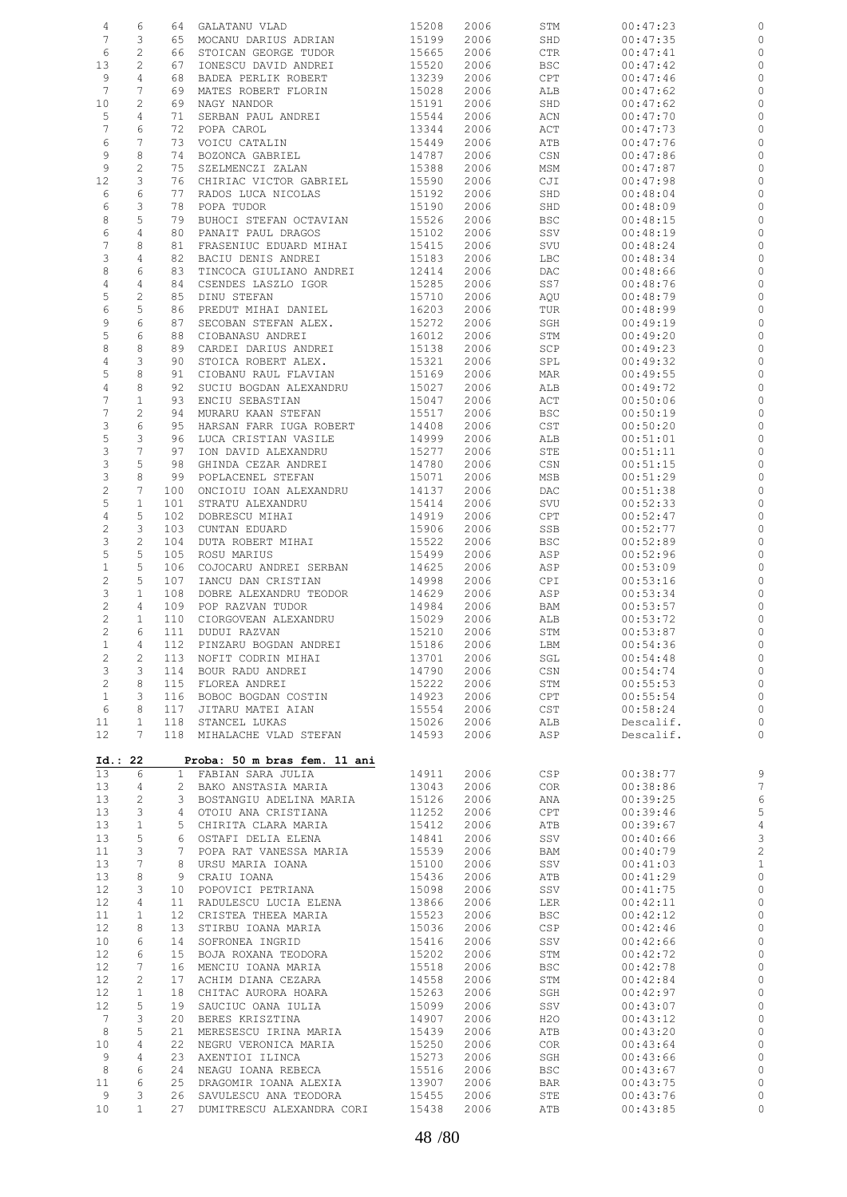| | | | | | | | | |
|---|---|---|---|---|---|---|---|---|
| 4 | 6 | 64 | GALATANU VLAD | 15208 | 2006 | STM | 00:47:23 | 0 |
| 7 | 3 | 65 | MOCANU DARIUS ADRIAN | 15199 | 2006 | SHD | 00:47:35 | 0 |
| 6 | 2 | 66 | STOICAN GEORGE TUDOR | 15665 | 2006 | CTR | 00:47:41 | 0 |
| 13 | 2 | 67 | IONESCU DAVID ANDREI | 15520 | 2006 | BSC | 00:47:42 | 0 |
| 9 | 4 | 68 | BADEA PERLIK ROBERT | 13239 | 2006 | CPT | 00:47:46 | 0 |
| 7 | 7 | 69 | MATES ROBERT FLORIN | 15028 | 2006 | ALB | 00:47:62 | 0 |
| 10 | 2 | 69 | NAGY NANDOR | 15191 | 2006 | SHD | 00:47:62 | 0 |
| 5 | 4 | 71 | SERBAN PAUL ANDREI | 15544 | 2006 | ACN | 00:47:70 | 0 |
| 7 | 6 | 72 | POPA CAROL | 13344 | 2006 | ACT | 00:47:73 | 0 |
| 6 | 7 | 73 | VOICU CATALIN | 15449 | 2006 | ATB | 00:47:76 | 0 |
| 9 | 8 | 74 | BOZONCA GABRIEL | 14787 | 2006 | CSN | 00:47:86 | 0 |
| 9 | 2 | 75 | SZELMENCZI ZALAN | 15388 | 2006 | MSM | 00:47:87 | 0 |
| 12 | 3 | 76 | CHIRIAC VICTOR GABRIEL | 15590 | 2006 | CJI | 00:47:98 | 0 |
| 6 | 6 | 77 | RADOS LUCA NICOLAS | 15192 | 2006 | SHD | 00:48:04 | 0 |
| 6 | 3 | 78 | POPA TUDOR | 15190 | 2006 | SHD | 00:48:09 | 0 |
| 8 | 5 | 79 | BUHOCI STEFAN OCTAVIAN | 15526 | 2006 | BSC | 00:48:15 | 0 |
| 6 | 4 | 80 | PANAIT PAUL DRAGOS | 15102 | 2006 | SSV | 00:48:19 | 0 |
| 7 | 8 | 81 | FRASENIUC EDUARD MIHAI | 15415 | 2006 | SVU | 00:48:24 | 0 |
| 3 | 4 | 82 | BACIU DENIS ANDREI | 15183 | 2006 | LBC | 00:48:34 | 0 |
| 8 | 6 | 83 | TINCOCA GIULIANO ANDREI | 12414 | 2006 | DAC | 00:48:66 | 0 |
| 4 | 4 | 84 | CSENDES LASZLO IGOR | 15285 | 2006 | SS7 | 00:48:76 | 0 |
| 5 | 2 | 85 | DINU STEFAN | 15710 | 2006 | AQU | 00:48:79 | 0 |
| 6 | 5 | 86 | PREDUT MIHAI DANIEL | 16203 | 2006 | TUR | 00:48:99 | 0 |
| 9 | 6 | 87 | SECOBAN STEFAN ALEX. | 15272 | 2006 | SGH | 00:49:19 | 0 |
| 5 | 6 | 88 | CIOBANASU ANDREI | 16012 | 2006 | STM | 00:49:20 | 0 |
| 8 | 8 | 89 | CARDEI DARIUS ANDREI | 15138 | 2006 | SCP | 00:49:23 | 0 |
| 4 | 3 | 90 | STOICA ROBERT ALEX. | 15321 | 2006 | SPL | 00:49:32 | 0 |
| 5 | 8 | 91 | CIOBANU RAUL FLAVIAN | 15169 | 2006 | MAR | 00:49:55 | 0 |
| 4 | 8 | 92 | SUCIU BOGDAN ALEXANDRU | 15027 | 2006 | ALB | 00:49:72 | 0 |
| 7 | 1 | 93 | ENCIU SEBASTIAN | 15047 | 2006 | ACT | 00:50:06 | 0 |
| 7 | 2 | 94 | MURARU KAAN STEFAN | 15517 | 2006 | BSC | 00:50:19 | 0 |
| 3 | 6 | 95 | HARSAN FARR IUGA ROBERT | 14408 | 2006 | CST | 00:50:20 | 0 |
| 5 | 3 | 96 | LUCA CRISTIAN VASILE | 14999 | 2006 | ALB | 00:51:01 | 0 |
| 3 | 7 | 97 | ION DAVID ALEXANDRU | 15277 | 2006 | STE | 00:51:11 | 0 |
| 3 | 5 | 98 | GHINDA CEZAR ANDREI | 14780 | 2006 | CSN | 00:51:15 | 0 |
| 3 | 8 | 99 | POPLACENEL STEFAN | 15071 | 2006 | MSB | 00:51:29 | 0 |
| 2 | 7 | 100 | ONCIOIU IOAN ALEXANDRU | 14137 | 2006 | DAC | 00:51:38 | 0 |
| 5 | 1 | 101 | STRATU ALEXANDRU | 15414 | 2006 | SVU | 00:52:33 | 0 |
| 4 | 5 | 102 | DOBRESCU MIHAI | 14919 | 2006 | CPT | 00:52:47 | 0 |
| 2 | 3 | 103 | CUNTAN EDUARD | 15906 | 2006 | SSB | 00:52:77 | 0 |
| 3 | 2 | 104 | DUTA ROBERT MIHAI | 15522 | 2006 | BSC | 00:52:89 | 0 |
| 5 | 5 | 105 | ROSU MARIUS | 15499 | 2006 | ASP | 00:52:96 | 0 |
| 1 | 5 | 106 | COJOCARU ANDREI SERBAN | 14625 | 2006 | ASP | 00:53:09 | 0 |
| 2 | 5 | 107 | IANCU DAN CRISTIAN | 14998 | 2006 | CPI | 00:53:16 | 0 |
| 3 | 1 | 108 | DOBRE ALEXANDRU TEODOR | 14629 | 2006 | ASP | 00:53:34 | 0 |
| 2 | 4 | 109 | POP RAZVAN TUDOR | 14984 | 2006 | BAM | 00:53:57 | 0 |
| 2 | 1 | 110 | CIORGOVEAN ALEXANDRU | 15029 | 2006 | ALB | 00:53:72 | 0 |
| 2 | 6 | 111 | DUDUI RAZVAN | 15210 | 2006 | STM | 00:53:87 | 0 |
| 1 | 4 | 112 | PINZARU BOGDAN ANDREI | 15186 | 2006 | LBM | 00:54:36 | 0 |
| 2 | 2 | 113 | NOFIT CODRIN MIHAI | 13701 | 2006 | SGL | 00:54:48 | 0 |
| 3 | 3 | 114 | BOUR RADU ANDREI | 14790 | 2006 | CSN | 00:54:74 | 0 |
| 2 | 8 | 115 | FLOREA ANDREI | 15222 | 2006 | STM | 00:55:53 | 0 |
| 1 | 3 | 116 | BOBOC BOGDAN COSTIN | 14923 | 2006 | CPT | 00:55:54 | 0 |
| 6 | 8 | 117 | JITARU MATEI AIAN | 15554 | 2006 | CST | 00:58:24 | 0 |
| 11 | 1 | 118 | STANCEL LUKAS | 15026 | 2006 | ALB | Descalif. | 0 |
| 12 | 7 | 118 | MIHALACHE VLAD STEFAN | 14593 | 2006 | ASP | Descalif. | 0 |

**Id.: 22 Proba: 50 m bras fem. 11 ani**

| | | | | | | | | |
|---|---|---|---|---|---|---|---|---|
| 13 | 6 | 1 | FABIAN SARA JULIA | 14911 | 2006 | CSP | 00:38:77 | 9 |
| 13 | 4 | 2 | BAKO ANSTASIA MARIA | 13043 | 2006 | COR | 00:38:86 | 7 |
| 13 | 2 | 3 | BOSTANGIU ADELINA MARIA | 15126 | 2006 | ANA | 00:39:25 | 6 |
| 13 | 3 | 4 | OTOIU ANA CRISTIANA | 11252 | 2006 | CPT | 00:39:46 | 5 |
| 13 | 1 | 5 | CHIRITA CLARA MARIA | 15412 | 2006 | ATB | 00:39:67 | 4 |
| 13 | 5 | 6 | OSTAFI DELIA ELENA | 14841 | 2006 | SSV | 00:40:66 | 3 |
| 11 | 3 | 7 | POPA RAT VANESSA MARIA | 15539 | 2006 | BAM | 00:40:79 | 2 |
| 13 | 7 | 8 | URSU MARIA IOANA | 15100 | 2006 | SSV | 00:41:03 | 1 |
| 13 | 8 | 9 | CRAIU IOANA | 15436 | 2006 | ATB | 00:41:29 | 0 |
| 12 | 3 | 10 | POPOVICI PETRIANA | 15098 | 2006 | SSV | 00:41:75 | 0 |
| 12 | 4 | 11 | RADULESCU LUCIA ELENA | 13866 | 2006 | LER | 00:42:11 | 0 |
| 11 | 1 | 12 | CRISTEA THEEA MARIA | 15523 | 2006 | BSC | 00:42:12 | 0 |
| 12 | 8 | 13 | STIRBU IOANA MARIA | 15036 | 2006 | CSP | 00:42:46 | 0 |
| 10 | 6 | 14 | SOFRONEA INGRID | 15416 | 2006 | SSV | 00:42:66 | 0 |
| 12 | 6 | 15 | BOJA ROXANA TEODORA | 15202 | 2006 | STM | 00:42:72 | 0 |
| 12 | 7 | 16 | MENCIU IOANA MARIA | 15518 | 2006 | BSC | 00:42:78 | 0 |
| 12 | 2 | 17 | ACHIM DIANA CEZARA | 14558 | 2006 | STM | 00:42:84 | 0 |
| 12 | 1 | 18 | CHITAC AURORA HOARA | 15263 | 2006 | SGH | 00:42:97 | 0 |
| 12 | 5 | 19 | SAUCIUC OANA IULIA | 15099 | 2006 | SSV | 00:43:07 | 0 |
| 7 | 3 | 20 | BERES KRISZTINA | 14907 | 2006 | H2O | 00:43:12 | 0 |
| 8 | 5 | 21 | MERESESCU IRINA MARIA | 15439 | 2006 | ATB | 00:43:20 | 0 |
| 10 | 4 | 22 | NEGRU VERONICA MARIA | 15250 | 2006 | COR | 00:43:64 | 0 |
| 9 | 4 | 23 | AXENTIOI ILINCA | 15273 | 2006 | SGH | 00:43:66 | 0 |
| 8 | 6 | 24 | NEAGU IOANA REBECA | 15516 | 2006 | BSC | 00:43:67 | 0 |
| 11 | 6 | 25 | DRAGOMIR IOANA ALEXIA | 13907 | 2006 | BAR | 00:43:75 | 0 |
| 9 | 3 | 26 | SAVULESCU ANA TEODORA | 15455 | 2006 | STE | 00:43:76 | 0 |
| 10 | 1 | 27 | DUMITRESCU ALEXANDRA CORI | 15438 | 2006 | ATB | 00:43:85 | 0 |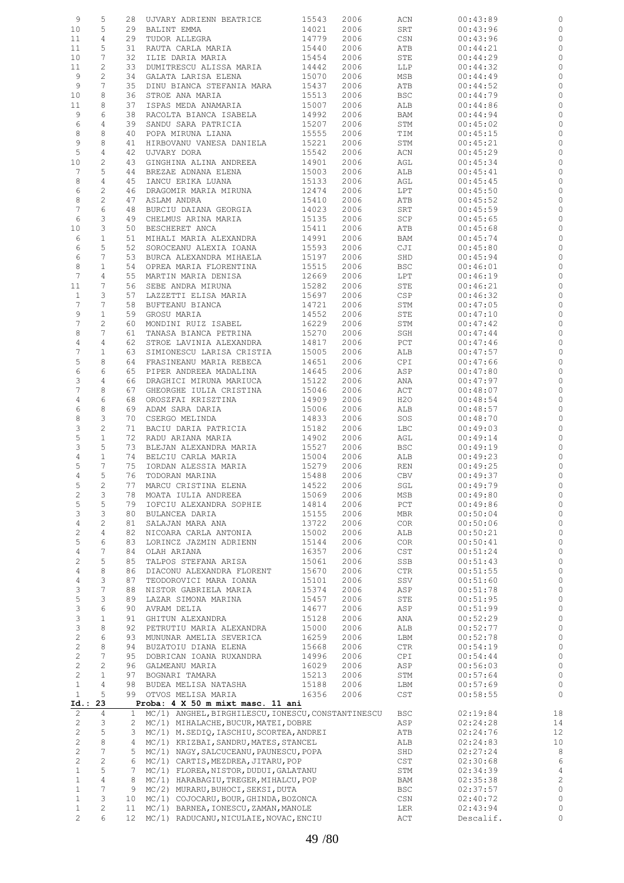| Serie | Culoar | Loc | Nume | Legit. | An | Club | Timp | Pct |
|---|---|---|---|---|---|---|---|---|
| 9 | 5 | 28 | UJVARY ADRIENN BEATRICE | 15543 | 2006 | ACN | 00:43:89 | 0 |
| 10 | 5 | 29 | BALINT EMMA | 14021 | 2006 | SRT | 00:43:96 | 0 |
| 11 | 4 | 29 | TUDOR ALLEGRA | 14779 | 2006 | CSN | 00:43:96 | 0 |
| 11 | 5 | 31 | RAUTA CARLA MARIA | 15440 | 2006 | ATB | 00:44:21 | 0 |
| 10 | 7 | 32 | ILIE DARIA MARIA | 15454 | 2006 | STE | 00:44:29 | 0 |
| 11 | 2 | 33 | DUMITRESCU ALISSA MARIA | 14442 | 2006 | LLP | 00:44:32 | 0 |
| 9 | 2 | 34 | GALATA LARISA ELENA | 15070 | 2006 | MSB | 00:44:49 | 0 |
| 9 | 7 | 35 | DINU BIANCA STEFANIA MARA | 15437 | 2006 | ATB | 00:44:52 | 0 |
| 10 | 8 | 36 | STROE ANA MARIA | 15513 | 2006 | BSC | 00:44:79 | 0 |
| 11 | 8 | 37 | ISPAS MEDA ANAMARIA | 15007 | 2006 | ALB | 00:44:86 | 0 |
| 9 | 6 | 38 | RACOLTA BIANCA ISABELA | 14992 | 2006 | BAM | 00:44:94 | 0 |
| 6 | 4 | 39 | SANDU SARA PATRICIA | 15207 | 2006 | STM | 00:45:02 | 0 |
| 8 | 8 | 40 | POPA MIRUNA LIANA | 15555 | 2006 | TIM | 00:45:15 | 0 |
| 9 | 8 | 41 | HIRBOVANU VANESA DANIELA | 15221 | 2006 | STM | 00:45:21 | 0 |
| 5 | 4 | 42 | UJVARY DORA | 15542 | 2006 | ACN | 00:45:29 | 0 |
| 10 | 2 | 43 | GINGHINA ALINA ANDREEA | 14901 | 2006 | AGL | 00:45:34 | 0 |
| 7 | 5 | 44 | BREZAE ADNANA ELENA | 15003 | 2006 | ALB | 00:45:41 | 0 |
| 8 | 4 | 45 | IANCU ERIKA LUANA | 15133 | 2006 | AGL | 00:45:45 | 0 |
| 6 | 2 | 46 | DRAGOMIR MARIA MIRUNA | 12474 | 2006 | LPT | 00:45:50 | 0 |
| 8 | 2 | 47 | ASLAM ANDRA | 15410 | 2006 | ATB | 00:45:52 | 0 |
| 7 | 6 | 48 | BURCIU DAIANA GEORGIA | 14023 | 2006 | SRT | 00:45:59 | 0 |
| 6 | 3 | 49 | CHELMUS ARINA MARIA | 15135 | 2006 | SCP | 00:45:65 | 0 |
| 10 | 3 | 50 | BESCHERET ANCA | 15411 | 2006 | ATB | 00:45:68 | 0 |
| 6 | 1 | 51 | MIHALI MARIA ALEXANDRA | 14991 | 2006 | BAM | 00:45:74 | 0 |
| 6 | 5 | 52 | SOROCEANU ALEXIA IOANA | 15593 | 2006 | CJI | 00:45:80 | 0 |
| 6 | 7 | 53 | BURCA ALEXANDRA MIHAELA | 15197 | 2006 | SHD | 00:45:94 | 0 |
| 8 | 1 | 54 | OPREA MARIA FLORENTINA | 15515 | 2006 | BSC | 00:46:01 | 0 |
| 7 | 4 | 55 | MARTIN MARIA DENISA | 12669 | 2006 | LPT | 00:46:19 | 0 |
| 11 | 7 | 56 | SEBE ANDRA MIRUNA | 15282 | 2006 | STE | 00:46:21 | 0 |
| 1 | 3 | 57 | LAZZETTI ELISA MARIA | 15697 | 2006 | CSP | 00:46:32 | 0 |
| 7 | 7 | 58 | BUFTEANU BIANCA | 14721 | 2006 | STM | 00:47:05 | 0 |
| 9 | 1 | 59 | GROSU MARIA | 14552 | 2006 | STE | 00:47:10 | 0 |
| 7 | 2 | 60 | MONDINI RUIZ ISABEL | 16229 | 2006 | STM | 00:47:42 | 0 |
| 8 | 7 | 61 | TANASA BIANCA PETRINA | 15270 | 2006 | SGH | 00:47:44 | 0 |
| 4 | 4 | 62 | STROE LAVINIA ALEXANDRA | 14817 | 2006 | PCT | 00:47:46 | 0 |
| 7 | 1 | 63 | SIMIONESCU LARISA CRISTIA | 15005 | 2006 | ALB | 00:47:57 | 0 |
| 5 | 8 | 64 | FRASINEANU MARIA REBECA | 14651 | 2006 | CPI | 00:47:66 | 0 |
| 6 | 6 | 65 | PIPER ANDREEA MADALINA | 14645 | 2006 | ASP | 00:47:80 | 0 |
| 3 | 4 | 66 | DRAGHICI MIRUNA MARIUCA | 15122 | 2006 | ANA | 00:47:97 | 0 |
| 7 | 8 | 67 | GHEORGHE IULIA CRISTINA | 15046 | 2006 | ACT | 00:48:07 | 0 |
| 4 | 6 | 68 | OROSZFAI KRISZTINA | 14909 | 2006 | H2O | 00:48:54 | 0 |
| 6 | 8 | 69 | ADAM SARA DARIA | 15006 | 2006 | ALB | 00:48:57 | 0 |
| 8 | 3 | 70 | CSERGO MELINDA | 14833 | 2006 | SOS | 00:48:70 | 0 |
| 3 | 2 | 71 | BACIU DARIA PATRICIA | 15182 | 2006 | LBC | 00:49:03 | 0 |
| 5 | 1 | 72 | RADU ARIANA MARIA | 14902 | 2006 | AGL | 00:49:14 | 0 |
| 3 | 5 | 73 | BLEJAN ALEXANDRA MARIA | 15527 | 2006 | BSC | 00:49:19 | 0 |
| 4 | 1 | 74 | BELCIU CARLA MARIA | 15004 | 2006 | ALB | 00:49:23 | 0 |
| 5 | 7 | 75 | IORDAN ALESSIA MARIA | 15279 | 2006 | REN | 00:49:25 | 0 |
| 4 | 5 | 76 | TODORAN MARINA | 15488 | 2006 | CBV | 00:49:37 | 0 |
| 5 | 2 | 77 | MARCU CRISTINA ELENA | 14522 | 2006 | SGL | 00:49:79 | 0 |
| 2 | 3 | 78 | MOATA IULIA ANDREEA | 15069 | 2006 | MSB | 00:49:80 | 0 |
| 5 | 5 | 79 | IOFCIU ALEXANDRA SOPHIE | 14814 | 2006 | PCT | 00:49:86 | 0 |
| 3 | 3 | 80 | BULANCEA DARIA | 15155 | 2006 | MBR | 00:50:04 | 0 |
| 4 | 2 | 81 | SALAJAN MARA ANA | 13722 | 2006 | COR | 00:50:06 | 0 |
| 2 | 4 | 82 | NICOARA CARLA ANTONIA | 15002 | 2006 | ALB | 00:50:21 | 0 |
| 5 | 6 | 83 | LORINCZ JAZMIN ADRIENN | 15144 | 2006 | COR | 00:50:41 | 0 |
| 4 | 7 | 84 | OLAH ARIANA | 16357 | 2006 | CST | 00:51:24 | 0 |
| 2 | 5 | 85 | TALPOS STEFANA ARISA | 15061 | 2006 | SSB | 00:51:43 | 0 |
| 4 | 8 | 86 | DIACONU ALEXANDRA FLORENT | 15670 | 2006 | CTR | 00:51:55 | 0 |
| 4 | 3 | 87 | TEODOROVICI MARA IOANA | 15101 | 2006 | SSV | 00:51:60 | 0 |
| 3 | 7 | 88 | NISTOR GABRIELA MARIA | 15374 | 2006 | ASP | 00:51:78 | 0 |
| 5 | 3 | 89 | LAZAR SIMONA MARINA | 15457 | 2006 | STE | 00:51:95 | 0 |
| 3 | 6 | 90 | AVRAM DELIA | 14677 | 2006 | ASP | 00:51:99 | 0 |
| 3 | 1 | 91 | GHITUN ALEXANDRA | 15128 | 2006 | ANA | 00:52:29 | 0 |
| 3 | 8 | 92 | PETRUTIU MARIA ALEXANDRA | 15000 | 2006 | ALB | 00:52:77 | 0 |
| 2 | 6 | 93 | MUNUNAR AMELIA SEVERICA | 16259 | 2006 | LBM | 00:52:78 | 0 |
| 2 | 8 | 94 | BUZATOIU DIANA ELENA | 15668 | 2006 | CTR | 00:54:19 | 0 |
| 2 | 7 | 95 | DOBRICAN IOANA RUXANDRA | 14996 | 2006 | CPI | 00:54:44 | 0 |
| 2 | 2 | 96 | GALMEANU MARIA | 16029 | 2006 | ASP | 00:56:03 | 0 |
| 2 | 1 | 97 | BOGNARI TAMARA | 15213 | 2006 | STM | 00:57:64 | 0 |
| 1 | 4 | 98 | BUDEA MELISA NATASHA | 15188 | 2006 | LBM | 00:57:69 | 0 |
| 1 | 5 | 99 | OTVOS MELISA MARIA | 16356 | 2006 | CST | 00:58:55 | 0 |

**Id.: 23 Proba: 4 X 50 m mixt masc. 11 ani**

| Serie | Culoar | Loc | Echipa | Club | Timp | Pct |
|---|---|---|---|---|---|---|
| 2 | 4 | 1 | MC/1) ANGHEL,BIRGHILESCU,IONESCU,CONSTANTINESCU | BSC | 02:19:84 | 18 |
| 2 | 3 | 2 | MC/1) MIHALACHE,BUCUR,MATEI,DOBRE | ASP | 02:24:28 | 14 |
| 2 | 5 | 3 | MC/1) M.SEDIQ,IASCHIU,SCORTEA,ANDREI | ATB | 02:24:76 | 12 |
| 2 | 8 | 4 | MC/1) KRIZBAI,SANDRU,MATES,STANCEL | ALB | 02:24:83 | 10 |
| 2 | 7 | 5 | MC/1) NAGY,SALCUCEANU,PAUNESCU,POPA | SHD | 02:27:24 | 8 |
| 2 | 2 | 6 | MC/1) CARTIS,MEZDREA,JITARU,POP | CST | 02:30:68 | 6 |
| 1 | 5 | 7 | MC/1) FLOREA,NISTOR,DUDUI,GALATANU | STM | 02:34:39 | 4 |
| 1 | 4 | 8 | MC/1) HARABAGIU,TREGER,MIHALCU,POP | BAM | 02:35:38 | 2 |
| 1 | 7 | 9 | MC/2) MURARU,BUHOCI,SEKSI,DUTA | BSC | 02:37:57 | 0 |
| 1 | 3 | 10 | MC/1) COJOCARU,BOUR,GHINDA,BOZONCA | CSN | 02:40:72 | 0 |
| 1 | 2 | 11 | MC/1) BARNEA,IONESCU,ZAMAN,MANOLE | LER | 02:43:94 | 0 |
| 2 | 6 | 12 | MC/1) RADUCANU,NICULAIE,NOVAC,ENCIU | ACT | Descalif. | 0 |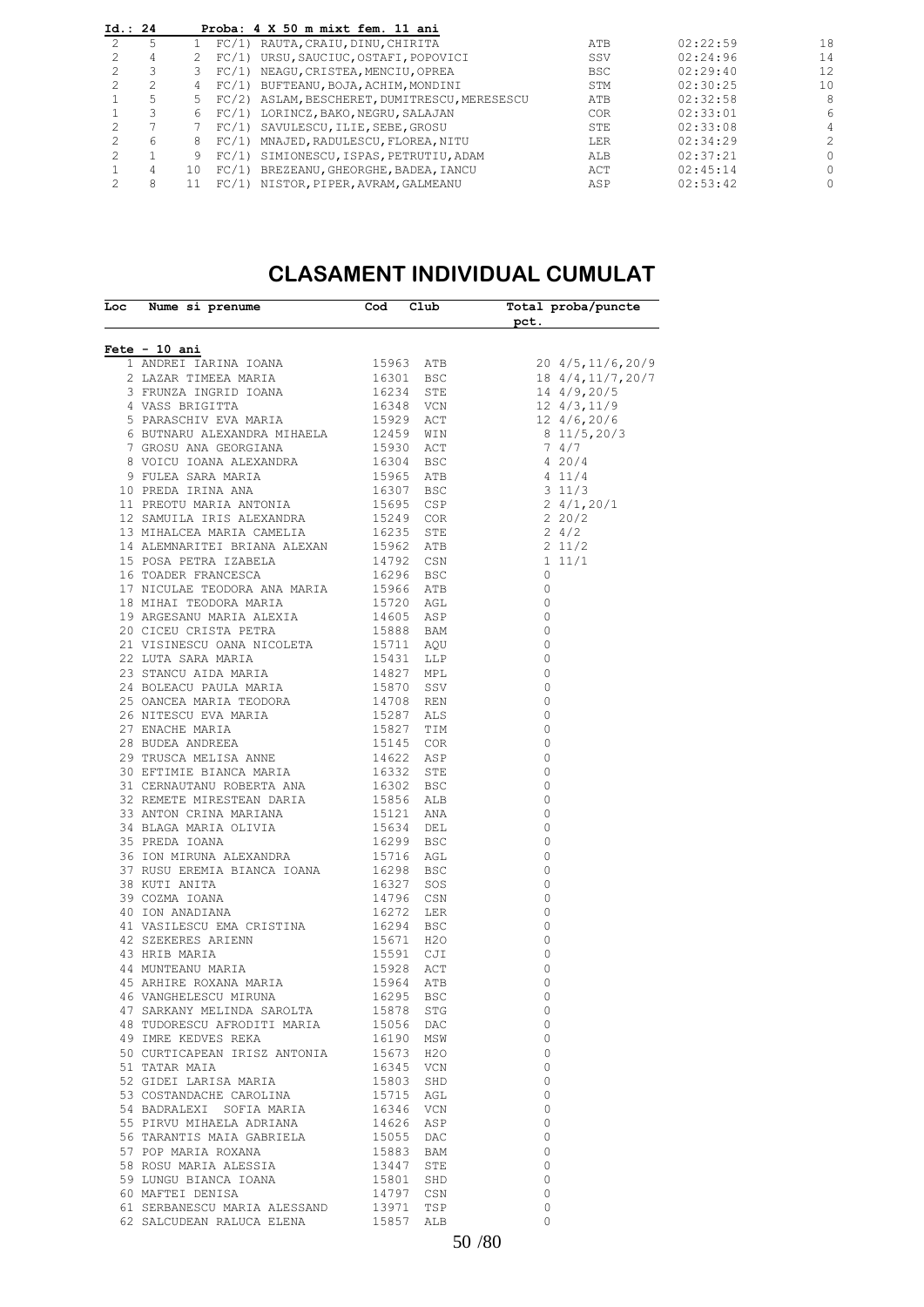| Id.: 24 | | | Proba: 4 X 50 m mixt fem. 11 ani | | | |
|---|---|---|---|---|---|---|
| 2 | 5 | 1 | FC/1) RAUTA,CRAIU,DINU,CHIRITA | ATB | 02:22:59 | 18 |
| 2 | 4 | 2 | FC/1) URSU,SAUCIUC,OSTAFI,POPOVICI | SSV | 02:24:96 | 14 |
| 2 | 3 | 3 | FC/1) NEAGU,CRISTEA,MENCIU,OPREA | BSC | 02:29:40 | 12 |
| 2 | 2 | 4 | FC/1) BUFTEANU,BOJA,ACHIM,MONDINI | STM | 02:30:25 | 10 |
| 1 | 5 | 5 | FC/2) ASLAM,BESCHERET,DUMITRESCU,MERESESCU | ATB | 02:32:58 | 8 |
| 1 | 3 | 6 | FC/1) LORINCZ,BAKO,NEGRU,SALAJAN | COR | 02:33:01 | 6 |
| 2 | 7 | 7 | FC/1) SAVULESCU,ILIE,SEBE,GROSU | STE | 02:33:08 | 4 |
| 2 | 6 | 8 | FC/1) MNAJED,RADULESCU,FLOREA,NITU | LER | 02:34:29 | 2 |
| 2 | 1 | 9 | FC/1) SIMIONESCU,ISPAS,PETRUTIU,ADAM | ALB | 02:37:21 | 0 |
| 1 | 4 | 10 | FC/1) BREZEANU,GHEORGHE,BADEA,IANCU | ACT | 02:45:14 | 0 |
| 2 | 8 | 11 | FC/1) NISTOR,PIPER,AVRAM,GALMEANU | ASP | 02:53:42 | 0 |

# CLASAMENT INDIVIDUAL CUMULAT

| Loc | Nume si prenume | Cod | Club | Total pct. | proba/puncte |
|---|---|---|---|---|---|
| **Fete - 10 ani** | | | | | |
| 1 | ANDREI IARINA IOANA | 15963 | ATB | 20 | 4/5,11/6,20/9 |
| 2 | LAZAR TIMEEA MARIA | 16301 | BSC | 18 | 4/4,11/7,20/7 |
| 3 | FRUNZA INGRID IOANA | 16234 | STE | 14 | 4/9,20/5 |
| 4 | VASS BRIGITTA | 16348 | VCN | 12 | 4/3,11/9 |
| 5 | PARASCHIV EVA MARIA | 15929 | ACT | 12 | 4/6,20/6 |
| 6 | BUTNARU ALEXANDRA MIHAELA | 12459 | WIN | 8 | 11/5,20/3 |
| 7 | GROSU ANA GEORGIANA | 15930 | ACT | 7 | 4/7 |
| 8 | VOICU IOANA ALEXANDRA | 16304 | BSC | 4 | 20/4 |
| 9 | FULEA SARA MARIA | 15965 | ATB | 4 | 11/4 |
| 10 | PREDA IRINA ANA | 16307 | BSC | 3 | 11/3 |
| 11 | PREOTU MARIA ANTONIA | 15695 | CSP | 2 | 4/1,20/1 |
| 12 | SAMUILA IRIS ALEXANDRA | 15249 | COR | 2 | 20/2 |
| 13 | MIHALCEA MARIA CAMELIA | 16235 | STE | 2 | 4/2 |
| 14 | ALEMNARITEI BRIANA ALEXAN | 15962 | ATB | 2 | 11/2 |
| 15 | POSA PETRA IZABELA | 14792 | CSN | 1 | 11/1 |
| 16 | TOADER FRANCESCA | 16296 | BSC | 0 | |
| 17 | NICULAE TEODORA ANA MARIA | 15966 | ATB | 0 | |
| 18 | MIHAI TEODORA MARIA | 15720 | AGL | 0 | |
| 19 | ARGESANU MARIA ALEXIA | 14605 | ASP | 0 | |
| 20 | CICEU CRISTA PETRA | 15888 | BAM | 0 | |
| 21 | VISINESCU OANA NICOLETA | 15711 | AQU | 0 | |
| 22 | LUTA SARA MARIA | 15431 | LLP | 0 | |
| 23 | STANCU AIDA MARIA | 14827 | MPL | 0 | |
| 24 | BOLEACU PAULA MARIA | 15870 | SSV | 0 | |
| 25 | OANCEA MARIA TEODORA | 14708 | REN | 0 | |
| 26 | NITESCU EVA MARIA | 15287 | ALS | 0 | |
| 27 | ENACHE MARIA | 15827 | TIM | 0 | |
| 28 | BUDEA ANDREEA | 15145 | COR | 0 | |
| 29 | TRUSCA MELISA ANNE | 14622 | ASP | 0 | |
| 30 | EFTIMIE BIANCA MARIA | 16332 | STE | 0 | |
| 31 | CERNAUTANU ROBERTA ANA | 16302 | BSC | 0 | |
| 32 | REMETE MIRESTEAN DARIA | 15856 | ALB | 0 | |
| 33 | ANTON CRINA MARIANA | 15121 | ANA | 0 | |
| 34 | BLAGA MARIA OLIVIA | 15634 | DEL | 0 | |
| 35 | PREDA IOANA | 16299 | BSC | 0 | |
| 36 | ION MIRUNA ALEXANDRA | 15716 | AGL | 0 | |
| 37 | RUSU EREMIA BIANCA IOANA | 16298 | BSC | 0 | |
| 38 | KUTI ANITA | 16327 | SOS | 0 | |
| 39 | COZMA IOANA | 14796 | CSN | 0 | |
| 40 | ION ANADIANA | 16272 | LER | 0 | |
| 41 | VASILESCU EMA CRISTINA | 16294 | BSC | 0 | |
| 42 | SZEKERES ARIENN | 15671 | H2O | 0 | |
| 43 | HRIB MARIA | 15591 | CJI | 0 | |
| 44 | MUNTEANU MARIA | 15928 | ACT | 0 | |
| 45 | ARHIRE ROXANA MARIA | 15964 | ATB | 0 | |
| 46 | VANGHELESCU MIRUNA | 16295 | BSC | 0 | |
| 47 | SARKANY MELINDA SAROLTA | 15878 | STG | 0 | |
| 48 | TUDORESCU AFRODITI MARIA | 15056 | DAC | 0 | |
| 49 | IMRE KEDVES REKA | 16190 | MSW | 0 | |
| 50 | CURTICAPEAN IRISZ ANTONIA | 15673 | H2O | 0 | |
| 51 | TATAR MAIA | 16345 | VCN | 0 | |
| 52 | GIDEI LARISA MARIA | 15803 | SHD | 0 | |
| 53 | COSTANDACHE CAROLINA | 15715 | AGL | 0 | |
| 54 | BADRALEXI SOFIA MARIA | 16346 | VCN | 0 | |
| 55 | PIRVU MIHAELA ADRIANA | 14626 | ASP | 0 | |
| 56 | TARANTIS MAIA GABRIELA | 15055 | DAC | 0 | |
| 57 | POP MARIA ROXANA | 15883 | BAM | 0 | |
| 58 | ROSU MARIA ALESSIA | 13447 | STE | 0 | |
| 59 | LUNGU BIANCA IOANA | 15801 | SHD | 0 | |
| 60 | MAFTEI DENISA | 14797 | CSN | 0 | |
| 61 | SERBANESCU MARIA ALESSAND | 13971 | TSP | 0 | |
| 62 | SALCUDEAN RALUCA ELENA | 15857 | ALB | 0 | |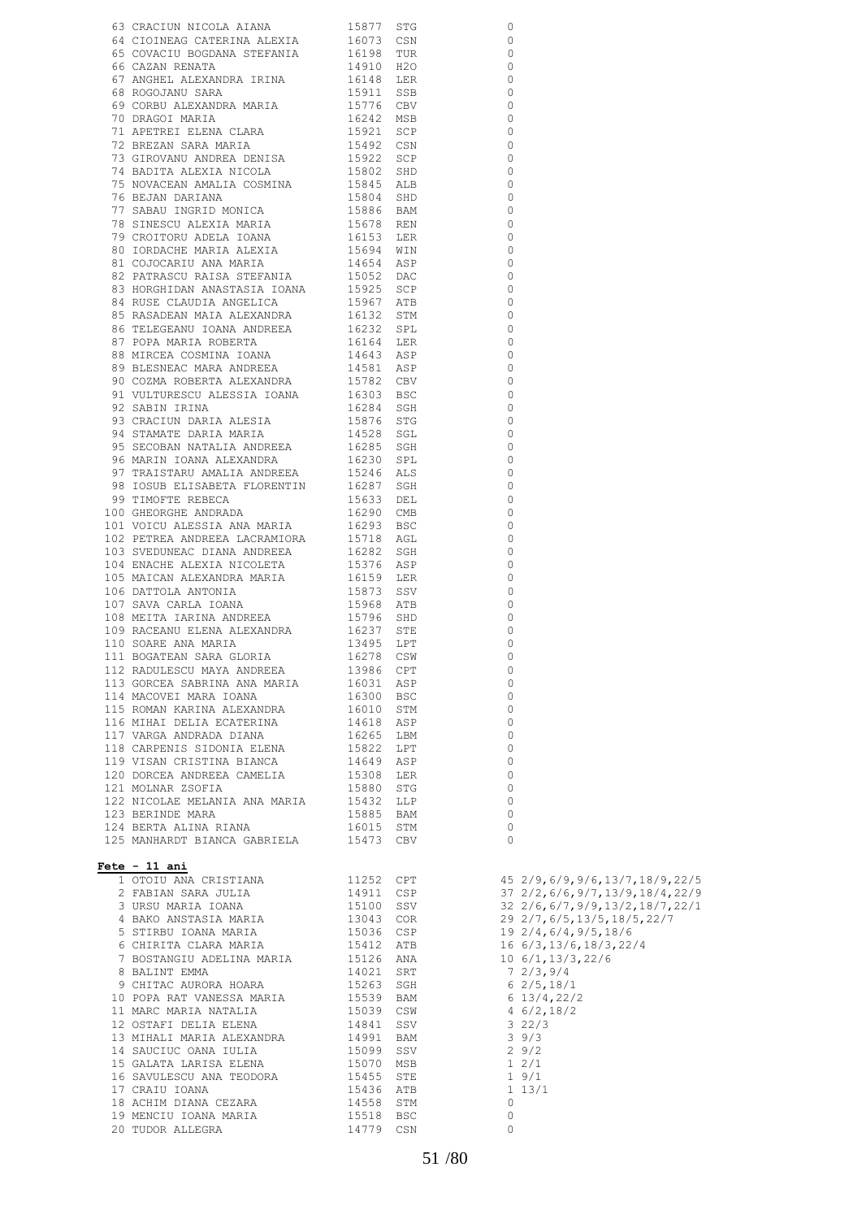| | | | | |
|---|---|---|---|---|
| 63 | CRACIUN NICOLA AIANA | 15877 | STG | 0 |
| 64 | CIOINEAG CATERINA ALEXIA | 16073 | CSN | 0 |
| 65 | COVACIU BOGDANA STEFANIA | 16198 | TUR | 0 |
| 66 | CAZAN RENATA | 14910 | H2O | 0 |
| 67 | ANGHEL ALEXANDRA IRINA | 16148 | LER | 0 |
| 68 | ROGOJANU SARA | 15911 | SSB | 0 |
| 69 | CORBU ALEXANDRA MARIA | 15776 | CBV | 0 |
| 70 | DRAGOI MARIA | 16242 | MSB | 0 |
| 71 | APETREI ELENA CLARA | 15921 | SCP | 0 |
| 72 | BREZAN SARA MARIA | 15492 | CSN | 0 |
| 73 | GIROVANU ANDREA DENISA | 15922 | SCP | 0 |
| 74 | BADITA ALEXIA NICOLA | 15802 | SHD | 0 |
| 75 | NOVACEAN AMALIA COSMINA | 15845 | ALB | 0 |
| 76 | BEJAN DARIANA | 15804 | SHD | 0 |
| 77 | SABAU INGRID MONICA | 15886 | BAM | 0 |
| 78 | SINESCU ALEXIA MARIA | 15678 | REN | 0 |
| 79 | CROITORU ADELA IOANA | 16153 | LER | 0 |
| 80 | IORDACHE MARIA ALEXIA | 15694 | WIN | 0 |
| 81 | COJOCARIU ANA MARIA | 14654 | ASP | 0 |
| 82 | PATRASCU RAISA STEFANIA | 15052 | DAC | 0 |
| 83 | HORGHIDAN ANASTASIA IOANA | 15925 | SCP | 0 |
| 84 | RUSE CLAUDIA ANGELICA | 15967 | ATB | 0 |
| 85 | RASADEAN MAIA ALEXANDRA | 16132 | STM | 0 |
| 86 | TELEGEANU IOANA ANDREEA | 16232 | SPL | 0 |
| 87 | POPA MARIA ROBERTA | 16164 | LER | 0 |
| 88 | MIRCEA COSMINA IOANA | 14643 | ASP | 0 |
| 89 | BLESNEAC MARA ANDREEA | 14581 | ASP | 0 |
| 90 | COZMA ROBERTA ALEXANDRA | 15782 | CBV | 0 |
| 91 | VULTURESCU ALESSIA IOANA | 16303 | BSC | 0 |
| 92 | SABIN IRINA | 16284 | SGH | 0 |
| 93 | CRACIUN DARIA ALESIA | 15876 | STG | 0 |
| 94 | STAMATE DARIA MARIA | 14528 | SGL | 0 |
| 95 | SECOBAN NATALIA ANDREEA | 16285 | SGH | 0 |
| 96 | MARIN IOANA ALEXANDRA | 16230 | SPL | 0 |
| 97 | TRAISTARU AMALIA ANDREEA | 15246 | ALS | 0 |
| 98 | IOSUB ELISABETA FLORENTIN | 16287 | SGH | 0 |
| 99 | TIMOFTE REBECA | 15633 | DEL | 0 |
| 100 | GHEORGHE ANDRADA | 16290 | CMB | 0 |
| 101 | VOICU ALESSIA ANA MARIA | 16293 | BSC | 0 |
| 102 | PETREA ANDREEA LACRAMIORA | 15718 | AGL | 0 |
| 103 | SVEDUNEAC DIANA ANDREEA | 16282 | SGH | 0 |
| 104 | ENACHE ALEXIA NICOLETA | 15376 | ASP | 0 |
| 105 | MAICAN ALEXANDRA MARIA | 16159 | LER | 0 |
| 106 | DATTOLA ANTONIA | 15873 | SSV | 0 |
| 107 | SAVA CARLA IOANA | 15968 | ATB | 0 |
| 108 | MEITA IARINA ANDREEA | 15796 | SHD | 0 |
| 109 | RACEANU ELENA ALEXANDRA | 16237 | STE | 0 |
| 110 | SOARE ANA MARIA | 13495 | LPT | 0 |
| 111 | BOGATEAN SARA GLORIA | 16278 | CSW | 0 |
| 112 | RADULESCU MAYA ANDREEA | 13986 | CPT | 0 |
| 113 | GORCEA SABRINA ANA MARIA | 16031 | ASP | 0 |
| 114 | MACOVEI MARA IOANA | 16300 | BSC | 0 |
| 115 | ROMAN KARINA ALEXANDRA | 16010 | STM | 0 |
| 116 | MIHAI DELIA ECATERINA | 14618 | ASP | 0 |
| 117 | VARGA ANDRADA DIANA | 16265 | LBM | 0 |
| 118 | CARPENIS SIDONIA ELENA | 15822 | LPT | 0 |
| 119 | VISAN CRISTINA BIANCA | 14649 | ASP | 0 |
| 120 | DORCEA ANDREEA CAMELIA | 15308 | LER | 0 |
| 121 | MOLNAR ZSOFIA | 15880 | STG | 0 |
| 122 | NICOLAE MELANIA ANA MARIA | 15432 | LLP | 0 |
| 123 | BERINDE MARA | 15885 | BAM | 0 |
| 124 | BERTA ALINA RIANA | 16015 | STM | 0 |
| 125 | MANHARDT BIANCA GABRIELA | 15473 | CBV | 0 |

**Fete - 11 ani**

| | | | | | |
|---|---|---|---|---|---|
| 1 | OTOIU ANA CRISTIANA | 11252 | CPT | 45 | 2/9,6/9,9/6,13/7,18/9,22/5 |
| 2 | FABIAN SARA JULIA | 14911 | CSP | 37 | 2/2,6/6,9/7,13/9,18/4,22/9 |
| 3 | URSU MARIA IOANA | 15100 | SSV | 32 | 2/6,6/7,9/9,13/2,18/7,22/1 |
| 4 | BAKO ANSTASIA MARIA | 13043 | COR | 29 | 2/7,6/5,13/5,18/5,22/7 |
| 5 | STIRBU IOANA MARIA | 15036 | CSP | 19 | 2/4,6/4,9/5,18/6 |
| 6 | CHIRITA CLARA MARIA | 15412 | ATB | 16 | 6/3,13/6,18/3,22/4 |
| 7 | BOSTANGIU ADELINA MARIA | 15126 | ANA | 10 | 6/1,13/3,22/6 |
| 8 | BALINT EMMA | 14021 | SRT | 7 | 2/3,9/4 |
| 9 | CHITAC AURORA HOARA | 15263 | SGH | 6 | 2/5,18/1 |
| 10 | POPA RAT VANESSA MARIA | 15539 | BAM | 6 | 13/4,22/2 |
| 11 | MARC MARIA NATALIA | 15039 | CSW | 4 | 6/2,18/2 |
| 12 | OSTAFI DELIA ELENA | 14841 | SSV | 3 | 22/3 |
| 13 | MIHALI MARIA ALEXANDRA | 14991 | BAM | 3 | 9/3 |
| 14 | SAUCIUC OANA IULIA | 15099 | SSV | 2 | 9/2 |
| 15 | GALATA LARISA ELENA | 15070 | MSB | 1 | 2/1 |
| 16 | SAVULESCU ANA TEODORA | 15455 | STE | 1 | 9/1 |
| 17 | CRAIU IOANA | 15436 | ATB | 1 | 13/1 |
| 18 | ACHIM DIANA CEZARA | 14558 | STM | 0 | |
| 19 | MENCIU IOANA MARIA | 15518 | BSC | 0 | |
| 20 | TUDOR ALLEGRA | 14779 | CSN | 0 | |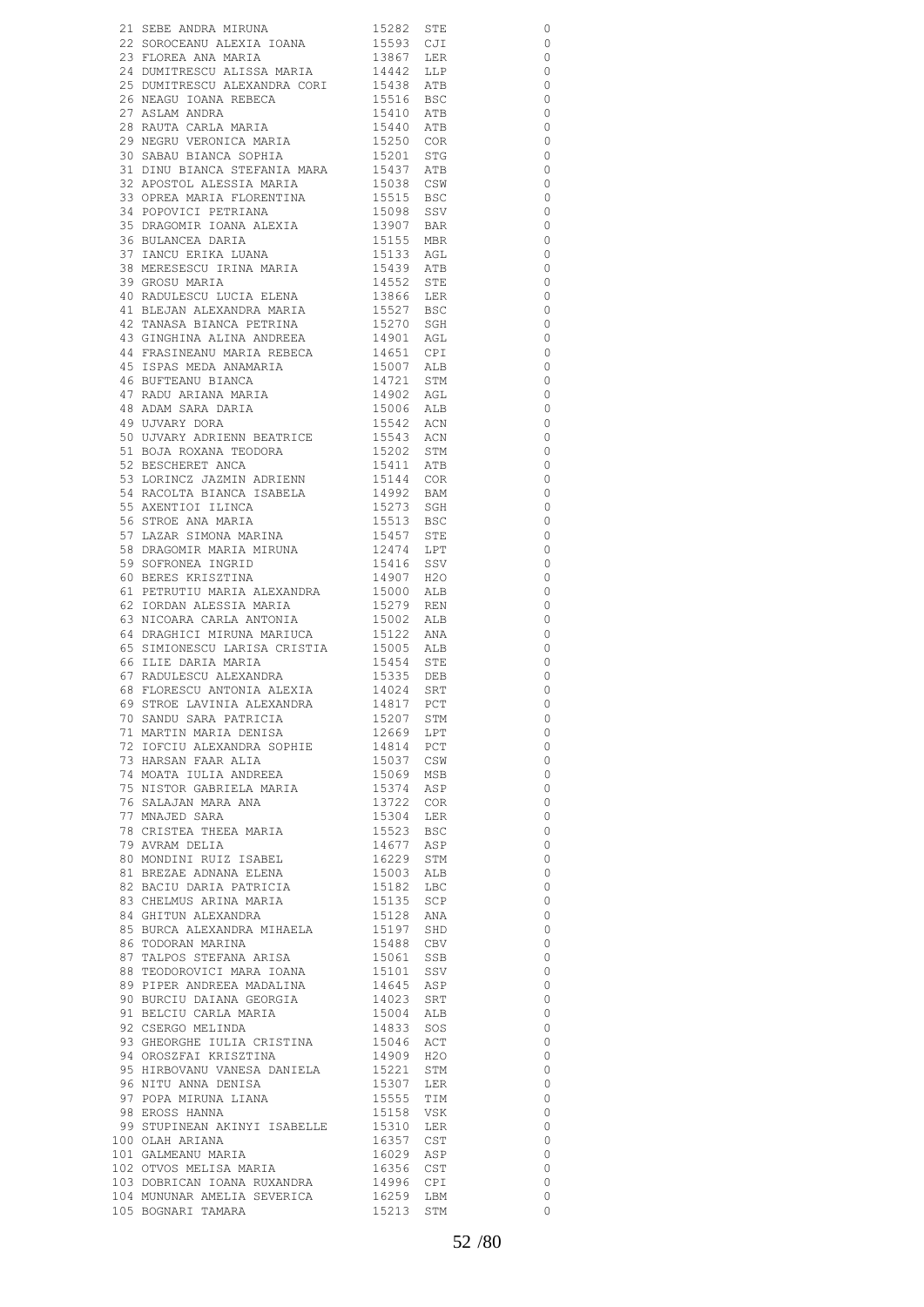| | | | | |
|---|---|---|---|---|
| 21 | SEBE ANDRA MIRUNA | 15282 | STE | 0 |
| 22 | SOROCEANU ALEXIA IOANA | 15593 | CJI | 0 |
| 23 | FLOREA ANA MARIA | 13867 | LER | 0 |
| 24 | DUMITRESCU ALISSA MARIA | 14442 | LLP | 0 |
| 25 | DUMITRESCU ALEXANDRA CORI | 15438 | ATB | 0 |
| 26 | NEAGU IOANA REBECA | 15516 | BSC | 0 |
| 27 | ASLAM ANDRA | 15410 | ATB | 0 |
| 28 | RAUTA CARLA MARIA | 15440 | ATB | 0 |
| 29 | NEGRU VERONICA MARIA | 15250 | COR | 0 |
| 30 | SABAU BIANCA SOPHIA | 15201 | STG | 0 |
| 31 | DINU BIANCA STEFANIA MARA | 15437 | ATB | 0 |
| 32 | APOSTOL ALESSIA MARIA | 15038 | CSW | 0 |
| 33 | OPREA MARIA FLORENTINA | 15515 | BSC | 0 |
| 34 | POPOVICI PETRIANA | 15098 | SSV | 0 |
| 35 | DRAGOMIR IOANA ALEXIA | 13907 | BAR | 0 |
| 36 | BULANCEA DARIA | 15155 | MBR | 0 |
| 37 | IANCU ERIKA LUANA | 15133 | AGL | 0 |
| 38 | MERESESCU IRINA MARIA | 15439 | ATB | 0 |
| 39 | GROSU MARIA | 14552 | STE | 0 |
| 40 | RADULESCU LUCIA ELENA | 13866 | LER | 0 |
| 41 | BLEJAN ALEXANDRA MARIA | 15527 | BSC | 0 |
| 42 | TANASA BIANCA PETRINA | 15270 | SGH | 0 |
| 43 | GINGHINA ALINA ANDREEA | 14901 | AGL | 0 |
| 44 | FRASINEANU MARIA REBECA | 14651 | CPI | 0 |
| 45 | ISPAS MEDA ANAMARIA | 15007 | ALB | 0 |
| 46 | BUFTEANU BIANCA | 14721 | STM | 0 |
| 47 | RADU ARIANA MARIA | 14902 | AGL | 0 |
| 48 | ADAM SARA DARIA | 15006 | ALB | 0 |
| 49 | UJVARY DORA | 15542 | ACN | 0 |
| 50 | UJVARY ADRIENN BEATRICE | 15543 | ACN | 0 |
| 51 | BOJA ROXANA TEODORA | 15202 | STM | 0 |
| 52 | BESCHERET ANCA | 15411 | ATB | 0 |
| 53 | LORINCZ JAZMIN ADRIENN | 15144 | COR | 0 |
| 54 | RACOLTA BIANCA ISABELA | 14992 | BAM | 0 |
| 55 | AXENTIOI ILINCA | 15273 | SGH | 0 |
| 56 | STROE ANA MARIA | 15513 | BSC | 0 |
| 57 | LAZAR SIMONA MARINA | 15457 | STE | 0 |
| 58 | DRAGOMIR MARIA MIRUNA | 12474 | LPT | 0 |
| 59 | SOFRONEA INGRID | 15416 | SSV | 0 |
| 60 | BERES KRISZTINA | 14907 | H2O | 0 |
| 61 | PETRUTIU MARIA ALEXANDRA | 15000 | ALB | 0 |
| 62 | IORDAN ALESSIA MARIA | 15279 | REN | 0 |
| 63 | NICOARA CARLA ANTONIA | 15002 | ALB | 0 |
| 64 | DRAGHICI MIRUNA MARIUCA | 15122 | ANA | 0 |
| 65 | SIMIONESCU LARISA CRISTIA | 15005 | ALB | 0 |
| 66 | ILIE DARIA MARIA | 15454 | STE | 0 |
| 67 | RADULESCU ALEXANDRA | 15335 | DEB | 0 |
| 68 | FLORESCU ANTONIA ALEXIA | 14024 | SRT | 0 |
| 69 | STROE LAVINIA ALEXANDRA | 14817 | PCT | 0 |
| 70 | SANDU SARA PATRICIA | 15207 | STM | 0 |
| 71 | MARTIN MARIA DENISA | 12669 | LPT | 0 |
| 72 | IOFCIU ALEXANDRA SOPHIE | 14814 | PCT | 0 |
| 73 | HARSAN FAAR ALIA | 15037 | CSW | 0 |
| 74 | MOATA IULIA ANDREEA | 15069 | MSB | 0 |
| 75 | NISTOR GABRIELA MARIA | 15374 | ASP | 0 |
| 76 | SALAJAN MARA ANA | 13722 | COR | 0 |
| 77 | MNAJED SARA | 15304 | LER | 0 |
| 78 | CRISTEA THEEA MARIA | 15523 | BSC | 0 |
| 79 | AVRAM DELIA | 14677 | ASP | 0 |
| 80 | MONDINI RUIZ ISABEL | 16229 | STM | 0 |
| 81 | BREZAE ADNANA ELENA | 15003 | ALB | 0 |
| 82 | BACIU DARIA PATRICIA | 15182 | LBC | 0 |
| 83 | CHELMUS ARINA MARIA | 15135 | SCP | 0 |
| 84 | GHITUN ALEXANDRA | 15128 | ANA | 0 |
| 85 | BURCA ALEXANDRA MIHAELA | 15197 | SHD | 0 |
| 86 | TODORAN MARINA | 15488 | CBV | 0 |
| 87 | TALPOS STEFANA ARISA | 15061 | SSB | 0 |
| 88 | TEODOROVICI MARA IOANA | 15101 | SSV | 0 |
| 89 | PIPER ANDREEA MADALINA | 14645 | ASP | 0 |
| 90 | BURCIU DAIANA GEORGIA | 14023 | SRT | 0 |
| 91 | BELCIU CARLA MARIA | 15004 | ALB | 0 |
| 92 | CSERGO MELINDA | 14833 | SOS | 0 |
| 93 | GHEORGHE IULIA CRISTINA | 15046 | ACT | 0 |
| 94 | OROSZFAI KRISZTINA | 14909 | H2O | 0 |
| 95 | HIRBOVANU VANESA DANIELA | 15221 | STM | 0 |
| 96 | NITU ANNA DENISA | 15307 | LER | 0 |
| 97 | POPA MIRUNA LIANA | 15555 | TIM | 0 |
| 98 | EROSS HANNA | 15158 | VSK | 0 |
| 99 | STUPINEAN AKINYI ISABELLE | 15310 | LER | 0 |
| 100 | OLAH ARIANA | 16357 | CST | 0 |
| 101 | GALMEANU MARIA | 16029 | ASP | 0 |
| 102 | OTVOS MELISA MARIA | 16356 | CST | 0 |
| 103 | DOBRICAN IOANA RUXANDRA | 14996 | CPI | 0 |
| 104 | MUNUNAR AMELIA SEVERICA | 16259 | LBM | 0 |
| 105 | BOGNARI TAMARA | 15213 | STM | 0 |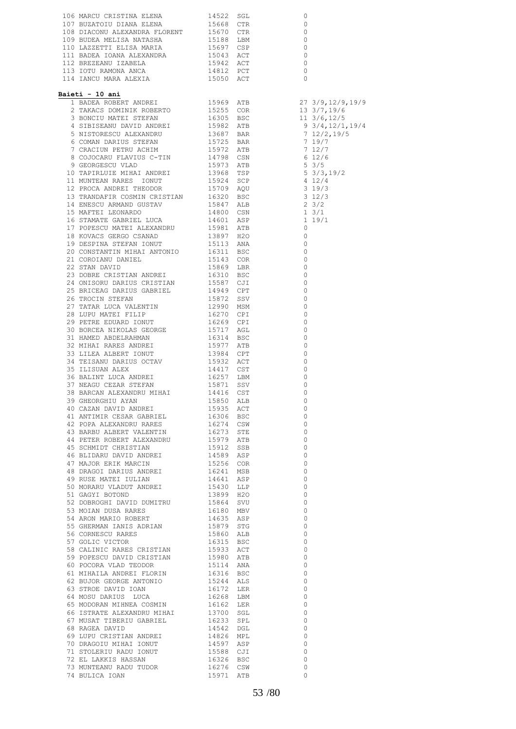| | | | | |
|---|---|---|---|---|
| 106 | MARCU CRISTINA ELENA | 14522 | SGL | 0 |
| 107 | BUZATOIU DIANA ELENA | 15668 | CTR | 0 |
| 108 | DIACONU ALEXANDRA FLORENT | 15670 | CTR | 0 |
| 109 | BUDEA MELISA NATASHA | 15188 | LBM | 0 |
| 110 | LAZZETTI ELISA MARIA | 15697 | CSP | 0 |
| 111 | BADEA IOANA ALEXANDRA | 15043 | ACT | 0 |
| 112 | BREZEANU IZABELA | 15942 | ACT | 0 |
| 113 | IOTU RAMONA ANCA | 14812 | PCT | 0 |
| 114 | IANCU MARA ALEXIA | 15050 | ACT | 0 |

**Baieti - 10 ani**

| | | | | | |
|---|---|---|---|---|---|
| 1 | BADEA ROBERT ANDREI | 15969 | ATB | 27 | 3/9,12/9,19/9 |
| 2 | TAKACS DOMINIK ROBERTO | 15255 | COR | 13 | 3/7,19/6 |
| 3 | BONCIU MATEI STEFAN | 16305 | BSC | 11 | 3/6,12/5 |
| 4 | SIBISEANU DAVID ANDREI | 15982 | ATB | 9 | 3/4,12/1,19/4 |
| 5 | NISTORESCU ALEXANDRU | 13687 | BAR | 7 | 12/2,19/5 |
| 6 | COMAN DARIUS STEFAN | 15725 | BAR | 7 | 19/7 |
| 7 | CRACIUN PETRU ACHIM | 15972 | ATB | 7 | 12/7 |
| 8 | COJOCARU FLAVIUS C-TIN | 14798 | CSN | 6 | 12/6 |
| 9 | GEORGESCU VLAD | 15973 | ATB | 5 | 3/5 |
| 10 | TAPIRLUIE MIHAI ANDREI | 13968 | TSP | 5 | 3/3,19/2 |
| 11 | MUNTEAN RARES IONUT | 15924 | SCP | 4 | 12/4 |
| 12 | PROCA ANDREI THEODOR | 15709 | AQU | 3 | 19/3 |
| 13 | TRANDAFIR COSMIN CRISTIAN | 16320 | BSC | 3 | 12/3 |
| 14 | ENESCU ARMAND GUSTAV | 15847 | ALB | 2 | 3/2 |
| 15 | MAFTEI LEONARDO | 14800 | CSN | 1 | 3/1 |
| 16 | STAMATE GABRIEL LUCA | 14601 | ASP | 1 | 19/1 |
| 17 | POPESCU MATEI ALEXANDRU | 15981 | ATB | 0 | |
| 18 | KOVACS GERGO CSANAD | 13897 | H2O | 0 | |
| 19 | DESPINA STEFAN IONUT | 15113 | ANA | 0 | |
| 20 | CONSTANTIN MIHAI ANTONIO | 16311 | BSC | 0 | |
| 21 | COROIANU DANIEL | 15143 | COR | 0 | |
| 22 | STAN DAVID | 15869 | LBR | 0 | |
| 23 | DOBRE CRISTIAN ANDREI | 16310 | BSC | 0 | |
| 24 | ONISORU DARIUS CRISTIAN | 15587 | CJI | 0 | |
| 25 | BRICEAG DARIUS GABRIEL | 14949 | CPT | 0 | |
| 26 | TROCIN STEFAN | 15872 | SSV | 0 | |
| 27 | TATAR LUCA VALENTIN | 12990 | MSM | 0 | |
| 28 | LUPU MATEI FILIP | 16270 | CPI | 0 | |
| 29 | PETRE EDUARD IONUT | 16269 | CPI | 0 | |
| 30 | BORCEA NIKOLAS GEORGE | 15717 | AGL | 0 | |
| 31 | HAMED ABDELRAHMAN | 16314 | BSC | 0 | |
| 32 | MIHAI RARES ANDREI | 15977 | ATB | 0 | |
| 33 | LILEA ALBERT IONUT | 13984 | CPT | 0 | |
| 34 | TEISANU DARIUS OCTAV | 15932 | ACT | 0 | |
| 35 | ILISUAN ALEX | 14417 | CST | 0 | |
| 36 | BALINT LUCA ANDREI | 16257 | LBM | 0 | |
| 37 | NEAGU CEZAR STEFAN | 15871 | SSV | 0 | |
| 38 | BARCAN ALEXANDRU MIHAI | 14416 | CST | 0 | |
| 39 | GHEORGHIU AYAN | 15850 | ALB | 0 | |
| 40 | CAZAN DAVID ANDREI | 15935 | ACT | 0 | |
| 41 | ANTIMIR CESAR GABRIEL | 16306 | BSC | 0 | |
| 42 | POPA ALEXANDRU RARES | 16274 | CSW | 0 | |
| 43 | BARBU ALBERT VALENTIN | 16273 | STE | 0 | |
| 44 | PETER ROBERT ALEXANDRU | 15979 | ATB | 0 | |
| 45 | SCHMIDT CHRISTIAN | 15912 | SSB | 0 | |
| 46 | BLIDARU DAVID ANDREI | 14589 | ASP | 0 | |
| 47 | MAJOR ERIK MARCIN | 15256 | COR | 0 | |
| 48 | DRAGOI DARIUS ANDREI | 16241 | MSB | 0 | |
| 49 | RUSE MATEI IULIAN | 14641 | ASP | 0 | |
| 50 | MORARU VLADUT ANDREI | 15430 | LLP | 0 | |
| 51 | GAGYI BOTOND | 13899 | H2O | 0 | |
| 52 | DOBROGHI DAVID DUMITRU | 15864 | SVU | 0 | |
| 53 | MOIAN DUSA RARES | 16180 | MBV | 0 | |
| 54 | ARON MARIO ROBERT | 14635 | ASP | 0 | |
| 55 | GHERMAN IANIS ADRIAN | 15879 | STG | 0 | |
| 56 | CORNESCU RARES | 15860 | ALB | 0 | |
| 57 | GOLIC VICTOR | 16315 | BSC | 0 | |
| 58 | CALINIC RARES CRISTIAN | 15933 | ACT | 0 | |
| 59 | POPESCU DAVID CRISTIAN | 15980 | ATB | 0 | |
| 60 | POCORA VLAD TEODOR | 15114 | ANA | 0 | |
| 61 | MIHAILA ANDREI FLORIN | 16316 | BSC | 0 | |
| 62 | BUJOR GEORGE ANTONIO | 15244 | ALS | 0 | |
| 63 | STROE DAVID IOAN | 16172 | LER | 0 | |
| 64 | MOSU DARIUS LUCA | 16268 | LBM | 0 | |
| 65 | MODORAN MIHNEA COSMIN | 16162 | LER | 0 | |
| 66 | ISTRATE ALEXANDRU MIHAI | 13700 | SGL | 0 | |
| 67 | MUSAT TIBERIU GABRIEL | 16233 | SPL | 0 | |
| 68 | RAGEA DAVID | 14542 | DGL | 0 | |
| 69 | LUPU CRISTIAN ANDREI | 14826 | MPL | 0 | |
| 70 | DRAGOIU MIHAI IONUT | 14597 | ASP | 0 | |
| 71 | STOLERIU RADU IONUT | 15588 | CJI | 0 | |
| 72 | EL LAKKIS HASSAN | 16326 | BSC | 0 | |
| 73 | MUNTEANU RADU TUDOR | 16276 | CSW | 0 | |
| 74 | BULICA IOAN | 15971 | ATB | 0 | |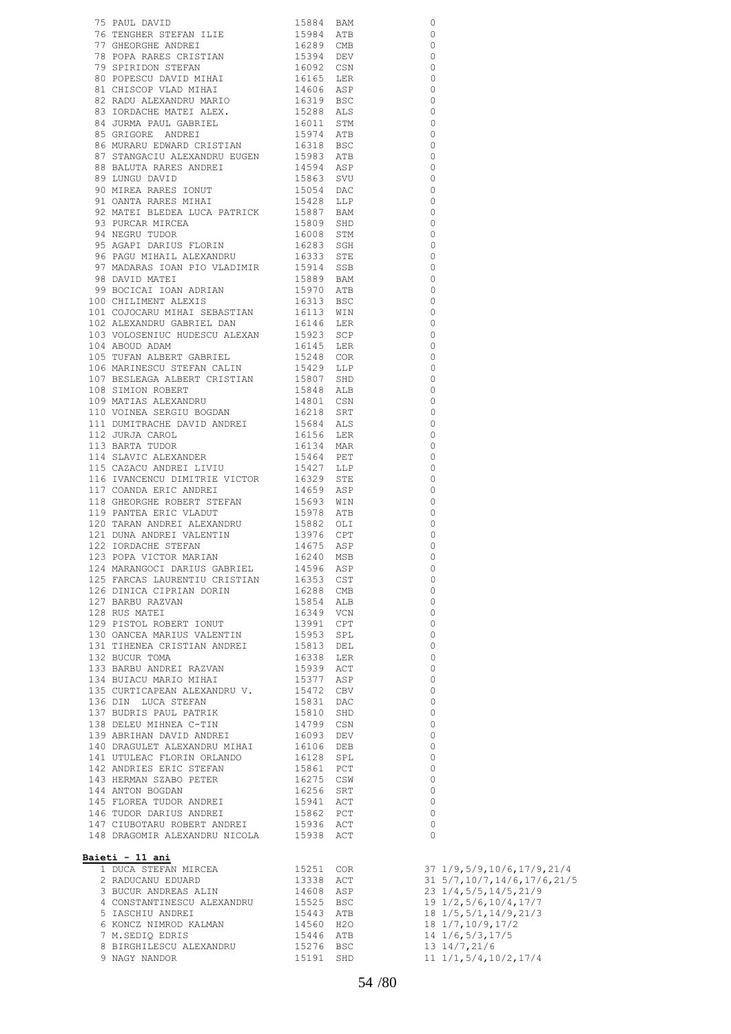| | | | | |
|---|---|---|---|---|
| 75 | PAUL DAVID | 15884 | BAM | 0 |
| 76 | TENGHER STEFAN ILIE | 15984 | ATB | 0 |
| 77 | GHEORGHE ANDREI | 16289 | CMB | 0 |
| 78 | POPA RARES CRISTIAN | 15394 | DEV | 0 |
| 79 | SPIRIDON STEFAN | 16092 | CSN | 0 |
| 80 | POPESCU DAVID MIHAI | 16165 | LER | 0 |
| 81 | CHISCOP VLAD MIHAI | 14606 | ASP | 0 |
| 82 | RADU ALEXANDRU MARIO | 16319 | BSC | 0 |
| 83 | IORDACHE MATEI ALEX. | 15288 | ALS | 0 |
| 84 | JURMA PAUL GABRIEL | 16011 | STM | 0 |
| 85 | GRIGORE ANDREI | 15974 | ATB | 0 |
| 86 | MURARU EDWARD CRISTIAN | 16318 | BSC | 0 |
| 87 | STANGACIU ALEXANDRU EUGEN | 15983 | ATB | 0 |
| 88 | BALUTA RARES ANDREI | 14594 | ASP | 0 |
| 89 | LUNGU DAVID | 15863 | SVU | 0 |
| 90 | MIREA RARES IONUT | 15054 | DAC | 0 |
| 91 | OANTA RARES MIHAI | 15428 | LLP | 0 |
| 92 | MATEI BLEDEA LUCA PATRICK | 15887 | BAM | 0 |
| 93 | PURCAR MIRCEA | 15809 | SHD | 0 |
| 94 | NEGRU TUDOR | 16008 | STM | 0 |
| 95 | AGAPI DARIUS FLORIN | 16283 | SGH | 0 |
| 96 | PAGU MIHAIL ALEXANDRU | 16333 | STE | 0 |
| 97 | MADARAS IOAN PIO VLADIMIR | 15914 | SSB | 0 |
| 98 | DAVID MATEI | 15889 | BAM | 0 |
| 99 | BOCICAI IOAN ADRIAN | 15970 | ATB | 0 |
| 100 | CHILIMENT ALEXIS | 16313 | BSC | 0 |
| 101 | COJOCARU MIHAI SEBASTIAN | 16113 | WIN | 0 |
| 102 | ALEXANDRU GABRIEL DAN | 16146 | LER | 0 |
| 103 | VOLOSENIUC HUDESCU ALEXAN | 15923 | SCP | 0 |
| 104 | ABOUD ADAM | 16145 | LER | 0 |
| 105 | TUFAN ALBERT GABRIEL | 15248 | COR | 0 |
| 106 | MARINESCU STEFAN CALIN | 15429 | LLP | 0 |
| 107 | BESLEAGA ALBERT CRISTIAN | 15807 | SHD | 0 |
| 108 | SIMION ROBERT | 15848 | ALB | 0 |
| 109 | MATIAS ALEXANDRU | 14801 | CSN | 0 |
| 110 | VOINEA SERGIU BOGDAN | 16218 | SRT | 0 |
| 111 | DUMITRACHE DAVID ANDREI | 15684 | ALS | 0 |
| 112 | JURJA CAROL | 16156 | LER | 0 |
| 113 | BARTA TUDOR | 16134 | MAR | 0 |
| 114 | SLAVIC ALEXANDER | 15464 | PET | 0 |
| 115 | CAZACU ANDREI LIVIU | 15427 | LLP | 0 |
| 116 | IVANCENCU DIMITRIE VICTOR | 16329 | STE | 0 |
| 117 | COANDA ERIC ANDREI | 14659 | ASP | 0 |
| 118 | GHEORGHE ROBERT STEFAN | 15693 | WIN | 0 |
| 119 | PANTEA ERIC VLADUT | 15978 | ATB | 0 |
| 120 | TARAN ANDREI ALEXANDRU | 15882 | OLI | 0 |
| 121 | DUNA ANDREI VALENTIN | 13976 | CPT | 0 |
| 122 | IORDACHE STEFAN | 14675 | ASP | 0 |
| 123 | POPA VICTOR MARIAN | 16240 | MSB | 0 |
| 124 | MARANGOCI DARIUS GABRIEL | 14596 | ASP | 0 |
| 125 | FARCAS LAURENTIU CRISTIAN | 16353 | CST | 0 |
| 126 | DINICA CIPRIAN DORIN | 16288 | CMB | 0 |
| 127 | BARBU RAZVAN | 15854 | ALB | 0 |
| 128 | RUS MATEI | 16349 | VCN | 0 |
| 129 | PISTOL ROBERT IONUT | 13991 | CPT | 0 |
| 130 | OANCEA MARIUS VALENTIN | 15953 | SPL | 0 |
| 131 | TIHENEA CRISTIAN ANDREI | 15813 | DEL | 0 |
| 132 | BUCUR TOMA | 16338 | LER | 0 |
| 133 | BARBU ANDREI RAZVAN | 15939 | ACT | 0 |
| 134 | BUIACU MARIO MIHAI | 15377 | ASP | 0 |
| 135 | CURTICAPEAN ALEXANDRU V. | 15472 | CBV | 0 |
| 136 | DIN LUCA STEFAN | 15831 | DAC | 0 |
| 137 | BUDRIS PAUL PATRIK | 15810 | SHD | 0 |
| 138 | DELEU MIHNEA C-TIN | 14799 | CSN | 0 |
| 139 | ABRIHAN DAVID ANDREI | 16093 | DEV | 0 |
| 140 | DRAGULET ALEXANDRU MIHAI | 16106 | DEB | 0 |
| 141 | UTULEAC FLORIN ORLANDO | 16128 | SPL | 0 |
| 142 | ANDRIES ERIC STEFAN | 15861 | PCT | 0 |
| 143 | HERMAN SZABO PETER | 16275 | CSW | 0 |
| 144 | ANTON BOGDAN | 16256 | SRT | 0 |
| 145 | FLOREA TUDOR ANDREI | 15941 | ACT | 0 |
| 146 | TUDOR DARIUS ANDREI | 15862 | PCT | 0 |
| 147 | CIUBOTARU ROBERT ANDREI | 15936 | ACT | 0 |
| 148 | DRAGOMIR ALEXANDRU NICOLA | 15938 | ACT | 0 |

**Baieti - 11 ani**

| | | | | | |
|---|---|---|---|---|---|
| 1 | DUCA STEFAN MIRCEA | 15251 | COR | 37 | 1/9,5/9,10/6,17/9,21/4 |
| 2 | RADUCANU EDUARD | 13338 | ACT | 31 | 5/7,10/7,14/6,17/6,21/5 |
| 3 | BUCUR ANDREAS ALIN | 14608 | ASP | 23 | 1/4,5/5,14/5,21/9 |
| 4 | CONSTANTINESCU ALEXANDRU | 15525 | BSC | 19 | 1/2,5/6,10/4,17/7 |
| 5 | IASCHIU ANDREI | 15443 | ATB | 18 | 1/5,5/1,14/9,21/3 |
| 6 | KONCZ NIMROD KALMAN | 14560 | H2O | 18 | 1/7,10/9,17/2 |
| 7 | M.SEDIQ EDRIS | 15446 | ATB | 14 | 1/6,5/3,17/5 |
| 8 | BIRGHILESCU ALEXANDRU | 15276 | BSC | 13 | 14/7,21/6 |
| 9 | NAGY NANDOR | 15191 | SHD | 11 | 1/1,5/4,10/2,17/4 |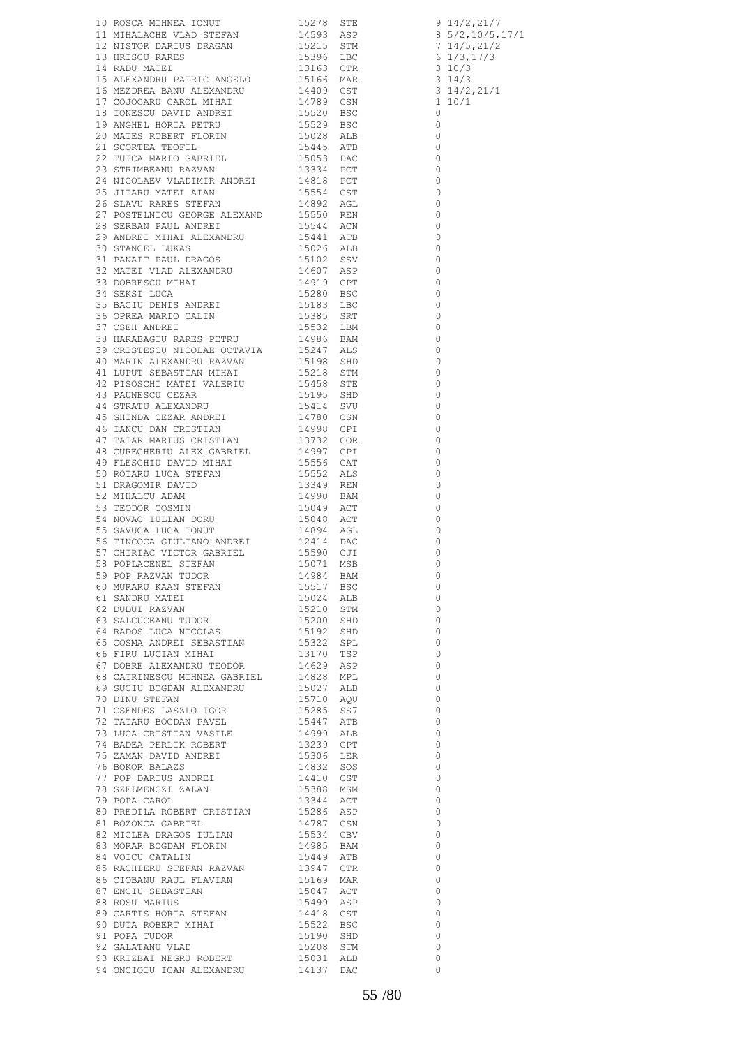| | | | | |
|---|---|---|---|---|
| 10 | ROSCA MIHNEA IONUT | 15278 | STE | 9 14/2,21/7 |
| 11 | MIHALACHE VLAD STEFAN | 14593 | ASP | 8 5/2,10/5,17/1 |
| 12 | NISTOR DARIUS DRAGAN | 15215 | STM | 7 14/5,21/2 |
| 13 | HRISCU RARES | 15396 | LBC | 6 1/3,17/3 |
| 14 | RADU MATEI | 13163 | CTR | 3 10/3 |
| 15 | ALEXANDRU PATRIC ANGELO | 15166 | MAR | 3 14/3 |
| 16 | MEZDREA BANU ALEXANDRU | 14409 | CST | 3 14/2,21/1 |
| 17 | COJOCARU CAROL MIHAI | 14789 | CSN | 1 10/1 |
| 18 | IONESCU DAVID ANDREI | 15520 | BSC | 0 |
| 19 | ANGHEL HORIA PETRU | 15529 | BSC | 0 |
| 20 | MATES ROBERT FLORIN | 15028 | ALB | 0 |
| 21 | SCORTEA TEOFIL | 15445 | ATB | 0 |
| 22 | TUICA MARIO GABRIEL | 15053 | DAC | 0 |
| 23 | STRIMBEANU RAZVAN | 13334 | PCT | 0 |
| 24 | NICOLAEV VLADIMIR ANDREI | 14818 | PCT | 0 |
| 25 | JITARU MATEI AIAN | 15554 | CST | 0 |
| 26 | SLAVU RARES STEFAN | 14892 | AGL | 0 |
| 27 | POSTELNICU GEORGE ALEXAND | 15550 | REN | 0 |
| 28 | SERBAN PAUL ANDREI | 15544 | ACN | 0 |
| 29 | ANDREI MIHAI ALEXANDRU | 15441 | ATB | 0 |
| 30 | STANCEL LUKAS | 15026 | ALB | 0 |
| 31 | PANAIT PAUL DRAGOS | 15102 | SSV | 0 |
| 32 | MATEI VLAD ALEXANDRU | 14607 | ASP | 0 |
| 33 | DOBRESCU MIHAI | 14919 | CPT | 0 |
| 34 | SEKSI LUCA | 15280 | BSC | 0 |
| 35 | BACIU DENIS ANDREI | 15183 | LBC | 0 |
| 36 | OPREA MARIO CALIN | 15385 | SRT | 0 |
| 37 | CSEH ANDREI | 15532 | LBM | 0 |
| 38 | HARABAGIU RARES PETRU | 14986 | BAM | 0 |
| 39 | CRISTESCU NICOLAE OCTAVIA | 15247 | ALS | 0 |
| 40 | MARIN ALEXANDRU RAZVAN | 15198 | SHD | 0 |
| 41 | LUPUT SEBASTIAN MIHAI | 15218 | STM | 0 |
| 42 | PISOSCHI MATEI VALERIU | 15458 | STE | 0 |
| 43 | PAUNESCU CEZAR | 15195 | SHD | 0 |
| 44 | STRATU ALEXANDRU | 15414 | SVU | 0 |
| 45 | GHINDA CEZAR ANDREI | 14780 | CSN | 0 |
| 46 | IANCU DAN CRISTIAN | 14998 | CPI | 0 |
| 47 | TATAR MARIUS CRISTIAN | 13732 | COR | 0 |
| 48 | CURECHERIU ALEX GABRIEL | 14997 | CPI | 0 |
| 49 | FLESCHIU DAVID MIHAI | 15556 | CAT | 0 |
| 50 | ROTARU LUCA STEFAN | 15552 | ALS | 0 |
| 51 | DRAGOMIR DAVID | 13349 | REN | 0 |
| 52 | MIHALCU ADAM | 14990 | BAM | 0 |
| 53 | TEODOR COSMIN | 15049 | ACT | 0 |
| 54 | NOVAC IULIAN DORU | 15048 | ACT | 0 |
| 55 | SAVUCA LUCA IONUT | 14894 | AGL | 0 |
| 56 | TINCOCA GIULIANO ANDREI | 12414 | DAC | 0 |
| 57 | CHIRIAC VICTOR GABRIEL | 15590 | CJI | 0 |
| 58 | POPLACENEL STEFAN | 15071 | MSB | 0 |
| 59 | POP RAZVAN TUDOR | 14984 | BAM | 0 |
| 60 | MURARU KAAN STEFAN | 15517 | BSC | 0 |
| 61 | SANDRU MATEI | 15024 | ALB | 0 |
| 62 | DUDUI RAZVAN | 15210 | STM | 0 |
| 63 | SALCUCEANU TUDOR | 15200 | SHD | 0 |
| 64 | RADOS LUCA NICOLAS | 15192 | SHD | 0 |
| 65 | COSMA ANDREI SEBASTIAN | 15322 | SPL | 0 |
| 66 | FIRU LUCIAN MIHAI | 13170 | TSP | 0 |
| 67 | DOBRE ALEXANDRU TEODOR | 14629 | ASP | 0 |
| 68 | CATRINESCU MIHNEA GABRIEL | 14828 | MPL | 0 |
| 69 | SUCIU BOGDAN ALEXANDRU | 15027 | ALB | 0 |
| 70 | DINU STEFAN | 15710 | AQU | 0 |
| 71 | CSENDES LASZLO IGOR | 15285 | SS7 | 0 |
| 72 | TATARU BOGDAN PAVEL | 15447 | ATB | 0 |
| 73 | LUCA CRISTIAN VASILE | 14999 | ALB | 0 |
| 74 | BADEA PERLIK ROBERT | 13239 | CPT | 0 |
| 75 | ZAMAN DAVID ANDREI | 15306 | LER | 0 |
| 76 | BOKOR BALAZS | 14832 | SOS | 0 |
| 77 | POP DARIUS ANDREI | 14410 | CST | 0 |
| 78 | SZELMENCZI ZALAN | 15388 | MSM | 0 |
| 79 | POPA CAROL | 13344 | ACT | 0 |
| 80 | PREDILA ROBERT CRISTIAN | 15286 | ASP | 0 |
| 81 | BOZONCA GABRIEL | 14787 | CSN | 0 |
| 82 | MICLEA DRAGOS IULIAN | 15534 | CBV | 0 |
| 83 | MORAR BOGDAN FLORIN | 14985 | BAM | 0 |
| 84 | VOICU CATALIN | 15449 | ATB | 0 |
| 85 | RACHIERU STEFAN RAZVAN | 13947 | CTR | 0 |
| 86 | CIOBANU RAUL FLAVIAN | 15169 | MAR | 0 |
| 87 | ENCIU SEBASTIAN | 15047 | ACT | 0 |
| 88 | ROSU MARIUS | 15499 | ASP | 0 |
| 89 | CARTIS HORIA STEFAN | 14418 | CST | 0 |
| 90 | DUTA ROBERT MIHAI | 15522 | BSC | 0 |
| 91 | POPA TUDOR | 15190 | SHD | 0 |
| 92 | GALATANU VLAD | 15208 | STM | 0 |
| 93 | KRIZBAI NEGRU ROBERT | 15031 | ALB | 0 |
| 94 | ONCIOIU IOAN ALEXANDRU | 14137 | DAC | 0 |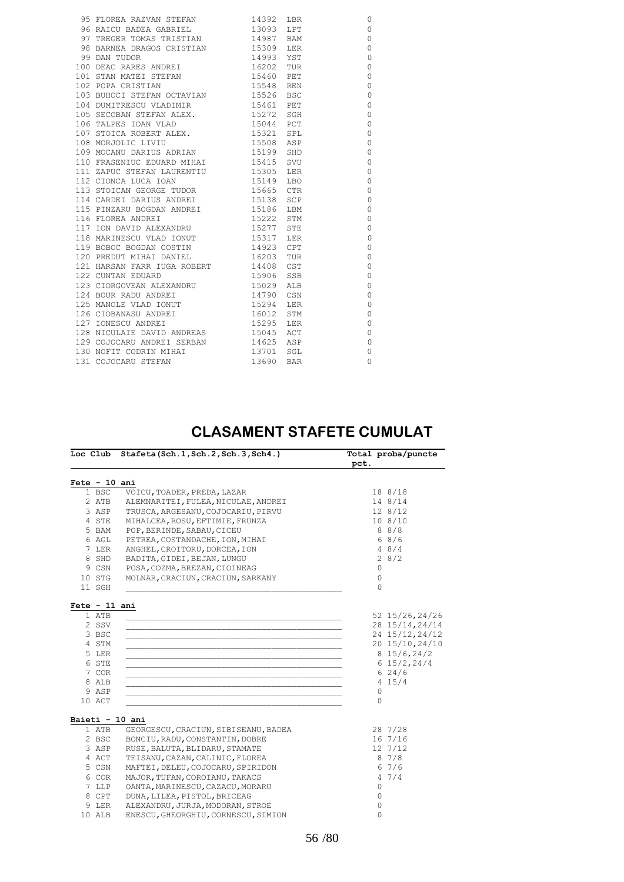| | | | | |
|---|---|---|---|---|
| 95 | FLOREA RAZVAN STEFAN | 14392 | LBR | 0 |
| 96 | RAICU BADEA GABRIEL | 13093 | LPT | 0 |
| 97 | TREGER TOMAS TRISTIAN | 14987 | BAM | 0 |
| 98 | BARNEA DRAGOS CRISTIAN | 15309 | LER | 0 |
| 99 | DAN TUDOR | 14993 | YST | 0 |
| 100 | DEAC RARES ANDREI | 16202 | TUR | 0 |
| 101 | STAN MATEI STEFAN | 15460 | PET | 0 |
| 102 | POPA CRISTIAN | 15548 | REN | 0 |
| 103 | BUHOCI STEFAN OCTAVIAN | 15526 | BSC | 0 |
| 104 | DUMITRESCU VLADIMIR | 15461 | PET | 0 |
| 105 | SECOBAN STEFAN ALEX. | 15272 | SGH | 0 |
| 106 | TALPES IOAN VLAD | 15044 | PCT | 0 |
| 107 | STOICA ROBERT ALEX. | 15321 | SPL | 0 |
| 108 | MORJOLIC LIVIU | 15508 | ASP | 0 |
| 109 | MOCANU DARIUS ADRIAN | 15199 | SHD | 0 |
| 110 | FRASENIUC EDUARD MIHAI | 15415 | SVU | 0 |
| 111 | ZAPUC STEFAN LAURENTIU | 15305 | LER | 0 |
| 112 | CIONCA LUCA IOAN | 15149 | LBO | 0 |
| 113 | STOICAN GEORGE TUDOR | 15665 | CTR | 0 |
| 114 | CARDEI DARIUS ANDREI | 15138 | SCP | 0 |
| 115 | PINZARU BOGDAN ANDREI | 15186 | LBM | 0 |
| 116 | FLOREA ANDREI | 15222 | STM | 0 |
| 117 | ION DAVID ALEXANDRU | 15277 | STE | 0 |
| 118 | MARINESCU VLAD IONUT | 15317 | LER | 0 |
| 119 | BOBOC BOGDAN COSTIN | 14923 | CPT | 0 |
| 120 | PREDUT MIHAI DANIEL | 16203 | TUR | 0 |
| 121 | HARSAN FARR IUGA ROBERT | 14408 | CST | 0 |
| 122 | CUNTAN EDUARD | 15906 | SSB | 0 |
| 123 | CIORGOVEAN ALEXANDRU | 15029 | ALB | 0 |
| 124 | BOUR RADU ANDREI | 14790 | CSN | 0 |
| 125 | MANOLE VLAD IONUT | 15294 | LER | 0 |
| 126 | CIOBANASU ANDREI | 16012 | STM | 0 |
| 127 | IONESCU ANDREI | 15295 | LER | 0 |
| 128 | NICULAIE DAVID ANDREAS | 15045 | ACT | 0 |
| 129 | COJOCARU ANDREI SERBAN | 14625 | ASP | 0 |
| 130 | NOFIT CODRIN MIHAI | 13701 | SGL | 0 |
| 131 | COJOCARU STEFAN | 13690 | BAR | 0 |

# CLASAMENT STAFETE CUMULAT

| Loc | Club | Stafeta(Sch.1,Sch.2,Sch.3,Sch4.) | Total pct. | proba/puncte |
|---|---|---|---|---|
| **Fete - 10 ani** | | | | |
| 1 | BSC | VOICU,TOADER,PREDA,LAZAR | 18 | 8/18 |
| 2 | ATB | ALEMNARITEI,FULEA,NICULAE,ANDREI | 14 | 8/14 |
| 3 | ASP | TRUSCA,ARGESANU,COJOCARIU,PIRVU | 12 | 8/12 |
| 4 | STE | MIHALCEA,ROSU,EFTIMIE,FRUNZA | 10 | 8/10 |
| 5 | BAM | POP,BERINDE,SABAU,CICEU | 8 | 8/8 |
| 6 | AGL | PETREA,COSTANDACHE,ION,MIHAI | 6 | 8/6 |
| 7 | LER | ANGHEL,CROITORU,DORCEA,ION | 4 | 8/4 |
| 8 | SHD | BADITA,GIDEI,BEJAN,LUNGU | 2 | 8/2 |
| 9 | CSN | POSA,COZMA,BREZAN,CIOINEAG | 0 | |
| 10 | STG | MOLNAR,CRACIUN,CRACIUN,SARKANY | 0 | |
| 11 | SGH | | 0 | |
| **Fete - 11 ani** | | | | |
| 1 | ATB | | 52 | 15/26,24/26 |
| 2 | SSV | | 28 | 15/14,24/14 |
| 3 | BSC | | 24 | 15/12,24/12 |
| 4 | STM | | 20 | 15/10,24/10 |
| 5 | LER | | 8 | 15/6,24/2 |
| 6 | STE | | 6 | 15/2,24/4 |
| 7 | COR | | 6 | 24/6 |
| 8 | ALB | | 4 | 15/4 |
| 9 | ASP | | 0 | |
| 10 | ACT | | 0 | |
| **Baieti - 10 ani** | | | | |
| 1 | ATB | GEORGESCU,CRACIUN,SIBISEANU,BADEA | 28 | 7/28 |
| 2 | BSC | BONCIU,RADU,CONSTANTIN,DOBRE | 16 | 7/16 |
| 3 | ASP | RUSE,BALUTA,BLIDARU,STAMATE | 12 | 7/12 |
| 4 | ACT | TEISANU,CAZAN,CALINIC,FLOREA | 8 | 7/8 |
| 5 | CSN | MAFTEI,DELEU,COJOCARU,SPIRIDON | 6 | 7/6 |
| 6 | COR | MAJOR,TUFAN,COROIANU,TAKACS | 4 | 7/4 |
| 7 | LLP | OANTA,MARINESCU,CAZACU,MORARU | 0 | |
| 8 | CPT | DUNA,LILEA,PISTOL,BRICEAG | 0 | |
| 9 | LER | ALEXANDRU,JURJA,MODORAN,STROE | 0 | |
| 10 | ALB | ENESCU,GHEORGHIU,CORNESCU,SIMION | 0 | |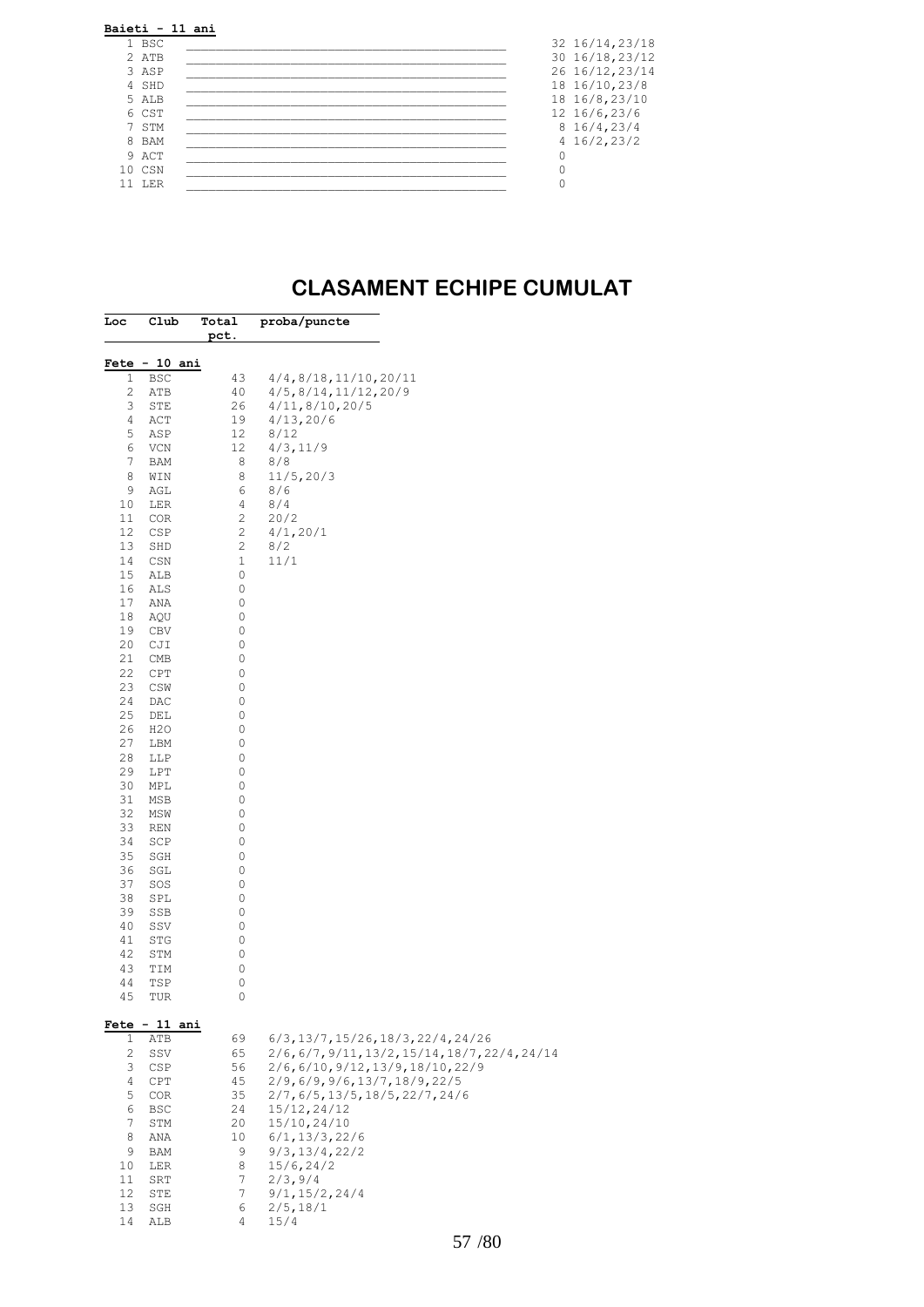**Baieti - 11 ani**

| | | | |
|---|---|---|---|
| 1 | BSC | 32 | 16/14,23/18 |
| 2 | ATB | 30 | 16/18,23/12 |
| 3 | ASP | 26 | 16/12,23/14 |
| 4 | SHD | 18 | 16/10,23/8 |
| 5 | ALB | 18 | 16/8,23/10 |
| 6 | CST | 12 | 16/6,23/6 |
| 7 | STM | 8 | 16/4,23/4 |
| 8 | BAM | 4 | 16/2,23/2 |
| 9 | ACT | 0 | |
| 10 | CSN | 0 | |
| 11 | LER | 0 | |

# CLASAMENT ECHIPE CUMULAT

| Loc | Club | Total pct. | proba/puncte |
|---|---|---|---|
| **Fete - 10 ani** | | | |
| 1 | BSC | 43 | 4/4,8/18,11/10,20/11 |
| 2 | ATB | 40 | 4/5,8/14,11/12,20/9 |
| 3 | STE | 26 | 4/11,8/10,20/5 |
| 4 | ACT | 19 | 4/13,20/6 |
| 5 | ASP | 12 | 8/12 |
| 6 | VCN | 12 | 4/3,11/9 |
| 7 | BAM | 8 | 8/8 |
| 8 | WIN | 8 | 11/5,20/3 |
| 9 | AGL | 6 | 8/6 |
| 10 | LER | 4 | 8/4 |
| 11 | COR | 2 | 20/2 |
| 12 | CSP | 2 | 4/1,20/1 |
| 13 | SHD | 2 | 8/2 |
| 14 | CSN | 1 | 11/1 |
| 15 | ALB | 0 | |
| 16 | ALS | 0 | |
| 17 | ANA | 0 | |
| 18 | AQU | 0 | |
| 19 | CBV | 0 | |
| 20 | CJI | 0 | |
| 21 | CMB | 0 | |
| 22 | CPT | 0 | |
| 23 | CSW | 0 | |
| 24 | DAC | 0 | |
| 25 | DEL | 0 | |
| 26 | H2O | 0 | |
| 27 | LBM | 0 | |
| 28 | LLP | 0 | |
| 29 | LPT | 0 | |
| 30 | MPL | 0 | |
| 31 | MSB | 0 | |
| 32 | MSW | 0 | |
| 33 | REN | 0 | |
| 34 | SCP | 0 | |
| 35 | SGH | 0 | |
| 36 | SGL | 0 | |
| 37 | SOS | 0 | |
| 38 | SPL | 0 | |
| 39 | SSB | 0 | |
| 40 | SSV | 0 | |
| 41 | STG | 0 | |
| 42 | STM | 0 | |
| 43 | TIM | 0 | |
| 44 | TSP | 0 | |
| 45 | TUR | 0 | |
| **Fete - 11 ani** | | | |
| 1 | ATB | 69 | 6/3,13/7,15/26,18/3,22/4,24/26 |
| 2 | SSV | 65 | 2/6,6/7,9/11,13/2,15/14,18/7,22/4,24/14 |
| 3 | CSP | 56 | 2/6,6/10,9/12,13/9,18/10,22/9 |
| 4 | CPT | 45 | 2/9,6/9,9/6,13/7,18/9,22/5 |
| 5 | COR | 35 | 2/7,6/5,13/5,18/5,22/7,24/6 |
| 6 | BSC | 24 | 15/12,24/12 |
| 7 | STM | 20 | 15/10,24/10 |
| 8 | ANA | 10 | 6/1,13/3,22/6 |
| 9 | BAM | 9 | 9/3,13/4,22/2 |
| 10 | LER | 8 | 15/6,24/2 |
| 11 | SRT | 7 | 2/3,9/4 |
| 12 | STE | 7 | 9/1,15/2,24/4 |
| 13 | SGH | 6 | 2/5,18/1 |
| 14 | ALB | 4 | 15/4 |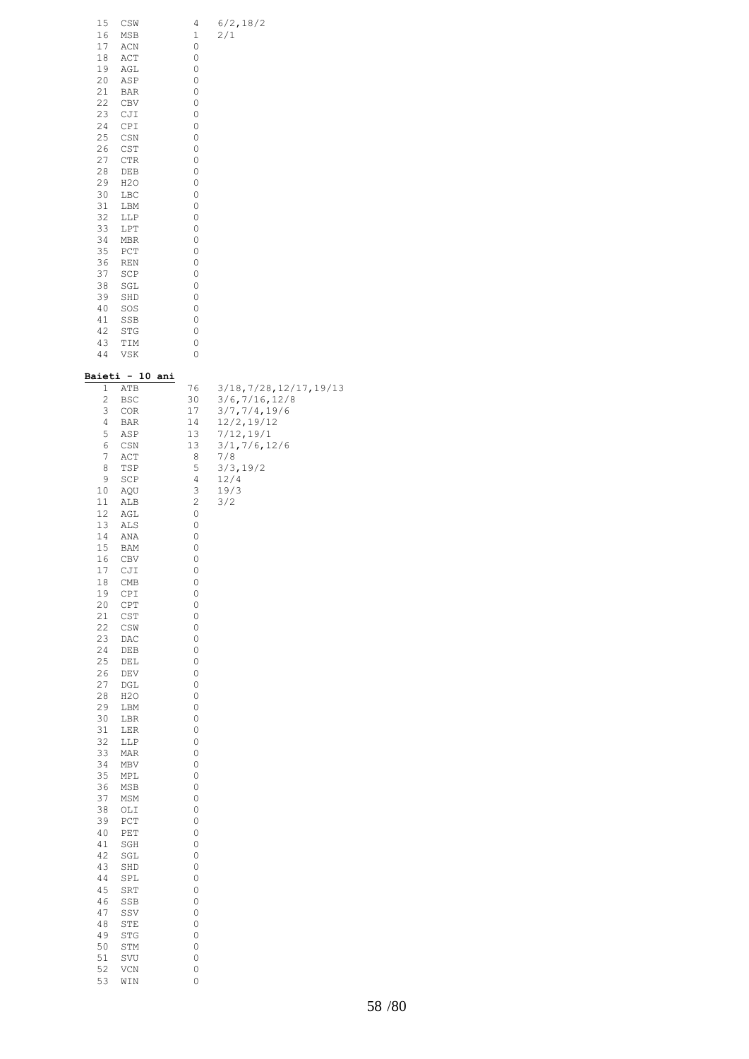| | | | |
|---|---|---|---|
| 15 | CSW | 4 | 6/2,18/2 |
| 16 | MSB | 1 | 2/1 |
| 17 | ACN | 0 | |
| 18 | ACT | 0 | |
| 19 | AGL | 0 | |
| 20 | ASP | 0 | |
| 21 | BAR | 0 | |
| 22 | CBV | 0 | |
| 23 | CJI | 0 | |
| 24 | CPI | 0 | |
| 25 | CSN | 0 | |
| 26 | CST | 0 | |
| 27 | CTR | 0 | |
| 28 | DEB | 0 | |
| 29 | H2O | 0 | |
| 30 | LBC | 0 | |
| 31 | LBM | 0 | |
| 32 | LLP | 0 | |
| 33 | LPT | 0 | |
| 34 | MBR | 0 | |
| 35 | PCT | 0 | |
| 36 | REN | 0 | |
| 37 | SCP | 0 | |
| 38 | SGL | 0 | |
| 39 | SHD | 0 | |
| 40 | SOS | 0 | |
| 41 | SSB | 0 | |
| 42 | STG | 0 | |
| 43 | TIM | 0 | |
| 44 | VSK | 0 | |

**Baieti - 10 ani**

| | | | |
|---|---|---|---|
| 1 | ATB | 76 | 3/18,7/28,12/17,19/13 |
| 2 | BSC | 30 | 3/6,7/16,12/8 |
| 3 | COR | 17 | 3/7,7/4,19/6 |
| 4 | BAR | 14 | 12/2,19/12 |
| 5 | ASP | 13 | 7/12,19/1 |
| 6 | CSN | 13 | 3/1,7/6,12/6 |
| 7 | ACT | 8 | 7/8 |
| 8 | TSP | 5 | 3/3,19/2 |
| 9 | SCP | 4 | 12/4 |
| 10 | AQU | 3 | 19/3 |
| 11 | ALB | 2 | 3/2 |
| 12 | AGL | 0 | |
| 13 | ALS | 0 | |
| 14 | ANA | 0 | |
| 15 | BAM | 0 | |
| 16 | CBV | 0 | |
| 17 | CJI | 0 | |
| 18 | CMB | 0 | |
| 19 | CPI | 0 | |
| 20 | CPT | 0 | |
| 21 | CST | 0 | |
| 22 | CSW | 0 | |
| 23 | DAC | 0 | |
| 24 | DEB | 0 | |
| 25 | DEL | 0 | |
| 26 | DEV | 0 | |
| 27 | DGL | 0 | |
| 28 | H2O | 0 | |
| 29 | LBM | 0 | |
| 30 | LBR | 0 | |
| 31 | LER | 0 | |
| 32 | LLP | 0 | |
| 33 | MAR | 0 | |
| 34 | MBV | 0 | |
| 35 | MPL | 0 | |
| 36 | MSB | 0 | |
| 37 | MSM | 0 | |
| 38 | OLI | 0 | |
| 39 | PCT | 0 | |
| 40 | PET | 0 | |
| 41 | SGH | 0 | |
| 42 | SGL | 0 | |
| 43 | SHD | 0 | |
| 44 | SPL | 0 | |
| 45 | SRT | 0 | |
| 46 | SSB | 0 | |
| 47 | SSV | 0 | |
| 48 | STE | 0 | |
| 49 | STG | 0 | |
| 50 | STM | 0 | |
| 51 | SVU | 0 | |
| 52 | VCN | 0 | |
| 53 | WIN | 0 | |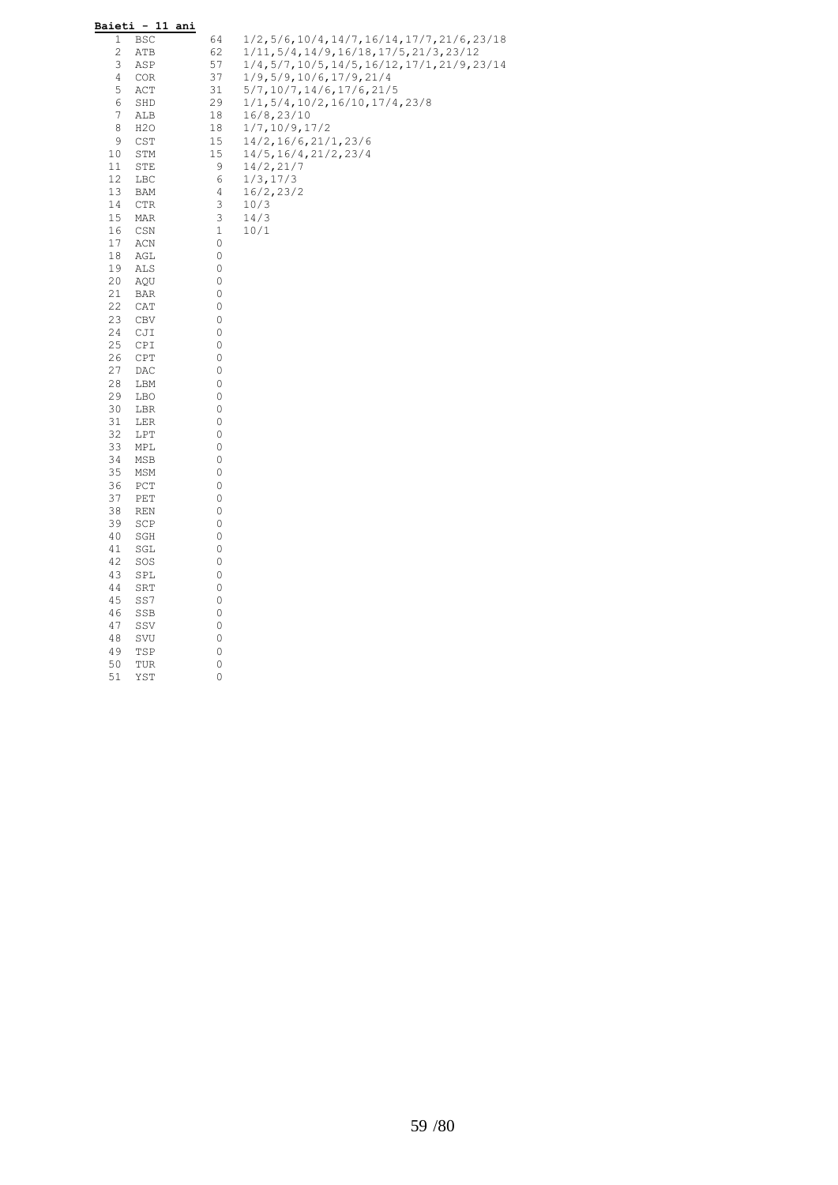**Baieti - 11 ani**

| | | | |
|---|---|---|---|
| 1 | BSC | 64 | 1/2,5/6,10/4,14/7,16/14,17/7,21/6,23/18 |
| 2 | ATB | 62 | 1/11,5/4,14/9,16/18,17/5,21/3,23/12 |
| 3 | ASP | 57 | 1/4,5/7,10/5,14/5,16/12,17/1,21/9,23/14 |
| 4 | COR | 37 | 1/9,5/9,10/6,17/9,21/4 |
| 5 | ACT | 31 | 5/7,10/7,14/6,17/6,21/5 |
| 6 | SHD | 29 | 1/1,5/4,10/2,16/10,17/4,23/8 |
| 7 | ALB | 18 | 16/8,23/10 |
| 8 | H2O | 18 | 1/7,10/9,17/2 |
| 9 | CST | 15 | 14/2,16/6,21/1,23/6 |
| 10 | STM | 15 | 14/5,16/4,21/2,23/4 |
| 11 | STE | 9 | 14/2,21/7 |
| 12 | LBC | 6 | 1/3,17/3 |
| 13 | BAM | 4 | 16/2,23/2 |
| 14 | CTR | 3 | 10/3 |
| 15 | MAR | 3 | 14/3 |
| 16 | CSN | 1 | 10/1 |
| 17 | ACN | 0 | |
| 18 | AGL | 0 | |
| 19 | ALS | 0 | |
| 20 | AQU | 0 | |
| 21 | BAR | 0 | |
| 22 | CAT | 0 | |
| 23 | CBV | 0 | |
| 24 | CJI | 0 | |
| 25 | CPI | 0 | |
| 26 | CPT | 0 | |
| 27 | DAC | 0 | |
| 28 | LBM | 0 | |
| 29 | LBO | 0 | |
| 30 | LBR | 0 | |
| 31 | LER | 0 | |
| 32 | LPT | 0 | |
| 33 | MPL | 0 | |
| 34 | MSB | 0 | |
| 35 | MSM | 0 | |
| 36 | PCT | 0 | |
| 37 | PET | 0 | |
| 38 | REN | 0 | |
| 39 | SCP | 0 | |
| 40 | SGH | 0 | |
| 41 | SGL | 0 | |
| 42 | SOS | 0 | |
| 43 | SPL | 0 | |
| 44 | SRT | 0 | |
| 45 | SS7 | 0 | |
| 46 | SSB | 0 | |
| 47 | SSV | 0 | |
| 48 | SVU | 0 | |
| 49 | TSP | 0 | |
| 50 | TUR | 0 | |
| 51 | YST | 0 | |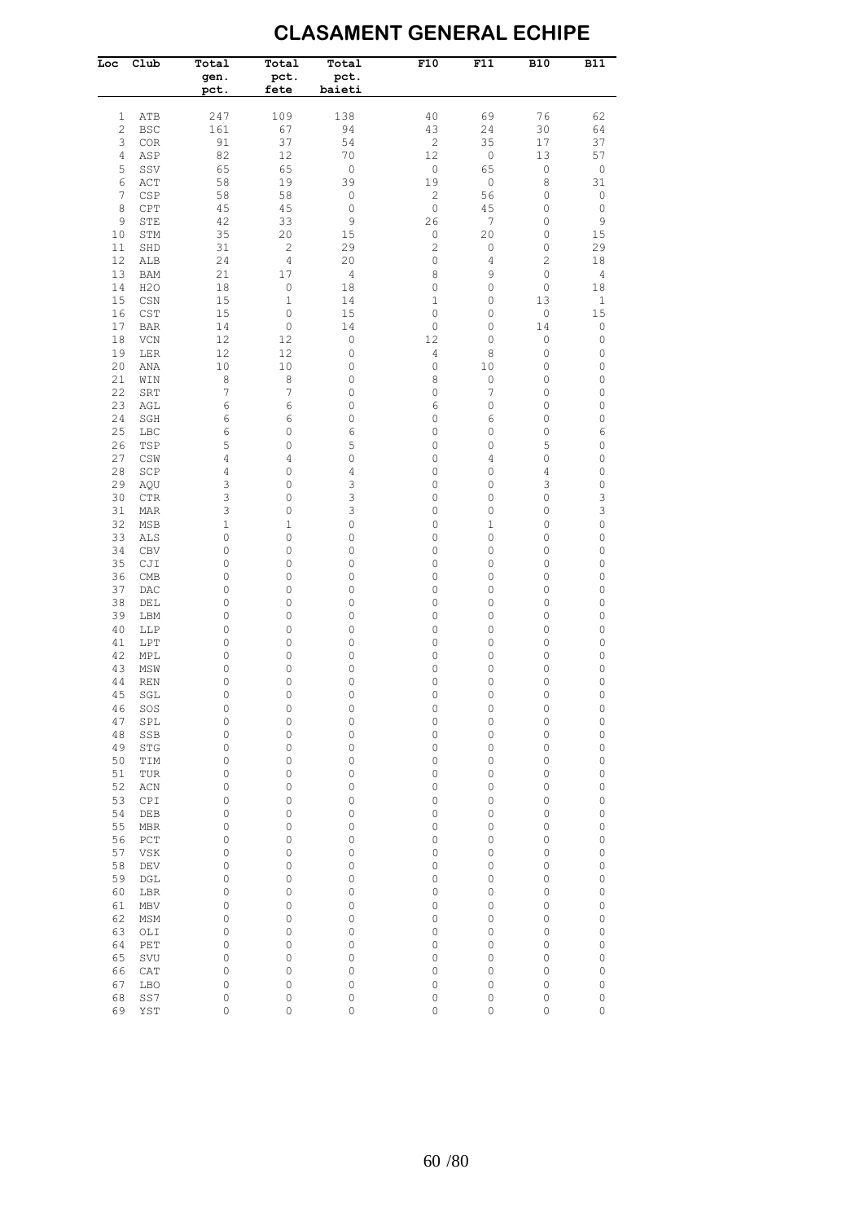# CLASAMENT GENERAL ECHIPE

| Loc | Club | Total gen. pct. | Total pct. fete | Total pct. baieti | F10 | F11 | B10 | B11 |
|---|---|---|---|---|---|---|---|---|
| 1 | ATB | 247 | 109 | 138 | 40 | 69 | 76 | 62 |
| 2 | BSC | 161 | 67 | 94 | 43 | 24 | 30 | 64 |
| 3 | COR | 91 | 37 | 54 | 2 | 35 | 17 | 37 |
| 4 | ASP | 82 | 12 | 70 | 12 | 0 | 13 | 57 |
| 5 | SSV | 65 | 65 | 0 | 0 | 65 | 0 | 0 |
| 6 | ACT | 58 | 19 | 39 | 19 | 0 | 8 | 31 |
| 7 | CSP | 58 | 58 | 0 | 2 | 56 | 0 | 0 |
| 8 | CPT | 45 | 45 | 0 | 0 | 45 | 0 | 0 |
| 9 | STE | 42 | 33 | 9 | 26 | 7 | 0 | 9 |
| 10 | STM | 35 | 20 | 15 | 0 | 20 | 0 | 15 |
| 11 | SHD | 31 | 2 | 29 | 2 | 0 | 0 | 29 |
| 12 | ALB | 24 | 4 | 20 | 0 | 4 | 2 | 18 |
| 13 | BAM | 21 | 17 | 4 | 8 | 9 | 0 | 4 |
| 14 | H2O | 18 | 0 | 18 | 0 | 0 | 0 | 18 |
| 15 | CSN | 15 | 1 | 14 | 1 | 0 | 13 | 1 |
| 16 | CST | 15 | 0 | 15 | 0 | 0 | 0 | 15 |
| 17 | BAR | 14 | 0 | 14 | 0 | 0 | 14 | 0 |
| 18 | VCN | 12 | 12 | 0 | 12 | 0 | 0 | 0 |
| 19 | LER | 12 | 12 | 0 | 4 | 8 | 0 | 0 |
| 20 | ANA | 10 | 10 | 0 | 0 | 10 | 0 | 0 |
| 21 | WIN | 8 | 8 | 0 | 8 | 0 | 0 | 0 |
| 22 | SRT | 7 | 7 | 0 | 0 | 7 | 0 | 0 |
| 23 | AGL | 6 | 6 | 0 | 6 | 0 | 0 | 0 |
| 24 | SGH | 6 | 6 | 0 | 0 | 6 | 0 | 0 |
| 25 | LBC | 6 | 0 | 6 | 0 | 0 | 0 | 6 |
| 26 | TSP | 5 | 0 | 5 | 0 | 0 | 5 | 0 |
| 27 | CSW | 4 | 4 | 0 | 0 | 4 | 0 | 0 |
| 28 | SCP | 4 | 0 | 4 | 0 | 0 | 4 | 0 |
| 29 | AQU | 3 | 0 | 3 | 0 | 0 | 3 | 0 |
| 30 | CTR | 3 | 0 | 3 | 0 | 0 | 0 | 3 |
| 31 | MAR | 3 | 0 | 3 | 0 | 0 | 0 | 3 |
| 32 | MSB | 1 | 1 | 0 | 0 | 1 | 0 | 0 |
| 33 | ALS | 0 | 0 | 0 | 0 | 0 | 0 | 0 |
| 34 | CBV | 0 | 0 | 0 | 0 | 0 | 0 | 0 |
| 35 | CJI | 0 | 0 | 0 | 0 | 0 | 0 | 0 |
| 36 | CMB | 0 | 0 | 0 | 0 | 0 | 0 | 0 |
| 37 | DAC | 0 | 0 | 0 | 0 | 0 | 0 | 0 |
| 38 | DEL | 0 | 0 | 0 | 0 | 0 | 0 | 0 |
| 39 | LBM | 0 | 0 | 0 | 0 | 0 | 0 | 0 |
| 40 | LLP | 0 | 0 | 0 | 0 | 0 | 0 | 0 |
| 41 | LPT | 0 | 0 | 0 | 0 | 0 | 0 | 0 |
| 42 | MPL | 0 | 0 | 0 | 0 | 0 | 0 | 0 |
| 43 | MSW | 0 | 0 | 0 | 0 | 0 | 0 | 0 |
| 44 | REN | 0 | 0 | 0 | 0 | 0 | 0 | 0 |
| 45 | SGL | 0 | 0 | 0 | 0 | 0 | 0 | 0 |
| 46 | SOS | 0 | 0 | 0 | 0 | 0 | 0 | 0 |
| 47 | SPL | 0 | 0 | 0 | 0 | 0 | 0 | 0 |
| 48 | SSB | 0 | 0 | 0 | 0 | 0 | 0 | 0 |
| 49 | STG | 0 | 0 | 0 | 0 | 0 | 0 | 0 |
| 50 | TIM | 0 | 0 | 0 | 0 | 0 | 0 | 0 |
| 51 | TUR | 0 | 0 | 0 | 0 | 0 | 0 | 0 |
| 52 | ACN | 0 | 0 | 0 | 0 | 0 | 0 | 0 |
| 53 | CPI | 0 | 0 | 0 | 0 | 0 | 0 | 0 |
| 54 | DEB | 0 | 0 | 0 | 0 | 0 | 0 | 0 |
| 55 | MBR | 0 | 0 | 0 | 0 | 0 | 0 | 0 |
| 56 | PCT | 0 | 0 | 0 | 0 | 0 | 0 | 0 |
| 57 | VSK | 0 | 0 | 0 | 0 | 0 | 0 | 0 |
| 58 | DEV | 0 | 0 | 0 | 0 | 0 | 0 | 0 |
| 59 | DGL | 0 | 0 | 0 | 0 | 0 | 0 | 0 |
| 60 | LBR | 0 | 0 | 0 | 0 | 0 | 0 | 0 |
| 61 | MBV | 0 | 0 | 0 | 0 | 0 | 0 | 0 |
| 62 | MSM | 0 | 0 | 0 | 0 | 0 | 0 | 0 |
| 63 | OLI | 0 | 0 | 0 | 0 | 0 | 0 | 0 |
| 64 | PET | 0 | 0 | 0 | 0 | 0 | 0 | 0 |
| 65 | SVU | 0 | 0 | 0 | 0 | 0 | 0 | 0 |
| 66 | CAT | 0 | 0 | 0 | 0 | 0 | 0 | 0 |
| 67 | LBO | 0 | 0 | 0 | 0 | 0 | 0 | 0 |
| 68 | SS7 | 0 | 0 | 0 | 0 | 0 | 0 | 0 |
| 69 | YST | 0 | 0 | 0 | 0 | 0 | 0 | 0 |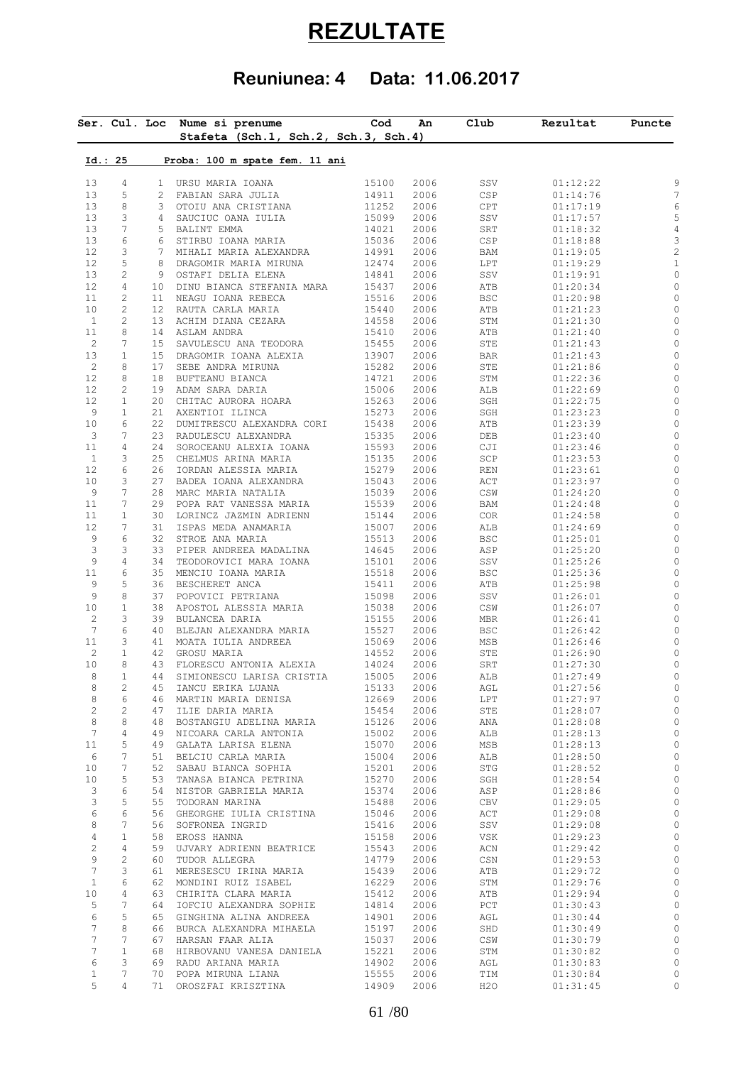# REZULTATE

## Reuniunea: 4 Data: 11.06.2017

| Ser. | Cul. | Loc | Nume si prenume<br>Stafeta (Sch.1, Sch.2, Sch.3, Sch.4) | Cod | An | Club | Rezultat | Puncte |
|---|---|---|---|---|---|---|---|---|

**Id.: 25 Proba: 100 m spate fem. 11 ani**

| Ser. | Cul. | Loc | Nume si prenume | Cod | An | Club | Rezultat | Puncte |
|---|---|---|---|---|---|---|---|---|
| 13 | 4 | 1 | URSU MARIA IOANA | 15100 | 2006 | SSV | 01:12:22 | 9 |
| 13 | 5 | 2 | FABIAN SARA JULIA | 14911 | 2006 | CSP | 01:14:76 | 7 |
| 13 | 8 | 3 | OTOIU ANA CRISTIANA | 11252 | 2006 | CPT | 01:17:19 | 6 |
| 13 | 3 | 4 | SAUCIUC OANA IULIA | 15099 | 2006 | SSV | 01:17:57 | 5 |
| 13 | 7 | 5 | BALINT EMMA | 14021 | 2006 | SRT | 01:18:32 | 4 |
| 13 | 6 | 6 | STIRBU IOANA MARIA | 15036 | 2006 | CSP | 01:18:88 | 3 |
| 12 | 3 | 7 | MIHALI MARIA ALEXANDRA | 14991 | 2006 | BAM | 01:19:05 | 2 |
| 12 | 5 | 8 | DRAGOMIR MARIA MIRUNA | 12474 | 2006 | LPT | 01:19:29 | 1 |
| 13 | 2 | 9 | OSTAFI DELIA ELENA | 14841 | 2006 | SSV | 01:19:91 | 0 |
| 12 | 4 | 10 | DINU BIANCA STEFANIA MARA | 15437 | 2006 | ATB | 01:20:34 | 0 |
| 11 | 2 | 11 | NEAGU IOANA REBECA | 15516 | 2006 | BSC | 01:20:98 | 0 |
| 10 | 2 | 12 | RAUTA CARLA MARIA | 15440 | 2006 | ATB | 01:21:23 | 0 |
| 1 | 2 | 13 | ACHIM DIANA CEZARA | 14558 | 2006 | STM | 01:21:30 | 0 |
| 11 | 8 | 14 | ASLAM ANDRA | 15410 | 2006 | ATB | 01:21:40 | 0 |
| 2 | 7 | 15 | SAVULESCU ANA TEODORA | 15455 | 2006 | STE | 01:21:43 | 0 |
| 13 | 1 | 15 | DRAGOMIR IOANA ALEXIA | 13907 | 2006 | BAR | 01:21:43 | 0 |
| 2 | 8 | 17 | SEBE ANDRA MIRUNA | 15282 | 2006 | STE | 01:21:86 | 0 |
| 12 | 8 | 18 | BUFTEANU BIANCA | 14721 | 2006 | STM | 01:22:36 | 0 |
| 12 | 2 | 19 | ADAM SARA DARIA | 15006 | 2006 | ALB | 01:22:69 | 0 |
| 12 | 1 | 20 | CHITAC AURORA HOARA | 15263 | 2006 | SGH | 01:22:75 | 0 |
| 9 | 1 | 21 | AXENTIOI ILINCA | 15273 | 2006 | SGH | 01:23:23 | 0 |
| 10 | 6 | 22 | DUMITRESCU ALEXANDRA CORI | 15438 | 2006 | ATB | 01:23:39 | 0 |
| 3 | 7 | 23 | RADULESCU ALEXANDRA | 15335 | 2006 | DEB | 01:23:40 | 0 |
| 11 | 4 | 24 | SOROCEANU ALEXIA IOANA | 15593 | 2006 | CJI | 01:23:46 | 0 |
| 1 | 3 | 25 | CHELMUS ARINA MARIA | 15135 | 2006 | SCP | 01:23:53 | 0 |
| 12 | 6 | 26 | IORDAN ALESSIA MARIA | 15279 | 2006 | REN | 01:23:61 | 0 |
| 10 | 3 | 27 | BADEA IOANA ALEXANDRA | 15043 | 2006 | ACT | 01:23:97 | 0 |
| 9 | 7 | 28 | MARC MARIA NATALIA | 15039 | 2006 | CSW | 01:24:20 | 0 |
| 11 | 7 | 29 | POPA RAT VANESSA MARIA | 15539 | 2006 | BAM | 01:24:48 | 0 |
| 11 | 1 | 30 | LORINCZ JAZMIN ADRIENN | 15144 | 2006 | COR | 01:24:58 | 0 |
| 12 | 7 | 31 | ISPAS MEDA ANAMARIA | 15007 | 2006 | ALB | 01:24:69 | 0 |
| 9 | 6 | 32 | STROE ANA MARIA | 15513 | 2006 | BSC | 01:25:01 | 0 |
| 3 | 3 | 33 | PIPER ANDREEA MADALINA | 14645 | 2006 | ASP | 01:25:20 | 0 |
| 9 | 4 | 34 | TEODOROVICI MARA IOANA | 15101 | 2006 | SSV | 01:25:26 | 0 |
| 11 | 6 | 35 | MENCIU IOANA MARIA | 15518 | 2006 | BSC | 01:25:36 | 0 |
| 9 | 5 | 36 | BESCHERET ANCA | 15411 | 2006 | ATB | 01:25:98 | 0 |
| 9 | 8 | 37 | POPOVICI PETRIANA | 15098 | 2006 | SSV | 01:26:01 | 0 |
| 10 | 1 | 38 | APOSTOL ALESSIA MARIA | 15038 | 2006 | CSW | 01:26:07 | 0 |
| 2 | 3 | 39 | BULANCEA DARIA | 15155 | 2006 | MBR | 01:26:41 | 0 |
| 7 | 6 | 40 | BLEJAN ALEXANDRA MARIA | 15527 | 2006 | BSC | 01:26:42 | 0 |
| 11 | 3 | 41 | MOATA IULIA ANDREEA | 15069 | 2006 | MSB | 01:26:46 | 0 |
| 2 | 1 | 42 | GROSU MARIA | 14552 | 2006 | STE | 01:26:90 | 0 |
| 10 | 8 | 43 | FLORESCU ANTONIA ALEXIA | 14024 | 2006 | SRT | 01:27:30 | 0 |
| 8 | 1 | 44 | SIMIONESCU LARISA CRISTIA | 15005 | 2006 | ALB | 01:27:49 | 0 |
| 8 | 2 | 45 | IANCU ERIKA LUANA | 15133 | 2006 | AGL | 01:27:56 | 0 |
| 8 | 6 | 46 | MARTIN MARIA DENISA | 12669 | 2006 | LPT | 01:27:97 | 0 |
| 2 | 2 | 47 | ILIE DARIA MARIA | 15454 | 2006 | STE | 01:28:07 | 0 |
| 8 | 8 | 48 | BOSTANGIU ADELINA MARIA | 15126 | 2006 | ANA | 01:28:08 | 0 |
| 7 | 4 | 49 | NICOARA CARLA ANTONIA | 15002 | 2006 | ALB | 01:28:13 | 0 |
| 11 | 5 | 49 | GALATA LARISA ELENA | 15070 | 2006 | MSB | 01:28:13 | 0 |
| 6 | 7 | 51 | BELCIU CARLA MARIA | 15004 | 2006 | ALB | 01:28:50 | 0 |
| 10 | 7 | 52 | SABAU BIANCA SOPHIA | 15201 | 2006 | STG | 01:28:52 | 0 |
| 10 | 5 | 53 | TANASA BIANCA PETRINA | 15270 | 2006 | SGH | 01:28:54 | 0 |
| 3 | 6 | 54 | NISTOR GABRIELA MARIA | 15374 | 2006 | ASP | 01:28:86 | 0 |
| 3 | 5 | 55 | TODORAN MARINA | 15488 | 2006 | CBV | 01:29:05 | 0 |
| 6 | 6 | 56 | GHEORGHE IULIA CRISTINA | 15046 | 2006 | ACT | 01:29:08 | 0 |
| 8 | 7 | 56 | SOFRONEA INGRID | 15416 | 2006 | SSV | 01:29:08 | 0 |
| 4 | 1 | 58 | EROSS HANNA | 15158 | 2006 | VSK | 01:29:23 | 0 |
| 2 | 4 | 59 | UJVARY ADRIENN BEATRICE | 15543 | 2006 | ACN | 01:29:42 | 0 |
| 9 | 2 | 60 | TUDOR ALLEGRA | 14779 | 2006 | CSN | 01:29:53 | 0 |
| 7 | 3 | 61 | MERESESCU IRINA MARIA | 15439 | 2006 | ATB | 01:29:72 | 0 |
| 1 | 6 | 62 | MONDINI RUIZ ISABEL | 16229 | 2006 | STM | 01:29:76 | 0 |
| 10 | 4 | 63 | CHIRITA CLARA MARIA | 15412 | 2006 | ATB | 01:29:94 | 0 |
| 5 | 7 | 64 | IOFCIU ALEXANDRA SOPHIE | 14814 | 2006 | PCT | 01:30:43 | 0 |
| 6 | 5 | 65 | GINGHINA ALINA ANDREEA | 14901 | 2006 | AGL | 01:30:44 | 0 |
| 7 | 8 | 66 | BURCA ALEXANDRA MIHAELA | 15197 | 2006 | SHD | 01:30:49 | 0 |
| 7 | 7 | 67 | HARSAN FAAR ALIA | 15037 | 2006 | CSW | 01:30:79 | 0 |
| 7 | 1 | 68 | HIRBOVANU VANESA DANIELA | 15221 | 2006 | STM | 01:30:82 | 0 |
| 6 | 3 | 69 | RADU ARIANA MARIA | 14902 | 2006 | AGL | 01:30:83 | 0 |
| 1 | 7 | 70 | POPA MIRUNA LIANA | 15555 | 2006 | TIM | 01:30:84 | 0 |
| 5 | 4 | 71 | OROSZFAI KRISZTINA | 14909 | 2006 | H2O | 01:31:45 | 0 |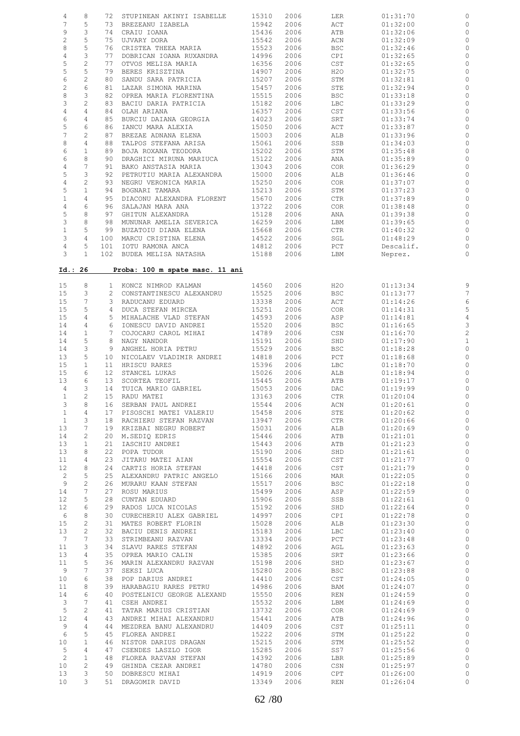| | | | | | | | | |
|---|---|---|---|---|---|---|---|---|
| 4 | 8 | 72 | STUPINEAN AKINYI ISABELLE | 15310 | 2006 | LER | 01:31:70 | 0 |
| 7 | 5 | 73 | BREZEANU IZABELA | 15942 | 2006 | ACT | 01:32:00 | 0 |
| 9 | 3 | 74 | CRAIU IOANA | 15436 | 2006 | ATB | 01:32:06 | 0 |
| 2 | 5 | 75 | UJVARY DORA | 15542 | 2006 | ACN | 01:32:09 | 0 |
| 8 | 5 | 76 | CRISTEA THEEA MARIA | 15523 | 2006 | BSC | 01:32:46 | 0 |
| 4 | 3 | 77 | DOBRICAN IOANA RUXANDRA | 14996 | 2006 | CPI | 01:32:65 | 0 |
| 5 | 2 | 77 | OTVOS MELISA MARIA | 16356 | 2006 | CST | 01:32:65 | 0 |
| 5 | 5 | 79 | BERES KRISZTINA | 14907 | 2006 | H2O | 01:32:75 | 0 |
| 6 | 2 | 80 | SANDU SARA PATRICIA | 15207 | 2006 | STM | 01:32:81 | 0 |
| 2 | 6 | 81 | LAZAR SIMONA MARINA | 15457 | 2006 | STE | 01:32:94 | 0 |
| 8 | 3 | 82 | OPREA MARIA FLORENTINA | 15515 | 2006 | BSC | 01:33:18 | 0 |
| 3 | 2 | 83 | BACIU DARIA PATRICIA | 15182 | 2006 | LBC | 01:33:29 | 0 |
| 4 | 4 | 84 | OLAH ARIANA | 16357 | 2006 | CST | 01:33:56 | 0 |
| 6 | 4 | 85 | BURCIU DAIANA GEORGIA | 14023 | 2006 | SRT | 01:33:74 | 0 |
| 5 | 6 | 86 | IANCU MARA ALEXIA | 15050 | 2006 | ACT | 01:33:87 | 0 |
| 7 | 2 | 87 | BREZAE ADNANA ELENA | 15003 | 2006 | ALB | 01:33:96 | 0 |
| 8 | 4 | 88 | TALPOS STEFANA ARISA | 15061 | 2006 | SSB | 01:34:03 | 0 |
| 6 | 1 | 89 | BOJA ROXANA TEODORA | 15202 | 2006 | STM | 01:35:48 | 0 |
| 6 | 8 | 90 | DRAGHICI MIRUNA MARIUCA | 15122 | 2006 | ANA | 01:35:89 | 0 |
| 4 | 7 | 91 | BAKO ANSTASIA MARIA | 13043 | 2006 | COR | 01:36:29 | 0 |
| 5 | 3 | 92 | PETRUTIU MARIA ALEXANDRA | 15000 | 2006 | ALB | 01:36:46 | 0 |
| 4 | 2 | 93 | NEGRU VERONICA MARIA | 15250 | 2006 | COR | 01:37:07 | 0 |
| 5 | 1 | 94 | BOGNARI TAMARA | 15213 | 2006 | STM | 01:37:23 | 0 |
| 1 | 4 | 95 | DIACONU ALEXANDRA FLORENT | 15670 | 2006 | CTR | 01:37:89 | 0 |
| 4 | 6 | 96 | SALAJAN MARA ANA | 13722 | 2006 | COR | 01:38:48 | 0 |
| 5 | 8 | 97 | GHITUN ALEXANDRA | 15128 | 2006 | ANA | 01:39:38 | 0 |
| 3 | 8 | 98 | MUNUNAR AMELIA SEVERICA | 16259 | 2006 | LBM | 01:39:65 | 0 |
| 1 | 5 | 99 | BUZATOIU DIANA ELENA | 15668 | 2006 | CTR | 01:40:32 | 0 |
| 3 | 4 | 100 | MARCU CRISTINA ELENA | 14522 | 2006 | SGL | 01:48:29 | 0 |
| 4 | 5 | 101 | IOTU RAMONA ANCA | 14812 | 2006 | PCT | Descalif. | 0 |
| 3 | 1 | 102 | BUDEA MELISA NATASHA | 15188 | 2006 | LBM | Neprez. | 0 |

## Id.: 26 Proba: 100 m spate masc. 11 ani

| | | | | | | | | |
|---|---|---|---|---|---|---|---|---|
| 15 | 8 | 1 | KONCZ NIMROD KALMAN | 14560 | 2006 | H2O | 01:13:34 | 9 |
| 15 | 3 | 2 | CONSTANTINESCU ALEXANDRU | 15525 | 2006 | BSC | 01:13:77 | 7 |
| 15 | 7 | 3 | RADUCANU EDUARD | 13338 | 2006 | ACT | 01:14:26 | 6 |
| 15 | 5 | 4 | DUCA STEFAN MIRCEA | 15251 | 2006 | COR | 01:14:31 | 5 |
| 15 | 4 | 5 | MIHALACHE VLAD STEFAN | 14593 | 2006 | ASP | 01:14:81 | 4 |
| 14 | 4 | 6 | IONESCU DAVID ANDREI | 15520 | 2006 | BSC | 01:16:65 | 3 |
| 14 | 1 | 7 | COJOCARU CAROL MIHAI | 14789 | 2006 | CSN | 01:16:70 | 2 |
| 14 | 5 | 8 | NAGY NANDOR | 15191 | 2006 | SHD | 01:17:90 | 1 |
| 14 | 3 | 9 | ANGHEL HORIA PETRU | 15529 | 2006 | BSC | 01:18:28 | 0 |
| 13 | 5 | 10 | NICOLAEV VLADIMIR ANDREI | 14818 | 2006 | PCT | 01:18:68 | 0 |
| 15 | 1 | 11 | HRISCU RARES | 15396 | 2006 | LBC | 01:18:70 | 0 |
| 15 | 6 | 12 | STANCEL LUKAS | 15026 | 2006 | ALB | 01:18:94 | 0 |
| 13 | 6 | 13 | SCORTEA TEOFIL | 15445 | 2006 | ATB | 01:19:17 | 0 |
| 4 | 3 | 14 | TUICA MARIO GABRIEL | 15053 | 2006 | DAC | 01:19:99 | 0 |
| 1 | 2 | 15 | RADU MATEI | 13163 | 2006 | CTR | 01:20:04 | 0 |
| 3 | 8 | 16 | SERBAN PAUL ANDREI | 15544 | 2006 | ACN | 01:20:61 | 0 |
| 1 | 4 | 17 | PISOSCHI MATEI VALERIU | 15458 | 2006 | STE | 01:20:62 | 0 |
| 1 | 3 | 18 | RACHIERU STEFAN RAZVAN | 13947 | 2006 | CTR | 01:20:66 | 0 |
| 13 | 7 | 19 | KRIZBAI NEGRU ROBERT | 15031 | 2006 | ALB | 01:20:69 | 0 |
| 14 | 2 | 20 | M.SEDIQ EDRIS | 15446 | 2006 | ATB | 01:21:01 | 0 |
| 13 | 1 | 21 | IASCHIU ANDREI | 15443 | 2006 | ATB | 01:21:23 | 0 |
| 13 | 8 | 22 | POPA TUDOR | 15190 | 2006 | SHD | 01:21:61 | 0 |
| 11 | 4 | 23 | JITARU MATEI AIAN | 15554 | 2006 | CST | 01:21:77 | 0 |
| 12 | 8 | 24 | CARTIS HORIA STEFAN | 14418 | 2006 | CST | 01:21:79 | 0 |
| 2 | 5 | 25 | ALEXANDRU PATRIC ANGELO | 15166 | 2006 | MAR | 01:22:05 | 0 |
| 9 | 2 | 26 | MURARU KAAN STEFAN | 15517 | 2006 | BSC | 01:22:18 | 0 |
| 14 | 7 | 27 | ROSU MARIUS | 15499 | 2006 | ASP | 01:22:59 | 0 |
| 12 | 5 | 28 | CUNTAN EDUARD | 15906 | 2006 | SSB | 01:22:61 | 0 |
| 12 | 6 | 29 | RADOS LUCA NICOLAS | 15192 | 2006 | SHD | 01:22:64 | 0 |
| 6 | 8 | 30 | CURECHERIU ALEX GABRIEL | 14997 | 2006 | CPI | 01:22:78 | 0 |
| 15 | 2 | 31 | MATES ROBERT FLORIN | 15028 | 2006 | ALB | 01:23:30 | 0 |
| 13 | 2 | 32 | BACIU DENIS ANDREI | 15183 | 2006 | LBC | 01:23:40 | 0 |
| 7 | 7 | 33 | STRIMBEANU RAZVAN | 13334 | 2006 | PCT | 01:23:48 | 0 |
| 11 | 3 | 34 | SLAVU RARES STEFAN | 14892 | 2006 | AGL | 01:23:63 | 0 |
| 13 | 4 | 35 | OPREA MARIO CALIN | 15385 | 2006 | SRT | 01:23:66 | 0 |
| 11 | 5 | 36 | MARIN ALEXANDRU RAZVAN | 15198 | 2006 | SHD | 01:23:67 | 0 |
| 9 | 7 | 37 | SEKSI LUCA | 15280 | 2006 | BSC | 01:23:88 | 0 |
| 10 | 6 | 38 | POP DARIUS ANDREI | 14410 | 2006 | CST | 01:24:05 | 0 |
| 11 | 8 | 39 | HARABAGIU RARES PETRU | 14986 | 2006 | BAM | 01:24:07 | 0 |
| 14 | 6 | 40 | POSTELNICU GEORGE ALEXAND | 15550 | 2006 | REN | 01:24:59 | 0 |
| 3 | 7 | 41 | CSEH ANDREI | 15532 | 2006 | LBM | 01:24:69 | 0 |
| 5 | 2 | 41 | TATAR MARIUS CRISTIAN | 13732 | 2006 | COR | 01:24:69 | 0 |
| 12 | 4 | 43 | ANDREI MIHAI ALEXANDRU | 15441 | 2006 | ATB | 01:24:96 | 0 |
| 9 | 4 | 44 | MEZDREA BANU ALEXANDRU | 14409 | 2006 | CST | 01:25:11 | 0 |
| 6 | 5 | 45 | FLOREA ANDREI | 15222 | 2006 | STM | 01:25:22 | 0 |
| 10 | 1 | 46 | NISTOR DARIUS DRAGAN | 15215 | 2006 | STM | 01:25:52 | 0 |
| 5 | 4 | 47 | CSENDES LASZLO IGOR | 15285 | 2006 | SS7 | 01:25:56 | 0 |
| 2 | 1 | 48 | FLOREA RAZVAN STEFAN | 14392 | 2006 | LBR | 01:25:89 | 0 |
| 10 | 2 | 49 | GHINDA CEZAR ANDREI | 14780 | 2006 | CSN | 01:25:97 | 0 |
| 13 | 3 | 50 | DOBRESCU MIHAI | 14919 | 2006 | CPT | 01:26:00 | 0 |
| 10 | 3 | 51 | DRAGOMIR DAVID | 13349 | 2006 | REN | 01:26:04 | 0 |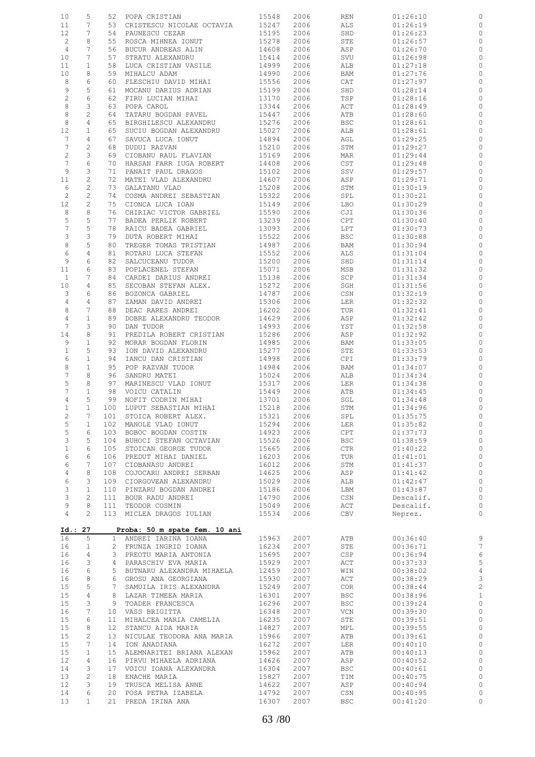| | | | | | | | | |
|---|---|---|---|---|---|---|---|---|
| 10 | 5 | 52 | POPA CRISTIAN | 15548 | 2006 | REN | 01:26:10 | 0 |
| 11 | 7 | 53 | CRISTESCU NICOLAE OCTAVIA | 15247 | 2006 | ALS | 01:26:19 | 0 |
| 12 | 7 | 54 | PAUNESCU CEZAR | 15195 | 2006 | SHD | 01:26:23 | 0 |
| 2 | 8 | 55 | ROSCA MIHNEA IONUT | 15278 | 2006 | STE | 01:26:57 | 0 |
| 4 | 7 | 56 | BUCUR ANDREAS ALIN | 14608 | 2006 | ASP | 01:26:70 | 0 |
| 10 | 7 | 57 | STRATU ALEXANDRU | 15414 | 2006 | SVU | 01:26:98 | 0 |
| 11 | 1 | 58 | LUCA CRISTIAN VASILE | 14999 | 2006 | ALB | 01:27:18 | 0 |
| 10 | 8 | 59 | MIHALCU ADAM | 14990 | 2006 | BAM | 01:27:76 | 0 |
| 8 | 6 | 60 | FLESCHIU DAVID MIHAI | 15556 | 2006 | CAT | 01:27:97 | 0 |
| 9 | 5 | 61 | MOCANU DARIUS ADRIAN | 15199 | 2006 | SHD | 01:28:14 | 0 |
| 2 | 6 | 62 | FIRU LUCIAN MIHAI | 13170 | 2006 | TSP | 01:28:16 | 0 |
| 8 | 3 | 63 | POPA CAROL | 13344 | 2006 | ACT | 01:28:49 | 0 |
| 8 | 2 | 64 | TATARU BOGDAN PAVEL | 15447 | 2006 | ATB | 01:28:60 | 0 |
| 8 | 4 | 65 | BIRGHILESCU ALEXANDRU | 15276 | 2006 | BSC | 01:28:61 | 0 |
| 12 | 1 | 65 | SUCIU BOGDAN ALEXANDRU | 15027 | 2006 | ALB | 01:28:61 | 0 |
| 7 | 4 | 67 | SAVUCA LUCA IONUT | 14894 | 2006 | AGL | 01:29:25 | 0 |
| 7 | 2 | 68 | DUDUI RAZVAN | 15210 | 2006 | STM | 01:29:27 | 0 |
| 2 | 3 | 69 | CIOBANU RAUL FLAVIAN | 15169 | 2006 | MAR | 01:29:44 | 0 |
| 7 | 6 | 70 | HARSAN FARR IUGA ROBERT | 14408 | 2006 | CST | 01:29:48 | 0 |
| 9 | 3 | 71 | PANAIT PAUL DRAGOS | 15102 | 2006 | SSV | 01:29:57 | 0 |
| 11 | 2 | 72 | MATEI VLAD ALEXANDRU | 14607 | 2006 | ASP | 01:29:71 | 0 |
| 6 | 2 | 73 | GALATANU VLAD | 15208 | 2006 | STM | 01:30:19 | 0 |
| 2 | 2 | 74 | COSMA ANDREI SEBASTIAN | 15322 | 2006 | SPL | 01:30:21 | 0 |
| 12 | 2 | 75 | CIONCA LUCA IOAN | 15149 | 2006 | LBO | 01:30:29 | 0 |
| 8 | 8 | 76 | CHIRIAC VICTOR GABRIEL | 15590 | 2006 | CJI | 01:30:36 | 0 |
| 5 | 5 | 77 | BADEA PERLIK ROBERT | 13239 | 2006 | CPT | 01:30:40 | 0 |
| 7 | 5 | 78 | RAICU BADEA GABRIEL | 13093 | 2006 | LPT | 01:30:73 | 0 |
| 3 | 3 | 79 | DUTA ROBERT MIHAI | 15522 | 2006 | BSC | 01:30:88 | 0 |
| 8 | 5 | 80 | TREGER TOMAS TRISTIAN | 14987 | 2006 | BAM | 01:30:94 | 0 |
| 6 | 4 | 81 | ROTARU LUCA STEFAN | 15552 | 2006 | ALS | 01:31:04 | 0 |
| 9 | 6 | 82 | SALCUCEANU TUDOR | 15200 | 2006 | SHD | 01:31:14 | 0 |
| 11 | 6 | 83 | POPLACENEL STEFAN | 15071 | 2006 | MSB | 01:31:32 | 0 |
| 1 | 7 | 84 | CARDEI DARIUS ANDREI | 15138 | 2006 | SCP | 01:31:34 | 0 |
| 10 | 4 | 85 | SECOBAN STEFAN ALEX. | 15272 | 2006 | SGH | 01:31:56 | 0 |
| 3 | 6 | 86 | BOZONCA GABRIEL | 14787 | 2006 | CSN | 01:32:19 | 0 |
| 4 | 4 | 87 | ZAMAN DAVID ANDREI | 15306 | 2006 | LER | 01:32:32 | 0 |
| 8 | 7 | 88 | DEAC RARES ANDREI | 16202 | 2006 | TUR | 01:32:41 | 0 |
| 4 | 1 | 89 | DOBRE ALEXANDRU TEODOR | 14629 | 2006 | ASP | 01:32:42 | 0 |
| 7 | 3 | 90 | DAN TUDOR | 14993 | 2006 | YST | 01:32:58 | 0 |
| 14 | 8 | 91 | PREDILA ROBERT CRISTIAN | 15286 | 2006 | ASP | 01:32:92 | 0 |
| 9 | 1 | 92 | MORAR BOGDAN FLORIN | 14985 | 2006 | BAM | 01:33:05 | 0 |
| 1 | 5 | 93 | ION DAVID ALEXANDRU | 15277 | 2006 | STE | 01:33:53 | 0 |
| 6 | 1 | 94 | IANCU DAN CRISTIAN | 14998 | 2006 | CPI | 01:33:79 | 0 |
| 8 | 1 | 95 | POP RAZVAN TUDOR | 14984 | 2006 | BAM | 01:34:07 | 0 |
| 7 | 8 | 96 | SANDRU MATEI | 15024 | 2006 | ALB | 01:34:34 | 0 |
| 5 | 8 | 97 | MARINESCU VLAD IONUT | 15317 | 2006 | LER | 01:34:38 | 0 |
| 7 | 1 | 98 | VOICU CATALIN | 15449 | 2006 | ATB | 01:34:45 | 0 |
| 4 | 5 | 99 | NOFIT CODRIN MIHAI | 13701 | 2006 | SGL | 01:34:48 | 0 |
| 1 | 1 | 100 | LUPUT SEBASTIAN MIHAI | 15218 | 2006 | STM | 01:34:96 | 0 |
| 2 | 7 | 101 | STOICA ROBERT ALEX. | 15321 | 2006 | SPL | 01:35:75 | 0 |
| 5 | 1 | 102 | MANOLE VLAD IONUT | 15294 | 2006 | LER | 01:35:82 | 0 |
| 5 | 6 | 103 | BOBOC BOGDAN COSTIN | 14923 | 2006 | CPT | 01:37:73 | 0 |
| 3 | 5 | 104 | BUHOCI STEFAN OCTAVIAN | 15526 | 2006 | BSC | 01:38:59 | 0 |
| 1 | 6 | 105 | STOICAN GEORGE TUDOR | 15665 | 2006 | CTR | 01:40:22 | 0 |
| 6 | 6 | 106 | PREDUT MIHAI DANIEL | 16203 | 2006 | TUR | 01:41:01 | 0 |
| 6 | 7 | 107 | CIOBANASU ANDREI | 16012 | 2006 | STM | 01:41:37 | 0 |
| 4 | 8 | 108 | COJOCARU ANDREI SERBAN | 14625 | 2006 | ASP | 01:41:42 | 0 |
| 6 | 3 | 109 | CIORGOVEAN ALEXANDRU | 15029 | 2006 | ALB | 01:42:47 | 0 |
| 3 | 1 | 110 | PINZARU BOGDAN ANDREI | 15186 | 2006 | LBM | 01:43:87 | 0 |
| 3 | 2 | 111 | BOUR RADU ANDREI | 14790 | 2006 | CSN | Descalif. | 0 |
| 9 | 8 | 111 | TEODOR COSMIN | 15049 | 2006 | ACT | Descalif. | 0 |
| 4 | 2 | 113 | MICLEA DRAGOS IULIAN | 15534 | 2006 | CBV | Neprez. | 0 |

**Id.: 27** **Proba: 50 m spate fem. 10 ani**

| | | | | | | | | |
|---|---|---|---|---|---|---|---|---|
| 16 | 5 | 1 | ANDREI IARINA IOANA | 15963 | 2007 | ATB | 00:36:40 | 9 |
| 16 | 1 | 2 | FRUNZA INGRID IOANA | 16234 | 2007 | STE | 00:36:71 | 7 |
| 16 | 4 | 3 | PREOTU MARIA ANTONIA | 15695 | 2007 | CSP | 00:36:94 | 6 |
| 16 | 3 | 4 | PARASCHIV EVA MARIA | 15929 | 2007 | ACT | 00:37:33 | 5 |
| 16 | 6 | 5 | BUTNARU ALEXANDRA MIHAELA | 12459 | 2007 | WIN | 00:38:02 | 4 |
| 16 | 8 | 6 | GROSU ANA GEORGIANA | 15930 | 2007 | ACT | 00:38:29 | 3 |
| 15 | 5 | 7 | SAMUILA IRIS ALEXANDRA | 15249 | 2007 | COR | 00:38:44 | 2 |
| 15 | 4 | 8 | LAZAR TIMEEA MARIA | 16301 | 2007 | BSC | 00:38:96 | 1 |
| 15 | 3 | 9 | TOADER FRANCESCA | 16296 | 2007 | BSC | 00:39:24 | 0 |
| 16 | 7 | 10 | VASS BRIGITTA | 16348 | 2007 | VCN | 00:39:30 | 0 |
| 15 | 6 | 11 | MIHALCEA MARIA CAMELIA | 16235 | 2007 | STE | 00:39:51 | 0 |
| 15 | 8 | 12 | STANCU AIDA MARIA | 14827 | 2007 | MPL | 00:39:55 | 0 |
| 15 | 2 | 13 | NICULAE TEODORA ANA MARIA | 15966 | 2007 | ATB | 00:39:61 | 0 |
| 15 | 7 | 14 | ION ANADIANA | 16272 | 2007 | LER | 00:40:10 | 0 |
| 15 | 1 | 15 | ALEMNARITEI BRIANA ALEXAN | 15962 | 2007 | ATB | 00:40:13 | 0 |
| 12 | 4 | 16 | PIRVU MIHAELA ADRIANA | 14626 | 2007 | ASP | 00:40:52 | 0 |
| 14 | 3 | 17 | VOICU IOANA ALEXANDRA | 16304 | 2007 | BSC | 00:40:61 | 0 |
| 13 | 2 | 18 | ENACHE MARIA | 15827 | 2007 | TIM | 00:40:75 | 0 |
| 12 | 3 | 19 | TRUSCA MELISA ANNE | 14622 | 2007 | ASP | 00:40:94 | 0 |
| 14 | 6 | 20 | POSA PETRA IZABELA | 14792 | 2007 | CSN | 00:40:95 | 0 |
| 13 | 1 | 21 | PREDA IRINA ANA | 16307 | 2007 | BSC | 00:41:20 | 0 |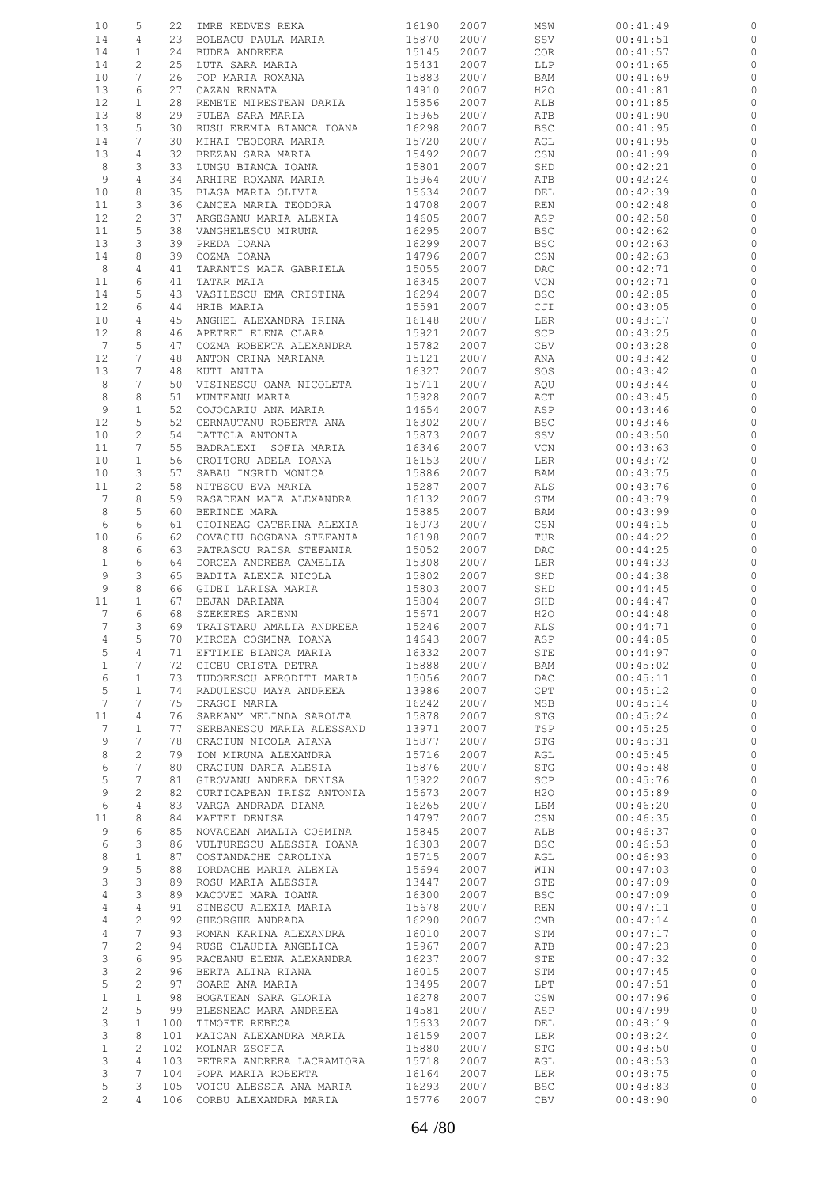| | | | | | | | | |
|---|---|---|---|---|---|---|---|---|
| 10 | 5 | 22 | IMRE KEDVES REKA | 16190 | 2007 | MSW | 00:41:49 | 0 |
| 14 | 4 | 23 | BOLEACU PAULA MARIA | 15870 | 2007 | SSV | 00:41:51 | 0 |
| 14 | 1 | 24 | BUDEA ANDREEA | 15145 | 2007 | COR | 00:41:57 | 0 |
| 14 | 2 | 25 | LUTA SARA MARIA | 15431 | 2007 | LLP | 00:41:65 | 0 |
| 10 | 7 | 26 | POP MARIA ROXANA | 15883 | 2007 | BAM | 00:41:69 | 0 |
| 13 | 6 | 27 | CAZAN RENATA | 14910 | 2007 | H2O | 00:41:81 | 0 |
| 12 | 1 | 28 | REMETE MIRESTEAN DARIA | 15856 | 2007 | ALB | 00:41:85 | 0 |
| 13 | 8 | 29 | FULEA SARA MARIA | 15965 | 2007 | ATB | 00:41:90 | 0 |
| 13 | 5 | 30 | RUSU EREMIA BIANCA IOANA | 16298 | 2007 | BSC | 00:41:95 | 0 |
| 14 | 7 | 30 | MIHAI TEODORA MARIA | 15720 | 2007 | AGL | 00:41:95 | 0 |
| 13 | 4 | 32 | BREZAN SARA MARIA | 15492 | 2007 | CSN | 00:41:99 | 0 |
| 8 | 3 | 33 | LUNGU BIANCA IOANA | 15801 | 2007 | SHD | 00:42:21 | 0 |
| 9 | 4 | 34 | ARHIRE ROXANA MARIA | 15964 | 2007 | ATB | 00:42:24 | 0 |
| 10 | 8 | 35 | BLAGA MARIA OLIVIA | 15634 | 2007 | DEL | 00:42:39 | 0 |
| 11 | 3 | 36 | OANCEA MARIA TEODORA | 14708 | 2007 | REN | 00:42:48 | 0 |
| 12 | 2 | 37 | ARGESANU MARIA ALEXIA | 14605 | 2007 | ASP | 00:42:58 | 0 |
| 11 | 5 | 38 | VANGHELESCU MIRUNA | 16295 | 2007 | BSC | 00:42:62 | 0 |
| 13 | 3 | 39 | PREDA IOANA | 16299 | 2007 | BSC | 00:42:63 | 0 |
| 14 | 8 | 39 | COZMA IOANA | 14796 | 2007 | CSN | 00:42:63 | 0 |
| 8 | 4 | 41 | TARANTIS MAIA GABRIELA | 15055 | 2007 | DAC | 00:42:71 | 0 |
| 11 | 6 | 41 | TATAR MAIA | 16345 | 2007 | VCN | 00:42:71 | 0 |
| 14 | 5 | 43 | VASILESCU EMA CRISTINA | 16294 | 2007 | BSC | 00:42:85 | 0 |
| 12 | 6 | 44 | HRIB MARIA | 15591 | 2007 | CJI | 00:43:05 | 0 |
| 10 | 4 | 45 | ANGHEL ALEXANDRA IRINA | 16148 | 2007 | LER | 00:43:17 | 0 |
| 12 | 8 | 46 | APETREI ELENA CLARA | 15921 | 2007 | SCP | 00:43:25 | 0 |
| 7 | 5 | 47 | COZMA ROBERTA ALEXANDRA | 15782 | 2007 | CBV | 00:43:28 | 0 |
| 12 | 7 | 48 | ANTON CRINA MARIANA | 15121 | 2007 | ANA | 00:43:42 | 0 |
| 13 | 7 | 48 | KUTI ANITA | 16327 | 2007 | SOS | 00:43:42 | 0 |
| 8 | 7 | 50 | VISINESCU OANA NICOLETA | 15711 | 2007 | AQU | 00:43:44 | 0 |
| 8 | 8 | 51 | MUNTEANU MARIA | 15928 | 2007 | ACT | 00:43:45 | 0 |
| 9 | 1 | 52 | COJOCARIU ANA MARIA | 14654 | 2007 | ASP | 00:43:46 | 0 |
| 12 | 5 | 52 | CERNAUTANU ROBERTA ANA | 16302 | 2007 | BSC | 00:43:46 | 0 |
| 10 | 2 | 54 | DATTOLA ANTONIA | 15873 | 2007 | SSV | 00:43:50 | 0 |
| 11 | 7 | 55 | BADRALEXI SOFIA MARIA | 16346 | 2007 | VCN | 00:43:63 | 0 |
| 10 | 1 | 56 | CROITORU ADELA IOANA | 16153 | 2007 | LER | 00:43:72 | 0 |
| 10 | 3 | 57 | SABAU INGRID MONICA | 15886 | 2007 | BAM | 00:43:75 | 0 |
| 11 | 2 | 58 | NITESCU EVA MARIA | 15287 | 2007 | ALS | 00:43:76 | 0 |
| 7 | 8 | 59 | RASADEAN MAIA ALEXANDRA | 16132 | 2007 | STM | 00:43:79 | 0 |
| 8 | 5 | 60 | BERINDE MARA | 15885 | 2007 | BAM | 00:43:99 | 0 |
| 6 | 6 | 61 | CIOINEAG CATERINA ALEXIA | 16073 | 2007 | CSN | 00:44:15 | 0 |
| 10 | 6 | 62 | COVACIU BOGDANA STEFANIA | 16198 | 2007 | TUR | 00:44:22 | 0 |
| 8 | 6 | 63 | PATRASCU RAISA STEFANIA | 15052 | 2007 | DAC | 00:44:25 | 0 |
| 1 | 6 | 64 | DORCEA ANDREEA CAMELIA | 15308 | 2007 | LER | 00:44:33 | 0 |
| 9 | 3 | 65 | BADITA ALEXIA NICOLA | 15802 | 2007 | SHD | 00:44:38 | 0 |
| 9 | 8 | 66 | GIDEI LARISA MARIA | 15803 | 2007 | SHD | 00:44:45 | 0 |
| 11 | 1 | 67 | BEJAN DARIANA | 15804 | 2007 | SHD | 00:44:47 | 0 |
| 7 | 6 | 68 | SZEKERES ARIENN | 15671 | 2007 | H2O | 00:44:48 | 0 |
| 7 | 3 | 69 | TRAISTARU AMALIA ANDREEA | 15246 | 2007 | ALS | 00:44:71 | 0 |
| 4 | 5 | 70 | MIRCEA COSMINA IOANA | 14643 | 2007 | ASP | 00:44:85 | 0 |
| 5 | 4 | 71 | EFTIMIE BIANCA MARIA | 16332 | 2007 | STE | 00:44:97 | 0 |
| 1 | 7 | 72 | CICEU CRISTA PETRA | 15888 | 2007 | BAM | 00:45:02 | 0 |
| 6 | 1 | 73 | TUDORESCU AFRODITI MARIA | 15056 | 2007 | DAC | 00:45:11 | 0 |
| 5 | 1 | 74 | RADULESCU MAYA ANDREEA | 13986 | 2007 | CPT | 00:45:12 | 0 |
| 7 | 7 | 75 | DRAGOI MARIA | 16242 | 2007 | MSB | 00:45:14 | 0 |
| 11 | 4 | 76 | SARKANY MELINDA SAROLTA | 15878 | 2007 | STG | 00:45:24 | 0 |
| 7 | 1 | 77 | SERBANESCU MARIA ALESSAND | 13971 | 2007 | TSP | 00:45:25 | 0 |
| 9 | 7 | 78 | CRACIUN NICOLA AIANA | 15877 | 2007 | STG | 00:45:31 | 0 |
| 8 | 2 | 79 | ION MIRUNA ALEXANDRA | 15716 | 2007 | AGL | 00:45:45 | 0 |
| 6 | 7 | 80 | CRACIUN DARIA ALESIA | 15876 | 2007 | STG | 00:45:48 | 0 |
| 5 | 7 | 81 | GIROVANU ANDREA DENISA | 15922 | 2007 | SCP | 00:45:76 | 0 |
| 9 | 2 | 82 | CURTICAPEAN IRISZ ANTONIA | 15673 | 2007 | H2O | 00:45:89 | 0 |
| 6 | 4 | 83 | VARGA ANDRADA DIANA | 16265 | 2007 | LBM | 00:46:20 | 0 |
| 11 | 8 | 84 | MAFTEI DENISA | 14797 | 2007 | CSN | 00:46:35 | 0 |
| 9 | 6 | 85 | NOVACEAN AMALIA COSMINA | 15845 | 2007 | ALB | 00:46:37 | 0 |
| 6 | 3 | 86 | VULTURESCU ALESSIA IOANA | 16303 | 2007 | BSC | 00:46:53 | 0 |
| 8 | 1 | 87 | COSTANDACHE CAROLINA | 15715 | 2007 | AGL | 00:46:93 | 0 |
| 9 | 5 | 88 | IORDACHE MARIA ALEXIA | 15694 | 2007 | WIN | 00:47:03 | 0 |
| 3 | 3 | 89 | ROSU MARIA ALESSIA | 13447 | 2007 | STE | 00:47:09 | 0 |
| 4 | 3 | 89 | MACOVEI MARA IOANA | 16300 | 2007 | BSC | 00:47:09 | 0 |
| 4 | 4 | 91 | SINESCU ALEXIA MARIA | 15678 | 2007 | REN | 00:47:11 | 0 |
| 4 | 2 | 92 | GHEORGHE ANDRADA | 16290 | 2007 | CMB | 00:47:14 | 0 |
| 4 | 7 | 93 | ROMAN KARINA ALEXANDRA | 16010 | 2007 | STM | 00:47:17 | 0 |
| 7 | 2 | 94 | RUSE CLAUDIA ANGELICA | 15967 | 2007 | ATB | 00:47:23 | 0 |
| 3 | 6 | 95 | RACEANU ELENA ALEXANDRA | 16237 | 2007 | STE | 00:47:32 | 0 |
| 3 | 2 | 96 | BERTA ALINA RIANA | 16015 | 2007 | STM | 00:47:45 | 0 |
| 5 | 2 | 97 | SOARE ANA MARIA | 13495 | 2007 | LPT | 00:47:51 | 0 |
| 1 | 1 | 98 | BOGATEAN SARA GLORIA | 16278 | 2007 | CSW | 00:47:96 | 0 |
| 2 | 5 | 99 | BLESNEAC MARA ANDREEA | 14581 | 2007 | ASP | 00:47:99 | 0 |
| 3 | 1 | 100 | TIMOFTE REBECA | 15633 | 2007 | DEL | 00:48:19 | 0 |
| 3 | 8 | 101 | MAICAN ALEXANDRA MARIA | 16159 | 2007 | LER | 00:48:24 | 0 |
| 1 | 2 | 102 | MOLNAR ZSOFIA | 15880 | 2007 | STG | 00:48:50 | 0 |
| 3 | 4 | 103 | PETREA ANDREEA LACRAMIORA | 15718 | 2007 | AGL | 00:48:53 | 0 |
| 3 | 7 | 104 | POPA MARIA ROBERTA | 16164 | 2007 | LER | 00:48:75 | 0 |
| 5 | 3 | 105 | VOICU ALESSIA ANA MARIA | 16293 | 2007 | BSC | 00:48:83 | 0 |
| 2 | 4 | 106 | CORBU ALEXANDRA MARIA | 15776 | 2007 | CBV | 00:48:90 | 0 |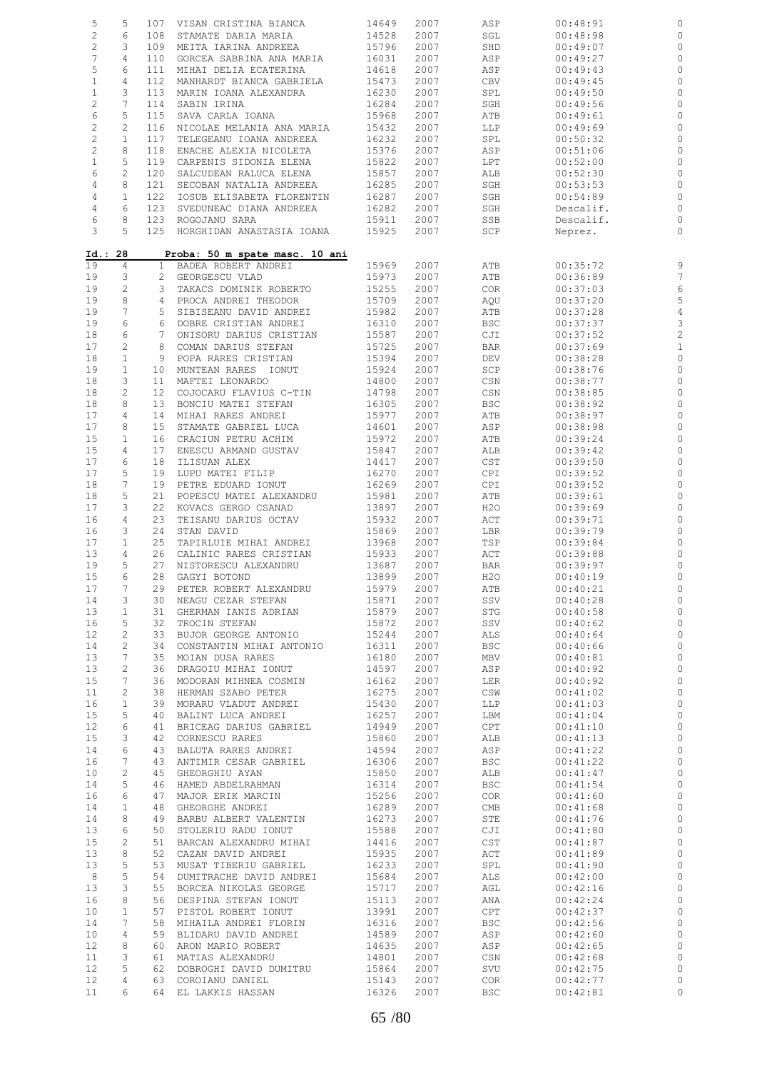| | | | | | | | | |
|---|---|---|---|---|---|---|---|---|
| 5 | 5 | 107 | VISAN CRISTINA BIANCA | 14649 | 2007 | ASP | 00:48:91 | 0 |
| 2 | 6 | 108 | STAMATE DARIA MARIA | 14528 | 2007 | SGL | 00:48:98 | 0 |
| 2 | 3 | 109 | MEITA IARINA ANDREEA | 15796 | 2007 | SHD | 00:49:07 | 0 |
| 7 | 4 | 110 | GORCEA SABRINA ANA MARIA | 16031 | 2007 | ASP | 00:49:27 | 0 |
| 5 | 6 | 111 | MIHAI DELIA ECATERINA | 14618 | 2007 | ASP | 00:49:43 | 0 |
| 1 | 4 | 112 | MANHARDT BIANCA GABRIELA | 15473 | 2007 | CBV | 00:49:45 | 0 |
| 1 | 3 | 113 | MARIN IOANA ALEXANDRA | 16230 | 2007 | SPL | 00:49:50 | 0 |
| 2 | 7 | 114 | SABIN IRINA | 16284 | 2007 | SGH | 00:49:56 | 0 |
| 6 | 5 | 115 | SAVA CARLA IOANA | 15968 | 2007 | ATB | 00:49:61 | 0 |
| 2 | 2 | 116 | NICOLAE MELANIA ANA MARIA | 15432 | 2007 | LLP | 00:49:69 | 0 |
| 2 | 1 | 117 | TELEGEANU IOANA ANDREEA | 16232 | 2007 | SPL | 00:50:32 | 0 |
| 2 | 8 | 118 | ENACHE ALEXIA NICOLETA | 15376 | 2007 | ASP | 00:51:06 | 0 |
| 1 | 5 | 119 | CARPENIS SIDONIA ELENA | 15822 | 2007 | LPT | 00:52:00 | 0 |
| 6 | 2 | 120 | SALCUDEAN RALUCA ELENA | 15857 | 2007 | ALB | 00:52:30 | 0 |
| 4 | 8 | 121 | SECOBAN NATALIA ANDREEA | 16285 | 2007 | SGH | 00:53:53 | 0 |
| 4 | 1 | 122 | IOSUB ELISABETA FLORENTIN | 16287 | 2007 | SGH | 00:54:89 | 0 |
| 4 | 6 | 123 | SVEDUNEAC DIANA ANDREEA | 16282 | 2007 | SGH | Descalif. | 0 |
| 6 | 8 | 123 | ROGOJANU SARA | 15911 | 2007 | SSB | Descalif. | 0 |
| 3 | 5 | 125 | HORGHIDAN ANASTASIA IOANA | 15925 | 2007 | SCP | Neprez. | 0 |

**Id.: 28** **Proba: 50 m spate masc. 10 ani**

| | | | | | | | | |
|---|---|---|---|---|---|---|---|---|
| 19 | 4 | 1 | BADEA ROBERT ANDREI | 15969 | 2007 | ATB | 00:35:72 | 9 |
| 19 | 3 | 2 | GEORGESCU VLAD | 15973 | 2007 | ATB | 00:36:89 | 7 |
| 19 | 2 | 3 | TAKACS DOMINIK ROBERTO | 15255 | 2007 | COR | 00:37:03 | 6 |
| 19 | 8 | 4 | PROCA ANDREI THEODOR | 15709 | 2007 | AQU | 00:37:20 | 5 |
| 19 | 7 | 5 | SIBISEANU DAVID ANDREI | 15982 | 2007 | ATB | 00:37:28 | 4 |
| 19 | 6 | 6 | DOBRE CRISTIAN ANDREI | 16310 | 2007 | BSC | 00:37:37 | 3 |
| 18 | 6 | 7 | ONISORU DARIUS CRISTIAN | 15587 | 2007 | CJI | 00:37:52 | 2 |
| 17 | 2 | 8 | COMAN DARIUS STEFAN | 15725 | 2007 | BAR | 00:37:69 | 1 |
| 18 | 1 | 9 | POPA RARES CRISTIAN | 15394 | 2007 | DEV | 00:38:28 | 0 |
| 19 | 1 | 10 | MUNTEAN RARES IONUT | 15924 | 2007 | SCP | 00:38:76 | 0 |
| 18 | 3 | 11 | MAFTEI LEONARDO | 14800 | 2007 | CSN | 00:38:77 | 0 |
| 18 | 2 | 12 | COJOCARU FLAVIUS C-TIN | 14798 | 2007 | CSN | 00:38:85 | 0 |
| 18 | 8 | 13 | BONCIU MATEI STEFAN | 16305 | 2007 | BSC | 00:38:92 | 0 |
| 17 | 4 | 14 | MIHAI RARES ANDREI | 15977 | 2007 | ATB | 00:38:97 | 0 |
| 17 | 8 | 15 | STAMATE GABRIEL LUCA | 14601 | 2007 | ASP | 00:38:98 | 0 |
| 15 | 1 | 16 | CRACIUN PETRU ACHIM | 15972 | 2007 | ATB | 00:39:24 | 0 |
| 15 | 4 | 17 | ENESCU ARMAND GUSTAV | 15847 | 2007 | ALB | 00:39:42 | 0 |
| 17 | 6 | 18 | ILISUAN ALEX | 14417 | 2007 | CST | 00:39:50 | 0 |
| 17 | 5 | 19 | LUPU MATEI FILIP | 16270 | 2007 | CPI | 00:39:52 | 0 |
| 18 | 7 | 19 | PETRE EDUARD IONUT | 16269 | 2007 | CPI | 00:39:52 | 0 |
| 18 | 5 | 21 | POPESCU MATEI ALEXANDRU | 15981 | 2007 | ATB | 00:39:61 | 0 |
| 17 | 3 | 22 | KOVACS GERGO CSANAD | 13897 | 2007 | H2O | 00:39:69 | 0 |
| 16 | 4 | 23 | TEISANU DARIUS OCTAV | 15932 | 2007 | ACT | 00:39:71 | 0 |
| 16 | 3 | 24 | STAN DAVID | 15869 | 2007 | LBR | 00:39:79 | 0 |
| 17 | 1 | 25 | TAPIRLUIE MIHAI ANDREI | 13968 | 2007 | TSP | 00:39:84 | 0 |
| 13 | 4 | 26 | CALINIC RARES CRISTIAN | 15933 | 2007 | ACT | 00:39:88 | 0 |
| 19 | 5 | 27 | NISTORESCU ALEXANDRU | 13687 | 2007 | BAR | 00:39:97 | 0 |
| 15 | 6 | 28 | GAGYI BOTOND | 13899 | 2007 | H2O | 00:40:19 | 0 |
| 17 | 7 | 29 | PETER ROBERT ALEXANDRU | 15979 | 2007 | ATB | 00:40:21 | 0 |
| 14 | 3 | 30 | NEAGU CEZAR STEFAN | 15871 | 2007 | SSV | 00:40:28 | 0 |
| 13 | 1 | 31 | GHERMAN IANIS ADRIAN | 15879 | 2007 | STG | 00:40:58 | 0 |
| 16 | 5 | 32 | TROCIN STEFAN | 15872 | 2007 | SSV | 00:40:62 | 0 |
| 12 | 2 | 33 | BUJOR GEORGE ANTONIO | 15244 | 2007 | ALS | 00:40:64 | 0 |
| 14 | 2 | 34 | CONSTANTIN MIHAI ANTONIO | 16311 | 2007 | BSC | 00:40:66 | 0 |
| 13 | 7 | 35 | MOIAN DUSA RARES | 16180 | 2007 | MBV | 00:40:81 | 0 |
| 13 | 2 | 36 | DRAGOIU MIHAI IONUT | 14597 | 2007 | ASP | 00:40:92 | 0 |
| 15 | 7 | 36 | MODORAN MIHNEA COSMIN | 16162 | 2007 | LER | 00:40:92 | 0 |
| 11 | 2 | 38 | HERMAN SZABO PETER | 16275 | 2007 | CSW | 00:41:02 | 0 |
| 16 | 1 | 39 | MORARU VLADUT ANDREI | 15430 | 2007 | LLP | 00:41:03 | 0 |
| 15 | 5 | 40 | BALINT LUCA ANDREI | 16257 | 2007 | LBM | 00:41:04 | 0 |
| 12 | 6 | 41 | BRICEAG DARIUS GABRIEL | 14949 | 2007 | CPT | 00:41:10 | 0 |
| 15 | 3 | 42 | CORNESCU RARES | 15860 | 2007 | ALB | 00:41:13 | 0 |
| 14 | 6 | 43 | BALUTA RARES ANDREI | 14594 | 2007 | ASP | 00:41:22 | 0 |
| 16 | 7 | 43 | ANTIMIR CESAR GABRIEL | 16306 | 2007 | BSC | 00:41:22 | 0 |
| 10 | 2 | 45 | GHEORGHIU AYAN | 15850 | 2007 | ALB | 00:41:47 | 0 |
| 14 | 5 | 46 | HAMED ABDELRAHMAN | 16314 | 2007 | BSC | 00:41:54 | 0 |
| 16 | 6 | 47 | MAJOR ERIK MARCIN | 15256 | 2007 | COR | 00:41:60 | 0 |
| 14 | 1 | 48 | GHEORGHE ANDREI | 16289 | 2007 | CMB | 00:41:68 | 0 |
| 14 | 8 | 49 | BARBU ALBERT VALENTIN | 16273 | 2007 | STE | 00:41:76 | 0 |
| 13 | 6 | 50 | STOLERIU RADU IONUT | 15588 | 2007 | CJI | 00:41:80 | 0 |
| 15 | 2 | 51 | BARCAN ALEXANDRU MIHAI | 14416 | 2007 | CST | 00:41:87 | 0 |
| 13 | 8 | 52 | CAZAN DAVID ANDREI | 15935 | 2007 | ACT | 00:41:89 | 0 |
| 13 | 5 | 53 | MUSAT TIBERIU GABRIEL | 16233 | 2007 | SPL | 00:41:90 | 0 |
| 8 | 5 | 54 | DUMITRACHE DAVID ANDREI | 15684 | 2007 | ALS | 00:42:00 | 0 |
| 13 | 3 | 55 | BORCEA NIKOLAS GEORGE | 15717 | 2007 | AGL | 00:42:16 | 0 |
| 16 | 8 | 56 | DESPINA STEFAN IONUT | 15113 | 2007 | ANA | 00:42:24 | 0 |
| 10 | 1 | 57 | PISTOL ROBERT IONUT | 13991 | 2007 | CPT | 00:42:37 | 0 |
| 14 | 7 | 58 | MIHAILA ANDREI FLORIN | 16316 | 2007 | BSC | 00:42:56 | 0 |
| 10 | 4 | 59 | BLIDARU DAVID ANDREI | 14589 | 2007 | ASP | 00:42:60 | 0 |
| 12 | 8 | 60 | ARON MARIO ROBERT | 14635 | 2007 | ASP | 00:42:65 | 0 |
| 11 | 3 | 61 | MATIAS ALEXANDRU | 14801 | 2007 | CSN | 00:42:68 | 0 |
| 12 | 5 | 62 | DOBROGHI DAVID DUMITRU | 15864 | 2007 | SVU | 00:42:75 | 0 |
| 12 | 4 | 63 | COROIANU DANIEL | 15143 | 2007 | COR | 00:42:77 | 0 |
| 11 | 6 | 64 | EL LAKKIS HASSAN | 16326 | 2007 | BSC | 00:42:81 | 0 |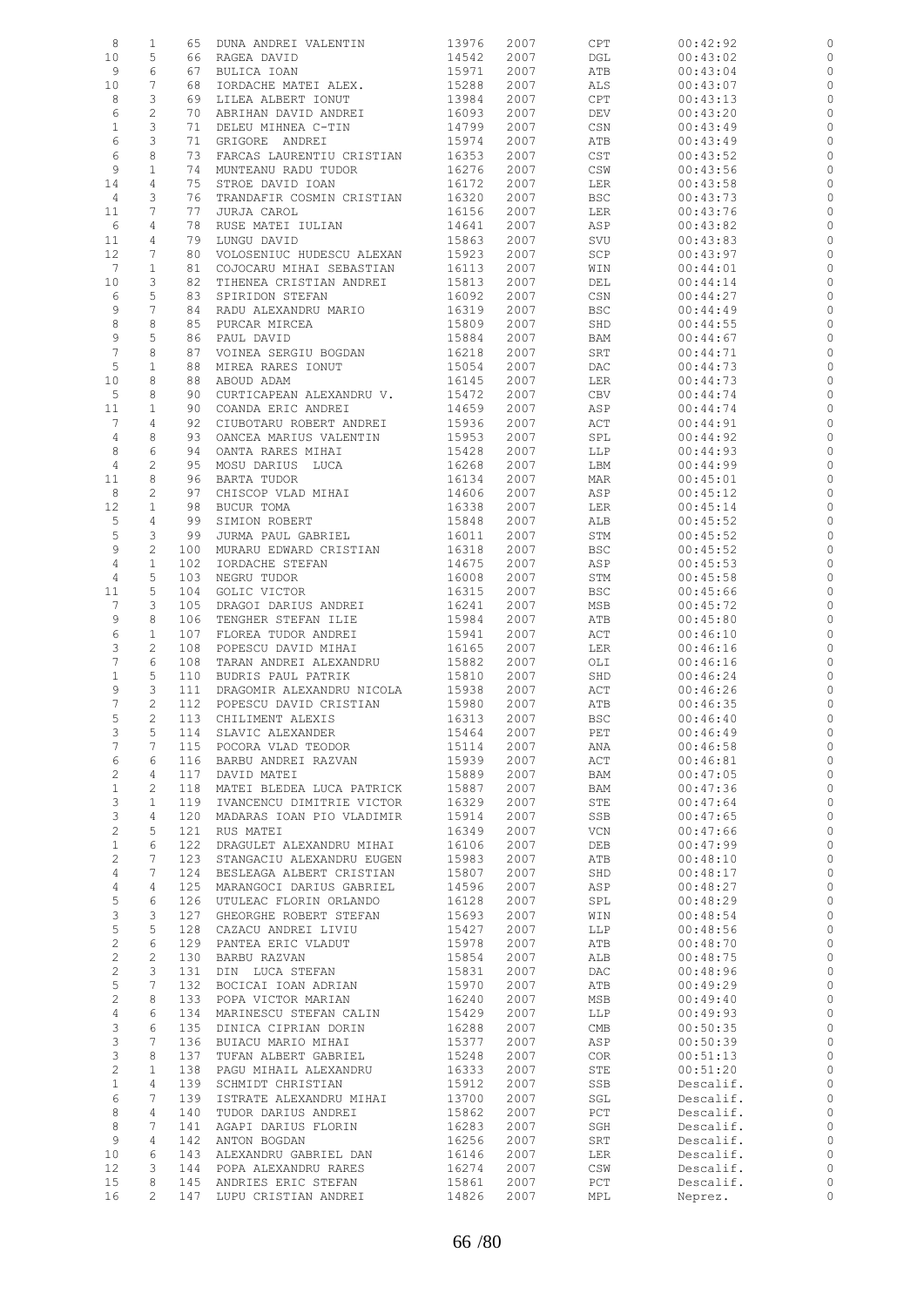| | | | | | | | | |
|---|---|---|---|---|---|---|---|---|
| 8 | 1 | 65 | DUNA ANDREI VALENTIN | 13976 | 2007 | CPT | 00:42:92 | 0 |
| 10 | 5 | 66 | RAGEA DAVID | 14542 | 2007 | DGL | 00:43:02 | 0 |
| 9 | 6 | 67 | BULICA IOAN | 15971 | 2007 | ATB | 00:43:04 | 0 |
| 10 | 7 | 68 | IORDACHE MATEI ALEX. | 15288 | 2007 | ALS | 00:43:07 | 0 |
| 8 | 3 | 69 | LILEA ALBERT IONUT | 13984 | 2007 | CPT | 00:43:13 | 0 |
| 6 | 2 | 70 | ABRIHAN DAVID ANDREI | 16093 | 2007 | DEV | 00:43:20 | 0 |
| 1 | 3 | 71 | DELEU MIHNEA C-TIN | 14799 | 2007 | CSN | 00:43:49 | 0 |
| 6 | 3 | 71 | GRIGORE ANDREI | 15974 | 2007 | ATB | 00:43:49 | 0 |
| 6 | 8 | 73 | FARCAS LAURENTIU CRISTIAN | 16353 | 2007 | CST | 00:43:52 | 0 |
| 9 | 1 | 74 | MUNTEANU RADU TUDOR | 16276 | 2007 | CSW | 00:43:56 | 0 |
| 14 | 4 | 75 | STROE DAVID IOAN | 16172 | 2007 | LER | 00:43:58 | 0 |
| 4 | 3 | 76 | TRANDAFIR COSMIN CRISTIAN | 16320 | 2007 | BSC | 00:43:73 | 0 |
| 11 | 7 | 77 | JURJA CAROL | 16156 | 2007 | LER | 00:43:76 | 0 |
| 6 | 4 | 78 | RUSE MATEI IULIAN | 14641 | 2007 | ASP | 00:43:82 | 0 |
| 11 | 4 | 79 | LUNGU DAVID | 15863 | 2007 | SVU | 00:43:83 | 0 |
| 12 | 7 | 80 | VOLOSENIUC HUDESCU ALEXAN | 15923 | 2007 | SCP | 00:43:97 | 0 |
| 7 | 1 | 81 | COJOCARU MIHAI SEBASTIAN | 16113 | 2007 | WIN | 00:44:01 | 0 |
| 10 | 3 | 82 | TIHENEA CRISTIAN ANDREI | 15813 | 2007 | DEL | 00:44:14 | 0 |
| 6 | 5 | 83 | SPIRIDON STEFAN | 16092 | 2007 | CSN | 00:44:27 | 0 |
| 9 | 7 | 84 | RADU ALEXANDRU MARIO | 16319 | 2007 | BSC | 00:44:49 | 0 |
| 8 | 8 | 85 | PURCAR MIRCEA | 15809 | 2007 | SHD | 00:44:55 | 0 |
| 9 | 5 | 86 | PAUL DAVID | 15884 | 2007 | BAM | 00:44:67 | 0 |
| 7 | 8 | 87 | VOINEA SERGIU BOGDAN | 16218 | 2007 | SRT | 00:44:71 | 0 |
| 5 | 1 | 88 | MIREA RARES IONUT | 15054 | 2007 | DAC | 00:44:73 | 0 |
| 10 | 8 | 88 | ABOUD ADAM | 16145 | 2007 | LER | 00:44:73 | 0 |
| 5 | 8 | 90 | CURTICAPEAN ALEXANDRU V. | 15472 | 2007 | CBV | 00:44:74 | 0 |
| 11 | 1 | 90 | COANDA ERIC ANDREI | 14659 | 2007 | ASP | 00:44:74 | 0 |
| 7 | 4 | 92 | CIUBOTARU ROBERT ANDREI | 15936 | 2007 | ACT | 00:44:91 | 0 |
| 4 | 8 | 93 | OANCEA MARIUS VALENTIN | 15953 | 2007 | SPL | 00:44:92 | 0 |
| 8 | 6 | 94 | OANTA RARES MIHAI | 15428 | 2007 | LLP | 00:44:93 | 0 |
| 4 | 2 | 95 | MOSU DARIUS LUCA | 16268 | 2007 | LBM | 00:44:99 | 0 |
| 11 | 8 | 96 | BARTA TUDOR | 16134 | 2007 | MAR | 00:45:01 | 0 |
| 8 | 2 | 97 | CHISCOP VLAD MIHAI | 14606 | 2007 | ASP | 00:45:12 | 0 |
| 12 | 1 | 98 | BUCUR TOMA | 16338 | 2007 | LER | 00:45:14 | 0 |
| 5 | 4 | 99 | SIMION ROBERT | 15848 | 2007 | ALB | 00:45:52 | 0 |
| 5 | 3 | 99 | JURMA PAUL GABRIEL | 16011 | 2007 | STM | 00:45:52 | 0 |
| 9 | 2 | 100 | MURARU EDWARD CRISTIAN | 16318 | 2007 | BSC | 00:45:52 | 0 |
| 4 | 1 | 102 | IORDACHE STEFAN | 14675 | 2007 | ASP | 00:45:53 | 0 |
| 4 | 5 | 103 | NEGRU TUDOR | 16008 | 2007 | STM | 00:45:58 | 0 |
| 11 | 5 | 104 | GOLIC VICTOR | 16315 | 2007 | BSC | 00:45:66 | 0 |
| 7 | 3 | 105 | DRAGOI DARIUS ANDREI | 16241 | 2007 | MSB | 00:45:72 | 0 |
| 9 | 8 | 106 | TENGHER STEFAN ILIE | 15984 | 2007 | ATB | 00:45:80 | 0 |
| 6 | 1 | 107 | FLOREA TUDOR ANDREI | 15941 | 2007 | ACT | 00:46:10 | 0 |
| 3 | 2 | 108 | POPESCU DAVID MIHAI | 16165 | 2007 | LER | 00:46:16 | 0 |
| 7 | 6 | 108 | TARAN ANDREI ALEXANDRU | 15882 | 2007 | OLI | 00:46:16 | 0 |
| 1 | 5 | 110 | BUDRIS PAUL PATRIK | 15810 | 2007 | SHD | 00:46:24 | 0 |
| 9 | 3 | 111 | DRAGOMIR ALEXANDRU NICOLA | 15938 | 2007 | ACT | 00:46:26 | 0 |
| 7 | 2 | 112 | POPESCU DAVID CRISTIAN | 15980 | 2007 | ATB | 00:46:35 | 0 |
| 5 | 2 | 113 | CHILIMENT ALEXIS | 16313 | 2007 | BSC | 00:46:40 | 0 |
| 3 | 5 | 114 | SLAVIC ALEXANDER | 15464 | 2007 | PET | 00:46:49 | 0 |
| 7 | 7 | 115 | POCORA VLAD TEODOR | 15114 | 2007 | ANA | 00:46:58 | 0 |
| 6 | 6 | 116 | BARBU ANDREI RAZVAN | 15939 | 2007 | ACT | 00:46:81 | 0 |
| 2 | 4 | 117 | DAVID MATEI | 15889 | 2007 | BAM | 00:47:05 | 0 |
| 1 | 2 | 118 | MATEI BLEDEA LUCA PATRICK | 15887 | 2007 | BAM | 00:47:36 | 0 |
| 3 | 1 | 119 | IVANCENCU DIMITRIE VICTOR | 16329 | 2007 | STE | 00:47:64 | 0 |
| 3 | 4 | 120 | MADARAS IOAN PIO VLADIMIR | 15914 | 2007 | SSB | 00:47:65 | 0 |
| 2 | 5 | 121 | RUS MATEI | 16349 | 2007 | VCN | 00:47:66 | 0 |
| 1 | 6 | 122 | DRAGULET ALEXANDRU MIHAI | 16106 | 2007 | DEB | 00:47:99 | 0 |
| 2 | 7 | 123 | STANGACIU ALEXANDRU EUGEN | 15983 | 2007 | ATB | 00:48:10 | 0 |
| 4 | 7 | 124 | BESLEAGA ALBERT CRISTIAN | 15807 | 2007 | SHD | 00:48:17 | 0 |
| 4 | 4 | 125 | MARANGOCI DARIUS GABRIEL | 14596 | 2007 | ASP | 00:48:27 | 0 |
| 5 | 6 | 126 | UTULEAC FLORIN ORLANDO | 16128 | 2007 | SPL | 00:48:29 | 0 |
| 3 | 3 | 127 | GHEORGHE ROBERT STEFAN | 15693 | 2007 | WIN | 00:48:54 | 0 |
| 5 | 5 | 128 | CAZACU ANDREI LIVIU | 15427 | 2007 | LLP | 00:48:56 | 0 |
| 2 | 6 | 129 | PANTEA ERIC VLADUT | 15978 | 2007 | ATB | 00:48:70 | 0 |
| 2 | 2 | 130 | BARBU RAZVAN | 15854 | 2007 | ALB | 00:48:75 | 0 |
| 2 | 3 | 131 | DIN LUCA STEFAN | 15831 | 2007 | DAC | 00:48:96 | 0 |
| 5 | 7 | 132 | BOCICAI IOAN ADRIAN | 15970 | 2007 | ATB | 00:49:29 | 0 |
| 2 | 8 | 133 | POPA VICTOR MARIAN | 16240 | 2007 | MSB | 00:49:40 | 0 |
| 4 | 6 | 134 | MARINESCU STEFAN CALIN | 15429 | 2007 | LLP | 00:49:93 | 0 |
| 3 | 6 | 135 | DINICA CIPRIAN DORIN | 16288 | 2007 | CMB | 00:50:35 | 0 |
| 3 | 7 | 136 | BUIACU MARIO MIHAI | 15377 | 2007 | ASP | 00:50:39 | 0 |
| 3 | 8 | 137 | TUFAN ALBERT GABRIEL | 15248 | 2007 | COR | 00:51:13 | 0 |
| 2 | 1 | 138 | PAGU MIHAIL ALEXANDRU | 16333 | 2007 | STE | 00:51:20 | 0 |
| 1 | 4 | 139 | SCHMIDT CHRISTIAN | 15912 | 2007 | SSB | Descalif. | 0 |
| 6 | 7 | 139 | ISTRATE ALEXANDRU MIHAI | 13700 | 2007 | SGL | Descalif. | 0 |
| 8 | 4 | 140 | TUDOR DARIUS ANDREI | 15862 | 2007 | PCT | Descalif. | 0 |
| 8 | 7 | 141 | AGAPI DARIUS FLORIN | 16283 | 2007 | SGH | Descalif. | 0 |
| 9 | 4 | 142 | ANTON BOGDAN | 16256 | 2007 | SRT | Descalif. | 0 |
| 10 | 6 | 143 | ALEXANDRU GABRIEL DAN | 16146 | 2007 | LER | Descalif. | 0 |
| 12 | 3 | 144 | POPA ALEXANDRU RARES | 16274 | 2007 | CSW | Descalif. | 0 |
| 15 | 8 | 145 | ANDRIES ERIC STEFAN | 15861 | 2007 | PCT | Descalif. | 0 |
| 16 | 2 | 147 | LUPU CRISTIAN ANDREI | 14826 | 2007 | MPL | Neprez. | 0 |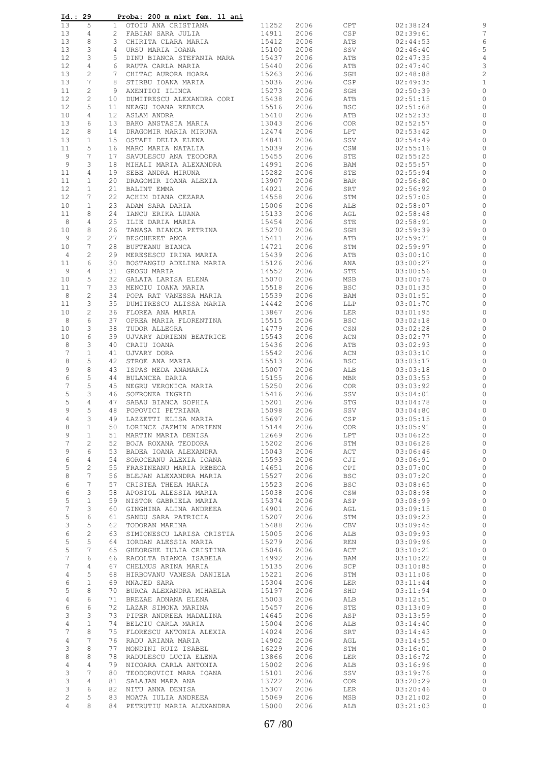**Id.: 29 Proba: 200 m mixt fem. 11 ani**

| | | | | | | | | |
|---|---|---|---|---|---|---|---|---|
| 13 | 5 | 1 | OTOIU ANA CRISTIANA | 11252 | 2006 | CPT | 02:38:24 | 9 |
| 13 | 4 | 2 | FABIAN SARA JULIA | 14911 | 2006 | CSP | 02:39:61 | 7 |
| 13 | 8 | 3 | CHIRITA CLARA MARIA | 15412 | 2006 | ATB | 02:44:53 | 6 |
| 13 | 3 | 4 | URSU MARIA IOANA | 15100 | 2006 | SSV | 02:46:40 | 5 |
| 12 | 3 | 5 | DINU BIANCA STEFANIA MARA | 15437 | 2006 | ATB | 02:47:35 | 4 |
| 12 | 4 | 6 | RAUTA CARLA MARIA | 15440 | 2006 | ATB | 02:47:40 | 3 |
| 13 | 2 | 7 | CHITAC AURORA HOARA | 15263 | 2006 | SGH | 02:48:88 | 2 |
| 13 | 7 | 8 | STIRBU IOANA MARIA | 15036 | 2006 | CSP | 02:49:35 | 1 |
| 11 | 2 | 9 | AXENTIOI ILINCA | 15273 | 2006 | SGH | 02:50:39 | 0 |
| 12 | 2 | 10 | DUMITRESCU ALEXANDRA CORI | 15438 | 2006 | ATB | 02:51:15 | 0 |
| 12 | 5 | 11 | NEAGU IOANA REBECA | 15516 | 2006 | BSC | 02:51:68 | 0 |
| 10 | 4 | 12 | ASLAM ANDRA | 15410 | 2006 | ATB | 02:52:33 | 0 |
| 13 | 6 | 13 | BAKO ANSTASIA MARIA | 13043 | 2006 | COR | 02:52:57 | 0 |
| 12 | 8 | 14 | DRAGOMIR MARIA MIRUNA | 12474 | 2006 | LPT | 02:53:42 | 0 |
| 13 | 1 | 15 | OSTAFI DELIA ELENA | 14841 | 2006 | SSV | 02:54:49 | 0 |
| 11 | 5 | 16 | MARC MARIA NATALIA | 15039 | 2006 | CSW | 02:55:16 | 0 |
| 9 | 7 | 17 | SAVULESCU ANA TEODORA | 15455 | 2006 | STE | 02:55:25 | 0 |
| 9 | 3 | 18 | MIHALI MARIA ALEXANDRA | 14991 | 2006 | BAM | 02:55:57 | 0 |
| 11 | 4 | 19 | SEBE ANDRA MIRUNA | 15282 | 2006 | STE | 02:55:94 | 0 |
| 11 | 1 | 20 | DRAGOMIR IOANA ALEXIA | 13907 | 2006 | BAR | 02:56:80 | 0 |
| 12 | 1 | 21 | BALINT EMMA | 14021 | 2006 | SRT | 02:56:92 | 0 |
| 12 | 7 | 22 | ACHIM DIANA CEZARA | 14558 | 2006 | STM | 02:57:05 | 0 |
| 10 | 1 | 23 | ADAM SARA DARIA | 15006 | 2006 | ALB | 02:58:07 | 0 |
| 11 | 8 | 24 | IANCU ERIKA LUANA | 15133 | 2006 | AGL | 02:58:48 | 0 |
| 8 | 4 | 25 | ILIE DARIA MARIA | 15454 | 2006 | STE | 02:58:91 | 0 |
| 10 | 8 | 26 | TANASA BIANCA PETRINA | 15270 | 2006 | SGH | 02:59:39 | 0 |
| 9 | 2 | 27 | BESCHERET ANCA | 15411 | 2006 | ATB | 02:59:71 | 0 |
| 10 | 7 | 28 | BUFTEANU BIANCA | 14721 | 2006 | STM | 02:59:97 | 0 |
| 4 | 2 | 29 | MERESESCU IRINA MARIA | 15439 | 2006 | ATB | 03:00:10 | 0 |
| 11 | 6 | 30 | BOSTANGIU ADELINA MARIA | 15126 | 2006 | ANA | 03:00:27 | 0 |
| 9 | 4 | 31 | GROSU MARIA | 14552 | 2006 | STE | 03:00:56 | 0 |
| 10 | 5 | 32 | GALATA LARISA ELENA | 15070 | 2006 | MSB | 03:00:76 | 0 |
| 11 | 7 | 33 | MENCIU IOANA MARIA | 15518 | 2006 | BSC | 03:01:35 | 0 |
| 8 | 2 | 34 | POPA RAT VANESSA MARIA | 15539 | 2006 | BAM | 03:01:51 | 0 |
| 11 | 3 | 35 | DUMITRESCU ALISSA MARIA | 14442 | 2006 | LLP | 03:01:70 | 0 |
| 10 | 2 | 36 | FLOREA ANA MARIA | 13867 | 2006 | LER | 03:01:95 | 0 |
| 8 | 6 | 37 | OPREA MARIA FLORENTINA | 15515 | 2006 | BSC | 03:02:18 | 0 |
| 10 | 3 | 38 | TUDOR ALLEGRA | 14779 | 2006 | CSN | 03:02:28 | 0 |
| 10 | 6 | 39 | UJVARY ADRIENN BEATRICE | 15543 | 2006 | ACN | 03:02:77 | 0 |
| 8 | 3 | 40 | CRAIU IOANA | 15436 | 2006 | ATB | 03:02:93 | 0 |
| 7 | 1 | 41 | UJVARY DORA | 15542 | 2006 | ACN | 03:03:10 | 0 |
| 8 | 5 | 42 | STROE ANA MARIA | 15513 | 2006 | BSC | 03:03:17 | 0 |
| 9 | 8 | 43 | ISPAS MEDA ANAMARIA | 15007 | 2006 | ALB | 03:03:18 | 0 |
| 6 | 5 | 44 | BULANCEA DARIA | 15155 | 2006 | MBR | 03:03:53 | 0 |
| 7 | 5 | 45 | NEGRU VERONICA MARIA | 15250 | 2006 | COR | 03:03:92 | 0 |
| 5 | 3 | 46 | SOFRONEA INGRID | 15416 | 2006 | SSV | 03:04:01 | 0 |
| 5 | 4 | 47 | SABAU BIANCA SOPHIA | 15201 | 2006 | STG | 03:04:78 | 0 |
| 9 | 5 | 48 | POPOVICI PETRIANA | 15098 | 2006 | SSV | 03:04:80 | 0 |
| 4 | 3 | 49 | LAZZETTI ELISA MARIA | 15697 | 2006 | CSP | 03:05:15 | 0 |
| 8 | 1 | 50 | LORINCZ JAZMIN ADRIENN | 15144 | 2006 | COR | 03:05:91 | 0 |
| 9 | 1 | 51 | MARTIN MARIA DENISA | 12669 | 2006 | LPT | 03:06:25 | 0 |
| 7 | 2 | 52 | BOJA ROXANA TEODORA | 15202 | 2006 | STM | 03:06:26 | 0 |
| 9 | 6 | 53 | BADEA IOANA ALEXANDRA | 15043 | 2006 | ACT | 03:06:46 | 0 |
| 6 | 4 | 54 | SOROCEANU ALEXIA IOANA | 15593 | 2006 | CJI | 03:06:91 | 0 |
| 5 | 2 | 55 | FRASINEANU MARIA REBECA | 14651 | 2006 | CPI | 03:07:00 | 0 |
| 8 | 7 | 56 | BLEJAN ALEXANDRA MARIA | 15527 | 2006 | BSC | 03:07:20 | 0 |
| 6 | 7 | 57 | CRISTEA THEEA MARIA | 15523 | 2006 | BSC | 03:08:65 | 0 |
| 6 | 3 | 58 | APOSTOL ALESSIA MARIA | 15038 | 2006 | CSW | 03:08:98 | 0 |
| 5 | 1 | 59 | NISTOR GABRIELA MARIA | 15374 | 2006 | ASP | 03:08:99 | 0 |
| 7 | 3 | 60 | GINGHINA ALINA ANDREEA | 14901 | 2006 | AGL | 03:09:15 | 0 |
| 5 | 6 | 61 | SANDU SARA PATRICIA | 15207 | 2006 | STM | 03:09:23 | 0 |
| 3 | 5 | 62 | TODORAN MARINA | 15488 | 2006 | CBV | 03:09:45 | 0 |
| 6 | 2 | 63 | SIMIONESCU LARISA CRISTIA | 15005 | 2006 | ALB | 03:09:93 | 0 |
| 5 | 5 | 64 | IORDAN ALESSIA MARIA | 15279 | 2006 | REN | 03:09:96 | 0 |
| 5 | 7 | 65 | GHEORGHE IULIA CRISTINA | 15046 | 2006 | ACT | 03:10:21 | 0 |
| 7 | 6 | 66 | RACOLTA BIANCA ISABELA | 14992 | 2006 | BAM | 03:10:22 | 0 |
| 7 | 4 | 67 | CHELMUS ARINA MARIA | 15135 | 2006 | SCP | 03:10:85 | 0 |
| 4 | 5 | 68 | HIRBOVANU VANESA DANIELA | 15221 | 2006 | STM | 03:11:06 | 0 |
| 6 | 1 | 69 | MNAJED SARA | 15304 | 2006 | LER | 03:11:44 | 0 |
| 5 | 8 | 70 | BURCA ALEXANDRA MIHAELA | 15197 | 2006 | SHD | 03:11:94 | 0 |
| 4 | 6 | 71 | BREZAE ADNANA ELENA | 15003 | 2006 | ALB | 03:12:51 | 0 |
| 6 | 6 | 72 | LAZAR SIMONA MARINA | 15457 | 2006 | STE | 03:13:09 | 0 |
| 3 | 3 | 73 | PIPER ANDREEA MADALINA | 14645 | 2006 | ASP | 03:13:59 | 0 |
| 4 | 1 | 74 | BELCIU CARLA MARIA | 15004 | 2006 | ALB | 03:14:40 | 0 |
| 7 | 8 | 75 | FLORESCU ANTONIA ALEXIA | 14024 | 2006 | SRT | 03:14:43 | 0 |
| 4 | 7 | 76 | RADU ARIANA MARIA | 14902 | 2006 | AGL | 03:14:55 | 0 |
| 3 | 8 | 77 | MONDINI RUIZ ISABEL | 16229 | 2006 | STM | 03:16:01 | 0 |
| 8 | 8 | 78 | RADULESCU LUCIA ELENA | 13866 | 2006 | LER | 03:16:72 | 0 |
| 4 | 4 | 79 | NICOARA CARLA ANTONIA | 15002 | 2006 | ALB | 03:16:96 | 0 |
| 3 | 7 | 80 | TEODOROVICI MARA IOANA | 15101 | 2006 | SSV | 03:19:76 | 0 |
| 3 | 4 | 81 | SALAJAN MARA ANA | 13722 | 2006 | COR | 03:20:29 | 0 |
| 3 | 6 | 82 | NITU ANNA DENISA | 15307 | 2006 | LER | 03:20:46 | 0 |
| 2 | 5 | 83 | MOATA IULIA ANDREEA | 15069 | 2006 | MSB | 03:21:02 | 0 |
| 4 | 8 | 84 | PETRUTIU MARIA ALEXANDRA | 15000 | 2006 | ALB | 03:21:03 | 0 |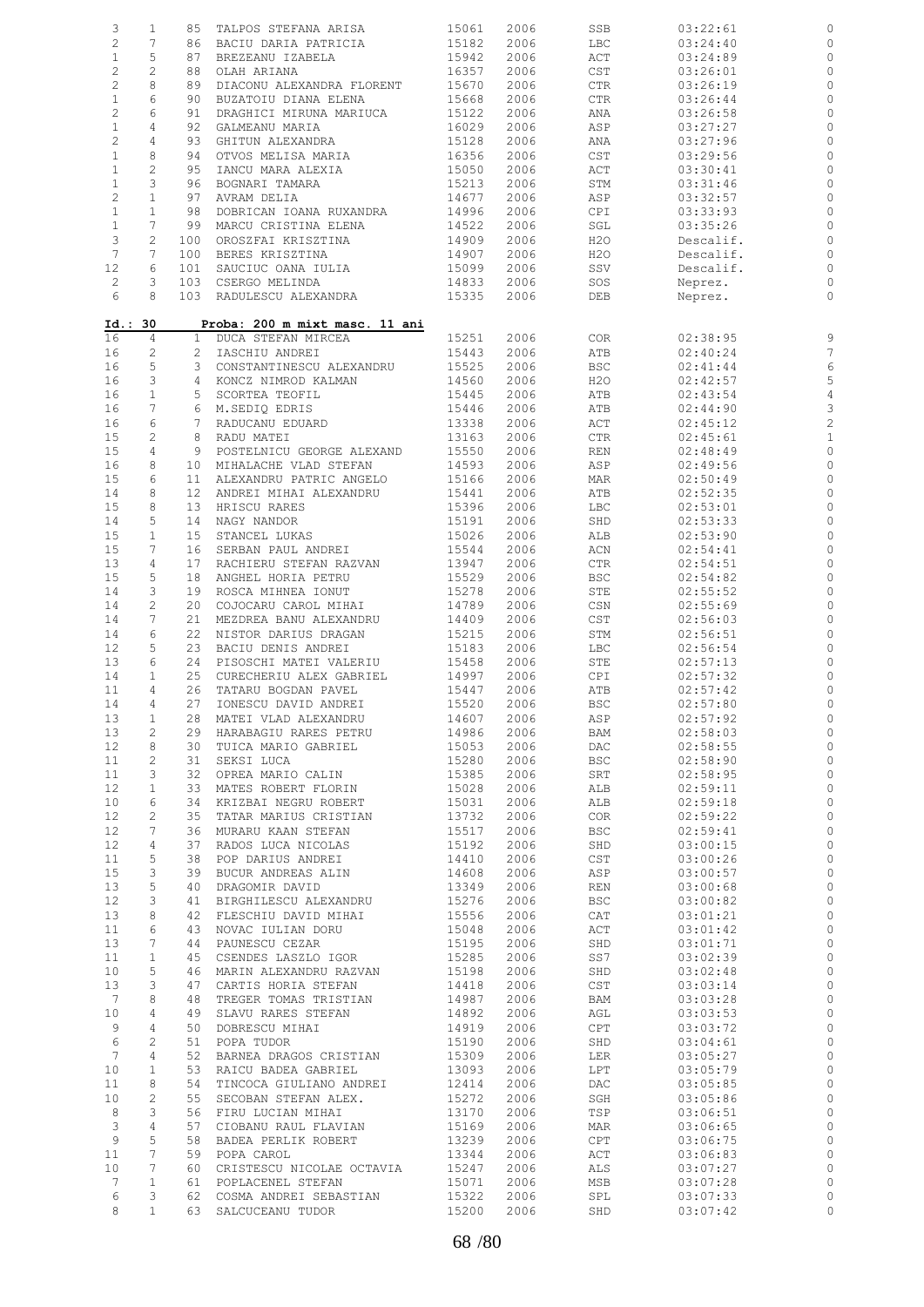| | | | | | | | | |
|---|---|---|---|---|---|---|---|---|
| 3 | 1 | 85 | TALPOS STEFANA ARISA | 15061 | 2006 | SSB | 03:22:61 | 0 |
| 2 | 7 | 86 | BACIU DARIA PATRICIA | 15182 | 2006 | LBC | 03:24:40 | 0 |
| 1 | 5 | 87 | BREZEANU IZABELA | 15942 | 2006 | ACT | 03:24:89 | 0 |
| 2 | 2 | 88 | OLAH ARIANA | 16357 | 2006 | CST | 03:26:01 | 0 |
| 2 | 8 | 89 | DIACONU ALEXANDRA FLORENT | 15670 | 2006 | CTR | 03:26:19 | 0 |
| 1 | 6 | 90 | BUZATOIU DIANA ELENA | 15668 | 2006 | CTR | 03:26:44 | 0 |
| 2 | 6 | 91 | DRAGHICI MIRUNA MARIUCA | 15122 | 2006 | ANA | 03:26:58 | 0 |
| 1 | 4 | 92 | GALMEANU MARIA | 16029 | 2006 | ASP | 03:27:27 | 0 |
| 2 | 4 | 93 | GHITUN ALEXANDRA | 15128 | 2006 | ANA | 03:27:96 | 0 |
| 1 | 8 | 94 | OTVOS MELISA MARIA | 16356 | 2006 | CST | 03:29:56 | 0 |
| 1 | 2 | 95 | IANCU MARA ALEXIA | 15050 | 2006 | ACT | 03:30:41 | 0 |
| 1 | 3 | 96 | BOGNARI TAMARA | 15213 | 2006 | STM | 03:31:46 | 0 |
| 2 | 1 | 97 | AVRAM DELIA | 14677 | 2006 | ASP | 03:32:57 | 0 |
| 1 | 1 | 98 | DOBRICAN IOANA RUXANDRA | 14996 | 2006 | CPI | 03:33:93 | 0 |
| 1 | 7 | 99 | MARCU CRISTINA ELENA | 14522 | 2006 | SGL | 03:35:26 | 0 |
| 3 | 2 | 100 | OROSZFAI KRISZTINA | 14909 | 2006 | H2O | Descalif. | 0 |
| 7 | 7 | 100 | BERES KRISZTINA | 14907 | 2006 | H2O | Descalif. | 0 |
| 12 | 6 | 101 | SAUCIUC OANA IULIA | 15099 | 2006 | SSV | Descalif. | 0 |
| 2 | 3 | 103 | CSERGO MELINDA | 14833 | 2006 | SOS | Neprez. | 0 |
| 6 | 8 | 103 | RADULESCU ALEXANDRA | 15335 | 2006 | DEB | Neprez. | 0 |

**Id.: 30** **Proba: 200 m mixt masc. 11 ani**

| | | | | | | | | |
|---|---|---|---|---|---|---|---|---|
| 16 | 4 | 1 | DUCA STEFAN MIRCEA | 15251 | 2006 | COR | 02:38:95 | 9 |
| 16 | 2 | 2 | IASCHIU ANDREI | 15443 | 2006 | ATB | 02:40:24 | 7 |
| 16 | 5 | 3 | CONSTANTINESCU ALEXANDRU | 15525 | 2006 | BSC | 02:41:44 | 6 |
| 16 | 3 | 4 | KONCZ NIMROD KALMAN | 14560 | 2006 | H2O | 02:42:57 | 5 |
| 16 | 1 | 5 | SCORTEA TEOFIL | 15445 | 2006 | ATB | 02:43:54 | 4 |
| 16 | 7 | 6 | M.SEDIQ EDRIS | 15446 | 2006 | ATB | 02:44:90 | 3 |
| 16 | 6 | 7 | RADUCANU EDUARD | 13338 | 2006 | ACT | 02:45:12 | 2 |
| 15 | 2 | 8 | RADU MATEI | 13163 | 2006 | CTR | 02:45:61 | 1 |
| 15 | 4 | 9 | POSTELNICU GEORGE ALEXAND | 15550 | 2006 | REN | 02:48:49 | 0 |
| 16 | 8 | 10 | MIHALACHE VLAD STEFAN | 14593 | 2006 | ASP | 02:49:56 | 0 |
| 15 | 6 | 11 | ALEXANDRU PATRIC ANGELO | 15166 | 2006 | MAR | 02:50:49 | 0 |
| 14 | 8 | 12 | ANDREI MIHAI ALEXANDRU | 15441 | 2006 | ATB | 02:52:35 | 0 |
| 15 | 8 | 13 | HRISCU RARES | 15396 | 2006 | LBC | 02:53:01 | 0 |
| 14 | 5 | 14 | NAGY NANDOR | 15191 | 2006 | SHD | 02:53:33 | 0 |
| 15 | 1 | 15 | STANCEL LUKAS | 15026 | 2006 | ALB | 02:53:90 | 0 |
| 15 | 7 | 16 | SERBAN PAUL ANDREI | 15544 | 2006 | ACN | 02:54:41 | 0 |
| 13 | 4 | 17 | RACHIERU STEFAN RAZVAN | 13947 | 2006 | CTR | 02:54:51 | 0 |
| 15 | 5 | 18 | ANGHEL HORIA PETRU | 15529 | 2006 | BSC | 02:54:82 | 0 |
| 14 | 3 | 19 | ROSCA MIHNEA IONUT | 15278 | 2006 | STE | 02:55:52 | 0 |
| 14 | 2 | 20 | COJOCARU CAROL MIHAI | 14789 | 2006 | CSN | 02:55:69 | 0 |
| 14 | 7 | 21 | MEZDREA BANU ALEXANDRU | 14409 | 2006 | CST | 02:56:03 | 0 |
| 14 | 6 | 22 | NISTOR DARIUS DRAGAN | 15215 | 2006 | STM | 02:56:51 | 0 |
| 12 | 5 | 23 | BACIU DENIS ANDREI | 15183 | 2006 | LBC | 02:56:54 | 0 |
| 13 | 6 | 24 | PISOSCHI MATEI VALERIU | 15458 | 2006 | STE | 02:57:13 | 0 |
| 14 | 1 | 25 | CURECHERIU ALEX GABRIEL | 14997 | 2006 | CPI | 02:57:32 | 0 |
| 11 | 4 | 26 | TATARU BOGDAN PAVEL | 15447 | 2006 | ATB | 02:57:42 | 0 |
| 14 | 4 | 27 | IONESCU DAVID ANDREI | 15520 | 2006 | BSC | 02:57:80 | 0 |
| 13 | 1 | 28 | MATEI VLAD ALEXANDRU | 14607 | 2006 | ASP | 02:57:92 | 0 |
| 13 | 2 | 29 | HARABAGIU RARES PETRU | 14986 | 2006 | BAM | 02:58:03 | 0 |
| 12 | 8 | 30 | TUICA MARIO GABRIEL | 15053 | 2006 | DAC | 02:58:55 | 0 |
| 11 | 2 | 31 | SEKSI LUCA | 15280 | 2006 | BSC | 02:58:90 | 0 |
| 11 | 3 | 32 | OPREA MARIO CALIN | 15385 | 2006 | SRT | 02:58:95 | 0 |
| 12 | 1 | 33 | MATES ROBERT FLORIN | 15028 | 2006 | ALB | 02:59:11 | 0 |
| 10 | 6 | 34 | KRIZBAI NEGRU ROBERT | 15031 | 2006 | ALB | 02:59:18 | 0 |
| 12 | 2 | 35 | TATAR MARIUS CRISTIAN | 13732 | 2006 | COR | 02:59:22 | 0 |
| 12 | 7 | 36 | MURARU KAAN STEFAN | 15517 | 2006 | BSC | 02:59:41 | 0 |
| 12 | 4 | 37 | RADOS LUCA NICOLAS | 15192 | 2006 | SHD | 03:00:15 | 0 |
| 11 | 5 | 38 | POP DARIUS ANDREI | 14410 | 2006 | CST | 03:00:26 | 0 |
| 15 | 3 | 39 | BUCUR ANDREAS ALIN | 14608 | 2006 | ASP | 03:00:57 | 0 |
| 13 | 5 | 40 | DRAGOMIR DAVID | 13349 | 2006 | REN | 03:00:68 | 0 |
| 12 | 3 | 41 | BIRGHILESCU ALEXANDRU | 15276 | 2006 | BSC | 03:00:82 | 0 |
| 13 | 8 | 42 | FLESCHIU DAVID MIHAI | 15556 | 2006 | CAT | 03:01:21 | 0 |
| 11 | 6 | 43 | NOVAC IULIAN DORU | 15048 | 2006 | ACT | 03:01:42 | 0 |
| 13 | 7 | 44 | PAUNESCU CEZAR | 15195 | 2006 | SHD | 03:01:71 | 0 |
| 11 | 1 | 45 | CSENDES LASZLO IGOR | 15285 | 2006 | SS7 | 03:02:39 | 0 |
| 10 | 5 | 46 | MARIN ALEXANDRU RAZVAN | 15198 | 2006 | SHD | 03:02:48 | 0 |
| 13 | 3 | 47 | CARTIS HORIA STEFAN | 14418 | 2006 | CST | 03:03:14 | 0 |
| 7 | 8 | 48 | TREGER TOMAS TRISTIAN | 14987 | 2006 | BAM | 03:03:28 | 0 |
| 10 | 4 | 49 | SLAVU RARES STEFAN | 14892 | 2006 | AGL | 03:03:53 | 0 |
| 9 | 4 | 50 | DOBRESCU MIHAI | 14919 | 2006 | CPT | 03:03:72 | 0 |
| 6 | 2 | 51 | POPA TUDOR | 15190 | 2006 | SHD | 03:04:61 | 0 |
| 7 | 4 | 52 | BARNEA DRAGOS CRISTIAN | 15309 | 2006 | LER | 03:05:27 | 0 |
| 10 | 1 | 53 | RAICU BADEA GABRIEL | 13093 | 2006 | LPT | 03:05:79 | 0 |
| 11 | 8 | 54 | TINCOCA GIULIANO ANDREI | 12414 | 2006 | DAC | 03:05:85 | 0 |
| 10 | 2 | 55 | SECOBAN STEFAN ALEX. | 15272 | 2006 | SGH | 03:05:86 | 0 |
| 8 | 3 | 56 | FIRU LUCIAN MIHAI | 13170 | 2006 | TSP | 03:06:51 | 0 |
| 3 | 4 | 57 | CIOBANU RAUL FLAVIAN | 15169 | 2006 | MAR | 03:06:65 | 0 |
| 9 | 5 | 58 | BADEA PERLIK ROBERT | 13239 | 2006 | CPT | 03:06:75 | 0 |
| 11 | 7 | 59 | POPA CAROL | 13344 | 2006 | ACT | 03:06:83 | 0 |
| 10 | 7 | 60 | CRISTESCU NICOLAE OCTAVIA | 15247 | 2006 | ALS | 03:07:27 | 0 |
| 7 | 1 | 61 | POPLACENEL STEFAN | 15071 | 2006 | MSB | 03:07:28 | 0 |
| 6 | 3 | 62 | COSMA ANDREI SEBASTIAN | 15322 | 2006 | SPL | 03:07:33 | 0 |
| 8 | 1 | 63 | SALCUCEANU TUDOR | 15200 | 2006 | SHD | 03:07:42 | 0 |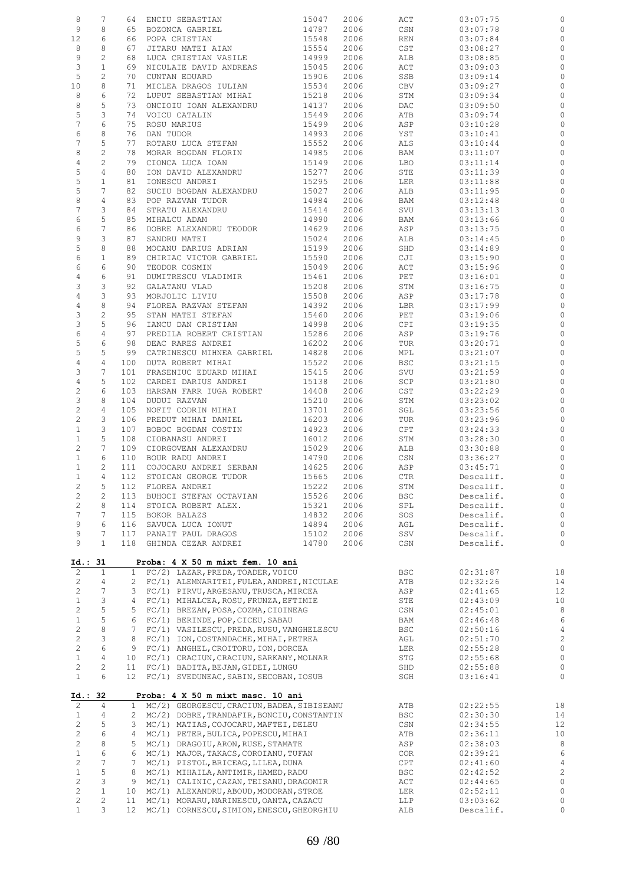| | | | | | | | | |
|---|---|---|---|---|---|---|---|---|
| 8 | 7 | 64 | ENCIU SEBASTIAN | 15047 | 2006 | ACT | 03:07:75 | 0 |
| 9 | 8 | 65 | BOZONCA GABRIEL | 14787 | 2006 | CSN | 03:07:78 | 0 |
| 12 | 6 | 66 | POPA CRISTIAN | 15548 | 2006 | REN | 03:07:84 | 0 |
| 8 | 8 | 67 | JITARU MATEI AIAN | 15554 | 2006 | CST | 03:08:27 | 0 |
| 9 | 2 | 68 | LUCA CRISTIAN VASILE | 14999 | 2006 | ALB | 03:08:85 | 0 |
| 3 | 1 | 69 | NICULAIE DAVID ANDREAS | 15045 | 2006 | ACT | 03:09:03 | 0 |
| 5 | 2 | 70 | CUNTAN EDUARD | 15906 | 2006 | SSB | 03:09:14 | 0 |
| 10 | 8 | 71 | MICLEA DRAGOS IULIAN | 15534 | 2006 | CBV | 03:09:27 | 0 |
| 8 | 6 | 72 | LUPUT SEBASTIAN MIHAI | 15218 | 2006 | STM | 03:09:34 | 0 |
| 8 | 5 | 73 | ONCIOIU IOAN ALEXANDRU | 14137 | 2006 | DAC | 03:09:50 | 0 |
| 5 | 3 | 74 | VOICU CATALIN | 15449 | 2006 | ATB | 03:09:74 | 0 |
| 7 | 6 | 75 | ROSU MARIUS | 15499 | 2006 | ASP | 03:10:28 | 0 |
| 6 | 8 | 76 | DAN TUDOR | 14993 | 2006 | YST | 03:10:41 | 0 |
| 7 | 5 | 77 | ROTARU LUCA STEFAN | 15552 | 2006 | ALS | 03:10:44 | 0 |
| 8 | 2 | 78 | MORAR BOGDAN FLORIN | 14985 | 2006 | BAM | 03:11:07 | 0 |
| 4 | 2 | 79 | CIONCA LUCA IOAN | 15149 | 2006 | LBO | 03:11:14 | 0 |
| 5 | 4 | 80 | ION DAVID ALEXANDRU | 15277 | 2006 | STE | 03:11:39 | 0 |
| 5 | 1 | 81 | IONESCU ANDREI | 15295 | 2006 | LER | 03:11:88 | 0 |
| 5 | 7 | 82 | SUCIU BOGDAN ALEXANDRU | 15027 | 2006 | ALB | 03:11:95 | 0 |
| 8 | 4 | 83 | POP RAZVAN TUDOR | 14984 | 2006 | BAM | 03:12:48 | 0 |
| 7 | 3 | 84 | STRATU ALEXANDRU | 15414 | 2006 | SVU | 03:13:13 | 0 |
| 6 | 5 | 85 | MIHALCU ADAM | 14990 | 2006 | BAM | 03:13:66 | 0 |
| 6 | 7 | 86 | DOBRE ALEXANDRU TEODOR | 14629 | 2006 | ASP | 03:13:75 | 0 |
| 9 | 3 | 87 | SANDRU MATEI | 15024 | 2006 | ALB | 03:14:45 | 0 |
| 5 | 8 | 88 | MOCANU DARIUS ADRIAN | 15199 | 2006 | SHD | 03:14:89 | 0 |
| 6 | 1 | 89 | CHIRIAC VICTOR GABRIEL | 15590 | 2006 | CJI | 03:15:90 | 0 |
| 6 | 6 | 90 | TEODOR COSMIN | 15049 | 2006 | ACT | 03:15:96 | 0 |
| 4 | 6 | 91 | DUMITRESCU VLADIMIR | 15461 | 2006 | PET | 03:16:01 | 0 |
| 3 | 3 | 92 | GALATANU VLAD | 15208 | 2006 | STM | 03:16:75 | 0 |
| 4 | 3 | 93 | MORJOLIC LIVIU | 15508 | 2006 | ASP | 03:17:78 | 0 |
| 4 | 8 | 94 | FLOREA RAZVAN STEFAN | 14392 | 2006 | LBR | 03:17:99 | 0 |
| 3 | 2 | 95 | STAN MATEI STEFAN | 15460 | 2006 | PET | 03:19:06 | 0 |
| 3 | 5 | 96 | IANCU DAN CRISTIAN | 14998 | 2006 | CPI | 03:19:35 | 0 |
| 6 | 4 | 97 | PREDILA ROBERT CRISTIAN | 15286 | 2006 | ASP | 03:19:76 | 0 |
| 5 | 6 | 98 | DEAC RARES ANDREI | 16202 | 2006 | TUR | 03:20:71 | 0 |
| 5 | 5 | 99 | CATRINESCU MIHNEA GABRIEL | 14828 | 2006 | MPL | 03:21:07 | 0 |
| 4 | 4 | 100 | DUTA ROBERT MIHAI | 15522 | 2006 | BSC | 03:21:15 | 0 |
| 3 | 7 | 101 | FRASENIUC EDUARD MIHAI | 15415 | 2006 | SVU | 03:21:59 | 0 |
| 4 | 5 | 102 | CARDEI DARIUS ANDREI | 15138 | 2006 | SCP | 03:21:80 | 0 |
| 2 | 6 | 103 | HARSAN FARR IUGA ROBERT | 14408 | 2006 | CST | 03:22:29 | 0 |
| 3 | 8 | 104 | DUDUI RAZVAN | 15210 | 2006 | STM | 03:23:02 | 0 |
| 2 | 4 | 105 | NOFIT CODRIN MIHAI | 13701 | 2006 | SGL | 03:23:56 | 0 |
| 2 | 3 | 106 | PREDUT MIHAI DANIEL | 16203 | 2006 | TUR | 03:23:96 | 0 |
| 1 | 3 | 107 | BOBOC BOGDAN COSTIN | 14923 | 2006 | CPT | 03:24:33 | 0 |
| 1 | 5 | 108 | CIOBANASU ANDREI | 16012 | 2006 | STM | 03:28:30 | 0 |
| 2 | 7 | 109 | CIORGOVEAN ALEXANDRU | 15029 | 2006 | ALB | 03:30:88 | 0 |
| 1 | 6 | 110 | BOUR RADU ANDREI | 14790 | 2006 | CSN | 03:36:27 | 0 |
| 1 | 2 | 111 | COJOCARU ANDREI SERBAN | 14625 | 2006 | ASP | 03:45:71 | 0 |
| 1 | 4 | 112 | STOICAN GEORGE TUDOR | 15665 | 2006 | CTR | Descalif. | 0 |
| 2 | 5 | 112 | FLOREA ANDREI | 15222 | 2006 | STM | Descalif. | 0 |
| 2 | 2 | 113 | BUHOCI STEFAN OCTAVIAN | 15526 | 2006 | BSC | Descalif. | 0 |
| 2 | 8 | 114 | STOICA ROBERT ALEX. | 15321 | 2006 | SPL | Descalif. | 0 |
| 7 | 7 | 115 | BOKOR BALAZS | 14832 | 2006 | SOS | Descalif. | 0 |
| 9 | 6 | 116 | SAVUCA LUCA IONUT | 14894 | 2006 | AGL | Descalif. | 0 |
| 9 | 7 | 117 | PANAIT PAUL DRAGOS | 15102 | 2006 | SSV | Descalif. | 0 |
| 9 | 1 | 118 | GHINDA CEZAR ANDREI | 14780 | 2006 | CSN | Descalif. | 0 |

**Id.: 31 Proba: 4 X 50 m mixt fem. 10 ani**

| | | | | | | |
|---|---|---|---|---|---|---|
| 2 | 1 | 1 | FC/2) LAZAR,PREDA,TOADER,VOICU | BSC | 02:31:87 | 18 |
| 2 | 4 | 2 | FC/1) ALEMNARITEI,FULEA,ANDREI,NICULAE | ATB | 02:32:26 | 14 |
| 2 | 7 | 3 | FC/1) PIRVU,ARGESANU,TRUSCA,MIRCEA | ASP | 02:41:65 | 12 |
| 1 | 3 | 4 | FC/1) MIHALCEA,ROSU,FRUNZA,EFTIMIE | STE | 02:43:09 | 10 |
| 2 | 5 | 5 | FC/1) BREZAN,POSA,COZMA,CIOINEAG | CSN | 02:45:01 | 8 |
| 1 | 5 | 6 | FC/1) BERINDE,POP,CICEU,SABAU | BAM | 02:46:48 | 6 |
| 2 | 8 | 7 | FC/1) VASILESCU,PREDA,RUSU,VANGHELESCU | BSC | 02:50:16 | 4 |
| 2 | 3 | 8 | FC/1) ION,COSTANDACHE,MIHAI,PETREA | AGL | 02:51:70 | 2 |
| 2 | 6 | 9 | FC/1) ANGHEL,CROITORU,ION,DORCEA | LER | 02:55:28 | 0 |
| 1 | 4 | 10 | FC/1) CRACIUN,CRACIUN,SARKANY,MOLNAR | STG | 02:55:68 | 0 |
| 2 | 2 | 11 | FC/1) BADITA,BEJAN,GIDEI,LUNGU | SHD | 02:55:88 | 0 |
| 1 | 6 | 12 | FC/1) SVEDUNEAC,SABIN,SECOBAN,IOSUB | SGH | 03:16:41 | 0 |

**Id.: 32 Proba: 4 X 50 m mixt masc. 10 ani**

| | | | | | | |
|---|---|---|---|---|---|---|
| 2 | 4 | 1 | MC/2) GEORGESCU,CRACIUN,BADEA,SIBISEANU | ATB | 02:22:55 | 18 |
| 1 | 4 | 2 | MC/2) DOBRE,TRANDAFIR,BONCIU,CONSTANTIN | BSC | 02:30:30 | 14 |
| 2 | 5 | 3 | MC/1) MATIAS,COJOCARU,MAFTEI,DELEU | CSN | 02:34:55 | 12 |
| 2 | 6 | 4 | MC/1) PETER,BULICA,POPESCU,MIHAI | ATB | 02:36:11 | 10 |
| 2 | 8 | 5 | MC/1) DRAGOIU,ARON,RUSE,STAMATE | ASP | 02:38:03 | 8 |
| 1 | 6 | 6 | MC/1) MAJOR,TAKACS,COROIANU,TUFAN | COR | 02:39:21 | 6 |
| 2 | 7 | 7 | MC/1) PISTOL,BRICEAG,LILEA,DUNA | CPT | 02:41:60 | 4 |
| 1 | 5 | 8 | MC/1) MIHAILA,ANTIMIR,HAMED,RADU | BSC | 02:42:52 | 2 |
| 2 | 3 | 9 | MC/1) CALINIC,CAZAN,TEISANU,DRAGOMIR | ACT | 02:44:65 | 0 |
| 2 | 1 | 10 | MC/1) ALEXANDRU,ABOUD,MODORAN,STROE | LER | 02:52:11 | 0 |
| 2 | 2 | 11 | MC/1) MORARU,MARINESCU,OANTA,CAZACU | LLP | 03:03:62 | 0 |
| 1 | 3 | 12 | MC/1) CORNESCU,SIMION,ENESCU,GHEORGHIU | ALB | Descalif. | 0 |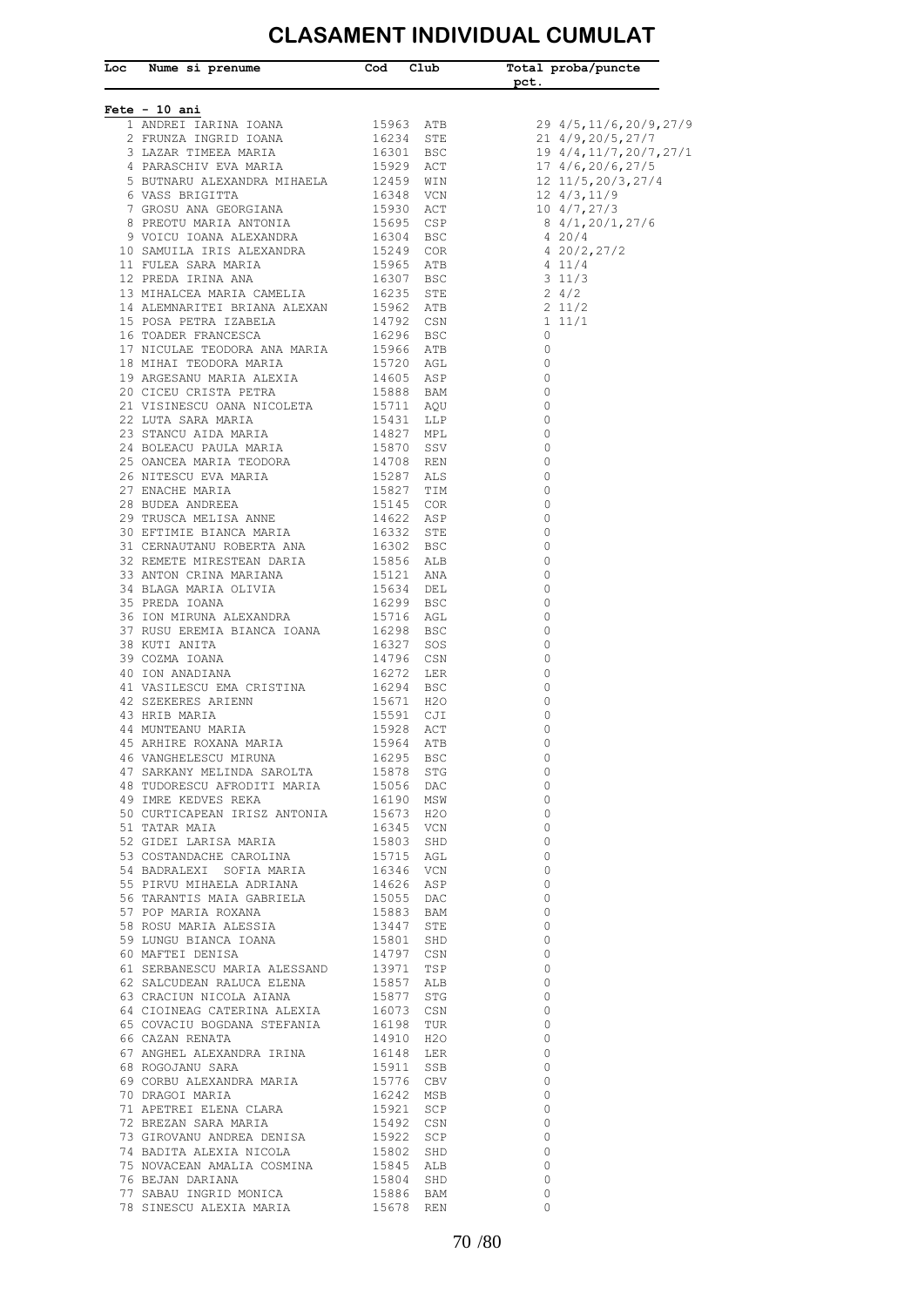# CLASAMENT INDIVIDUAL CUMULAT

| Loc | Nume si prenume | Cod | Club | Total pct. | proba/puncte |
|---|---|---|---|---|---|
| **Fete - 10 ani** | | | | | |
| 1 | ANDREI IARINA IOANA | 15963 | ATB | 29 | 4/5,11/6,20/9,27/9 |
| 2 | FRUNZA INGRID IOANA | 16234 | STE | 21 | 4/9,20/5,27/7 |
| 3 | LAZAR TIMEEA MARIA | 16301 | BSC | 19 | 4/4,11/7,20/7,27/1 |
| 4 | PARASCHIV EVA MARIA | 15929 | ACT | 17 | 4/6,20/6,27/5 |
| 5 | BUTNARU ALEXANDRA MIHAELA | 12459 | WIN | 12 | 11/5,20/3,27/4 |
| 6 | VASS BRIGITTA | 16348 | VCN | 12 | 4/3,11/9 |
| 7 | GROSU ANA GEORGIANA | 15930 | ACT | 10 | 4/7,27/3 |
| 8 | PREOTU MARIA ANTONIA | 15695 | CSP | 8 | 4/1,20/1,27/6 |
| 9 | VOICU IOANA ALEXANDRA | 16304 | BSC | 4 | 20/4 |
| 10 | SAMUILA IRIS ALEXANDRA | 15249 | COR | 4 | 20/2,27/2 |
| 11 | FULEA SARA MARIA | 15965 | ATB | 4 | 11/4 |
| 12 | PREDA IRINA ANA | 16307 | BSC | 3 | 11/3 |
| 13 | MIHALCEA MARIA CAMELIA | 16235 | STE | 2 | 4/2 |
| 14 | ALEMNARITEI BRIANA ALEXAN | 15962 | ATB | 2 | 11/2 |
| 15 | POSA PETRA IZABELA | 14792 | CSN | 1 | 11/1 |
| 16 | TOADER FRANCESCA | 16296 | BSC | 0 | |
| 17 | NICULAE TEODORA ANA MARIA | 15966 | ATB | 0 | |
| 18 | MIHAI TEODORA MARIA | 15720 | AGL | 0 | |
| 19 | ARGESANU MARIA ALEXIA | 14605 | ASP | 0 | |
| 20 | CICEU CRISTA PETRA | 15888 | BAM | 0 | |
| 21 | VISINESCU OANA NICOLETA | 15711 | AQU | 0 | |
| 22 | LUTA SARA MARIA | 15431 | LLP | 0 | |
| 23 | STANCU AIDA MARIA | 14827 | MPL | 0 | |
| 24 | BOLEACU PAULA MARIA | 15870 | SSV | 0 | |
| 25 | OANCEA MARIA TEODORA | 14708 | REN | 0 | |
| 26 | NITESCU EVA MARIA | 15287 | ALS | 0 | |
| 27 | ENACHE MARIA | 15827 | TIM | 0 | |
| 28 | BUDEA ANDREEA | 15145 | COR | 0 | |
| 29 | TRUSCA MELISA ANNE | 14622 | ASP | 0 | |
| 30 | EFTIMIE BIANCA MARIA | 16332 | STE | 0 | |
| 31 | CERNAUTANU ROBERTA ANA | 16302 | BSC | 0 | |
| 32 | REMETE MIRESTEAN DARIA | 15856 | ALB | 0 | |
| 33 | ANTON CRINA MARIANA | 15121 | ANA | 0 | |
| 34 | BLAGA MARIA OLIVIA | 15634 | DEL | 0 | |
| 35 | PREDA IOANA | 16299 | BSC | 0 | |
| 36 | ION MIRUNA ALEXANDRA | 15716 | AGL | 0 | |
| 37 | RUSU EREMIA BIANCA IOANA | 16298 | BSC | 0 | |
| 38 | KUTI ANITA | 16327 | SOS | 0 | |
| 39 | COZMA IOANA | 14796 | CSN | 0 | |
| 40 | ION ANADIANA | 16272 | LER | 0 | |
| 41 | VASILESCU EMA CRISTINA | 16294 | BSC | 0 | |
| 42 | SZEKERES ARIENN | 15671 | H2O | 0 | |
| 43 | HRIB MARIA | 15591 | CJI | 0 | |
| 44 | MUNTEANU MARIA | 15928 | ACT | 0 | |
| 45 | ARHIRE ROXANA MARIA | 15964 | ATB | 0 | |
| 46 | VANGHELESCU MIRUNA | 16295 | BSC | 0 | |
| 47 | SARKANY MELINDA SAROLTA | 15878 | STG | 0 | |
| 48 | TUDORESCU AFRODITI MARIA | 15056 | DAC | 0 | |
| 49 | IMRE KEDVES REKA | 16190 | MSW | 0 | |
| 50 | CURTICAPEAN IRISZ ANTONIA | 15673 | H2O | 0 | |
| 51 | TATAR MAIA | 16345 | VCN | 0 | |
| 52 | GIDEI LARISA MARIA | 15803 | SHD | 0 | |
| 53 | COSTANDACHE CAROLINA | 15715 | AGL | 0 | |
| 54 | BADRALEXI SOFIA MARIA | 16346 | VCN | 0 | |
| 55 | PIRVU MIHAELA ADRIANA | 14626 | ASP | 0 | |
| 56 | TARANTIS MAIA GABRIELA | 15055 | DAC | 0 | |
| 57 | POP MARIA ROXANA | 15883 | BAM | 0 | |
| 58 | ROSU MARIA ALESSIA | 13447 | STE | 0 | |
| 59 | LUNGU BIANCA IOANA | 15801 | SHD | 0 | |
| 60 | MAFTEI DENISA | 14797 | CSN | 0 | |
| 61 | SERBANESCU MARIA ALESSAND | 13971 | TSP | 0 | |
| 62 | SALCUDEAN RALUCA ELENA | 15857 | ALB | 0 | |
| 63 | CRACIUN NICOLA AIANA | 15877 | STG | 0 | |
| 64 | CIOINEAG CATERINA ALEXIA | 16073 | CSN | 0 | |
| 65 | COVACIU BOGDANA STEFANIA | 16198 | TUR | 0 | |
| 66 | CAZAN RENATA | 14910 | H2O | 0 | |
| 67 | ANGHEL ALEXANDRA IRINA | 16148 | LER | 0 | |
| 68 | ROGOJANU SARA | 15911 | SSB | 0 | |
| 69 | CORBU ALEXANDRA MARIA | 15776 | CBV | 0 | |
| 70 | DRAGOI MARIA | 16242 | MSB | 0 | |
| 71 | APETREI ELENA CLARA | 15921 | SCP | 0 | |
| 72 | BREZAN SARA MARIA | 15492 | CSN | 0 | |
| 73 | GIROVANU ANDREA DENISA | 15922 | SCP | 0 | |
| 74 | BADITA ALEXIA NICOLA | 15802 | SHD | 0 | |
| 75 | NOVACEAN AMALIA COSMINA | 15845 | ALB | 0 | |
| 76 | BEJAN DARIANA | 15804 | SHD | 0 | |
| 77 | SABAU INGRID MONICA | 15886 | BAM | 0 | |
| 78 | SINESCU ALEXIA MARIA | 15678 | REN | 0 | |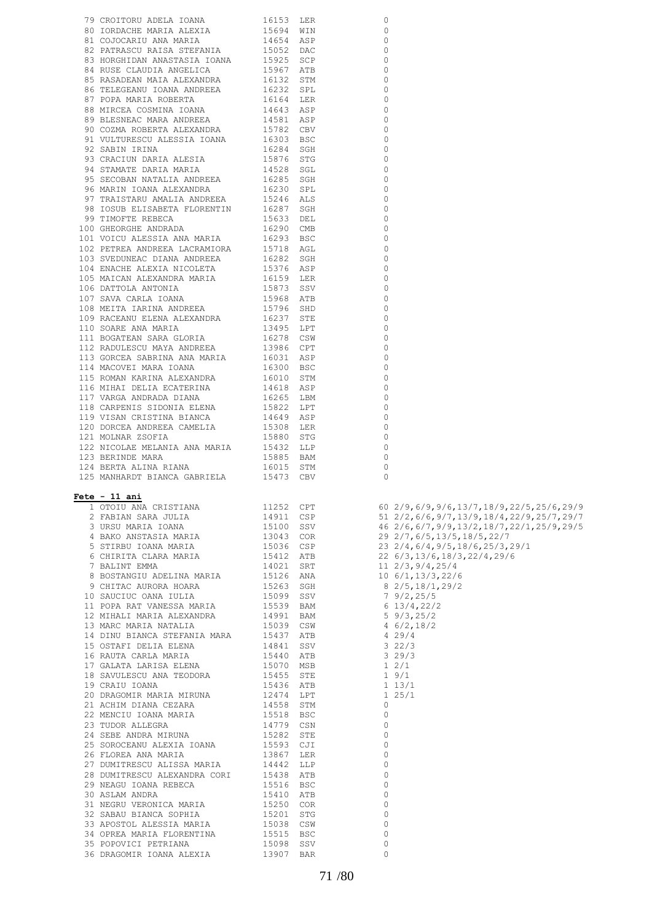| | | | | | |
|---|---|---|---|---|---|
| 79 | CROITORU ADELA IOANA | 16153 | LER | 0 | |
| 80 | IORDACHE MARIA ALEXIA | 15694 | WIN | 0 | |
| 81 | COJOCARIU ANA MARIA | 14654 | ASP | 0 | |
| 82 | PATRASCU RAISA STEFANIA | 15052 | DAC | 0 | |
| 83 | HORGHIDAN ANASTASIA IOANA | 15925 | SCP | 0 | |
| 84 | RUSE CLAUDIA ANGELICA | 15967 | ATB | 0 | |
| 85 | RASADEAN MAIA ALEXANDRA | 16132 | STM | 0 | |
| 86 | TELEGEANU IOANA ANDREEA | 16232 | SPL | 0 | |
| 87 | POPA MARIA ROBERTA | 16164 | LER | 0 | |
| 88 | MIRCEA COSMINA IOANA | 14643 | ASP | 0 | |
| 89 | BLESNEAC MARA ANDREEA | 14581 | ASP | 0 | |
| 90 | COZMA ROBERTA ALEXANDRA | 15782 | CBV | 0 | |
| 91 | VULTURESCU ALESSIA IOANA | 16303 | BSC | 0 | |
| 92 | SABIN IRINA | 16284 | SGH | 0 | |
| 93 | CRACIUN DARIA ALESIA | 15876 | STG | 0 | |
| 94 | STAMATE DARIA MARIA | 14528 | SGL | 0 | |
| 95 | SECOBAN NATALIA ANDREEA | 16285 | SGH | 0 | |
| 96 | MARIN IOANA ALEXANDRA | 16230 | SPL | 0 | |
| 97 | TRAISTARU AMALIA ANDREEA | 15246 | ALS | 0 | |
| 98 | IOSUB ELISABETA FLORENTIN | 16287 | SGH | 0 | |
| 99 | TIMOFTE REBECA | 15633 | DEL | 0 | |
| 100 | GHEORGHE ANDRADA | 16290 | CMB | 0 | |
| 101 | VOICU ALESSIA ANA MARIA | 16293 | BSC | 0 | |
| 102 | PETREA ANDREEA LACRAMIORA | 15718 | AGL | 0 | |
| 103 | SVEDUNEAC DIANA ANDREEA | 16282 | SGH | 0 | |
| 104 | ENACHE ALEXIA NICOLETA | 15376 | ASP | 0 | |
| 105 | MAICAN ALEXANDRA MARIA | 16159 | LER | 0 | |
| 106 | DATTOLA ANTONIA | 15873 | SSV | 0 | |
| 107 | SAVA CARLA IOANA | 15968 | ATB | 0 | |
| 108 | MEITA IARINA ANDREEA | 15796 | SHD | 0 | |
| 109 | RACEANU ELENA ALEXANDRA | 16237 | STE | 0 | |
| 110 | SOARE ANA MARIA | 13495 | LPT | 0 | |
| 111 | BOGATEAN SARA GLORIA | 16278 | CSW | 0 | |
| 112 | RADULESCU MAYA ANDREEA | 13986 | CPT | 0 | |
| 113 | GORCEA SABRINA ANA MARIA | 16031 | ASP | 0 | |
| 114 | MACOVEI MARA IOANA | 16300 | BSC | 0 | |
| 115 | ROMAN KARINA ALEXANDRA | 16010 | STM | 0 | |
| 116 | MIHAI DELIA ECATERINA | 14618 | ASP | 0 | |
| 117 | VARGA ANDRADA DIANA | 16265 | LBM | 0 | |
| 118 | CARPENIS SIDONIA ELENA | 15822 | LPT | 0 | |
| 119 | VISAN CRISTINA BIANCA | 14649 | ASP | 0 | |
| 120 | DORCEA ANDREEA CAMELIA | 15308 | LER | 0 | |
| 121 | MOLNAR ZSOFIA | 15880 | STG | 0 | |
| 122 | NICOLAE MELANIA ANA MARIA | 15432 | LLP | 0 | |
| 123 | BERINDE MARA | 15885 | BAM | 0 | |
| 124 | BERTA ALINA RIANA | 16015 | STM | 0 | |
| 125 | MANHARDT BIANCA GABRIELA | 15473 | CBV | 0 | |

**Fete - 11 ani**

| | | | | | |
|---|---|---|---|---|---|
| 1 | OTOIU ANA CRISTIANA | 11252 | CPT | 60 | 2/9,6/9,9/6,13/7,18/9,22/5,25/6,29/9 |
| 2 | FABIAN SARA JULIA | 14911 | CSP | 51 | 2/2,6/6,9/7,13/9,18/4,22/9,25/7,29/7 |
| 3 | URSU MARIA IOANA | 15100 | SSV | 46 | 2/6,6/7,9/9,13/2,18/7,22/1,25/9,29/5 |
| 4 | BAKO ANSTASIA MARIA | 13043 | COR | 29 | 2/7,6/5,13/5,18/5,22/7 |
| 5 | STIRBU IOANA MARIA | 15036 | CSP | 23 | 2/4,6/4,9/5,18/6,25/3,29/1 |
| 6 | CHIRITA CLARA MARIA | 15412 | ATB | 22 | 6/3,13/6,18/3,22/4,29/6 |
| 7 | BALINT EMMA | 14021 | SRT | 11 | 2/3,9/4,25/4 |
| 8 | BOSTANGIU ADELINA MARIA | 15126 | ANA | 10 | 6/1,13/3,22/6 |
| 9 | CHITAC AURORA HOARA | 15263 | SGH | 8 | 2/5,18/1,29/2 |
| 10 | SAUCIUC OANA IULIA | 15099 | SSV | 7 | 9/2,25/5 |
| 11 | POPA RAT VANESSA MARIA | 15539 | BAM | 6 | 13/4,22/2 |
| 12 | MIHALI MARIA ALEXANDRA | 14991 | BAM | 5 | 9/3,25/2 |
| 13 | MARC MARIA NATALIA | 15039 | CSW | 4 | 6/2,18/2 |
| 14 | DINU BIANCA STEFANIA MARA | 15437 | ATB | 4 | 29/4 |
| 15 | OSTAFI DELIA ELENA | 14841 | SSV | 3 | 22/3 |
| 16 | RAUTA CARLA MARIA | 15440 | ATB | 3 | 29/3 |
| 17 | GALATA LARISA ELENA | 15070 | MSB | 1 | 2/1 |
| 18 | SAVULESCU ANA TEODORA | 15455 | STE | 1 | 9/1 |
| 19 | CRAIU IOANA | 15436 | ATB | 1 | 13/1 |
| 20 | DRAGOMIR MARIA MIRUNA | 12474 | LPT | 1 | 25/1 |
| 21 | ACHIM DIANA CEZARA | 14558 | STM | 0 | |
| 22 | MENCIU IOANA MARIA | 15518 | BSC | 0 | |
| 23 | TUDOR ALLEGRA | 14779 | CSN | 0 | |
| 24 | SEBE ANDRA MIRUNA | 15282 | STE | 0 | |
| 25 | SOROCEANU ALEXIA IOANA | 15593 | CJI | 0 | |
| 26 | FLOREA ANA MARIA | 13867 | LER | 0 | |
| 27 | DUMITRESCU ALISSA MARIA | 14442 | LLP | 0 | |
| 28 | DUMITRESCU ALEXANDRA CORI | 15438 | ATB | 0 | |
| 29 | NEAGU IOANA REBECA | 15516 | BSC | 0 | |
| 30 | ASLAM ANDRA | 15410 | ATB | 0 | |
| 31 | NEGRU VERONICA MARIA | 15250 | COR | 0 | |
| 32 | SABAU BIANCA SOPHIA | 15201 | STG | 0 | |
| 33 | APOSTOL ALESSIA MARIA | 15038 | CSW | 0 | |
| 34 | OPREA MARIA FLORENTINA | 15515 | BSC | 0 | |
| 35 | POPOVICI PETRIANA | 15098 | SSV | 0 | |
| 36 | DRAGOMIR IOANA ALEXIA | 13907 | BAR | 0 | |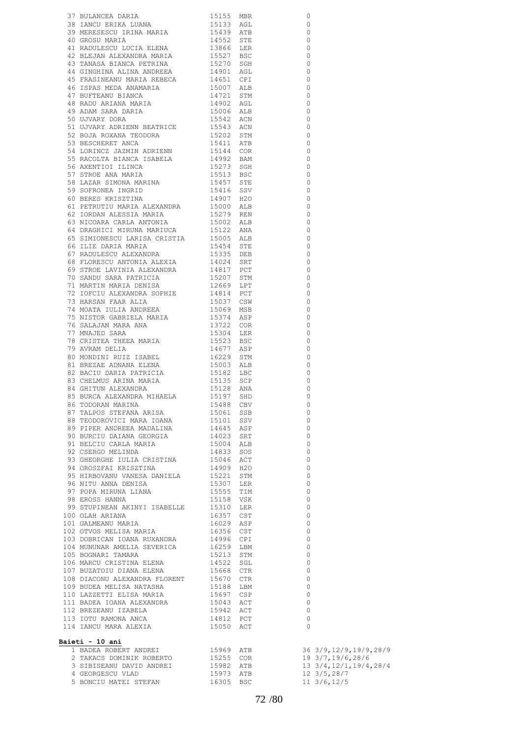| | | | | |
|---|---|---|---|---|
| 37 | BULANCEA DARIA | 15155 | MBR | 0 |
| 38 | IANCU ERIKA LUANA | 15133 | AGL | 0 |
| 39 | MERESESCU IRINA MARIA | 15439 | ATB | 0 |
| 40 | GROSU MARIA | 14552 | STE | 0 |
| 41 | RADULESCU LUCIA ELENA | 13866 | LER | 0 |
| 42 | BLEJAN ALEXANDRA MARIA | 15527 | BSC | 0 |
| 43 | TANASA BIANCA PETRINA | 15270 | SGH | 0 |
| 44 | GINGHINA ALINA ANDREEA | 14901 | AGL | 0 |
| 45 | FRASINEANU MARIA REBECA | 14651 | CPI | 0 |
| 46 | ISPAS MEDA ANAMARIA | 15007 | ALB | 0 |
| 47 | BUFTEANU BIANCA | 14721 | STM | 0 |
| 48 | RADU ARIANA MARIA | 14902 | AGL | 0 |
| 49 | ADAM SARA DARIA | 15006 | ALB | 0 |
| 50 | UJVARY DORA | 15542 | ACN | 0 |
| 51 | UJVARY ADRIENN BEATRICE | 15543 | ACN | 0 |
| 52 | BOJA ROXANA TEODORA | 15202 | STM | 0 |
| 53 | BESCHERET ANCA | 15411 | ATB | 0 |
| 54 | LORINCZ JAZMIN ADRIENN | 15144 | COR | 0 |
| 55 | RACOLTA BIANCA ISABELA | 14992 | BAM | 0 |
| 56 | AXENTIOI ILINCA | 15273 | SGH | 0 |
| 57 | STROE ANA MARIA | 15513 | BSC | 0 |
| 58 | LAZAR SIMONA MARINA | 15457 | STE | 0 |
| 59 | SOFRONEA INGRID | 15416 | SSV | 0 |
| 60 | BERES KRISZTINA | 14907 | H2O | 0 |
| 61 | PETRUTIU MARIA ALEXANDRA | 15000 | ALB | 0 |
| 62 | IORDAN ALESSIA MARIA | 15279 | REN | 0 |
| 63 | NICOARA CARLA ANTONIA | 15002 | ALB | 0 |
| 64 | DRAGHICI MIRUNA MARIUCA | 15122 | ANA | 0 |
| 65 | SIMIONESCU LARISA CRISTIA | 15005 | ALB | 0 |
| 66 | ILIE DARIA MARIA | 15454 | STE | 0 |
| 67 | RADULESCU ALEXANDRA | 15335 | DEB | 0 |
| 68 | FLORESCU ANTONIA ALEXIA | 14024 | SRT | 0 |
| 69 | STROE LAVINIA ALEXANDRA | 14817 | PCT | 0 |
| 70 | SANDU SARA PATRICIA | 15207 | STM | 0 |
| 71 | MARTIN MARIA DENISA | 12669 | LPT | 0 |
| 72 | IOFCIU ALEXANDRA SOPHIE | 14814 | PCT | 0 |
| 73 | HARSAN FAAR ALIA | 15037 | CSW | 0 |
| 74 | MOATA IULIA ANDREEA | 15069 | MSB | 0 |
| 75 | NISTOR GABRIELA MARIA | 15374 | ASP | 0 |
| 76 | SALAJAN MARA ANA | 13722 | COR | 0 |
| 77 | MNAJED SARA | 15304 | LER | 0 |
| 78 | CRISTEA THEEA MARIA | 15523 | BSC | 0 |
| 79 | AVRAM DELIA | 14677 | ASP | 0 |
| 80 | MONDINI RUIZ ISABEL | 16229 | STM | 0 |
| 81 | BREZAE ADNANA ELENA | 15003 | ALB | 0 |
| 82 | BACIU DARIA PATRICIA | 15182 | LBC | 0 |
| 83 | CHELMUS ARINA MARIA | 15135 | SCP | 0 |
| 84 | GHITUN ALEXANDRA | 15128 | ANA | 0 |
| 85 | BURCA ALEXANDRA MIHAELA | 15197 | SHD | 0 |
| 86 | TODORAN MARINA | 15488 | CBV | 0 |
| 87 | TALPOS STEFANA ARISA | 15061 | SSB | 0 |
| 88 | TEODOROVICI MARA IOANA | 15101 | SSV | 0 |
| 89 | PIPER ANDREEA MADALINA | 14645 | ASP | 0 |
| 90 | BURCIU DAIANA GEORGIA | 14023 | SRT | 0 |
| 91 | BELCIU CARLA MARIA | 15004 | ALB | 0 |
| 92 | CSERGO MELINDA | 14833 | SOS | 0 |
| 93 | GHEORGHE IULIA CRISTINA | 15046 | ACT | 0 |
| 94 | OROSZFAI KRISZTINA | 14909 | H2O | 0 |
| 95 | HIRBOVANU VANESA DANIELA | 15221 | STM | 0 |
| 96 | NITU ANNA DENISA | 15307 | LER | 0 |
| 97 | POPA MIRUNA LIANA | 15555 | TIM | 0 |
| 98 | EROSS HANNA | 15158 | VSK | 0 |
| 99 | STUPINEAN AKINYI ISABELLE | 15310 | LER | 0 |
| 100 | OLAH ARIANA | 16357 | CST | 0 |
| 101 | GALMEANU MARIA | 16029 | ASP | 0 |
| 102 | OTVOS MELISA MARIA | 16356 | CST | 0 |
| 103 | DOBRICAN IOANA RUXANDRA | 14996 | CPI | 0 |
| 104 | MUNUNAR AMELIA SEVERICA | 16259 | LBM | 0 |
| 105 | BOGNARI TAMARA | 15213 | STM | 0 |
| 106 | MARCU CRISTINA ELENA | 14522 | SGL | 0 |
| 107 | BUZATOIU DIANA ELENA | 15668 | CTR | 0 |
| 108 | DIACONU ALEXANDRA FLORENT | 15670 | CTR | 0 |
| 109 | BUDEA MELISA NATASHA | 15188 | LBM | 0 |
| 110 | LAZZETTI ELISA MARIA | 15697 | CSP | 0 |
| 111 | BADEA IOANA ALEXANDRA | 15043 | ACT | 0 |
| 112 | BREZEANU IZABELA | 15942 | ACT | 0 |
| 113 | IOTU RAMONA ANCA | 14812 | PCT | 0 |
| 114 | IANCU MARA ALEXIA | 15050 | ACT | 0 |

**Baieti - 10 ani**

| | | | | | |
|---|---|---|---|---|---|
| 1 | BADEA ROBERT ANDREI | 15969 | ATB | 36 | 3/9,12/9,19/9,28/9 |
| 2 | TAKACS DOMINIK ROBERTO | 15255 | COR | 19 | 3/7,19/6,28/6 |
| 3 | SIBISEANU DAVID ANDREI | 15982 | ATB | 13 | 3/4,12/1,19/4,28/4 |
| 4 | GEORGESCU VLAD | 15973 | ATB | 12 | 3/5,28/7 |
| 5 | BONCIU MATEI STEFAN | 16305 | BSC | 11 | 3/6,12/5 |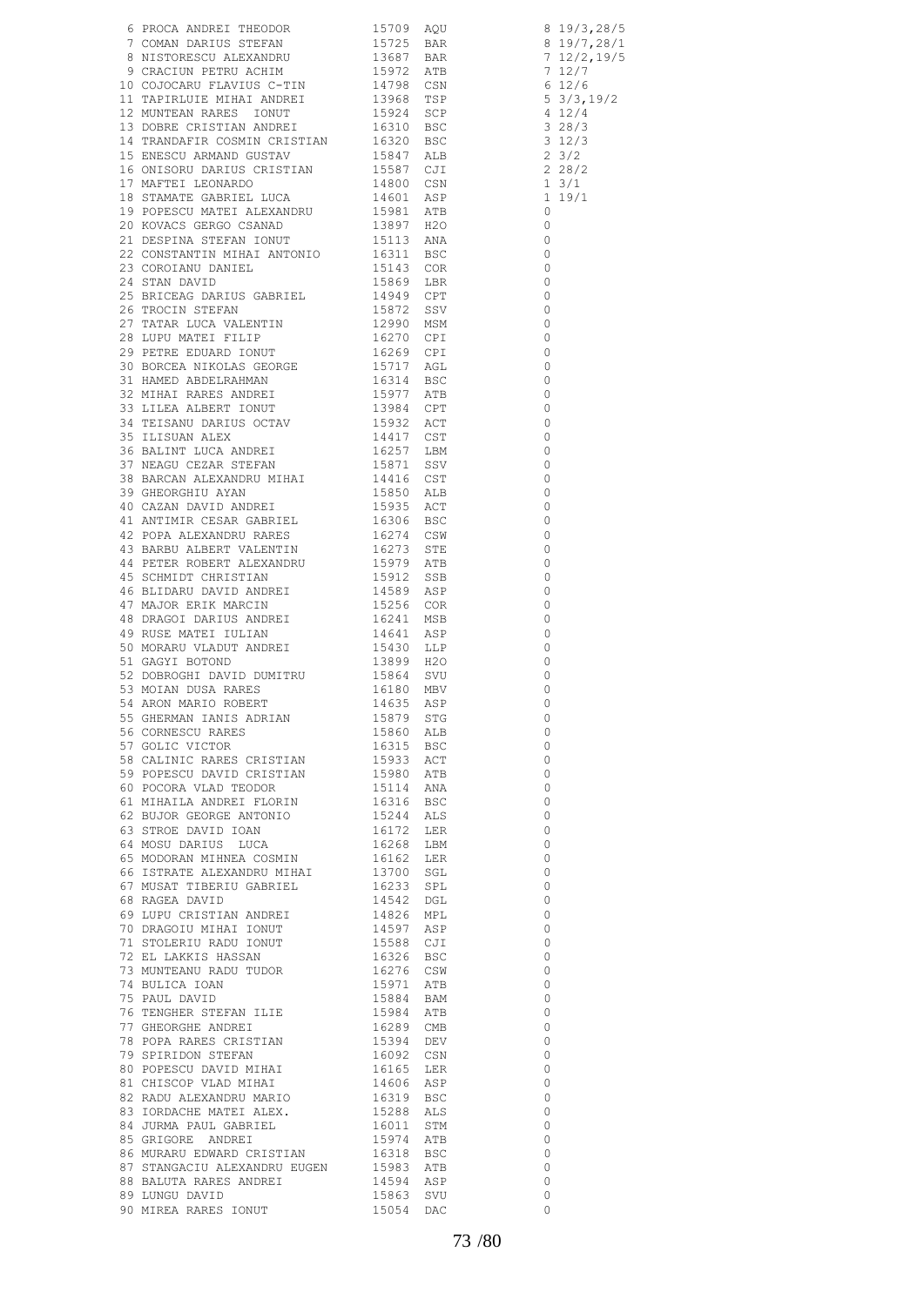| | | | | | |
|---|---|---|---|---|---|
| 6 | PROCA ANDREI THEODOR | 15709 | AQU | 8 | 19/3,28/5 |
| 7 | COMAN DARIUS STEFAN | 15725 | BAR | 8 | 19/7,28/1 |
| 8 | NISTORESCU ALEXANDRU | 13687 | BAR | 7 | 12/2,19/5 |
| 9 | CRACIUN PETRU ACHIM | 15972 | ATB | 7 | 12/7 |
| 10 | COJOCARU FLAVIUS C-TIN | 14798 | CSN | 6 | 12/6 |
| 11 | TAPIRLUIE MIHAI ANDREI | 13968 | TSP | 5 | 3/3,19/2 |
| 12 | MUNTEAN RARES IONUT | 15924 | SCP | 4 | 12/4 |
| 13 | DOBRE CRISTIAN ANDREI | 16310 | BSC | 3 | 28/3 |
| 14 | TRANDAFIR COSMIN CRISTIAN | 16320 | BSC | 3 | 12/3 |
| 15 | ENESCU ARMAND GUSTAV | 15847 | ALB | 2 | 3/2 |
| 16 | ONISORU DARIUS CRISTIAN | 15587 | CJI | 2 | 28/2 |
| 17 | MAFTEI LEONARDO | 14800 | CSN | 1 | 3/1 |
| 18 | STAMATE GABRIEL LUCA | 14601 | ASP | 1 | 19/1 |
| 19 | POPESCU MATEI ALEXANDRU | 15981 | ATB | 0 | |
| 20 | KOVACS GERGO CSANAD | 13897 | H2O | 0 | |
| 21 | DESPINA STEFAN IONUT | 15113 | ANA | 0 | |
| 22 | CONSTANTIN MIHAI ANTONIO | 16311 | BSC | 0 | |
| 23 | COROIANU DANIEL | 15143 | COR | 0 | |
| 24 | STAN DAVID | 15869 | LBR | 0 | |
| 25 | BRICEAG DARIUS GABRIEL | 14949 | CPT | 0 | |
| 26 | TROCIN STEFAN | 15872 | SSV | 0 | |
| 27 | TATAR LUCA VALENTIN | 12990 | MSM | 0 | |
| 28 | LUPU MATEI FILIP | 16270 | CPI | 0 | |
| 29 | PETRE EDUARD IONUT | 16269 | CPI | 0 | |
| 30 | BORCEA NIKOLAS GEORGE | 15717 | AGL | 0 | |
| 31 | HAMED ABDELRAHMAN | 16314 | BSC | 0 | |
| 32 | MIHAI RARES ANDREI | 15977 | ATB | 0 | |
| 33 | LILEA ALBERT IONUT | 13984 | CPT | 0 | |
| 34 | TEISANU DARIUS OCTAV | 15932 | ACT | 0 | |
| 35 | ILISUAN ALEX | 14417 | CST | 0 | |
| 36 | BALINT LUCA ANDREI | 16257 | LBM | 0 | |
| 37 | NEAGU CEZAR STEFAN | 15871 | SSV | 0 | |
| 38 | BARCAN ALEXANDRU MIHAI | 14416 | CST | 0 | |
| 39 | GHEORGHIU AYAN | 15850 | ALB | 0 | |
| 40 | CAZAN DAVID ANDREI | 15935 | ACT | 0 | |
| 41 | ANTIMIR CESAR GABRIEL | 16306 | BSC | 0 | |
| 42 | POPA ALEXANDRU RARES | 16274 | CSW | 0 | |
| 43 | BARBU ALBERT VALENTIN | 16273 | STE | 0 | |
| 44 | PETER ROBERT ALEXANDRU | 15979 | ATB | 0 | |
| 45 | SCHMIDT CHRISTIAN | 15912 | SSB | 0 | |
| 46 | BLIDARU DAVID ANDREI | 14589 | ASP | 0 | |
| 47 | MAJOR ERIK MARCIN | 15256 | COR | 0 | |
| 48 | DRAGOI DARIUS ANDREI | 16241 | MSB | 0 | |
| 49 | RUSE MATEI IULIAN | 14641 | ASP | 0 | |
| 50 | MORARU VLADUT ANDREI | 15430 | LLP | 0 | |
| 51 | GAGYI BOTOND | 13899 | H2O | 0 | |
| 52 | DOBROGHI DAVID DUMITRU | 15864 | SVU | 0 | |
| 53 | MOIAN DUSA RARES | 16180 | MBV | 0 | |
| 54 | ARON MARIO ROBERT | 14635 | ASP | 0 | |
| 55 | GHERMAN IANIS ADRIAN | 15879 | STG | 0 | |
| 56 | CORNESCU RARES | 15860 | ALB | 0 | |
| 57 | GOLIC VICTOR | 16315 | BSC | 0 | |
| 58 | CALINIC RARES CRISTIAN | 15933 | ACT | 0 | |
| 59 | POPESCU DAVID CRISTIAN | 15980 | ATB | 0 | |
| 60 | POCORA VLAD TEODOR | 15114 | ANA | 0 | |
| 61 | MIHAILA ANDREI FLORIN | 16316 | BSC | 0 | |
| 62 | BUJOR GEORGE ANTONIO | 15244 | ALS | 0 | |
| 63 | STROE DAVID IOAN | 16172 | LER | 0 | |
| 64 | MOSU DARIUS LUCA | 16268 | LBM | 0 | |
| 65 | MODORAN MIHNEA COSMIN | 16162 | LER | 0 | |
| 66 | ISTRATE ALEXANDRU MIHAI | 13700 | SGL | 0 | |
| 67 | MUSAT TIBERIU GABRIEL | 16233 | SPL | 0 | |
| 68 | RAGEA DAVID | 14542 | DGL | 0 | |
| 69 | LUPU CRISTIAN ANDREI | 14826 | MPL | 0 | |
| 70 | DRAGOIU MIHAI IONUT | 14597 | ASP | 0 | |
| 71 | STOLERIU RADU IONUT | 15588 | CJI | 0 | |
| 72 | EL LAKKIS HASSAN | 16326 | BSC | 0 | |
| 73 | MUNTEANU RADU TUDOR | 16276 | CSW | 0 | |
| 74 | BULICA IOAN | 15971 | ATB | 0 | |
| 75 | PAUL DAVID | 15884 | BAM | 0 | |
| 76 | TENGHER STEFAN ILIE | 15984 | ATB | 0 | |
| 77 | GHEORGHE ANDREI | 16289 | CMB | 0 | |
| 78 | POPA RARES CRISTIAN | 15394 | DEV | 0 | |
| 79 | SPIRIDON STEFAN | 16092 | CSN | 0 | |
| 80 | POPESCU DAVID MIHAI | 16165 | LER | 0 | |
| 81 | CHISCOP VLAD MIHAI | 14606 | ASP | 0 | |
| 82 | RADU ALEXANDRU MARIO | 16319 | BSC | 0 | |
| 83 | IORDACHE MATEI ALEX. | 15288 | ALS | 0 | |
| 84 | JURMA PAUL GABRIEL | 16011 | STM | 0 | |
| 85 | GRIGORE ANDREI | 15974 | ATB | 0 | |
| 86 | MURARU EDWARD CRISTIAN | 16318 | BSC | 0 | |
| 87 | STANGACIU ALEXANDRU EUGEN | 15983 | ATB | 0 | |
| 88 | BALUTA RARES ANDREI | 14594 | ASP | 0 | |
| 89 | LUNGU DAVID | 15863 | SVU | 0 | |
| 90 | MIREA RARES IONUT | 15054 | DAC | 0 | |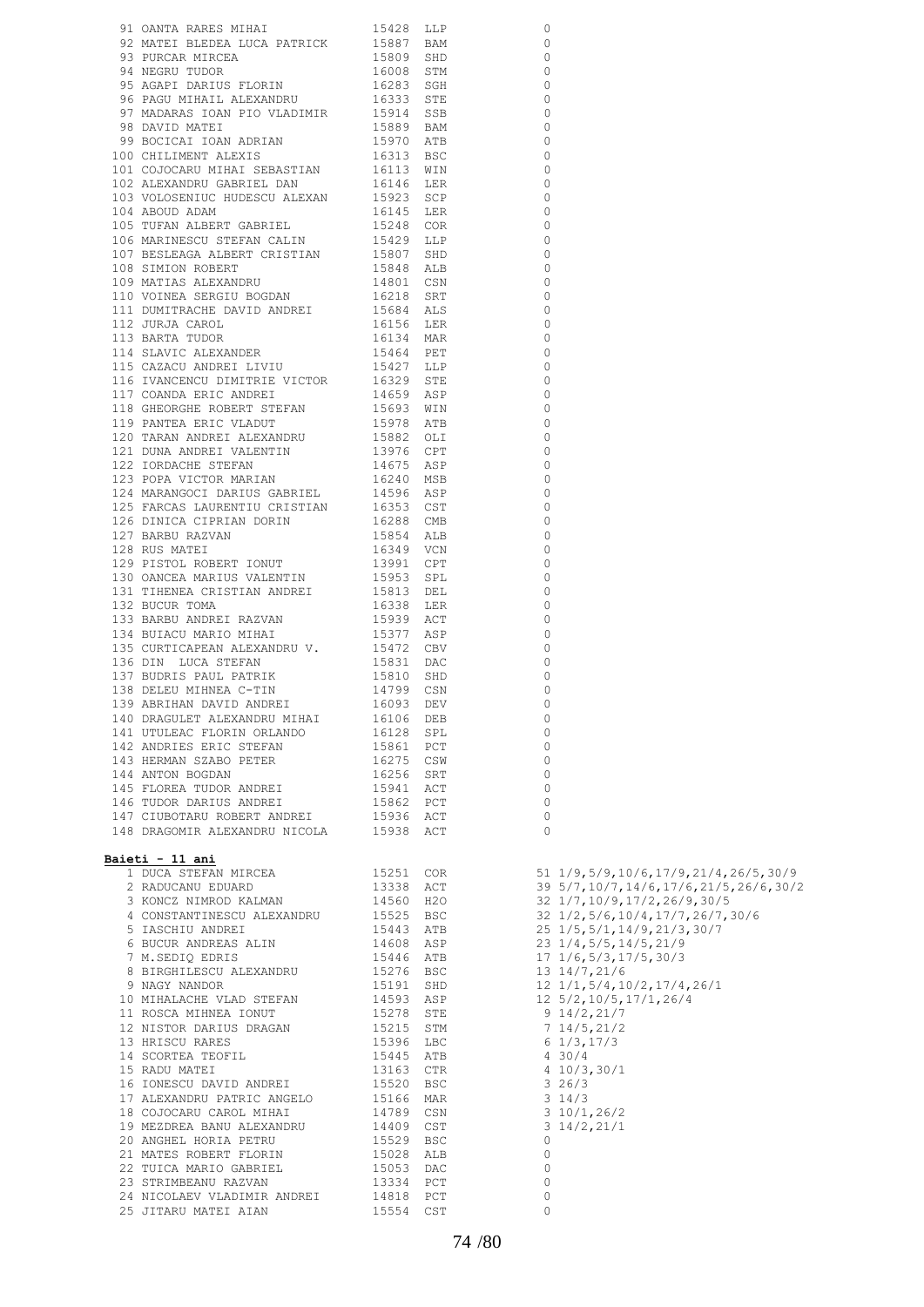| | | | | |
|---|---|---|---|---|
| 91 | OANTA RARES MIHAI | 15428 | LLP | 0 |
| 92 | MATEI BLEDEA LUCA PATRICK | 15887 | BAM | 0 |
| 93 | PURCAR MIRCEA | 15809 | SHD | 0 |
| 94 | NEGRU TUDOR | 16008 | STM | 0 |
| 95 | AGAPI DARIUS FLORIN | 16283 | SGH | 0 |
| 96 | PAGU MIHAIL ALEXANDRU | 16333 | STE | 0 |
| 97 | MADARAS IOAN PIO VLADIMIR | 15914 | SSB | 0 |
| 98 | DAVID MATEI | 15889 | BAM | 0 |
| 99 | BOCICAI IOAN ADRIAN | 15970 | ATB | 0 |
| 100 | CHILIMENT ALEXIS | 16313 | BSC | 0 |
| 101 | COJOCARU MIHAI SEBASTIAN | 16113 | WIN | 0 |
| 102 | ALEXANDRU GABRIEL DAN | 16146 | LER | 0 |
| 103 | VOLOSENIUC HUDESCU ALEXAN | 15923 | SCP | 0 |
| 104 | ABOUD ADAM | 16145 | LER | 0 |
| 105 | TUFAN ALBERT GABRIEL | 15248 | COR | 0 |
| 106 | MARINESCU STEFAN CALIN | 15429 | LLP | 0 |
| 107 | BESLEAGA ALBERT CRISTIAN | 15807 | SHD | 0 |
| 108 | SIMION ROBERT | 15848 | ALB | 0 |
| 109 | MATIAS ALEXANDRU | 14801 | CSN | 0 |
| 110 | VOINEA SERGIU BOGDAN | 16218 | SRT | 0 |
| 111 | DUMITRACHE DAVID ANDREI | 15684 | ALS | 0 |
| 112 | JURJA CAROL | 16156 | LER | 0 |
| 113 | BARTA TUDOR | 16134 | MAR | 0 |
| 114 | SLAVIC ALEXANDER | 15464 | PET | 0 |
| 115 | CAZACU ANDREI LIVIU | 15427 | LLP | 0 |
| 116 | IVANCENCU DIMITRIE VICTOR | 16329 | STE | 0 |
| 117 | COANDA ERIC ANDREI | 14659 | ASP | 0 |
| 118 | GHEORGHE ROBERT STEFAN | 15693 | WIN | 0 |
| 119 | PANTEA ERIC VLADUT | 15978 | ATB | 0 |
| 120 | TARAN ANDREI ALEXANDRU | 15882 | OLI | 0 |
| 121 | DUNA ANDREI VALENTIN | 13976 | CPT | 0 |
| 122 | IORDACHE STEFAN | 14675 | ASP | 0 |
| 123 | POPA VICTOR MARIAN | 16240 | MSB | 0 |
| 124 | MARANGOCI DARIUS GABRIEL | 14596 | ASP | 0 |
| 125 | FARCAS LAURENTIU CRISTIAN | 16353 | CST | 0 |
| 126 | DINICA CIPRIAN DORIN | 16288 | CMB | 0 |
| 127 | BARBU RAZVAN | 15854 | ALB | 0 |
| 128 | RUS MATEI | 16349 | VCN | 0 |
| 129 | PISTOL ROBERT IONUT | 13991 | CPT | 0 |
| 130 | OANCEA MARIUS VALENTIN | 15953 | SPL | 0 |
| 131 | TIHENEA CRISTIAN ANDREI | 15813 | DEL | 0 |
| 132 | BUCUR TOMA | 16338 | LER | 0 |
| 133 | BARBU ANDREI RAZVAN | 15939 | ACT | 0 |
| 134 | BUIACU MARIO MIHAI | 15377 | ASP | 0 |
| 135 | CURTICAPEAN ALEXANDRU V. | 15472 | CBV | 0 |
| 136 | DIN LUCA STEFAN | 15831 | DAC | 0 |
| 137 | BUDRIS PAUL PATRIK | 15810 | SHD | 0 |
| 138 | DELEU MIHNEA C-TIN | 14799 | CSN | 0 |
| 139 | ABRIHAN DAVID ANDREI | 16093 | DEV | 0 |
| 140 | DRAGULET ALEXANDRU MIHAI | 16106 | DEB | 0 |
| 141 | UTULEAC FLORIN ORLANDO | 16128 | SPL | 0 |
| 142 | ANDRIES ERIC STEFAN | 15861 | PCT | 0 |
| 143 | HERMAN SZABO PETER | 16275 | CSW | 0 |
| 144 | ANTON BOGDAN | 16256 | SRT | 0 |
| 145 | FLOREA TUDOR ANDREI | 15941 | ACT | 0 |
| 146 | TUDOR DARIUS ANDREI | 15862 | PCT | 0 |
| 147 | CIUBOTARU ROBERT ANDREI | 15936 | ACT | 0 |
| 148 | DRAGOMIR ALEXANDRU NICOLA | 15938 | ACT | 0 |

**Baieti - 11 ani**

| | | | | | |
|---|---|---|---|---|---|
| 1 | DUCA STEFAN MIRCEA | 15251 | COR | 51 | 1/9,5/9,10/6,17/9,21/4,26/5,30/9 |
| 2 | RADUCANU EDUARD | 13338 | ACT | 39 | 5/7,10/7,14/6,17/6,21/5,26/6,30/2 |
| 3 | KONCZ NIMROD KALMAN | 14560 | H2O | 32 | 1/7,10/9,17/2,26/9,30/5 |
| 4 | CONSTANTINESCU ALEXANDRU | 15525 | BSC | 32 | 1/2,5/6,10/4,17/7,26/7,30/6 |
| 5 | IASCHIU ANDREI | 15443 | ATB | 25 | 1/5,5/1,14/9,21/3,30/7 |
| 6 | BUCUR ANDREAS ALIN | 14608 | ASP | 23 | 1/4,5/5,14/5,21/9 |
| 7 | M.SEDIQ EDRIS | 15446 | ATB | 17 | 1/6,5/3,17/5,30/3 |
| 8 | BIRGHILESCU ALEXANDRU | 15276 | BSC | 13 | 14/7,21/6 |
| 9 | NAGY NANDOR | 15191 | SHD | 12 | 1/1,5/4,10/2,17/4,26/1 |
| 10 | MIHALACHE VLAD STEFAN | 14593 | ASP | 12 | 5/2,10/5,17/1,26/4 |
| 11 | ROSCA MIHNEA IONUT | 15278 | STE | 9 | 14/2,21/7 |
| 12 | NISTOR DARIUS DRAGAN | 15215 | STM | 7 | 14/5,21/2 |
| 13 | HRISCU RARES | 15396 | LBC | 6 | 1/3,17/3 |
| 14 | SCORTEA TEOFIL | 15445 | ATB | 4 | 30/4 |
| 15 | RADU MATEI | 13163 | CTR | 4 | 10/3,30/1 |
| 16 | IONESCU DAVID ANDREI | 15520 | BSC | 3 | 26/3 |
| 17 | ALEXANDRU PATRIC ANGELO | 15166 | MAR | 3 | 14/3 |
| 18 | COJOCARU CAROL MIHAI | 14789 | CSN | 3 | 10/1,26/2 |
| 19 | MEZDREA BANU ALEXANDRU | 14409 | CST | 3 | 14/2,21/1 |
| 20 | ANGHEL HORIA PETRU | 15529 | BSC | 0 | |
| 21 | MATES ROBERT FLORIN | 15028 | ALB | 0 | |
| 22 | TUICA MARIO GABRIEL | 15053 | DAC | 0 | |
| 23 | STRIMBEANU RAZVAN | 13334 | PCT | 0 | |
| 24 | NICOLAEV VLADIMIR ANDREI | 14818 | PCT | 0 | |
| 25 | JITARU MATEI AIAN | 15554 | CST | 0 | |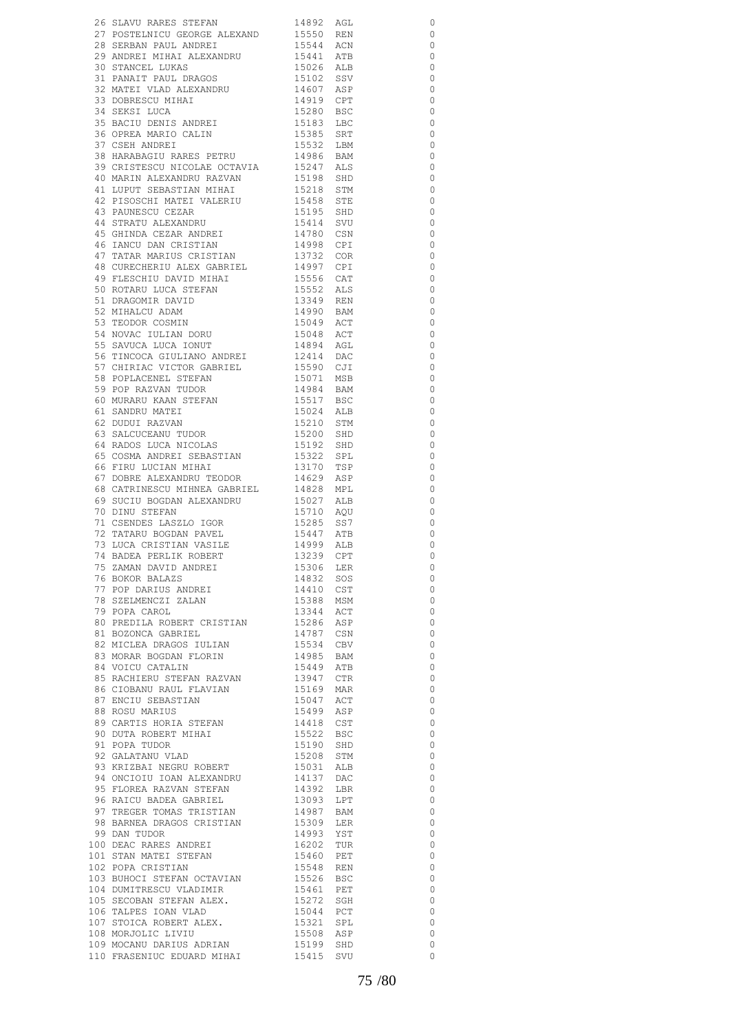| | | | | |
|---|---|---|---|---|
| 26 | SLAVU RARES STEFAN | 14892 | AGL | 0 |
| 27 | POSTELNICU GEORGE ALEXAND | 15550 | REN | 0 |
| 28 | SERBAN PAUL ANDREI | 15544 | ACN | 0 |
| 29 | ANDREI MIHAI ALEXANDRU | 15441 | ATB | 0 |
| 30 | STANCEL LUKAS | 15026 | ALB | 0 |
| 31 | PANAIT PAUL DRAGOS | 15102 | SSV | 0 |
| 32 | MATEI VLAD ALEXANDRU | 14607 | ASP | 0 |
| 33 | DOBRESCU MIHAI | 14919 | CPT | 0 |
| 34 | SEKSI LUCA | 15280 | BSC | 0 |
| 35 | BACIU DENIS ANDREI | 15183 | LBC | 0 |
| 36 | OPREA MARIO CALIN | 15385 | SRT | 0 |
| 37 | CSEH ANDREI | 15532 | LBM | 0 |
| 38 | HARABAGIU RARES PETRU | 14986 | BAM | 0 |
| 39 | CRISTESCU NICOLAE OCTAVIA | 15247 | ALS | 0 |
| 40 | MARIN ALEXANDRU RAZVAN | 15198 | SHD | 0 |
| 41 | LUPUT SEBASTIAN MIHAI | 15218 | STM | 0 |
| 42 | PISOSCHI MATEI VALERIU | 15458 | STE | 0 |
| 43 | PAUNESCU CEZAR | 15195 | SHD | 0 |
| 44 | STRATU ALEXANDRU | 15414 | SVU | 0 |
| 45 | GHINDA CEZAR ANDREI | 14780 | CSN | 0 |
| 46 | IANCU DAN CRISTIAN | 14998 | CPI | 0 |
| 47 | TATAR MARIUS CRISTIAN | 13732 | COR | 0 |
| 48 | CURECHERIU ALEX GABRIEL | 14997 | CPI | 0 |
| 49 | FLESCHIU DAVID MIHAI | 15556 | CAT | 0 |
| 50 | ROTARU LUCA STEFAN | 15552 | ALS | 0 |
| 51 | DRAGOMIR DAVID | 13349 | REN | 0 |
| 52 | MIHALCU ADAM | 14990 | BAM | 0 |
| 53 | TEODOR COSMIN | 15049 | ACT | 0 |
| 54 | NOVAC IULIAN DORU | 15048 | ACT | 0 |
| 55 | SAVUCA LUCA IONUT | 14894 | AGL | 0 |
| 56 | TINCOCA GIULIANO ANDREI | 12414 | DAC | 0 |
| 57 | CHIRIAC VICTOR GABRIEL | 15590 | CJI | 0 |
| 58 | POPLACENEL STEFAN | 15071 | MSB | 0 |
| 59 | POP RAZVAN TUDOR | 14984 | BAM | 0 |
| 60 | MURARU KAAN STEFAN | 15517 | BSC | 0 |
| 61 | SANDRU MATEI | 15024 | ALB | 0 |
| 62 | DUDUI RAZVAN | 15210 | STM | 0 |
| 63 | SALCUCEANU TUDOR | 15200 | SHD | 0 |
| 64 | RADOS LUCA NICOLAS | 15192 | SHD | 0 |
| 65 | COSMA ANDREI SEBASTIAN | 15322 | SPL | 0 |
| 66 | FIRU LUCIAN MIHAI | 13170 | TSP | 0 |
| 67 | DOBRE ALEXANDRU TEODOR | 14629 | ASP | 0 |
| 68 | CATRINESCU MIHNEA GABRIEL | 14828 | MPL | 0 |
| 69 | SUCIU BOGDAN ALEXANDRU | 15027 | ALB | 0 |
| 70 | DINU STEFAN | 15710 | AQU | 0 |
| 71 | CSENDES LASZLO IGOR | 15285 | SS7 | 0 |
| 72 | TATARU BOGDAN PAVEL | 15447 | ATB | 0 |
| 73 | LUCA CRISTIAN VASILE | 14999 | ALB | 0 |
| 74 | BADEA PERLIK ROBERT | 13239 | CPT | 0 |
| 75 | ZAMAN DAVID ANDREI | 15306 | LER | 0 |
| 76 | BOKOR BALAZS | 14832 | SOS | 0 |
| 77 | POP DARIUS ANDREI | 14410 | CST | 0 |
| 78 | SZELMENCZI ZALAN | 15388 | MSM | 0 |
| 79 | POPA CAROL | 13344 | ACT | 0 |
| 80 | PREDILA ROBERT CRISTIAN | 15286 | ASP | 0 |
| 81 | BOZONCA GABRIEL | 14787 | CSN | 0 |
| 82 | MICLEA DRAGOS IULIAN | 15534 | CBV | 0 |
| 83 | MORAR BOGDAN FLORIN | 14985 | BAM | 0 |
| 84 | VOICU CATALIN | 15449 | ATB | 0 |
| 85 | RACHIERU STEFAN RAZVAN | 13947 | CTR | 0 |
| 86 | CIOBANU RAUL FLAVIAN | 15169 | MAR | 0 |
| 87 | ENCIU SEBASTIAN | 15047 | ACT | 0 |
| 88 | ROSU MARIUS | 15499 | ASP | 0 |
| 89 | CARTIS HORIA STEFAN | 14418 | CST | 0 |
| 90 | DUTA ROBERT MIHAI | 15522 | BSC | 0 |
| 91 | POPA TUDOR | 15190 | SHD | 0 |
| 92 | GALATANU VLAD | 15208 | STM | 0 |
| 93 | KRIZBAI NEGRU ROBERT | 15031 | ALB | 0 |
| 94 | ONCIOIU IOAN ALEXANDRU | 14137 | DAC | 0 |
| 95 | FLOREA RAZVAN STEFAN | 14392 | LBR | 0 |
| 96 | RAICU BADEA GABRIEL | 13093 | LPT | 0 |
| 97 | TREGER TOMAS TRISTIAN | 14987 | BAM | 0 |
| 98 | BARNEA DRAGOS CRISTIAN | 15309 | LER | 0 |
| 99 | DAN TUDOR | 14993 | YST | 0 |
| 100 | DEAC RARES ANDREI | 16202 | TUR | 0 |
| 101 | STAN MATEI STEFAN | 15460 | PET | 0 |
| 102 | POPA CRISTIAN | 15548 | REN | 0 |
| 103 | BUHOCI STEFAN OCTAVIAN | 15526 | BSC | 0 |
| 104 | DUMITRESCU VLADIMIR | 15461 | PET | 0 |
| 105 | SECOBAN STEFAN ALEX. | 15272 | SGH | 0 |
| 106 | TALPES IOAN VLAD | 15044 | PCT | 0 |
| 107 | STOICA ROBERT ALEX. | 15321 | SPL | 0 |
| 108 | MORJOLIC LIVIU | 15508 | ASP | 0 |
| 109 | MOCANU DARIUS ADRIAN | 15199 | SHD | 0 |
| 110 | FRASENIUC EDUARD MIHAI | 15415 | SVU | 0 |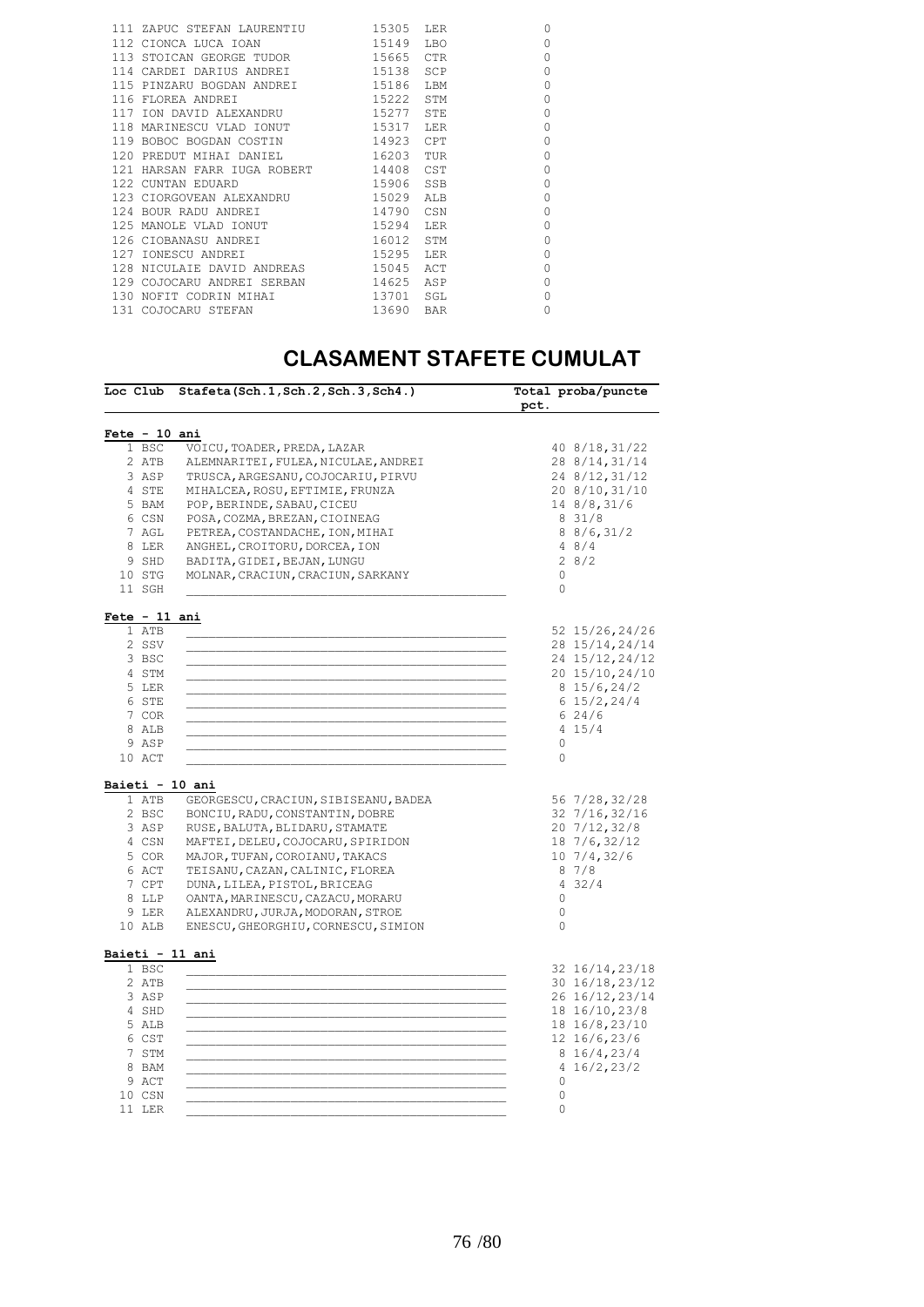| | | | | |
|---|---|---|---|---|
| 111 | ZAPUC STEFAN LAURENTIU | 15305 | LER | 0 |
| 112 | CIONCA LUCA IOAN | 15149 | LBO | 0 |
| 113 | STOICAN GEORGE TUDOR | 15665 | CTR | 0 |
| 114 | CARDEI DARIUS ANDREI | 15138 | SCP | 0 |
| 115 | PINZARU BOGDAN ANDREI | 15186 | LBM | 0 |
| 116 | FLOREA ANDREI | 15222 | STM | 0 |
| 117 | ION DAVID ALEXANDRU | 15277 | STE | 0 |
| 118 | MARINESCU VLAD IONUT | 15317 | LER | 0 |
| 119 | BOBOC BOGDAN COSTIN | 14923 | CPT | 0 |
| 120 | PREDUT MIHAI DANIEL | 16203 | TUR | 0 |
| 121 | HARSAN FARR IUGA ROBERT | 14408 | CST | 0 |
| 122 | CUNTAN EDUARD | 15906 | SSB | 0 |
| 123 | CIORGOVEAN ALEXANDRU | 15029 | ALB | 0 |
| 124 | BOUR RADU ANDREI | 14790 | CSN | 0 |
| 125 | MANOLE VLAD IONUT | 15294 | LER | 0 |
| 126 | CIOBANASU ANDREI | 16012 | STM | 0 |
| 127 | IONESCU ANDREI | 15295 | LER | 0 |
| 128 | NICULAIE DAVID ANDREAS | 15045 | ACT | 0 |
| 129 | COJOCARU ANDREI SERBAN | 14625 | ASP | 0 |
| 130 | NOFIT CODRIN MIHAI | 13701 | SGL | 0 |
| 131 | COJOCARU STEFAN | 13690 | BAR | 0 |

# CLASAMENT STAFETE CUMULAT

| Loc | Club | Stafeta(Sch.1,Sch.2,Sch.3,Sch4.) | Total pct. | proba/puncte |
|---|---|---|---|---|
| **Fete - 10 ani** | | | | |
| 1 | BSC | VOICU,TOADER,PREDA,LAZAR | 40 | 8/18,31/22 |
| 2 | ATB | ALEMNARITEI,FULEA,NICULAE,ANDREI | 28 | 8/14,31/14 |
| 3 | ASP | TRUSCA,ARGESANU,COJOCARIU,PIRVU | 24 | 8/12,31/12 |
| 4 | STE | MIHALCEA,ROSU,EFTIMIE,FRUNZA | 20 | 8/10,31/10 |
| 5 | BAM | POP,BERINDE,SABAU,CICEU | 14 | 8/8,31/6 |
| 6 | CSN | POSA,COZMA,BREZAN,CIOINEAG | 8 | 31/8 |
| 7 | AGL | PETREA,COSTANDACHE,ION,MIHAI | 8 | 8/6,31/2 |
| 8 | LER | ANGHEL,CROITORU,DORCEA,ION | 4 | 8/4 |
| 9 | SHD | BADITA,GIDEI,BEJAN,LUNGU | 2 | 8/2 |
| 10 | STG | MOLNAR,CRACIUN,CRACIUN,SARKANY | 0 | |
| 11 | SGH | | 0 | |
| **Fete - 11 ani** | | | | |
| 1 | ATB | | 52 | 15/26,24/26 |
| 2 | SSV | | 28 | 15/14,24/14 |
| 3 | BSC | | 24 | 15/12,24/12 |
| 4 | STM | | 20 | 15/10,24/10 |
| 5 | LER | | 8 | 15/6,24/2 |
| 6 | STE | | 6 | 15/2,24/4 |
| 7 | COR | | 6 | 24/6 |
| 8 | ALB | | 4 | 15/4 |
| 9 | ASP | | 0 | |
| 10 | ACT | | 0 | |
| **Baieti - 10 ani** | | | | |
| 1 | ATB | GEORGESCU,CRACIUN,SIBISEANU,BADEA | 56 | 7/28,32/28 |
| 2 | BSC | BONCIU,RADU,CONSTANTIN,DOBRE | 32 | 7/16,32/16 |
| 3 | ASP | RUSE,BALUTA,BLIDARU,STAMATE | 20 | 7/12,32/8 |
| 4 | CSN | MAFTEI,DELEU,COJOCARU,SPIRIDON | 18 | 7/6,32/12 |
| 5 | COR | MAJOR,TUFAN,COROIANU,TAKACS | 10 | 7/4,32/6 |
| 6 | ACT | TEISANU,CAZAN,CALINIC,FLOREA | 8 | 7/8 |
| 7 | CPT | DUNA,LILEA,PISTOL,BRICEAG | 4 | 32/4 |
| 8 | LLP | OANTA,MARINESCU,CAZACU,MORARU | 0 | |
| 9 | LER | ALEXANDRU,JURJA,MODORAN,STROE | 0 | |
| 10 | ALB | ENESCU,GHEORGHIU,CORNESCU,SIMION | 0 | |
| **Baieti - 11 ani** | | | | |
| 1 | BSC | | 32 | 16/14,23/18 |
| 2 | ATB | | 30 | 16/18,23/12 |
| 3 | ASP | | 26 | 16/12,23/14 |
| 4 | SHD | | 18 | 16/10,23/8 |
| 5 | ALB | | 18 | 16/8,23/10 |
| 6 | CST | | 12 | 16/6,23/6 |
| 7 | STM | | 8 | 16/4,23/4 |
| 8 | BAM | | 4 | 16/2,23/2 |
| 9 | ACT | | 0 | |
| 10 | CSN | | 0 | |
| 11 | LER | | 0 | |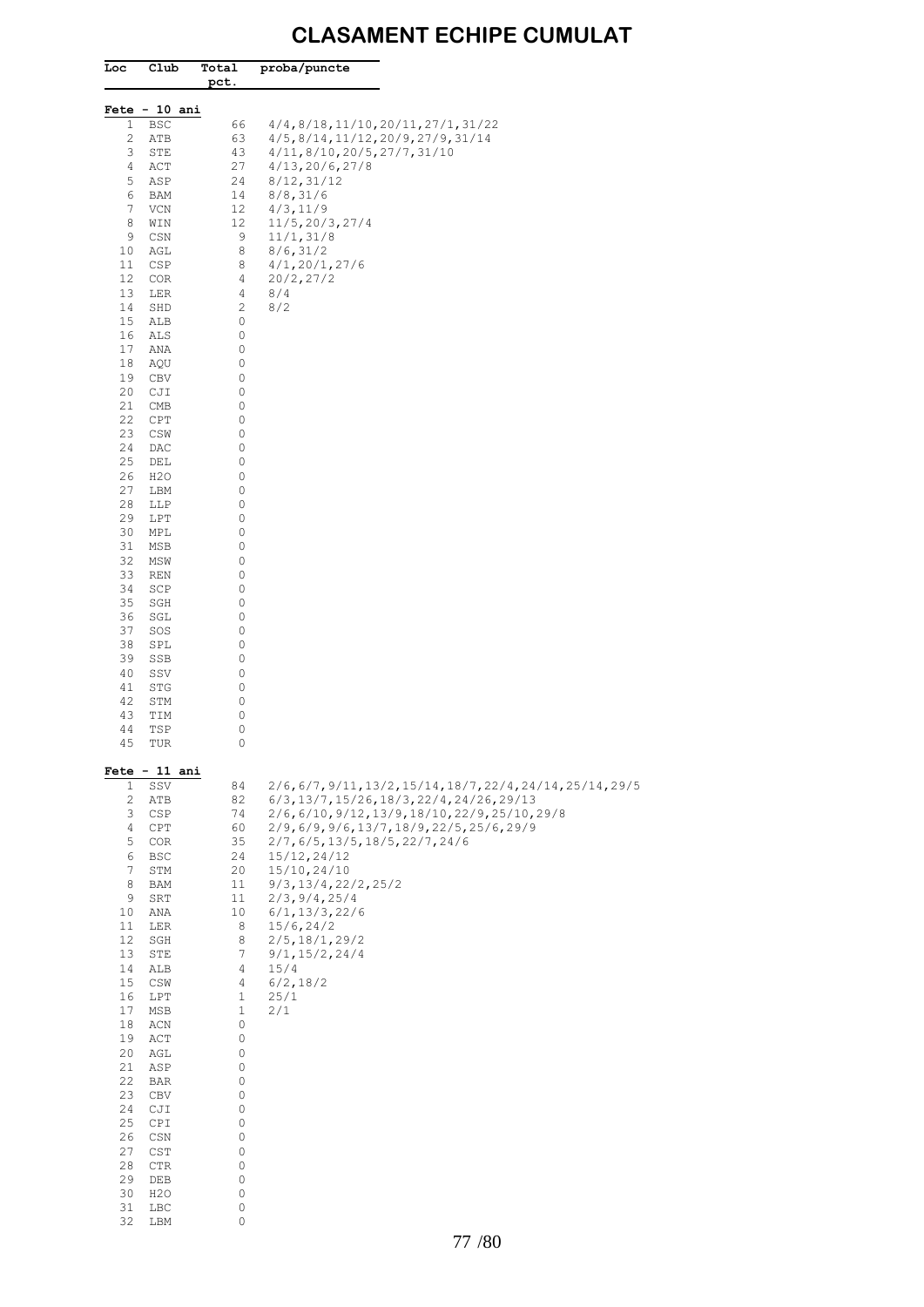# CLASAMENT ECHIPE CUMULAT

| Loc | Club | Total pct. | proba/puncte |
|---|---|---|---|
| **Fete - 10 ani** | | | |
| 1 | BSC | 66 | 4/4,8/18,11/10,20/11,27/1,31/22 |
| 2 | ATB | 63 | 4/5,8/14,11/12,20/9,27/9,31/14 |
| 3 | STE | 43 | 4/11,8/10,20/5,27/7,31/10 |
| 4 | ACT | 27 | 4/13,20/6,27/8 |
| 5 | ASP | 24 | 8/12,31/12 |
| 6 | BAM | 14 | 8/8,31/6 |
| 7 | VCN | 12 | 4/3,11/9 |
| 8 | WIN | 12 | 11/5,20/3,27/4 |
| 9 | CSN | 9 | 11/1,31/8 |
| 10 | AGL | 8 | 8/6,31/2 |
| 11 | CSP | 8 | 4/1,20/1,27/6 |
| 12 | COR | 4 | 20/2,27/2 |
| 13 | LER | 4 | 8/4 |
| 14 | SHD | 2 | 8/2 |
| 15 | ALB | 0 | |
| 16 | ALS | 0 | |
| 17 | ANA | 0 | |
| 18 | AQU | 0 | |
| 19 | CBV | 0 | |
| 20 | CJI | 0 | |
| 21 | CMB | 0 | |
| 22 | CPT | 0 | |
| 23 | CSW | 0 | |
| 24 | DAC | 0 | |
| 25 | DEL | 0 | |
| 26 | H2O | 0 | |
| 27 | LBM | 0 | |
| 28 | LLP | 0 | |
| 29 | LPT | 0 | |
| 30 | MPL | 0 | |
| 31 | MSB | 0 | |
| 32 | MSW | 0 | |
| 33 | REN | 0 | |
| 34 | SCP | 0 | |
| 35 | SGH | 0 | |
| 36 | SGL | 0 | |
| 37 | SOS | 0 | |
| 38 | SPL | 0 | |
| 39 | SSB | 0 | |
| 40 | SSV | 0 | |
| 41 | STG | 0 | |
| 42 | STM | 0 | |
| 43 | TIM | 0 | |
| 44 | TSP | 0 | |
| 45 | TUR | 0 | |
| **Fete - 11 ani** | | | |
| 1 | SSV | 84 | 2/6,6/7,9/11,13/2,15/14,18/7,22/4,24/14,25/14,29/5 |
| 2 | ATB | 82 | 6/3,13/7,15/26,18/3,22/4,24/26,29/13 |
| 3 | CSP | 74 | 2/6,6/10,9/12,13/9,18/10,22/9,25/10,29/8 |
| 4 | CPT | 60 | 2/9,6/9,9/6,13/7,18/9,22/5,25/6,29/9 |
| 5 | COR | 35 | 2/7,6/5,13/5,18/5,22/7,24/6 |
| 6 | BSC | 24 | 15/12,24/12 |
| 7 | STM | 20 | 15/10,24/10 |
| 8 | BAM | 11 | 9/3,13/4,22/2,25/2 |
| 9 | SRT | 11 | 2/3,9/4,25/4 |
| 10 | ANA | 10 | 6/1,13/3,22/6 |
| 11 | LER | 8 | 15/6,24/2 |
| 12 | SGH | 8 | 2/5,18/1,29/2 |
| 13 | STE | 7 | 9/1,15/2,24/4 |
| 14 | ALB | 4 | 15/4 |
| 15 | CSW | 4 | 6/2,18/2 |
| 16 | LPT | 1 | 25/1 |
| 17 | MSB | 1 | 2/1 |
| 18 | ACN | 0 | |
| 19 | ACT | 0 | |
| 20 | AGL | 0 | |
| 21 | ASP | 0 | |
| 22 | BAR | 0 | |
| 23 | CBV | 0 | |
| 24 | CJI | 0 | |
| 25 | CPI | 0 | |
| 26 | CSN | 0 | |
| 27 | CST | 0 | |
| 28 | CTR | 0 | |
| 29 | DEB | 0 | |
| 30 | H2O | 0 | |
| 31 | LBC | 0 | |
| 32 | LBM | 0 | |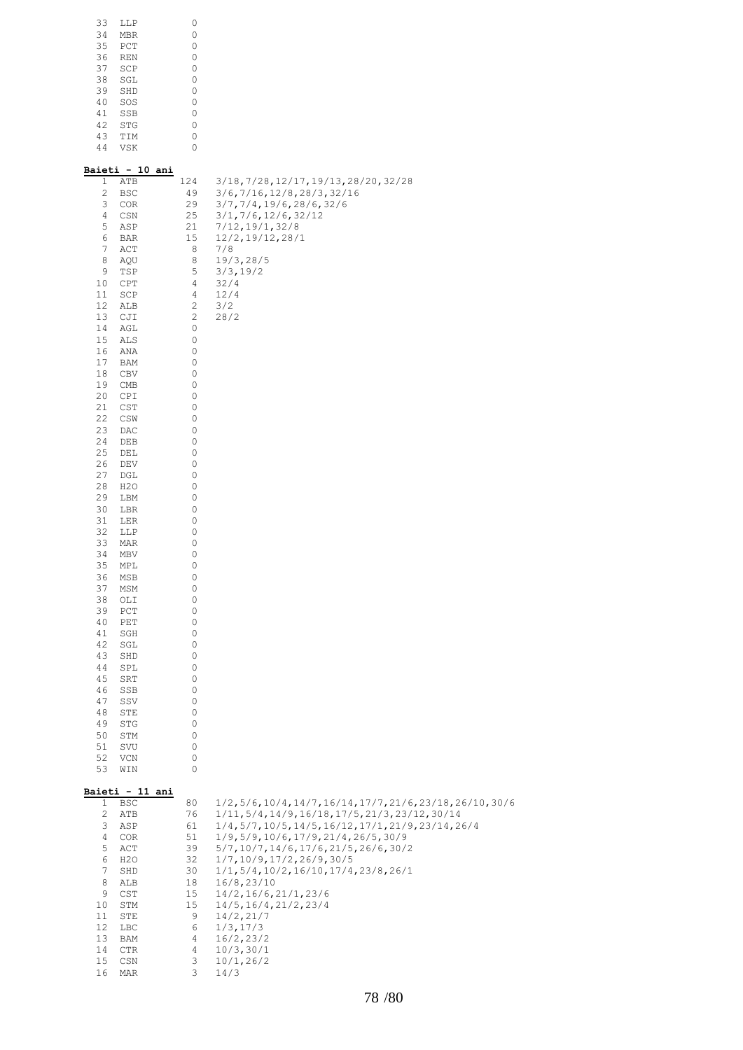| | | | |
|---|---|---|---|
| 33 | LLP | 0 | |
| 34 | MBR | 0 | |
| 35 | PCT | 0 | |
| 36 | REN | 0 | |
| 37 | SCP | 0 | |
| 38 | SGL | 0 | |
| 39 | SHD | 0 | |
| 40 | SOS | 0 | |
| 41 | SSB | 0 | |
| 42 | STG | 0 | |
| 43 | TIM | 0 | |
| 44 | VSK | 0 | |

**Baieti - 10 ani**

| | | | |
|---|---|---|---|
| 1 | ATB | 124 | 3/18,7/28,12/17,19/13,28/20,32/28 |
| 2 | BSC | 49 | 3/6,7/16,12/8,28/3,32/16 |
| 3 | COR | 29 | 3/7,7/4,19/6,28/6,32/6 |
| 4 | CSN | 25 | 3/1,7/6,12/6,32/12 |
| 5 | ASP | 21 | 7/12,19/1,32/8 |
| 6 | BAR | 15 | 12/2,19/12,28/1 |
| 7 | ACT | 8 | 7/8 |
| 8 | AQU | 8 | 19/3,28/5 |
| 9 | TSP | 5 | 3/3,19/2 |
| 10 | CPT | 4 | 32/4 |
| 11 | SCP | 4 | 12/4 |
| 12 | ALB | 2 | 3/2 |
| 13 | CJI | 2 | 28/2 |
| 14 | AGL | 0 | |
| 15 | ALS | 0 | |
| 16 | ANA | 0 | |
| 17 | BAM | 0 | |
| 18 | CBV | 0 | |
| 19 | CMB | 0 | |
| 20 | CPI | 0 | |
| 21 | CST | 0 | |
| 22 | CSW | 0 | |
| 23 | DAC | 0 | |
| 24 | DEB | 0 | |
| 25 | DEL | 0 | |
| 26 | DEV | 0 | |
| 27 | DGL | 0 | |
| 28 | H2O | 0 | |
| 29 | LBM | 0 | |
| 30 | LBR | 0 | |
| 31 | LER | 0 | |
| 32 | LLP | 0 | |
| 33 | MAR | 0 | |
| 34 | MBV | 0 | |
| 35 | MPL | 0 | |
| 36 | MSB | 0 | |
| 37 | MSM | 0 | |
| 38 | OLI | 0 | |
| 39 | PCT | 0 | |
| 40 | PET | 0 | |
| 41 | SGH | 0 | |
| 42 | SGL | 0 | |
| 43 | SHD | 0 | |
| 44 | SPL | 0 | |
| 45 | SRT | 0 | |
| 46 | SSB | 0 | |
| 47 | SSV | 0 | |
| 48 | STE | 0 | |
| 49 | STG | 0 | |
| 50 | STM | 0 | |
| 51 | SVU | 0 | |
| 52 | VCN | 0 | |
| 53 | WIN | 0 | |

**Baieti - 11 ani**

| | | | |
|---|---|---|---|
| 1 | BSC | 80 | 1/2,5/6,10/4,14/7,16/14,17/7,21/6,23/18,26/10,30/6 |
| 2 | ATB | 76 | 1/11,5/4,14/9,16/18,17/5,21/3,23/12,30/14 |
| 3 | ASP | 61 | 1/4,5/7,10/5,14/5,16/12,17/1,21/9,23/14,26/4 |
| 4 | COR | 51 | 1/9,5/9,10/6,17/9,21/4,26/5,30/9 |
| 5 | ACT | 39 | 5/7,10/7,14/6,17/6,21/5,26/6,30/2 |
| 6 | H2O | 32 | 1/7,10/9,17/2,26/9,30/5 |
| 7 | SHD | 30 | 1/1,5/4,10/2,16/10,17/4,23/8,26/1 |
| 8 | ALB | 18 | 16/8,23/10 |
| 9 | CST | 15 | 14/2,16/6,21/1,23/6 |
| 10 | STM | 15 | 14/5,16/4,21/2,23/4 |
| 11 | STE | 9 | 14/2,21/7 |
| 12 | LBC | 6 | 1/3,17/3 |
| 13 | BAM | 4 | 16/2,23/2 |
| 14 | CTR | 4 | 10/3,30/1 |
| 15 | CSN | 3 | 10/1,26/2 |
| 16 | MAR | 3 | 14/3 |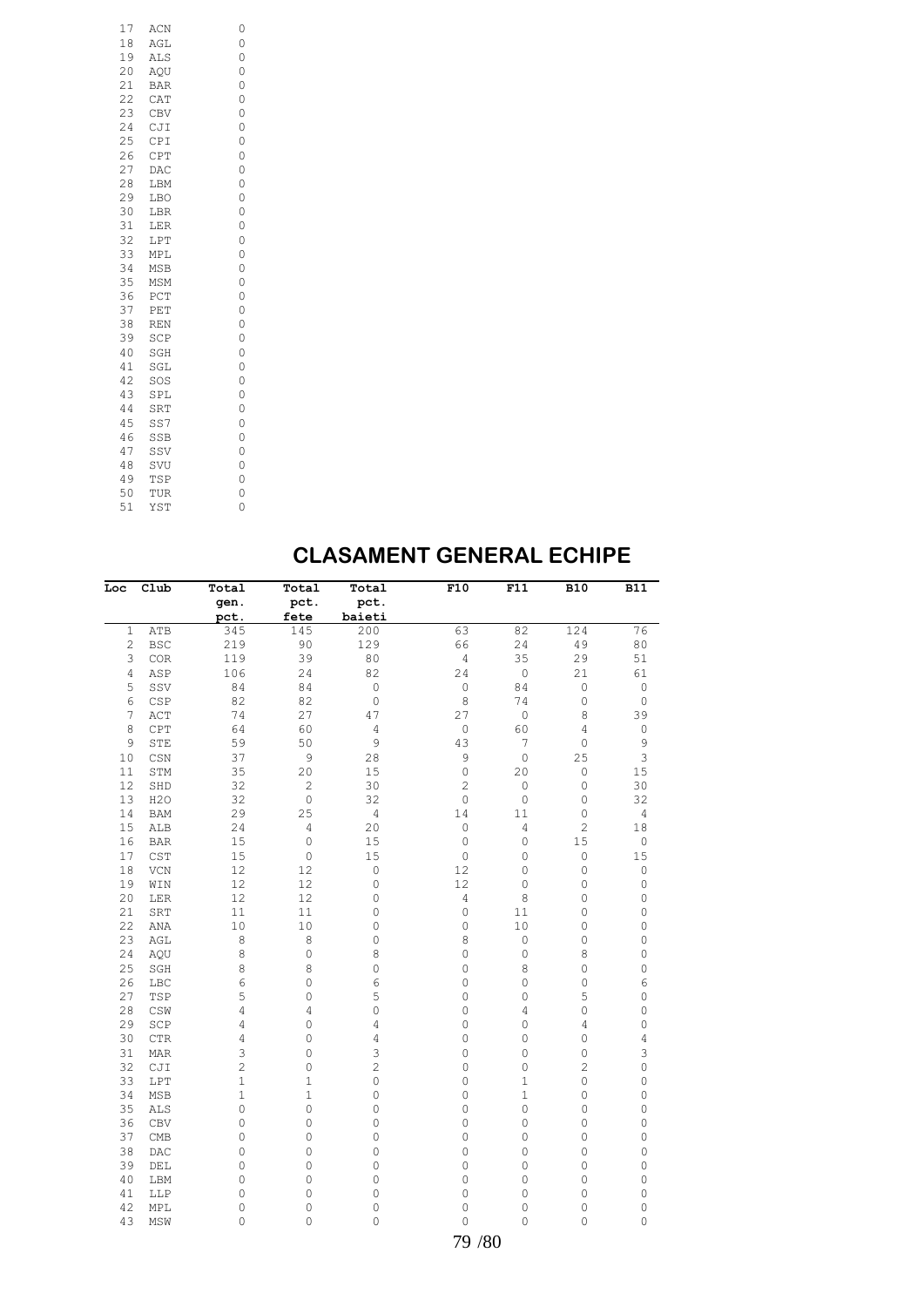| | | |
|---|---|---|
| 17 | ACN | 0 |
| 18 | AGL | 0 |
| 19 | ALS | 0 |
| 20 | AQU | 0 |
| 21 | BAR | 0 |
| 22 | CAT | 0 |
| 23 | CBV | 0 |
| 24 | CJI | 0 |
| 25 | CPI | 0 |
| 26 | CPT | 0 |
| 27 | DAC | 0 |
| 28 | LBM | 0 |
| 29 | LBO | 0 |
| 30 | LBR | 0 |
| 31 | LER | 0 |
| 32 | LPT | 0 |
| 33 | MPL | 0 |
| 34 | MSB | 0 |
| 35 | MSM | 0 |
| 36 | PCT | 0 |
| 37 | PET | 0 |
| 38 | REN | 0 |
| 39 | SCP | 0 |
| 40 | SGH | 0 |
| 41 | SGL | 0 |
| 42 | SOS | 0 |
| 43 | SPL | 0 |
| 44 | SRT | 0 |
| 45 | SS7 | 0 |
| 46 | SSB | 0 |
| 47 | SSV | 0 |
| 48 | SVU | 0 |
| 49 | TSP | 0 |
| 50 | TUR | 0 |
| 51 | YST | 0 |

# CLASAMENT GENERAL ECHIPE

| Loc | Club | Total gen. pct. | Total pct. fete | Total pct. baieti | F10 | F11 | B10 | B11 |
|---|---|---|---|---|---|---|---|---|
| 1 | ATB | 345 | 145 | 200 | 63 | 82 | 124 | 76 |
| 2 | BSC | 219 | 90 | 129 | 66 | 24 | 49 | 80 |
| 3 | COR | 119 | 39 | 80 | 4 | 35 | 29 | 51 |
| 4 | ASP | 106 | 24 | 82 | 24 | 0 | 21 | 61 |
| 5 | SSV | 84 | 84 | 0 | 0 | 84 | 0 | 0 |
| 6 | CSP | 82 | 82 | 0 | 8 | 74 | 0 | 0 |
| 7 | ACT | 74 | 27 | 47 | 27 | 0 | 8 | 39 |
| 8 | CPT | 64 | 60 | 4 | 0 | 60 | 4 | 0 |
| 9 | STE | 59 | 50 | 9 | 43 | 7 | 0 | 9 |
| 10 | CSN | 37 | 9 | 28 | 9 | 0 | 25 | 3 |
| 11 | STM | 35 | 20 | 15 | 0 | 20 | 0 | 15 |
| 12 | SHD | 32 | 2 | 30 | 2 | 0 | 0 | 30 |
| 13 | H2O | 32 | 0 | 32 | 0 | 0 | 0 | 32 |
| 14 | BAM | 29 | 25 | 4 | 14 | 11 | 0 | 4 |
| 15 | ALB | 24 | 4 | 20 | 0 | 4 | 2 | 18 |
| 16 | BAR | 15 | 0 | 15 | 0 | 0 | 15 | 0 |
| 17 | CST | 15 | 0 | 15 | 0 | 0 | 0 | 15 |
| 18 | VCN | 12 | 12 | 0 | 12 | 0 | 0 | 0 |
| 19 | WIN | 12 | 12 | 0 | 12 | 0 | 0 | 0 |
| 20 | LER | 12 | 12 | 0 | 4 | 8 | 0 | 0 |
| 21 | SRT | 11 | 11 | 0 | 0 | 11 | 0 | 0 |
| 22 | ANA | 10 | 10 | 0 | 0 | 10 | 0 | 0 |
| 23 | AGL | 8 | 8 | 0 | 8 | 0 | 0 | 0 |
| 24 | AQU | 8 | 0 | 8 | 0 | 0 | 8 | 0 |
| 25 | SGH | 8 | 8 | 0 | 0 | 8 | 0 | 0 |
| 26 | LBC | 6 | 0 | 6 | 0 | 0 | 0 | 6 |
| 27 | TSP | 5 | 0 | 5 | 0 | 0 | 5 | 0 |
| 28 | CSW | 4 | 4 | 0 | 0 | 4 | 0 | 0 |
| 29 | SCP | 4 | 0 | 4 | 0 | 0 | 4 | 0 |
| 30 | CTR | 4 | 0 | 4 | 0 | 0 | 0 | 4 |
| 31 | MAR | 3 | 0 | 3 | 0 | 0 | 0 | 3 |
| 32 | CJI | 2 | 0 | 2 | 0 | 0 | 2 | 0 |
| 33 | LPT | 1 | 1 | 0 | 0 | 1 | 0 | 0 |
| 34 | MSB | 1 | 1 | 0 | 0 | 1 | 0 | 0 |
| 35 | ALS | 0 | 0 | 0 | 0 | 0 | 0 | 0 |
| 36 | CBV | 0 | 0 | 0 | 0 | 0 | 0 | 0 |
| 37 | CMB | 0 | 0 | 0 | 0 | 0 | 0 | 0 |
| 38 | DAC | 0 | 0 | 0 | 0 | 0 | 0 | 0 |
| 39 | DEL | 0 | 0 | 0 | 0 | 0 | 0 | 0 |
| 40 | LBM | 0 | 0 | 0 | 0 | 0 | 0 | 0 |
| 41 | LLP | 0 | 0 | 0 | 0 | 0 | 0 | 0 |
| 42 | MPL | 0 | 0 | 0 | 0 | 0 | 0 | 0 |
| 43 | MSW | 0 | 0 | 0 | 0 | 0 | 0 | 0 |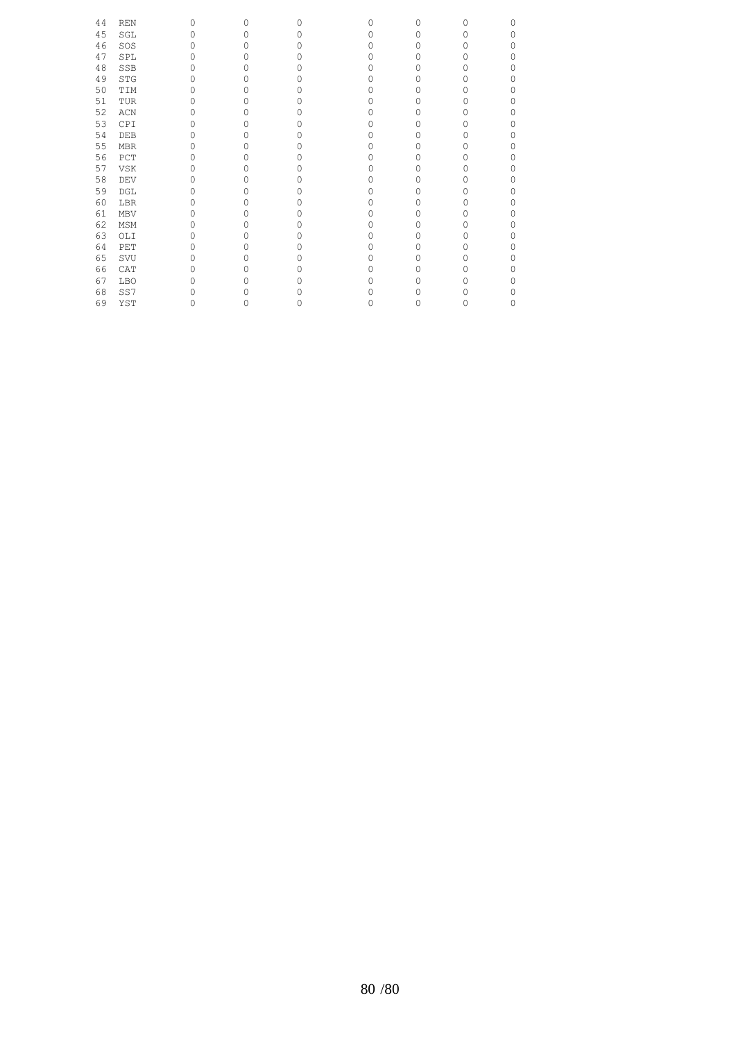| | | | | | | | | |
|---|---|---|---|---|---|---|---|---|
| 44 | REN | 0 | 0 | 0 | 0 | 0 | 0 | 0 |
| 45 | SGL | 0 | 0 | 0 | 0 | 0 | 0 | 0 |
| 46 | SOS | 0 | 0 | 0 | 0 | 0 | 0 | 0 |
| 47 | SPL | 0 | 0 | 0 | 0 | 0 | 0 | 0 |
| 48 | SSB | 0 | 0 | 0 | 0 | 0 | 0 | 0 |
| 49 | STG | 0 | 0 | 0 | 0 | 0 | 0 | 0 |
| 50 | TIM | 0 | 0 | 0 | 0 | 0 | 0 | 0 |
| 51 | TUR | 0 | 0 | 0 | 0 | 0 | 0 | 0 |
| 52 | ACN | 0 | 0 | 0 | 0 | 0 | 0 | 0 |
| 53 | CPI | 0 | 0 | 0 | 0 | 0 | 0 | 0 |
| 54 | DEB | 0 | 0 | 0 | 0 | 0 | 0 | 0 |
| 55 | MBR | 0 | 0 | 0 | 0 | 0 | 0 | 0 |
| 56 | PCT | 0 | 0 | 0 | 0 | 0 | 0 | 0 |
| 57 | VSK | 0 | 0 | 0 | 0 | 0 | 0 | 0 |
| 58 | DEV | 0 | 0 | 0 | 0 | 0 | 0 | 0 |
| 59 | DGL | 0 | 0 | 0 | 0 | 0 | 0 | 0 |
| 60 | LBR | 0 | 0 | 0 | 0 | 0 | 0 | 0 |
| 61 | MBV | 0 | 0 | 0 | 0 | 0 | 0 | 0 |
| 62 | MSM | 0 | 0 | 0 | 0 | 0 | 0 | 0 |
| 63 | OLI | 0 | 0 | 0 | 0 | 0 | 0 | 0 |
| 64 | PET | 0 | 0 | 0 | 0 | 0 | 0 | 0 |
| 65 | SVU | 0 | 0 | 0 | 0 | 0 | 0 | 0 |
| 66 | CAT | 0 | 0 | 0 | 0 | 0 | 0 | 0 |
| 67 | LBO | 0 | 0 | 0 | 0 | 0 | 0 | 0 |
| 68 | SS7 | 0 | 0 | 0 | 0 | 0 | 0 | 0 |
| 69 | YST | 0 | 0 | 0 | 0 | 0 | 0 | 0 |